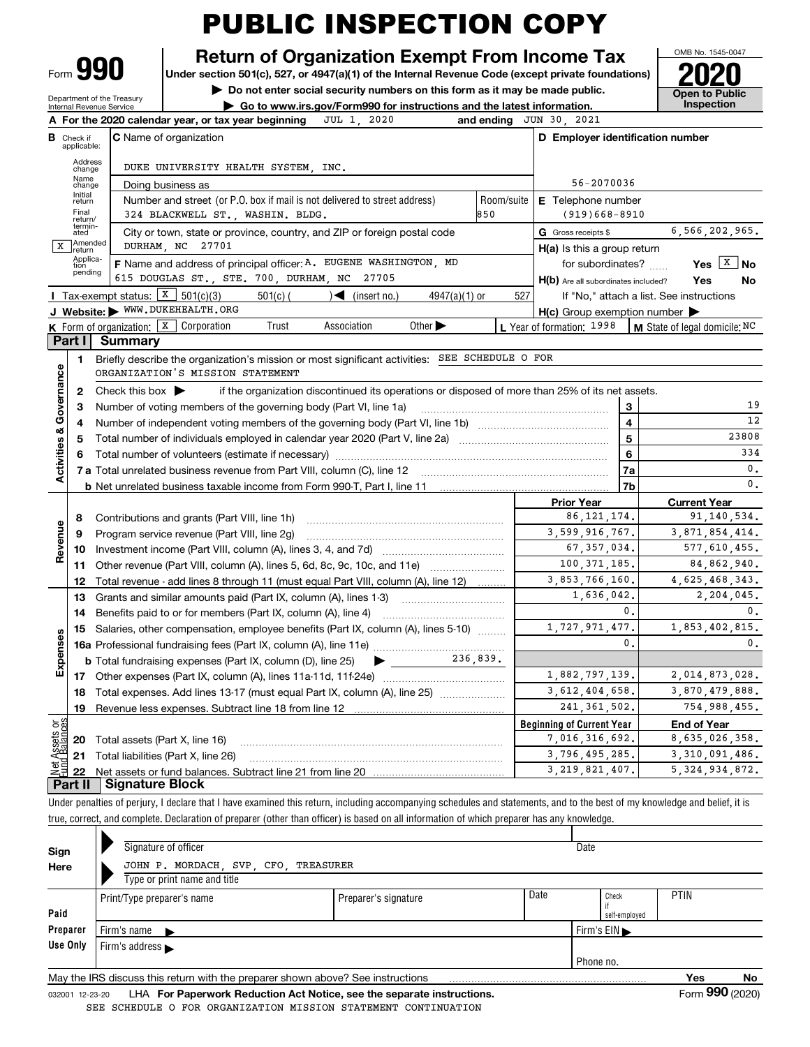# PUBLIC INSPECTION COPY

Form **990**

Department of the Treasury
Internal Revenue Service

## Return of Organization Exempt From Income Tax

**Under section 501(c), 527, or 4947(a)(1) of the Internal Revenue Code (except private foundations)**

▶ Do not enter social security numbers on this form as it may be made public.

▶ Go to www.irs.gov/Form990 for instructions and the latest information.

OMB No. 1545-0047

**2020**

**Open to Public Inspection**

**A** For the 2020 calendar year, or tax year beginning JUL 1, 2020 and ending JUN 30, 2021

**B** Check if applicable: Address change; Name change; Initial return; Final return/terminated; [X] Amended return; Application pending

**C** Name of organization: DUKE UNIVERSITY HEALTH SYSTEM, INC.

Doing business as

Number and street (or P.O. box if mail is not delivered to street address): 324 BLACKWELL ST., WASHIN. BLDG. Room/suite: 850

City or town, state or province, country, and ZIP or foreign postal code: DURHAM, NC 27701

**D** Employer identification number: 56-2070036

**E** Telephone number: (919)668-8910

**G** Gross receipts $ 6,566,202,965.

**F** Name and address of principal officer: A. EUGENE WASHINGTON, MD, 615 DOUGLAS ST., STE. 700, DURHAM, NC 27705

**H(a)** Is this a group return for subordinates? Yes [X] No

**H(b)** Are all subordinates included? Yes No — If "No," attach a list. See instructions

**H(c)** Group exemption number ▶

**I** Tax-exempt status: [X] 501(c)(3) 501(c) ( ) ◀ (insert no.) 4947(a)(1) or 527

**J** Website: ▶ WWW.DUKEHEALTH.ORG

**K** Form of organization: [X] Corporation Trust Association Other ▶

**L** Year of formation: 1998 **M** State of legal domicile: NC

## Part I Summary

**Activities & Governance**

1. Briefly describe the organization's mission or most significant activities: SEE SCHEDULE O FOR ORGANIZATION'S MISSION STATEMENT
2. Check this box ▶ if the organization discontinued its operations or disposed of more than 25% of its net assets.

| | | | |
|---|---|---|---|
| 3 | Number of voting members of the governing body (Part VI, line 1a) | 3 | 19 |
| 4 | Number of independent voting members of the governing body (Part VI, line 1b) | 4 | 12 |
| 5 | Total number of individuals employed in calendar year 2020 (Part V, line 2a) | 5 | 23808 |
| 6 | Total number of volunteers (estimate if necessary) | 6 | 334 |
| 7a | Total unrelated business revenue from Part VIII, column (C), line 12 | 7a | 0. |
| b | Net unrelated business taxable income from Form 990-T, Part I, line 11 | 7b | 0. |

| | | | Prior Year | Current Year |
|---|---|---|---|---|
| **Revenue** | 8 | Contributions and grants (Part VIII, line 1h) | 86,121,174. | 91,140,534. |
| | 9 | Program service revenue (Part VIII, line 2g) | 3,599,916,767. | 3,871,854,414. |
| | 10 | Investment income (Part VIII, column (A), lines 3, 4, and 7d) | 67,357,034. | 577,610,455. |
| | 11 | Other revenue (Part VIII, column (A), lines 5, 6d, 8c, 9c, 10c, and 11e) | 100,371,185. | 84,862,940. |
| | 12 | Total revenue - add lines 8 through 11 (must equal Part VIII, column (A), line 12) | 3,853,766,160. | 4,625,468,343. |
| **Expenses** | 13 | Grants and similar amounts paid (Part IX, column (A), lines 1-3) | 1,636,042. | 2,204,045. |
| | 14 | Benefits paid to or for members (Part IX, column (A), line 4) | 0. | 0. |
| | 15 | Salaries, other compensation, employee benefits (Part IX, column (A), lines 5-10) | 1,727,971,477. | 1,853,402,815. |
| | 16a | Professional fundraising fees (Part IX, column (A), line 11e) | 0. | 0. |
| | b | Total fundraising expenses (Part IX, column (D), line 25) ▶ 236,839. | | |
| | 17 | Other expenses (Part IX, column (A), lines 11a-11d, 11f-24e) | 1,882,797,139. | 2,014,873,028. |
| | 18 | Total expenses. Add lines 13-17 (must equal Part IX, column (A), line 25) | 3,612,404,658. | 3,870,479,888. |
| | 19 | Revenue less expenses. Subtract line 18 from line 12 | 241,361,502. | 754,988,455. |

| | | | Beginning of Current Year | End of Year |
|---|---|---|---|---|
| **Net Assets or Fund Balances** | 20 | Total assets (Part X, line 16) | 7,016,316,692. | 8,635,026,358. |
| | 21 | Total liabilities (Part X, line 26) | 3,796,495,285. | 3,310,091,486. |
| | 22 | Net assets or fund balances. Subtract line 21 from line 20 | 3,219,821,407. | 5,324,934,872. |

## Part II Signature Block

Under penalties of perjury, I declare that I have examined this return, including accompanying schedules and statements, and to the best of my knowledge and belief, it is true, correct, and complete. Declaration of preparer (other than officer) is based on all information of which preparer has any knowledge.

**Sign Here**

▶ Signature of officer — Date

▶ JOHN P. MORDACH, SVP, CFO, TREASURER — Type or print name and title

**Paid Preparer Use Only**

| Print/Type preparer's name | Preparer's signature | Date | Check if self-employed | PTIN |
|---|---|---|---|---|
| | | | | |

Firm's name ▶ — Firm's EIN ▶

Firm's address ▶ — Phone no.

May the IRS discuss this return with the preparer shown above? See instructions — Yes No

032001 12-23-20 LHA **For Paperwork Reduction Act Notice, see the separate instructions.** Form **990** (2020)

SEE SCHEDULE O FOR ORGANIZATION MISSION STATEMENT CONTINUATION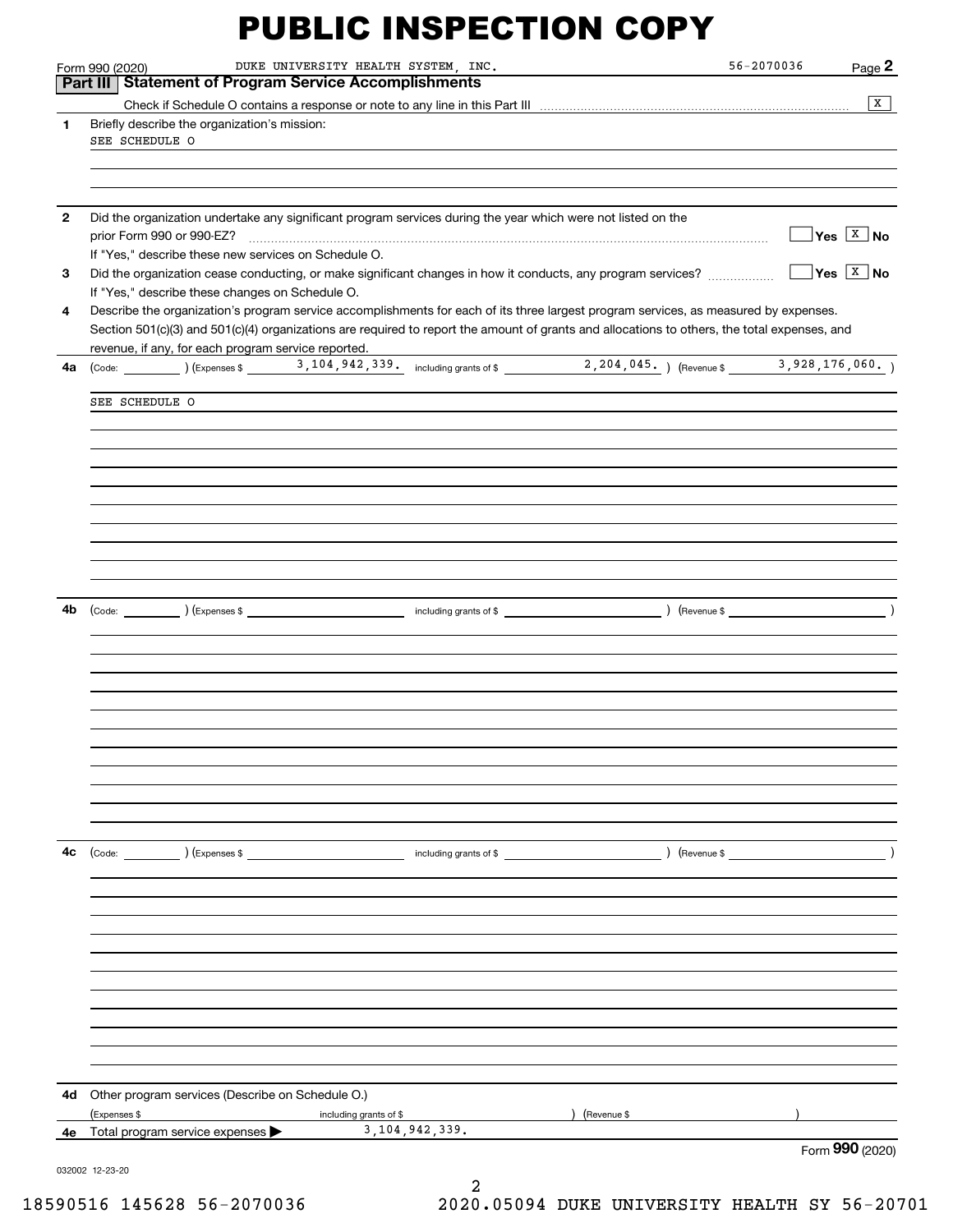# PUBLIC INSPECTION COPY

Form 990 (2020) DUKE UNIVERSITY HEALTH SYSTEM, INC. 56-2070036 Page 2

## Part III Statement of Program Service Accomplishments

Check if Schedule O contains a response or note to any line in this Part III .......... [X]

**1** Briefly describe the organization's mission:

SEE SCHEDULE O

**2** Did the organization undertake any significant program services during the year which were not listed on the prior Form 990 or 990-EZ? .......... [ ] Yes [X] No

If "Yes," describe these new services on Schedule O.

**3** Did the organization cease conducting, or make significant changes in how it conducts, any program services? .......... [ ] Yes [X] No

If "Yes," describe these changes on Schedule O.

**4** Describe the organization's program service accomplishments for each of its three largest program services, as measured by expenses. Section 501(c)(3) and 501(c)(4) organizations are required to report the amount of grants and allocations to others, the total expenses, and revenue, if any, for each program service reported.

**4a** (Code: ) (Expenses $ 3,104,942,339. including grants of $ 2,204,045. ) (Revenue $ 3,928,176,060. )

SEE SCHEDULE O

**4b** (Code: ) (Expenses $ including grants of $ ) (Revenue $ )

**4c** (Code: ) (Expenses $ including grants of $ ) (Revenue $ )

**4d** Other program services (Describe on Schedule O.)

(Expenses $ including grants of $ ) (Revenue $ )

**4e** Total program service expenses ▶ 3,104,942,339.

Form **990** (2020)

032002 12-23-20

18590516 145628 56-2070036 2020.05094 DUKE UNIVERSITY HEALTH SY 56-20701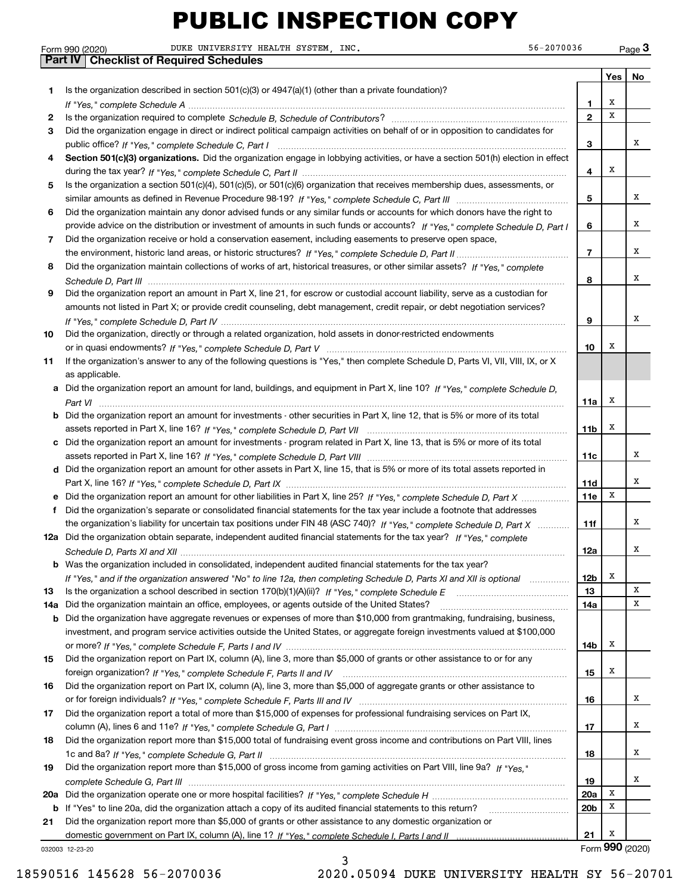# PUBLIC INSPECTION COPY

Form 990 (2020) DUKE UNIVERSITY HEALTH SYSTEM, INC. 56-2070036 Page **3**

## Part IV Checklist of Required Schedules

| | | | Yes | No |
|---|---|---|---|---|
| **1** | Is the organization described in section 501(c)(3) or 4947(a)(1) (other than a private foundation)? *If "Yes," complete Schedule A* | **1** | X | |
| **2** | Is the organization required to complete *Schedule B, Schedule of Contributors*? | **2** | X | |
| **3** | Did the organization engage in direct or indirect political campaign activities on behalf of or in opposition to candidates for public office? *If "Yes," complete Schedule C, Part I* | **3** | | X |
| **4** | **Section 501(c)(3) organizations.** Did the organization engage in lobbying activities, or have a section 501(h) election in effect during the tax year? *If "Yes," complete Schedule C, Part II* | **4** | X | |
| **5** | Is the organization a section 501(c)(4), 501(c)(5), or 501(c)(6) organization that receives membership dues, assessments, or similar amounts as defined in Revenue Procedure 98-19? *If "Yes," complete Schedule C, Part III* | **5** | | X |
| **6** | Did the organization maintain any donor advised funds or any similar funds or accounts for which donors have the right to provide advice on the distribution or investment of amounts in such funds or accounts? *If "Yes," complete Schedule D, Part I* | **6** | | X |
| **7** | Did the organization receive or hold a conservation easement, including easements to preserve open space, the environment, historic land areas, or historic structures? *If "Yes," complete Schedule D, Part II* | **7** | | X |
| **8** | Did the organization maintain collections of works of art, historical treasures, or other similar assets? *If "Yes," complete Schedule D, Part III* | **8** | | X |
| **9** | Did the organization report an amount in Part X, line 21, for escrow or custodial account liability, serve as a custodian for amounts not listed in Part X; or provide credit counseling, debt management, credit repair, or debt negotiation services? *If "Yes," complete Schedule D, Part IV* | **9** | | X |
| **10** | Did the organization, directly or through a related organization, hold assets in donor-restricted endowments or in quasi endowments? *If "Yes," complete Schedule D, Part V* | **10** | X | |
| **11** | If the organization's answer to any of the following questions is "Yes," then complete Schedule D, Parts VI, VII, VIII, IX, or X as applicable. | | | |
| **a** | Did the organization report an amount for land, buildings, and equipment in Part X, line 10? *If "Yes," complete Schedule D, Part VI* | **11a** | X | |
| **b** | Did the organization report an amount for investments - other securities in Part X, line 12, that is 5% or more of its total assets reported in Part X, line 16? *If "Yes," complete Schedule D, Part VII* | **11b** | X | |
| **c** | Did the organization report an amount for investments - program related in Part X, line 13, that is 5% or more of its total assets reported in Part X, line 16? *If "Yes," complete Schedule D, Part VIII* | **11c** | | X |
| **d** | Did the organization report an amount for other assets in Part X, line 15, that is 5% or more of its total assets reported in Part X, line 16? *If "Yes," complete Schedule D, Part IX* | **11d** | | X |
| **e** | Did the organization report an amount for other liabilities in Part X, line 25? *If "Yes," complete Schedule D, Part X* | **11e** | X | |
| **f** | Did the organization's separate or consolidated financial statements for the tax year include a footnote that addresses the organization's liability for uncertain tax positions under FIN 48 (ASC 740)? *If "Yes," complete Schedule D, Part X* | **11f** | | X |
| **12a** | Did the organization obtain separate, independent audited financial statements for the tax year? *If "Yes," complete Schedule D, Parts XI and XII* | **12a** | | X |
| **b** | Was the organization included in consolidated, independent audited financial statements for the tax year? *If "Yes," and if the organization answered "No" to line 12a, then completing Schedule D, Parts XI and XII is optional* | **12b** | X | |
| **13** | Is the organization a school described in section 170(b)(1)(A)(ii)? *If "Yes," complete Schedule E* | **13** | | X |
| **14a** | Did the organization maintain an office, employees, or agents outside of the United States? | **14a** | | X |
| **b** | Did the organization have aggregate revenues or expenses of more than $10,000 from grantmaking, fundraising, business, investment, and program service activities outside the United States, or aggregate foreign investments valued at $100,000 or more? *If "Yes," complete Schedule F, Parts I and IV* | **14b** | X | |
| **15** | Did the organization report on Part IX, column (A), line 3, more than $5,000 of grants or other assistance to or for any foreign organization? *If "Yes," complete Schedule F, Parts II and IV* | **15** | X | |
| **16** | Did the organization report on Part IX, column (A), line 3, more than $5,000 of aggregate grants or other assistance to or for foreign individuals? *If "Yes," complete Schedule F, Parts III and IV* | **16** | | X |
| **17** | Did the organization report a total of more than $15,000 of expenses for professional fundraising services on Part IX, column (A), lines 6 and 11e? *If "Yes," complete Schedule G, Part I* | **17** | | X |
| **18** | Did the organization report more than $15,000 total of fundraising event gross income and contributions on Part VIII, lines 1c and 8a? *If "Yes," complete Schedule G, Part II* | **18** | | X |
| **19** | Did the organization report more than $15,000 of gross income from gaming activities on Part VIII, line 9a? *If "Yes," complete Schedule G, Part III* | **19** | | X |
| **20a** | Did the organization operate one or more hospital facilities? *If "Yes," complete Schedule H* | **20a** | X | |
| **b** | If "Yes" to line 20a, did the organization attach a copy of its audited financial statements to this return? | **20b** | X | |
| **21** | Did the organization report more than $5,000 of grants or other assistance to any domestic organization or domestic government on Part IX, column (A), line 1? *If "Yes," complete Schedule I, Parts I and II* | **21** | X | |

032003 12-23-20 Form **990** (2020)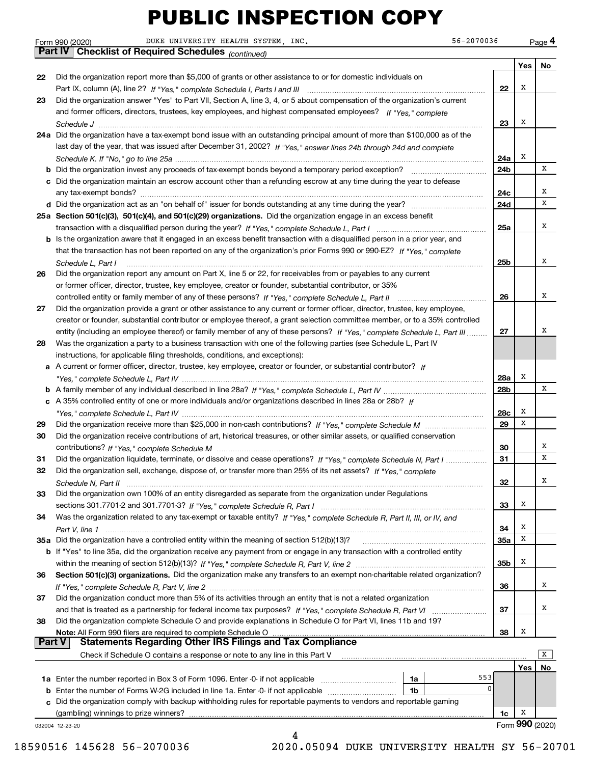# PUBLIC INSPECTION COPY

Form 990 (2020) DUKE UNIVERSITY HEALTH SYSTEM, INC. 56-2070036 Page **4**

**Part IV Checklist of Required Schedules** *(continued)*

| | | | Yes | No |
|---|---|---|---|---|
| **22** | Did the organization report more than $5,000 of grants or other assistance to or for domestic individuals on Part IX, column (A), line 2? *If "Yes," complete Schedule I, Parts I and III* | **22** | X | |
| **23** | Did the organization answer "Yes" to Part VII, Section A, line 3, 4, or 5 about compensation of the organization's current and former officers, directors, trustees, key employees, and highest compensated employees? *If "Yes," complete Schedule J* | **23** | X | |
| **24a** | Did the organization have a tax-exempt bond issue with an outstanding principal amount of more than $100,000 as of the last day of the year, that was issued after December 31, 2002? *If "Yes," answer lines 24b through 24d and complete Schedule K. If "No," go to line 25a* | **24a** | X | |
| **b** | Did the organization invest any proceeds of tax-exempt bonds beyond a temporary period exception? | **24b** | | X |
| **c** | Did the organization maintain an escrow account other than a refunding escrow at any time during the year to defease any tax-exempt bonds? | **24c** | | X |
| **d** | Did the organization act as an "on behalf of" issuer for bonds outstanding at any time during the year? | **24d** | | X |
| **25a** | **Section 501(c)(3), 501(c)(4), and 501(c)(29) organizations.** Did the organization engage in an excess benefit transaction with a disqualified person during the year? *If "Yes," complete Schedule L, Part I* | **25a** | | X |
| **b** | Is the organization aware that it engaged in an excess benefit transaction with a disqualified person in a prior year, and that the transaction has not been reported on any of the organization's prior Forms 990 or 990-EZ? *If "Yes," complete Schedule L, Part I* | **25b** | | X |
| **26** | Did the organization report any amount on Part X, line 5 or 22, for receivables from or payables to any current or former officer, director, trustee, key employee, creator or founder, substantial contributor, or 35% controlled entity or family member of any of these persons? *If "Yes," complete Schedule L, Part II* | **26** | | X |
| **27** | Did the organization provide a grant or other assistance to any current or former officer, director, trustee, key employee, creator or founder, substantial contributor or employee thereof, a grant selection committee member, or to a 35% controlled entity (including an employee thereof) or family member of any of these persons? *If "Yes," complete Schedule L, Part III* | **27** | | X |
| **28** | Was the organization a party to a business transaction with one of the following parties (see Schedule L, Part IV instructions, for applicable filing thresholds, conditions, and exceptions): | | | |
| **a** | A current or former officer, director, trustee, key employee, creator or founder, or substantial contributor? *If "Yes," complete Schedule L, Part IV* | **28a** | X | |
| **b** | A family member of any individual described in line 28a? *If "Yes," complete Schedule L, Part IV* | **28b** | | X |
| **c** | A 35% controlled entity of one or more individuals and/or organizations described in lines 28a or 28b? *If "Yes," complete Schedule L, Part IV* | **28c** | X | |
| **29** | Did the organization receive more than $25,000 in non-cash contributions? *If "Yes," complete Schedule M* | **29** | X | |
| **30** | Did the organization receive contributions of art, historical treasures, or other similar assets, or qualified conservation contributions? *If "Yes," complete Schedule M* | **30** | | X |
| **31** | Did the organization liquidate, terminate, or dissolve and cease operations? *If "Yes," complete Schedule N, Part I* | **31** | | X |
| **32** | Did the organization sell, exchange, dispose of, or transfer more than 25% of its net assets? *If "Yes," complete Schedule N, Part II* | **32** | | X |
| **33** | Did the organization own 100% of an entity disregarded as separate from the organization under Regulations sections 301.7701-2 and 301.7701-3? *If "Yes," complete Schedule R, Part I* | **33** | X | |
| **34** | Was the organization related to any tax-exempt or taxable entity? *If "Yes," complete Schedule R, Part II, III, or IV, and Part V, line 1* | **34** | X | |
| **35a** | Did the organization have a controlled entity within the meaning of section 512(b)(13)? | **35a** | X | |
| **b** | If "Yes" to line 35a, did the organization receive any payment from or engage in any transaction with a controlled entity within the meaning of section 512(b)(13)? *If "Yes," complete Schedule R, Part V, line 2* | **35b** | X | |
| **36** | **Section 501(c)(3) organizations.** Did the organization make any transfers to an exempt non-charitable related organization? *If "Yes," complete Schedule R, Part V, line 2* | **36** | | X |
| **37** | Did the organization conduct more than 5% of its activities through an entity that is not a related organization and that is treated as a partnership for federal income tax purposes? *If "Yes," complete Schedule R, Part VI* | **37** | | X |
| **38** | Did the organization complete Schedule O and provide explanations in Schedule O for Part VI, lines 11b and 19? **Note:** All Form 990 filers are required to complete Schedule O | **38** | X | |

**Part V Statements Regarding Other IRS Filings and Tax Compliance**

Check if Schedule O contains a response or note to any line in this Part V [X]

| | | | | | Yes | No |
|---|---|---|---|---|---|---|
| **1a** | Enter the number reported in Box 3 of Form 1096. Enter -0- if not applicable | **1a** | 553 | | | |
| **b** | Enter the number of Forms W-2G included in line 1a. Enter -0- if not applicable | **1b** | 0 | | | |
| **c** | Did the organization comply with backup withholding rules for reportable payments to vendors and reportable gaming (gambling) winnings to prize winners? | | | **1c** | X | |

032004 12-23-20 Form **990** (2020)

18590516 145628 56-2070036 2020.05094 DUKE UNIVERSITY HEALTH SY 56-20701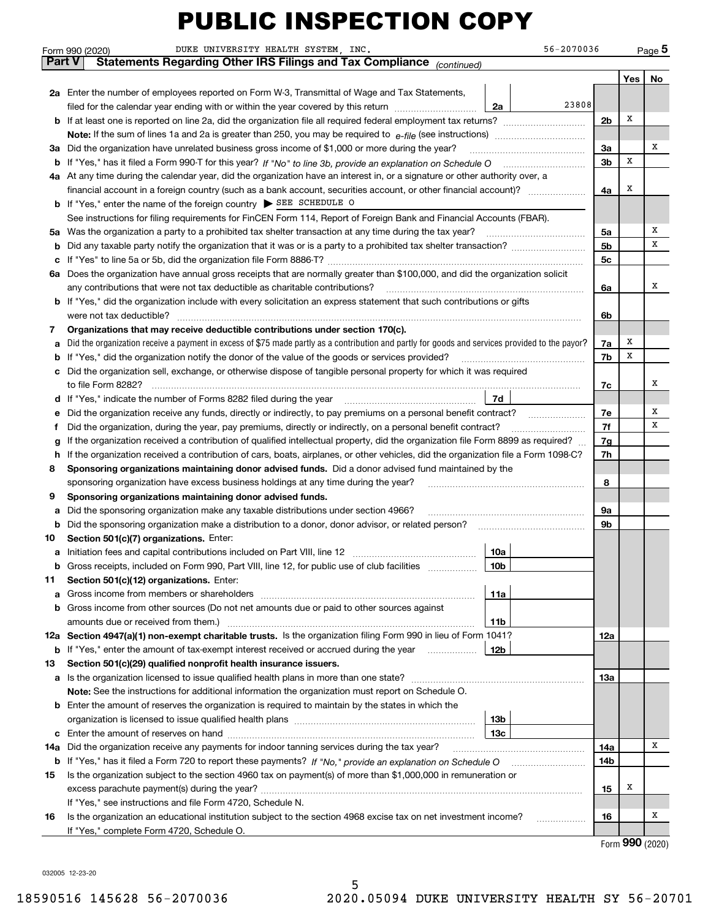# PUBLIC INSPECTION COPY

Form 990 (2020) DUKE UNIVERSITY HEALTH SYSTEM, INC. 56-2070036 Page **5**

**Part V Statements Regarding Other IRS Filings and Tax Compliance** *(continued)*

| | | | | Yes | No |
|---|---|---|---|---|---|
| **2a** | Enter the number of employees reported on Form W-3, Transmittal of Wage and Tax Statements, filed for the calendar year ending with or within the year covered by this return | **2a** 23808 | | | |
| **b** | If at least one is reported on line 2a, did the organization file all required federal employment tax returns? | | **2b** | X | |
| | **Note:** If the sum of lines 1a and 2a is greater than 250, you may be required to *e-file* (see instructions) | | | | |
| **3a** | Did the organization have unrelated business gross income of $1,000 or more during the year? | | **3a** | | X |
| **b** | If "Yes," has it filed a Form 990-T for this year? *If "No" to line 3b, provide an explanation on Schedule O* | | **3b** | X | |
| **4a** | At any time during the calendar year, did the organization have an interest in, or a signature or other authority over, a financial account in a foreign country (such as a bank account, securities account, or other financial account)? | | **4a** | X | |
| **b** | If "Yes," enter the name of the foreign country ▶ SEE SCHEDULE O | | | | |
| | See instructions for filing requirements for FinCEN Form 114, Report of Foreign Bank and Financial Accounts (FBAR). | | | | |
| **5a** | Was the organization a party to a prohibited tax shelter transaction at any time during the tax year? | | **5a** | | X |
| **b** | Did any taxable party notify the organization that it was or is a party to a prohibited tax shelter transaction? | | **5b** | | X |
| **c** | If "Yes" to line 5a or 5b, did the organization file Form 8886-T? | | **5c** | | |
| **6a** | Does the organization have annual gross receipts that are normally greater than $100,000, and did the organization solicit any contributions that were not tax deductible as charitable contributions? | | **6a** | | X |
| **b** | If "Yes," did the organization include with every solicitation an express statement that such contributions or gifts were not tax deductible? | | **6b** | | |
| **7** | **Organizations that may receive deductible contributions under section 170(c).** | | | | |
| **a** | Did the organization receive a payment in excess of $75 made partly as a contribution and partly for goods and services provided to the payor? | | **7a** | X | |
| **b** | If "Yes," did the organization notify the donor of the value of the goods or services provided? | | **7b** | X | |
| **c** | Did the organization sell, exchange, or otherwise dispose of tangible personal property for which it was required to file Form 8282? | | **7c** | | X |
| **d** | If "Yes," indicate the number of Forms 8282 filed during the year | **7d** | | | |
| **e** | Did the organization receive any funds, directly or indirectly, to pay premiums on a personal benefit contract? | | **7e** | | X |
| **f** | Did the organization, during the year, pay premiums, directly or indirectly, on a personal benefit contract? | | **7f** | | X |
| **g** | If the organization received a contribution of qualified intellectual property, did the organization file Form 8899 as required? | | **7g** | | |
| **h** | If the organization received a contribution of cars, boats, airplanes, or other vehicles, did the organization file a Form 1098-C? | | **7h** | | |
| **8** | **Sponsoring organizations maintaining donor advised funds.** Did a donor advised fund maintained by the sponsoring organization have excess business holdings at any time during the year? | | **8** | | |
| **9** | **Sponsoring organizations maintaining donor advised funds.** | | | | |
| **a** | Did the sponsoring organization make any taxable distributions under section 4966? | | **9a** | | |
| **b** | Did the sponsoring organization make a distribution to a donor, donor advisor, or related person? | | **9b** | | |
| **10** | **Section 501(c)(7) organizations.** Enter: | | | | |
| **a** | Initiation fees and capital contributions included on Part VIII, line 12 | **10a** | | | |
| **b** | Gross receipts, included on Form 990, Part VIII, line 12, for public use of club facilities | **10b** | | | |
| **11** | **Section 501(c)(12) organizations.** Enter: | | | | |
| **a** | Gross income from members or shareholders | **11a** | | | |
| **b** | Gross income from other sources (Do not net amounts due or paid to other sources against amounts due or received from them.) | **11b** | | | |
| **12a** | **Section 4947(a)(1) non-exempt charitable trusts.** Is the organization filing Form 990 in lieu of Form 1041? | | **12a** | | |
| **b** | If "Yes," enter the amount of tax-exempt interest received or accrued during the year | **12b** | | | |
| **13** | **Section 501(c)(29) qualified nonprofit health insurance issuers.** | | | | |
| **a** | Is the organization licensed to issue qualified health plans in more than one state? | | **13a** | | |
| | **Note:** See the instructions for additional information the organization must report on Schedule O. | | | | |
| **b** | Enter the amount of reserves the organization is required to maintain by the states in which the organization is licensed to issue qualified health plans | **13b** | | | |
| **c** | Enter the amount of reserves on hand | **13c** | | | |
| **14a** | Did the organization receive any payments for indoor tanning services during the tax year? | | **14a** | | X |
| **b** | If "Yes," has it filed a Form 720 to report these payments? *If "No," provide an explanation on Schedule O* | | **14b** | | |
| **15** | Is the organization subject to the section 4960 tax on payment(s) of more than $1,000,000 in remuneration or excess parachute payment(s) during the year? | | **15** | X | |
| | If "Yes," see instructions and file Form 4720, Schedule N. | | | | |
| **16** | Is the organization an educational institution subject to the section 4968 excise tax on net investment income? | | **16** | | X |
| | If "Yes," complete Form 4720, Schedule O. | | | | |

Form **990** (2020)

032005 12-23-20

18590516 145628 56-2070036 2020.05094 DUKE UNIVERSITY HEALTH SY 56-20701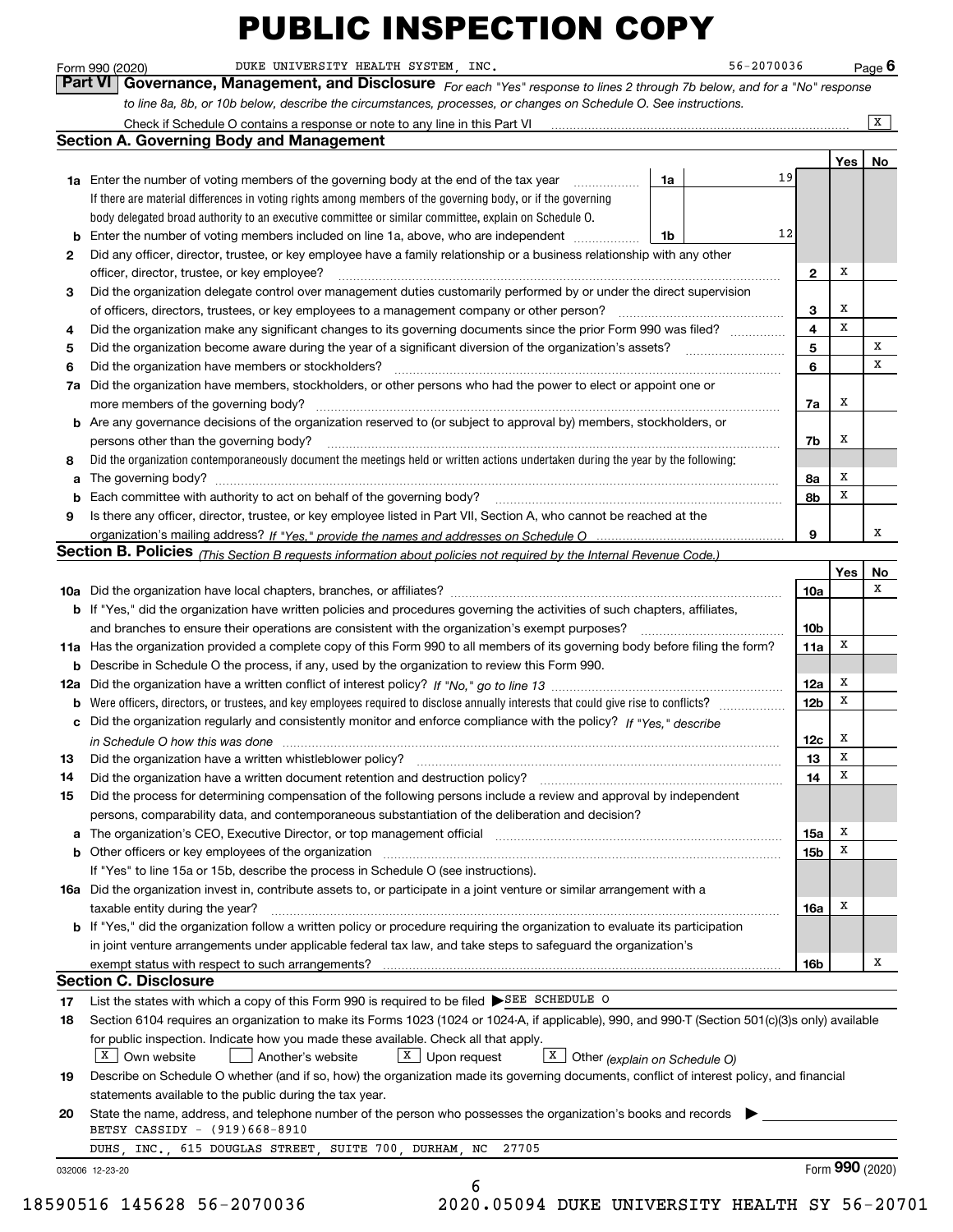# PUBLIC INSPECTION COPY

Form 990 (2020) DUKE UNIVERSITY HEALTH SYSTEM, INC. 56-2070036 Page 6

## Part VI Governance, Management, and Disclosure

*For each "Yes" response to lines 2 through 7b below, and for a "No" response to line 8a, 8b, or 10b below, describe the circumstances, processes, or changes on Schedule O. See instructions.*

Check if Schedule O contains a response or note to any line in this Part VI [X]

### Section A. Governing Body and Management

| | | | | Yes | No |
|---|---|---|---|---|---|
| **1a** | Enter the number of voting members of the governing body at the end of the tax year. If there are material differences in voting rights among members of the governing body, or if the governing body delegated broad authority to an executive committee or similar committee, explain on Schedule O. | 1a | 19 | | |
| **b** | Enter the number of voting members included on line 1a, above, who are independent | 1b | 12 | | |
| **2** | Did any officer, director, trustee, or key employee have a family relationship or a business relationship with any other officer, director, trustee, or key employee? | 2 | | X | |
| **3** | Did the organization delegate control over management duties customarily performed by or under the direct supervision of officers, directors, trustees, or key employees to a management company or other person? | 3 | | X | |
| **4** | Did the organization make any significant changes to its governing documents since the prior Form 990 was filed? | 4 | | X | |
| **5** | Did the organization become aware during the year of a significant diversion of the organization's assets? | 5 | | | X |
| **6** | Did the organization have members or stockholders? | 6 | | | X |
| **7a** | Did the organization have members, stockholders, or other persons who had the power to elect or appoint one or more members of the governing body? | 7a | | X | |
| **b** | Are any governance decisions of the organization reserved to (or subject to approval by) members, stockholders, or persons other than the governing body? | 7b | | X | |
| **8** | Did the organization contemporaneously document the meetings held or written actions undertaken during the year by the following: | | | | |
| **a** | The governing body? | 8a | | X | |
| **b** | Each committee with authority to act on behalf of the governing body? | 8b | | X | |
| **9** | Is there any officer, director, trustee, or key employee listed in Part VII, Section A, who cannot be reached at the organization's mailing address? *If "Yes," provide the names and addresses on Schedule O* | 9 | | | X |

### Section B. Policies *(This Section B requests information about policies not required by the Internal Revenue Code.)*

| | | | Yes | No |
|---|---|---|---|---|
| **10a** | Did the organization have local chapters, branches, or affiliates? | 10a | | X |
| **b** | If "Yes," did the organization have written policies and procedures governing the activities of such chapters, affiliates, and branches to ensure their operations are consistent with the organization's exempt purposes? | 10b | | |
| **11a** | Has the organization provided a complete copy of this Form 990 to all members of its governing body before filing the form? | 11a | X | |
| **b** | Describe in Schedule O the process, if any, used by the organization to review this Form 990. | | | |
| **12a** | Did the organization have a written conflict of interest policy? *If "No," go to line 13* | 12a | X | |
| **b** | Were officers, directors, or trustees, and key employees required to disclose annually interests that could give rise to conflicts? | 12b | X | |
| **c** | Did the organization regularly and consistently monitor and enforce compliance with the policy? *If "Yes," describe in Schedule O how this was done* | 12c | X | |
| **13** | Did the organization have a written whistleblower policy? | 13 | X | |
| **14** | Did the organization have a written document retention and destruction policy? | 14 | X | |
| **15** | Did the process for determining compensation of the following persons include a review and approval by independent persons, comparability data, and contemporaneous substantiation of the deliberation and decision? | | | |
| **a** | The organization's CEO, Executive Director, or top management official | 15a | X | |
| **b** | Other officers or key employees of the organization. If "Yes" to line 15a or 15b, describe the process in Schedule O (see instructions). | 15b | X | |
| **16a** | Did the organization invest in, contribute assets to, or participate in a joint venture or similar arrangement with a taxable entity during the year? | 16a | X | |
| **b** | If "Yes," did the organization follow a written policy or procedure requiring the organization to evaluate its participation in joint venture arrangements under applicable federal tax law, and take steps to safeguard the organization's exempt status with respect to such arrangements? | 16b | | X |

### Section C. Disclosure

**17** List the states with which a copy of this Form 990 is required to be filed ▶ SEE SCHEDULE O

**18** Section 6104 requires an organization to make its Forms 1023 (1024 or 1024-A, if applicable), 990, and 990-T (Section 501(c)(3)s only) available for public inspection. Indicate how you made these available. Check all that apply.

[X] Own website [ ] Another's website [X] Upon request [X] Other *(explain on Schedule O)*

**19** Describe on Schedule O whether (and if so, how) the organization made its governing documents, conflict of interest policy, and financial statements available to the public during the tax year.

**20** State the name, address, and telephone number of the person who possesses the organization's books and records ▶

BETSY CASSIDY - (919)668-8910
DUHS, INC., 615 DOUGLAS STREET, SUITE 700, DURHAM, NC 27705

032006 12-23-20 Form **990** (2020)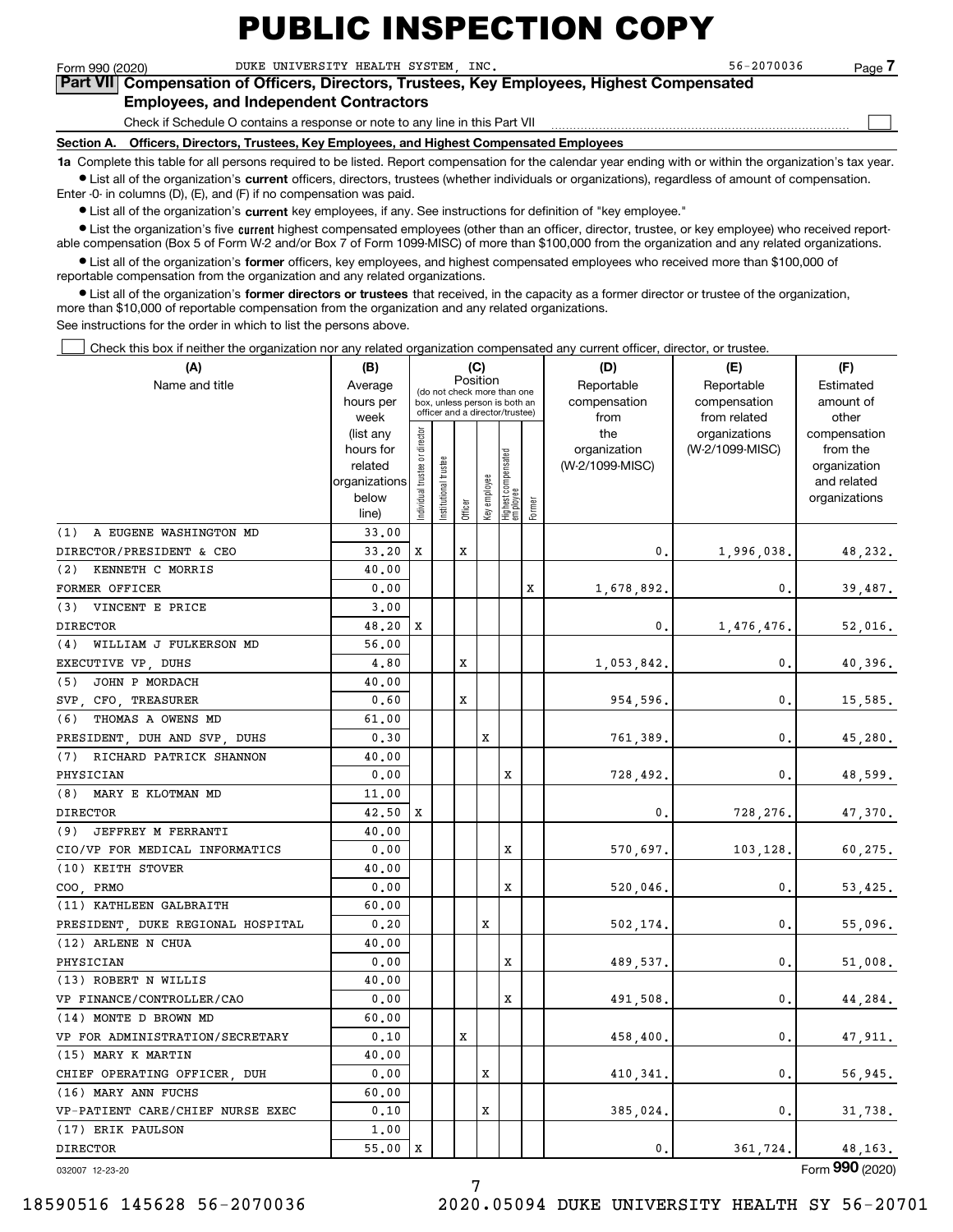# PUBLIC INSPECTION COPY

Form 990 (2020) DUKE UNIVERSITY HEALTH SYSTEM, INC. 56-2070036 Page **7**

## Part VII Compensation of Officers, Directors, Trustees, Key Employees, Highest Compensated Employees, and Independent Contractors

Check if Schedule O contains a response or note to any line in this Part VII ☐

### Section A. Officers, Directors, Trustees, Key Employees, and Highest Compensated Employees

**1a** Complete this table for all persons required to be listed. Report compensation for the calendar year ending with or within the organization's tax year.

- List all of the organization's **current** officers, directors, trustees (whether individuals or organizations), regardless of amount of compensation. Enter -0- in columns (D), (E), and (F) if no compensation was paid.
- List all of the organization's **current** key employees, if any. See instructions for definition of "key employee."
- List the organization's five **current** highest compensated employees (other than an officer, director, trustee, or key employee) who received reportable compensation (Box 5 of Form W-2 and/or Box 7 of Form 1099-MISC) of more than $100,000 from the organization and any related organizations.
- List all of the organization's **former** officers, key employees, and highest compensated employees who received more than $100,000 of reportable compensation from the organization and any related organizations.
- List all of the organization's **former directors or trustees** that received, in the capacity as a former director or trustee of the organization, more than $10,000 of reportable compensation from the organization and any related organizations.

See instructions for the order in which to list the persons above.

☐ Check this box if neither the organization nor any related organization compensated any current officer, director, or trustee.

| (A) Name and title | (B) Average hours per week (list any hours for related organizations below line) | (C) Position: Individual trustee or director | Institutional trustee | Officer | Key employee | Highest compensated employee | Former | (D) Reportable compensation from the organization (W-2/1099-MISC) | (E) Reportable compensation from related organizations (W-2/1099-MISC) | (F) Estimated amount of other compensation from the organization and related organizations |
|---|---|---|---|---|---|---|---|---|---|---|
| (1) A EUGENE WASHINGTON MD<br>DIRECTOR/PRESIDENT & CEO | 33.00<br>33.20 | X | | X | | | | 0. | 1,996,038. | 48,232. |
| (2) KENNETH C MORRIS<br>FORMER OFFICER | 40.00<br>0.00 | | | | | | X | 1,678,892. | 0. | 39,487. |
| (3) VINCENT E PRICE<br>DIRECTOR | 3.00<br>48.20 | X | | | | | | 0. | 1,476,476. | 52,016. |
| (4) WILLIAM J FULKERSON MD<br>EXECUTIVE VP, DUHS | 56.00<br>4.80 | | | X | | | | 1,053,842. | 0. | 40,396. |
| (5) JOHN P MORDACH<br>SVP, CFO, TREASURER | 40.00<br>0.60 | | | X | | | | 954,596. | 0. | 15,585. |
| (6) THOMAS A OWENS MD<br>PRESIDENT, DUH AND SVP, DUHS | 61.00<br>0.30 | | | | X | | | 761,389. | 0. | 45,280. |
| (7) RICHARD PATRICK SHANNON<br>PHYSICIAN | 40.00<br>0.00 | | | | | X | | 728,492. | 0. | 48,599. |
| (8) MARY E KLOTMAN MD<br>DIRECTOR | 11.00<br>42.50 | X | | | | | | 0. | 728,276. | 47,370. |
| (9) JEFFREY M FERRANTI<br>CIO/VP FOR MEDICAL INFORMATICS | 40.00<br>0.00 | | | | | X | | 570,697. | 103,128. | 60,275. |
| (10) KEITH STOVER<br>COO, PRMO | 40.00<br>0.00 | | | | | X | | 520,046. | 0. | 53,425. |
| (11) KATHLEEN GALBRAITH<br>PRESIDENT, DUKE REGIONAL HOSPITAL | 60.00<br>0.20 | | | | X | | | 502,174. | 0. | 55,096. |
| (12) ARLENE N CHUA<br>PHYSICIAN | 40.00<br>0.00 | | | | | X | | 489,537. | 0. | 51,008. |
| (13) ROBERT N WILLIS<br>VP FINANCE/CONTROLLER/CAO | 40.00<br>0.00 | | | | | X | | 491,508. | 0. | 44,284. |
| (14) MONTE D BROWN MD<br>VP FOR ADMINISTRATION/SECRETARY | 60.00<br>0.10 | | | X | | | | 458,400. | 0. | 47,911. |
| (15) MARY K MARTIN<br>CHIEF OPERATING OFFICER, DUH | 40.00<br>0.00 | | | | X | | | 410,341. | 0. | 56,945. |
| (16) MARY ANN FUCHS<br>VP-PATIENT CARE/CHIEF NURSE EXEC | 60.00<br>0.10 | | | | X | | | 385,024. | 0. | 31,738. |
| (17) ERIK PAULSON<br>DIRECTOR | 1.00<br>55.00 | X | | | | | | 0. | 361,724. | 48,163. |

032007 12-23-20 Form **990** (2020)

18590516 145628 56-2070036 2020.05094 DUKE UNIVERSITY HEALTH SY 56-20701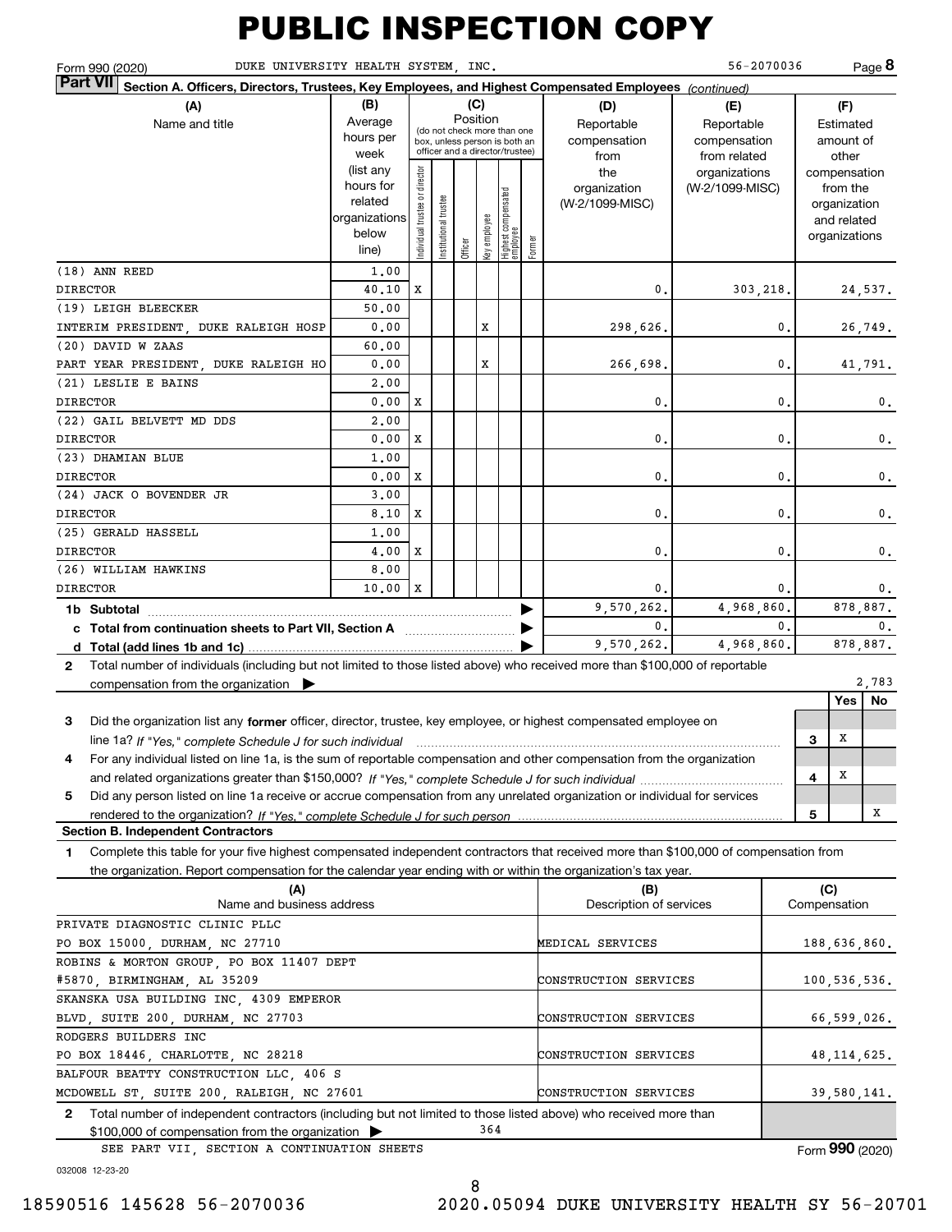# PUBLIC INSPECTION COPY

Form 990 (2020) DUKE UNIVERSITY HEALTH SYSTEM, INC. 56-2070036 Page **8**

**Part VII Section A. Officers, Directors, Trustees, Key Employees, and Highest Compensated Employees** *(continued)*

| (A) Name and title | (B) Average hours per week (list any hours for related organizations below line) | (C) Individual trustee or director | Institutional trustee | Officer | Key employee | Highest compensated employee | Former | (D) Reportable compensation from the organization (W-2/1099-MISC) | (E) Reportable compensation from related organizations (W-2/1099-MISC) | (F) Estimated amount of other compensation from the organization and related organizations |
|---|---|---|---|---|---|---|---|---|---|---|
| (18) ANN REED<br>DIRECTOR | 1.00<br>40.10 | X | | | | | | 0. | 303,218. | 24,537. |
| (19) LEIGH BLEECKER<br>INTERIM PRESIDENT, DUKE RALEIGH HOSP | 50.00<br>0.00 | | | | X | | | 298,626. | 0. | 26,749. |
| (20) DAVID W ZAAS<br>PART YEAR PRESIDENT, DUKE RALEIGH HO | 60.00<br>0.00 | | | | X | | | 266,698. | 0. | 41,791. |
| (21) LESLIE E BAINS<br>DIRECTOR | 2.00<br>0.00 | X | | | | | | 0. | 0. | 0. |
| (22) GAIL BELVETT MD DDS<br>DIRECTOR | 2.00<br>0.00 | X | | | | | | 0. | 0. | 0. |
| (23) DHAMIAN BLUE<br>DIRECTOR | 1.00<br>0.00 | X | | | | | | 0. | 0. | 0. |
| (24) JACK O BOVENDER JR<br>DIRECTOR | 3.00<br>8.10 | X | | | | | | 0. | 0. | 0. |
| (25) GERALD HASSELL<br>DIRECTOR | 1.00<br>4.00 | X | | | | | | 0. | 0. | 0. |
| (26) WILLIAM HAWKINS<br>DIRECTOR | 8.00<br>10.00 | X | | | | | | 0. | 0. | 0. |
| **1b Subtotal** | | | | | | | | 9,570,262. | 4,968,860. | 878,887. |
| **c Total from continuation sheets to Part VII, Section A** | | | | | | | | 0. | 0. | 0. |
| **d Total (add lines 1b and 1c)** | | | | | | | | 9,570,262. | 4,968,860. | 878,887. |

**2** Total number of individuals (including but not limited to those listed above) who received more than $100,000 of reportable compensation from the organization ▶ 2,783

| | | Yes | No |
|---|---|---|---|
| **3** Did the organization list any **former** officer, director, trustee, key employee, or highest compensated employee on line 1a? *If "Yes," complete Schedule J for such individual* | 3 | X | |
| **4** For any individual listed on line 1a, is the sum of reportable compensation and other compensation from the organization and related organizations greater than $150,000? *If "Yes," complete Schedule J for such individual* | 4 | X | |
| **5** Did any person listed on line 1a receive or accrue compensation from any unrelated organization or individual for services rendered to the organization? *If "Yes," complete Schedule J for such person* | 5 | | X |

**Section B. Independent Contractors**

**1** Complete this table for your five highest compensated independent contractors that received more than $100,000 of compensation from the organization. Report compensation for the calendar year ending with or within the organization's tax year.

| (A) Name and business address | (B) Description of services | (C) Compensation |
|---|---|---|
| PRIVATE DIAGNOSTIC CLINIC PLLC<br>PO BOX 15000, DURHAM, NC 27710 | MEDICAL SERVICES | 188,636,860. |
| ROBINS & MORTON GROUP, PO BOX 11407 DEPT<br>#5870, BIRMINGHAM, AL 35209 | CONSTRUCTION SERVICES | 100,536,536. |
| SKANSKA USA BUILDING INC, 4309 EMPEROR<br>BLVD, SUITE 200, DURHAM, NC 27703 | CONSTRUCTION SERVICES | 66,599,026. |
| RODGERS BUILDERS INC<br>PO BOX 18446, CHARLOTTE, NC 28218 | CONSTRUCTION SERVICES | 48,114,625. |
| BALFOUR BEATTY CONSTRUCTION LLC, 406 S<br>MCDOWELL ST, SUITE 200, RALEIGH, NC 27601 | CONSTRUCTION SERVICES | 39,580,141. |

**2** Total number of independent contractors (including but not limited to those listed above) who received more than $100,000 of compensation from the organization ▶ 364

SEE PART VII, SECTION A CONTINUATION SHEETS

Form **990** (2020)

032008 12-23-20

18590516 145628 56-2070036 2020.05094 DUKE UNIVERSITY HEALTH SY 56-20701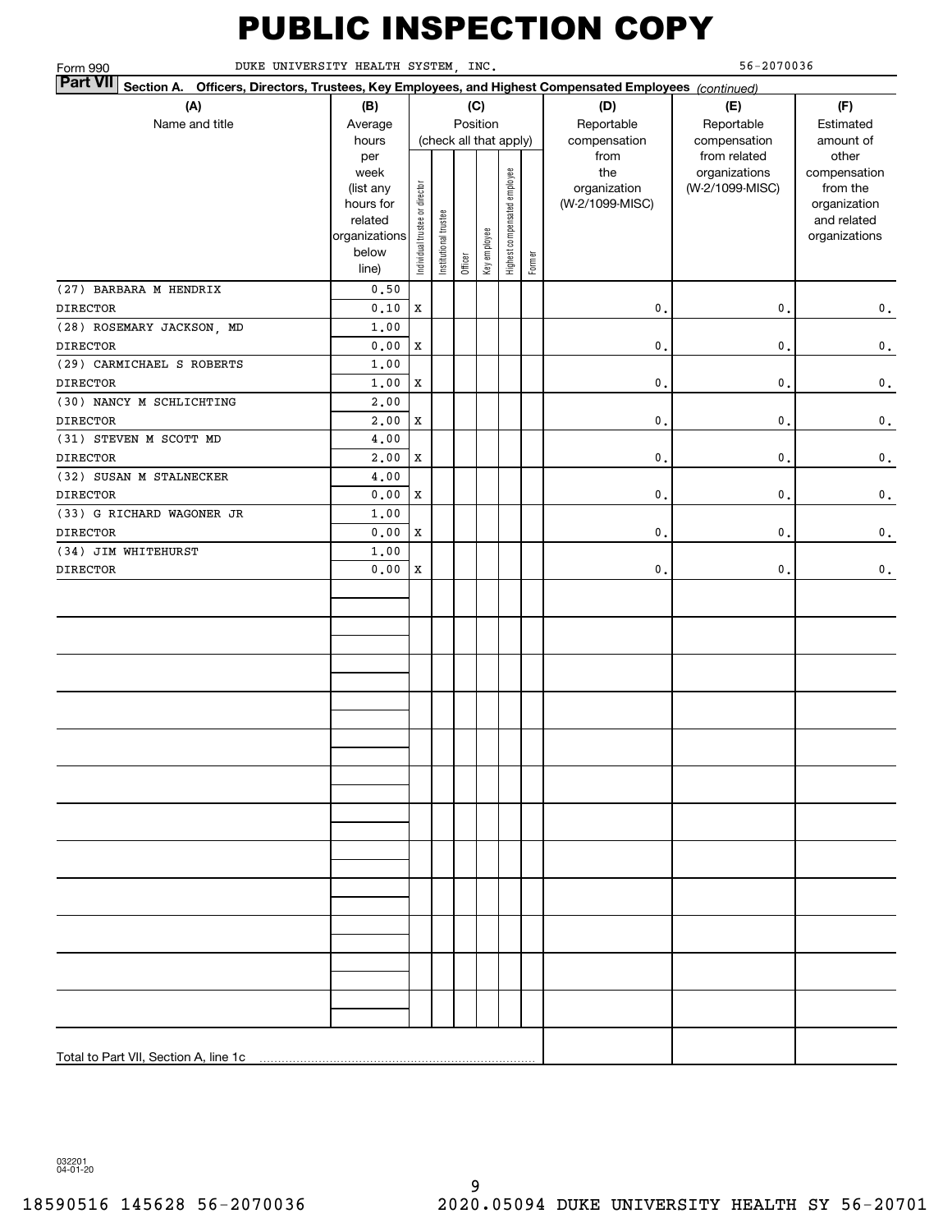# PUBLIC INSPECTION COPY

Form 990 DUKE UNIVERSITY HEALTH SYSTEM, INC. 56-2070036

**Part VII Section A. Officers, Directors, Trustees, Key Employees, and Highest Compensated Employees** *(continued)*

| (A) Name and title | (B) Average hours per week (list any hours for related organizations below line) | (C) Position (check all that apply): Individual trustee or director | Institutional trustee | Officer | Key employee | Highest compensated employee | Former | (D) Reportable compensation from the organization (W-2/1099-MISC) | (E) Reportable compensation from related organizations (W-2/1099-MISC) | (F) Estimated amount of other compensation from the organization and related organizations |
|---|---|---|---|---|---|---|---|---|---|---|
| (27) BARBARA M HENDRIX | 0.50 | | | | | | | | | |
| DIRECTOR | 0.10 | X | | | | | | 0. | 0. | 0. |
| (28) ROSEMARY JACKSON, MD | 1.00 | | | | | | | | | |
| DIRECTOR | 0.00 | X | | | | | | 0. | 0. | 0. |
| (29) CARMICHAEL S ROBERTS | 1.00 | | | | | | | | | |
| DIRECTOR | 1.00 | X | | | | | | 0. | 0. | 0. |
| (30) NANCY M SCHLICHTING | 2.00 | | | | | | | | | |
| DIRECTOR | 2.00 | X | | | | | | 0. | 0. | 0. |
| (31) STEVEN M SCOTT MD | 4.00 | | | | | | | | | |
| DIRECTOR | 2.00 | X | | | | | | 0. | 0. | 0. |
| (32) SUSAN M STALNECKER | 4.00 | | | | | | | | | |
| DIRECTOR | 0.00 | X | | | | | | 0. | 0. | 0. |
| (33) G RICHARD WAGONER JR | 1.00 | | | | | | | | | |
| DIRECTOR | 0.00 | X | | | | | | 0. | 0. | 0. |
| (34) JIM WHITEHURST | 1.00 | | | | | | | | | |
| DIRECTOR | 0.00 | X | | | | | | 0. | 0. | 0. |
| Total to Part VII, Section A, line 1c | | | | | | | | | | |

032201 04-01-20

18590516 145628 56-2070036 2020.05094 DUKE UNIVERSITY HEALTH SY 56-20701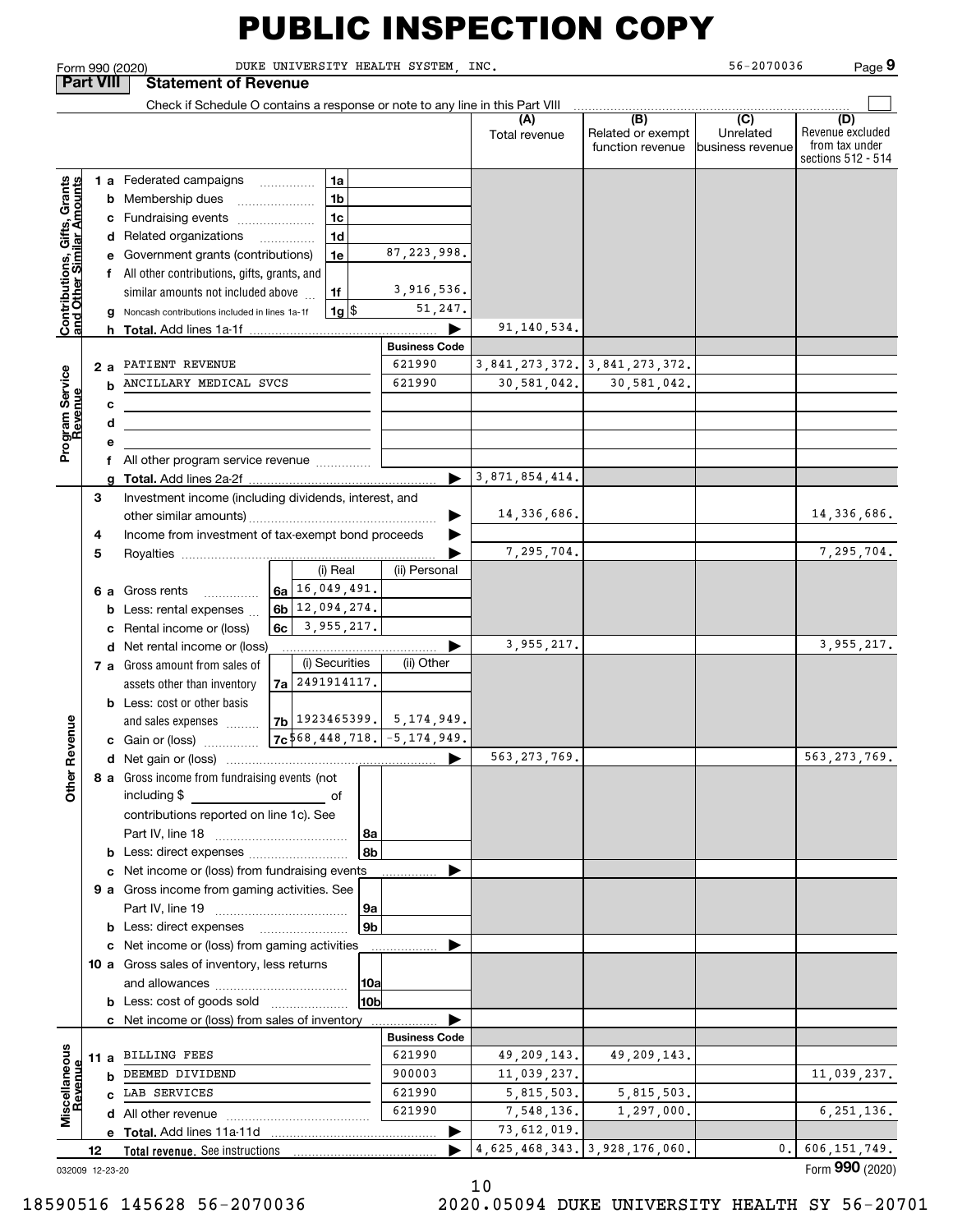# PUBLIC INSPECTION COPY

Form 990 (2020) DUKE UNIVERSITY HEALTH SYSTEM, INC. 56-2070036 Page **9**

## Part VIII Statement of Revenue

Check if Schedule O contains a response or note to any line in this Part VIII ☐

| | | | | (A) Total revenue | (B) Related or exempt function revenue | (C) Unrelated business revenue | (D) Revenue excluded from tax under sections 512 - 514 |
|---|---|---|---|---|---|---|---|
| **Contributions, Gifts, Grants and Other Similar Amounts** | 1a Federated campaigns | 1a | | | | | |
| | b Membership dues | 1b | | | | | |
| | c Fundraising events | 1c | | | | | |
| | d Related organizations | 1d | | | | | |
| | e Government grants (contributions) | 1e | 87,223,998. | | | | |
| | f All other contributions, gifts, grants, and similar amounts not included above | 1f | 3,916,536. | | | | |
| | g Noncash contributions included in lines 1a-1f | 1g $ | 51,247. | | | | |
| | h **Total.** Add lines 1a-1f | | ▶ | 91,140,534. | | | |
| | | | **Business Code** | | | | |
| **Program Service Revenue** | 2a PATIENT REVENUE | | 621990 | 3,841,273,372. | 3,841,273,372. | | |
| | b ANCILLARY MEDICAL SVCS | | 621990 | 30,581,042. | 30,581,042. | | |
| | c | | | | | | |
| | d | | | | | | |
| | e | | | | | | |
| | f All other program service revenue | | | | | | |
| | g **Total.** Add lines 2a-2f | | ▶ | 3,871,854,414. | | | |
| **Other Revenue** | 3 Investment income (including dividends, interest, and other similar amounts) | | ▶ | 14,336,686. | | | 14,336,686. |
| | 4 Income from investment of tax-exempt bond proceeds | | ▶ | | | | |
| | 5 Royalties | | ▶ | 7,295,704. | | | 7,295,704. |
| | | (i) Real | (ii) Personal | | | | |
| | 6a Gross rents | 6a 16,049,491. | | | | | |
| | b Less: rental expenses | 6b 12,094,274. | | | | | |
| | c Rental income or (loss) | 6c 3,955,217. | | | | | |
| | d Net rental income or (loss) | | ▶ | 3,955,217. | | | 3,955,217. |
| | | (i) Securities | (ii) Other | | | | |
| | 7a Gross amount from sales of assets other than inventory | 7a 2491914117. | | | | | |
| | b Less: cost or other basis and sales expenses | 7b 1923465399. | 5,174,949. | | | | |
| | c Gain or (loss) | 7c 568,448,718. | -5,174,949. | | | | |
| | d Net gain or (loss) | | ▶ | 563,273,769. | | | 563,273,769. |
| | 8a Gross income from fundraising events (not including $ _____ of contributions reported on line 1c). See Part IV, line 18 | 8a | | | | | |
| | b Less: direct expenses | 8b | | | | | |
| | c Net income or (loss) from fundraising events | | ▶ | | | | |
| | 9a Gross income from gaming activities. See Part IV, line 19 | 9a | | | | | |
| | b Less: direct expenses | 9b | | | | | |
| | c Net income or (loss) from gaming activities | | ▶ | | | | |
| | 10a Gross sales of inventory, less returns and allowances | 10a | | | | | |
| | b Less: cost of goods sold | 10b | | | | | |
| | c Net income or (loss) from sales of inventory | | ▶ | | | | |
| | | | **Business Code** | | | | |
| **Miscellaneous Revenue** | 11a BILLING FEES | | 621990 | 49,209,143. | 49,209,143. | | |
| | b DEEMED DIVIDEND | | 900003 | 11,039,237. | | | 11,039,237. |
| | c LAB SERVICES | | 621990 | 5,815,503. | 5,815,503. | | |
| | d All other revenue | | 621990 | 7,548,136. | 1,297,000. | | 6,251,136. |
| | e **Total.** Add lines 11a-11d | | ▶ | 73,612,019. | | | |
| | 12 **Total revenue.** See instructions | | ▶ | 4,625,468,343. | 3,928,176,060. | 0. | 606,151,749. |

032009 12-23-20

Form **990** (2020)

18590516 145628 56-2070036 2020.05094 DUKE UNIVERSITY HEALTH SY 56-20701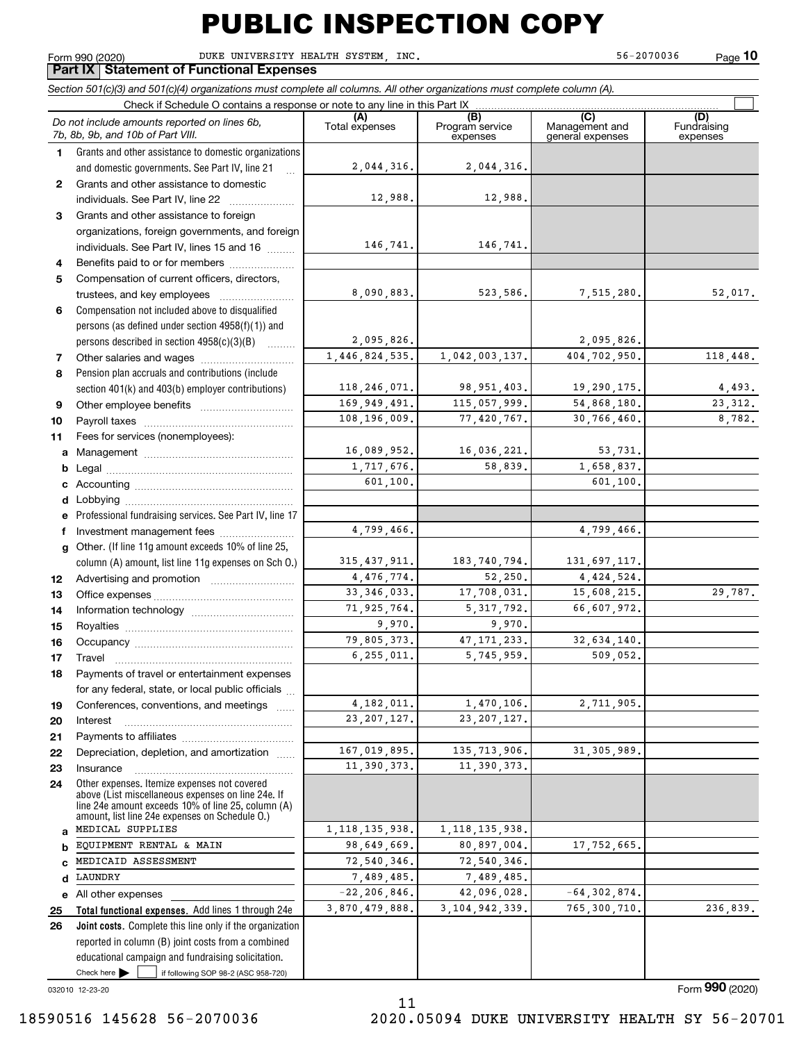# PUBLIC INSPECTION COPY

Form 990 (2020) DUKE UNIVERSITY HEALTH SYSTEM, INC. 56-2070036 Page **10**

## Part IX Statement of Functional Expenses

*Section 501(c)(3) and 501(c)(4) organizations must complete all columns. All other organizations must complete column (A).*

Check if Schedule O contains a response or note to any line in this Part IX ☐

| | *Do not include amounts reported on lines 6b, 7b, 8b, 9b, and 10b of Part VIII.* | (A) Total expenses | (B) Program service expenses | (C) Management and general expenses | (D) Fundraising expenses |
|---|---|---|---|---|---|
| 1 | Grants and other assistance to domestic organizations and domestic governments. See Part IV, line 21 | 2,044,316. | 2,044,316. | | |
| 2 | Grants and other assistance to domestic individuals. See Part IV, line 22 | 12,988. | 12,988. | | |
| 3 | Grants and other assistance to foreign organizations, foreign governments, and foreign individuals. See Part IV, lines 15 and 16 | 146,741. | 146,741. | | |
| 4 | Benefits paid to or for members | | | | |
| 5 | Compensation of current officers, directors, trustees, and key employees | 8,090,883. | 523,586. | 7,515,280. | 52,017. |
| 6 | Compensation not included above to disqualified persons (as defined under section 4958(f)(1)) and persons described in section 4958(c)(3)(B) | 2,095,826. | | 2,095,826. | |
| 7 | Other salaries and wages | 1,446,824,535. | 1,042,003,137. | 404,702,950. | 118,448. |
| 8 | Pension plan accruals and contributions (include section 401(k) and 403(b) employer contributions) | 118,246,071. | 98,951,403. | 19,290,175. | 4,493. |
| 9 | Other employee benefits | 169,949,491. | 115,057,999. | 54,868,180. | 23,312. |
| 10 | Payroll taxes | 108,196,009. | 77,420,767. | 30,766,460. | 8,782. |
| 11 | Fees for services (nonemployees): | | | | |
| a | Management | 16,089,952. | 16,036,221. | 53,731. | |
| b | Legal | 1,717,676. | 58,839. | 1,658,837. | |
| c | Accounting | 601,100. | | 601,100. | |
| d | Lobbying | | | | |
| e | Professional fundraising services. See Part IV, line 17 | | | | |
| f | Investment management fees | 4,799,466. | | 4,799,466. | |
| g | Other. (If line 11g amount exceeds 10% of line 25, column (A) amount, list line 11g expenses on Sch O.) | 315,437,911. | 183,740,794. | 131,697,117. | |
| 12 | Advertising and promotion | 4,476,774. | 52,250. | 4,424,524. | |
| 13 | Office expenses | 33,346,033. | 17,708,031. | 15,608,215. | 29,787. |
| 14 | Information technology | 71,925,764. | 5,317,792. | 66,607,972. | |
| 15 | Royalties | 9,970. | 9,970. | | |
| 16 | Occupancy | 79,805,373. | 47,171,233. | 32,634,140. | |
| 17 | Travel | 6,255,011. | 5,745,959. | 509,052. | |
| 18 | Payments of travel or entertainment expenses for any federal, state, or local public officials | | | | |
| 19 | Conferences, conventions, and meetings | 4,182,011. | 1,470,106. | 2,711,905. | |
| 20 | Interest | 23,207,127. | 23,207,127. | | |
| 21 | Payments to affiliates | | | | |
| 22 | Depreciation, depletion, and amortization | 167,019,895. | 135,713,906. | 31,305,989. | |
| 23 | Insurance | 11,390,373. | 11,390,373. | | |
| 24 | Other expenses. Itemize expenses not covered above (List miscellaneous expenses on line 24e. If line 24e amount exceeds 10% of line 25, column (A) amount, list line 24e expenses on Schedule O.) | | | | |
| a | MEDICAL SUPPLIES | 1,118,135,938. | 1,118,135,938. | | |
| b | EQUIPMENT RENTAL & MAIN | 98,649,669. | 80,897,004. | 17,752,665. | |
| c | MEDICAID ASSESSMENT | 72,540,346. | 72,540,346. | | |
| d | LAUNDRY | 7,489,485. | 7,489,485. | | |
| e | All other expenses | -22,206,846. | 42,096,028. | -64,302,874. | |
| 25 | **Total functional expenses.** Add lines 1 through 24e | 3,870,479,888. | 3,104,942,339. | 765,300,710. | 236,839. |
| 26 | **Joint costs.** Complete this line only if the organization reported in column (B) joint costs from a combined educational campaign and fundraising solicitation. Check here ☐ if following SOP 98-2 (ASC 958-720) | | | | |

032010 12-23-20 Form **990** (2020)

18590516 145628 56-2070036 2020.05094 DUKE UNIVERSITY HEALTH SY 56-20701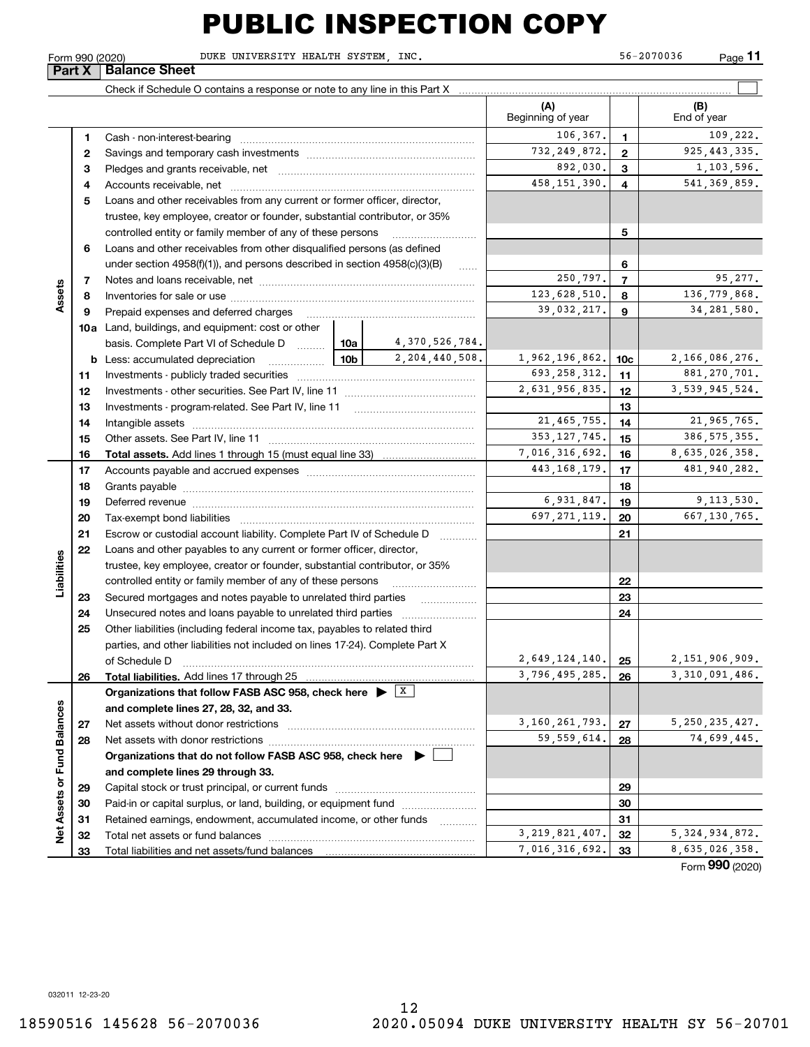# PUBLIC INSPECTION COPY

Form 990 (2020) DUKE UNIVERSITY HEALTH SYSTEM, INC. 56-2070036 Page **11**

## Part X Balance Sheet

Check if Schedule O contains a response or note to any line in this Part X ☐

| | | | | (A) Beginning of year | | (B) End of year |
|---|---|---|---|---|---|---|
| **Assets** | 1 | Cash - non-interest-bearing | | 106,367. | 1 | 109,222. |
| | 2 | Savings and temporary cash investments | | 732,249,872. | 2 | 925,443,335. |
| | 3 | Pledges and grants receivable, net | | 892,030. | 3 | 1,103,596. |
| | 4 | Accounts receivable, net | | 458,151,390. | 4 | 541,369,859. |
| | 5 | Loans and other receivables from any current or former officer, director, trustee, key employee, creator or founder, substantial contributor, or 35% controlled entity or family member of any of these persons | | | 5 | |
| | 6 | Loans and other receivables from other disqualified persons (as defined under section 4958(f)(1)), and persons described in section 4958(c)(3)(B) | | | 6 | |
| | 7 | Notes and loans receivable, net | | 250,797. | 7 | 95,277. |
| | 8 | Inventories for sale or use | | 123,628,510. | 8 | 136,779,868. |
| | 9 | Prepaid expenses and deferred charges | | 39,032,217. | 9 | 34,281,580. |
| | 10a | Land, buildings, and equipment: cost or other basis. Complete Part VI of Schedule D | 10a 4,370,526,784. | | | |
| | b | Less: accumulated depreciation | 10b 2,204,440,508. | 1,962,196,862. | 10c | 2,166,086,276. |
| | 11 | Investments - publicly traded securities | | 693,258,312. | 11 | 881,270,701. |
| | 12 | Investments - other securities. See Part IV, line 11 | | 2,631,956,835. | 12 | 3,539,945,524. |
| | 13 | Investments - program-related. See Part IV, line 11 | | | 13 | |
| | 14 | Intangible assets | | 21,465,755. | 14 | 21,965,765. |
| | 15 | Other assets. See Part IV, line 11 | | 353,127,745. | 15 | 386,575,355. |
| | 16 | **Total assets.** Add lines 1 through 15 (must equal line 33) | | 7,016,316,692. | 16 | 8,635,026,358. |
| **Liabilities** | 17 | Accounts payable and accrued expenses | | 443,168,179. | 17 | 481,940,282. |
| | 18 | Grants payable | | | 18 | |
| | 19 | Deferred revenue | | 6,931,847. | 19 | 9,113,530. |
| | 20 | Tax-exempt bond liabilities | | 697,271,119. | 20 | 667,130,765. |
| | 21 | Escrow or custodial account liability. Complete Part IV of Schedule D | | | 21 | |
| | 22 | Loans and other payables to any current or former officer, director, trustee, key employee, creator or founder, substantial contributor, or 35% controlled entity or family member of any of these persons | | | 22 | |
| | 23 | Secured mortgages and notes payable to unrelated third parties | | | 23 | |
| | 24 | Unsecured notes and loans payable to unrelated third parties | | | 24 | |
| | 25 | Other liabilities (including federal income tax, payables to related third parties, and other liabilities not included on lines 17-24). Complete Part X of Schedule D | | 2,649,124,140. | 25 | 2,151,906,909. |
| | 26 | **Total liabilities.** Add lines 17 through 25 | | 3,796,495,285. | 26 | 3,310,091,486. |
| **Net Assets or Fund Balances** | | **Organizations that follow FASB ASC 958, check here ▶ ☒ and complete lines 27, 28, 32, and 33.** | | | | |
| | 27 | Net assets without donor restrictions | | 3,160,261,793. | 27 | 5,250,235,427. |
| | 28 | Net assets with donor restrictions | | 59,559,614. | 28 | 74,699,445. |
| | | **Organizations that do not follow FASB ASC 958, check here ▶ ☐ and complete lines 29 through 33.** | | | | |
| | 29 | Capital stock or trust principal, or current funds | | | 29 | |
| | 30 | Paid-in or capital surplus, or land, building, or equipment fund | | | 30 | |
| | 31 | Retained earnings, endowment, accumulated income, or other funds | | | 31 | |
| | 32 | Total net assets or fund balances | | 3,219,821,407. | 32 | 5,324,934,872. |
| | 33 | Total liabilities and net assets/fund balances | | 7,016,316,692. | 33 | 8,635,026,358. |

Form **990** (2020)

032011 12-23-20

18590516 145628 56-2070036 2020.05094 DUKE UNIVERSITY HEALTH SY 56-20701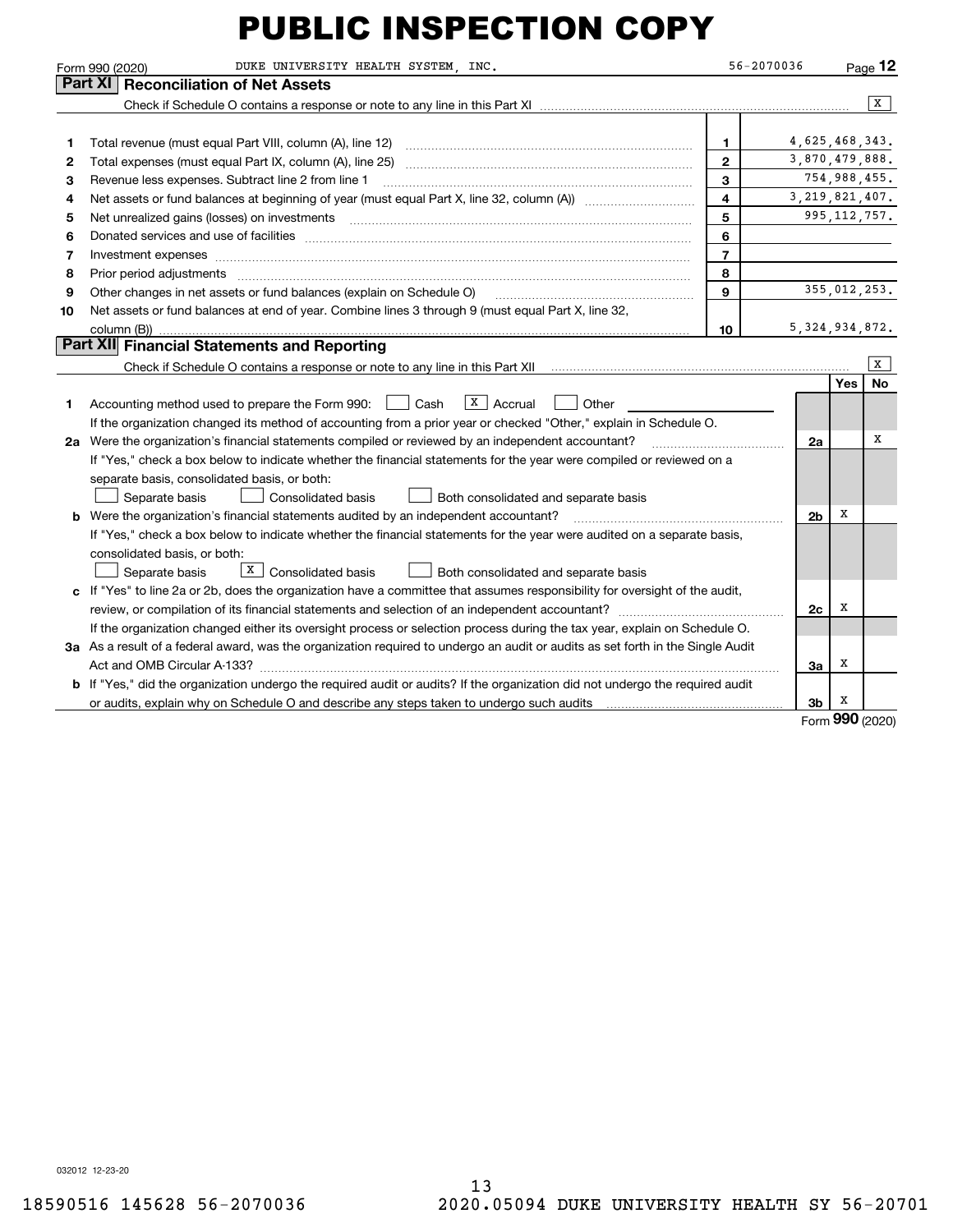# PUBLIC INSPECTION COPY

Form 990 (2020) DUKE UNIVERSITY HEALTH SYSTEM, INC. 56-2070036 Page **12**

## Part XI Reconciliation of Net Assets

Check if Schedule O contains a response or note to any line in this Part XI ..... [X]

| | | | |
|---|---|---|---|
| 1 | Total revenue (must equal Part VIII, column (A), line 12) | 1 | 4,625,468,343. |
| 2 | Total expenses (must equal Part IX, column (A), line 25) | 2 | 3,870,479,888. |
| 3 | Revenue less expenses. Subtract line 2 from line 1 | 3 | 754,988,455. |
| 4 | Net assets or fund balances at beginning of year (must equal Part X, line 32, column (A)) | 4 | 3,219,821,407. |
| 5 | Net unrealized gains (losses) on investments | 5 | 995,112,757. |
| 6 | Donated services and use of facilities | 6 | |
| 7 | Investment expenses | 7 | |
| 8 | Prior period adjustments | 8 | |
| 9 | Other changes in net assets or fund balances (explain on Schedule O) | 9 | 355,012,253. |
| 10 | Net assets or fund balances at end of year. Combine lines 3 through 9 (must equal Part X, line 32, column (B)) | 10 | 5,324,934,872. |

## Part XII Financial Statements and Reporting

Check if Schedule O contains a response or note to any line in this Part XII ..... [X]

| | | | Yes | No |
|---|---|---|---|---|
| 1 | Accounting method used to prepare the Form 990: [ ] Cash [X] Accrual [ ] Other<br>If the organization changed its method of accounting from a prior year or checked "Other," explain in Schedule O. | | | |
| 2a | Were the organization's financial statements compiled or reviewed by an independent accountant?<br>If "Yes," check a box below to indicate whether the financial statements for the year were compiled or reviewed on a separate basis, consolidated basis, or both:<br>[ ] Separate basis [ ] Consolidated basis [ ] Both consolidated and separate basis | 2a | | X |
| b | Were the organization's financial statements audited by an independent accountant?<br>If "Yes," check a box below to indicate whether the financial statements for the year were audited on a separate basis, consolidated basis, or both:<br>[ ] Separate basis [X] Consolidated basis [ ] Both consolidated and separate basis | 2b | X | |
| c | If "Yes" to line 2a or 2b, does the organization have a committee that assumes responsibility for oversight of the audit, review, or compilation of its financial statements and selection of an independent accountant?<br>If the organization changed either its oversight process or selection process during the tax year, explain on Schedule O. | 2c | X | |
| 3a | As a result of a federal award, was the organization required to undergo an audit or audits as set forth in the Single Audit Act and OMB Circular A-133? | 3a | X | |
| b | If "Yes," did the organization undergo the required audit or audits? If the organization did not undergo the required audit or audits, explain why on Schedule O and describe any steps taken to undergo such audits | 3b | X | |

Form **990** (2020)

032012 12-23-20

18590516 145628 56-2070036 2020.05094 DUKE UNIVERSITY HEALTH SY 56-20701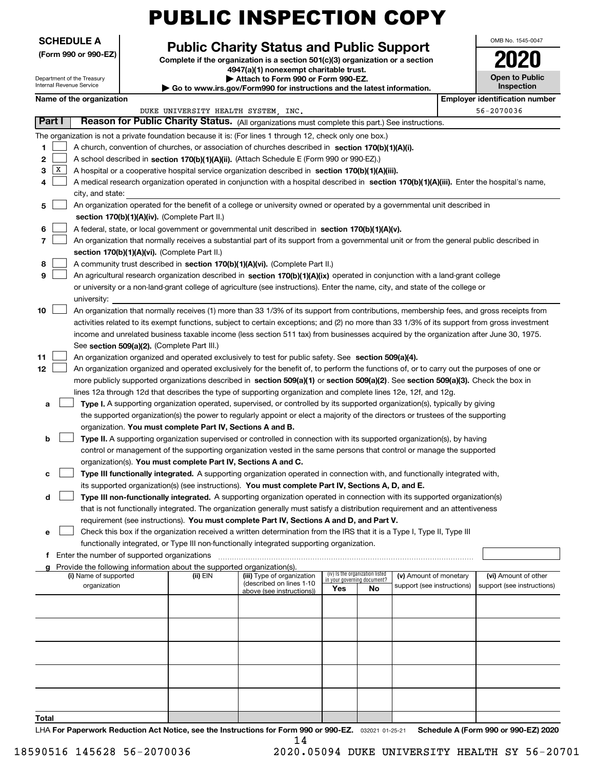# PUBLIC INSPECTION COPY

**SCHEDULE A**
**(Form 990 or 990-EZ)**

Department of the Treasury
Internal Revenue Service

## Public Charity Status and Public Support

**Complete if the organization is a section 501(c)(3) organization or a section 4947(a)(1) nonexempt charitable trust.**
**▶ Attach to Form 990 or Form 990-EZ.**
**▶ Go to www.irs.gov/Form990 for instructions and the latest information.**

OMB No. 1545-0047
**2020**
**Open to Public Inspection**

**Name of the organization:** DUKE UNIVERSITY HEALTH SYSTEM, INC.
**Employer identification number:** 56-2070036

**Part I — Reason for Public Charity Status.** (All organizations must complete this part.) See instructions.

The organization is not a private foundation because it is: (For lines 1 through 12, check only one box.)

1. [ ] A church, convention of churches, or association of churches described in **section 170(b)(1)(A)(i).**
2. [ ] A school described in **section 170(b)(1)(A)(ii).** (Attach Schedule E (Form 990 or 990-EZ).)
3. [X] A hospital or a cooperative hospital service organization described in **section 170(b)(1)(A)(iii).**
4. [ ] A medical research organization operated in conjunction with a hospital described in **section 170(b)(1)(A)(iii).** Enter the hospital's name, city, and state:
5. [ ] An organization operated for the benefit of a college or university owned or operated by a governmental unit described in **section 170(b)(1)(A)(iv).** (Complete Part II.)
6. [ ] A federal, state, or local government or governmental unit described in **section 170(b)(1)(A)(v).**
7. [ ] An organization that normally receives a substantial part of its support from a governmental unit or from the general public described in **section 170(b)(1)(A)(vi).** (Complete Part II.)
8. [ ] A community trust described in **section 170(b)(1)(A)(vi).** (Complete Part II.)
9. [ ] An agricultural research organization described in **section 170(b)(1)(A)(ix)** operated in conjunction with a land-grant college or university or a non-land-grant college of agriculture (see instructions). Enter the name, city, and state of the college or university:
10. [ ] An organization that normally receives (1) more than 33 1/3% of its support from contributions, membership fees, and gross receipts from activities related to its exempt functions, subject to certain exceptions; and (2) no more than 33 1/3% of its support from gross investment income and unrelated business taxable income (less section 511 tax) from businesses acquired by the organization after June 30, 1975. See **section 509(a)(2).** (Complete Part III.)
11. [ ] An organization organized and operated exclusively to test for public safety. See **section 509(a)(4).**
12. [ ] An organization organized and operated exclusively for the benefit of, to perform the functions of, or to carry out the purposes of one or more publicly supported organizations described in **section 509(a)(1)** or **section 509(a)(2)**. See **section 509(a)(3).** Check the box in lines 12a through 12d that describes the type of supporting organization and complete lines 12e, 12f, and 12g.
   - **a** [ ] **Type I.** A supporting organization operated, supervised, or controlled by its supported organization(s), typically by giving the supported organization(s) the power to regularly appoint or elect a majority of the directors or trustees of the supporting organization. **You must complete Part IV, Sections A and B.**
   - **b** [ ] **Type II.** A supporting organization supervised or controlled in connection with its supported organization(s), by having control or management of the supporting organization vested in the same persons that control or manage the supported organization(s). **You must complete Part IV, Sections A and C.**
   - **c** [ ] **Type III functionally integrated.** A supporting organization operated in connection with, and functionally integrated with, its supported organization(s) (see instructions). **You must complete Part IV, Sections A, D, and E.**
   - **d** [ ] **Type III non-functionally integrated.** A supporting organization operated in connection with its supported organization(s) that is not functionally integrated. The organization generally must satisfy a distribution requirement and an attentiveness requirement (see instructions). **You must complete Part IV, Sections A and D, and Part V.**
   - **e** [ ] Check this box if the organization received a written determination from the IRS that it is a Type I, Type II, Type III functionally integrated, or Type III non-functionally integrated supporting organization.
   - **f** Enter the number of supported organizations
   - **g** Provide the following information about the supported organization(s).

| (i) Name of supported organization | (ii) EIN | (iii) Type of organization (described on lines 1-10 above (see instructions)) | (iv) Is the organization listed in your governing document? Yes | No | (v) Amount of monetary support (see instructions) | (vi) Amount of other support (see instructions) |
|---|---|---|---|---|---|---|
| | | | | | | |
| | | | | | | |
| | | | | | | |
| | | | | | | |
| | | | | | | |
| Total | | | | | | |

LHA **For Paperwork Reduction Act Notice, see the Instructions for Form 990 or 990-EZ.** 032021 01-25-21 **Schedule A (Form 990 or 990-EZ) 2020**

18590516 145628 56-2070036 2020.05094 DUKE UNIVERSITY HEALTH SY 56-20701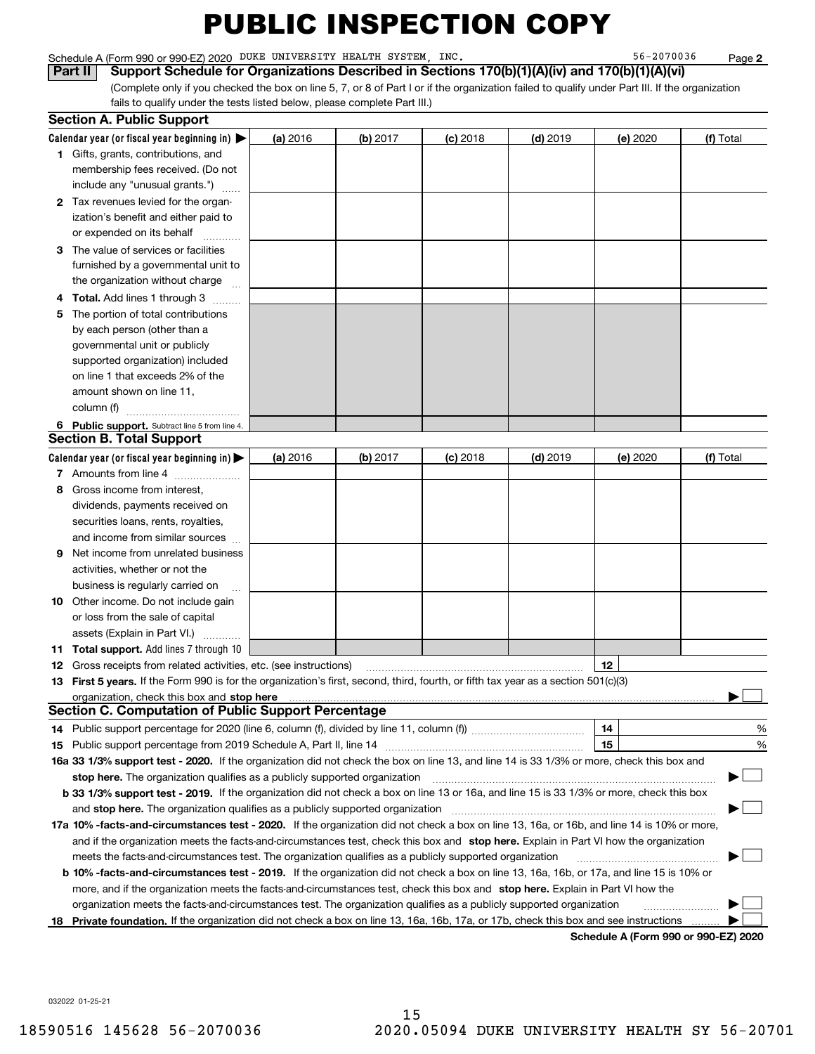# PUBLIC INSPECTION COPY

Schedule A (Form 990 or 990-EZ) 2020 DUKE UNIVERSITY HEALTH SYSTEM, INC. 56-2070036 Page **2**

**Part II** **Support Schedule for Organizations Described in Sections 170(b)(1)(A)(iv) and 170(b)(1)(A)(vi)**

(Complete only if you checked the box on line 5, 7, or 8 of Part I or if the organization failed to qualify under Part III. If the organization fails to qualify under the tests listed below, please complete Part III.)

## Section A. Public Support

| Calendar year (or fiscal year beginning in) ▶ | (a) 2016 | (b) 2017 | (c) 2018 | (d) 2019 | (e) 2020 | (f) Total |
|---|---|---|---|---|---|---|
| **1** Gifts, grants, contributions, and membership fees received. (Do not include any "unusual grants.") | | | | | | |
| **2** Tax revenues levied for the organization's benefit and either paid to or expended on its behalf | | | | | | |
| **3** The value of services or facilities furnished by a governmental unit to the organization without charge | | | | | | |
| **4 Total.** Add lines 1 through 3 | | | | | | |
| **5** The portion of total contributions by each person (other than a governmental unit or publicly supported organization) included on line 1 that exceeds 2% of the amount shown on line 11, column (f) | | | | | | |
| **6 Public support.** Subtract line 5 from line 4. | | | | | | |

## Section B. Total Support

| Calendar year (or fiscal year beginning in) ▶ | (a) 2016 | (b) 2017 | (c) 2018 | (d) 2019 | (e) 2020 | (f) Total |
|---|---|---|---|---|---|---|
| **7** Amounts from line 4 | | | | | | |
| **8** Gross income from interest, dividends, payments received on securities loans, rents, royalties, and income from similar sources | | | | | | |
| **9** Net income from unrelated business activities, whether or not the business is regularly carried on | | | | | | |
| **10** Other income. Do not include gain or loss from the sale of capital assets (Explain in Part VI.) | | | | | | |
| **11 Total support.** Add lines 7 through 10 | | | | | | |

**12** Gross receipts from related activities, etc. (see instructions) **12**

**13 First 5 years.** If the Form 990 is for the organization's first, second, third, fourth, or fifth tax year as a section 501(c)(3) organization, check this box and **stop here** ▶ ☐

## Section C. Computation of Public Support Percentage

**14** Public support percentage for 2020 (line 6, column (f), divided by line 11, column (f)) **14** %

**15** Public support percentage from 2019 Schedule A, Part II, line 14 **15** %

**16a 33 1/3% support test - 2020.** If the organization did not check the box on line 13, and line 14 is 33 1/3% or more, check this box and **stop here.** The organization qualifies as a publicly supported organization ▶ ☐

**b 33 1/3% support test - 2019.** If the organization did not check a box on line 13 or 16a, and line 15 is 33 1/3% or more, check this box and **stop here.** The organization qualifies as a publicly supported organization ▶ ☐

**17a 10% -facts-and-circumstances test - 2020.** If the organization did not check a box on line 13, 16a, or 16b, and line 14 is 10% or more, and if the organization meets the facts-and-circumstances test, check this box and **stop here.** Explain in Part VI how the organization meets the facts-and-circumstances test. The organization qualifies as a publicly supported organization ▶ ☐

**b 10% -facts-and-circumstances test - 2019.** If the organization did not check a box on line 13, 16a, 16b, or 17a, and line 15 is 10% or more, and if the organization meets the facts-and-circumstances test, check this box and **stop here.** Explain in Part VI how the organization meets the facts-and-circumstances test. The organization qualifies as a publicly supported organization ▶ ☐

**18 Private foundation.** If the organization did not check a box on line 13, 16a, 16b, 17a, or 17b, check this box and see instructions ▶ ☐

**Schedule A (Form 990 or 990-EZ) 2020**

032022 01-25-21

18590516 145628 56-2070036 2020.05094 DUKE UNIVERSITY HEALTH SY 56-20701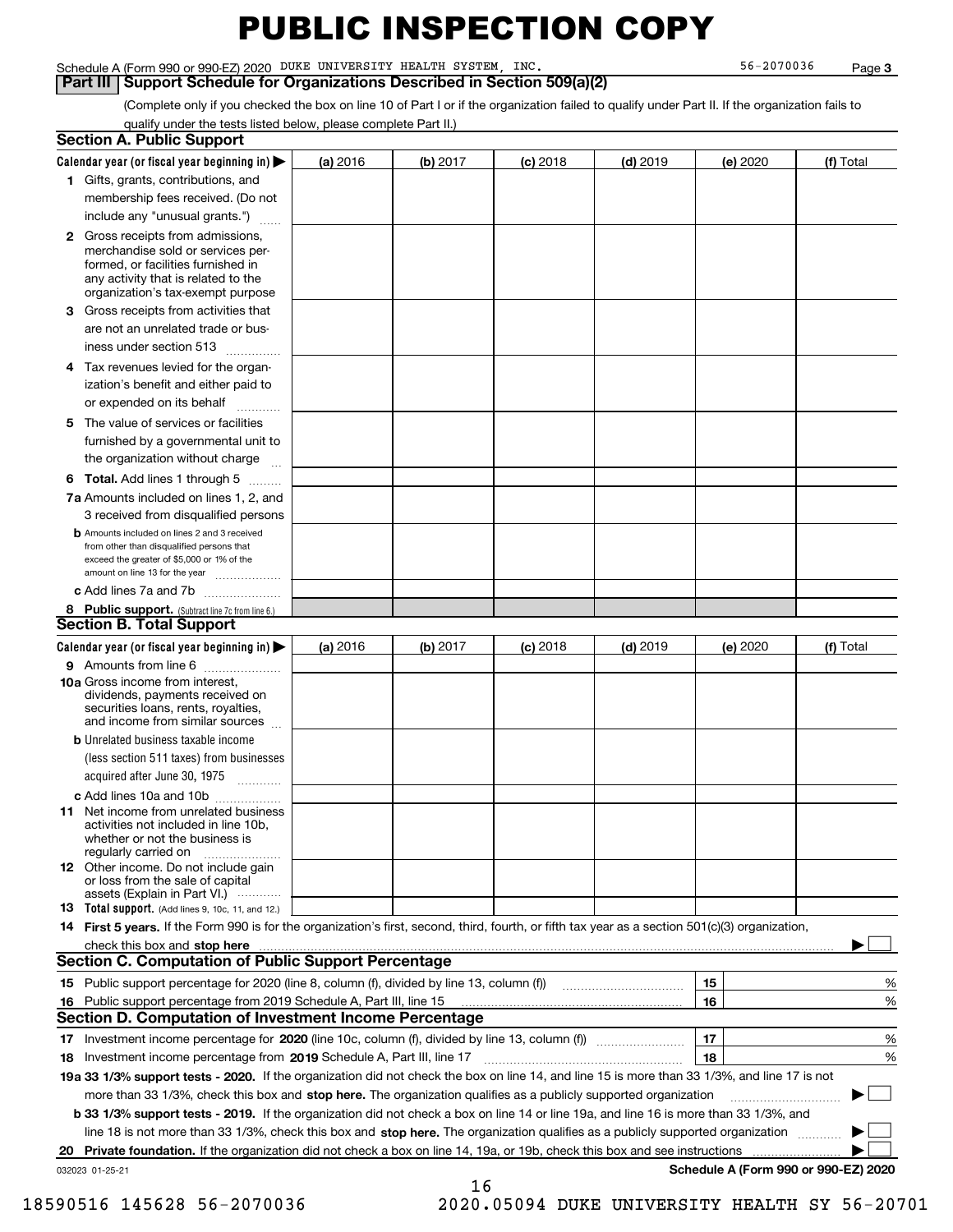# PUBLIC INSPECTION COPY

Schedule A (Form 990 or 990-EZ) 2020 DUKE UNIVERSITY HEALTH SYSTEM, INC. 56-2070036 Page **3**

**Part III | Support Schedule for Organizations Described in Section 509(a)(2)**

(Complete only if you checked the box on line 10 of Part I or if the organization failed to qualify under Part II. If the organization fails to qualify under the tests listed below, please complete Part II.)

## Section A. Public Support

| Calendar year (or fiscal year beginning in) ▶ | (a) 2016 | (b) 2017 | (c) 2018 | (d) 2019 | (e) 2020 | (f) Total |
|---|---|---|---|---|---|---|
| **1** Gifts, grants, contributions, and membership fees received. (Do not include any "unusual grants.") | | | | | | |
| **2** Gross receipts from admissions, merchandise sold or services performed, or facilities furnished in any activity that is related to the organization's tax-exempt purpose | | | | | | |
| **3** Gross receipts from activities that are not an unrelated trade or business under section 513 | | | | | | |
| **4** Tax revenues levied for the organization's benefit and either paid to or expended on its behalf | | | | | | |
| **5** The value of services or facilities furnished by a governmental unit to the organization without charge | | | | | | |
| **6 Total.** Add lines 1 through 5 | | | | | | |
| **7a** Amounts included on lines 1, 2, and 3 received from disqualified persons | | | | | | |
| **b** Amounts included on lines 2 and 3 received from other than disqualified persons that exceed the greater of $5,000 or 1% of the amount on line 13 for the year | | | | | | |
| **c** Add lines 7a and 7b | | | | | | |
| **8 Public support.** (Subtract line 7c from line 6.) | | | | | | |

## Section B. Total Support

| Calendar year (or fiscal year beginning in) ▶ | (a) 2016 | (b) 2017 | (c) 2018 | (d) 2019 | (e) 2020 | (f) Total |
|---|---|---|---|---|---|---|
| **9** Amounts from line 6 | | | | | | |
| **10a** Gross income from interest, dividends, payments received on securities loans, rents, royalties, and income from similar sources | | | | | | |
| **b** Unrelated business taxable income (less section 511 taxes) from businesses acquired after June 30, 1975 | | | | | | |
| **c** Add lines 10a and 10b | | | | | | |
| **11** Net income from unrelated business activities not included in line 10b, whether or not the business is regularly carried on | | | | | | |
| **12** Other income. Do not include gain or loss from the sale of capital assets (Explain in Part VI.) | | | | | | |
| **13 Total support.** (Add lines 9, 10c, 11, and 12.) | | | | | | |

**14 First 5 years.** If the Form 990 is for the organization's first, second, third, fourth, or fifth tax year as a section 501(c)(3) organization, check this box and **stop here** ▶ ☐

## Section C. Computation of Public Support Percentage

| | | | |
|---|---|---|---|
| **15** Public support percentage for 2020 (line 8, column (f), divided by line 13, column (f)) | 15 | | % |
| **16** Public support percentage from 2019 Schedule A, Part III, line 15 | 16 | | % |

## Section D. Computation of Investment Income Percentage

| | | | |
|---|---|---|---|
| **17** Investment income percentage for **2020** (line 10c, column (f), divided by line 13, column (f)) | 17 | | % |
| **18** Investment income percentage from **2019** Schedule A, Part III, line 17 | 18 | | % |

**19a 33 1/3% support tests - 2020.** If the organization did not check the box on line 14, and line 15 is more than 33 1/3%, and line 17 is not more than 33 1/3%, check this box and **stop here.** The organization qualifies as a publicly supported organization ▶ ☐

**b 33 1/3% support tests - 2019.** If the organization did not check a box on line 14 or line 19a, and line 16 is more than 33 1/3%, and line 18 is not more than 33 1/3%, check this box and **stop here.** The organization qualifies as a publicly supported organization ▶ ☐

**20 Private foundation.** If the organization did not check a box on line 14, 19a, or 19b, check this box and see instructions ▶ ☐

032023 01-25-21 **Schedule A (Form 990 or 990-EZ) 2020**

18590516 145628 56-2070036 2020.05094 DUKE UNIVERSITY HEALTH SY 56-20701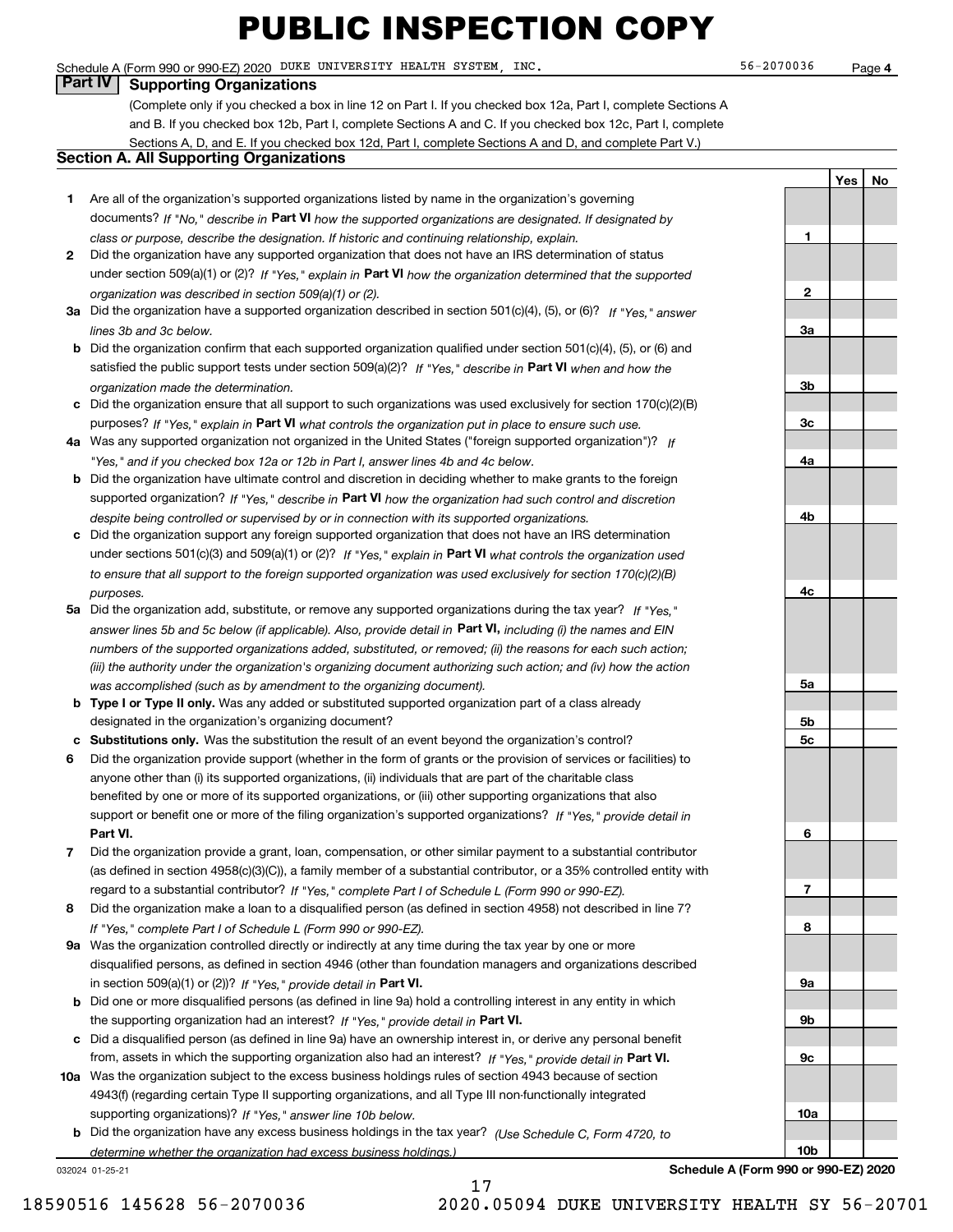# PUBLIC INSPECTION COPY

Schedule A (Form 990 or 990-EZ) 2020 DUKE UNIVERSITY HEALTH SYSTEM, INC. 56-2070036 Page 4

## Part IV Supporting Organizations

(Complete only if you checked a box in line 12 on Part I. If you checked box 12a, Part I, complete Sections A and B. If you checked box 12b, Part I, complete Sections A and C. If you checked box 12c, Part I, complete Sections A, D, and E. If you checked box 12d, Part I, complete Sections A and D, and complete Part V.)

### Section A. All Supporting Organizations

| | | | Yes | No |
|---|---|---|---|---|
| 1 | Are all of the organization's supported organizations listed by name in the organization's governing documents? *If "No," describe in* **Part VI** *how the supported organizations are designated. If designated by class or purpose, describe the designation. If historic and continuing relationship, explain.* | 1 | | |
| 2 | Did the organization have any supported organization that does not have an IRS determination of status under section 509(a)(1) or (2)? *If "Yes," explain in* **Part VI** *how the organization determined that the supported organization was described in section 509(a)(1) or (2).* | 2 | | |
| 3a | Did the organization have a supported organization described in section 501(c)(4), (5), or (6)? *If "Yes," answer lines 3b and 3c below.* | 3a | | |
| b | Did the organization confirm that each supported organization qualified under section 501(c)(4), (5), or (6) and satisfied the public support tests under section 509(a)(2)? *If "Yes," describe in* **Part VI** *when and how the organization made the determination.* | 3b | | |
| c | Did the organization ensure that all support to such organizations was used exclusively for section 170(c)(2)(B) purposes? *If "Yes," explain in* **Part VI** *what controls the organization put in place to ensure such use.* | 3c | | |
| 4a | Was any supported organization not organized in the United States ("foreign supported organization")? *If "Yes," and if you checked box 12a or 12b in Part I, answer lines 4b and 4c below.* | 4a | | |
| b | Did the organization have ultimate control and discretion in deciding whether to make grants to the foreign supported organization? *If "Yes," describe in* **Part VI** *how the organization had such control and discretion despite being controlled or supervised by or in connection with its supported organizations.* | 4b | | |
| c | Did the organization support any foreign supported organization that does not have an IRS determination under sections 501(c)(3) and 509(a)(1) or (2)? *If "Yes," explain in* **Part VI** *what controls the organization used to ensure that all support to the foreign supported organization was used exclusively for section 170(c)(2)(B) purposes.* | 4c | | |
| 5a | Did the organization add, substitute, or remove any supported organizations during the tax year? *If "Yes," answer lines 5b and 5c below (if applicable). Also, provide detail in* **Part VI,** *including (i) the names and EIN numbers of the supported organizations added, substituted, or removed; (ii) the reasons for each such action; (iii) the authority under the organization's organizing document authorizing such action; and (iv) how the action was accomplished (such as by amendment to the organizing document).* | 5a | | |
| b | **Type I or Type II only.** Was any added or substituted supported organization part of a class already designated in the organization's organizing document? | 5b | | |
| c | **Substitutions only.** Was the substitution the result of an event beyond the organization's control? | 5c | | |
| 6 | Did the organization provide support (whether in the form of grants or the provision of services or facilities) to anyone other than (i) its supported organizations, (ii) individuals that are part of the charitable class benefited by one or more of its supported organizations, or (iii) other supporting organizations that also support or benefit one or more of the filing organization's supported organizations? *If "Yes," provide detail in* **Part VI.** | 6 | | |
| 7 | Did the organization provide a grant, loan, compensation, or other similar payment to a substantial contributor (as defined in section 4958(c)(3)(C)), a family member of a substantial contributor, or a 35% controlled entity with regard to a substantial contributor? *If "Yes," complete Part I of Schedule L (Form 990 or 990-EZ).* | 7 | | |
| 8 | Did the organization make a loan to a disqualified person (as defined in section 4958) not described in line 7? *If "Yes," complete Part I of Schedule L (Form 990 or 990-EZ).* | 8 | | |
| 9a | Was the organization controlled directly or indirectly at any time during the tax year by one or more disqualified persons, as defined in section 4946 (other than foundation managers and organizations described in section 509(a)(1) or (2))? *If "Yes," provide detail in* **Part VI.** | 9a | | |
| b | Did one or more disqualified persons (as defined in line 9a) hold a controlling interest in any entity in which the supporting organization had an interest? *If "Yes," provide detail in* **Part VI.** | 9b | | |
| c | Did a disqualified person (as defined in line 9a) have an ownership interest in, or derive any personal benefit from, assets in which the supporting organization also had an interest? *If "Yes," provide detail in* **Part VI.** | 9c | | |
| 10a | Was the organization subject to the excess business holdings rules of section 4943 because of section 4943(f) (regarding certain Type II supporting organizations, and all Type III non-functionally integrated supporting organizations)? *If "Yes," answer line 10b below.* | 10a | | |
| b | Did the organization have any excess business holdings in the tax year? *(Use Schedule C, Form 4720, to determine whether the organization had excess business holdings.)* | 10b | | |

032024 01-25-21 **Schedule A (Form 990 or 990-EZ) 2020**

18590516 145628 56-2070036 2020.05094 DUKE UNIVERSITY HEALTH SY 56-20701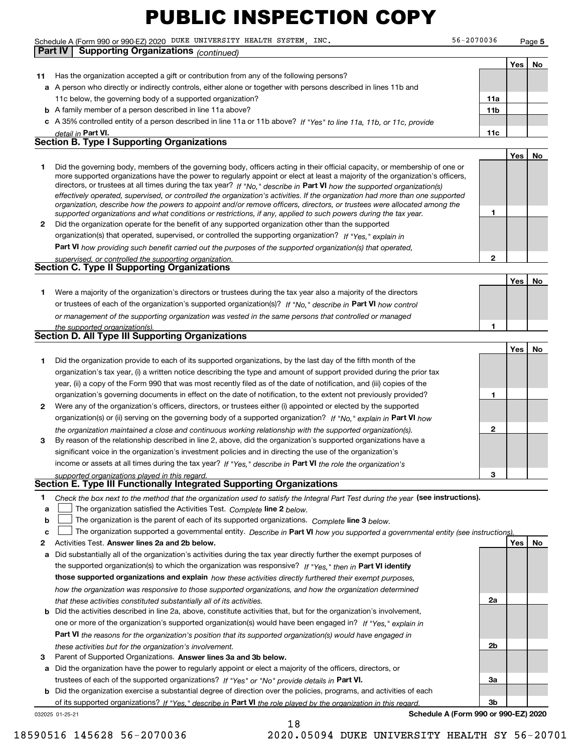# PUBLIC INSPECTION COPY

Schedule A (Form 990 or 990-EZ) 2020 DUKE UNIVERSITY HEALTH SYSTEM, INC. 56-2070036 Page **5**

## Part IV Supporting Organizations *(continued)*

| | | | Yes | No |
|---|---|---|---|---|
| **11** | Has the organization accepted a gift or contribution from any of the following persons? | | | |
| **a** | A person who directly or indirectly controls, either alone or together with persons described in lines 11b and 11c below, the governing body of a supported organization? | **11a** | | |
| **b** | A family member of a person described in line 11a above? | **11b** | | |
| **c** | A 35% controlled entity of a person described in line 11a or 11b above? *If "Yes" to line 11a, 11b, or 11c, provide detail in* **Part VI.** | **11c** | | |

### Section B. Type I Supporting Organizations

| | | | Yes | No |
|---|---|---|---|---|
| **1** | Did the governing body, members of the governing body, officers acting in their official capacity, or membership of one or more supported organizations have the power to regularly appoint or elect at least a majority of the organization's officers, directors, or trustees at all times during the tax year? *If "No," describe in* **Part VI** *how the supported organization(s) effectively operated, supervised, or controlled the organization's activities. If the organization had more than one supported organization, describe how the powers to appoint and/or remove officers, directors, or trustees were allocated among the supported organizations and what conditions or restrictions, if any, applied to such powers during the tax year.* | **1** | | |
| **2** | Did the organization operate for the benefit of any supported organization other than the supported organization(s) that operated, supervised, or controlled the supporting organization? *If "Yes," explain in* **Part VI** *how providing such benefit carried out the purposes of the supported organization(s) that operated, supervised, or controlled the supporting organization.* | **2** | | |

### Section C. Type II Supporting Organizations

| | | | Yes | No |
|---|---|---|---|---|
| **1** | Were a majority of the organization's directors or trustees during the tax year also a majority of the directors or trustees of each of the organization's supported organization(s)? *If "No," describe in* **Part VI** *how control or management of the supporting organization was vested in the same persons that controlled or managed the supported organization(s).* | **1** | | |

### Section D. All Type III Supporting Organizations

| | | | Yes | No |
|---|---|---|---|---|
| **1** | Did the organization provide to each of its supported organizations, by the last day of the fifth month of the organization's tax year, (i) a written notice describing the type and amount of support provided during the prior tax year, (ii) a copy of the Form 990 that was most recently filed as of the date of notification, and (iii) copies of the organization's governing documents in effect on the date of notification, to the extent not previously provided? | **1** | | |
| **2** | Were any of the organization's officers, directors, or trustees either (i) appointed or elected by the supported organization(s) or (ii) serving on the governing body of a supported organization? *If "No," explain in* **Part VI** *how the organization maintained a close and continuous working relationship with the supported organization(s).* | **2** | | |
| **3** | By reason of the relationship described in line 2, above, did the organization's supported organizations have a significant voice in the organization's investment policies and in directing the use of the organization's income or assets at all times during the tax year? *If "Yes," describe in* **Part VI** *the role the organization's supported organizations played in this regard.* | **3** | | |

### Section E. Type III Functionally Integrated Supporting Organizations

**1** *Check the box next to the method that the organization used to satisfy the Integral Part Test during the year* **(see instructions).**

- **a** ☐ The organization satisfied the Activities Test. *Complete* **line 2** *below.*
- **b** ☐ The organization is the parent of each of its supported organizations. *Complete* **line 3** *below.*
- **c** ☐ The organization supported a governmental entity. *Describe in* **Part VI** *how you supported a governmental entity (see instructions).*

| | | | Yes | No |
|---|---|---|---|---|
| **2** | Activities Test. **Answer lines 2a and 2b below.** | | | |
| **a** | Did substantially all of the organization's activities during the tax year directly further the exempt purposes of the supported organization(s) to which the organization was responsive? *If "Yes," then in* **Part VI identify those supported organizations and explain** *how these activities directly furthered their exempt purposes, how the organization was responsive to those supported organizations, and how the organization determined that these activities constituted substantially all of its activities.* | **2a** | | |
| **b** | Did the activities described in line 2a, above, constitute activities that, but for the organization's involvement, one or more of the organization's supported organization(s) would have been engaged in? *If "Yes," explain in* **Part VI** *the reasons for the organization's position that its supported organization(s) would have engaged in these activities but for the organization's involvement.* | **2b** | | |
| **3** | Parent of Supported Organizations. **Answer lines 3a and 3b below.** | | | |
| **a** | Did the organization have the power to regularly appoint or elect a majority of the officers, directors, or trustees of each of the supported organizations? *If "Yes" or "No" provide details in* **Part VI.** | **3a** | | |
| **b** | Did the organization exercise a substantial degree of direction over the policies, programs, and activities of each of its supported organizations? *If "Yes," describe in* **Part VI** *the role played by the organization in this regard.* | **3b** | | |

032025 01-25-21 **Schedule A (Form 990 or 990-EZ) 2020**

18590516 145628 56-2070036 2020.05094 DUKE UNIVERSITY HEALTH SY 56-20701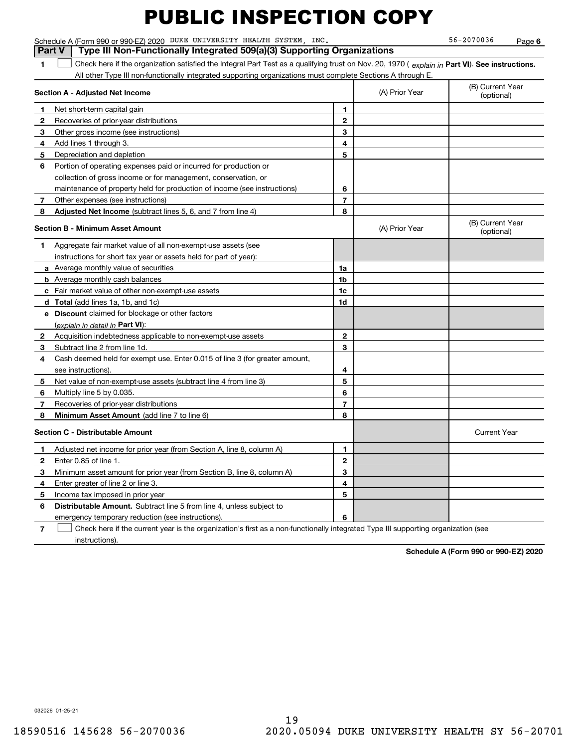# PUBLIC INSPECTION COPY

Schedule A (Form 990 or 990-EZ) 2020 DUKE UNIVERSITY HEALTH SYSTEM, INC. 56-2070036 Page **6**

**Part V | Type III Non-Functionally Integrated 509(a)(3) Supporting Organizations**

**1** ☐ Check here if the organization satisfied the Integral Part Test as a qualifying trust on Nov. 20, 1970 ( *explain in* **Part VI**). **See instructions.** All other Type III non-functionally integrated supporting organizations must complete Sections A through E.

| **Section A - Adjusted Net Income** | | (A) Prior Year | (B) Current Year (optional) |
|---|---|---|---|
| **1** Net short-term capital gain | 1 | | |
| **2** Recoveries of prior-year distributions | 2 | | |
| **3** Other gross income (see instructions) | 3 | | |
| **4** Add lines 1 through 3. | 4 | | |
| **5** Depreciation and depletion | 5 | | |
| **6** Portion of operating expenses paid or incurred for production or collection of gross income or for management, conservation, or maintenance of property held for production of income (see instructions) | 6 | | |
| **7** Other expenses (see instructions) | 7 | | |
| **8** **Adjusted Net Income** (subtract lines 5, 6, and 7 from line 4) | 8 | | |

| **Section B - Minimum Asset Amount** | | (A) Prior Year | (B) Current Year (optional) |
|---|---|---|---|
| **1** Aggregate fair market value of all non-exempt-use assets (see instructions for short tax year or assets held for part of year): | | | |
| **a** Average monthly value of securities | 1a | | |
| **b** Average monthly cash balances | 1b | | |
| **c** Fair market value of other non-exempt-use assets | 1c | | |
| **d** **Total** (add lines 1a, 1b, and 1c) | 1d | | |
| **e** **Discount** claimed for blockage or other factors (*explain in detail in* **Part VI**): | | | |
| **2** Acquisition indebtedness applicable to non-exempt-use assets | 2 | | |
| **3** Subtract line 2 from line 1d. | 3 | | |
| **4** Cash deemed held for exempt use. Enter 0.015 of line 3 (for greater amount, see instructions). | 4 | | |
| **5** Net value of non-exempt-use assets (subtract line 4 from line 3) | 5 | | |
| **6** Multiply line 5 by 0.035. | 6 | | |
| **7** Recoveries of prior-year distributions | 7 | | |
| **8** **Minimum Asset Amount** (add line 7 to line 6) | 8 | | |

| **Section C - Distributable Amount** | | | Current Year |
|---|---|---|---|
| **1** Adjusted net income for prior year (from Section A, line 8, column A) | 1 | | |
| **2** Enter 0.85 of line 1. | 2 | | |
| **3** Minimum asset amount for prior year (from Section B, line 8, column A) | 3 | | |
| **4** Enter greater of line 2 or line 3. | 4 | | |
| **5** Income tax imposed in prior year | 5 | | |
| **6** **Distributable Amount.** Subtract line 5 from line 4, unless subject to emergency temporary reduction (see instructions). | 6 | | |

**7** ☐ Check here if the current year is the organization's first as a non-functionally integrated Type III supporting organization (see instructions).

**Schedule A (Form 990 or 990-EZ) 2020**

032026 01-25-21

18590516 145628 56-2070036 2020.05094 DUKE UNIVERSITY HEALTH SY 56-20701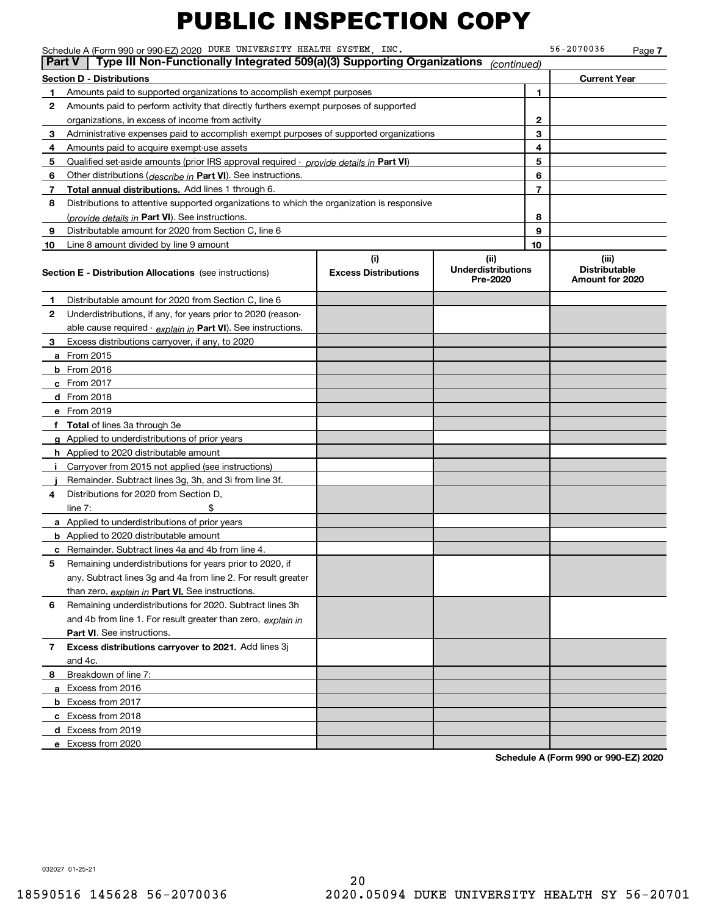# PUBLIC INSPECTION COPY

Schedule A (Form 990 or 990-EZ) 2020 DUKE UNIVERSITY HEALTH SYSTEM, INC. 56-2070036 Page **7**

**Part V | Type III Non-Functionally Integrated 509(a)(3) Supporting Organizations** *(continued)*

| **Section D - Distributions** | | | **Current Year** |
|---|---|---|---|
| **1** | Amounts paid to supported organizations to accomplish exempt purposes | **1** | |
| **2** | Amounts paid to perform activity that directly furthers exempt purposes of supported organizations, in excess of income from activity | **2** | |
| **3** | Administrative expenses paid to accomplish exempt purposes of supported organizations | **3** | |
| **4** | Amounts paid to acquire exempt-use assets | **4** | |
| **5** | Qualified set-aside amounts (prior IRS approval required - *provide details in* **Part VI**) | **5** | |
| **6** | Other distributions (*describe in* **Part VI**). See instructions. | **6** | |
| **7** | **Total annual distributions.** Add lines 1 through 6. | **7** | |
| **8** | Distributions to attentive supported organizations to which the organization is responsive (*provide details in* **Part VI**). See instructions. | **8** | |
| **9** | Distributable amount for 2020 from Section C, line 6 | **9** | |
| **10** | Line 8 amount divided by line 9 amount | **10** | |

| | **Section E - Distribution Allocations** (see instructions) | **(i) Excess Distributions** | **(ii) Underdistributions Pre-2020** | **(iii) Distributable Amount for 2020** |
|---|---|---|---|---|
| **1** | Distributable amount for 2020 from Section C, line 6 | | | |
| **2** | Underdistributions, if any, for years prior to 2020 (reasonable cause required - *explain in* **Part VI**). See instructions. | | | |
| **3** | Excess distributions carryover, if any, to 2020 | | | |
| **a** | From 2015 | | | |
| **b** | From 2016 | | | |
| **c** | From 2017 | | | |
| **d** | From 2018 | | | |
| **e** | From 2019 | | | |
| **f** | **Total** of lines 3a through 3e | | | |
| **g** | Applied to underdistributions of prior years | | | |
| **h** | Applied to 2020 distributable amount | | | |
| **i** | Carryover from 2015 not applied (see instructions) | | | |
| **j** | Remainder. Subtract lines 3g, 3h, and 3i from line 3f. | | | |
| **4** | Distributions for 2020 from Section D, line 7: $ | | | |
| **a** | Applied to underdistributions of prior years | | | |
| **b** | Applied to 2020 distributable amount | | | |
| **c** | Remainder. Subtract lines 4a and 4b from line 4. | | | |
| **5** | Remaining underdistributions for years prior to 2020, if any. Subtract lines 3g and 4a from line 2. For result greater than zero, *explain in* **Part VI.** See instructions. | | | |
| **6** | Remaining underdistributions for 2020. Subtract lines 3h and 4b from line 1. For result greater than zero, *explain in* **Part VI**. See instructions. | | | |
| **7** | **Excess distributions carryover to 2021.** Add lines 3j and 4c. | | | |
| **8** | Breakdown of line 7: | | | |
| **a** | Excess from 2016 | | | |
| **b** | Excess from 2017 | | | |
| **c** | Excess from 2018 | | | |
| **d** | Excess from 2019 | | | |
| **e** | Excess from 2020 | | | |

**Schedule A (Form 990 or 990-EZ) 2020**

032027 01-25-21

18590516 145628 56-2070036 2020.05094 DUKE UNIVERSITY HEALTH SY 56-20701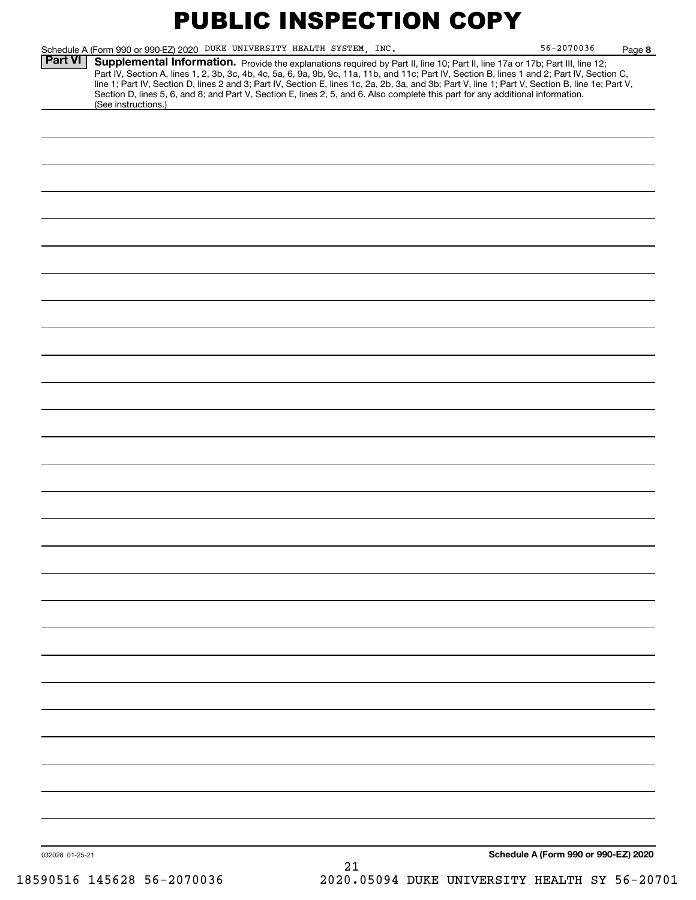# PUBLIC INSPECTION COPY

Schedule A (Form 990 or 990-EZ) 2020 DUKE UNIVERSITY HEALTH SYSTEM, INC. 56-2070036 Page **8**

**Part VI** **Supplemental Information.** Provide the explanations required by Part II, line 10; Part II, line 17a or 17b; Part III, line 12; Part IV, Section A, lines 1, 2, 3b, 3c, 4b, 4c, 5a, 6, 9a, 9b, 9c, 11a, 11b, and 11c; Part IV, Section B, lines 1 and 2; Part IV, Section C, line 1; Part IV, Section D, lines 2 and 3; Part IV, Section E, lines 1c, 2a, 2b, 3a, and 3b; Part V, line 1; Part V, Section B, line 1e; Part V, Section D, lines 5, 6, and 8; and Part V, Section E, lines 2, 5, and 6. Also complete this part for any additional information. (See instructions.)

032028 01-25-21

**Schedule A (Form 990 or 990-EZ) 2020**

18590516 145628 56-2070036 2020.05094 DUKE UNIVERSITY HEALTH SY 56-20701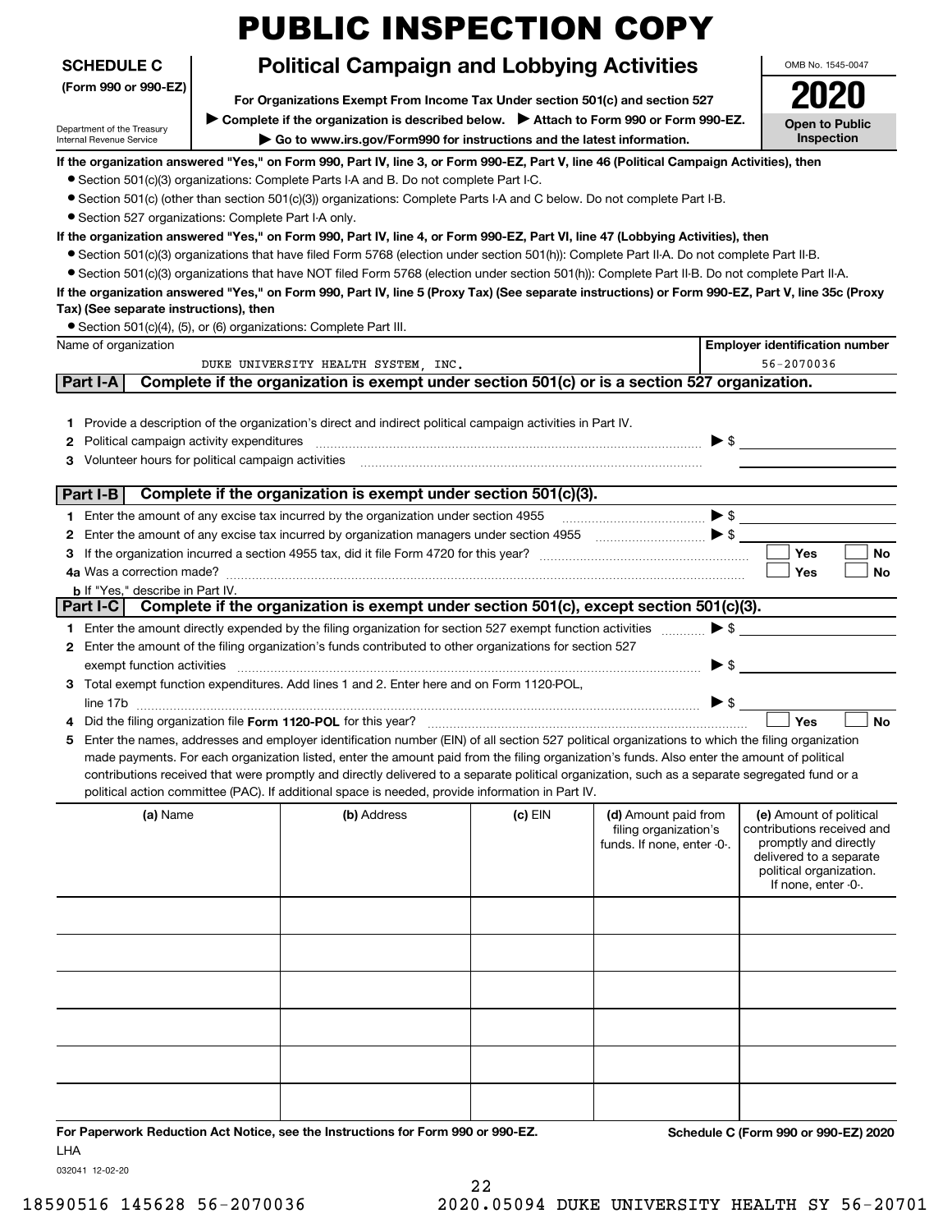# PUBLIC INSPECTION COPY

**SCHEDULE C** (Form 990 or 990-EZ)

Department of the Treasury
Internal Revenue Service

## Political Campaign and Lobbying Activities

**For Organizations Exempt From Income Tax Under section 501(c) and section 527**

▶ **Complete if the organization is described below.** ▶ **Attach to Form 990 or Form 990-EZ.**

▶ **Go to www.irs.gov/Form990 for instructions and the latest information.**

OMB No. 1545-0047

**2020**

**Open to Public Inspection**

**If the organization answered "Yes," on Form 990, Part IV, line 3, or Form 990-EZ, Part V, line 46 (Political Campaign Activities), then**

- Section 501(c)(3) organizations: Complete Parts I-A and B. Do not complete Part I-C.
- Section 501(c) (other than section 501(c)(3)) organizations: Complete Parts I-A and C below. Do not complete Part I-B.
- Section 527 organizations: Complete Part I-A only.

**If the organization answered "Yes," on Form 990, Part IV, line 4, or Form 990-EZ, Part VI, line 47 (Lobbying Activities), then**

- Section 501(c)(3) organizations that have filed Form 5768 (election under section 501(h)): Complete Part II-A. Do not complete Part II-B.
- Section 501(c)(3) organizations that have NOT filed Form 5768 (election under section 501(h)): Complete Part II-B. Do not complete Part II-A.

**If the organization answered "Yes," on Form 990, Part IV, line 5 (Proxy Tax) (See separate instructions) or Form 990-EZ, Part V, line 35c (Proxy Tax) (See separate instructions), then**

- Section 501(c)(4), (5), or (6) organizations: Complete Part III.

| Name of organization | Employer identification number |
|---|---|
| DUKE UNIVERSITY HEALTH SYSTEM, INC. | 56-2070036 |

### Part I-A Complete if the organization is exempt under section 501(c) or is a section 527 organization.

1 Provide a description of the organization's direct and indirect political campaign activities in Part IV.

2 Political campaign activity expenditures ▶ $

3 Volunteer hours for political campaign activities

### Part I-B Complete if the organization is exempt under section 501(c)(3).

1 Enter the amount of any excise tax incurred by the organization under section 4955 ▶ $

2 Enter the amount of any excise tax incurred by organization managers under section 4955 ▶ $

3 If the organization incurred a section 4955 tax, did it file Form 4720 for this year? ☐ Yes ☐ No

4a Was a correction made? ☐ Yes ☐ No

b If "Yes," describe in Part IV.

### Part I-C Complete if the organization is exempt under section 501(c), except section 501(c)(3).

1 Enter the amount directly expended by the filing organization for section 527 exempt function activities ▶ $

2 Enter the amount of the filing organization's funds contributed to other organizations for section 527 exempt function activities ▶ $

3 Total exempt function expenditures. Add lines 1 and 2. Enter here and on Form 1120-POL, line 17b ▶ $

4 Did the filing organization file **Form 1120-POL** for this year? ☐ Yes ☐ No

5 Enter the names, addresses and employer identification number (EIN) of all section 527 political organizations to which the filing organization made payments. For each organization listed, enter the amount paid from the filing organization's funds. Also enter the amount of political contributions received that were promptly and directly delivered to a separate political organization, such as a separate segregated fund or a political action committee (PAC). If additional space is needed, provide information in Part IV.

| (a) Name | (b) Address | (c) EIN | (d) Amount paid from filing organization's funds. If none, enter -0-. | (e) Amount of political contributions received and promptly and directly delivered to a separate political organization. If none, enter -0-. |
|---|---|---|---|---|
| | | | | |
| | | | | |
| | | | | |
| | | | | |
| | | | | |
| | | | | |

**For Paperwork Reduction Act Notice, see the Instructions for Form 990 or 990-EZ.** **Schedule C (Form 990 or 990-EZ) 2020**

LHA

032041 12-02-20

18590516 145628 56-2070036 2020.05094 DUKE UNIVERSITY HEALTH SY 56-20701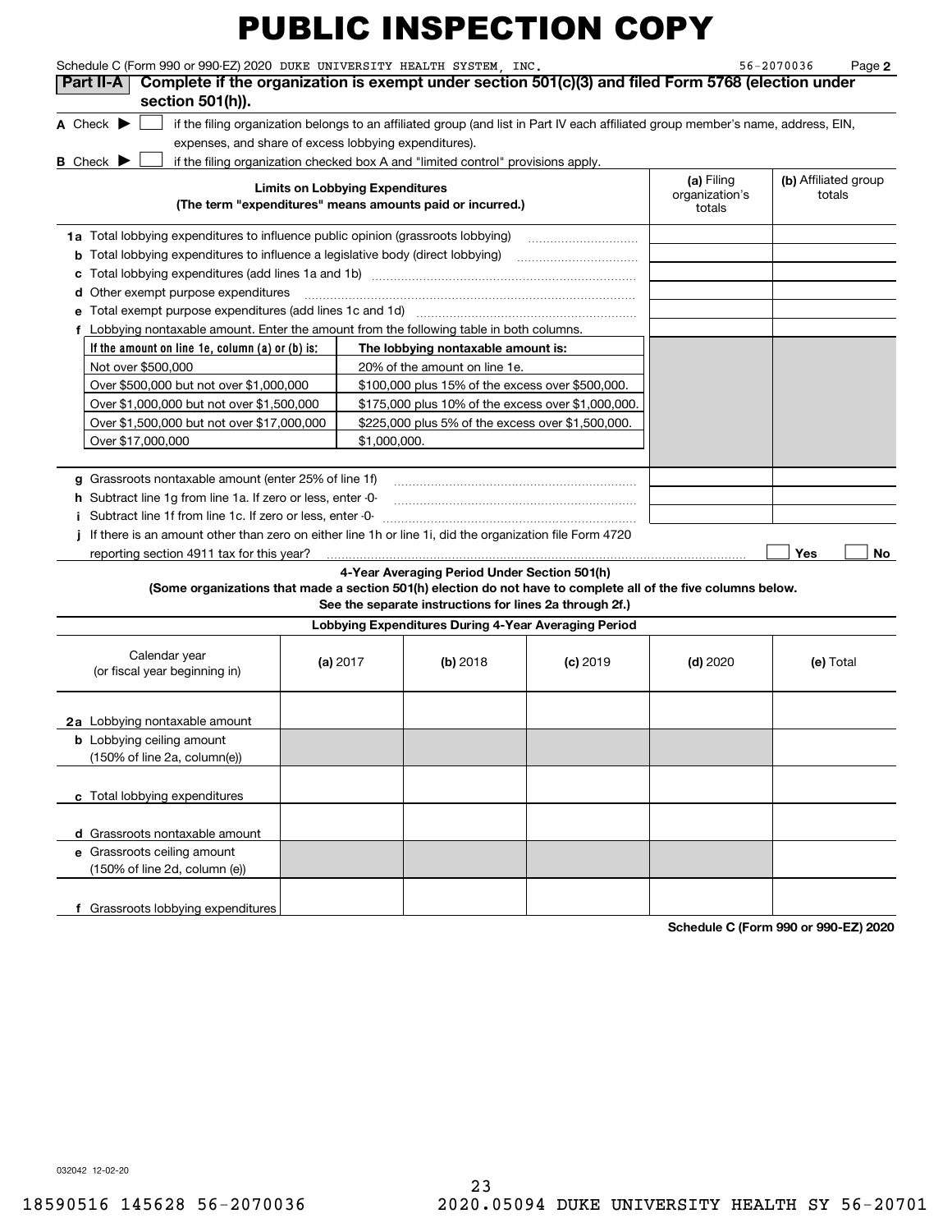# PUBLIC INSPECTION COPY

Schedule C (Form 990 or 990-EZ) 2020 DUKE UNIVERSITY HEALTH SYSTEM, INC. 56-2070036 Page **2**

**Part II-A** **Complete if the organization is exempt under section 501(c)(3) and filed Form 5768 (election under section 501(h)).**

**A** Check ▶ ☐ if the filing organization belongs to an affiliated group (and list in Part IV each affiliated group member's name, address, EIN, expenses, and share of excess lobbying expenditures).

**B** Check ▶ ☐ if the filing organization checked box A and "limited control" provisions apply.

| **Limits on Lobbying Expenditures** (The term "expenditures" means amounts paid or incurred.) | **(a)** Filing organization's totals | **(b)** Affiliated group totals |
|---|---|---|
| **1a** Total lobbying expenditures to influence public opinion (grassroots lobbying) | | |
| **b** Total lobbying expenditures to influence a legislative body (direct lobbying) | | |
| **c** Total lobbying expenditures (add lines 1a and 1b) | | |
| **d** Other exempt purpose expenditures | | |
| **e** Total exempt purpose expenditures (add lines 1c and 1d) | | |
| **f** Lobbying nontaxable amount. Enter the amount from the following table in both columns. | | |

| If the amount on line 1e, column (a) or (b) is: | The lobbying nontaxable amount is: |
|---|---|
| Not over $500,000 | 20% of the amount on line 1e. |
| Over $500,000 but not over $1,000,000 | $100,000 plus 15% of the excess over $500,000. |
| Over $1,000,000 but not over $1,500,000 | $175,000 plus 10% of the excess over $1,000,000. |
| Over $1,500,000 but not over $17,000,000 | $225,000 plus 5% of the excess over $1,500,000. |
| Over $17,000,000 | $1,000,000. |

| | (a) | (b) |
|---|---|---|
| **g** Grassroots nontaxable amount (enter 25% of line 1f) | | |
| **h** Subtract line 1g from line 1a. If zero or less, enter -0- | | |
| **i** Subtract line 1f from line 1c. If zero or less, enter -0- | | |
| **j** If there is an amount other than zero on either line 1h or line 1i, did the organization file Form 4720 reporting section 4911 tax for this year? | ☐ Yes | ☐ No |

**4-Year Averaging Period Under Section 501(h)**

**(Some organizations that made a section 501(h) election do not have to complete all of the five columns below. See the separate instructions for lines 2a through 2f.)**

**Lobbying Expenditures During 4-Year Averaging Period**

| Calendar year (or fiscal year beginning in) | **(a)** 2017 | **(b)** 2018 | **(c)** 2019 | **(d)** 2020 | **(e)** Total |
|---|---|---|---|---|---|
| **2a** Lobbying nontaxable amount | | | | | |
| **b** Lobbying ceiling amount (150% of line 2a, column(e)) | | | | | |
| **c** Total lobbying expenditures | | | | | |
| **d** Grassroots nontaxable amount | | | | | |
| **e** Grassroots ceiling amount (150% of line 2d, column (e)) | | | | | |
| **f** Grassroots lobbying expenditures | | | | | |

**Schedule C (Form 990 or 990-EZ) 2020**

032042 12-02-20

18590516 145628 56-2070036 2020.05094 DUKE UNIVERSITY HEALTH SY 56-20701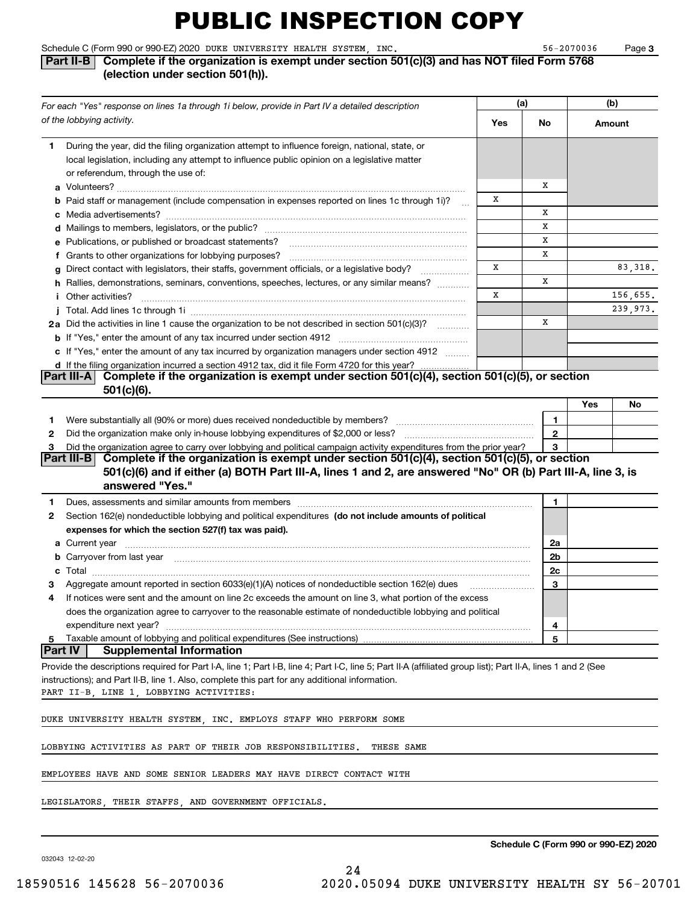# PUBLIC INSPECTION COPY

Schedule C (Form 990 or 990-EZ) 2020 DUKE UNIVERSITY HEALTH SYSTEM, INC. 56-2070036 Page **3**

## Part II-B Complete if the organization is exempt under section 501(c)(3) and has NOT filed Form 5768 (election under section 501(h)).

| *For each "Yes" response on lines 1a through 1i below, provide in Part IV a detailed description of the lobbying activity.* | (a) Yes | (a) No | (b) Amount |
|---|---|---|---|
| **1** During the year, did the filing organization attempt to influence foreign, national, state, or local legislation, including any attempt to influence public opinion on a legislative matter or referendum, through the use of: | | | |
| **a** Volunteers? | | X | |
| **b** Paid staff or management (include compensation in expenses reported on lines 1c through 1i)? | X | | |
| **c** Media advertisements? | | X | |
| **d** Mailings to members, legislators, or the public? | | X | |
| **e** Publications, or published or broadcast statements? | | X | |
| **f** Grants to other organizations for lobbying purposes? | | X | |
| **g** Direct contact with legislators, their staffs, government officials, or a legislative body? | X | | 83,318. |
| **h** Rallies, demonstrations, seminars, conventions, speeches, lectures, or any similar means? | | X | |
| **i** Other activities? | X | | 156,655. |
| **j** Total. Add lines 1c through 1i | | | 239,973. |
| **2a** Did the activities in line 1 cause the organization to be not described in section 501(c)(3)? | | X | |
| **b** If "Yes," enter the amount of any tax incurred under section 4912 | | | |
| **c** If "Yes," enter the amount of any tax incurred by organization managers under section 4912 | | | |
| **d** If the filing organization incurred a section 4912 tax, did it file Form 4720 for this year? | | | |

## Part III-A Complete if the organization is exempt under section 501(c)(4), section 501(c)(5), or section 501(c)(6).

| | | | Yes | No |
|---|---|---|---|---|
| **1** | Were substantially all (90% or more) dues received nondeductible by members? | 1 | | |
| **2** | Did the organization make only in-house lobbying expenditures of $2,000 or less? | 2 | | |
| **3** | Did the organization agree to carry over lobbying and political campaign activity expenditures from the prior year? | 3 | | |

## Part III-B Complete if the organization is exempt under section 501(c)(4), section 501(c)(5), or section 501(c)(6) and if either (a) BOTH Part III-A, lines 1 and 2, are answered "No" OR (b) Part III-A, line 3, is answered "Yes."

| | | | |
|---|---|---|---|
| **1** | Dues, assessments and similar amounts from members | 1 | |
| **2** | Section 162(e) nondeductible lobbying and political expenditures **(do not include amounts of political expenses for which the section 527(f) tax was paid).** | | |
| **a** | Current year | 2a | |
| **b** | Carryover from last year | 2b | |
| **c** | Total | 2c | |
| **3** | Aggregate amount reported in section 6033(e)(1)(A) notices of nondeductible section 162(e) dues | 3 | |
| **4** | If notices were sent and the amount on line 2c exceeds the amount on line 3, what portion of the excess does the organization agree to carryover to the reasonable estimate of nondeductible lobbying and political expenditure next year? | 4 | |
| **5** | Taxable amount of lobbying and political expenditures (See instructions) | 5 | |

## Part IV Supplemental Information

Provide the descriptions required for Part I-A, line 1; Part I-B, line 4; Part I-C, line 5; Part II-A (affiliated group list); Part II-A, lines 1 and 2 (See instructions); and Part II-B, line 1. Also, complete this part for any additional information.

PART II-B, LINE 1, LOBBYING ACTIVITIES:

DUKE UNIVERSITY HEALTH SYSTEM, INC. EMPLOYS STAFF WHO PERFORM SOME LOBBYING ACTIVITIES AS PART OF THEIR JOB RESPONSIBILITIES. THESE SAME EMPLOYEES HAVE AND SOME SENIOR LEADERS MAY HAVE DIRECT CONTACT WITH LEGISLATORS, THEIR STAFFS, AND GOVERNMENT OFFICIALS.

**Schedule C (Form 990 or 990-EZ) 2020**

032043 12-02-20

18590516 145628 56-2070036 2020.05094 DUKE UNIVERSITY HEALTH SY 56-20701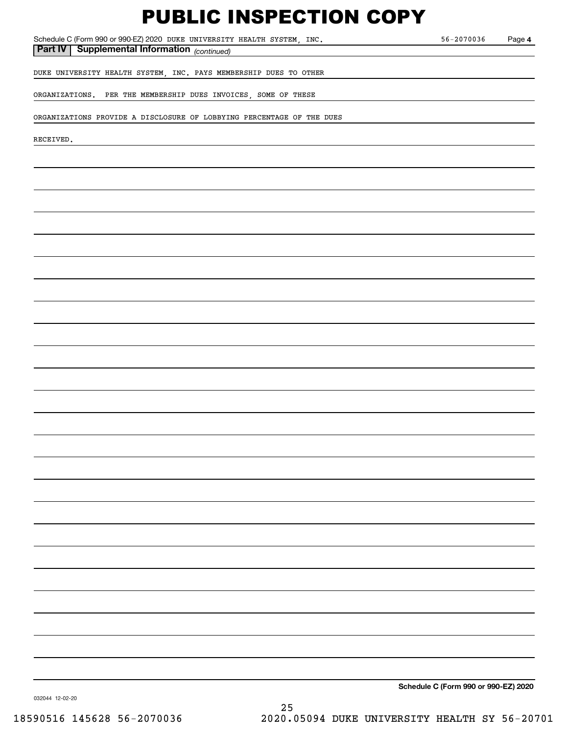# PUBLIC INSPECTION COPY

Schedule C (Form 990 or 990-EZ) 2020 DUKE UNIVERSITY HEALTH SYSTEM, INC. 56-2070036 Page **4**

**Part IV | Supplemental Information** *(continued)*

DUKE UNIVERSITY HEALTH SYSTEM, INC. PAYS MEMBERSHIP DUES TO OTHER ORGANIZATIONS. PER THE MEMBERSHIP DUES INVOICES, SOME OF THESE ORGANIZATIONS PROVIDE A DISCLOSURE OF LOBBYING PERCENTAGE OF THE DUES RECEIVED.

**Schedule C (Form 990 or 990-EZ) 2020**

032044 12-02-20

18590516 145628 56-2070036 2020.05094 DUKE UNIVERSITY HEALTH SY 56-20701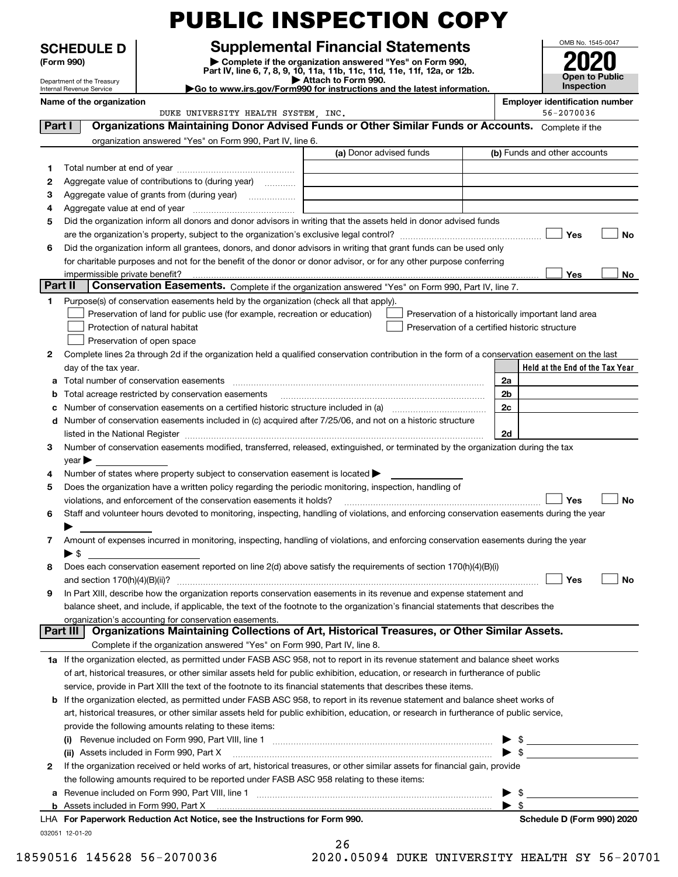# PUBLIC INSPECTION COPY

**SCHEDULE D (Form 990)**

Department of the Treasury
Internal Revenue Service

## Supplemental Financial Statements

▶ Complete if the organization answered "Yes" on Form 990, Part IV, line 6, 7, 8, 9, 10, 11a, 11b, 11c, 11d, 11e, 11f, 12a, or 12b.
▶ Attach to Form 990.
▶Go to www.irs.gov/Form990 for instructions and the latest information.

OMB No. 1545-0047

**2020**

**Open to Public Inspection**

**Name of the organization:** DUKE UNIVERSITY HEALTH SYSTEM, INC.

**Employer identification number:** 56-2070036

**Part I — Organizations Maintaining Donor Advised Funds or Other Similar Funds or Accounts.** Complete if the organization answered "Yes" on Form 990, Part IV, line 6.

| | | (a) Donor advised funds | (b) Funds and other accounts |
|---|---|---|---|
| 1 | Total number at end of year | | |
| 2 | Aggregate value of contributions to (during year) | | |
| 3 | Aggregate value of grants from (during year) | | |
| 4 | Aggregate value at end of year | | |

5 Did the organization inform all donors and donor advisors in writing that the assets held in donor advised funds are the organization's property, subject to the organization's exclusive legal control? ☐ Yes ☐ No

6 Did the organization inform all grantees, donors, and donor advisors in writing that grant funds can be used only for charitable purposes and not for the benefit of the donor or donor advisor, or for any other purpose conferring impermissible private benefit? ☐ Yes ☐ No

**Part II — Conservation Easements.** Complete if the organization answered "Yes" on Form 990, Part IV, line 7.

1 Purpose(s) of conservation easements held by the organization (check all that apply).

- ☐ Preservation of land for public use (for example, recreation or education)
- ☐ Preservation of a historically important land area
- ☐ Protection of natural habitat
- ☐ Preservation of a certified historic structure
- ☐ Preservation of open space

2 Complete lines 2a through 2d if the organization held a qualified conservation contribution in the form of a conservation easement on the last day of the tax year.

| | | | Held at the End of the Tax Year |
|---|---|---|---|
| a | Total number of conservation easements | 2a | |
| b | Total acreage restricted by conservation easements | 2b | |
| c | Number of conservation easements on a certified historic structure included in (a) | 2c | |
| d | Number of conservation easements included in (c) acquired after 7/25/06, and not on a historic structure listed in the National Register | 2d | |

3 Number of conservation easements modified, transferred, released, extinguished, or terminated by the organization during the tax year ▶

4 Number of states where property subject to conservation easement is located ▶

5 Does the organization have a written policy regarding the periodic monitoring, inspection, handling of violations, and enforcement of the conservation easements it holds? ☐ Yes ☐ No

6 Staff and volunteer hours devoted to monitoring, inspecting, handling of violations, and enforcing conservation easements during the year ▶

7 Amount of expenses incurred in monitoring, inspecting, handling of violations, and enforcing conservation easements during the year ▶ $

8 Does each conservation easement reported on line 2(d) above satisfy the requirements of section 170(h)(4)(B)(i) and section 170(h)(4)(B)(ii)? ☐ Yes ☐ No

9 In Part XIII, describe how the organization reports conservation easements in its revenue and expense statement and balance sheet, and include, if applicable, the text of the footnote to the organization's financial statements that describes the organization's accounting for conservation easements.

**Part III — Organizations Maintaining Collections of Art, Historical Treasures, or Other Similar Assets.** Complete if the organization answered "Yes" on Form 990, Part IV, line 8.

1a If the organization elected, as permitted under FASB ASC 958, not to report in its revenue statement and balance sheet works of art, historical treasures, or other similar assets held for public exhibition, education, or research in furtherance of public service, provide in Part XIII the text of the footnote to its financial statements that describes these items.

b If the organization elected, as permitted under FASB ASC 958, to report in its revenue statement and balance sheet works of art, historical treasures, or other similar assets held for public exhibition, education, or research in furtherance of public service, provide the following amounts relating to these items:

(i) Revenue included on Form 990, Part VIII, line 1 ▶ $

(ii) Assets included in Form 990, Part X ▶ $

2 If the organization received or held works of art, historical treasures, or other similar assets for financial gain, provide the following amounts required to be reported under FASB ASC 958 relating to these items:

a Revenue included on Form 990, Part VIII, line 1 ▶ $

b Assets included in Form 990, Part X ▶ $

LHA **For Paperwork Reduction Act Notice, see the Instructions for Form 990.** **Schedule D (Form 990) 2020**

032051 12-01-20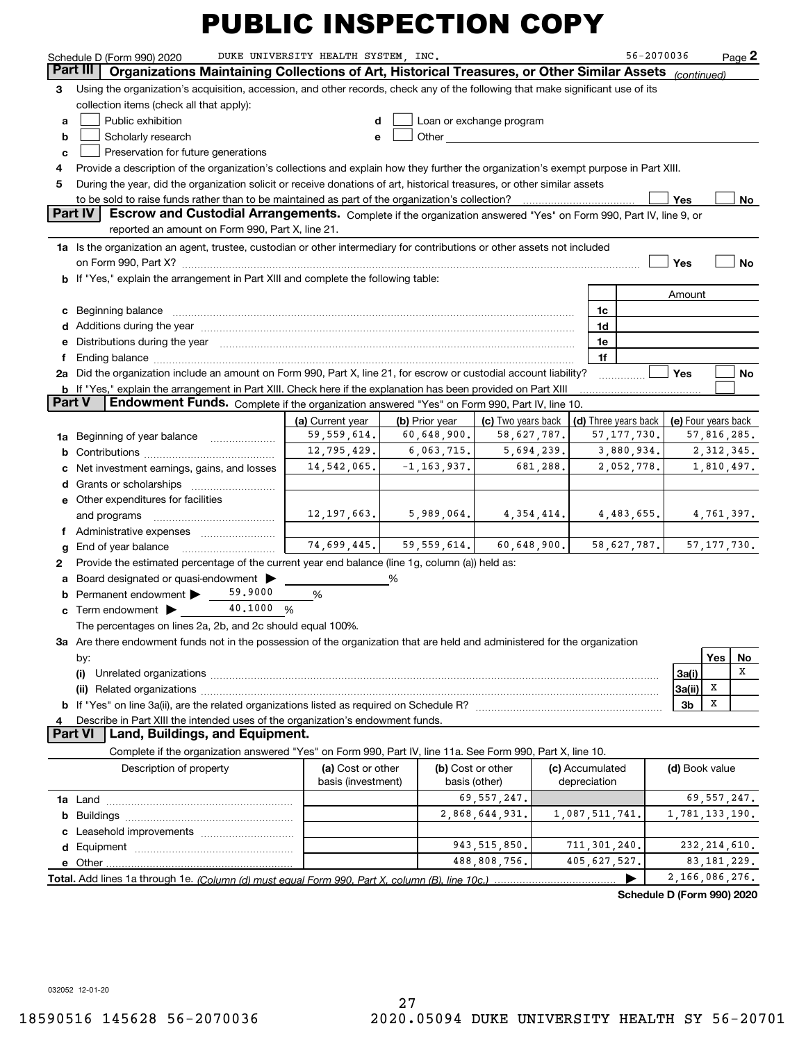# PUBLIC INSPECTION COPY

Schedule D (Form 990) 2020 DUKE UNIVERSITY HEALTH SYSTEM, INC. 56-2070036 Page 2

## Part III Organizations Maintaining Collections of Art, Historical Treasures, or Other Similar Assets *(continued)*

**3** Using the organization's acquisition, accession, and other records, check any of the following that make significant use of its collection items (check all that apply):

- **a** ☐ Public exhibition
- **b** ☐ Scholarly research
- **c** ☐ Preservation for future generations
- **d** ☐ Loan or exchange program
- **e** ☐ Other

**4** Provide a description of the organization's collections and explain how they further the organization's exempt purpose in Part XIII.

**5** During the year, did the organization solicit or receive donations of art, historical treasures, or other similar assets to be sold to raise funds rather than to be maintained as part of the organization's collection? ☐ Yes ☐ No

## Part IV Escrow and Custodial Arrangements.

Complete if the organization answered "Yes" on Form 990, Part IV, line 9, or reported an amount on Form 990, Part X, line 21.

**1a** Is the organization an agent, trustee, custodian or other intermediary for contributions or other assets not included on Form 990, Part X? ☐ Yes ☐ No

**b** If "Yes," explain the arrangement in Part XIII and complete the following table:

| | | Amount |
|---|---|---|
| **c** Beginning balance | 1c | |
| **d** Additions during the year | 1d | |
| **e** Distributions during the year | 1e | |
| **f** Ending balance | 1f | |

**2a** Did the organization include an amount on Form 990, Part X, line 21, for escrow or custodial account liability? ☐ Yes ☐ No

**b** If "Yes," explain the arrangement in Part XIII. Check here if the explanation has been provided on Part XIII ☐

## Part V Endowment Funds.

Complete if the organization answered "Yes" on Form 990, Part IV, line 10.

| | (a) Current year | (b) Prior year | (c) Two years back | (d) Three years back | (e) Four years back |
|---|---|---|---|---|---|
| **1a** Beginning of year balance | 59,559,614. | 60,648,900. | 58,627,787. | 57,177,730. | 57,816,285. |
| **b** Contributions | 12,795,429. | 6,063,715. | 5,694,239. | 3,880,934. | 2,312,345. |
| **c** Net investment earnings, gains, and losses | 14,542,065. | -1,163,937. | 681,288. | 2,052,778. | 1,810,497. |
| **d** Grants or scholarships | | | | | |
| **e** Other expenditures for facilities and programs | 12,197,663. | 5,989,064. | 4,354,414. | 4,483,655. | 4,761,397. |
| **f** Administrative expenses | | | | | |
| **g** End of year balance | 74,699,445. | 59,559,614. | 60,648,900. | 58,627,787. | 57,177,730. |

**2** Provide the estimated percentage of the current year end balance (line 1g, column (a)) held as:

- **a** Board designated or quasi-endowment ▶ ______ %
- **b** Permanent endowment ▶ 59.9000 %
- **c** Term endowment ▶ 40.1000 %

The percentages on lines 2a, 2b, and 2c should equal 100%.

**3a** Are there endowment funds not in the possession of the organization that are held and administered for the organization by:

| | | Yes | No |
|---|---|---|---|
| **(i)** Unrelated organizations | 3a(i) | | X |
| **(ii)** Related organizations | 3a(ii) | X | |
| **b** If "Yes" on line 3a(ii), are the related organizations listed as required on Schedule R? | 3b | X | |

**4** Describe in Part XIII the intended uses of the organization's endowment funds.

## Part VI Land, Buildings, and Equipment.

Complete if the organization answered "Yes" on Form 990, Part IV, line 11a. See Form 990, Part X, line 10.

| Description of property | (a) Cost or other basis (investment) | (b) Cost or other basis (other) | (c) Accumulated depreciation | (d) Book value |
|---|---|---|---|---|
| **1a** Land | | 69,557,247. | | 69,557,247. |
| **b** Buildings | | 2,868,644,931. | 1,087,511,741. | 1,781,133,190. |
| **c** Leasehold improvements | | | | |
| **d** Equipment | | 943,515,850. | 711,301,240. | 232,214,610. |
| **e** Other | | 488,808,756. | 405,627,527. | 83,181,229. |
| **Total.** Add lines 1a through 1e. *(Column (d) must equal Form 990, Part X, column (B), line 10c.)* ▶ | | | | 2,166,086,276. |

**Schedule D (Form 990) 2020**

032052 12-01-20

18590516 145628 56-2070036 2020.05094 DUKE UNIVERSITY HEALTH SY 56-20701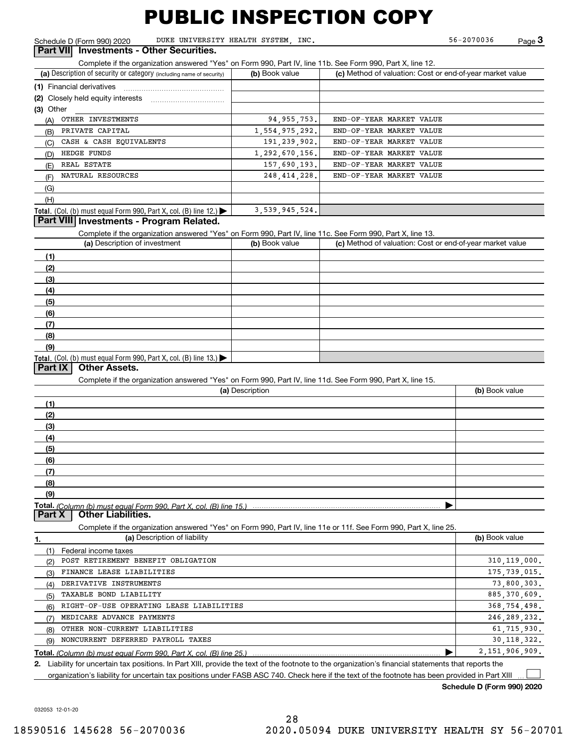# PUBLIC INSPECTION COPY

Schedule D (Form 990) 2020 DUKE UNIVERSITY HEALTH SYSTEM, INC. 56-2070036 Page 3

## Part VII Investments - Other Securities.

Complete if the organization answered "Yes" on Form 990, Part IV, line 11b. See Form 990, Part X, line 12.

| (a) Description of security or category (including name of security) | (b) Book value | (c) Method of valuation: Cost or end-of-year market value |
|---|---|---|
| (1) Financial derivatives | | |
| (2) Closely held equity interests | | |
| (3) Other | | |
| (A) OTHER INVESTMENTS | 94,955,753. | END-OF-YEAR MARKET VALUE |
| (B) PRIVATE CAPITAL | 1,554,975,292. | END-OF-YEAR MARKET VALUE |
| (C) CASH & CASH EQUIVALENTS | 191,239,902. | END-OF-YEAR MARKET VALUE |
| (D) HEDGE FUNDS | 1,292,670,156. | END-OF-YEAR MARKET VALUE |
| (E) REAL ESTATE | 157,690,193. | END-OF-YEAR MARKET VALUE |
| (F) NATURAL RESOURCES | 248,414,228. | END-OF-YEAR MARKET VALUE |
| (G) | | |
| (H) | | |
| **Total.** (Col. (b) must equal Form 990, Part X, col. (B) line 12.) | 3,539,945,524. | |

## Part VIII Investments - Program Related.

Complete if the organization answered "Yes" on Form 990, Part IV, line 11c. See Form 990, Part X, line 13.

| (a) Description of investment | (b) Book value | (c) Method of valuation: Cost or end-of-year market value |
|---|---|---|
| (1) | | |
| (2) | | |
| (3) | | |
| (4) | | |
| (5) | | |
| (6) | | |
| (7) | | |
| (8) | | |
| (9) | | |
| **Total.** (Col. (b) must equal Form 990, Part X, col. (B) line 13.) | | |

## Part IX Other Assets.

Complete if the organization answered "Yes" on Form 990, Part IV, line 11d. See Form 990, Part X, line 15.

| (a) Description | (b) Book value |
|---|---|
| (1) | |
| (2) | |
| (3) | |
| (4) | |
| (5) | |
| (6) | |
| (7) | |
| (8) | |
| (9) | |
| **Total.** *(Column (b) must equal Form 990, Part X, col. (B) line 15.)* | |

## Part X Other Liabilities.

Complete if the organization answered "Yes" on Form 990, Part IV, line 11e or 11f. See Form 990, Part X, line 25.

| 1. (a) Description of liability | (b) Book value |
|---|---|
| (1) Federal income taxes | |
| (2) POST RETIREMENT BENEFIT OBLIGATION | 310,119,000. |
| (3) FINANCE LEASE LIABILITIES | 175,739,015. |
| (4) DERIVATIVE INSTRUMENTS | 73,800,303. |
| (5) TAXABLE BOND LIABILITY | 885,370,609. |
| (6) RIGHT-OF-USE OPERATING LEASE LIABILITIES | 368,754,498. |
| (7) MEDICARE ADVANCE PAYMENTS | 246,289,232. |
| (8) OTHER NON-CURRENT LIABILITIES | 61,715,930. |
| (9) NONCURRENT DEFERRED PAYROLL TAXES | 30,118,322. |
| **Total.** *(Column (b) must equal Form 990, Part X, col. (B) line 25.)* | 2,151,906,909. |

2. Liability for uncertain tax positions. In Part XIII, provide the text of the footnote to the organization's financial statements that reports the organization's liability for uncertain tax positions under FASB ASC 740. Check here if the text of the footnote has been provided in Part XIII ☐

**Schedule D (Form 990) 2020**

032053 12-01-20

18590516 145628 56-2070036 2020.05094 DUKE UNIVERSITY HEALTH SY 56-20701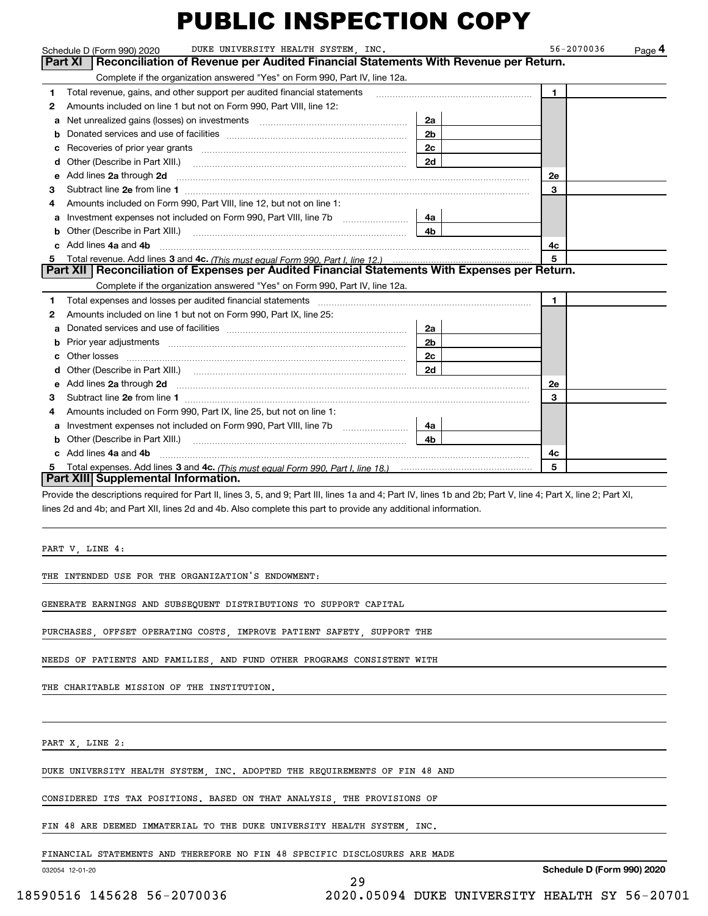# PUBLIC INSPECTION COPY

Schedule D (Form 990) 2020 DUKE UNIVERSITY HEALTH SYSTEM, INC. 56-2070036 Page **4**

## Part XI Reconciliation of Revenue per Audited Financial Statements With Revenue per Return.

Complete if the organization answered "Yes" on Form 990, Part IV, line 12a.

| | | | | | |
|---|---|---|---|---|---|
| **1** | Total revenue, gains, and other support per audited financial statements | | | 1 | |
| **2** | Amounts included on line 1 but not on Form 990, Part VIII, line 12: | | | | |
| **a** | Net unrealized gains (losses) on investments | 2a | | | |
| **b** | Donated services and use of facilities | 2b | | | |
| **c** | Recoveries of prior year grants | 2c | | | |
| **d** | Other (Describe in Part XIII.) | 2d | | | |
| **e** | Add lines **2a** through **2d** | | | 2e | |
| **3** | Subtract line **2e** from line **1** | | | 3 | |
| **4** | Amounts included on Form 990, Part VIII, line 12, but not on line 1: | | | | |
| **a** | Investment expenses not included on Form 990, Part VIII, line 7b | 4a | | | |
| **b** | Other (Describe in Part XIII.) | 4b | | | |
| **c** | Add lines **4a** and **4b** | | | 4c | |
| **5** | Total revenue. Add lines **3** and **4c.** *(This must equal Form 990, Part I, line 12.)* | | | 5 | |

## Part XII Reconciliation of Expenses per Audited Financial Statements With Expenses per Return.

Complete if the organization answered "Yes" on Form 990, Part IV, line 12a.

| | | | | | |
|---|---|---|---|---|---|
| **1** | Total expenses and losses per audited financial statements | | | 1 | |
| **2** | Amounts included on line 1 but not on Form 990, Part IX, line 25: | | | | |
| **a** | Donated services and use of facilities | 2a | | | |
| **b** | Prior year adjustments | 2b | | | |
| **c** | Other losses | 2c | | | |
| **d** | Other (Describe in Part XIII.) | 2d | | | |
| **e** | Add lines **2a** through **2d** | | | 2e | |
| **3** | Subtract line **2e** from line **1** | | | 3 | |
| **4** | Amounts included on Form 990, Part IX, line 25, but not on line 1: | | | | |
| **a** | Investment expenses not included on Form 990, Part VIII, line 7b | 4a | | | |
| **b** | Other (Describe in Part XIII.) | 4b | | | |
| **c** | Add lines **4a** and **4b** | | | 4c | |
| **5** | Total expenses. Add lines **3** and **4c.** *(This must equal Form 990, Part I, line 18.)* | | | 5 | |

## Part XIII Supplemental Information.

Provide the descriptions required for Part II, lines 3, 5, and 9; Part III, lines 1a and 4; Part IV, lines 1b and 2b; Part V, line 4; Part X, line 2; Part XI, lines 2d and 4b; and Part XII, lines 2d and 4b. Also complete this part to provide any additional information.

PART V, LINE 4:

THE INTENDED USE FOR THE ORGANIZATION'S ENDOWMENT:

GENERATE EARNINGS AND SUBSEQUENT DISTRIBUTIONS TO SUPPORT CAPITAL PURCHASES, OFFSET OPERATING COSTS, IMPROVE PATIENT SAFETY, SUPPORT THE NEEDS OF PATIENTS AND FAMILIES, AND FUND OTHER PROGRAMS CONSISTENT WITH THE CHARITABLE MISSION OF THE INSTITUTION.

PART X, LINE 2:

DUKE UNIVERSITY HEALTH SYSTEM, INC. ADOPTED THE REQUIREMENTS OF FIN 48 AND CONSIDERED ITS TAX POSITIONS. BASED ON THAT ANALYSIS, THE PROVISIONS OF FIN 48 ARE DEEMED IMMATERIAL TO THE DUKE UNIVERSITY HEALTH SYSTEM, INC. FINANCIAL STATEMENTS AND THEREFORE NO FIN 48 SPECIFIC DISCLOSURES ARE MADE

032054 12-01-20 **Schedule D (Form 990) 2020**

18590516 145628 56-2070036 2020.05094 DUKE UNIVERSITY HEALTH SY 56-20701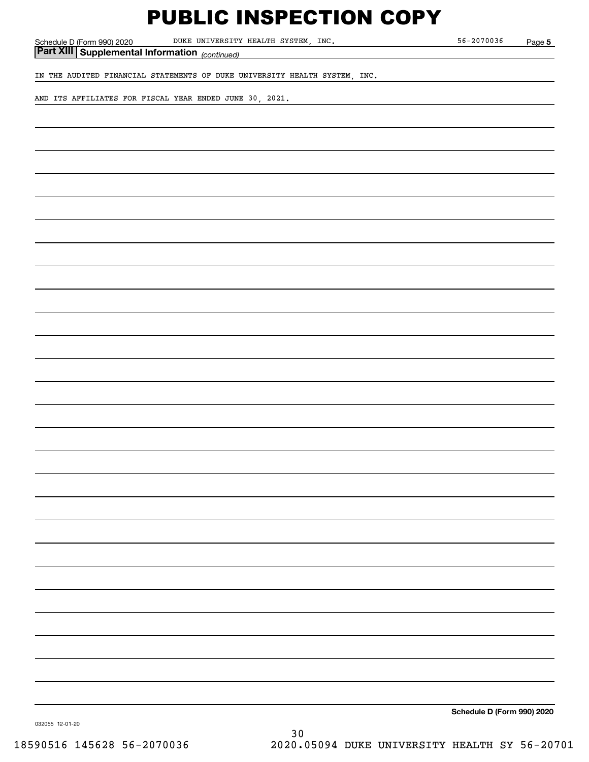# PUBLIC INSPECTION COPY

Schedule D (Form 990) 2020 DUKE UNIVERSITY HEALTH SYSTEM, INC. 56-2070036 Page 5

## Part XIII Supplemental Information *(continued)*

IN THE AUDITED FINANCIAL STATEMENTS OF DUKE UNIVERSITY HEALTH SYSTEM, INC.

AND ITS AFFILIATES FOR FISCAL YEAR ENDED JUNE 30, 2021.

**Schedule D (Form 990) 2020**

032055 12-01-20

18590516 145628 56-2070036 2020.05094 DUKE UNIVERSITY HEALTH SY 56-20701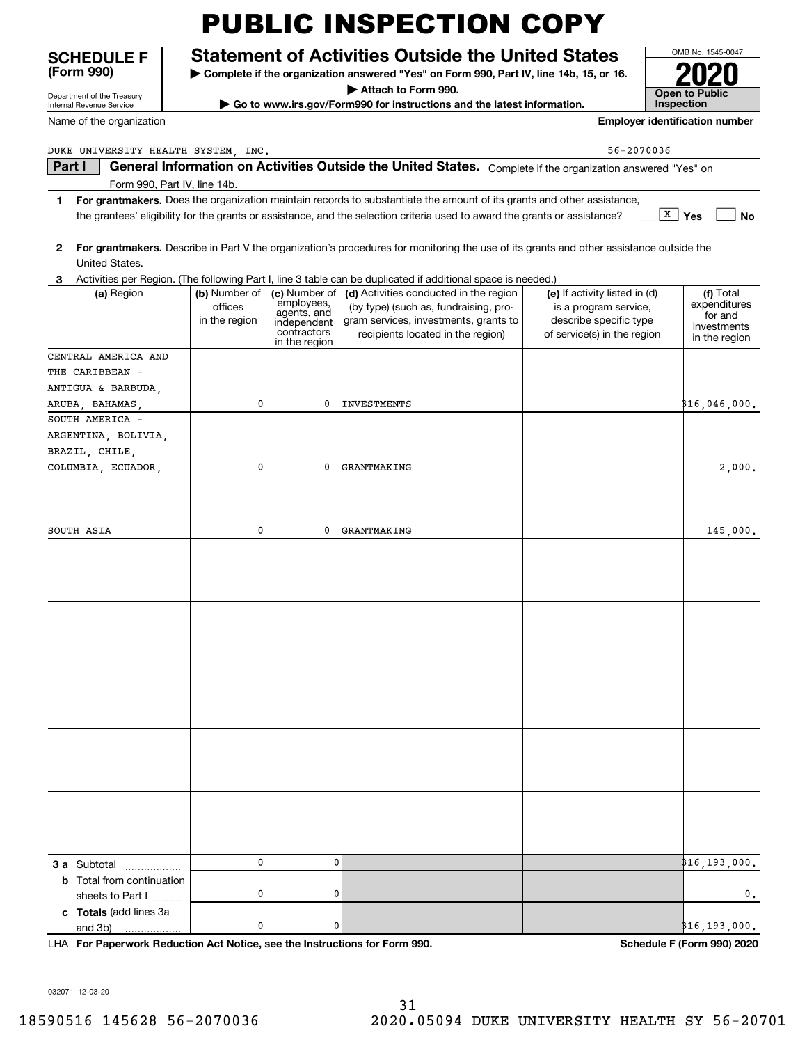# PUBLIC INSPECTION COPY

**SCHEDULE F (Form 990)**

Department of the Treasury
Internal Revenue Service

## Statement of Activities Outside the United States

▶ Complete if the organization answered "Yes" on Form 990, Part IV, line 14b, 15, or 16.
▶ Attach to Form 990.
▶ Go to www.irs.gov/Form990 for instructions and the latest information.

OMB No. 1545-0047

**2020**

**Open to Public Inspection**

Name of the organization: DUKE UNIVERSITY HEALTH SYSTEM, INC.

Employer identification number: 56-2070036

**Part I — General Information on Activities Outside the United States.** Complete if the organization answered "Yes" on Form 990, Part IV, line 14b.

1. **For grantmakers.** Does the organization maintain records to substantiate the amount of its grants and other assistance, the grantees' eligibility for the grants or assistance, and the selection criteria used to award the grants or assistance? ☒ Yes ☐ No

2. **For grantmakers.** Describe in Part V the organization's procedures for monitoring the use of its grants and other assistance outside the United States.

3. Activities per Region. (The following Part I, line 3 table can be duplicated if additional space is needed.)

| (a) Region | (b) Number of offices in the region | (c) Number of employees, agents, and independent contractors in the region | (d) Activities conducted in the region (by type) (such as, fundraising, program services, investments, grants to recipients located in the region) | (e) If activity listed in (d) is a program service, describe specific type of service(s) in the region | (f) Total expenditures for and investments in the region |
|---|---|---|---|---|---|
| CENTRAL AMERICA AND THE CARIBBEAN - ANTIGUA & BARBUDA, ARUBA, BAHAMAS, | 0 | 0 | INVESTMENTS | | 316,046,000. |
| SOUTH AMERICA - ARGENTINA, BOLIVIA, BRAZIL, CHILE, COLUMBIA, ECUADOR, | 0 | 0 | GRANTMAKING | | 2,000. |
| SOUTH ASIA | 0 | 0 | GRANTMAKING | | 145,000. |
| | | | | | |
| | | | | | |
| | | | | | |
| | | | | | |
| | | | | | |
| **3 a** Subtotal | 0 | 0 | | | 316,193,000. |
| **b** Total from continuation sheets to Part I | 0 | 0 | | | 0. |
| **c Totals** (add lines 3a and 3b) | 0 | 0 | | | 316,193,000. |

LHA **For Paperwork Reduction Act Notice, see the Instructions for Form 990.** **Schedule F (Form 990) 2020**

032071 12-03-20

18590516 145628 56-2070036 2020.05094 DUKE UNIVERSITY HEALTH SY 56-20701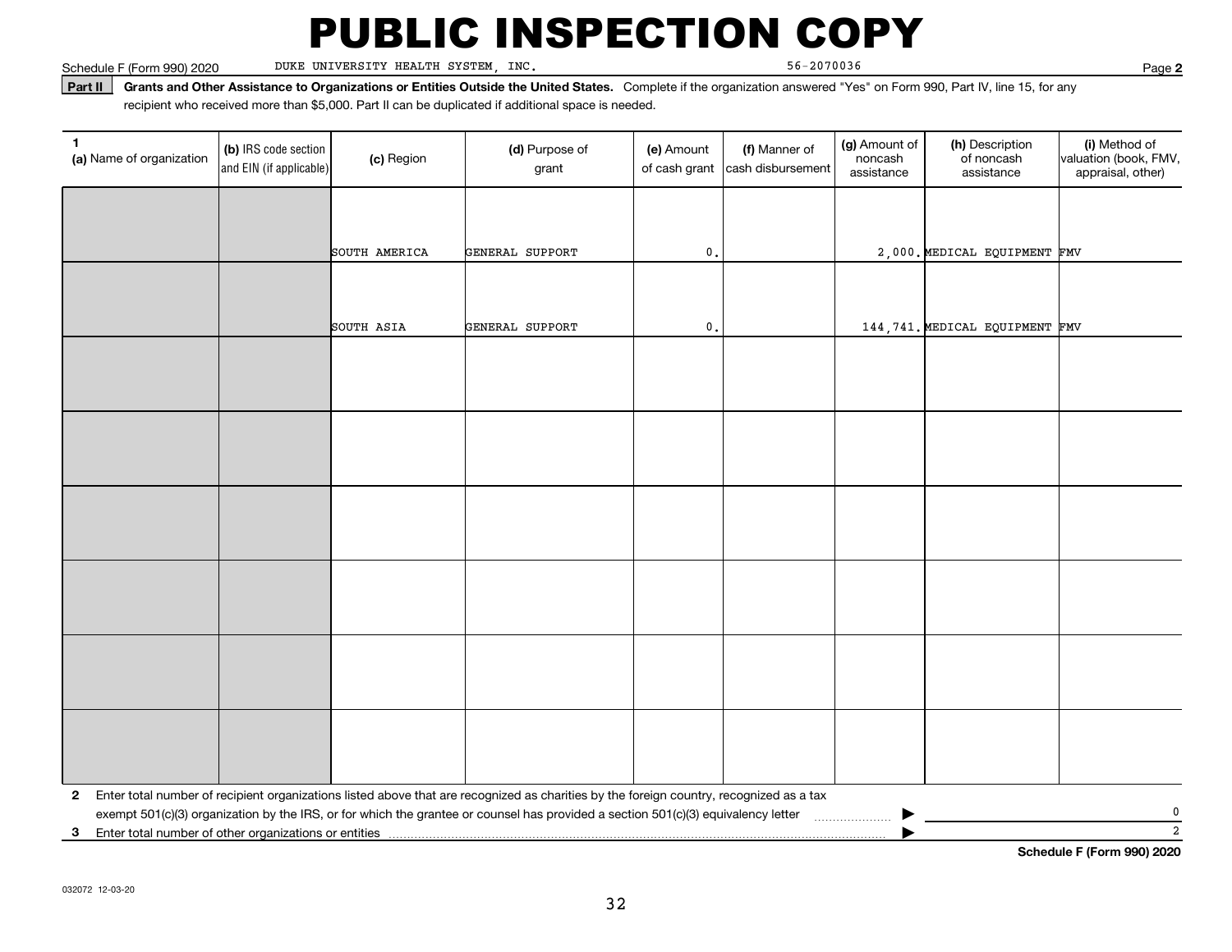# PUBLIC INSPECTION COPY

Schedule F (Form 990) 2020 DUKE UNIVERSITY HEALTH SYSTEM, INC. 56-2070036 Page **2**

**Part II** **Grants and Other Assistance to Organizations or Entities Outside the United States.** Complete if the organization answered "Yes" on Form 990, Part IV, line 15, for any recipient who received more than $5,000. Part II can be duplicated if additional space is needed.

| 1 (a) Name of organization | (b) IRS code section and EIN (if applicable) | (c) Region | (d) Purpose of grant | (e) Amount of cash grant | (f) Manner of cash disbursement | (g) Amount of noncash assistance | (h) Description of noncash assistance | (i) Method of valuation (book, FMV, appraisal, other) |
|---|---|---|---|---|---|---|---|---|
| | | SOUTH AMERICA | GENERAL SUPPORT | 0. | | 2,000. | MEDICAL EQUIPMENT | FMV |
| | | SOUTH ASIA | GENERAL SUPPORT | 0. | | 144,741. | MEDICAL EQUIPMENT | FMV |
| | | | | | | | | |
| | | | | | | | | |
| | | | | | | | | |
| | | | | | | | | |
| | | | | | | | | |
| | | | | | | | | |

**2** Enter total number of recipient organizations listed above that are recognized as charities by the foreign country, recognized as a tax exempt 501(c)(3) organization by the IRS, or for which the grantee or counsel has provided a section 501(c)(3) equivalency letter ▶ 0

**3** Enter total number of other organizations or entities ▶ 2

**Schedule F (Form 990) 2020**

032072 12-03-20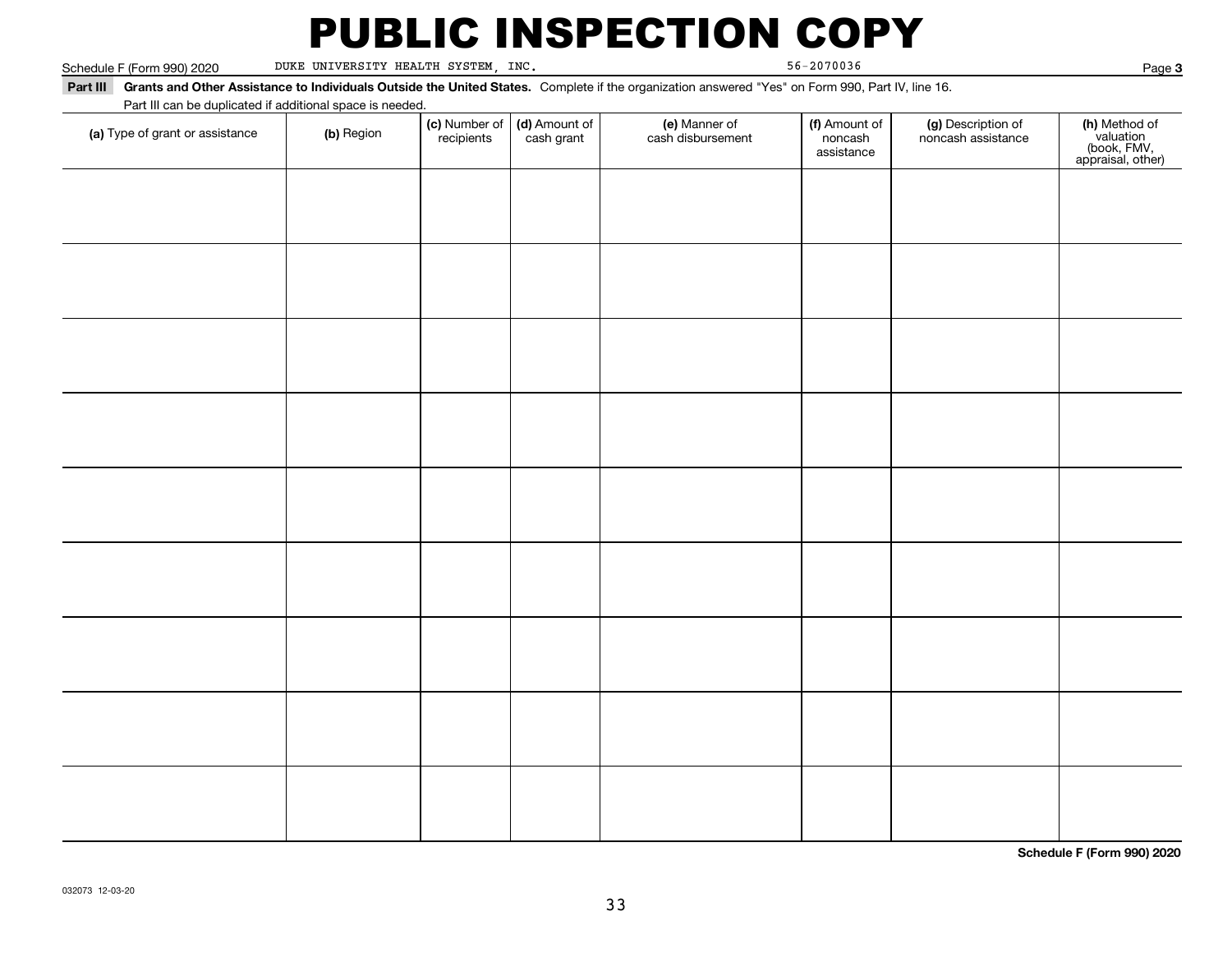# PUBLIC INSPECTION COPY

Schedule F (Form 990) 2020 DUKE UNIVERSITY HEALTH SYSTEM, INC. 56-2070036 Page **3**

**Part III** **Grants and Other Assistance to Individuals Outside the United States.** Complete if the organization answered "Yes" on Form 990, Part IV, line 16.

Part III can be duplicated if additional space is needed.

| **(a)** Type of grant or assistance | **(b)** Region | **(c)** Number of recipients | **(d)** Amount of cash grant | **(e)** Manner of cash disbursement | **(f)** Amount of noncash assistance | **(g)** Description of noncash assistance | **(h)** Method of valuation (book, FMV, appraisal, other) |
|---|---|---|---|---|---|---|---|
| | | | | | | | |
| | | | | | | | |
| | | | | | | | |
| | | | | | | | |
| | | | | | | | |
| | | | | | | | |
| | | | | | | | |
| | | | | | | | |
| | | | | | | | |

**Schedule F (Form 990) 2020**

032073 12-03-20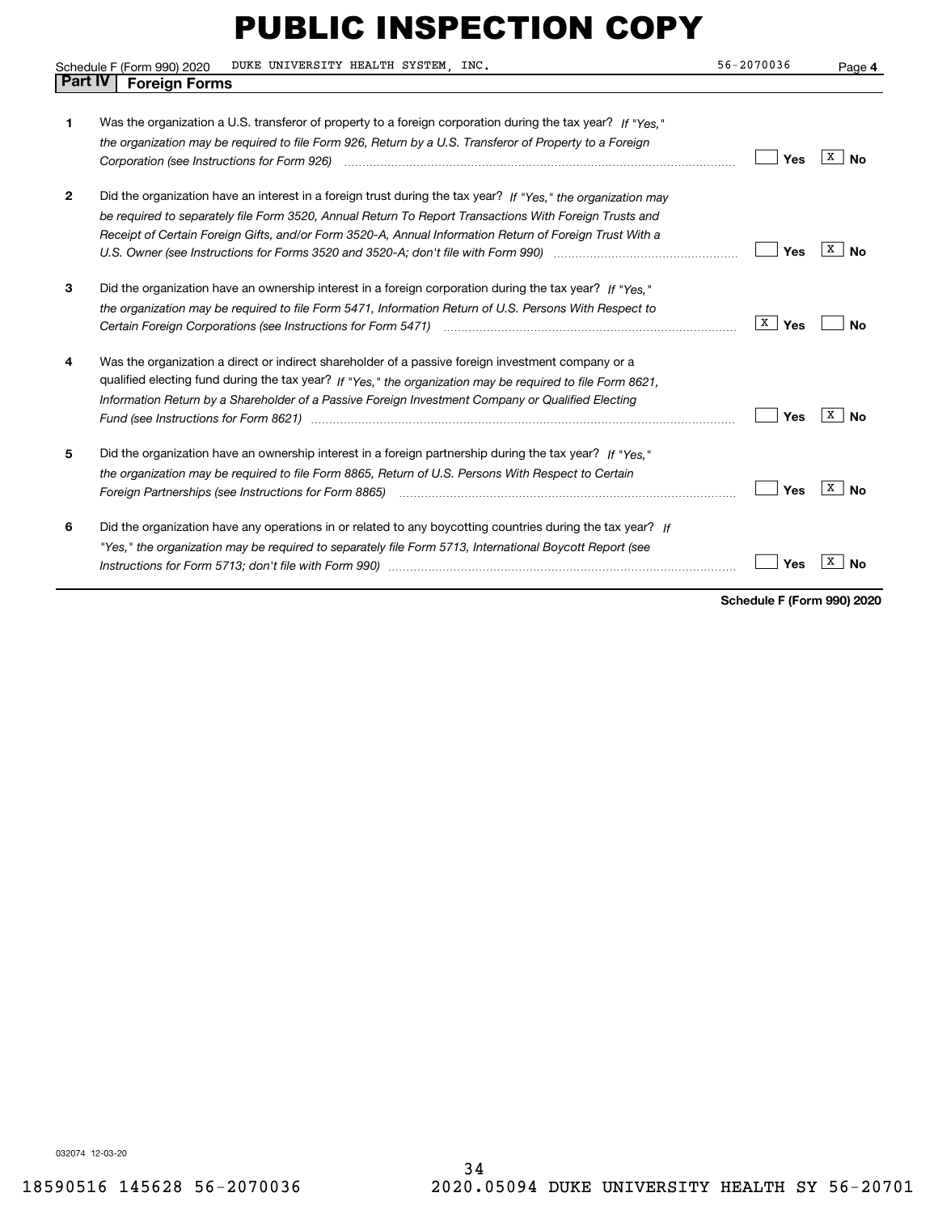# PUBLIC INSPECTION COPY

Schedule F (Form 990) 2020 DUKE UNIVERSITY HEALTH SYSTEM, INC. 56-2070036 Page **4**

## Part IV Foreign Forms

| | | Yes | No |
|---|---|---|---|
| **1** | Was the organization a U.S. transferor of property to a foreign corporation during the tax year? *If "Yes," the organization may be required to file Form 926, Return by a U.S. Transferor of Property to a Foreign Corporation (see Instructions for Form 926)* | | X |
| **2** | Did the organization have an interest in a foreign trust during the tax year? *If "Yes," the organization may be required to separately file Form 3520, Annual Return To Report Transactions With Foreign Trusts and Receipt of Certain Foreign Gifts, and/or Form 3520-A, Annual Information Return of Foreign Trust With a U.S. Owner (see Instructions for Forms 3520 and 3520-A; don't file with Form 990)* | | X |
| **3** | Did the organization have an ownership interest in a foreign corporation during the tax year? *If "Yes," the organization may be required to file Form 5471, Information Return of U.S. Persons With Respect to Certain Foreign Corporations (see Instructions for Form 5471)* | X | |
| **4** | Was the organization a direct or indirect shareholder of a passive foreign investment company or a qualified electing fund during the tax year? *If "Yes," the organization may be required to file Form 8621, Information Return by a Shareholder of a Passive Foreign Investment Company or Qualified Electing Fund (see Instructions for Form 8621)* | | X |
| **5** | Did the organization have an ownership interest in a foreign partnership during the tax year? *If "Yes," the organization may be required to file Form 8865, Return of U.S. Persons With Respect to Certain Foreign Partnerships (see Instructions for Form 8865)* | | X |
| **6** | Did the organization have any operations in or related to any boycotting countries during the tax year? *If "Yes," the organization may be required to separately file Form 5713, International Boycott Report (see Instructions for Form 5713; don't file with Form 990)* | | X |

**Schedule F (Form 990) 2020**

032074 12-03-20

18590516 145628 56-2070036 2020.05094 DUKE UNIVERSITY HEALTH SY 56-20701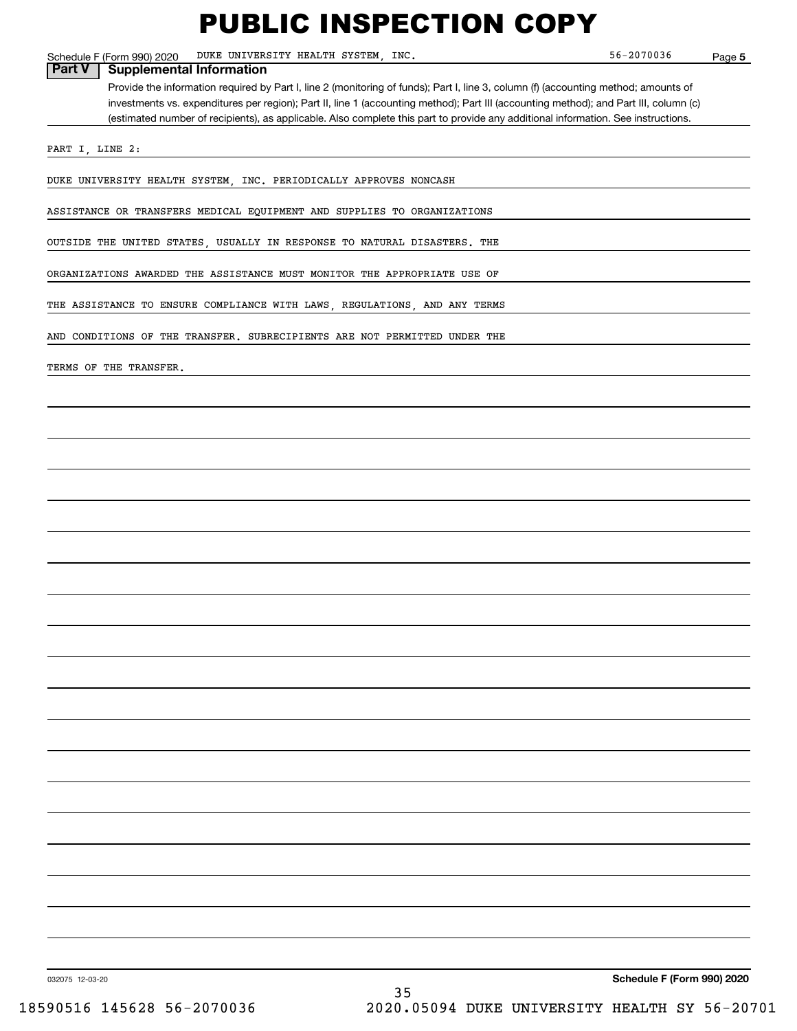# PUBLIC INSPECTION COPY

Schedule F (Form 990) 2020 DUKE UNIVERSITY HEALTH SYSTEM, INC. 56-2070036 Page **5**

## Part V Supplemental Information

Provide the information required by Part I, line 2 (monitoring of funds); Part I, line 3, column (f) (accounting method; amounts of investments vs. expenditures per region); Part II, line 1 (accounting method); Part III (accounting method); and Part III, column (c) (estimated number of recipients), as applicable. Also complete this part to provide any additional information. See instructions.

PART I, LINE 2:

DUKE UNIVERSITY HEALTH SYSTEM, INC. PERIODICALLY APPROVES NONCASH ASSISTANCE OR TRANSFERS MEDICAL EQUIPMENT AND SUPPLIES TO ORGANIZATIONS OUTSIDE THE UNITED STATES, USUALLY IN RESPONSE TO NATURAL DISASTERS. THE ORGANIZATIONS AWARDED THE ASSISTANCE MUST MONITOR THE APPROPRIATE USE OF THE ASSISTANCE TO ENSURE COMPLIANCE WITH LAWS, REGULATIONS, AND ANY TERMS AND CONDITIONS OF THE TRANSFER. SUBRECIPIENTS ARE NOT PERMITTED UNDER THE TERMS OF THE TRANSFER.

032075 12-03-20 **Schedule F (Form 990) 2020**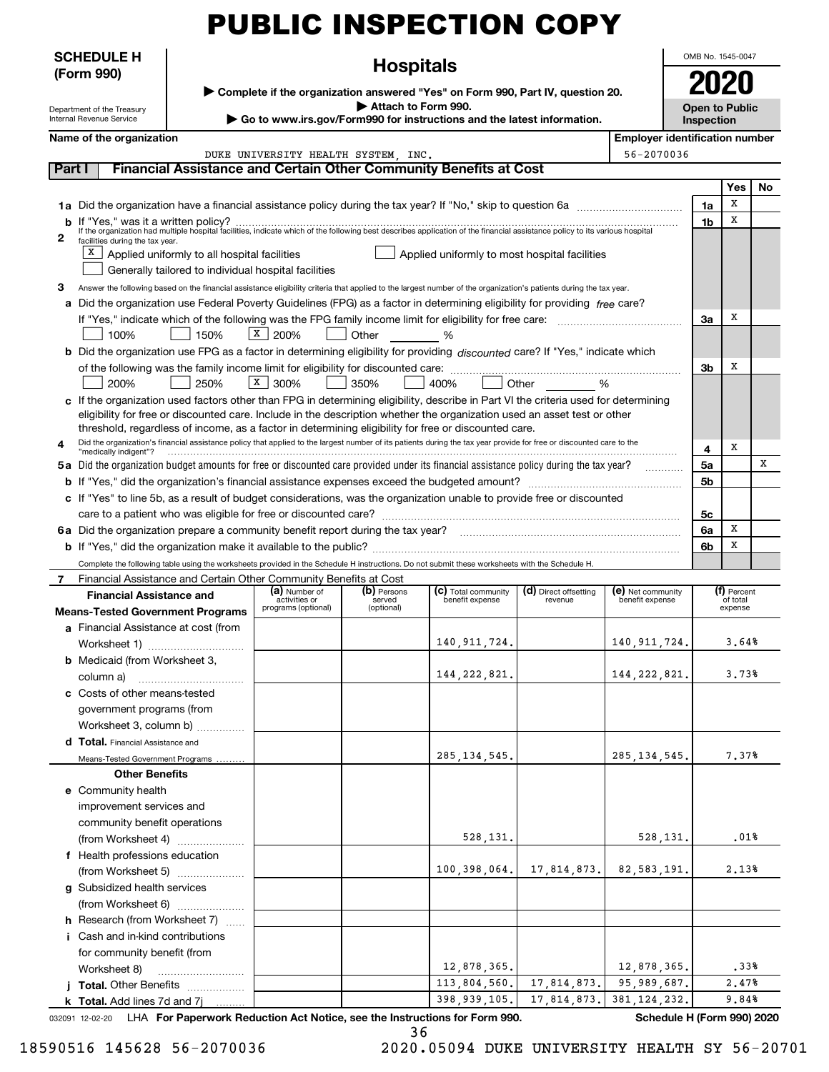# PUBLIC INSPECTION COPY

**SCHEDULE H (Form 990)**

Department of the Treasury
Internal Revenue Service

## Hospitals

▶ Complete if the organization answered "Yes" on Form 990, Part IV, question 20.
▶ Attach to Form 990.
▶ Go to www.irs.gov/Form990 for instructions and the latest information.

OMB No. 1545-0047

**2020**

**Open to Public Inspection**

**Name of the organization:** DUKE UNIVERSITY HEALTH SYSTEM, INC.

**Employer identification number:** 56-2070036

### Part I — Financial Assistance and Certain Other Community Benefits at Cost

| | | | Yes | No |
|---|---|---|---|---|
| 1a | Did the organization have a financial assistance policy during the tax year? If "No," skip to question 6a | 1a | X | |
| b | If "Yes," was it a written policy? | 1b | X | |

2 If the organization had multiple hospital facilities, indicate which of the following best describes application of the financial assistance policy to its various hospital facilities during the tax year.

- [X] Applied uniformly to all hospital facilities
- [ ] Applied uniformly to most hospital facilities
- [ ] Generally tailored to individual hospital facilities

3 Answer the following based on the financial assistance eligibility criteria that applied to the largest number of the organization's patients during the tax year.

| | | | Yes | No |
|---|---|---|---|---|
| a | Did the organization use Federal Poverty Guidelines (FPG) as a factor in determining eligibility for providing *free* care? If "Yes," indicate which of the following was the FPG family income limit for eligibility for free care: [ ] 100% [ ] 150% [X] 200% [ ] Other ____ % | 3a | X | |
| b | Did the organization use FPG as a factor in determining eligibility for providing *discounted* care? If "Yes," indicate which of the following was the family income limit for eligibility for discounted care: [ ] 200% [ ] 250% [X] 300% [ ] 350% [ ] 400% [ ] Other ____ % | 3b | X | |
| c | If the organization used factors other than FPG in determining eligibility, describe in Part VI the criteria used for determining eligibility for free or discounted care. Include in the description whether the organization used an asset test or other threshold, regardless of income, as a factor in determining eligibility for free or discounted care. | | | |
| 4 | Did the organization's financial assistance policy that applied to the largest number of its patients during the tax year provide for free or discounted care to the "medically indigent"? | 4 | X | |
| 5a | Did the organization budget amounts for free or discounted care provided under its financial assistance policy during the tax year? | 5a | | X |
| b | If "Yes," did the organization's financial assistance expenses exceed the budgeted amount? | 5b | | |
| c | If "Yes" to line 5b, as a result of budget considerations, was the organization unable to provide free or discounted care to a patient who was eligible for free or discounted care? | 5c | | |
| 6a | Did the organization prepare a community benefit report during the tax year? | 6a | X | |
| b | If "Yes," did the organization make it available to the public? | 6b | X | |

Complete the following table using the worksheets provided in the Schedule H instructions. Do not submit these worksheets with the Schedule H.

7 Financial Assistance and Certain Other Community Benefits at Cost

| Financial Assistance and Means-Tested Government Programs | (a) Number of activities or programs (optional) | (b) Persons served (optional) | (c) Total community benefit expense | (d) Direct offsetting revenue | (e) Net community benefit expense | (f) Percent of total expense |
|---|---|---|---|---|---|---|
| a Financial Assistance at cost (from Worksheet 1) | | | 140,911,724. | | 140,911,724. | 3.64% |
| b Medicaid (from Worksheet 3, column a) | | | 144,222,821. | | 144,222,821. | 3.73% |
| c Costs of other means-tested government programs (from Worksheet 3, column b) | | | | | | |
| d **Total.** Financial Assistance and Means-Tested Government Programs | | | 285,134,545. | | 285,134,545. | 7.37% |
| **Other Benefits** | | | | | | |
| e Community health improvement services and community benefit operations (from Worksheet 4) | | | 528,131. | | 528,131. | .01% |
| f Health professions education (from Worksheet 5) | | | 100,398,064. | 17,814,873. | 82,583,191. | 2.13% |
| g Subsidized health services (from Worksheet 6) | | | | | | |
| h Research (from Worksheet 7) | | | | | | |
| i Cash and in-kind contributions for community benefit (from Worksheet 8) | | | 12,878,365. | | 12,878,365. | .33% |
| j **Total.** Other Benefits | | | 113,804,560. | 17,814,873. | 95,989,687. | 2.47% |
| k **Total.** Add lines 7d and 7j | | | 398,939,105. | 17,814,873. | 381,124,232. | 9.84% |

032091 12-02-20 LHA **For Paperwork Reduction Act Notice, see the Instructions for Form 990.** **Schedule H (Form 990) 2020**

18590516 145628 56-2070036 2020.05094 DUKE UNIVERSITY HEALTH SY 56-20701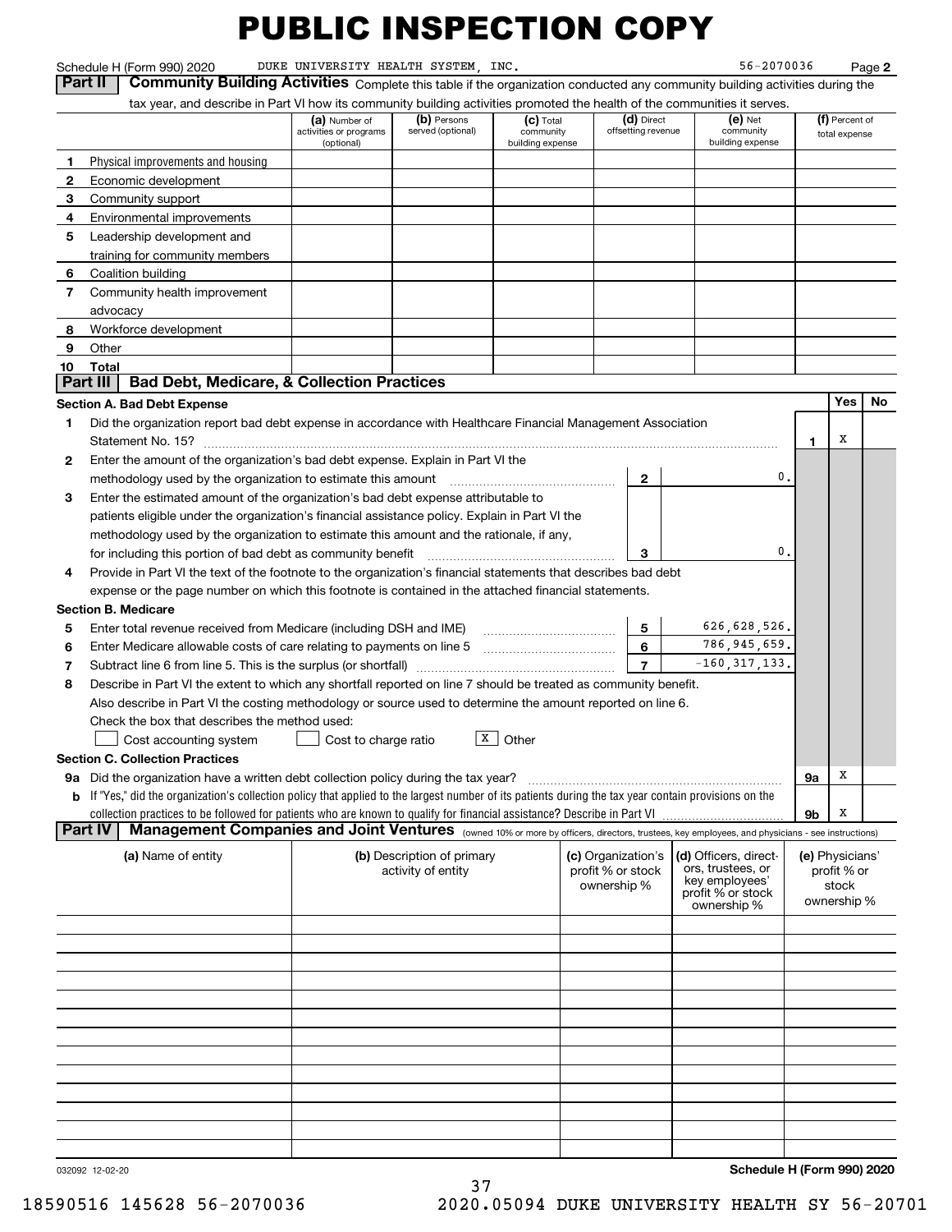# PUBLIC INSPECTION COPY

Schedule H (Form 990) 2020 DUKE UNIVERSITY HEALTH SYSTEM, INC. 56-2070036 Page **2**

## Part II Community Building Activities

Complete this table if the organization conducted any community building activities during the tax year, and describe in Part VI how its community building activities promoted the health of the communities it serves.

| | | (a) Number of activities or programs (optional) | (b) Persons served (optional) | (c) Total community building expense | (d) Direct offsetting revenue | (e) Net community building expense | (f) Percent of total expense |
|---|---|---|---|---|---|---|---|
| 1 | Physical improvements and housing | | | | | | |
| 2 | Economic development | | | | | | |
| 3 | Community support | | | | | | |
| 4 | Environmental improvements | | | | | | |
| 5 | Leadership development and training for community members | | | | | | |
| 6 | Coalition building | | | | | | |
| 7 | Community health improvement advocacy | | | | | | |
| 8 | Workforce development | | | | | | |
| 9 | Other | | | | | | |
| 10 | **Total** | | | | | | |

## Part III Bad Debt, Medicare, & Collection Practices

**Section A. Bad Debt Expense**

| | | | | | Yes | No |
|---|---|---|---|---|---|---|
| 1 | Did the organization report bad debt expense in accordance with Healthcare Financial Management Association Statement No. 15? | | | 1 | X | |
| 2 | Enter the amount of the organization's bad debt expense. Explain in Part VI the methodology used by the organization to estimate this amount | 2 | 0. | | | |
| 3 | Enter the estimated amount of the organization's bad debt expense attributable to patients eligible under the organization's financial assistance policy. Explain in Part VI the methodology used by the organization to estimate this amount and the rationale, if any, for including this portion of bad debt as community benefit | 3 | 0. | | | |
| 4 | Provide in Part VI the text of the footnote to the organization's financial statements that describes bad debt expense or the page number on which this footnote is contained in the attached financial statements. | | | | | |

**Section B. Medicare**

| | | | |
|---|---|---|---|
| 5 | Enter total revenue received from Medicare (including DSH and IME) | 5 | 626,628,526. |
| 6 | Enter Medicare allowable costs of care relating to payments on line 5 | 6 | 786,945,659. |
| 7 | Subtract line 6 from line 5. This is the surplus (or shortfall) | 7 | -160,317,133. |
| 8 | Describe in Part VI the extent to which any shortfall reported on line 7 should be treated as community benefit. Also describe in Part VI the costing methodology or source used to determine the amount reported on line 6. Check the box that describes the method used: | | |

☐ Cost accounting system ☐ Cost to charge ratio ☒ Other

**Section C. Collection Practices**

| | | | Yes | No |
|---|---|---|---|---|
| 9a | Did the organization have a written debt collection policy during the tax year? | 9a | X | |
| b | If "Yes," did the organization's collection policy that applied to the largest number of its patients during the tax year contain provisions on the collection practices to be followed for patients who are known to qualify for financial assistance? Describe in Part VI | 9b | X | |

## Part IV Management Companies and Joint Ventures

(owned 10% or more by officers, directors, trustees, key employees, and physicians - see instructions)

| (a) Name of entity | (b) Description of primary activity of entity | (c) Organization's profit % or stock ownership % | (d) Officers, directors, trustees, or key employees' profit % or stock ownership % | (e) Physicians' profit % or stock ownership % |
|---|---|---|---|---|
| | | | | |
| | | | | |
| | | | | |
| | | | | |
| | | | | |
| | | | | |
| | | | | |
| | | | | |
| | | | | |
| | | | | |
| | | | | |
| | | | | |
| | | | | |

032092 12-02-20 **Schedule H (Form 990) 2020**

18590516 145628 56-2070036 2020.05094 DUKE UNIVERSITY HEALTH SY 56-20701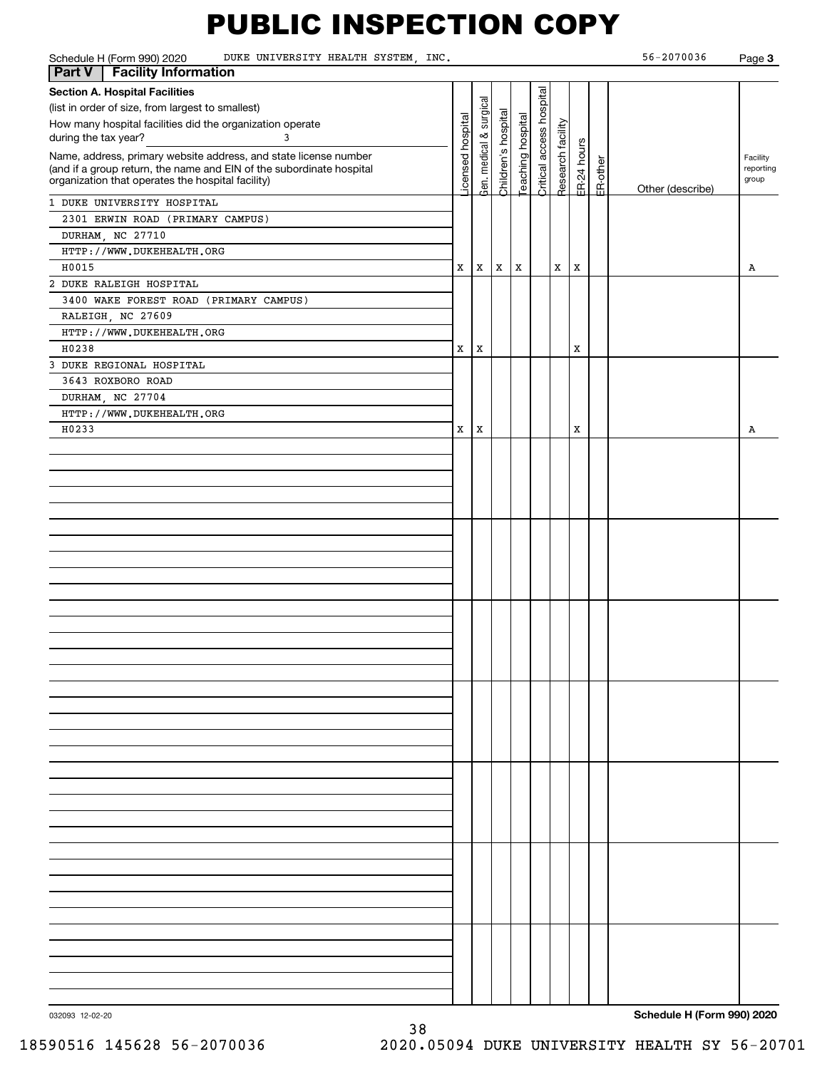# PUBLIC INSPECTION COPY

Schedule H (Form 990) 2020 DUKE UNIVERSITY HEALTH SYSTEM, INC. 56-2070036 Page **3**

## Part V Facility Information

**Section A. Hospital Facilities**

(list in order of size, from largest to smallest)

How many hospital facilities did the organization operate during the tax year? 3

| Name, address, primary website address, and state license number (and if a group return, the name and EIN of the subordinate hospital organization that operates the hospital facility) | Licensed hospital | Gen. medical & surgical | Children's hospital | Teaching hospital | Critical access hospital | Research facility | ER-24 hours | ER-other | Other (describe) | Facility reporting group |
|---|---|---|---|---|---|---|---|---|---|---|
| 1 DUKE UNIVERSITY HOSPITAL<br>2301 ERWIN ROAD (PRIMARY CAMPUS)<br>DURHAM, NC 27710<br>HTTP://WWW.DUKEHEALTH.ORG<br>H0015 | X | X | X | X | | X | X | | | A |
| 2 DUKE RALEIGH HOSPITAL<br>3400 WAKE FOREST ROAD (PRIMARY CAMPUS)<br>RALEIGH, NC 27609<br>HTTP://WWW.DUKEHEALTH.ORG<br>H0238 | X | X | | | | | X | | | |
| 3 DUKE REGIONAL HOSPITAL<br>3643 ROXBORO ROAD<br>DURHAM, NC 27704<br>HTTP://WWW.DUKEHEALTH.ORG<br>H0233 | X | X | | | | | X | | | A |

032093 12-02-20

**Schedule H (Form 990) 2020**

18590516 145628 56-2070036 2020.05094 DUKE UNIVERSITY HEALTH SY 56-20701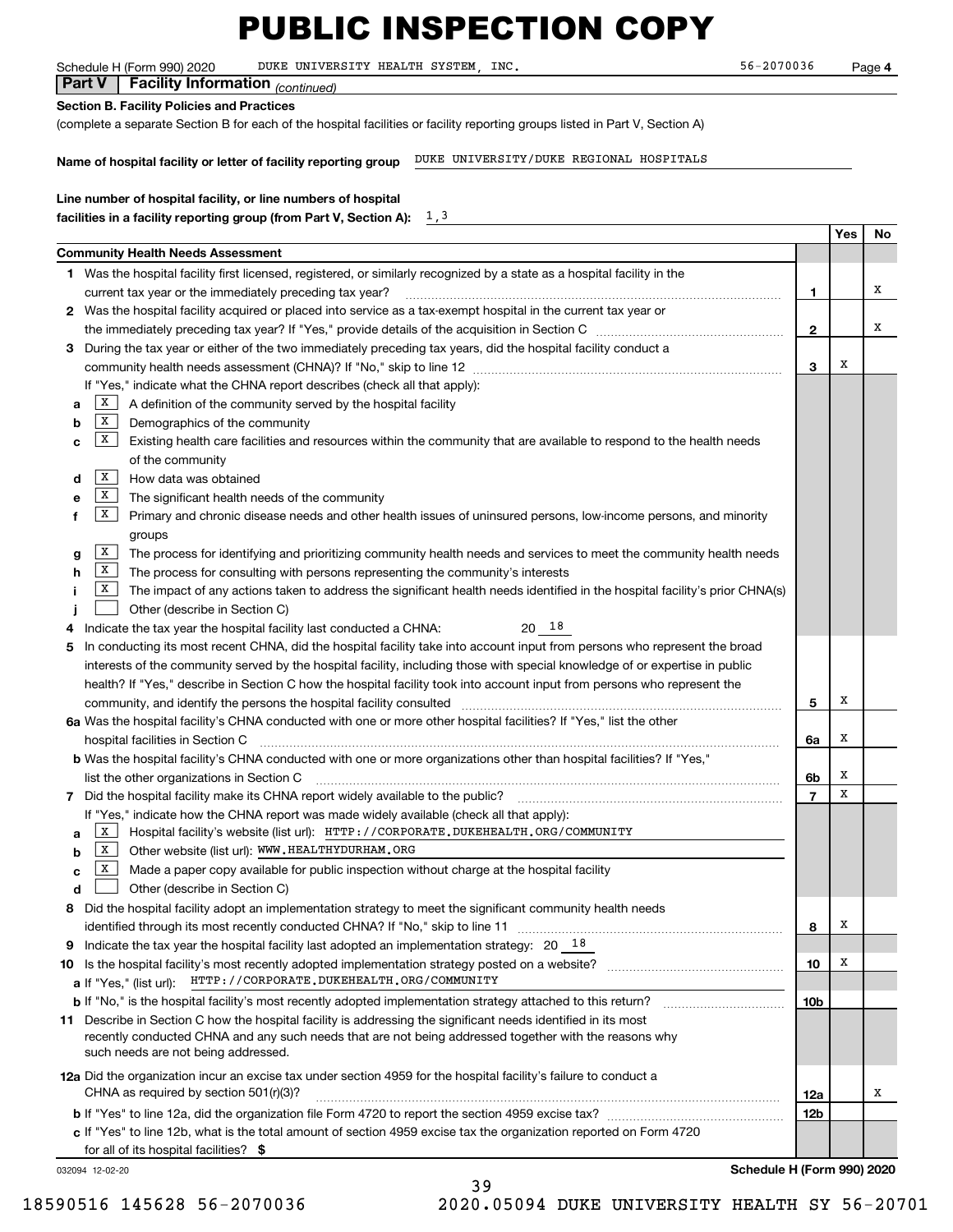# PUBLIC INSPECTION COPY

Schedule H (Form 990) 2020 DUKE UNIVERSITY HEALTH SYSTEM, INC. 56-2070036 Page 4

**Part V | Facility Information** *(continued)*

**Section B. Facility Policies and Practices**

(complete a separate Section B for each of the hospital facilities or facility reporting groups listed in Part V, Section A)

**Name of hospital facility or letter of facility reporting group** DUKE UNIVERSITY/DUKE REGIONAL HOSPITALS

**Line number of hospital facility, or line numbers of hospital facilities in a facility reporting group (from Part V, Section A):** 1,3

| | | Yes | No |
|---|---|---|---|
| **Community Health Needs Assessment** | | | |
| **1** Was the hospital facility first licensed, registered, or similarly recognized by a state as a hospital facility in the current tax year or the immediately preceding tax year? | 1 | | X |
| **2** Was the hospital facility acquired or placed into service as a tax-exempt hospital in the current tax year or the immediately preceding tax year? If "Yes," provide details of the acquisition in Section C | 2 | | X |
| **3** During the tax year or either of the two immediately preceding tax years, did the hospital facility conduct a community health needs assessment (CHNA)? If "No," skip to line 12 | 3 | X | |
| If "Yes," indicate what the CHNA report describes (check all that apply): | | | |
| **a** [X] A definition of the community served by the hospital facility | | | |
| **b** [X] Demographics of the community | | | |
| **c** [X] Existing health care facilities and resources within the community that are available to respond to the health needs of the community | | | |
| **d** [X] How data was obtained | | | |
| **e** [X] The significant health needs of the community | | | |
| **f** [X] Primary and chronic disease needs and other health issues of uninsured persons, low-income persons, and minority groups | | | |
| **g** [X] The process for identifying and prioritizing community health needs and services to meet the community health needs | | | |
| **h** [X] The process for consulting with persons representing the community's interests | | | |
| **i** [X] The impact of any actions taken to address the significant health needs identified in the hospital facility's prior CHNA(s) | | | |
| **j** [ ] Other (describe in Section C) | | | |
| **4** Indicate the tax year the hospital facility last conducted a CHNA: 20 18 | | | |
| **5** In conducting its most recent CHNA, did the hospital facility take into account input from persons who represent the broad interests of the community served by the hospital facility, including those with special knowledge of or expertise in public health? If "Yes," describe in Section C how the hospital facility took into account input from persons who represent the community, and identify the persons the hospital facility consulted | 5 | X | |
| **6a** Was the hospital facility's CHNA conducted with one or more other hospital facilities? If "Yes," list the other hospital facilities in Section C | 6a | X | |
| **b** Was the hospital facility's CHNA conducted with one or more organizations other than hospital facilities? If "Yes," list the other organizations in Section C | 6b | X | |
| **7** Did the hospital facility make its CHNA report widely available to the public? | 7 | X | |
| If "Yes," indicate how the CHNA report was made widely available (check all that apply): | | | |
| **a** [X] Hospital facility's website (list url): HTTP://CORPORATE.DUKEHEALTH.ORG/COMMUNITY | | | |
| **b** [X] Other website (list url): WWW.HEALTHYDURHAM.ORG | | | |
| **c** [X] Made a paper copy available for public inspection without charge at the hospital facility | | | |
| **d** [ ] Other (describe in Section C) | | | |
| **8** Did the hospital facility adopt an implementation strategy to meet the significant community health needs identified through its most recently conducted CHNA? If "No," skip to line 11 | 8 | X | |
| **9** Indicate the tax year the hospital facility last adopted an implementation strategy: 20 18 | | | |
| **10** Is the hospital facility's most recently adopted implementation strategy posted on a website? | 10 | X | |
| **a** If "Yes," (list url): HTTP://CORPORATE.DUKEHEALTH.ORG/COMMUNITY | | | |
| **b** If "No," is the hospital facility's most recently adopted implementation strategy attached to this return? | 10b | | |
| **11** Describe in Section C how the hospital facility is addressing the significant needs identified in its most recently conducted CHNA and any such needs that are not being addressed together with the reasons why such needs are not being addressed. | | | |
| **12a** Did the organization incur an excise tax under section 4959 for the hospital facility's failure to conduct a CHNA as required by section 501(r)(3)? | 12a | | X |
| **b** If "Yes" to line 12a, did the organization file Form 4720 to report the section 4959 excise tax? | 12b | | |
| **c** If "Yes" to line 12b, what is the total amount of section 4959 excise tax the organization reported on Form 4720 for all of its hospital facilities? $ | | | |

032094 12-02-20 **Schedule H (Form 990) 2020**

18590516 145628 56-2070036 2020.05094 DUKE UNIVERSITY HEALTH SY 56-20701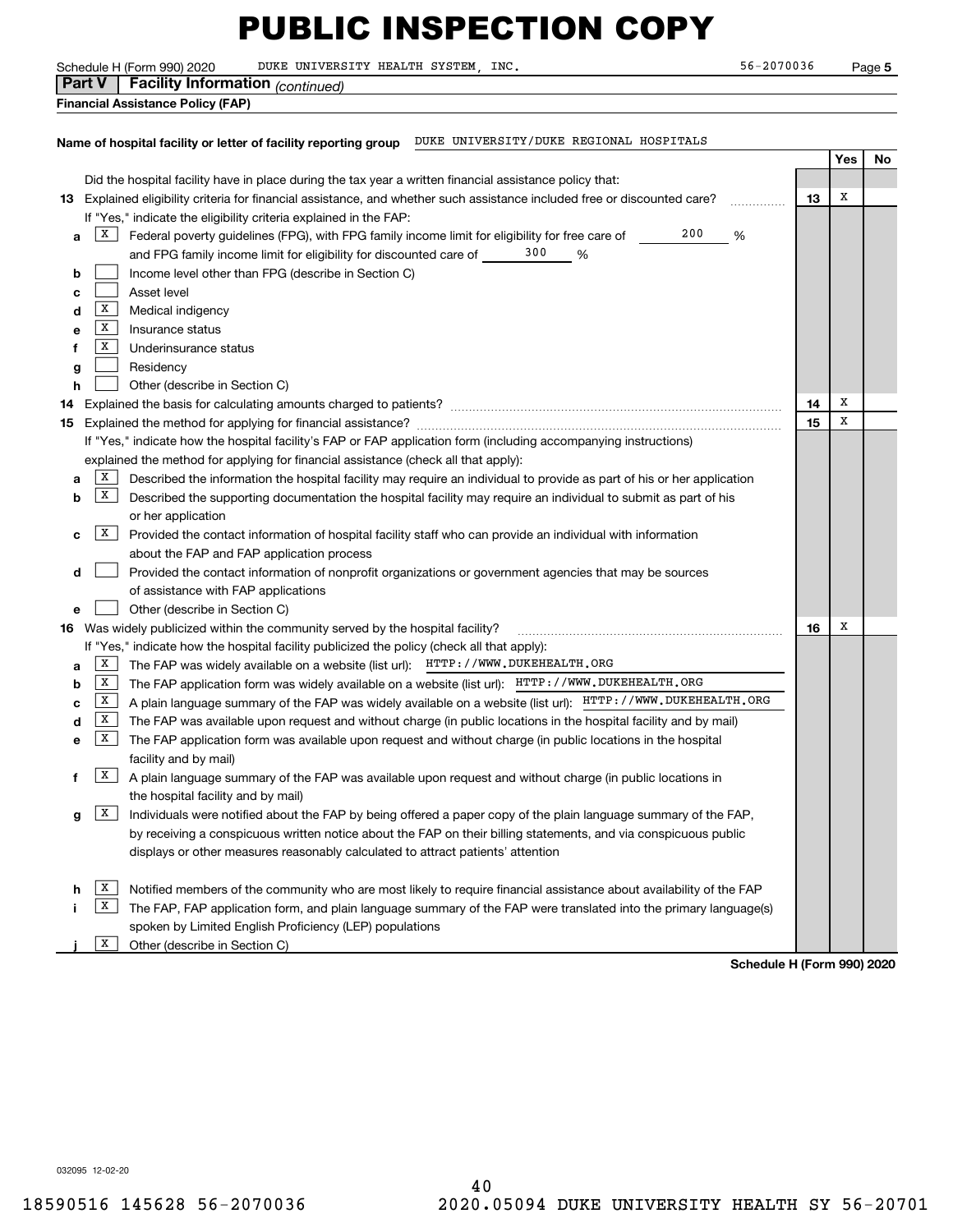# PUBLIC INSPECTION COPY

Schedule H (Form 990) 2020 DUKE UNIVERSITY HEALTH SYSTEM, INC. 56-2070036 Page 5

**Part V | Facility Information** *(continued)*

**Financial Assistance Policy (FAP)**

**Name of hospital facility or letter of facility reporting group** DUKE UNIVERSITY/DUKE REGIONAL HOSPITALS

| | | | Yes | No |
|---|---|---|---|---|
| | Did the hospital facility have in place during the tax year a written financial assistance policy that: | | | |
| **13** | Explained eligibility criteria for financial assistance, and whether such assistance included free or discounted care? | 13 | X | |
| | If "Yes," indicate the eligibility criteria explained in the FAP: | | | |
| a | [X] Federal poverty guidelines (FPG), with FPG family income limit for eligibility for free care of 200 % and FPG family income limit for eligibility for discounted care of 300 % | | | |
| b | [ ] Income level other than FPG (describe in Section C) | | | |
| c | [ ] Asset level | | | |
| d | [X] Medical indigency | | | |
| e | [X] Insurance status | | | |
| f | [X] Underinsurance status | | | |
| g | [ ] Residency | | | |
| h | [ ] Other (describe in Section C) | | | |
| **14** | Explained the basis for calculating amounts charged to patients? | 14 | X | |
| **15** | Explained the method for applying for financial assistance? | 15 | X | |
| | If "Yes," indicate how the hospital facility's FAP or FAP application form (including accompanying instructions) explained the method for applying for financial assistance (check all that apply): | | | |
| a | [X] Described the information the hospital facility may require an individual to provide as part of his or her application | | | |
| b | [X] Described the supporting documentation the hospital facility may require an individual to submit as part of his or her application | | | |
| c | [X] Provided the contact information of hospital facility staff who can provide an individual with information about the FAP and FAP application process | | | |
| d | [ ] Provided the contact information of nonprofit organizations or government agencies that may be sources of assistance with FAP applications | | | |
| e | [ ] Other (describe in Section C) | | | |
| **16** | Was widely publicized within the community served by the hospital facility? | 16 | X | |
| | If "Yes," indicate how the hospital facility publicized the policy (check all that apply): | | | |
| a | [X] The FAP was widely available on a website (list url): HTTP://WWW.DUKEHEALTH.ORG | | | |
| b | [X] The FAP application form was widely available on a website (list url): HTTP://WWW.DUKEHEALTH.ORG | | | |
| c | [X] A plain language summary of the FAP was widely available on a website (list url): HTTP://WWW.DUKEHEALTH.ORG | | | |
| d | [X] The FAP was available upon request and without charge (in public locations in the hospital facility and by mail) | | | |
| e | [X] The FAP application form was available upon request and without charge (in public locations in the hospital facility and by mail) | | | |
| f | [X] A plain language summary of the FAP was available upon request and without charge (in public locations in the hospital facility and by mail) | | | |
| g | [X] Individuals were notified about the FAP by being offered a paper copy of the plain language summary of the FAP, by receiving a conspicuous written notice about the FAP on their billing statements, and via conspicuous public displays or other measures reasonably calculated to attract patients' attention | | | |
| h | [X] Notified members of the community who are most likely to require financial assistance about availability of the FAP | | | |
| i | [X] The FAP, FAP application form, and plain language summary of the FAP were translated into the primary language(s) spoken by Limited English Proficiency (LEP) populations | | | |
| j | [X] Other (describe in Section C) | | | |

**Schedule H (Form 990) 2020**

032095 12-02-20

18590516 145628 56-2070036 2020.05094 DUKE UNIVERSITY HEALTH SY 56-20701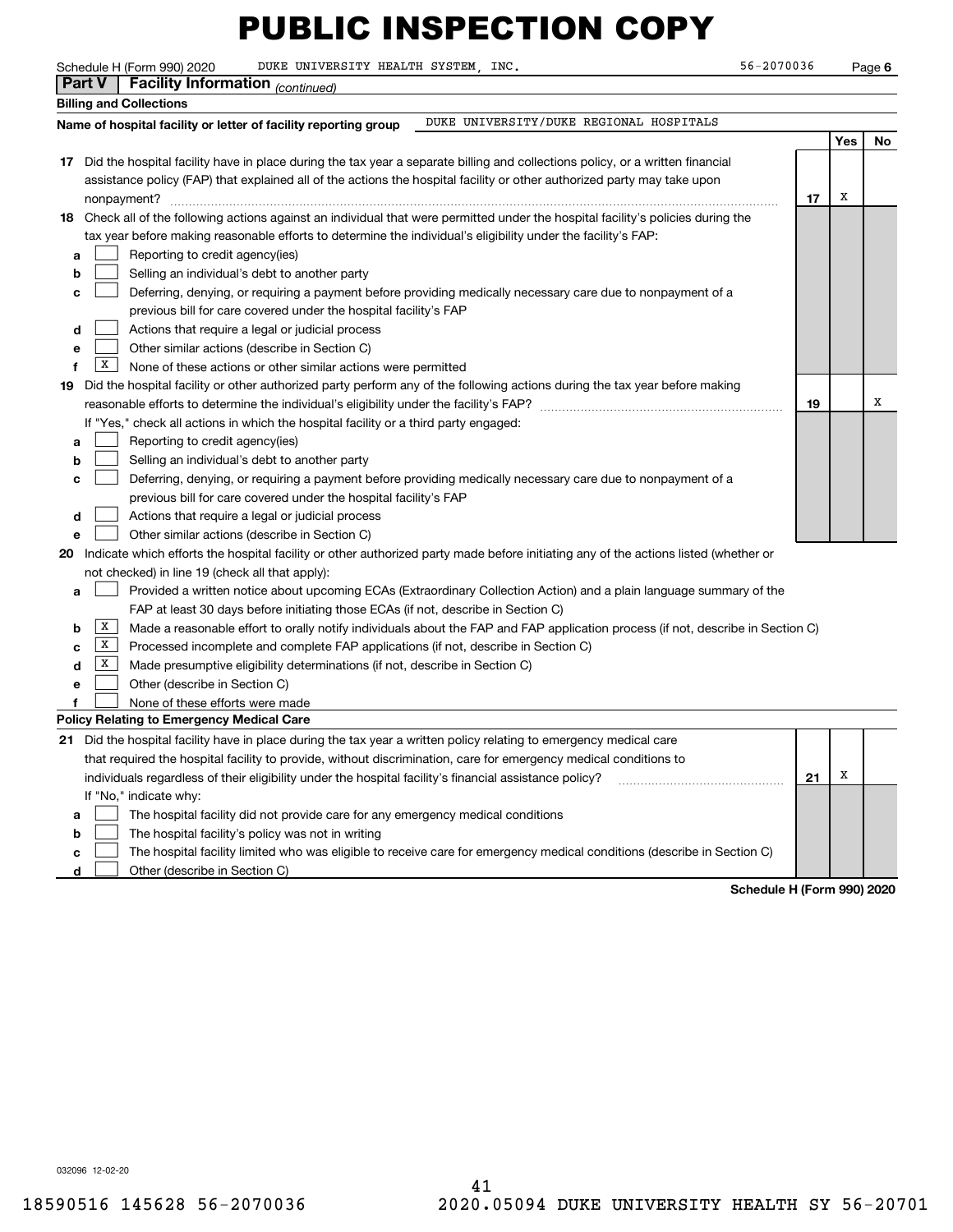# PUBLIC INSPECTION COPY

Schedule H (Form 990) 2020 DUKE UNIVERSITY HEALTH SYSTEM, INC. 56-2070036 Page 6

**Part V Facility Information** *(continued)*

**Billing and Collections**

**Name of hospital facility or letter of facility reporting group** DUKE UNIVERSITY/DUKE REGIONAL HOSPITALS

| | | Yes | No |
|---|---|---|---|
| **17** Did the hospital facility have in place during the tax year a separate billing and collections policy, or a written financial assistance policy (FAP) that explained all of the actions the hospital facility or other authorized party may take upon nonpayment? | **17** | X | |
| **18** Check all of the following actions against an individual that were permitted under the hospital facility's policies during the tax year before making reasonable efforts to determine the individual's eligibility under the facility's FAP: | | | |
| **a** [ ] Reporting to credit agency(ies) | | | |
| **b** [ ] Selling an individual's debt to another party | | | |
| **c** [ ] Deferring, denying, or requiring a payment before providing medically necessary care due to nonpayment of a previous bill for care covered under the hospital facility's FAP | | | |
| **d** [ ] Actions that require a legal or judicial process | | | |
| **e** [ ] Other similar actions (describe in Section C) | | | |
| **f** [X] None of these actions or other similar actions were permitted | | | |
| **19** Did the hospital facility or other authorized party perform any of the following actions during the tax year before making reasonable efforts to determine the individual's eligibility under the facility's FAP? | **19** | | X |
| If "Yes," check all actions in which the hospital facility or a third party engaged: | | | |
| **a** [ ] Reporting to credit agency(ies) | | | |
| **b** [ ] Selling an individual's debt to another party | | | |
| **c** [ ] Deferring, denying, or requiring a payment before providing medically necessary care due to nonpayment of a previous bill for care covered under the hospital facility's FAP | | | |
| **d** [ ] Actions that require a legal or judicial process | | | |
| **e** [ ] Other similar actions (describe in Section C) | | | |

**20** Indicate which efforts the hospital facility or other authorized party made before initiating any of the actions listed (whether or not checked) in line 19 (check all that apply):

- **a** [ ] Provided a written notice about upcoming ECAs (Extraordinary Collection Action) and a plain language summary of the FAP at least 30 days before initiating those ECAs (if not, describe in Section C)
- **b** [X] Made a reasonable effort to orally notify individuals about the FAP and FAP application process (if not, describe in Section C)
- **c** [X] Processed incomplete and complete FAP applications (if not, describe in Section C)
- **d** [X] Made presumptive eligibility determinations (if not, describe in Section C)
- **e** [ ] Other (describe in Section C)
- **f** [ ] None of these efforts were made

**Policy Relating to Emergency Medical Care**

| | | Yes | No |
|---|---|---|---|
| **21** Did the hospital facility have in place during the tax year a written policy relating to emergency medical care that required the hospital facility to provide, without discrimination, care for emergency medical conditions to individuals regardless of their eligibility under the hospital facility's financial assistance policy? | **21** | X | |
| If "No," indicate why: | | | |
| **a** [ ] The hospital facility did not provide care for any emergency medical conditions | | | |
| **b** [ ] The hospital facility's policy was not in writing | | | |
| **c** [ ] The hospital facility limited who was eligible to receive care for emergency medical conditions (describe in Section C) | | | |
| **d** [ ] Other (describe in Section C) | | | |

**Schedule H (Form 990) 2020**

032096 12-02-20

18590516 145628 56-2070036 2020.05094 DUKE UNIVERSITY HEALTH SY 56-20701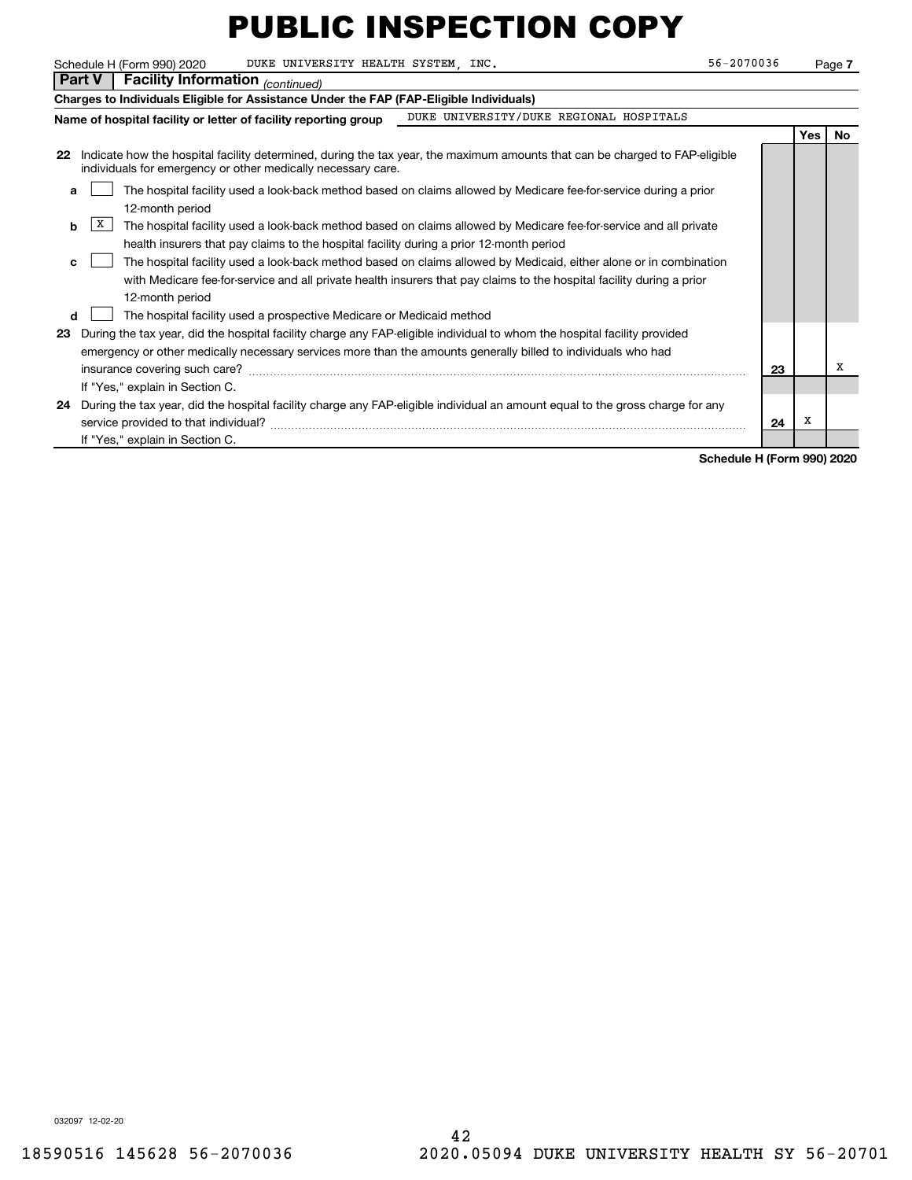# PUBLIC INSPECTION COPY

Schedule H (Form 990) 2020 DUKE UNIVERSITY HEALTH SYSTEM, INC. 56-2070036 Page 7

**Part V Facility Information** *(continued)*

**Charges to Individuals Eligible for Assistance Under the FAP (FAP-Eligible Individuals)**

**Name of hospital facility or letter of facility reporting group** DUKE UNIVERSITY/DUKE REGIONAL HOSPITALS

| | | | Yes | No |
|---|---|---|---|---|
| **22** | Indicate how the hospital facility determined, during the tax year, the maximum amounts that can be charged to FAP-eligible individuals for emergency or other medically necessary care. | | | |
| **a** | [ ] The hospital facility used a look-back method based on claims allowed by Medicare fee-for-service during a prior 12-month period | | | |
| **b** | [X] The hospital facility used a look-back method based on claims allowed by Medicare fee-for-service and all private health insurers that pay claims to the hospital facility during a prior 12-month period | | | |
| **c** | [ ] The hospital facility used a look-back method based on claims allowed by Medicaid, either alone or in combination with Medicare fee-for-service and all private health insurers that pay claims to the hospital facility during a prior 12-month period | | | |
| **d** | [ ] The hospital facility used a prospective Medicare or Medicaid method | | | |
| **23** | During the tax year, did the hospital facility charge any FAP-eligible individual to whom the hospital facility provided emergency or other medically necessary services more than the amounts generally billed to individuals who had insurance covering such care? | 23 | | X |
| | If "Yes," explain in Section C. | | | |
| **24** | During the tax year, did the hospital facility charge any FAP-eligible individual an amount equal to the gross charge for any service provided to that individual? | 24 | X | |
| | If "Yes," explain in Section C. | | | |

**Schedule H (Form 990) 2020**

032097 12-02-20

18590516 145628 56-2070036 2020.05094 DUKE UNIVERSITY HEALTH SY 56-20701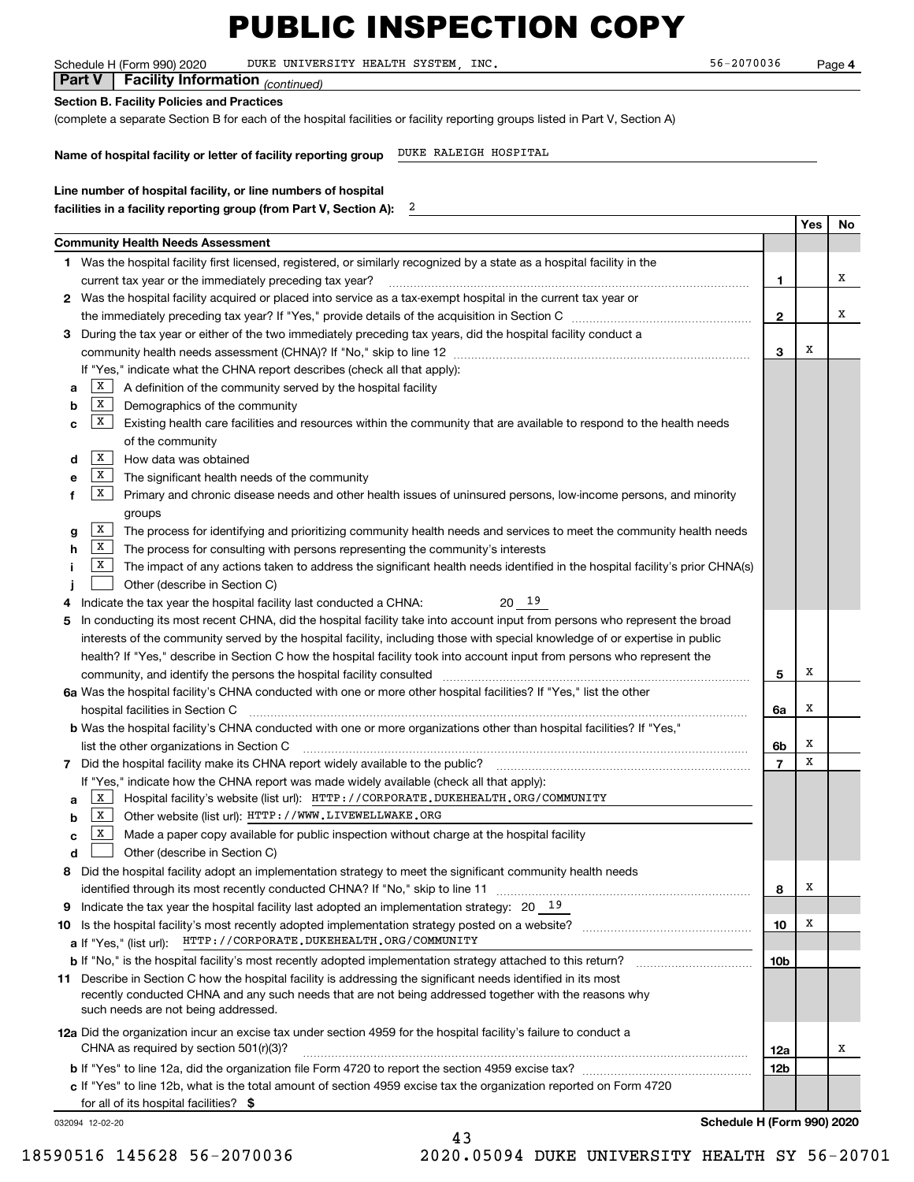# PUBLIC INSPECTION COPY

Schedule H (Form 990) 2020 DUKE UNIVERSITY HEALTH SYSTEM, INC. 56-2070036 Page **4**

**Part V | Facility Information** *(continued)*

**Section B. Facility Policies and Practices**

(complete a separate Section B for each of the hospital facilities or facility reporting groups listed in Part V, Section A)

**Name of hospital facility or letter of facility reporting group** DUKE RALEIGH HOSPITAL

**Line number of hospital facility, or line numbers of hospital facilities in a facility reporting group (from Part V, Section A):** 2

| | | | Yes | No |
|---|---|---|---|---|
| **Community Health Needs Assessment** | | | | |
| **1** | Was the hospital facility first licensed, registered, or similarly recognized by a state as a hospital facility in the current tax year or the immediately preceding tax year? | **1** | | X |
| **2** | Was the hospital facility acquired or placed into service as a tax-exempt hospital in the current tax year or the immediately preceding tax year? If "Yes," provide details of the acquisition in Section C | **2** | | X |
| **3** | During the tax year or either of the two immediately preceding tax years, did the hospital facility conduct a community health needs assessment (CHNA)? If "No," skip to line 12 | **3** | X | |
| | If "Yes," indicate what the CHNA report describes (check all that apply): | | | |
| **a** | [X] A definition of the community served by the hospital facility | | | |
| **b** | [X] Demographics of the community | | | |
| **c** | [X] Existing health care facilities and resources within the community that are available to respond to the health needs of the community | | | |
| **d** | [X] How data was obtained | | | |
| **e** | [X] The significant health needs of the community | | | |
| **f** | [X] Primary and chronic disease needs and other health issues of uninsured persons, low-income persons, and minority groups | | | |
| **g** | [X] The process for identifying and prioritizing community health needs and services to meet the community health needs | | | |
| **h** | [X] The process for consulting with persons representing the community's interests | | | |
| **i** | [X] The impact of any actions taken to address the significant health needs identified in the hospital facility's prior CHNA(s) | | | |
| **j** | [ ] Other (describe in Section C) | | | |
| **4** | Indicate the tax year the hospital facility last conducted a CHNA: 20 19 | | | |
| **5** | In conducting its most recent CHNA, did the hospital facility take into account input from persons who represent the broad interests of the community served by the hospital facility, including those with special knowledge of or expertise in public health? If "Yes," describe in Section C how the hospital facility took into account input from persons who represent the community, and identify the persons the hospital facility consulted | **5** | X | |
| **6a** | Was the hospital facility's CHNA conducted with one or more other hospital facilities? If "Yes," list the other hospital facilities in Section C | **6a** | X | |
| **b** | Was the hospital facility's CHNA conducted with one or more organizations other than hospital facilities? If "Yes," list the other organizations in Section C | **6b** | X | |
| **7** | Did the hospital facility make its CHNA report widely available to the public? | **7** | X | |
| | If "Yes," indicate how the CHNA report was made widely available (check all that apply): | | | |
| **a** | [X] Hospital facility's website (list url): HTTP://CORPORATE.DUKEHEALTH.ORG/COMMUNITY | | | |
| **b** | [X] Other website (list url): HTTP://WWW.LIVEWELLWAKE.ORG | | | |
| **c** | [X] Made a paper copy available for public inspection without charge at the hospital facility | | | |
| **d** | [ ] Other (describe in Section C) | | | |
| **8** | Did the hospital facility adopt an implementation strategy to meet the significant community health needs identified through its most recently conducted CHNA? If "No," skip to line 11 | **8** | X | |
| **9** | Indicate the tax year the hospital facility last adopted an implementation strategy: 20 19 | | | |
| **10** | Is the hospital facility's most recently adopted implementation strategy posted on a website? | **10** | X | |
| **a** | If "Yes," (list url): HTTP://CORPORATE.DUKEHEALTH.ORG/COMMUNITY | | | |
| **b** | If "No," is the hospital facility's most recently adopted implementation strategy attached to this return? | **10b** | | |
| **11** | Describe in Section C how the hospital facility is addressing the significant needs identified in its most recently conducted CHNA and any such needs that are not being addressed together with the reasons why such needs are not being addressed. | | | |
| **12a** | Did the organization incur an excise tax under section 4959 for the hospital facility's failure to conduct a CHNA as required by section 501(r)(3)? | **12a** | | X |
| **b** | If "Yes" to line 12a, did the organization file Form 4720 to report the section 4959 excise tax? | **12b** | | |
| **c** | If "Yes" to line 12b, what is the total amount of section 4959 excise tax the organization reported on Form 4720 for all of its hospital facilities? **$** | | | |

032094 12-02-20 **Schedule H (Form 990) 2020**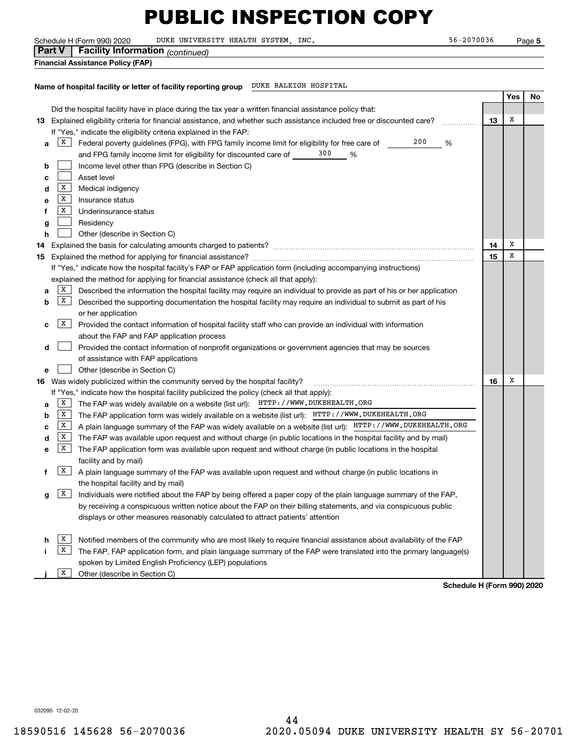# PUBLIC INSPECTION COPY

Schedule H (Form 990) 2020 DUKE UNIVERSITY HEALTH SYSTEM, INC. 56-2070036 Page 5

**Part V | Facility Information** *(continued)*

**Financial Assistance Policy (FAP)**

**Name of hospital facility or letter of facility reporting group** DUKE RALEIGH HOSPITAL

| | | | Yes | No |
|---|---|---|---|---|
| | Did the hospital facility have in place during the tax year a written financial assistance policy that: | | | |
| **13** | Explained eligibility criteria for financial assistance, and whether such assistance included free or discounted care? | 13 | X | |
| | If "Yes," indicate the eligibility criteria explained in the FAP: | | | |
| a | [X] Federal poverty guidelines (FPG), with FPG family income limit for eligibility for free care of 200 % and FPG family income limit for eligibility for discounted care of 300 % | | | |
| b | [ ] Income level other than FPG (describe in Section C) | | | |
| c | [ ] Asset level | | | |
| d | [X] Medical indigency | | | |
| e | [X] Insurance status | | | |
| f | [X] Underinsurance status | | | |
| g | [ ] Residency | | | |
| h | [ ] Other (describe in Section C) | | | |
| **14** | Explained the basis for calculating amounts charged to patients? | 14 | X | |
| **15** | Explained the method for applying for financial assistance? | 15 | X | |
| | If "Yes," indicate how the hospital facility's FAP or FAP application form (including accompanying instructions) explained the method for applying for financial assistance (check all that apply): | | | |
| a | [X] Described the information the hospital facility may require an individual to provide as part of his or her application | | | |
| b | [X] Described the supporting documentation the hospital facility may require an individual to submit as part of his or her application | | | |
| c | [X] Provided the contact information of hospital facility staff who can provide an individual with information about the FAP and FAP application process | | | |
| d | [ ] Provided the contact information of nonprofit organizations or government agencies that may be sources of assistance with FAP applications | | | |
| e | [ ] Other (describe in Section C) | | | |
| **16** | Was widely publicized within the community served by the hospital facility? | 16 | X | |
| | If "Yes," indicate how the hospital facility publicized the policy (check all that apply): | | | |
| a | [X] The FAP was widely available on a website (list url): HTTP://WWW.DUKEHEALTH.ORG | | | |
| b | [X] The FAP application form was widely available on a website (list url): HTTP://WWW.DUKEHEALTH.ORG | | | |
| c | [X] A plain language summary of the FAP was widely available on a website (list url): HTTP://WWW.DUKEHEALTH.ORG | | | |
| d | [X] The FAP was available upon request and without charge (in public locations in the hospital facility and by mail) | | | |
| e | [X] The FAP application form was available upon request and without charge (in public locations in the hospital facility and by mail) | | | |
| f | [X] A plain language summary of the FAP was available upon request and without charge (in public locations in the hospital facility and by mail) | | | |
| g | [X] Individuals were notified about the FAP by being offered a paper copy of the plain language summary of the FAP, by receiving a conspicuous written notice about the FAP on their billing statements, and via conspicuous public displays or other measures reasonably calculated to attract patients' attention | | | |
| h | [X] Notified members of the community who are most likely to require financial assistance about availability of the FAP | | | |
| i | [X] The FAP, FAP application form, and plain language summary of the FAP were translated into the primary language(s) spoken by Limited English Proficiency (LEP) populations | | | |
| j | [X] Other (describe in Section C) | | | |

**Schedule H (Form 990) 2020**

032095 12-02-20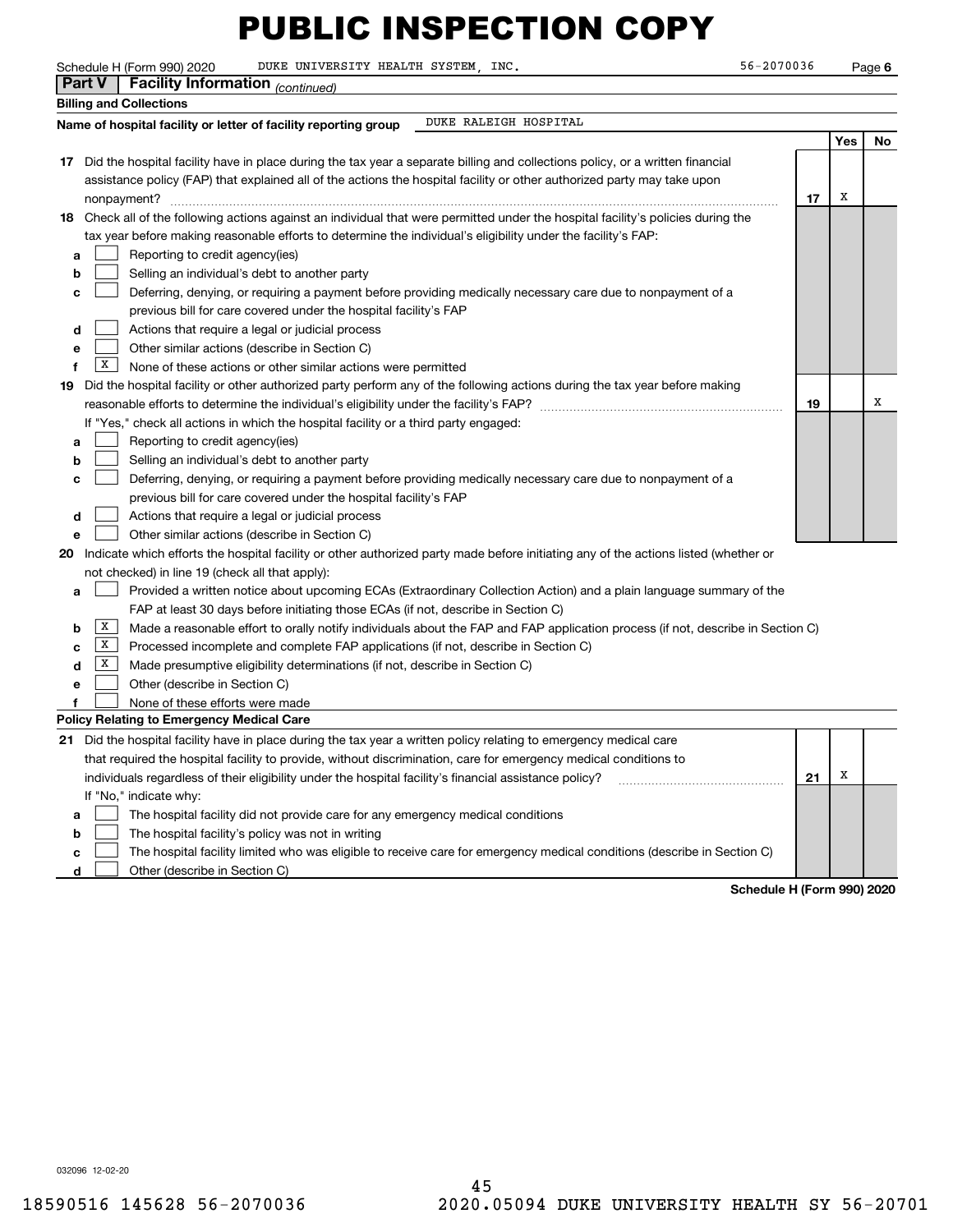# PUBLIC INSPECTION COPY

Schedule H (Form 990) 2020 DUKE UNIVERSITY HEALTH SYSTEM, INC. 56-2070036 Page 6

## Part V Facility Information *(continued)*

**Billing and Collections**

**Name of hospital facility or letter of facility reporting group** DUKE RALEIGH HOSPITAL

| | | Yes | No |
|---|---|---|---|
| **17** Did the hospital facility have in place during the tax year a separate billing and collections policy, or a written financial assistance policy (FAP) that explained all of the actions the hospital facility or other authorized party may take upon nonpayment? | 17 | X | |
| **18** Check all of the following actions against an individual that were permitted under the hospital facility's policies during the tax year before making reasonable efforts to determine the individual's eligibility under the facility's FAP: | | | |
| **a** [ ] Reporting to credit agency(ies) | | | |
| **b** [ ] Selling an individual's debt to another party | | | |
| **c** [ ] Deferring, denying, or requiring a payment before providing medically necessary care due to nonpayment of a previous bill for care covered under the hospital facility's FAP | | | |
| **d** [ ] Actions that require a legal or judicial process | | | |
| **e** [ ] Other similar actions (describe in Section C) | | | |
| **f** [X] None of these actions or other similar actions were permitted | | | |
| **19** Did the hospital facility or other authorized party perform any of the following actions during the tax year before making reasonable efforts to determine the individual's eligibility under the facility's FAP? | 19 | | X |
| If "Yes," check all actions in which the hospital facility or a third party engaged: | | | |
| **a** [ ] Reporting to credit agency(ies) | | | |
| **b** [ ] Selling an individual's debt to another party | | | |
| **c** [ ] Deferring, denying, or requiring a payment before providing medically necessary care due to nonpayment of a previous bill for care covered under the hospital facility's FAP | | | |
| **d** [ ] Actions that require a legal or judicial process | | | |
| **e** [ ] Other similar actions (describe in Section C) | | | |

**20** Indicate which efforts the hospital facility or other authorized party made before initiating any of the actions listed (whether or not checked) in line 19 (check all that apply):

- **a** [ ] Provided a written notice about upcoming ECAs (Extraordinary Collection Action) and a plain language summary of the FAP at least 30 days before initiating those ECAs (if not, describe in Section C)
- **b** [X] Made a reasonable effort to orally notify individuals about the FAP and FAP application process (if not, describe in Section C)
- **c** [X] Processed incomplete and complete FAP applications (if not, describe in Section C)
- **d** [X] Made presumptive eligibility determinations (if not, describe in Section C)
- **e** [ ] Other (describe in Section C)
- **f** [ ] None of these efforts were made

**Policy Relating to Emergency Medical Care**

| | | Yes | No |
|---|---|---|---|
| **21** Did the hospital facility have in place during the tax year a written policy relating to emergency medical care that required the hospital facility to provide, without discrimination, care for emergency medical conditions to individuals regardless of their eligibility under the hospital facility's financial assistance policy? | 21 | X | |
| If "No," indicate why: | | | |
| **a** [ ] The hospital facility did not provide care for any emergency medical conditions | | | |
| **b** [ ] The hospital facility's policy was not in writing | | | |
| **c** [ ] The hospital facility limited who was eligible to receive care for emergency medical conditions (describe in Section C) | | | |
| **d** [ ] Other (describe in Section C) | | | |

**Schedule H (Form 990) 2020**

032096 12-02-20

18590516 145628 56-2070036 2020.05094 DUKE UNIVERSITY HEALTH SY 56-20701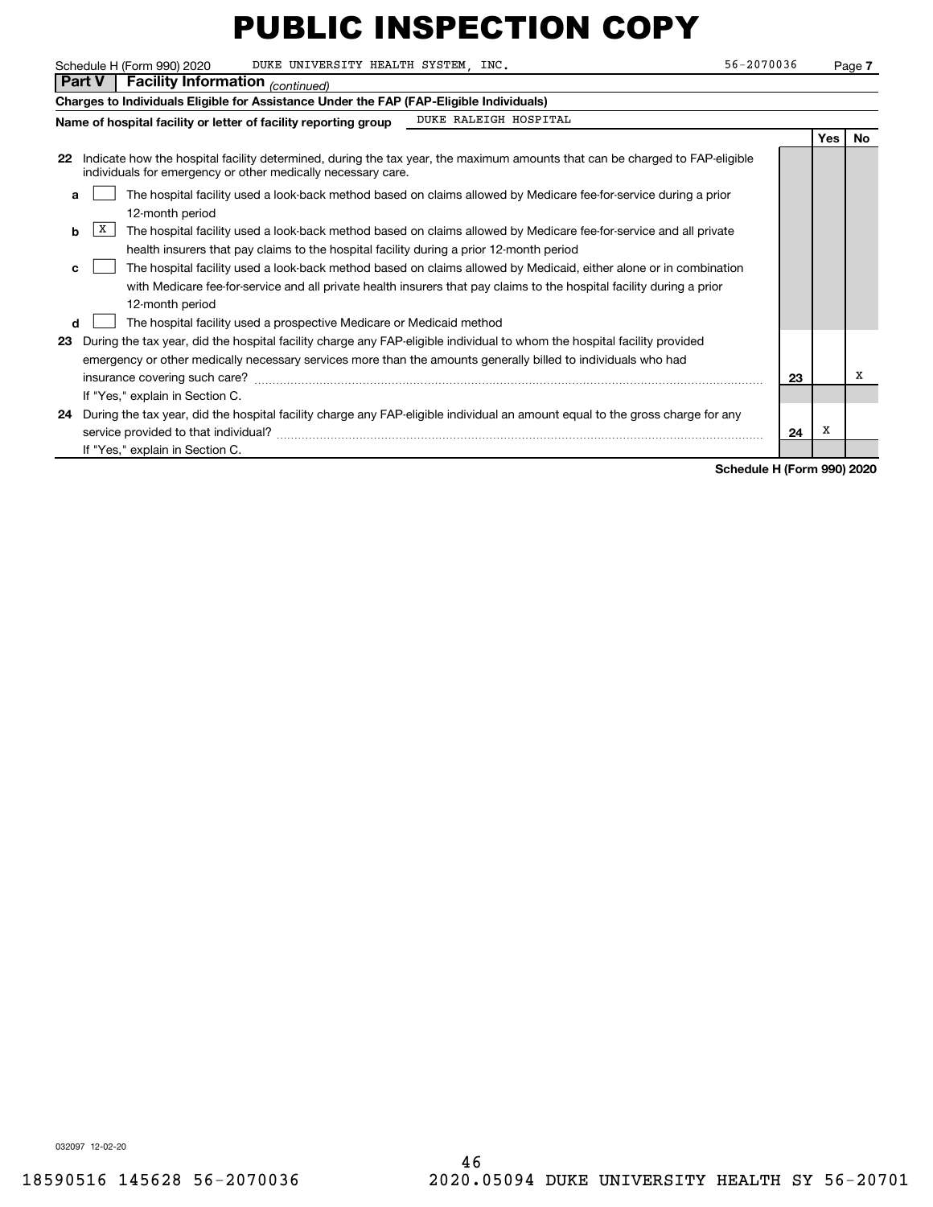# PUBLIC INSPECTION COPY

Schedule H (Form 990) 2020 DUKE UNIVERSITY HEALTH SYSTEM, INC. 56-2070036 Page 7

**Part V Facility Information** *(continued)*

**Charges to Individuals Eligible for Assistance Under the FAP (FAP-Eligible Individuals)**

**Name of hospital facility or letter of facility reporting group** DUKE RALEIGH HOSPITAL

| | | | Yes | No |
|---|---|---|---|---|
| **22** | Indicate how the hospital facility determined, during the tax year, the maximum amounts that can be charged to FAP-eligible individuals for emergency or other medically necessary care. | | | |
| **a** | [ ] The hospital facility used a look-back method based on claims allowed by Medicare fee-for-service during a prior 12-month period | | | |
| **b** | [X] The hospital facility used a look-back method based on claims allowed by Medicare fee-for-service and all private health insurers that pay claims to the hospital facility during a prior 12-month period | | | |
| **c** | [ ] The hospital facility used a look-back method based on claims allowed by Medicaid, either alone or in combination with Medicare fee-for-service and all private health insurers that pay claims to the hospital facility during a prior 12-month period | | | |
| **d** | [ ] The hospital facility used a prospective Medicare or Medicaid method | | | |
| **23** | During the tax year, did the hospital facility charge any FAP-eligible individual to whom the hospital facility provided emergency or other medically necessary services more than the amounts generally billed to individuals who had insurance covering such care? If "Yes," explain in Section C. | 23 | | X |
| **24** | During the tax year, did the hospital facility charge any FAP-eligible individual an amount equal to the gross charge for any service provided to that individual? If "Yes," explain in Section C. | 24 | X | |

**Schedule H (Form 990) 2020**

032097 12-02-20

18590516 145628 56-2070036 2020.05094 DUKE UNIVERSITY HEALTH SY 56-20701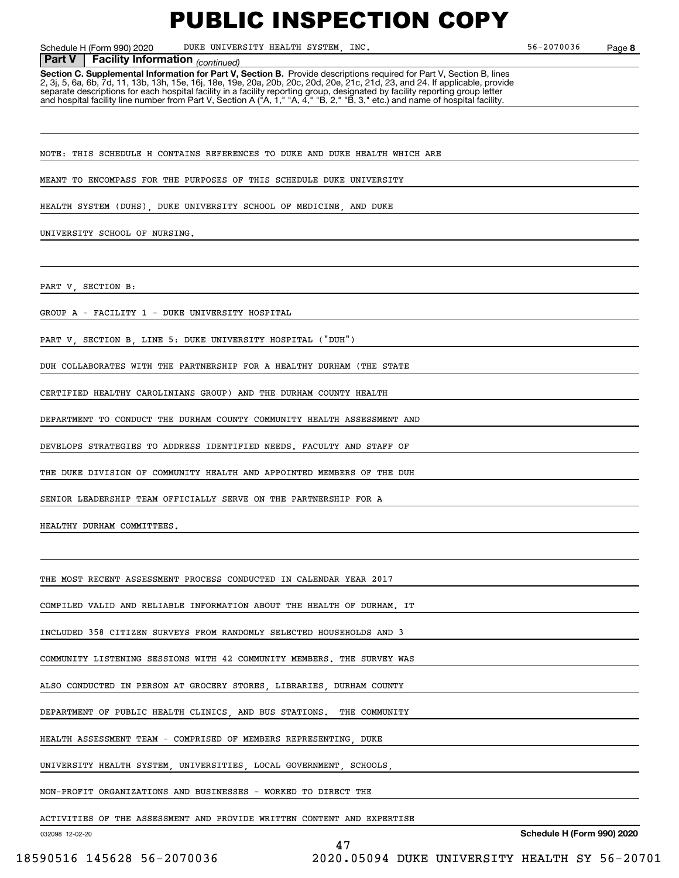# PUBLIC INSPECTION COPY

Schedule H (Form 990) 2020 DUKE UNIVERSITY HEALTH SYSTEM, INC. 56-2070036 Page 8

**Part V Facility Information** *(continued)*

**Section C. Supplemental Information for Part V, Section B.** Provide descriptions required for Part V, Section B, lines 2, 3j, 5, 6a, 6b, 7d, 11, 13b, 13h, 15e, 16j, 18e, 19e, 20a, 20b, 20c, 20d, 20e, 21c, 21d, 23, and 24. If applicable, provide separate descriptions for each hospital facility in a facility reporting group, designated by facility reporting group letter and hospital facility line number from Part V, Section A ("A, 1," "A, 4," "B, 2," "B, 3," etc.) and name of hospital facility.

NOTE: THIS SCHEDULE H CONTAINS REFERENCES TO DUKE AND DUKE HEALTH WHICH ARE MEANT TO ENCOMPASS FOR THE PURPOSES OF THIS SCHEDULE DUKE UNIVERSITY HEALTH SYSTEM (DUHS), DUKE UNIVERSITY SCHOOL OF MEDICINE, AND DUKE UNIVERSITY SCHOOL OF NURSING.

PART V, SECTION B:

GROUP A - FACILITY 1 - DUKE UNIVERSITY HOSPITAL

PART V, SECTION B, LINE 5: DUKE UNIVERSITY HOSPITAL ("DUH")

DUH COLLABORATES WITH THE PARTNERSHIP FOR A HEALTHY DURHAM (THE STATE CERTIFIED HEALTHY CAROLINIANS GROUP) AND THE DURHAM COUNTY HEALTH DEPARTMENT TO CONDUCT THE DURHAM COUNTY COMMUNITY HEALTH ASSESSMENT AND DEVELOPS STRATEGIES TO ADDRESS IDENTIFIED NEEDS. FACULTY AND STAFF OF THE DUKE DIVISION OF COMMUNITY HEALTH AND APPOINTED MEMBERS OF THE DUH SENIOR LEADERSHIP TEAM OFFICIALLY SERVE ON THE PARTNERSHIP FOR A HEALTHY DURHAM COMMITTEES.

THE MOST RECENT ASSESSMENT PROCESS CONDUCTED IN CALENDAR YEAR 2017 COMPILED VALID AND RELIABLE INFORMATION ABOUT THE HEALTH OF DURHAM. IT INCLUDED 358 CITIZEN SURVEYS FROM RANDOMLY SELECTED HOUSEHOLDS AND 3 COMMUNITY LISTENING SESSIONS WITH 42 COMMUNITY MEMBERS. THE SURVEY WAS ALSO CONDUCTED IN PERSON AT GROCERY STORES, LIBRARIES, DURHAM COUNTY DEPARTMENT OF PUBLIC HEALTH CLINICS, AND BUS STATIONS. THE COMMUNITY HEALTH ASSESSMENT TEAM - COMPRISED OF MEMBERS REPRESENTING, DUKE UNIVERSITY HEALTH SYSTEM, UNIVERSITIES, LOCAL GOVERNMENT, SCHOOLS, NON-PROFIT ORGANIZATIONS AND BUSINESSES - WORKED TO DIRECT THE ACTIVITIES OF THE ASSESSMENT AND PROVIDE WRITTEN CONTENT AND EXPERTISE

032098 12-02-20 **Schedule H (Form 990) 2020**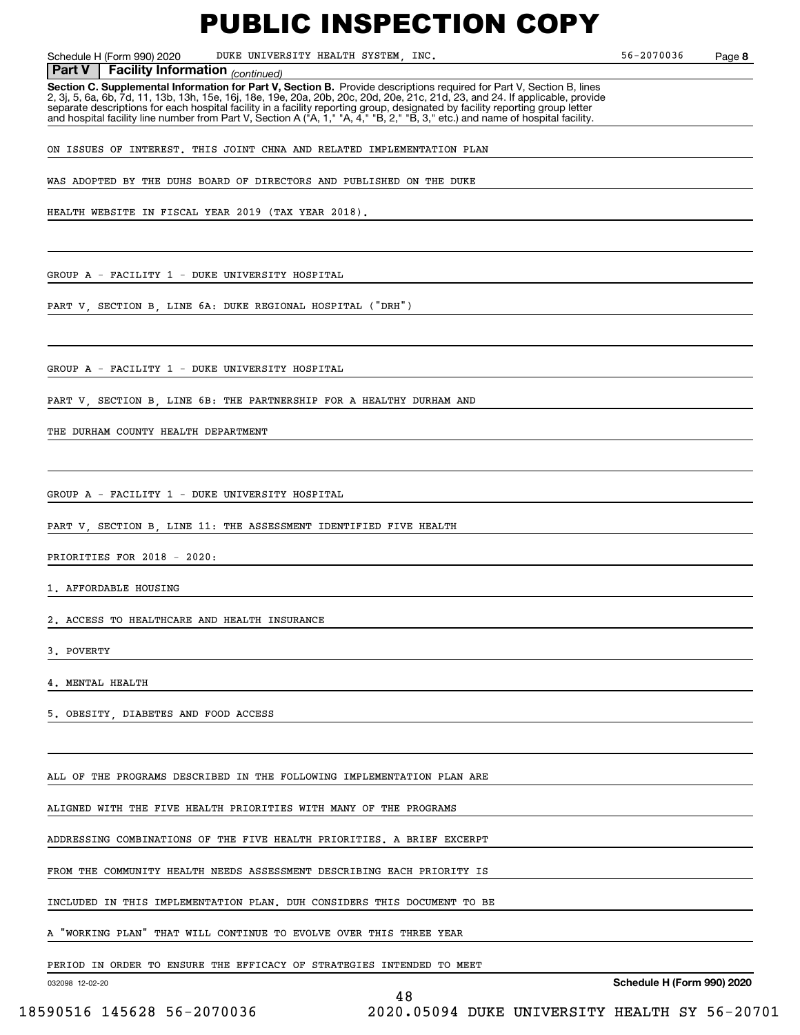# PUBLIC INSPECTION COPY

Schedule H (Form 990) 2020 DUKE UNIVERSITY HEALTH SYSTEM, INC. 56-2070036 Page **8**

**Part V | Facility Information** *(continued)*

**Section C. Supplemental Information for Part V, Section B.** Provide descriptions required for Part V, Section B, lines 2, 3j, 5, 6a, 6b, 7d, 11, 13b, 13h, 15e, 16j, 18e, 19e, 20a, 20b, 20c, 20d, 20e, 21c, 21d, 23, and 24. If applicable, provide separate descriptions for each hospital facility in a facility reporting group, designated by facility reporting group letter and hospital facility line number from Part V, Section A ("A, 1," "A, 4," "B, 2," "B, 3," etc.) and name of hospital facility.

ON ISSUES OF INTEREST. THIS JOINT CHNA AND RELATED IMPLEMENTATION PLAN WAS ADOPTED BY THE DUHS BOARD OF DIRECTORS AND PUBLISHED ON THE DUKE HEALTH WEBSITE IN FISCAL YEAR 2019 (TAX YEAR 2018).

GROUP A - FACILITY 1 - DUKE UNIVERSITY HOSPITAL

PART V, SECTION B, LINE 6A: DUKE REGIONAL HOSPITAL ("DRH")

GROUP A - FACILITY 1 - DUKE UNIVERSITY HOSPITAL

PART V, SECTION B, LINE 6B: THE PARTNERSHIP FOR A HEALTHY DURHAM AND THE DURHAM COUNTY HEALTH DEPARTMENT

GROUP A - FACILITY 1 - DUKE UNIVERSITY HOSPITAL

PART V, SECTION B, LINE 11: THE ASSESSMENT IDENTIFIED FIVE HEALTH PRIORITIES FOR 2018 - 2020:

1. AFFORDABLE HOUSING
2. ACCESS TO HEALTHCARE AND HEALTH INSURANCE
3. POVERTY
4. MENTAL HEALTH
5. OBESITY, DIABETES AND FOOD ACCESS

ALL OF THE PROGRAMS DESCRIBED IN THE FOLLOWING IMPLEMENTATION PLAN ARE ALIGNED WITH THE FIVE HEALTH PRIORITIES WITH MANY OF THE PROGRAMS ADDRESSING COMBINATIONS OF THE FIVE HEALTH PRIORITIES. A BRIEF EXCERPT FROM THE COMMUNITY HEALTH NEEDS ASSESSMENT DESCRIBING EACH PRIORITY IS INCLUDED IN THIS IMPLEMENTATION PLAN. DUH CONSIDERS THIS DOCUMENT TO BE A "WORKING PLAN" THAT WILL CONTINUE TO EVOLVE OVER THIS THREE YEAR PERIOD IN ORDER TO ENSURE THE EFFICACY OF STRATEGIES INTENDED TO MEET

032098 12-02-20 **Schedule H (Form 990) 2020**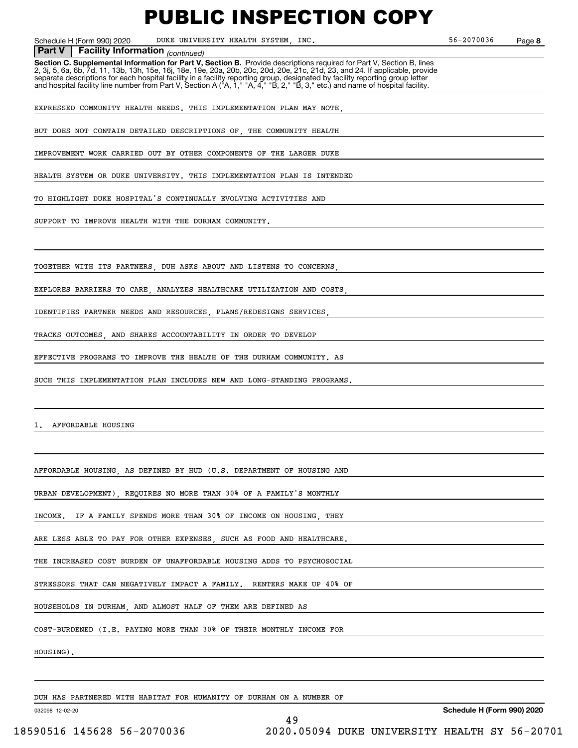# PUBLIC INSPECTION COPY

Schedule H (Form 990) 2020 DUKE UNIVERSITY HEALTH SYSTEM, INC. 56-2070036 Page 8

**Part V Facility Information** *(continued)*

**Section C. Supplemental Information for Part V, Section B.** Provide descriptions required for Part V, Section B, lines 2, 3j, 5, 6a, 6b, 7d, 11, 13b, 13h, 15e, 16j, 18e, 19e, 20a, 20b, 20c, 20d, 20e, 21c, 21d, 23, and 24. If applicable, provide separate descriptions for each hospital facility in a facility reporting group, designated by facility reporting group letter and hospital facility line number from Part V, Section A ("A, 1," "A, 4," "B, 2," "B, 3," etc.) and name of hospital facility.

EXPRESSED COMMUNITY HEALTH NEEDS. THIS IMPLEMENTATION PLAN MAY NOTE, BUT DOES NOT CONTAIN DETAILED DESCRIPTIONS OF, THE COMMUNITY HEALTH IMPROVEMENT WORK CARRIED OUT BY OTHER COMPONENTS OF THE LARGER DUKE HEALTH SYSTEM OR DUKE UNIVERSITY. THIS IMPLEMENTATION PLAN IS INTENDED TO HIGHLIGHT DUKE HOSPITAL'S CONTINUALLY EVOLVING ACTIVITIES AND SUPPORT TO IMPROVE HEALTH WITH THE DURHAM COMMUNITY.

TOGETHER WITH ITS PARTNERS, DUH ASKS ABOUT AND LISTENS TO CONCERNS, EXPLORES BARRIERS TO CARE, ANALYZES HEALTHCARE UTILIZATION AND COSTS, IDENTIFIES PARTNER NEEDS AND RESOURCES, PLANS/REDESIGNS SERVICES, TRACKS OUTCOMES, AND SHARES ACCOUNTABILITY IN ORDER TO DEVELOP EFFECTIVE PROGRAMS TO IMPROVE THE HEALTH OF THE DURHAM COMMUNITY. AS SUCH THIS IMPLEMENTATION PLAN INCLUDES NEW AND LONG-STANDING PROGRAMS.

1. AFFORDABLE HOUSING

AFFORDABLE HOUSING, AS DEFINED BY HUD (U.S. DEPARTMENT OF HOUSING AND URBAN DEVELOPMENT), REQUIRES NO MORE THAN 30% OF A FAMILY'S MONTHLY INCOME. IF A FAMILY SPENDS MORE THAN 30% OF INCOME ON HOUSING, THEY ARE LESS ABLE TO PAY FOR OTHER EXPENSES, SUCH AS FOOD AND HEALTHCARE. THE INCREASED COST BURDEN OF UNAFFORDABLE HOUSING ADDS TO PSYCHOSOCIAL STRESSORS THAT CAN NEGATIVELY IMPACT A FAMILY. RENTERS MAKE UP 40% OF HOUSEHOLDS IN DURHAM, AND ALMOST HALF OF THEM ARE DEFINED AS COST-BURDENED (I.E. PAYING MORE THAN 30% OF THEIR MONTHLY INCOME FOR HOUSING).

DUH HAS PARTNERED WITH HABITAT FOR HUMANITY OF DURHAM ON A NUMBER OF

032098 12-02-20 **Schedule H (Form 990) 2020**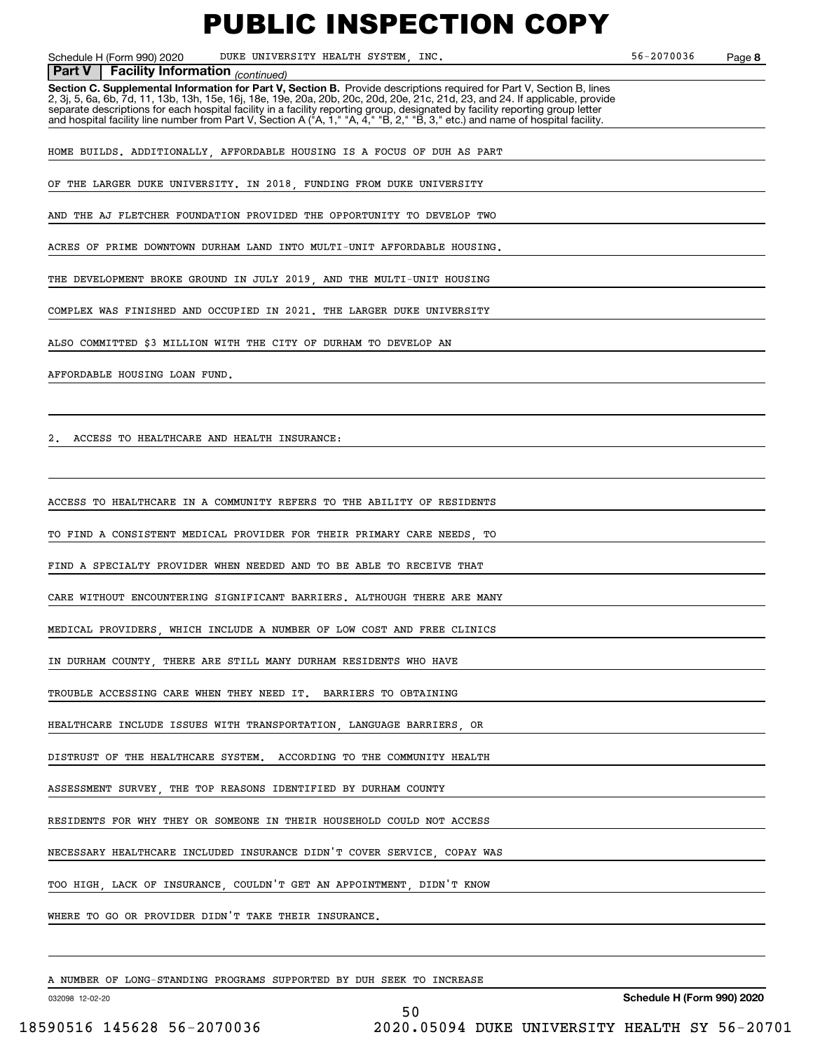# PUBLIC INSPECTION COPY

Schedule H (Form 990) 2020 DUKE UNIVERSITY HEALTH SYSTEM, INC. 56-2070036 Page 8

**Part V | Facility Information** *(continued)*

**Section C. Supplemental Information for Part V, Section B.** Provide descriptions required for Part V, Section B, lines 2, 3j, 5, 6a, 6b, 7d, 11, 13b, 13h, 15e, 16j, 18e, 19e, 20a, 20b, 20c, 20d, 20e, 21c, 21d, 23, and 24. If applicable, provide separate descriptions for each hospital facility in a facility reporting group, designated by facility reporting group letter and hospital facility line number from Part V, Section A ("A, 1," "A, 4," "B, 2," "B, 3," etc.) and name of hospital facility.

HOME BUILDS. ADDITIONALLY, AFFORDABLE HOUSING IS A FOCUS OF DUH AS PART OF THE LARGER DUKE UNIVERSITY. IN 2018, FUNDING FROM DUKE UNIVERSITY AND THE AJ FLETCHER FOUNDATION PROVIDED THE OPPORTUNITY TO DEVELOP TWO ACRES OF PRIME DOWNTOWN DURHAM LAND INTO MULTI-UNIT AFFORDABLE HOUSING. THE DEVELOPMENT BROKE GROUND IN JULY 2019, AND THE MULTI-UNIT HOUSING COMPLEX WAS FINISHED AND OCCUPIED IN 2021. THE LARGER DUKE UNIVERSITY ALSO COMMITTED $3 MILLION WITH THE CITY OF DURHAM TO DEVELOP AN AFFORDABLE HOUSING LOAN FUND.

2. ACCESS TO HEALTHCARE AND HEALTH INSURANCE:

ACCESS TO HEALTHCARE IN A COMMUNITY REFERS TO THE ABILITY OF RESIDENTS TO FIND A CONSISTENT MEDICAL PROVIDER FOR THEIR PRIMARY CARE NEEDS, TO FIND A SPECIALTY PROVIDER WHEN NEEDED AND TO BE ABLE TO RECEIVE THAT CARE WITHOUT ENCOUNTERING SIGNIFICANT BARRIERS. ALTHOUGH THERE ARE MANY MEDICAL PROVIDERS, WHICH INCLUDE A NUMBER OF LOW COST AND FREE CLINICS IN DURHAM COUNTY, THERE ARE STILL MANY DURHAM RESIDENTS WHO HAVE TROUBLE ACCESSING CARE WHEN THEY NEED IT. BARRIERS TO OBTAINING HEALTHCARE INCLUDE ISSUES WITH TRANSPORTATION, LANGUAGE BARRIERS, OR DISTRUST OF THE HEALTHCARE SYSTEM. ACCORDING TO THE COMMUNITY HEALTH ASSESSMENT SURVEY, THE TOP REASONS IDENTIFIED BY DURHAM COUNTY RESIDENTS FOR WHY THEY OR SOMEONE IN THEIR HOUSEHOLD COULD NOT ACCESS NECESSARY HEALTHCARE INCLUDED INSURANCE DIDN'T COVER SERVICE, COPAY WAS TOO HIGH, LACK OF INSURANCE, COULDN'T GET AN APPOINTMENT, DIDN'T KNOW WHERE TO GO OR PROVIDER DIDN'T TAKE THEIR INSURANCE.

A NUMBER OF LONG-STANDING PROGRAMS SUPPORTED BY DUH SEEK TO INCREASE

032098 12-02-20 **Schedule H (Form 990) 2020**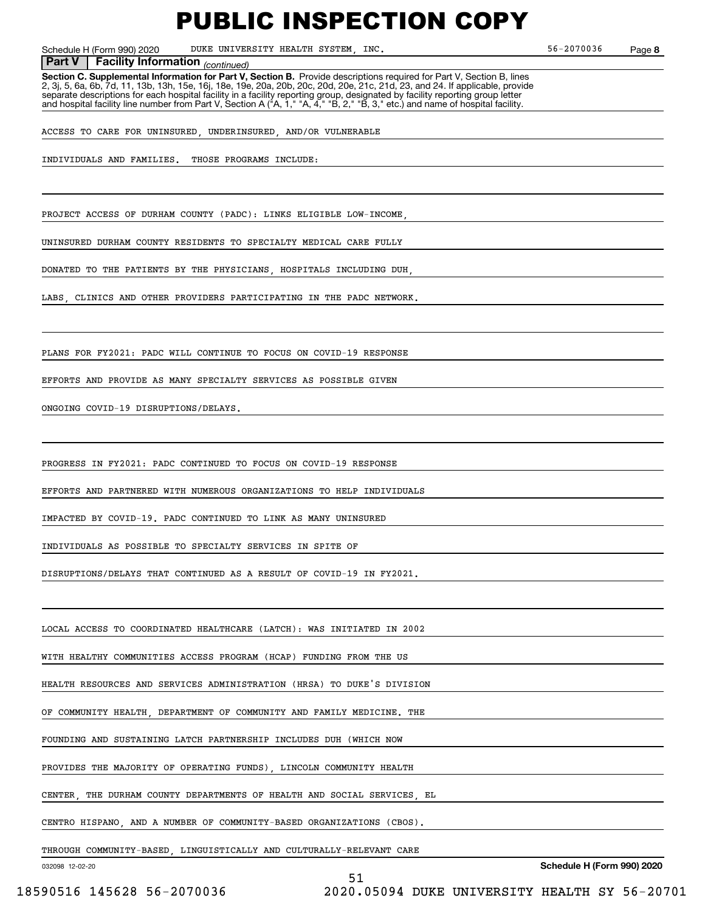# PUBLIC INSPECTION COPY

Schedule H (Form 990) 2020 DUKE UNIVERSITY HEALTH SYSTEM, INC. 56-2070036 Page 8

**Part V | Facility Information** *(continued)*

**Section C. Supplemental Information for Part V, Section B.** Provide descriptions required for Part V, Section B, lines 2, 3j, 5, 6a, 6b, 7d, 11, 13b, 13h, 15e, 16j, 18e, 19e, 20a, 20b, 20c, 20d, 20e, 21c, 21d, 23, and 24. If applicable, provide separate descriptions for each hospital facility in a facility reporting group, designated by facility reporting group letter and hospital facility line number from Part V, Section A ("A, 1," "A, 4," "B, 2," "B, 3," etc.) and name of hospital facility.

ACCESS TO CARE FOR UNINSURED, UNDERINSURED, AND/OR VULNERABLE INDIVIDUALS AND FAMILIES. THOSE PROGRAMS INCLUDE:

PROJECT ACCESS OF DURHAM COUNTY (PADC): LINKS ELIGIBLE LOW-INCOME, UNINSURED DURHAM COUNTY RESIDENTS TO SPECIALTY MEDICAL CARE FULLY DONATED TO THE PATIENTS BY THE PHYSICIANS, HOSPITALS INCLUDING DUH, LABS, CLINICS AND OTHER PROVIDERS PARTICIPATING IN THE PADC NETWORK.

PLANS FOR FY2021: PADC WILL CONTINUE TO FOCUS ON COVID-19 RESPONSE EFFORTS AND PROVIDE AS MANY SPECIALTY SERVICES AS POSSIBLE GIVEN ONGOING COVID-19 DISRUPTIONS/DELAYS.

PROGRESS IN FY2021: PADC CONTINUED TO FOCUS ON COVID-19 RESPONSE EFFORTS AND PARTNERED WITH NUMEROUS ORGANIZATIONS TO HELP INDIVIDUALS IMPACTED BY COVID-19. PADC CONTINUED TO LINK AS MANY UNINSURED INDIVIDUALS AS POSSIBLE TO SPECIALTY SERVICES IN SPITE OF DISRUPTIONS/DELAYS THAT CONTINUED AS A RESULT OF COVID-19 IN FY2021.

LOCAL ACCESS TO COORDINATED HEALTHCARE (LATCH): WAS INITIATED IN 2002 WITH HEALTHY COMMUNITIES ACCESS PROGRAM (HCAP) FUNDING FROM THE US HEALTH RESOURCES AND SERVICES ADMINISTRATION (HRSA) TO DUKE'S DIVISION OF COMMUNITY HEALTH, DEPARTMENT OF COMMUNITY AND FAMILY MEDICINE. THE FOUNDING AND SUSTAINING LATCH PARTNERSHIP INCLUDES DUH (WHICH NOW PROVIDES THE MAJORITY OF OPERATING FUNDS), LINCOLN COMMUNITY HEALTH CENTER, THE DURHAM COUNTY DEPARTMENTS OF HEALTH AND SOCIAL SERVICES, EL CENTRO HISPANO, AND A NUMBER OF COMMUNITY-BASED ORGANIZATIONS (CBOS). THROUGH COMMUNITY-BASED, LINGUISTICALLY AND CULTURALLY-RELEVANT CARE

032098 12-02-20 **Schedule H (Form 990) 2020**

18590516 145628 56-2070036 2020.05094 DUKE UNIVERSITY HEALTH SY 56-20701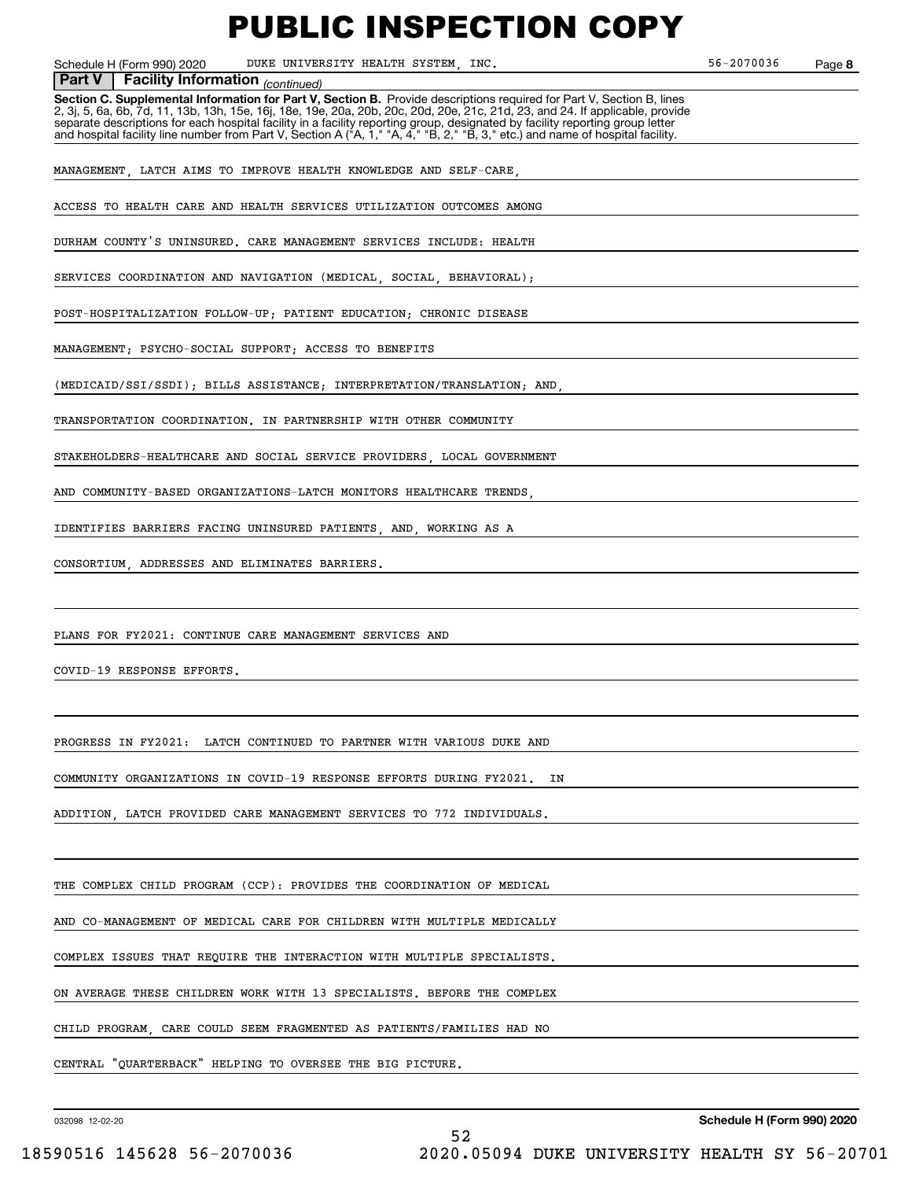# PUBLIC INSPECTION COPY

Schedule H (Form 990) 2020 DUKE UNIVERSITY HEALTH SYSTEM, INC. 56-2070036 Page **8**

**Part V Facility Information** *(continued)*

**Section C. Supplemental Information for Part V, Section B.** Provide descriptions required for Part V, Section B, lines 2, 3j, 5, 6a, 6b, 7d, 11, 13b, 13h, 15e, 16j, 18e, 19e, 20a, 20b, 20c, 20d, 20e, 21c, 21d, 23, and 24. If applicable, provide separate descriptions for each hospital facility in a facility reporting group, designated by facility reporting group letter and hospital facility line number from Part V, Section A ("A, 1," "A, 4," "B, 2," "B, 3," etc.) and name of hospital facility.

MANAGEMENT, LATCH AIMS TO IMPROVE HEALTH KNOWLEDGE AND SELF-CARE, ACCESS TO HEALTH CARE AND HEALTH SERVICES UTILIZATION OUTCOMES AMONG DURHAM COUNTY'S UNINSURED. CARE MANAGEMENT SERVICES INCLUDE: HEALTH SERVICES COORDINATION AND NAVIGATION (MEDICAL, SOCIAL, BEHAVIORAL); POST-HOSPITALIZATION FOLLOW-UP; PATIENT EDUCATION; CHRONIC DISEASE MANAGEMENT; PSYCHO-SOCIAL SUPPORT; ACCESS TO BENEFITS (MEDICAID/SSI/SSDI); BILLS ASSISTANCE; INTERPRETATION/TRANSLATION; AND, TRANSPORTATION COORDINATION. IN PARTNERSHIP WITH OTHER COMMUNITY STAKEHOLDERS-HEALTHCARE AND SOCIAL SERVICE PROVIDERS, LOCAL GOVERNMENT AND COMMUNITY-BASED ORGANIZATIONS-LATCH MONITORS HEALTHCARE TRENDS, IDENTIFIES BARRIERS FACING UNINSURED PATIENTS, AND, WORKING AS A CONSORTIUM, ADDRESSES AND ELIMINATES BARRIERS.

PLANS FOR FY2021: CONTINUE CARE MANAGEMENT SERVICES AND COVID-19 RESPONSE EFFORTS.

PROGRESS IN FY2021: LATCH CONTINUED TO PARTNER WITH VARIOUS DUKE AND COMMUNITY ORGANIZATIONS IN COVID-19 RESPONSE EFFORTS DURING FY2021. IN ADDITION, LATCH PROVIDED CARE MANAGEMENT SERVICES TO 772 INDIVIDUALS.

THE COMPLEX CHILD PROGRAM (CCP): PROVIDES THE COORDINATION OF MEDICAL AND CO-MANAGEMENT OF MEDICAL CARE FOR CHILDREN WITH MULTIPLE MEDICALLY COMPLEX ISSUES THAT REQUIRE THE INTERACTION WITH MULTIPLE SPECIALISTS. ON AVERAGE THESE CHILDREN WORK WITH 13 SPECIALISTS. BEFORE THE COMPLEX CHILD PROGRAM, CARE COULD SEEM FRAGMENTED AS PATIENTS/FAMILIES HAD NO CENTRAL "QUARTERBACK" HELPING TO OVERSEE THE BIG PICTURE.

032098 12-02-20 **Schedule H (Form 990) 2020**

18590516 145628 56-2070036 2020.05094 DUKE UNIVERSITY HEALTH SY 56-20701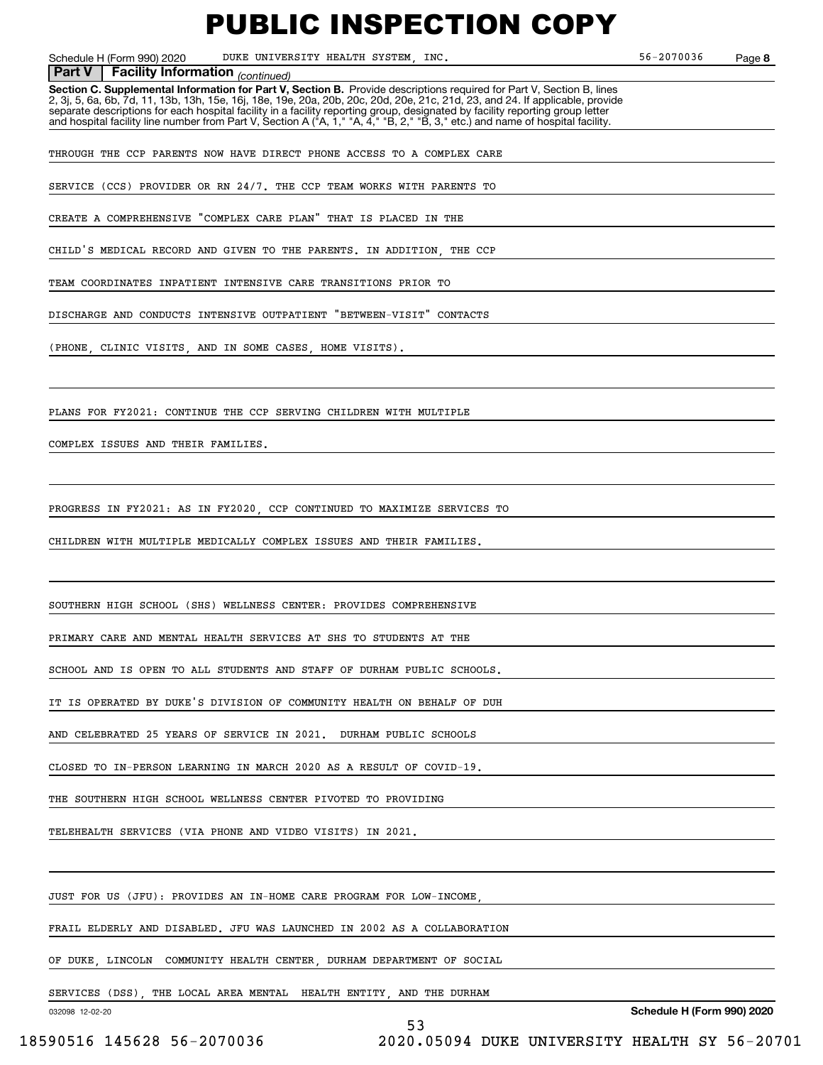**Part V | Facility Information** *(continued)*

**Section C. Supplemental Information for Part V, Section B.** Provide descriptions required for Part V, Section B, lines 2, 3j, 5, 6a, 6b, 7d, 11, 13b, 13h, 15e, 16j, 18e, 19e, 20a, 20b, 20c, 20d, 20e, 21c, 21d, 23, and 24. If applicable, provide separate descriptions for each hospital facility in a facility reporting group, designated by facility reporting group letter and hospital facility line number from Part V, Section A ("A, 1," "A, 4," "B, 2," "B, 3," etc.) and name of hospital facility.

THROUGH THE CCP PARENTS NOW HAVE DIRECT PHONE ACCESS TO A COMPLEX CARE SERVICE (CCS) PROVIDER OR RN 24/7. THE CCP TEAM WORKS WITH PARENTS TO CREATE A COMPREHENSIVE "COMPLEX CARE PLAN" THAT IS PLACED IN THE CHILD'S MEDICAL RECORD AND GIVEN TO THE PARENTS. IN ADDITION, THE CCP TEAM COORDINATES INPATIENT INTENSIVE CARE TRANSITIONS PRIOR TO DISCHARGE AND CONDUCTS INTENSIVE OUTPATIENT "BETWEEN-VISIT" CONTACTS (PHONE, CLINIC VISITS, AND IN SOME CASES, HOME VISITS).

PLANS FOR FY2021: CONTINUE THE CCP SERVING CHILDREN WITH MULTIPLE COMPLEX ISSUES AND THEIR FAMILIES.

PROGRESS IN FY2021: AS IN FY2020, CCP CONTINUED TO MAXIMIZE SERVICES TO CHILDREN WITH MULTIPLE MEDICALLY COMPLEX ISSUES AND THEIR FAMILIES.

SOUTHERN HIGH SCHOOL (SHS) WELLNESS CENTER: PROVIDES COMPREHENSIVE PRIMARY CARE AND MENTAL HEALTH SERVICES AT SHS TO STUDENTS AT THE SCHOOL AND IS OPEN TO ALL STUDENTS AND STAFF OF DURHAM PUBLIC SCHOOLS. IT IS OPERATED BY DUKE'S DIVISION OF COMMUNITY HEALTH ON BEHALF OF DUH AND CELEBRATED 25 YEARS OF SERVICE IN 2021. DURHAM PUBLIC SCHOOLS CLOSED TO IN-PERSON LEARNING IN MARCH 2020 AS A RESULT OF COVID-19. THE SOUTHERN HIGH SCHOOL WELLNESS CENTER PIVOTED TO PROVIDING TELEHEALTH SERVICES (VIA PHONE AND VIDEO VISITS) IN 2021.

JUST FOR US (JFU): PROVIDES AN IN-HOME CARE PROGRAM FOR LOW-INCOME, FRAIL ELDERLY AND DISABLED. JFU WAS LAUNCHED IN 2002 AS A COLLABORATION OF DUKE, LINCOLN COMMUNITY HEALTH CENTER, DURHAM DEPARTMENT OF SOCIAL SERVICES (DSS), THE LOCAL AREA MENTAL HEALTH ENTITY, AND THE DURHAM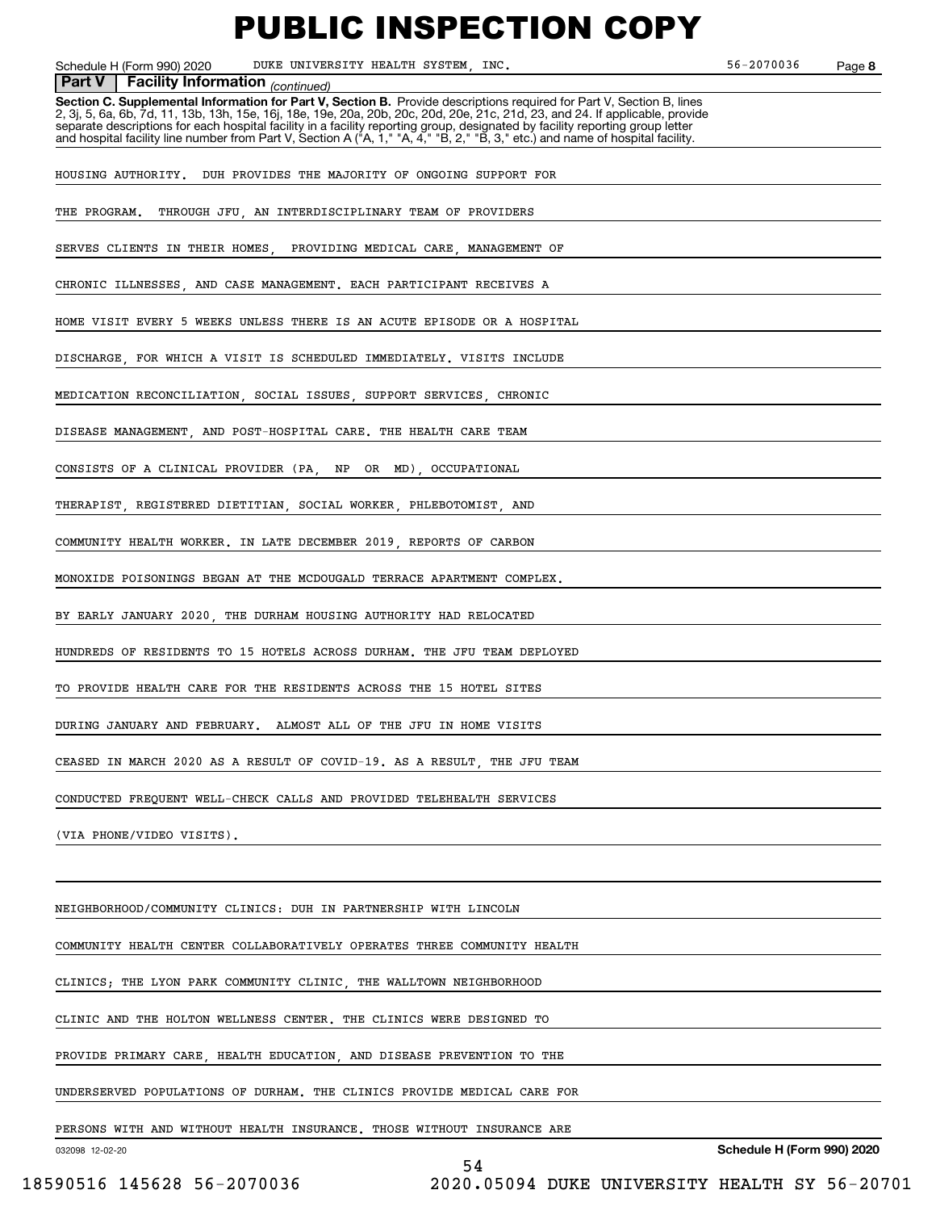# PUBLIC INSPECTION COPY

Schedule H (Form 990) 2020 DUKE UNIVERSITY HEALTH SYSTEM, INC. 56-2070036 Page 8

**Part V | Facility Information** *(continued)*

**Section C. Supplemental Information for Part V, Section B.** Provide descriptions required for Part V, Section B, lines 2, 3j, 5, 6a, 6b, 7d, 11, 13b, 13h, 15e, 16j, 18e, 19e, 20a, 20b, 20c, 20d, 20e, 21c, 21d, 23, and 24. If applicable, provide separate descriptions for each hospital facility in a facility reporting group, designated by facility reporting group letter and hospital facility line number from Part V, Section A ("A, 1," "A, 4," "B, 2," "B, 3," etc.) and name of hospital facility.

HOUSING AUTHORITY. DUH PROVIDES THE MAJORITY OF ONGOING SUPPORT FOR THE PROGRAM. THROUGH JFU, AN INTERDISCIPLINARY TEAM OF PROVIDERS SERVES CLIENTS IN THEIR HOMES, PROVIDING MEDICAL CARE, MANAGEMENT OF CHRONIC ILLNESSES, AND CASE MANAGEMENT. EACH PARTICIPANT RECEIVES A HOME VISIT EVERY 5 WEEKS UNLESS THERE IS AN ACUTE EPISODE OR A HOSPITAL DISCHARGE, FOR WHICH A VISIT IS SCHEDULED IMMEDIATELY. VISITS INCLUDE MEDICATION RECONCILIATION, SOCIAL ISSUES, SUPPORT SERVICES, CHRONIC DISEASE MANAGEMENT, AND POST-HOSPITAL CARE. THE HEALTH CARE TEAM CONSISTS OF A CLINICAL PROVIDER (PA, NP OR MD), OCCUPATIONAL THERAPIST, REGISTERED DIETITIAN, SOCIAL WORKER, PHLEBOTOMIST, AND COMMUNITY HEALTH WORKER. IN LATE DECEMBER 2019, REPORTS OF CARBON MONOXIDE POISONINGS BEGAN AT THE MCDOUGALD TERRACE APARTMENT COMPLEX. BY EARLY JANUARY 2020, THE DURHAM HOUSING AUTHORITY HAD RELOCATED HUNDREDS OF RESIDENTS TO 15 HOTELS ACROSS DURHAM. THE JFU TEAM DEPLOYED TO PROVIDE HEALTH CARE FOR THE RESIDENTS ACROSS THE 15 HOTEL SITES DURING JANUARY AND FEBRUARY. ALMOST ALL OF THE JFU IN HOME VISITS CEASED IN MARCH 2020 AS A RESULT OF COVID-19. AS A RESULT, THE JFU TEAM CONDUCTED FREQUENT WELL-CHECK CALLS AND PROVIDED TELEHEALTH SERVICES (VIA PHONE/VIDEO VISITS).

NEIGHBORHOOD/COMMUNITY CLINICS: DUH IN PARTNERSHIP WITH LINCOLN COMMUNITY HEALTH CENTER COLLABORATIVELY OPERATES THREE COMMUNITY HEALTH CLINICS; THE LYON PARK COMMUNITY CLINIC, THE WALLTOWN NEIGHBORHOOD CLINIC AND THE HOLTON WELLNESS CENTER. THE CLINICS WERE DESIGNED TO PROVIDE PRIMARY CARE, HEALTH EDUCATION, AND DISEASE PREVENTION TO THE UNDERSERVED POPULATIONS OF DURHAM. THE CLINICS PROVIDE MEDICAL CARE FOR PERSONS WITH AND WITHOUT HEALTH INSURANCE. THOSE WITHOUT INSURANCE ARE

032098 12-02-20 **Schedule H (Form 990) 2020**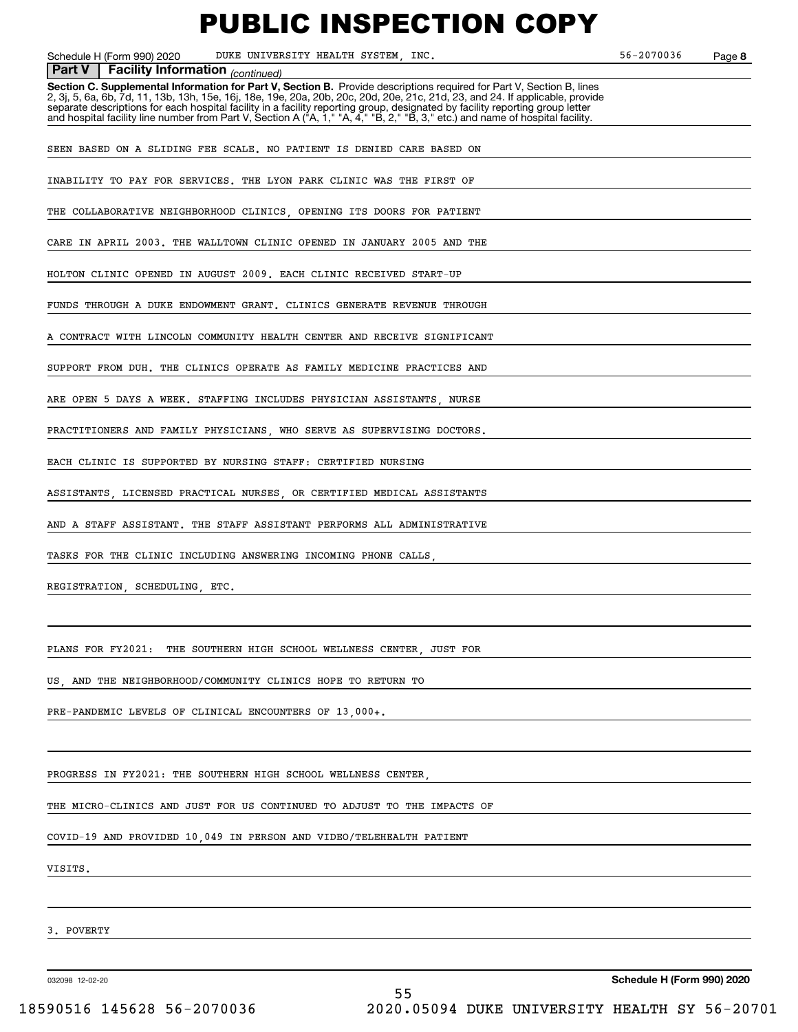# PUBLIC INSPECTION COPY

Schedule H (Form 990) 2020 DUKE UNIVERSITY HEALTH SYSTEM, INC. 56-2070036 Page **8**

**Part V | Facility Information** *(continued)*

**Section C. Supplemental Information for Part V, Section B.** Provide descriptions required for Part V, Section B, lines 2, 3j, 5, 6a, 6b, 7d, 11, 13b, 13h, 15e, 16j, 18e, 19e, 20a, 20b, 20c, 20d, 20e, 21c, 21d, 23, and 24. If applicable, provide separate descriptions for each hospital facility in a facility reporting group, designated by facility reporting group letter and hospital facility line number from Part V, Section A ("A, 1," "A, 4," "B, 2," "B, 3," etc.) and name of hospital facility.

SEEN BASED ON A SLIDING FEE SCALE. NO PATIENT IS DENIED CARE BASED ON INABILITY TO PAY FOR SERVICES. THE LYON PARK CLINIC WAS THE FIRST OF THE COLLABORATIVE NEIGHBORHOOD CLINICS, OPENING ITS DOORS FOR PATIENT CARE IN APRIL 2003. THE WALLTOWN CLINIC OPENED IN JANUARY 2005 AND THE HOLTON CLINIC OPENED IN AUGUST 2009. EACH CLINIC RECEIVED START-UP FUNDS THROUGH A DUKE ENDOWMENT GRANT. CLINICS GENERATE REVENUE THROUGH A CONTRACT WITH LINCOLN COMMUNITY HEALTH CENTER AND RECEIVE SIGNIFICANT SUPPORT FROM DUH. THE CLINICS OPERATE AS FAMILY MEDICINE PRACTICES AND ARE OPEN 5 DAYS A WEEK. STAFFING INCLUDES PHYSICIAN ASSISTANTS, NURSE PRACTITIONERS AND FAMILY PHYSICIANS, WHO SERVE AS SUPERVISING DOCTORS. EACH CLINIC IS SUPPORTED BY NURSING STAFF: CERTIFIED NURSING ASSISTANTS, LICENSED PRACTICAL NURSES, OR CERTIFIED MEDICAL ASSISTANTS AND A STAFF ASSISTANT. THE STAFF ASSISTANT PERFORMS ALL ADMINISTRATIVE TASKS FOR THE CLINIC INCLUDING ANSWERING INCOMING PHONE CALLS, REGISTRATION, SCHEDULING, ETC.

PLANS FOR FY2021: THE SOUTHERN HIGH SCHOOL WELLNESS CENTER, JUST FOR US, AND THE NEIGHBORHOOD/COMMUNITY CLINICS HOPE TO RETURN TO PRE-PANDEMIC LEVELS OF CLINICAL ENCOUNTERS OF 13,000+.

PROGRESS IN FY2021: THE SOUTHERN HIGH SCHOOL WELLNESS CENTER, THE MICRO-CLINICS AND JUST FOR US CONTINUED TO ADJUST TO THE IMPACTS OF COVID-19 AND PROVIDED 10,049 IN PERSON AND VIDEO/TELEHEALTH PATIENT VISITS.

3. POVERTY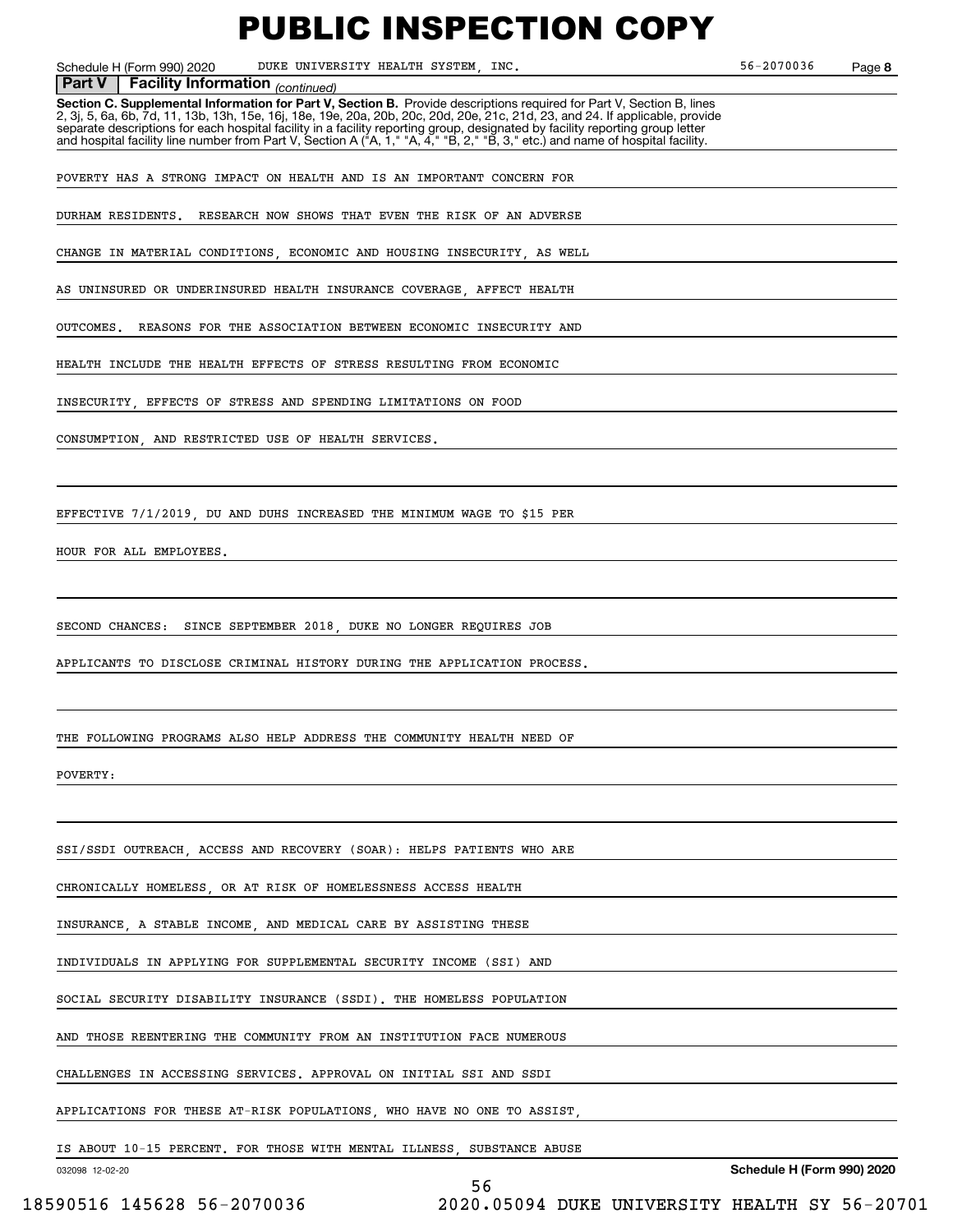# PUBLIC INSPECTION COPY

Schedule H (Form 990) 2020 DUKE UNIVERSITY HEALTH SYSTEM, INC. 56-2070036 Page 8

**Part V | Facility Information** *(continued)*

**Section C. Supplemental Information for Part V, Section B.** Provide descriptions required for Part V, Section B, lines 2, 3j, 5, 6a, 6b, 7d, 11, 13b, 13h, 15e, 16j, 18e, 19e, 20a, 20b, 20c, 20d, 20e, 21c, 21d, 23, and 24. If applicable, provide separate descriptions for each hospital facility in a facility reporting group, designated by facility reporting group letter and hospital facility line number from Part V, Section A ("A, 1," "A, 4," "B, 2," "B, 3," etc.) and name of hospital facility.

POVERTY HAS A STRONG IMPACT ON HEALTH AND IS AN IMPORTANT CONCERN FOR DURHAM RESIDENTS. RESEARCH NOW SHOWS THAT EVEN THE RISK OF AN ADVERSE CHANGE IN MATERIAL CONDITIONS, ECONOMIC AND HOUSING INSECURITY, AS WELL AS UNINSURED OR UNDERINSURED HEALTH INSURANCE COVERAGE, AFFECT HEALTH OUTCOMES. REASONS FOR THE ASSOCIATION BETWEEN ECONOMIC INSECURITY AND HEALTH INCLUDE THE HEALTH EFFECTS OF STRESS RESULTING FROM ECONOMIC INSECURITY, EFFECTS OF STRESS AND SPENDING LIMITATIONS ON FOOD CONSUMPTION, AND RESTRICTED USE OF HEALTH SERVICES.

EFFECTIVE 7/1/2019, DU AND DUHS INCREASED THE MINIMUM WAGE TO $15 PER HOUR FOR ALL EMPLOYEES.

SECOND CHANCES: SINCE SEPTEMBER 2018, DUKE NO LONGER REQUIRES JOB APPLICANTS TO DISCLOSE CRIMINAL HISTORY DURING THE APPLICATION PROCESS.

THE FOLLOWING PROGRAMS ALSO HELP ADDRESS THE COMMUNITY HEALTH NEED OF POVERTY:

SSI/SSDI OUTREACH, ACCESS AND RECOVERY (SOAR): HELPS PATIENTS WHO ARE CHRONICALLY HOMELESS, OR AT RISK OF HOMELESSNESS ACCESS HEALTH INSURANCE, A STABLE INCOME, AND MEDICAL CARE BY ASSISTING THESE INDIVIDUALS IN APPLYING FOR SUPPLEMENTAL SECURITY INCOME (SSI) AND SOCIAL SECURITY DISABILITY INSURANCE (SSDI). THE HOMELESS POPULATION AND THOSE REENTERING THE COMMUNITY FROM AN INSTITUTION FACE NUMEROUS CHALLENGES IN ACCESSING SERVICES. APPROVAL ON INITIAL SSI AND SSDI APPLICATIONS FOR THESE AT-RISK POPULATIONS, WHO HAVE NO ONE TO ASSIST, IS ABOUT 10-15 PERCENT. FOR THOSE WITH MENTAL ILLNESS, SUBSTANCE ABUSE

032098 12-02-20 **Schedule H (Form 990) 2020**

18590516 145628 56-2070036 2020.05094 DUKE UNIVERSITY HEALTH SY 56-20701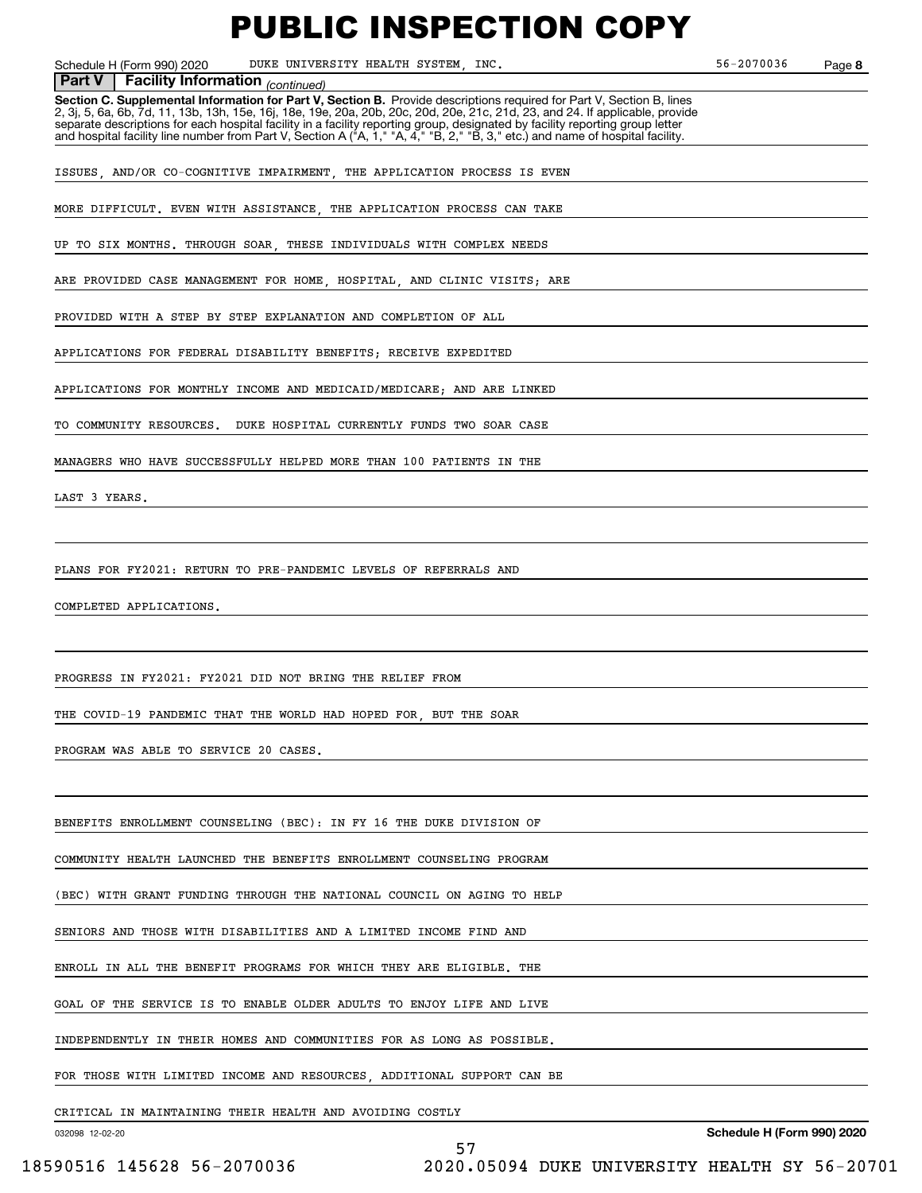# PUBLIC INSPECTION COPY

Schedule H (Form 990) 2020 DUKE UNIVERSITY HEALTH SYSTEM, INC. 56-2070036 Page 8

**Part V Facility Information** *(continued)*

**Section C. Supplemental Information for Part V, Section B.** Provide descriptions required for Part V, Section B, lines 2, 3j, 5, 6a, 6b, 7d, 11, 13b, 13h, 15e, 16j, 18e, 19e, 20a, 20b, 20c, 20d, 20e, 21c, 21d, 23, and 24. If applicable, provide separate descriptions for each hospital facility in a facility reporting group, designated by facility reporting group letter and hospital facility line number from Part V, Section A ("A, 1," "A, 4," "B, 2," "B, 3," etc.) and name of hospital facility.

ISSUES, AND/OR CO-COGNITIVE IMPAIRMENT, THE APPLICATION PROCESS IS EVEN MORE DIFFICULT. EVEN WITH ASSISTANCE, THE APPLICATION PROCESS CAN TAKE UP TO SIX MONTHS. THROUGH SOAR, THESE INDIVIDUALS WITH COMPLEX NEEDS ARE PROVIDED CASE MANAGEMENT FOR HOME, HOSPITAL, AND CLINIC VISITS; ARE PROVIDED WITH A STEP BY STEP EXPLANATION AND COMPLETION OF ALL APPLICATIONS FOR FEDERAL DISABILITY BENEFITS; RECEIVE EXPEDITED APPLICATIONS FOR MONTHLY INCOME AND MEDICAID/MEDICARE; AND ARE LINKED TO COMMUNITY RESOURCES. DUKE HOSPITAL CURRENTLY FUNDS TWO SOAR CASE MANAGERS WHO HAVE SUCCESSFULLY HELPED MORE THAN 100 PATIENTS IN THE LAST 3 YEARS.

PLANS FOR FY2021: RETURN TO PRE-PANDEMIC LEVELS OF REFERRALS AND COMPLETED APPLICATIONS.

PROGRESS IN FY2021: FY2021 DID NOT BRING THE RELIEF FROM THE COVID-19 PANDEMIC THAT THE WORLD HAD HOPED FOR, BUT THE SOAR PROGRAM WAS ABLE TO SERVICE 20 CASES.

BENEFITS ENROLLMENT COUNSELING (BEC): IN FY 16 THE DUKE DIVISION OF COMMUNITY HEALTH LAUNCHED THE BENEFITS ENROLLMENT COUNSELING PROGRAM (BEC) WITH GRANT FUNDING THROUGH THE NATIONAL COUNCIL ON AGING TO HELP SENIORS AND THOSE WITH DISABILITIES AND A LIMITED INCOME FIND AND ENROLL IN ALL THE BENEFIT PROGRAMS FOR WHICH THEY ARE ELIGIBLE. THE GOAL OF THE SERVICE IS TO ENABLE OLDER ADULTS TO ENJOY LIFE AND LIVE INDEPENDENTLY IN THEIR HOMES AND COMMUNITIES FOR AS LONG AS POSSIBLE. FOR THOSE WITH LIMITED INCOME AND RESOURCES, ADDITIONAL SUPPORT CAN BE CRITICAL IN MAINTAINING THEIR HEALTH AND AVOIDING COSTLY

032098 12-02-20 **Schedule H (Form 990) 2020**

18590516 145628 56-2070036 2020.05094 DUKE UNIVERSITY HEALTH SY 56-20701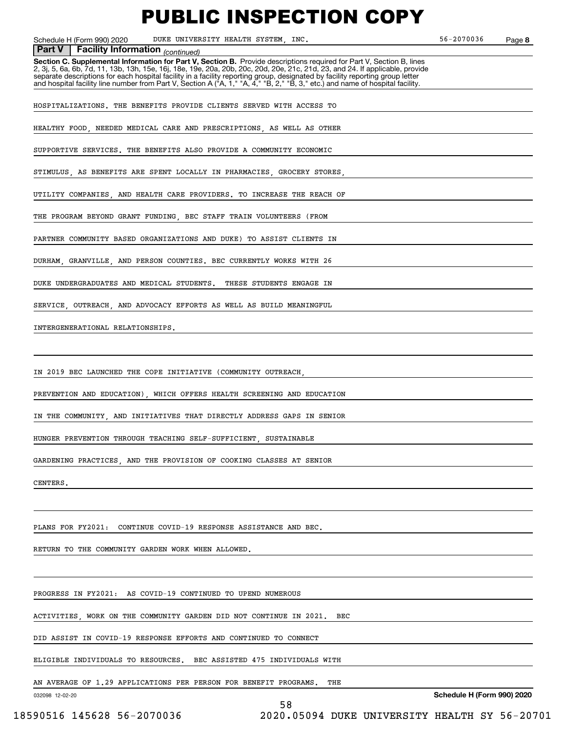# PUBLIC INSPECTION COPY

Schedule H (Form 990) 2020 DUKE UNIVERSITY HEALTH SYSTEM, INC. 56-2070036 Page 8

**Part V Facility Information** *(continued)*

**Section C. Supplemental Information for Part V, Section B.** Provide descriptions required for Part V, Section B, lines 2, 3j, 5, 6a, 6b, 7d, 11, 13b, 13h, 15e, 16j, 18e, 19e, 20a, 20b, 20c, 20d, 20e, 21c, 21d, 23, and 24. If applicable, provide separate descriptions for each hospital facility in a facility reporting group, designated by facility reporting group letter and hospital facility line number from Part V, Section A ("A, 1," "A, 4," "B, 2," "B, 3," etc.) and name of hospital facility.

HOSPITALIZATIONS. THE BENEFITS PROVIDE CLIENTS SERVED WITH ACCESS TO HEALTHY FOOD, NEEDED MEDICAL CARE AND PRESCRIPTIONS, AS WELL AS OTHER SUPPORTIVE SERVICES. THE BENEFITS ALSO PROVIDE A COMMUNITY ECONOMIC STIMULUS, AS BENEFITS ARE SPENT LOCALLY IN PHARMACIES, GROCERY STORES, UTILITY COMPANIES, AND HEALTH CARE PROVIDERS. TO INCREASE THE REACH OF THE PROGRAM BEYOND GRANT FUNDING, BEC STAFF TRAIN VOLUNTEERS (FROM PARTNER COMMUNITY BASED ORGANIZATIONS AND DUKE) TO ASSIST CLIENTS IN DURHAM, GRANVILLE, AND PERSON COUNTIES. BEC CURRENTLY WORKS WITH 26 DUKE UNDERGRADUATES AND MEDICAL STUDENTS. THESE STUDENTS ENGAGE IN SERVICE, OUTREACH, AND ADVOCACY EFFORTS AS WELL AS BUILD MEANINGFUL INTERGENERATIONAL RELATIONSHIPS.

IN 2019 BEC LAUNCHED THE COPE INITIATIVE (COMMUNITY OUTREACH, PREVENTION AND EDUCATION), WHICH OFFERS HEALTH SCREENING AND EDUCATION IN THE COMMUNITY, AND INITIATIVES THAT DIRECTLY ADDRESS GAPS IN SENIOR HUNGER PREVENTION THROUGH TEACHING SELF-SUFFICIENT, SUSTAINABLE GARDENING PRACTICES, AND THE PROVISION OF COOKING CLASSES AT SENIOR CENTERS.

PLANS FOR FY2021: CONTINUE COVID-19 RESPONSE ASSISTANCE AND BEC. RETURN TO THE COMMUNITY GARDEN WORK WHEN ALLOWED.

PROGRESS IN FY2021: AS COVID-19 CONTINUED TO UPEND NUMEROUS ACTIVITIES, WORK ON THE COMMUNITY GARDEN DID NOT CONTINUE IN 2021. BEC DID ASSIST IN COVID-19 RESPONSE EFFORTS AND CONTINUED TO CONNECT ELIGIBLE INDIVIDUALS TO RESOURCES. BEC ASSISTED 475 INDIVIDUALS WITH AN AVERAGE OF 1.29 APPLICATIONS PER PERSON FOR BENEFIT PROGRAMS. THE

032098 12-02-20 **Schedule H (Form 990) 2020**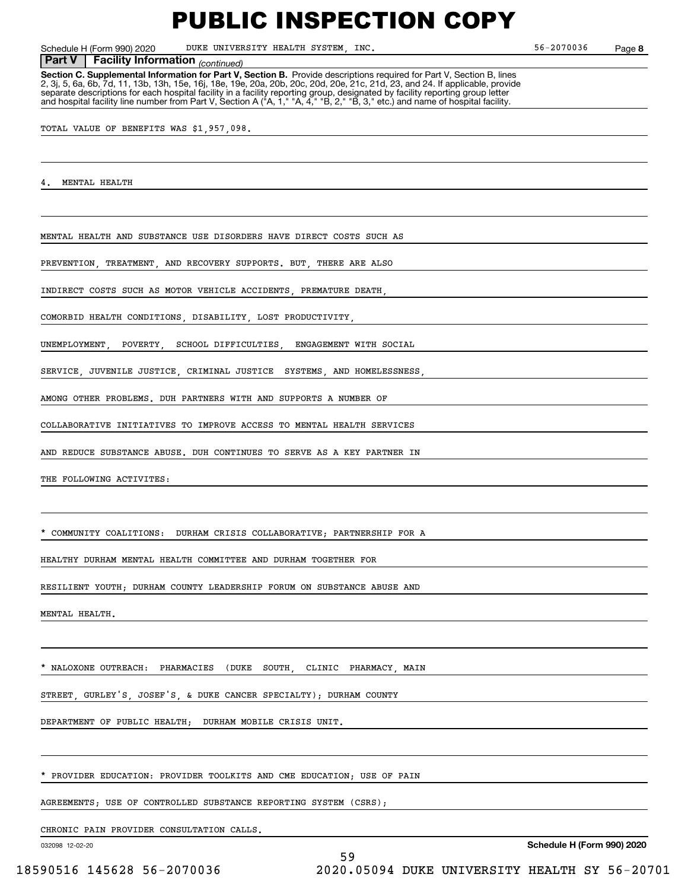# PUBLIC INSPECTION COPY

Schedule H (Form 990) 2020 DUKE UNIVERSITY HEALTH SYSTEM, INC. 56-2070036 Page **8**

**Part V | Facility Information** *(continued)*

**Section C. Supplemental Information for Part V, Section B.** Provide descriptions required for Part V, Section B, lines 2, 3j, 5, 6a, 6b, 7d, 11, 13b, 13h, 15e, 16j, 18e, 19e, 20a, 20b, 20c, 20d, 20e, 21c, 21d, 23, and 24. If applicable, provide separate descriptions for each hospital facility in a facility reporting group, designated by facility reporting group letter and hospital facility line number from Part V, Section A ("A, 1," "A, 4," "B, 2," "B, 3," etc.) and name of hospital facility.

TOTAL VALUE OF BENEFITS WAS $1,957,098.

4. MENTAL HEALTH

MENTAL HEALTH AND SUBSTANCE USE DISORDERS HAVE DIRECT COSTS SUCH AS PREVENTION, TREATMENT, AND RECOVERY SUPPORTS. BUT, THERE ARE ALSO INDIRECT COSTS SUCH AS MOTOR VEHICLE ACCIDENTS, PREMATURE DEATH, COMORBID HEALTH CONDITIONS, DISABILITY, LOST PRODUCTIVITY, UNEMPLOYMENT, POVERTY, SCHOOL DIFFICULTIES, ENGAGEMENT WITH SOCIAL SERVICE, JUVENILE JUSTICE, CRIMINAL JUSTICE SYSTEMS, AND HOMELESSNESS, AMONG OTHER PROBLEMS. DUH PARTNERS WITH AND SUPPORTS A NUMBER OF COLLABORATIVE INITIATIVES TO IMPROVE ACCESS TO MENTAL HEALTH SERVICES AND REDUCE SUBSTANCE ABUSE. DUH CONTINUES TO SERVE AS A KEY PARTNER IN THE FOLLOWING ACTIVITES:

* COMMUNITY COALITIONS: DURHAM CRISIS COLLABORATIVE; PARTNERSHIP FOR A HEALTHY DURHAM MENTAL HEALTH COMMITTEE AND DURHAM TOGETHER FOR RESILIENT YOUTH; DURHAM COUNTY LEADERSHIP FORUM ON SUBSTANCE ABUSE AND MENTAL HEALTH.

* NALOXONE OUTREACH: PHARMACIES (DUKE SOUTH, CLINIC PHARMACY, MAIN STREET, GURLEY'S, JOSEF'S, & DUKE CANCER SPECIALTY); DURHAM COUNTY DEPARTMENT OF PUBLIC HEALTH; DURHAM MOBILE CRISIS UNIT.

* PROVIDER EDUCATION: PROVIDER TOOLKITS AND CME EDUCATION; USE OF PAIN AGREEMENTS; USE OF CONTROLLED SUBSTANCE REPORTING SYSTEM (CSRS); CHRONIC PAIN PROVIDER CONSULTATION CALLS.

032098 12-02-20 **Schedule H (Form 990) 2020**

18590516 145628 56-2070036 2020.05094 DUKE UNIVERSITY HEALTH SY 56-20701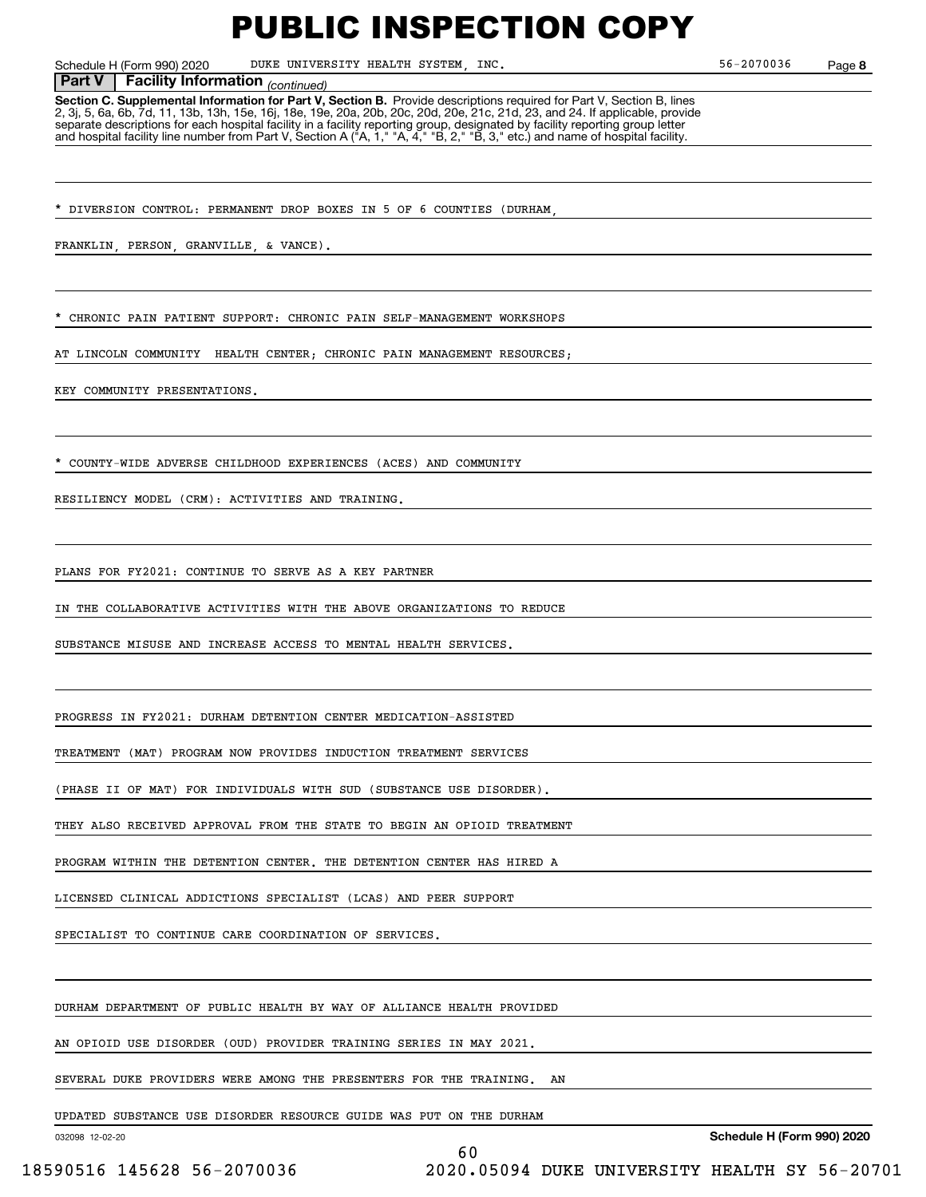# PUBLIC INSPECTION COPY

Schedule H (Form 990) 2020 DUKE UNIVERSITY HEALTH SYSTEM, INC. 56-2070036 Page **8**

**Part V** **Facility Information** *(continued)*

**Section C. Supplemental Information for Part V, Section B.** Provide descriptions required for Part V, Section B, lines 2, 3j, 5, 6a, 6b, 7d, 11, 13b, 13h, 15e, 16j, 18e, 19e, 20a, 20b, 20c, 20d, 20e, 21c, 21d, 23, and 24. If applicable, provide separate descriptions for each hospital facility in a facility reporting group, designated by facility reporting group letter and hospital facility line number from Part V, Section A ("A, 1," "A, 4," "B, 2," "B, 3," etc.) and name of hospital facility.

* DIVERSION CONTROL: PERMANENT DROP BOXES IN 5 OF 6 COUNTIES (DURHAM, FRANKLIN, PERSON, GRANVILLE, & VANCE).

* CHRONIC PAIN PATIENT SUPPORT: CHRONIC PAIN SELF-MANAGEMENT WORKSHOPS AT LINCOLN COMMUNITY HEALTH CENTER; CHRONIC PAIN MANAGEMENT RESOURCES; KEY COMMUNITY PRESENTATIONS.

* COUNTY-WIDE ADVERSE CHILDHOOD EXPERIENCES (ACES) AND COMMUNITY RESILIENCY MODEL (CRM): ACTIVITIES AND TRAINING.

PLANS FOR FY2021: CONTINUE TO SERVE AS A KEY PARTNER IN THE COLLABORATIVE ACTIVITIES WITH THE ABOVE ORGANIZATIONS TO REDUCE SUBSTANCE MISUSE AND INCREASE ACCESS TO MENTAL HEALTH SERVICES.

PROGRESS IN FY2021: DURHAM DETENTION CENTER MEDICATION-ASSISTED TREATMENT (MAT) PROGRAM NOW PROVIDES INDUCTION TREATMENT SERVICES (PHASE II OF MAT) FOR INDIVIDUALS WITH SUD (SUBSTANCE USE DISORDER). THEY ALSO RECEIVED APPROVAL FROM THE STATE TO BEGIN AN OPIOID TREATMENT PROGRAM WITHIN THE DETENTION CENTER. THE DETENTION CENTER HAS HIRED A LICENSED CLINICAL ADDICTIONS SPECIALIST (LCAS) AND PEER SUPPORT SPECIALIST TO CONTINUE CARE COORDINATION OF SERVICES.

DURHAM DEPARTMENT OF PUBLIC HEALTH BY WAY OF ALLIANCE HEALTH PROVIDED AN OPIOID USE DISORDER (OUD) PROVIDER TRAINING SERIES IN MAY 2021. SEVERAL DUKE PROVIDERS WERE AMONG THE PRESENTERS FOR THE TRAINING. AN UPDATED SUBSTANCE USE DISORDER RESOURCE GUIDE WAS PUT ON THE DURHAM

032098 12-02-20 **Schedule H (Form 990) 2020**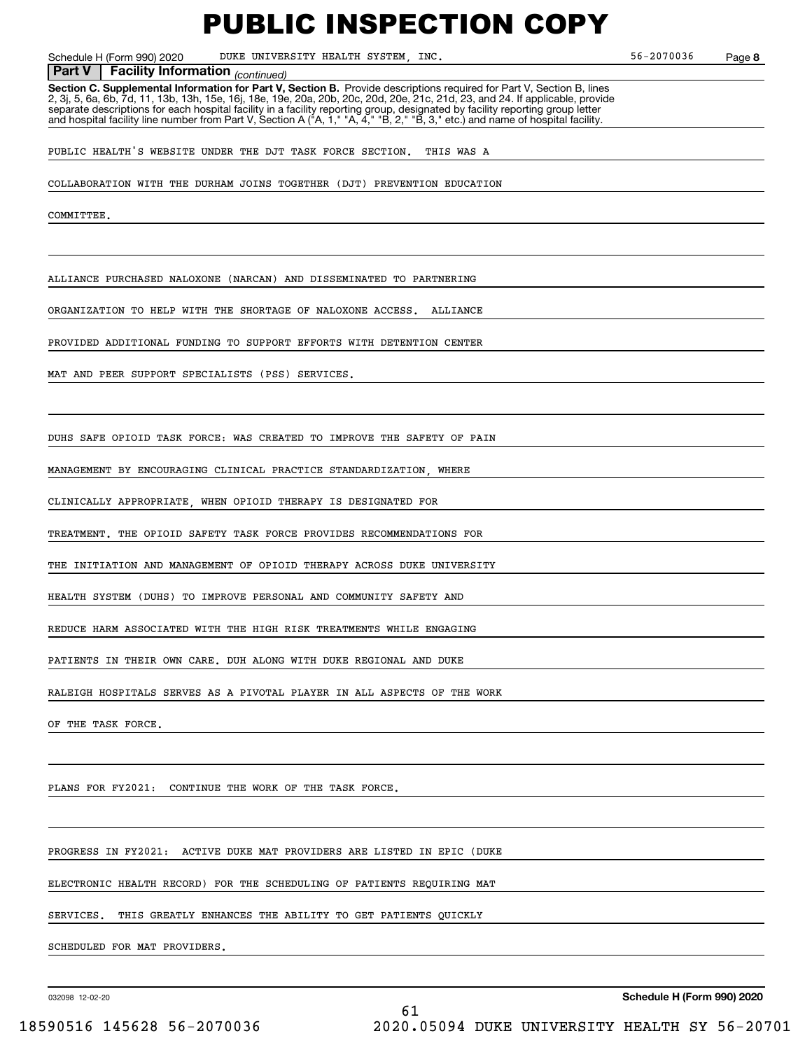# PUBLIC INSPECTION COPY

Schedule H (Form 990) 2020 DUKE UNIVERSITY HEALTH SYSTEM, INC. 56-2070036 Page **8**

**Part V | Facility Information** *(continued)*

**Section C. Supplemental Information for Part V, Section B.** Provide descriptions required for Part V, Section B, lines 2, 3j, 5, 6a, 6b, 7d, 11, 13b, 13h, 15e, 16j, 18e, 19e, 20a, 20b, 20c, 20d, 20e, 21c, 21d, 23, and 24. If applicable, provide separate descriptions for each hospital facility in a facility reporting group, designated by facility reporting group letter and hospital facility line number from Part V, Section A ("A, 1," "A, 4," "B, 2," "B, 3," etc.) and name of hospital facility.

PUBLIC HEALTH'S WEBSITE UNDER THE DJT TASK FORCE SECTION. THIS WAS A COLLABORATION WITH THE DURHAM JOINS TOGETHER (DJT) PREVENTION EDUCATION COMMITTEE.

ALLIANCE PURCHASED NALOXONE (NARCAN) AND DISSEMINATED TO PARTNERING ORGANIZATION TO HELP WITH THE SHORTAGE OF NALOXONE ACCESS. ALLIANCE PROVIDED ADDITIONAL FUNDING TO SUPPORT EFFORTS WITH DETENTION CENTER MAT AND PEER SUPPORT SPECIALISTS (PSS) SERVICES.

DUHS SAFE OPIOID TASK FORCE: WAS CREATED TO IMPROVE THE SAFETY OF PAIN MANAGEMENT BY ENCOURAGING CLINICAL PRACTICE STANDARDIZATION, WHERE CLINICALLY APPROPRIATE, WHEN OPIOID THERAPY IS DESIGNATED FOR TREATMENT. THE OPIOID SAFETY TASK FORCE PROVIDES RECOMMENDATIONS FOR THE INITIATION AND MANAGEMENT OF OPIOID THERAPY ACROSS DUKE UNIVERSITY HEALTH SYSTEM (DUHS) TO IMPROVE PERSONAL AND COMMUNITY SAFETY AND REDUCE HARM ASSOCIATED WITH THE HIGH RISK TREATMENTS WHILE ENGAGING PATIENTS IN THEIR OWN CARE. DUH ALONG WITH DUKE REGIONAL AND DUKE RALEIGH HOSPITALS SERVES AS A PIVOTAL PLAYER IN ALL ASPECTS OF THE WORK OF THE TASK FORCE.

PLANS FOR FY2021: CONTINUE THE WORK OF THE TASK FORCE.

PROGRESS IN FY2021: ACTIVE DUKE MAT PROVIDERS ARE LISTED IN EPIC (DUKE ELECTRONIC HEALTH RECORD) FOR THE SCHEDULING OF PATIENTS REQUIRING MAT SERVICES. THIS GREATLY ENHANCES THE ABILITY TO GET PATIENTS QUICKLY SCHEDULED FOR MAT PROVIDERS.

032098 12-02-20 **Schedule H (Form 990) 2020**

18590516 145628 56-2070036 2020.05094 DUKE UNIVERSITY HEALTH SY 56-20701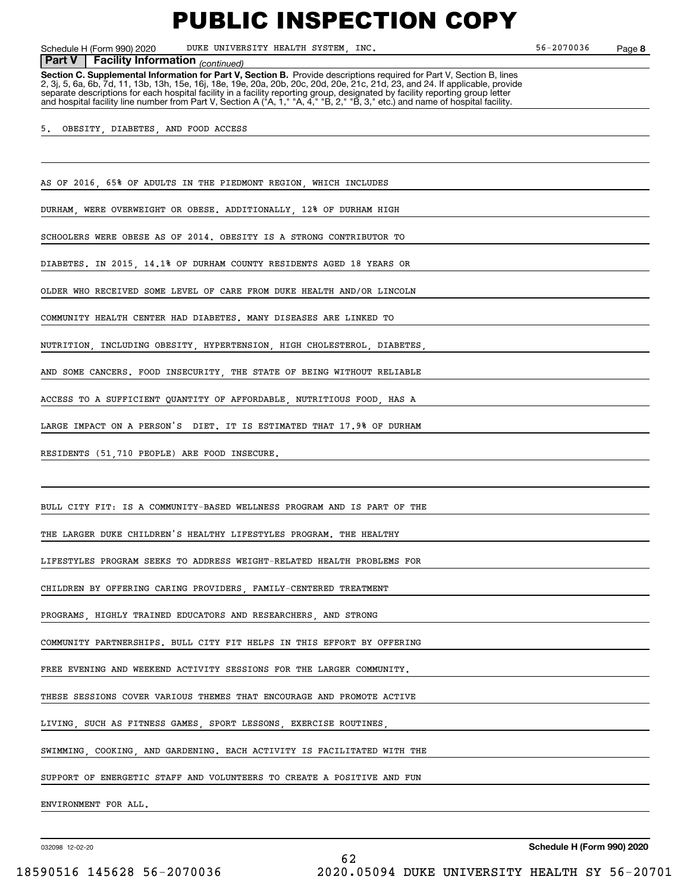# PUBLIC INSPECTION COPY

Schedule H (Form 990) 2020 DUKE UNIVERSITY HEALTH SYSTEM, INC. 56-2070036 Page 8

**Part V | Facility Information** *(continued)*

**Section C. Supplemental Information for Part V, Section B.** Provide descriptions required for Part V, Section B, lines 2, 3j, 5, 6a, 6b, 7d, 11, 13b, 13h, 15e, 16j, 18e, 19e, 20a, 20b, 20c, 20d, 20e, 21c, 21d, 23, and 24. If applicable, provide separate descriptions for each hospital facility in a facility reporting group, designated by facility reporting group letter and hospital facility line number from Part V, Section A ("A, 1," "A, 4," "B, 2," "B, 3," etc.) and name of hospital facility.

5. OBESITY, DIABETES, AND FOOD ACCESS

AS OF 2016, 65% OF ADULTS IN THE PIEDMONT REGION, WHICH INCLUDES DURHAM, WERE OVERWEIGHT OR OBESE. ADDITIONALLY, 12% OF DURHAM HIGH SCHOOLERS WERE OBESE AS OF 2014. OBESITY IS A STRONG CONTRIBUTOR TO DIABETES. IN 2015, 14.1% OF DURHAM COUNTY RESIDENTS AGED 18 YEARS OR OLDER WHO RECEIVED SOME LEVEL OF CARE FROM DUKE HEALTH AND/OR LINCOLN COMMUNITY HEALTH CENTER HAD DIABETES. MANY DISEASES ARE LINKED TO NUTRITION, INCLUDING OBESITY, HYPERTENSION, HIGH CHOLESTEROL, DIABETES, AND SOME CANCERS. FOOD INSECURITY, THE STATE OF BEING WITHOUT RELIABLE ACCESS TO A SUFFICIENT QUANTITY OF AFFORDABLE, NUTRITIOUS FOOD, HAS A LARGE IMPACT ON A PERSON'S DIET. IT IS ESTIMATED THAT 17.9% OF DURHAM RESIDENTS (51,710 PEOPLE) ARE FOOD INSECURE.

BULL CITY FIT: IS A COMMUNITY-BASED WELLNESS PROGRAM AND IS PART OF THE THE LARGER DUKE CHILDREN'S HEALTHY LIFESTYLES PROGRAM. THE HEALTHY LIFESTYLES PROGRAM SEEKS TO ADDRESS WEIGHT-RELATED HEALTH PROBLEMS FOR CHILDREN BY OFFERING CARING PROVIDERS, FAMILY-CENTERED TREATMENT PROGRAMS, HIGHLY TRAINED EDUCATORS AND RESEARCHERS, AND STRONG COMMUNITY PARTNERSHIPS. BULL CITY FIT HELPS IN THIS EFFORT BY OFFERING FREE EVENING AND WEEKEND ACTIVITY SESSIONS FOR THE LARGER COMMUNITY. THESE SESSIONS COVER VARIOUS THEMES THAT ENCOURAGE AND PROMOTE ACTIVE LIVING, SUCH AS FITNESS GAMES, SPORT LESSONS, EXERCISE ROUTINES, SWIMMING, COOKING, AND GARDENING. EACH ACTIVITY IS FACILITATED WITH THE SUPPORT OF ENERGETIC STAFF AND VOLUNTEERS TO CREATE A POSITIVE AND FUN ENVIRONMENT FOR ALL.

032098 12-02-20 **Schedule H (Form 990) 2020**

18590516 145628 56-2070036 2020.05094 DUKE UNIVERSITY HEALTH SY 56-20701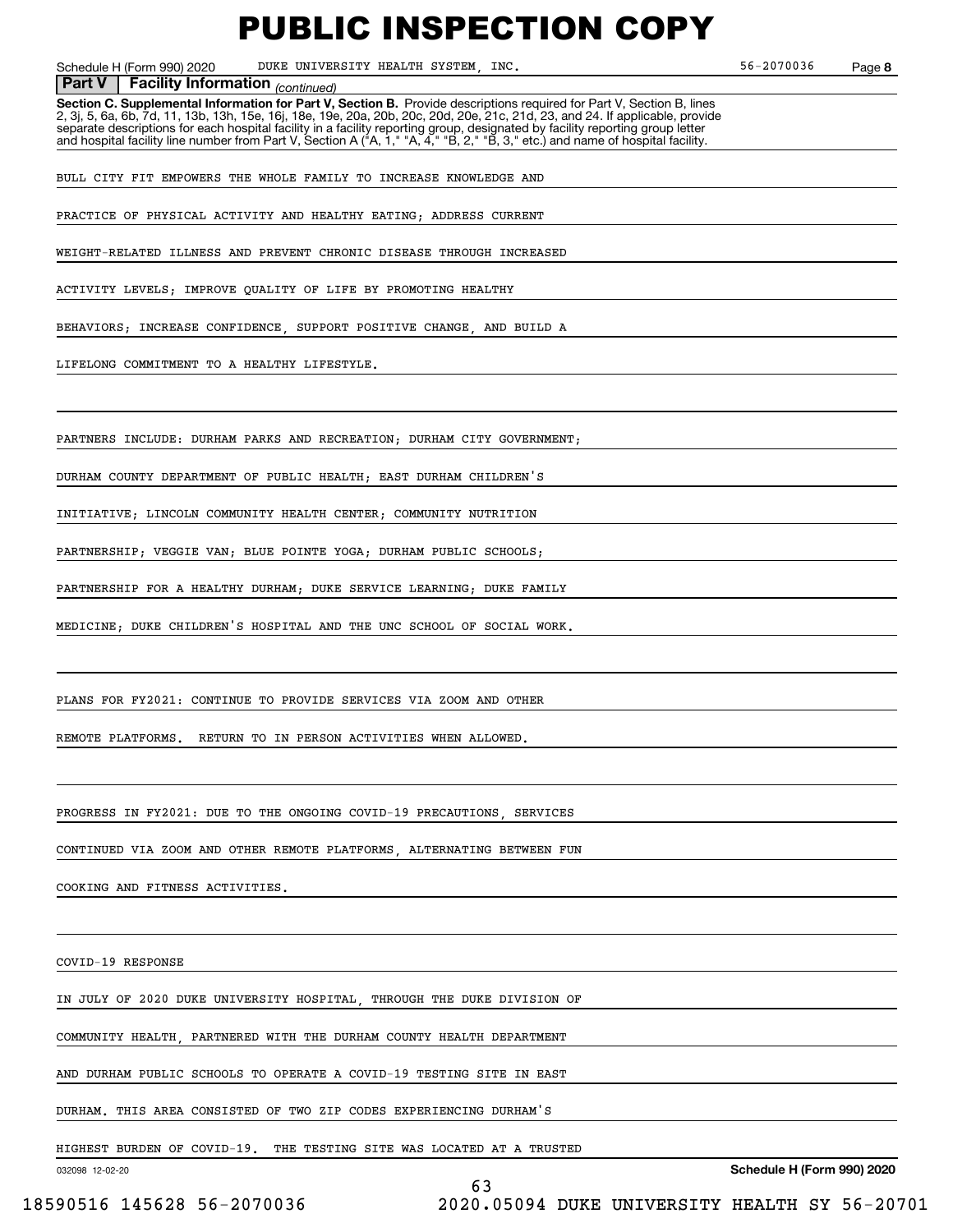**Schedule H (Form 990) 2020** DUKE UNIVERSITY HEALTH SYSTEM, INC. 56-2070036

**Part V Facility Information** *(continued)*

**Section C. Supplemental Information for Part V, Section B.** Provide descriptions required for Part V, Section B, lines 2, 3j, 5, 6a, 6b, 7d, 11, 13b, 13h, 15e, 16j, 18e, 19e, 20a, 20b, 20c, 20d, 20e, 21c, 21d, 23, and 24. If applicable, provide separate descriptions for each hospital facility in a facility reporting group, designated by facility reporting group letter and hospital facility line number from Part V, Section A ("A, 1," "A, 4," "B, 2," "B, 3," etc.) and name of hospital facility.

BULL CITY FIT EMPOWERS THE WHOLE FAMILY TO INCREASE KNOWLEDGE AND PRACTICE OF PHYSICAL ACTIVITY AND HEALTHY EATING; ADDRESS CURRENT WEIGHT-RELATED ILLNESS AND PREVENT CHRONIC DISEASE THROUGH INCREASED ACTIVITY LEVELS; IMPROVE QUALITY OF LIFE BY PROMOTING HEALTHY BEHAVIORS; INCREASE CONFIDENCE, SUPPORT POSITIVE CHANGE, AND BUILD A LIFELONG COMMITMENT TO A HEALTHY LIFESTYLE.

PARTNERS INCLUDE: DURHAM PARKS AND RECREATION; DURHAM CITY GOVERNMENT; DURHAM COUNTY DEPARTMENT OF PUBLIC HEALTH; EAST DURHAM CHILDREN'S INITIATIVE; LINCOLN COMMUNITY HEALTH CENTER; COMMUNITY NUTRITION PARTNERSHIP; VEGGIE VAN; BLUE POINTE YOGA; DURHAM PUBLIC SCHOOLS; PARTNERSHIP FOR A HEALTHY DURHAM; DUKE SERVICE LEARNING; DUKE FAMILY MEDICINE; DUKE CHILDREN'S HOSPITAL AND THE UNC SCHOOL OF SOCIAL WORK.

PLANS FOR FY2021: CONTINUE TO PROVIDE SERVICES VIA ZOOM AND OTHER REMOTE PLATFORMS. RETURN TO IN PERSON ACTIVITIES WHEN ALLOWED.

PROGRESS IN FY2021: DUE TO THE ONGOING COVID-19 PRECAUTIONS, SERVICES CONTINUED VIA ZOOM AND OTHER REMOTE PLATFORMS, ALTERNATING BETWEEN FUN COOKING AND FITNESS ACTIVITIES.

COVID-19 RESPONSE

IN JULY OF 2020 DUKE UNIVERSITY HOSPITAL, THROUGH THE DUKE DIVISION OF COMMUNITY HEALTH, PARTNERED WITH THE DURHAM COUNTY HEALTH DEPARTMENT AND DURHAM PUBLIC SCHOOLS TO OPERATE A COVID-19 TESTING SITE IN EAST DURHAM. THIS AREA CONSISTED OF TWO ZIP CODES EXPERIENCING DURHAM'S HIGHEST BURDEN OF COVID-19. THE TESTING SITE WAS LOCATED AT A TRUSTED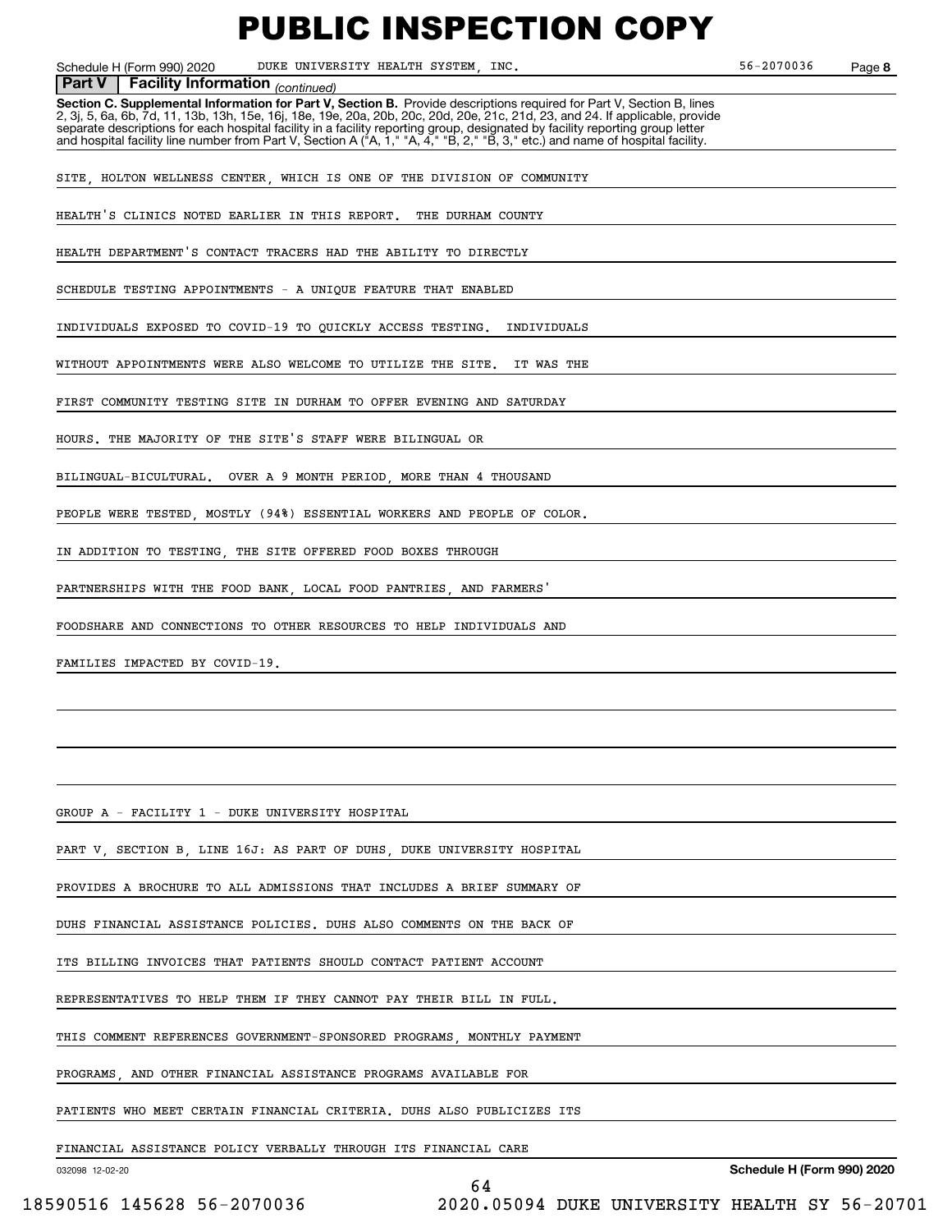# PUBLIC INSPECTION COPY

Schedule H (Form 990) 2020 DUKE UNIVERSITY HEALTH SYSTEM, INC. 56-2070036 Page **8**

**Part V | Facility Information** *(continued)*

**Section C. Supplemental Information for Part V, Section B.** Provide descriptions required for Part V, Section B, lines 2, 3j, 5, 6a, 6b, 7d, 11, 13b, 13h, 15e, 16j, 18e, 19e, 20a, 20b, 20c, 20d, 20e, 21c, 21d, 23, and 24. If applicable, provide separate descriptions for each hospital facility in a facility reporting group, designated by facility reporting group letter and hospital facility line number from Part V, Section A ("A, 1," "A, 4," "B, 2," "B, 3," etc.) and name of hospital facility.

SITE, HOLTON WELLNESS CENTER, WHICH IS ONE OF THE DIVISION OF COMMUNITY HEALTH'S CLINICS NOTED EARLIER IN THIS REPORT. THE DURHAM COUNTY HEALTH DEPARTMENT'S CONTACT TRACERS HAD THE ABILITY TO DIRECTLY SCHEDULE TESTING APPOINTMENTS - A UNIQUE FEATURE THAT ENABLED INDIVIDUALS EXPOSED TO COVID-19 TO QUICKLY ACCESS TESTING. INDIVIDUALS WITHOUT APPOINTMENTS WERE ALSO WELCOME TO UTILIZE THE SITE. IT WAS THE FIRST COMMUNITY TESTING SITE IN DURHAM TO OFFER EVENING AND SATURDAY HOURS. THE MAJORITY OF THE SITE'S STAFF WERE BILINGUAL OR BILINGUAL-BICULTURAL. OVER A 9 MONTH PERIOD, MORE THAN 4 THOUSAND PEOPLE WERE TESTED, MOSTLY (94%) ESSENTIAL WORKERS AND PEOPLE OF COLOR. IN ADDITION TO TESTING, THE SITE OFFERED FOOD BOXES THROUGH PARTNERSHIPS WITH THE FOOD BANK, LOCAL FOOD PANTRIES, AND FARMERS' FOODSHARE AND CONNECTIONS TO OTHER RESOURCES TO HELP INDIVIDUALS AND FAMILIES IMPACTED BY COVID-19.

GROUP A - FACILITY 1 - DUKE UNIVERSITY HOSPITAL

PART V, SECTION B, LINE 16J: AS PART OF DUHS, DUKE UNIVERSITY HOSPITAL PROVIDES A BROCHURE TO ALL ADMISSIONS THAT INCLUDES A BRIEF SUMMARY OF DUHS FINANCIAL ASSISTANCE POLICIES. DUHS ALSO COMMENTS ON THE BACK OF ITS BILLING INVOICES THAT PATIENTS SHOULD CONTACT PATIENT ACCOUNT REPRESENTATIVES TO HELP THEM IF THEY CANNOT PAY THEIR BILL IN FULL. THIS COMMENT REFERENCES GOVERNMENT-SPONSORED PROGRAMS, MONTHLY PAYMENT PROGRAMS, AND OTHER FINANCIAL ASSISTANCE PROGRAMS AVAILABLE FOR PATIENTS WHO MEET CERTAIN FINANCIAL CRITERIA. DUHS ALSO PUBLICIZES ITS FINANCIAL ASSISTANCE POLICY VERBALLY THROUGH ITS FINANCIAL CARE

032098 12-02-20 **Schedule H (Form 990) 2020**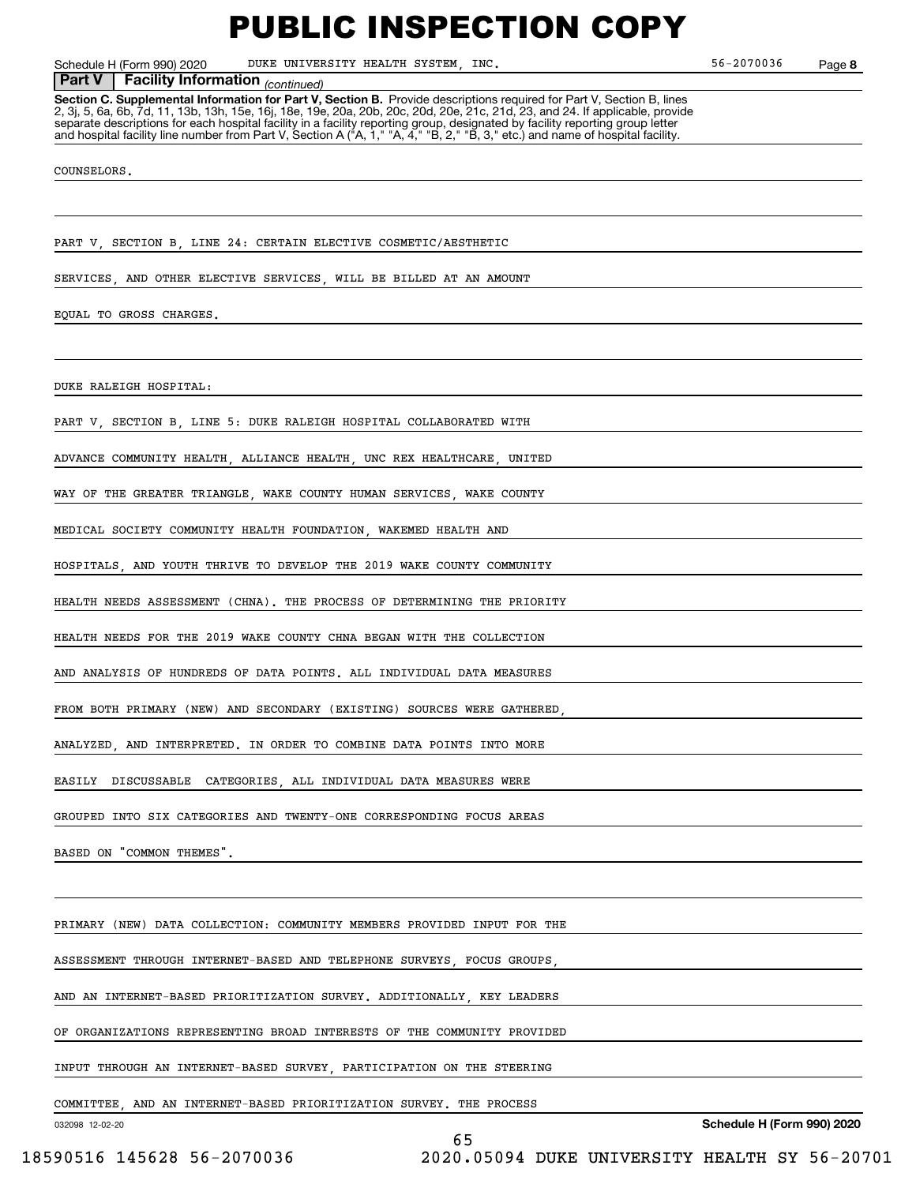# PUBLIC INSPECTION COPY

Schedule H (Form 990) 2020 DUKE UNIVERSITY HEALTH SYSTEM, INC. 56-2070036 Page 8

**Part V | Facility Information** *(continued)*

**Section C. Supplemental Information for Part V, Section B.** Provide descriptions required for Part V, Section B, lines 2, 3j, 5, 6a, 6b, 7d, 11, 13b, 13h, 15e, 16j, 18e, 19e, 20a, 20b, 20c, 20d, 20e, 21c, 21d, 23, and 24. If applicable, provide separate descriptions for each hospital facility in a facility reporting group, designated by facility reporting group letter and hospital facility line number from Part V, Section A ("A, 1," "A, 4," "B, 2," "B, 3," etc.) and name of hospital facility.

COUNSELORS.

PART V, SECTION B, LINE 24: CERTAIN ELECTIVE COSMETIC/AESTHETIC SERVICES, AND OTHER ELECTIVE SERVICES, WILL BE BILLED AT AN AMOUNT EQUAL TO GROSS CHARGES.

DUKE RALEIGH HOSPITAL:

PART V, SECTION B, LINE 5: DUKE RALEIGH HOSPITAL COLLABORATED WITH ADVANCE COMMUNITY HEALTH, ALLIANCE HEALTH, UNC REX HEALTHCARE, UNITED WAY OF THE GREATER TRIANGLE, WAKE COUNTY HUMAN SERVICES, WAKE COUNTY MEDICAL SOCIETY COMMUNITY HEALTH FOUNDATION, WAKEMED HEALTH AND HOSPITALS, AND YOUTH THRIVE TO DEVELOP THE 2019 WAKE COUNTY COMMUNITY HEALTH NEEDS ASSESSMENT (CHNA). THE PROCESS OF DETERMINING THE PRIORITY HEALTH NEEDS FOR THE 2019 WAKE COUNTY CHNA BEGAN WITH THE COLLECTION AND ANALYSIS OF HUNDREDS OF DATA POINTS. ALL INDIVIDUAL DATA MEASURES FROM BOTH PRIMARY (NEW) AND SECONDARY (EXISTING) SOURCES WERE GATHERED, ANALYZED, AND INTERPRETED. IN ORDER TO COMBINE DATA POINTS INTO MORE EASILY DISCUSSABLE CATEGORIES, ALL INDIVIDUAL DATA MEASURES WERE GROUPED INTO SIX CATEGORIES AND TWENTY-ONE CORRESPONDING FOCUS AREAS BASED ON "COMMON THEMES".

PRIMARY (NEW) DATA COLLECTION: COMMUNITY MEMBERS PROVIDED INPUT FOR THE ASSESSMENT THROUGH INTERNET-BASED AND TELEPHONE SURVEYS, FOCUS GROUPS, AND AN INTERNET-BASED PRIORITIZATION SURVEY. ADDITIONALLY, KEY LEADERS OF ORGANIZATIONS REPRESENTING BROAD INTERESTS OF THE COMMUNITY PROVIDED INPUT THROUGH AN INTERNET-BASED SURVEY, PARTICIPATION ON THE STEERING COMMITTEE, AND AN INTERNET-BASED PRIORITIZATION SURVEY. THE PROCESS

032098 12-02-20 Schedule H (Form 990) 2020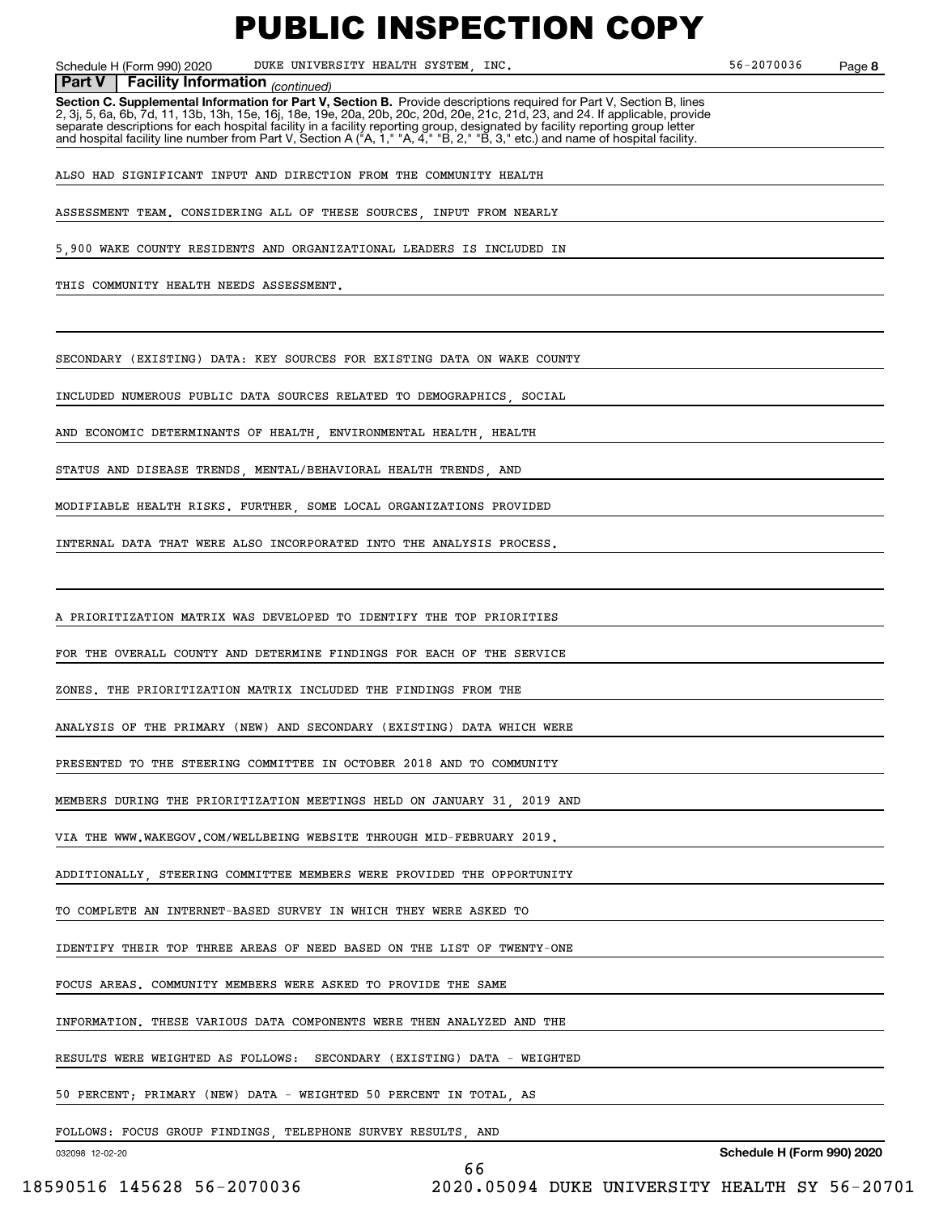**Part V | Facility Information** *(continued)*

**Section C. Supplemental Information for Part V, Section B.** Provide descriptions required for Part V, Section B, lines 2, 3j, 5, 6a, 6b, 7d, 11, 13b, 13h, 15e, 16j, 18e, 19e, 20a, 20b, 20c, 20d, 20e, 21c, 21d, 23, and 24. If applicable, provide separate descriptions for each hospital facility in a facility reporting group, designated by facility reporting group letter and hospital facility line number from Part V, Section A ("A, 1," "A, 4," "B, 2," "B, 3," etc.) and name of hospital facility.

ALSO HAD SIGNIFICANT INPUT AND DIRECTION FROM THE COMMUNITY HEALTH ASSESSMENT TEAM. CONSIDERING ALL OF THESE SOURCES, INPUT FROM NEARLY 5,900 WAKE COUNTY RESIDENTS AND ORGANIZATIONAL LEADERS IS INCLUDED IN THIS COMMUNITY HEALTH NEEDS ASSESSMENT.

SECONDARY (EXISTING) DATA: KEY SOURCES FOR EXISTING DATA ON WAKE COUNTY INCLUDED NUMEROUS PUBLIC DATA SOURCES RELATED TO DEMOGRAPHICS, SOCIAL AND ECONOMIC DETERMINANTS OF HEALTH, ENVIRONMENTAL HEALTH, HEALTH STATUS AND DISEASE TRENDS, MENTAL/BEHAVIORAL HEALTH TRENDS, AND MODIFIABLE HEALTH RISKS. FURTHER, SOME LOCAL ORGANIZATIONS PROVIDED INTERNAL DATA THAT WERE ALSO INCORPORATED INTO THE ANALYSIS PROCESS.

A PRIORITIZATION MATRIX WAS DEVELOPED TO IDENTIFY THE TOP PRIORITIES FOR THE OVERALL COUNTY AND DETERMINE FINDINGS FOR EACH OF THE SERVICE ZONES. THE PRIORITIZATION MATRIX INCLUDED THE FINDINGS FROM THE ANALYSIS OF THE PRIMARY (NEW) AND SECONDARY (EXISTING) DATA WHICH WERE PRESENTED TO THE STEERING COMMITTEE IN OCTOBER 2018 AND TO COMMUNITY MEMBERS DURING THE PRIORITIZATION MEETINGS HELD ON JANUARY 31, 2019 AND VIA THE WWW.WAKEGOV.COM/WELLBEING WEBSITE THROUGH MID-FEBRUARY 2019. ADDITIONALLY, STEERING COMMITTEE MEMBERS WERE PROVIDED THE OPPORTUNITY TO COMPLETE AN INTERNET-BASED SURVEY IN WHICH THEY WERE ASKED TO IDENTIFY THEIR TOP THREE AREAS OF NEED BASED ON THE LIST OF TWENTY-ONE FOCUS AREAS. COMMUNITY MEMBERS WERE ASKED TO PROVIDE THE SAME INFORMATION. THESE VARIOUS DATA COMPONENTS WERE THEN ANALYZED AND THE RESULTS WERE WEIGHTED AS FOLLOWS: SECONDARY (EXISTING) DATA - WEIGHTED 50 PERCENT; PRIMARY (NEW) DATA - WEIGHTED 50 PERCENT IN TOTAL, AS FOLLOWS: FOCUS GROUP FINDINGS, TELEPHONE SURVEY RESULTS, AND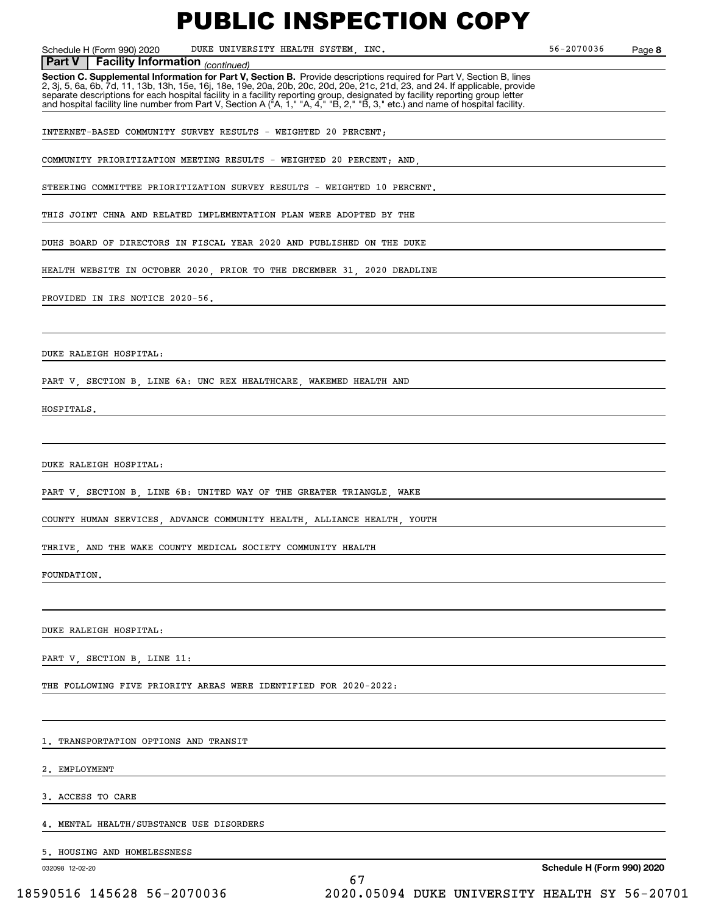# PUBLIC INSPECTION COPY

Schedule H (Form 990) 2020 DUKE UNIVERSITY HEALTH SYSTEM, INC. 56-2070036 Page **8**

**Part V | Facility Information** *(continued)*

**Section C. Supplemental Information for Part V, Section B.** Provide descriptions required for Part V, Section B, lines 2, 3j, 5, 6a, 6b, 7d, 11, 13b, 13h, 15e, 16j, 18e, 19e, 20a, 20b, 20c, 20d, 20e, 21c, 21d, 23, and 24. If applicable, provide separate descriptions for each hospital facility in a facility reporting group, designated by facility reporting group letter and hospital facility line number from Part V, Section A ("A, 1," "A, 4," "B, 2," "B, 3," etc.) and name of hospital facility.

INTERNET-BASED COMMUNITY SURVEY RESULTS - WEIGHTED 20 PERCENT;

COMMUNITY PRIORITIZATION MEETING RESULTS - WEIGHTED 20 PERCENT; AND,

STEERING COMMITTEE PRIORITIZATION SURVEY RESULTS - WEIGHTED 10 PERCENT.

THIS JOINT CHNA AND RELATED IMPLEMENTATION PLAN WERE ADOPTED BY THE DUHS BOARD OF DIRECTORS IN FISCAL YEAR 2020 AND PUBLISHED ON THE DUKE HEALTH WEBSITE IN OCTOBER 2020, PRIOR TO THE DECEMBER 31, 2020 DEADLINE PROVIDED IN IRS NOTICE 2020-56.

DUKE RALEIGH HOSPITAL:

PART V, SECTION B, LINE 6A: UNC REX HEALTHCARE, WAKEMED HEALTH AND HOSPITALS.

DUKE RALEIGH HOSPITAL:

PART V, SECTION B, LINE 6B: UNITED WAY OF THE GREATER TRIANGLE, WAKE COUNTY HUMAN SERVICES, ADVANCE COMMUNITY HEALTH, ALLIANCE HEALTH, YOUTH THRIVE, AND THE WAKE COUNTY MEDICAL SOCIETY COMMUNITY HEALTH FOUNDATION.

DUKE RALEIGH HOSPITAL:

PART V, SECTION B, LINE 11:

THE FOLLOWING FIVE PRIORITY AREAS WERE IDENTIFIED FOR 2020-2022:

1. TRANSPORTATION OPTIONS AND TRANSIT
2. EMPLOYMENT
3. ACCESS TO CARE
4. MENTAL HEALTH/SUBSTANCE USE DISORDERS
5. HOUSING AND HOMELESSNESS

032098 12-02-20 **Schedule H (Form 990) 2020**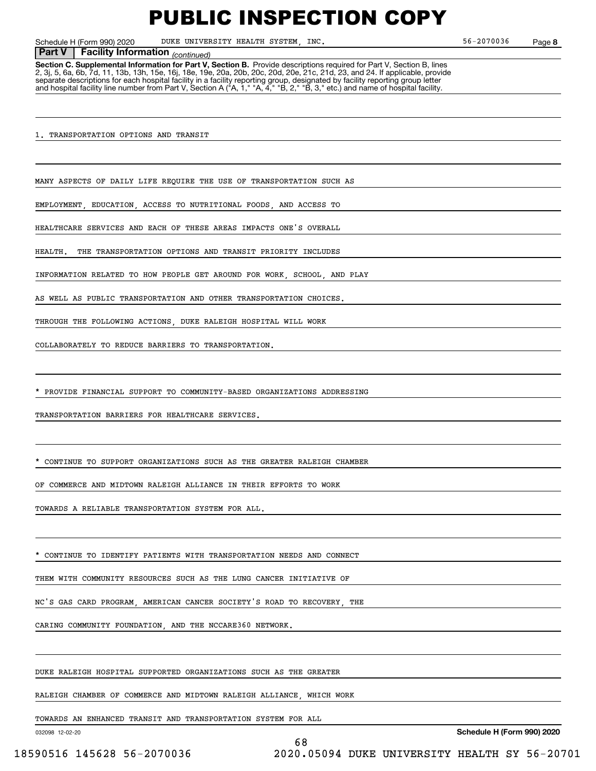# PUBLIC INSPECTION COPY

Schedule H (Form 990) 2020 DUKE UNIVERSITY HEALTH SYSTEM, INC. 56-2070036 Page **8**

**Part V Facility Information** *(continued)*

**Section C. Supplemental Information for Part V, Section B.** Provide descriptions required for Part V, Section B, lines 2, 3j, 5, 6a, 6b, 7d, 11, 13b, 13h, 15e, 16j, 18e, 19e, 20a, 20b, 20c, 20d, 20e, 21c, 21d, 23, and 24. If applicable, provide separate descriptions for each hospital facility in a facility reporting group, designated by facility reporting group letter and hospital facility line number from Part V, Section A ("A, 1," "A, 4," "B, 2," "B, 3," etc.) and name of hospital facility.

1. TRANSPORTATION OPTIONS AND TRANSIT

MANY ASPECTS OF DAILY LIFE REQUIRE THE USE OF TRANSPORTATION SUCH AS EMPLOYMENT, EDUCATION, ACCESS TO NUTRITIONAL FOODS, AND ACCESS TO HEALTHCARE SERVICES AND EACH OF THESE AREAS IMPACTS ONE'S OVERALL HEALTH. THE TRANSPORTATION OPTIONS AND TRANSIT PRIORITY INCLUDES INFORMATION RELATED TO HOW PEOPLE GET AROUND FOR WORK, SCHOOL, AND PLAY AS WELL AS PUBLIC TRANSPORTATION AND OTHER TRANSPORTATION CHOICES. THROUGH THE FOLLOWING ACTIONS, DUKE RALEIGH HOSPITAL WILL WORK COLLABORATELY TO REDUCE BARRIERS TO TRANSPORTATION.

* PROVIDE FINANCIAL SUPPORT TO COMMUNITY-BASED ORGANIZATIONS ADDRESSING TRANSPORTATION BARRIERS FOR HEALTHCARE SERVICES.

* CONTINUE TO SUPPORT ORGANIZATIONS SUCH AS THE GREATER RALEIGH CHAMBER OF COMMERCE AND MIDTOWN RALEIGH ALLIANCE IN THEIR EFFORTS TO WORK TOWARDS A RELIABLE TRANSPORTATION SYSTEM FOR ALL.

* CONTINUE TO IDENTIFY PATIENTS WITH TRANSPORTATION NEEDS AND CONNECT THEM WITH COMMUNITY RESOURCES SUCH AS THE LUNG CANCER INITIATIVE OF NC'S GAS CARD PROGRAM, AMERICAN CANCER SOCIETY'S ROAD TO RECOVERY, THE CARING COMMUNITY FOUNDATION, AND THE NCCARE360 NETWORK.

DUKE RALEIGH HOSPITAL SUPPORTED ORGANIZATIONS SUCH AS THE GREATER RALEIGH CHAMBER OF COMMERCE AND MIDTOWN RALEIGH ALLIANCE, WHICH WORK TOWARDS AN ENHANCED TRANSIT AND TRANSPORTATION SYSTEM FOR ALL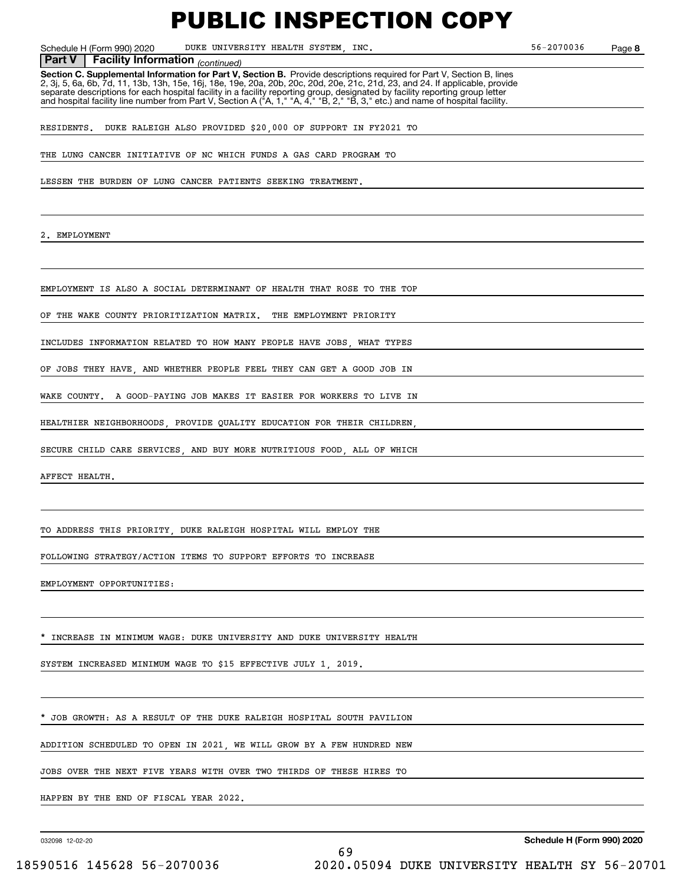**Part V | Facility Information** *(continued)*

**Section C. Supplemental Information for Part V, Section B.** Provide descriptions required for Part V, Section B, lines 2, 3j, 5, 6a, 6b, 7d, 11, 13b, 13h, 15e, 16j, 18e, 19e, 20a, 20b, 20c, 20d, 20e, 21c, 21d, 23, and 24. If applicable, provide separate descriptions for each hospital facility in a facility reporting group, designated by facility reporting group letter and hospital facility line number from Part V, Section A ("A, 1," "A, 4," "B, 2," "B, 3," etc.) and name of hospital facility.

RESIDENTS. DUKE RALEIGH ALSO PROVIDED $20,000 OF SUPPORT IN FY2021 TO THE LUNG CANCER INITIATIVE OF NC WHICH FUNDS A GAS CARD PROGRAM TO LESSEN THE BURDEN OF LUNG CANCER PATIENTS SEEKING TREATMENT.

2. EMPLOYMENT

EMPLOYMENT IS ALSO A SOCIAL DETERMINANT OF HEALTH THAT ROSE TO THE TOP OF THE WAKE COUNTY PRIORITIZATION MATRIX. THE EMPLOYMENT PRIORITY INCLUDES INFORMATION RELATED TO HOW MANY PEOPLE HAVE JOBS, WHAT TYPES OF JOBS THEY HAVE, AND WHETHER PEOPLE FEEL THEY CAN GET A GOOD JOB IN WAKE COUNTY. A GOOD-PAYING JOB MAKES IT EASIER FOR WORKERS TO LIVE IN HEALTHIER NEIGHBORHOODS, PROVIDE QUALITY EDUCATION FOR THEIR CHILDREN, SECURE CHILD CARE SERVICES, AND BUY MORE NUTRITIOUS FOOD, ALL OF WHICH AFFECT HEALTH.

TO ADDRESS THIS PRIORITY, DUKE RALEIGH HOSPITAL WILL EMPLOY THE FOLLOWING STRATEGY/ACTION ITEMS TO SUPPORT EFFORTS TO INCREASE EMPLOYMENT OPPORTUNITIES:

* INCREASE IN MINIMUM WAGE: DUKE UNIVERSITY AND DUKE UNIVERSITY HEALTH SYSTEM INCREASED MINIMUM WAGE TO $15 EFFECTIVE JULY 1, 2019.

* JOB GROWTH: AS A RESULT OF THE DUKE RALEIGH HOSPITAL SOUTH PAVILION ADDITION SCHEDULED TO OPEN IN 2021, WE WILL GROW BY A FEW HUNDRED NEW JOBS OVER THE NEXT FIVE YEARS WITH OVER TWO THIRDS OF THESE HIRES TO HAPPEN BY THE END OF FISCAL YEAR 2022.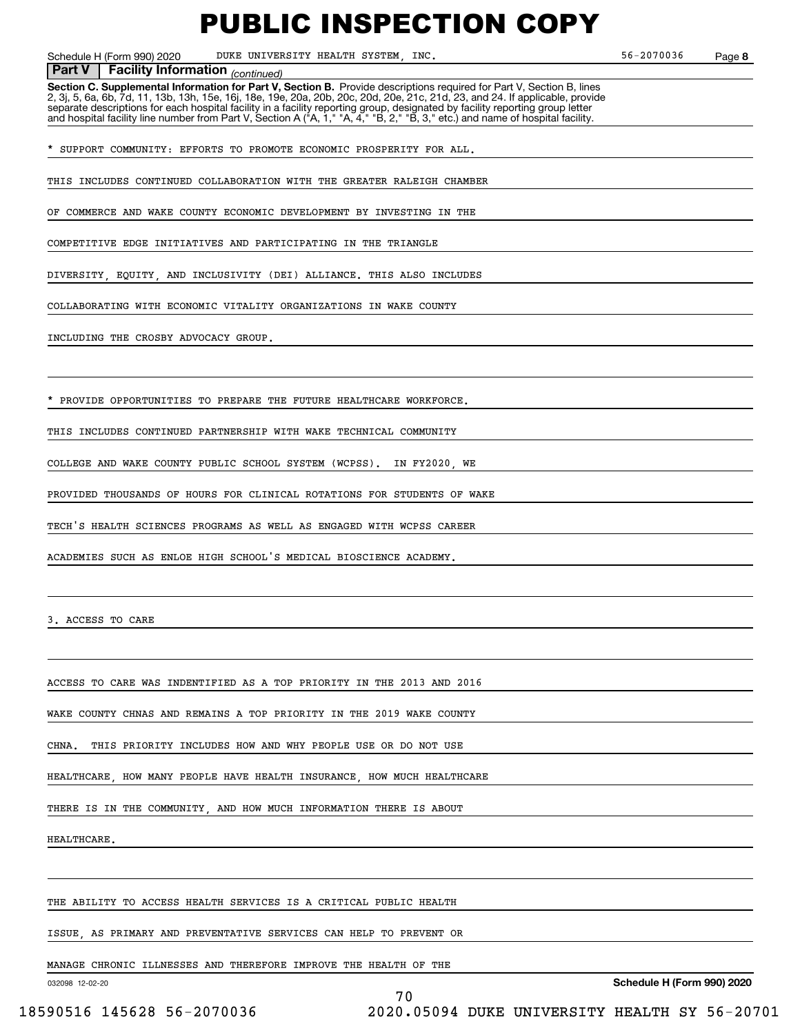# PUBLIC INSPECTION COPY

Schedule H (Form 990) 2020 DUKE UNIVERSITY HEALTH SYSTEM, INC. 56-2070036 Page 8

**Part V | Facility Information** *(continued)*

**Section C. Supplemental Information for Part V, Section B.** Provide descriptions required for Part V, Section B, lines 2, 3j, 5, 6a, 6b, 7d, 11, 13b, 13h, 15e, 16j, 18e, 19e, 20a, 20b, 20c, 20d, 20e, 21c, 21d, 23, and 24. If applicable, provide separate descriptions for each hospital facility in a facility reporting group, designated by facility reporting group letter and hospital facility line number from Part V, Section A ("A, 1," "A, 4," "B, 2," "B, 3," etc.) and name of hospital facility.

* SUPPORT COMMUNITY: EFFORTS TO PROMOTE ECONOMIC PROSPERITY FOR ALL.

THIS INCLUDES CONTINUED COLLABORATION WITH THE GREATER RALEIGH CHAMBER OF COMMERCE AND WAKE COUNTY ECONOMIC DEVELOPMENT BY INVESTING IN THE COMPETITIVE EDGE INITIATIVES AND PARTICIPATING IN THE TRIANGLE DIVERSITY, EQUITY, AND INCLUSIVITY (DEI) ALLIANCE. THIS ALSO INCLUDES COLLABORATING WITH ECONOMIC VITALITY ORGANIZATIONS IN WAKE COUNTY INCLUDING THE CROSBY ADVOCACY GROUP.

* PROVIDE OPPORTUNITIES TO PREPARE THE FUTURE HEALTHCARE WORKFORCE.

THIS INCLUDES CONTINUED PARTNERSHIP WITH WAKE TECHNICAL COMMUNITY COLLEGE AND WAKE COUNTY PUBLIC SCHOOL SYSTEM (WCPSS). IN FY2020, WE PROVIDED THOUSANDS OF HOURS FOR CLINICAL ROTATIONS FOR STUDENTS OF WAKE TECH'S HEALTH SCIENCES PROGRAMS AS WELL AS ENGAGED WITH WCPSS CAREER ACADEMIES SUCH AS ENLOE HIGH SCHOOL'S MEDICAL BIOSCIENCE ACADEMY.

3. ACCESS TO CARE

ACCESS TO CARE WAS INDENTIFIED AS A TOP PRIORITY IN THE 2013 AND 2016 WAKE COUNTY CHNAS AND REMAINS A TOP PRIORITY IN THE 2019 WAKE COUNTY CHNA. THIS PRIORITY INCLUDES HOW AND WHY PEOPLE USE OR DO NOT USE HEALTHCARE, HOW MANY PEOPLE HAVE HEALTH INSURANCE, HOW MUCH HEALTHCARE THERE IS IN THE COMMUNITY, AND HOW MUCH INFORMATION THERE IS ABOUT HEALTHCARE.

THE ABILITY TO ACCESS HEALTH SERVICES IS A CRITICAL PUBLIC HEALTH ISSUE, AS PRIMARY AND PREVENTATIVE SERVICES CAN HELP TO PREVENT OR MANAGE CHRONIC ILLNESSES AND THEREFORE IMPROVE THE HEALTH OF THE

032098 12-02-20 **Schedule H (Form 990) 2020**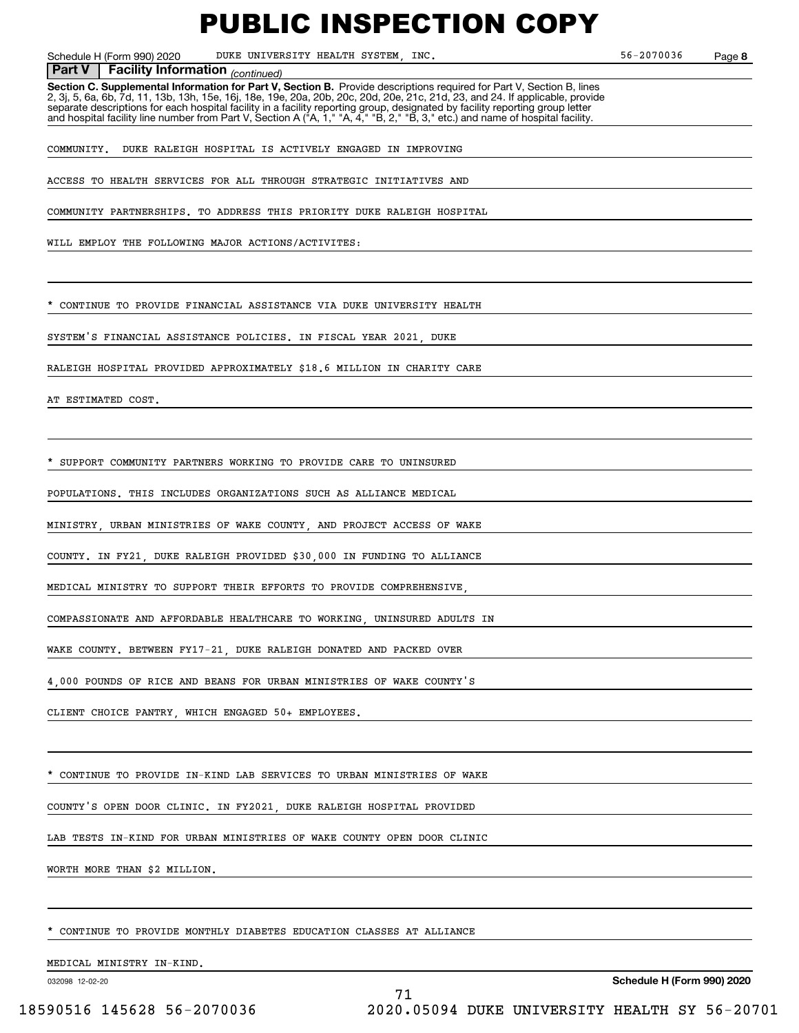**Part V | Facility Information** *(continued)*

**Section C. Supplemental Information for Part V, Section B.** Provide descriptions required for Part V, Section B, lines 2, 3j, 5, 6a, 6b, 7d, 11, 13b, 13h, 15e, 16j, 18e, 19e, 20a, 20b, 20c, 20d, 20e, 21c, 21d, 23, and 24. If applicable, provide separate descriptions for each hospital facility in a facility reporting group, designated by facility reporting group letter and hospital facility line number from Part V, Section A ("A, 1," "A, 4," "B, 2," "B, 3," etc.) and name of hospital facility.

COMMUNITY. DUKE RALEIGH HOSPITAL IS ACTIVELY ENGAGED IN IMPROVING ACCESS TO HEALTH SERVICES FOR ALL THROUGH STRATEGIC INITIATIVES AND COMMUNITY PARTNERSHIPS. TO ADDRESS THIS PRIORITY DUKE RALEIGH HOSPITAL WILL EMPLOY THE FOLLOWING MAJOR ACTIONS/ACTIVITES:

* CONTINUE TO PROVIDE FINANCIAL ASSISTANCE VIA DUKE UNIVERSITY HEALTH SYSTEM'S FINANCIAL ASSISTANCE POLICIES. IN FISCAL YEAR 2021, DUKE RALEIGH HOSPITAL PROVIDED APPROXIMATELY $18.6 MILLION IN CHARITY CARE AT ESTIMATED COST.

* SUPPORT COMMUNITY PARTNERS WORKING TO PROVIDE CARE TO UNINSURED POPULATIONS. THIS INCLUDES ORGANIZATIONS SUCH AS ALLIANCE MEDICAL MINISTRY, URBAN MINISTRIES OF WAKE COUNTY, AND PROJECT ACCESS OF WAKE COUNTY. IN FY21, DUKE RALEIGH PROVIDED $30,000 IN FUNDING TO ALLIANCE MEDICAL MINISTRY TO SUPPORT THEIR EFFORTS TO PROVIDE COMPREHENSIVE, COMPASSIONATE AND AFFORDABLE HEALTHCARE TO WORKING, UNINSURED ADULTS IN WAKE COUNTY. BETWEEN FY17-21, DUKE RALEIGH DONATED AND PACKED OVER 4,000 POUNDS OF RICE AND BEANS FOR URBAN MINISTRIES OF WAKE COUNTY'S CLIENT CHOICE PANTRY, WHICH ENGAGED 50+ EMPLOYEES.

* CONTINUE TO PROVIDE IN-KIND LAB SERVICES TO URBAN MINISTRIES OF WAKE COUNTY'S OPEN DOOR CLINIC. IN FY2021, DUKE RALEIGH HOSPITAL PROVIDED LAB TESTS IN-KIND FOR URBAN MINISTRIES OF WAKE COUNTY OPEN DOOR CLINIC WORTH MORE THAN $2 MILLION.

* CONTINUE TO PROVIDE MONTHLY DIABETES EDUCATION CLASSES AT ALLIANCE MEDICAL MINISTRY IN-KIND.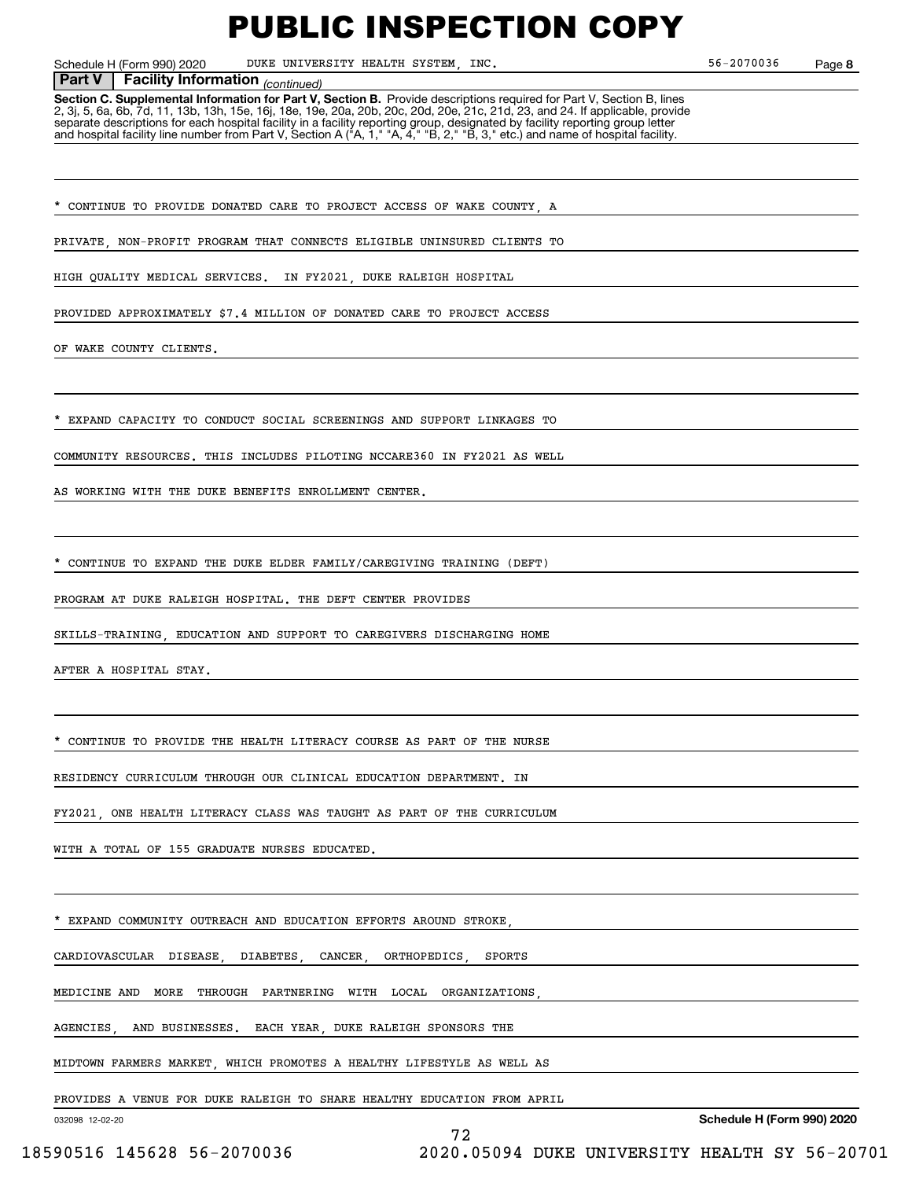**Part V | Facility Information** *(continued)*

**Section C. Supplemental Information for Part V, Section B.** Provide descriptions required for Part V, Section B, lines 2, 3j, 5, 6a, 6b, 7d, 11, 13b, 13h, 15e, 16j, 18e, 19e, 20a, 20b, 20c, 20d, 20e, 21c, 21d, 23, and 24. If applicable, provide separate descriptions for each hospital facility in a facility reporting group, designated by facility reporting group letter and hospital facility line number from Part V, Section A ("A, 1," "A, 4," "B, 2," "B, 3," etc.) and name of hospital facility.

* CONTINUE TO PROVIDE DONATED CARE TO PROJECT ACCESS OF WAKE COUNTY, A PRIVATE, NON-PROFIT PROGRAM THAT CONNECTS ELIGIBLE UNINSURED CLIENTS TO HIGH QUALITY MEDICAL SERVICES. IN FY2021, DUKE RALEIGH HOSPITAL PROVIDED APPROXIMATELY $7.4 MILLION OF DONATED CARE TO PROJECT ACCESS OF WAKE COUNTY CLIENTS.

* EXPAND CAPACITY TO CONDUCT SOCIAL SCREENINGS AND SUPPORT LINKAGES TO COMMUNITY RESOURCES. THIS INCLUDES PILOTING NCCARE360 IN FY2021 AS WELL AS WORKING WITH THE DUKE BENEFITS ENROLLMENT CENTER.

* CONTINUE TO EXPAND THE DUKE ELDER FAMILY/CAREGIVING TRAINING (DEFT) PROGRAM AT DUKE RALEIGH HOSPITAL. THE DEFT CENTER PROVIDES SKILLS-TRAINING, EDUCATION AND SUPPORT TO CAREGIVERS DISCHARGING HOME AFTER A HOSPITAL STAY.

* CONTINUE TO PROVIDE THE HEALTH LITERACY COURSE AS PART OF THE NURSE RESIDENCY CURRICULUM THROUGH OUR CLINICAL EDUCATION DEPARTMENT. IN FY2021, ONE HEALTH LITERACY CLASS WAS TAUGHT AS PART OF THE CURRICULUM WITH A TOTAL OF 155 GRADUATE NURSES EDUCATED.

* EXPAND COMMUNITY OUTREACH AND EDUCATION EFFORTS AROUND STROKE, CARDIOVASCULAR DISEASE, DIABETES, CANCER, ORTHOPEDICS, SPORTS MEDICINE AND MORE THROUGH PARTNERING WITH LOCAL ORGANIZATIONS, AGENCIES, AND BUSINESSES. EACH YEAR, DUKE RALEIGH SPONSORS THE MIDTOWN FARMERS MARKET, WHICH PROMOTES A HEALTHY LIFESTYLE AS WELL AS PROVIDES A VENUE FOR DUKE RALEIGH TO SHARE HEALTHY EDUCATION FROM APRIL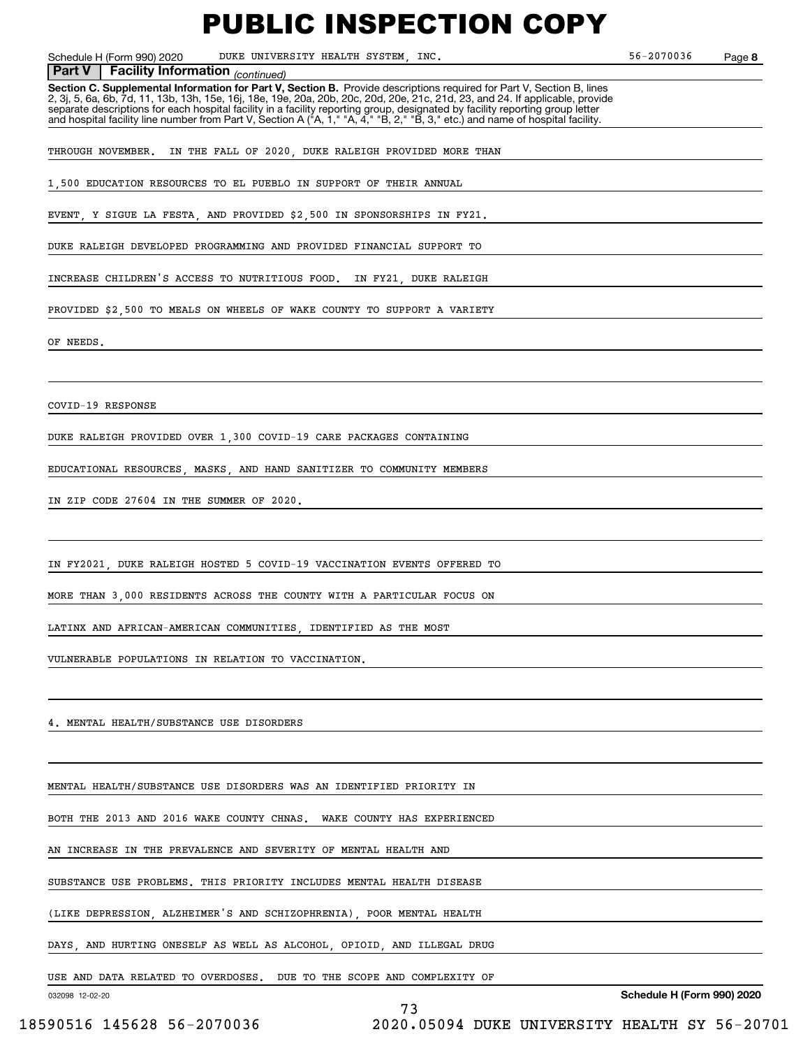**Part V | Facility Information** *(continued)*

**Section C. Supplemental Information for Part V, Section B.** Provide descriptions required for Part V, Section B, lines 2, 3j, 5, 6a, 6b, 7d, 11, 13b, 13h, 15e, 16j, 18e, 19e, 20a, 20b, 20c, 20d, 20e, 21c, 21d, 23, and 24. If applicable, provide separate descriptions for each hospital facility in a facility reporting group, designated by facility reporting group letter and hospital facility line number from Part V, Section A ("A, 1," "A, 4," "B, 2," "B, 3," etc.) and name of hospital facility.

THROUGH NOVEMBER. IN THE FALL OF 2020, DUKE RALEIGH PROVIDED MORE THAN 1,500 EDUCATION RESOURCES TO EL PUEBLO IN SUPPORT OF THEIR ANNUAL EVENT, Y SIGUE LA FESTA, AND PROVIDED $2,500 IN SPONSORSHIPS IN FY21.

DUKE RALEIGH DEVELOPED PROGRAMMING AND PROVIDED FINANCIAL SUPPORT TO INCREASE CHILDREN'S ACCESS TO NUTRITIOUS FOOD. IN FY21, DUKE RALEIGH PROVIDED $2,500 TO MEALS ON WHEELS OF WAKE COUNTY TO SUPPORT A VARIETY OF NEEDS.

COVID-19 RESPONSE

DUKE RALEIGH PROVIDED OVER 1,300 COVID-19 CARE PACKAGES CONTAINING EDUCATIONAL RESOURCES, MASKS, AND HAND SANITIZER TO COMMUNITY MEMBERS IN ZIP CODE 27604 IN THE SUMMER OF 2020.

IN FY2021, DUKE RALEIGH HOSTED 5 COVID-19 VACCINATION EVENTS OFFERED TO MORE THAN 3,000 RESIDENTS ACROSS THE COUNTY WITH A PARTICULAR FOCUS ON LATINX AND AFRICAN-AMERICAN COMMUNITIES, IDENTIFIED AS THE MOST VULNERABLE POPULATIONS IN RELATION TO VACCINATION.

4. MENTAL HEALTH/SUBSTANCE USE DISORDERS

MENTAL HEALTH/SUBSTANCE USE DISORDERS WAS AN IDENTIFIED PRIORITY IN BOTH THE 2013 AND 2016 WAKE COUNTY CHNAS. WAKE COUNTY HAS EXPERIENCED AN INCREASE IN THE PREVALENCE AND SEVERITY OF MENTAL HEALTH AND SUBSTANCE USE PROBLEMS. THIS PRIORITY INCLUDES MENTAL HEALTH DISEASE (LIKE DEPRESSION, ALZHEIMER'S AND SCHIZOPHRENIA), POOR MENTAL HEALTH DAYS, AND HURTING ONESELF AS WELL AS ALCOHOL, OPIOID, AND ILLEGAL DRUG USE AND DATA RELATED TO OVERDOSES. DUE TO THE SCOPE AND COMPLEXITY OF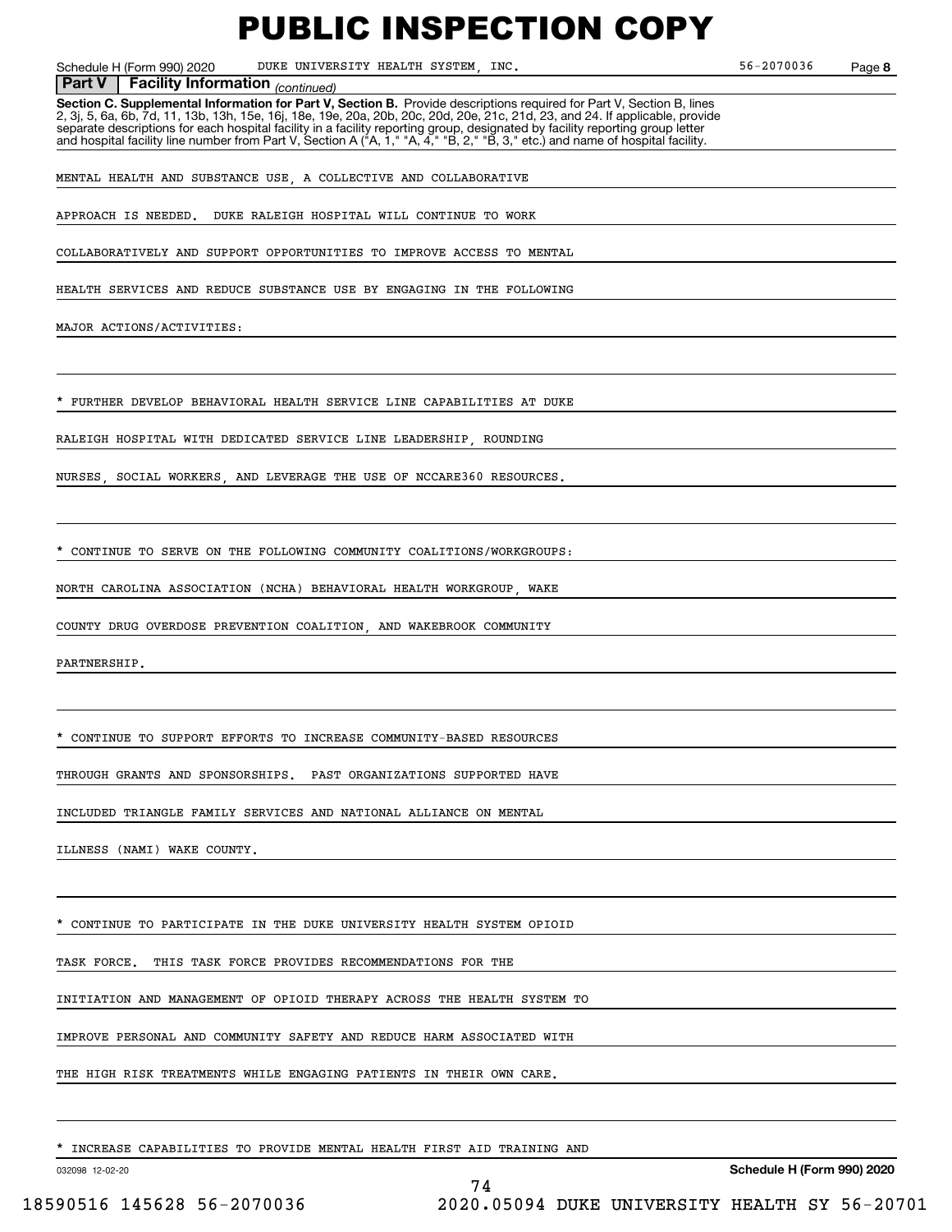**Part V | Facility Information** *(continued)*

**Section C. Supplemental Information for Part V, Section B.** Provide descriptions required for Part V, Section B, lines 2, 3j, 5, 6a, 6b, 7d, 11, 13b, 13h, 15e, 16j, 18e, 19e, 20a, 20b, 20c, 20d, 20e, 21c, 21d, 23, and 24. If applicable, provide separate descriptions for each hospital facility in a facility reporting group, designated by facility reporting group letter and hospital facility line number from Part V, Section A ("A, 1," "A, 4," "B, 2," "B, 3," etc.) and name of hospital facility.

MENTAL HEALTH AND SUBSTANCE USE, A COLLECTIVE AND COLLABORATIVE APPROACH IS NEEDED. DUKE RALEIGH HOSPITAL WILL CONTINUE TO WORK COLLABORATIVELY AND SUPPORT OPPORTUNITIES TO IMPROVE ACCESS TO MENTAL HEALTH SERVICES AND REDUCE SUBSTANCE USE BY ENGAGING IN THE FOLLOWING MAJOR ACTIONS/ACTIVITIES:

* FURTHER DEVELOP BEHAVIORAL HEALTH SERVICE LINE CAPABILITIES AT DUKE RALEIGH HOSPITAL WITH DEDICATED SERVICE LINE LEADERSHIP, ROUNDING NURSES, SOCIAL WORKERS, AND LEVERAGE THE USE OF NCCARE360 RESOURCES.

* CONTINUE TO SERVE ON THE FOLLOWING COMMUNITY COALITIONS/WORKGROUPS: NORTH CAROLINA ASSOCIATION (NCHA) BEHAVIORAL HEALTH WORKGROUP, WAKE COUNTY DRUG OVERDOSE PREVENTION COALITION, AND WAKEBROOK COMMUNITY PARTNERSHIP.

* CONTINUE TO SUPPORT EFFORTS TO INCREASE COMMUNITY-BASED RESOURCES THROUGH GRANTS AND SPONSORSHIPS. PAST ORGANIZATIONS SUPPORTED HAVE INCLUDED TRIANGLE FAMILY SERVICES AND NATIONAL ALLIANCE ON MENTAL ILLNESS (NAMI) WAKE COUNTY.

* CONTINUE TO PARTICIPATE IN THE DUKE UNIVERSITY HEALTH SYSTEM OPIOID TASK FORCE. THIS TASK FORCE PROVIDES RECOMMENDATIONS FOR THE INITIATION AND MANAGEMENT OF OPIOID THERAPY ACROSS THE HEALTH SYSTEM TO IMPROVE PERSONAL AND COMMUNITY SAFETY AND REDUCE HARM ASSOCIATED WITH THE HIGH RISK TREATMENTS WHILE ENGAGING PATIENTS IN THEIR OWN CARE.

* INCREASE CAPABILITIES TO PROVIDE MENTAL HEALTH FIRST AID TRAINING AND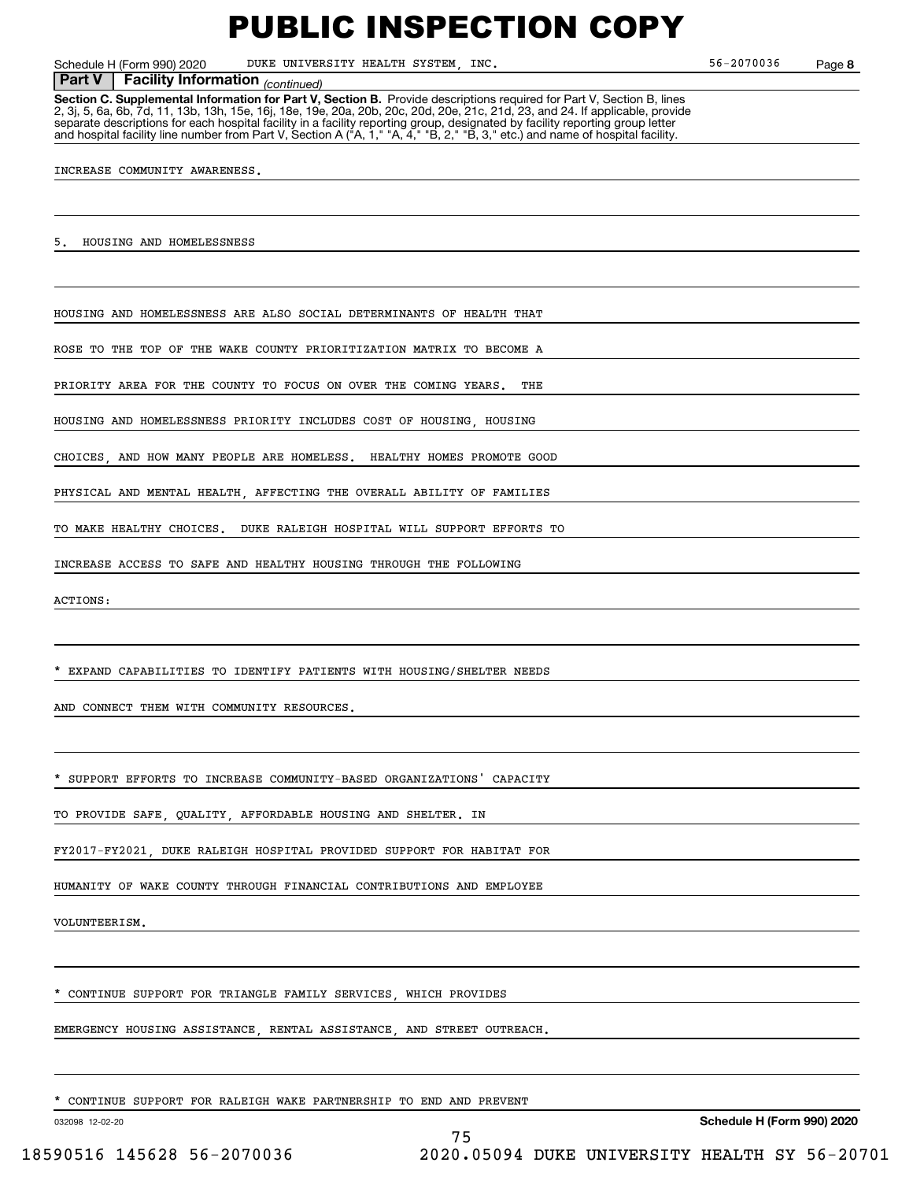**Part V Facility Information** *(continued)*

**Section C. Supplemental Information for Part V, Section B.** Provide descriptions required for Part V, Section B, lines 2, 3j, 5, 6a, 6b, 7d, 11, 13b, 13h, 15e, 16j, 18e, 19e, 20a, 20b, 20c, 20d, 20e, 21c, 21d, 23, and 24. If applicable, provide separate descriptions for each hospital facility in a facility reporting group, designated by facility reporting group letter and hospital facility line number from Part V, Section A ("A, 1," "A, 4," "B, 2," "B, 3," etc.) and name of hospital facility.

INCREASE COMMUNITY AWARENESS.

5. HOUSING AND HOMELESSNESS

HOUSING AND HOMELESSNESS ARE ALSO SOCIAL DETERMINANTS OF HEALTH THAT ROSE TO THE TOP OF THE WAKE COUNTY PRIORITIZATION MATRIX TO BECOME A PRIORITY AREA FOR THE COUNTY TO FOCUS ON OVER THE COMING YEARS. THE HOUSING AND HOMELESSNESS PRIORITY INCLUDES COST OF HOUSING, HOUSING CHOICES, AND HOW MANY PEOPLE ARE HOMELESS. HEALTHY HOMES PROMOTE GOOD PHYSICAL AND MENTAL HEALTH, AFFECTING THE OVERALL ABILITY OF FAMILIES TO MAKE HEALTHY CHOICES. DUKE RALEIGH HOSPITAL WILL SUPPORT EFFORTS TO INCREASE ACCESS TO SAFE AND HEALTHY HOUSING THROUGH THE FOLLOWING ACTIONS:

* EXPAND CAPABILITIES TO IDENTIFY PATIENTS WITH HOUSING/SHELTER NEEDS AND CONNECT THEM WITH COMMUNITY RESOURCES.

* SUPPORT EFFORTS TO INCREASE COMMUNITY-BASED ORGANIZATIONS' CAPACITY TO PROVIDE SAFE, QUALITY, AFFORDABLE HOUSING AND SHELTER. IN FY2017-FY2021, DUKE RALEIGH HOSPITAL PROVIDED SUPPORT FOR HABITAT FOR HUMANITY OF WAKE COUNTY THROUGH FINANCIAL CONTRIBUTIONS AND EMPLOYEE VOLUNTEERISM.

* CONTINUE SUPPORT FOR TRIANGLE FAMILY SERVICES, WHICH PROVIDES EMERGENCY HOUSING ASSISTANCE, RENTAL ASSISTANCE, AND STREET OUTREACH.

* CONTINUE SUPPORT FOR RALEIGH WAKE PARTNERSHIP TO END AND PREVENT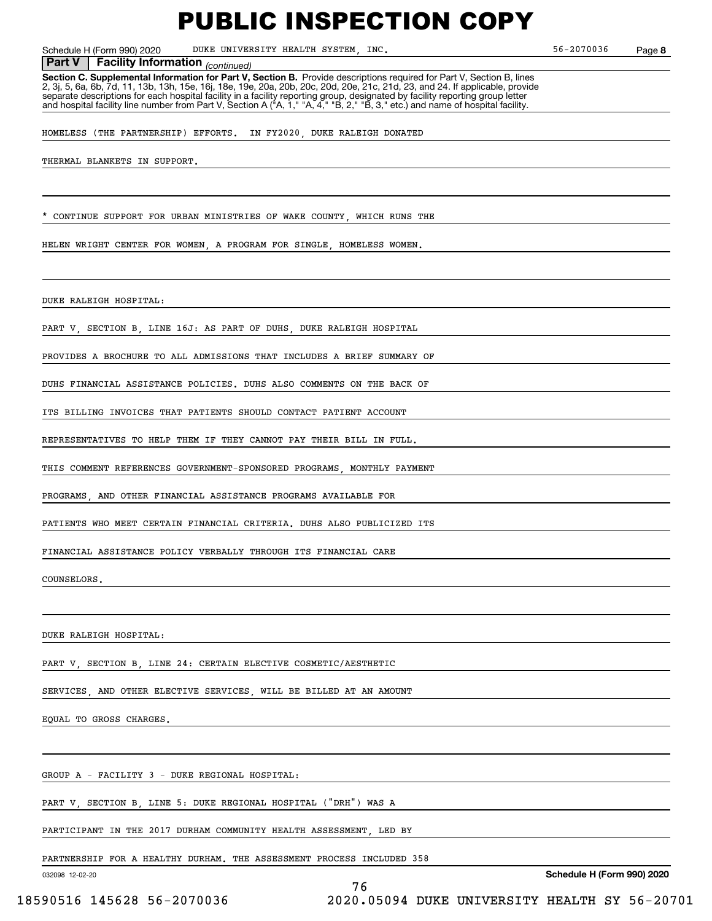# PUBLIC INSPECTION COPY

Schedule H (Form 990) 2020 DUKE UNIVERSITY HEALTH SYSTEM, INC. 56-2070036 Page **8**

**Part V | Facility Information** *(continued)*

**Section C. Supplemental Information for Part V, Section B.** Provide descriptions required for Part V, Section B, lines 2, 3j, 5, 6a, 6b, 7d, 11, 13b, 13h, 15e, 16j, 18e, 19e, 20a, 20b, 20c, 20d, 20e, 21c, 21d, 23, and 24. If applicable, provide separate descriptions for each hospital facility in a facility reporting group, designated by facility reporting group letter and hospital facility line number from Part V, Section A ("A, 1," "A, 4," "B, 2," "B, 3," etc.) and name of hospital facility.

HOMELESS (THE PARTNERSHIP) EFFORTS. IN FY2020, DUKE RALEIGH DONATED THERMAL BLANKETS IN SUPPORT.

* CONTINUE SUPPORT FOR URBAN MINISTRIES OF WAKE COUNTY, WHICH RUNS THE HELEN WRIGHT CENTER FOR WOMEN, A PROGRAM FOR SINGLE, HOMELESS WOMEN.

DUKE RALEIGH HOSPITAL:

PART V, SECTION B, LINE 16J: AS PART OF DUHS, DUKE RALEIGH HOSPITAL PROVIDES A BROCHURE TO ALL ADMISSIONS THAT INCLUDES A BRIEF SUMMARY OF DUHS FINANCIAL ASSISTANCE POLICIES. DUHS ALSO COMMENTS ON THE BACK OF ITS BILLING INVOICES THAT PATIENTS SHOULD CONTACT PATIENT ACCOUNT REPRESENTATIVES TO HELP THEM IF THEY CANNOT PAY THEIR BILL IN FULL. THIS COMMENT REFERENCES GOVERNMENT-SPONSORED PROGRAMS, MONTHLY PAYMENT PROGRAMS, AND OTHER FINANCIAL ASSISTANCE PROGRAMS AVAILABLE FOR PATIENTS WHO MEET CERTAIN FINANCIAL CRITERIA. DUHS ALSO PUBLICIZED ITS FINANCIAL ASSISTANCE POLICY VERBALLY THROUGH ITS FINANCIAL CARE COUNSELORS.

DUKE RALEIGH HOSPITAL:

PART V, SECTION B, LINE 24: CERTAIN ELECTIVE COSMETIC/AESTHETIC SERVICES, AND OTHER ELECTIVE SERVICES, WILL BE BILLED AT AN AMOUNT EQUAL TO GROSS CHARGES.

GROUP A - FACILITY 3 - DUKE REGIONAL HOSPITAL:

PART V, SECTION B, LINE 5: DUKE REGIONAL HOSPITAL ("DRH") WAS A PARTICIPANT IN THE 2017 DURHAM COMMUNITY HEALTH ASSESSMENT, LED BY PARTNERSHIP FOR A HEALTHY DURHAM. THE ASSESSMENT PROCESS INCLUDED 358

032098 12-02-20 **Schedule H (Form 990) 2020**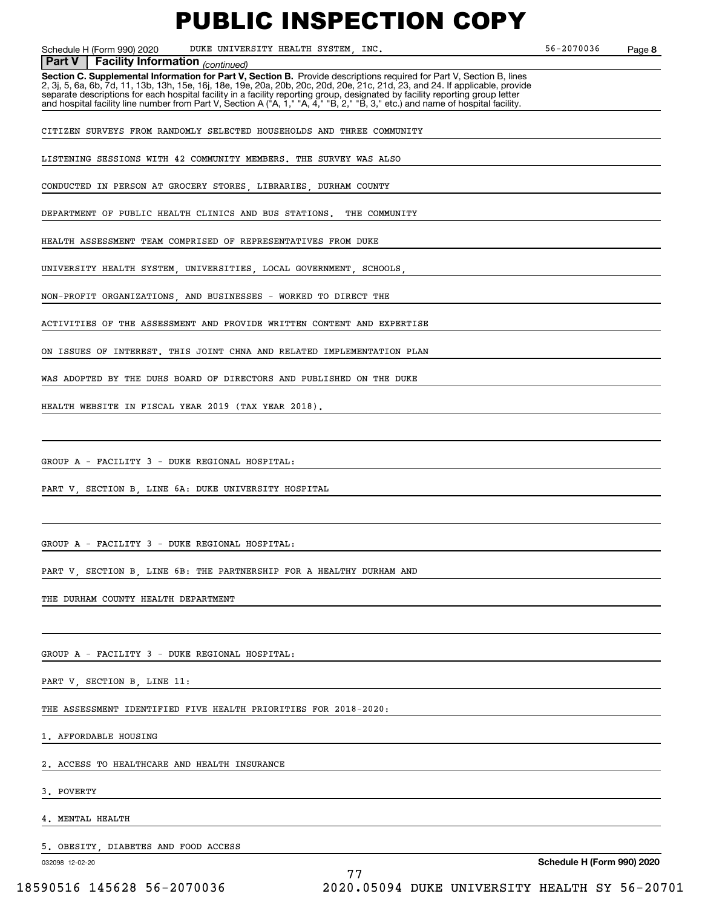# PUBLIC INSPECTION COPY

Schedule H (Form 990) 2020 DUKE UNIVERSITY HEALTH SYSTEM, INC. 56-2070036 Page 8

**Part V | Facility Information** *(continued)*

**Section C. Supplemental Information for Part V, Section B.** Provide descriptions required for Part V, Section B, lines 2, 3j, 5, 6a, 6b, 7d, 11, 13b, 13h, 15e, 16j, 18e, 19e, 20a, 20b, 20c, 20d, 20e, 21c, 21d, 23, and 24. If applicable, provide separate descriptions for each hospital facility in a facility reporting group, designated by facility reporting group letter and hospital facility line number from Part V, Section A ("A, 1," "A, 4," "B, 2," "B, 3," etc.) and name of hospital facility.

CITIZEN SURVEYS FROM RANDOMLY SELECTED HOUSEHOLDS AND THREE COMMUNITY LISTENING SESSIONS WITH 42 COMMUNITY MEMBERS. THE SURVEY WAS ALSO CONDUCTED IN PERSON AT GROCERY STORES, LIBRARIES, DURHAM COUNTY DEPARTMENT OF PUBLIC HEALTH CLINICS AND BUS STATIONS. THE COMMUNITY HEALTH ASSESSMENT TEAM COMPRISED OF REPRESENTATIVES FROM DUKE UNIVERSITY HEALTH SYSTEM, UNIVERSITIES, LOCAL GOVERNMENT, SCHOOLS, NON-PROFIT ORGANIZATIONS, AND BUSINESSES - WORKED TO DIRECT THE ACTIVITIES OF THE ASSESSMENT AND PROVIDE WRITTEN CONTENT AND EXPERTISE ON ISSUES OF INTEREST. THIS JOINT CHNA AND RELATED IMPLEMENTATION PLAN WAS ADOPTED BY THE DUHS BOARD OF DIRECTORS AND PUBLISHED ON THE DUKE HEALTH WEBSITE IN FISCAL YEAR 2019 (TAX YEAR 2018).

GROUP A - FACILITY 3 - DUKE REGIONAL HOSPITAL:

PART V, SECTION B, LINE 6A: DUKE UNIVERSITY HOSPITAL

GROUP A - FACILITY 3 - DUKE REGIONAL HOSPITAL:

PART V, SECTION B, LINE 6B: THE PARTNERSHIP FOR A HEALTHY DURHAM AND THE DURHAM COUNTY HEALTH DEPARTMENT

GROUP A - FACILITY 3 - DUKE REGIONAL HOSPITAL:

PART V, SECTION B, LINE 11:

THE ASSESSMENT IDENTIFIED FIVE HEALTH PRIORITIES FOR 2018-2020:

1. AFFORDABLE HOUSING
2. ACCESS TO HEALTHCARE AND HEALTH INSURANCE
3. POVERTY
4. MENTAL HEALTH
5. OBESITY, DIABETES AND FOOD ACCESS

032098 12-02-20 **Schedule H (Form 990) 2020**

18590516 145628 56-2070036 2020.05094 DUKE UNIVERSITY HEALTH SY 56-20701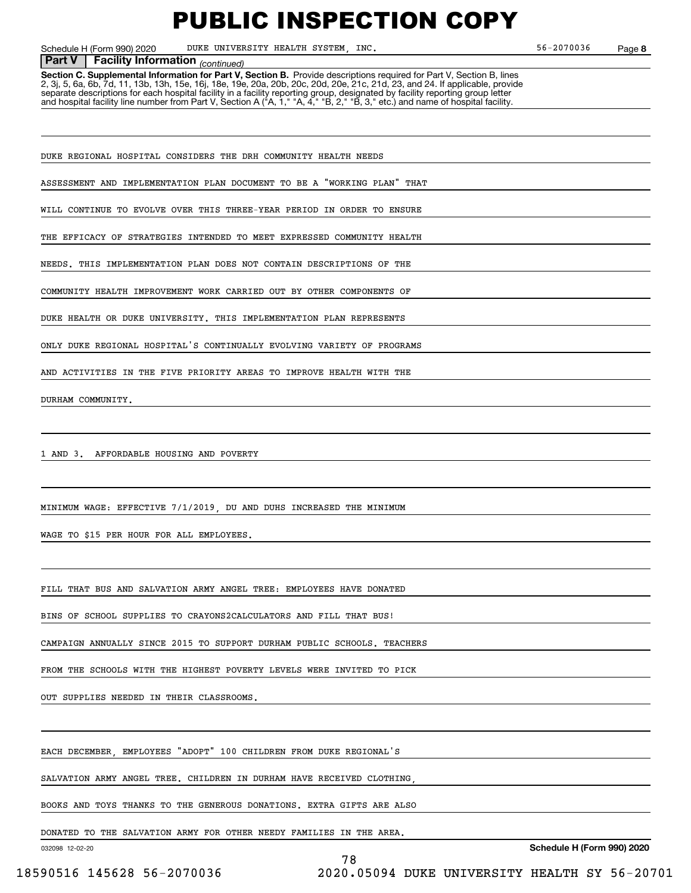PUBLIC INSPECTION COPY

Schedule H (Form 990) 2020 DUKE UNIVERSITY HEALTH SYSTEM, INC. 56-2070036 Page 8

**Part V Facility Information** *(continued)*

**Section C. Supplemental Information for Part V, Section B.** Provide descriptions required for Part V, Section B, lines 2, 3j, 5, 6a, 6b, 7d, 11, 13b, 13h, 15e, 16j, 18e, 19e, 20a, 20b, 20c, 20d, 20e, 21c, 21d, 23, and 24. If applicable, provide separate descriptions for each hospital facility in a facility reporting group, designated by facility reporting group letter and hospital facility line number from Part V, Section A ("A, 1," "A, 4," "B, 2," "B, 3," etc.) and name of hospital facility.

DUKE REGIONAL HOSPITAL CONSIDERS THE DRH COMMUNITY HEALTH NEEDS ASSESSMENT AND IMPLEMENTATION PLAN DOCUMENT TO BE A "WORKING PLAN" THAT WILL CONTINUE TO EVOLVE OVER THIS THREE-YEAR PERIOD IN ORDER TO ENSURE THE EFFICACY OF STRATEGIES INTENDED TO MEET EXPRESSED COMMUNITY HEALTH NEEDS. THIS IMPLEMENTATION PLAN DOES NOT CONTAIN DESCRIPTIONS OF THE COMMUNITY HEALTH IMPROVEMENT WORK CARRIED OUT BY OTHER COMPONENTS OF DUKE HEALTH OR DUKE UNIVERSITY. THIS IMPLEMENTATION PLAN REPRESENTS ONLY DUKE REGIONAL HOSPITAL'S CONTINUALLY EVOLVING VARIETY OF PROGRAMS AND ACTIVITIES IN THE FIVE PRIORITY AREAS TO IMPROVE HEALTH WITH THE DURHAM COMMUNITY.

1 AND 3. AFFORDABLE HOUSING AND POVERTY

MINIMUM WAGE: EFFECTIVE 7/1/2019, DU AND DUHS INCREASED THE MINIMUM WAGE TO $15 PER HOUR FOR ALL EMPLOYEES.

FILL THAT BUS AND SALVATION ARMY ANGEL TREE: EMPLOYEES HAVE DONATED BINS OF SCHOOL SUPPLIES TO CRAYONS2CALCULATORS AND FILL THAT BUS! CAMPAIGN ANNUALLY SINCE 2015 TO SUPPORT DURHAM PUBLIC SCHOOLS. TEACHERS FROM THE SCHOOLS WITH THE HIGHEST POVERTY LEVELS WERE INVITED TO PICK OUT SUPPLIES NEEDED IN THEIR CLASSROOMS.

EACH DECEMBER, EMPLOYEES "ADOPT" 100 CHILDREN FROM DUKE REGIONAL'S SALVATION ARMY ANGEL TREE. CHILDREN IN DURHAM HAVE RECEIVED CLOTHING, BOOKS AND TOYS THANKS TO THE GENEROUS DONATIONS. EXTRA GIFTS ARE ALSO DONATED TO THE SALVATION ARMY FOR OTHER NEEDY FAMILIES IN THE AREA.

032098 12-02-20 **Schedule H (Form 990) 2020**

18590516 145628 56-2070036 2020.05094 DUKE UNIVERSITY HEALTH SY 56-20701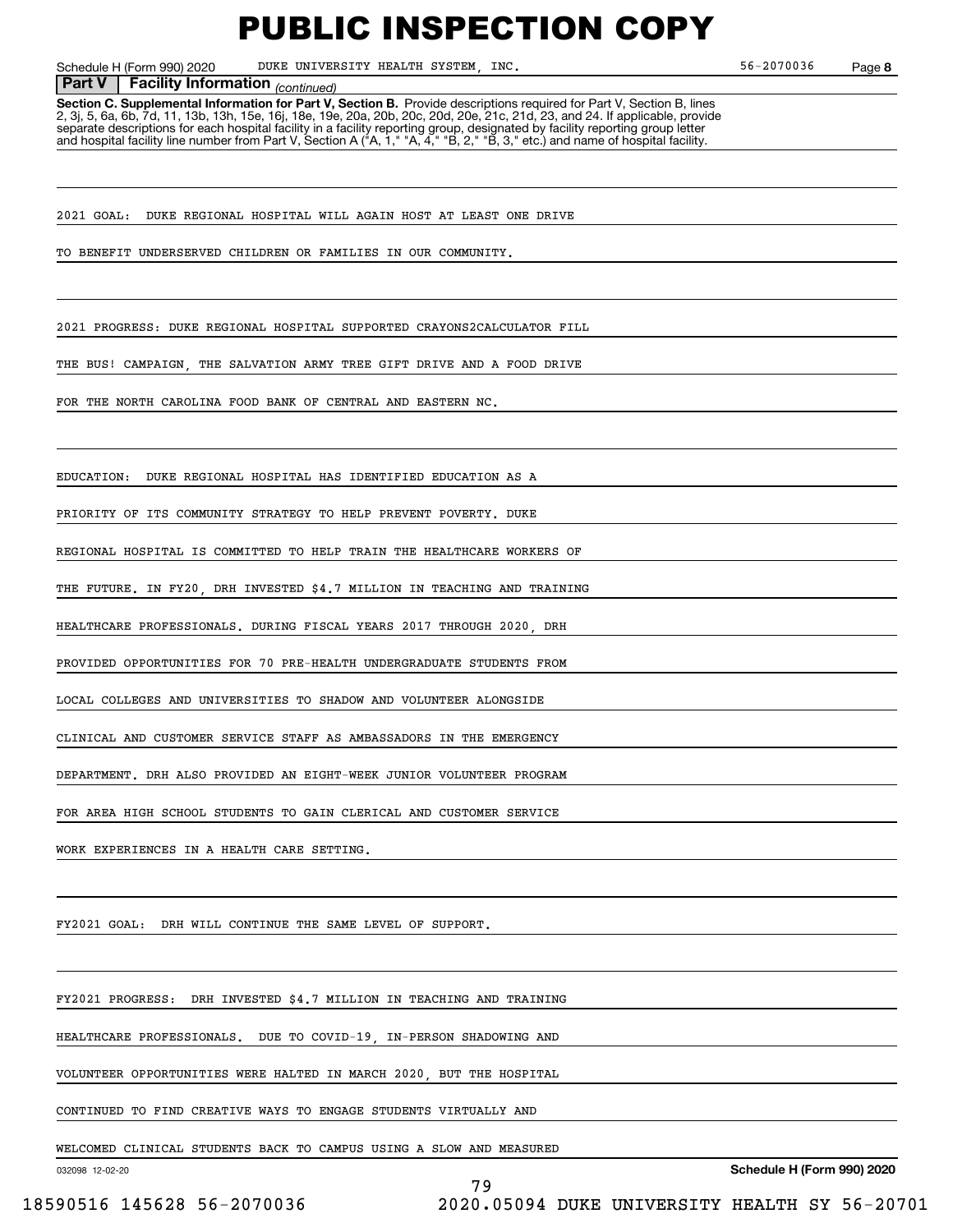# PUBLIC INSPECTION COPY

Schedule H (Form 990) 2020 DUKE UNIVERSITY HEALTH SYSTEM, INC. 56-2070036 Page 8

**Part V Facility Information** *(continued)*

**Section C. Supplemental Information for Part V, Section B.** Provide descriptions required for Part V, Section B, lines 2, 3j, 5, 6a, 6b, 7d, 11, 13b, 13h, 15e, 16j, 18e, 19e, 20a, 20b, 20c, 20d, 20e, 21c, 21d, 23, and 24. If applicable, provide separate descriptions for each hospital facility in a facility reporting group, designated by facility reporting group letter and hospital facility line number from Part V, Section A ("A, 1," "A, 4," "B, 2," "B, 3," etc.) and name of hospital facility.

2021 GOAL: DUKE REGIONAL HOSPITAL WILL AGAIN HOST AT LEAST ONE DRIVE TO BENEFIT UNDERSERVED CHILDREN OR FAMILIES IN OUR COMMUNITY.

2021 PROGRESS: DUKE REGIONAL HOSPITAL SUPPORTED CRAYONS2CALCULATOR FILL THE BUS! CAMPAIGN, THE SALVATION ARMY TREE GIFT DRIVE AND A FOOD DRIVE FOR THE NORTH CAROLINA FOOD BANK OF CENTRAL AND EASTERN NC.

EDUCATION: DUKE REGIONAL HOSPITAL HAS IDENTIFIED EDUCATION AS A PRIORITY OF ITS COMMUNITY STRATEGY TO HELP PREVENT POVERTY. DUKE REGIONAL HOSPITAL IS COMMITTED TO HELP TRAIN THE HEALTHCARE WORKERS OF THE FUTURE. IN FY20, DRH INVESTED $4.7 MILLION IN TEACHING AND TRAINING HEALTHCARE PROFESSIONALS. DURING FISCAL YEARS 2017 THROUGH 2020, DRH PROVIDED OPPORTUNITIES FOR 70 PRE-HEALTH UNDERGRADUATE STUDENTS FROM LOCAL COLLEGES AND UNIVERSITIES TO SHADOW AND VOLUNTEER ALONGSIDE CLINICAL AND CUSTOMER SERVICE STAFF AS AMBASSADORS IN THE EMERGENCY DEPARTMENT. DRH ALSO PROVIDED AN EIGHT-WEEK JUNIOR VOLUNTEER PROGRAM FOR AREA HIGH SCHOOL STUDENTS TO GAIN CLERICAL AND CUSTOMER SERVICE WORK EXPERIENCES IN A HEALTH CARE SETTING.

FY2021 GOAL: DRH WILL CONTINUE THE SAME LEVEL OF SUPPORT.

FY2021 PROGRESS: DRH INVESTED $4.7 MILLION IN TEACHING AND TRAINING HEALTHCARE PROFESSIONALS. DUE TO COVID-19, IN-PERSON SHADOWING AND VOLUNTEER OPPORTUNITIES WERE HALTED IN MARCH 2020, BUT THE HOSPITAL CONTINUED TO FIND CREATIVE WAYS TO ENGAGE STUDENTS VIRTUALLY AND WELCOMED CLINICAL STUDENTS BACK TO CAMPUS USING A SLOW AND MEASURED

032098 12-02-20 **Schedule H (Form 990) 2020**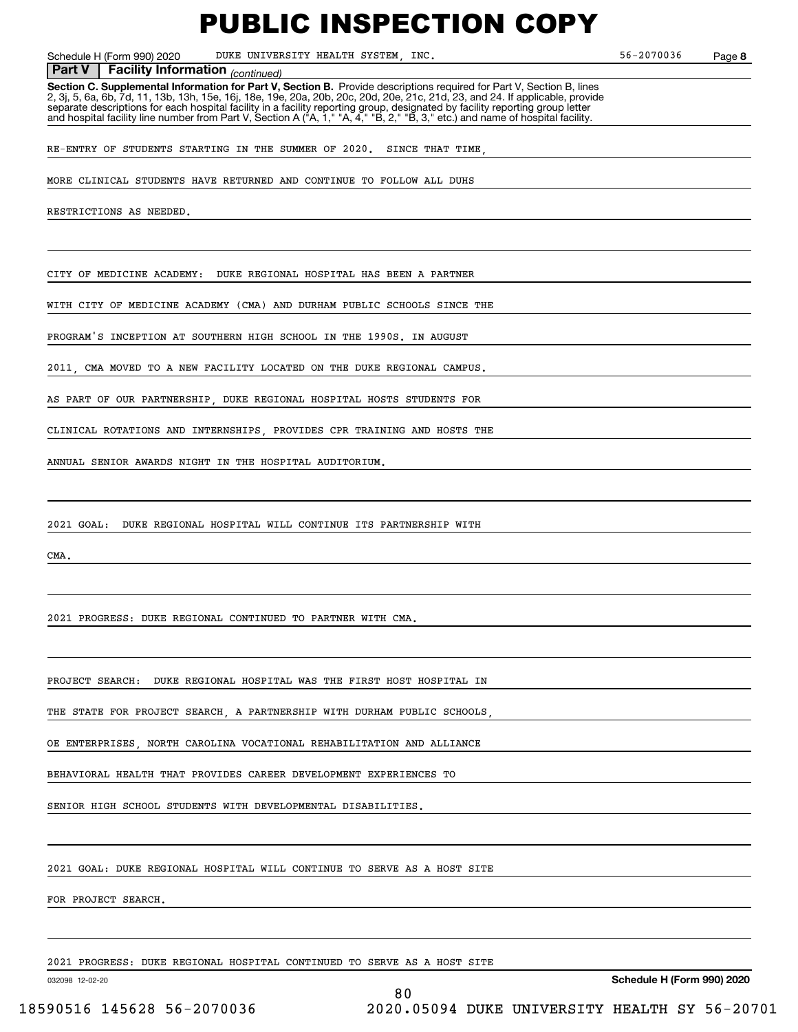**Part V | Facility Information** *(continued)*

**Section C. Supplemental Information for Part V, Section B.** Provide descriptions required for Part V, Section B, lines 2, 3j, 5, 6a, 6b, 7d, 11, 13b, 13h, 15e, 16j, 18e, 19e, 20a, 20b, 20c, 20d, 20e, 21c, 21d, 23, and 24. If applicable, provide separate descriptions for each hospital facility in a facility reporting group, designated by facility reporting group letter and hospital facility line number from Part V, Section A ("A, 1," "A, 4," "B, 2," "B, 3," etc.) and name of hospital facility.

RE-ENTRY OF STUDENTS STARTING IN THE SUMMER OF 2020. SINCE THAT TIME, MORE CLINICAL STUDENTS HAVE RETURNED AND CONTINUE TO FOLLOW ALL DUHS RESTRICTIONS AS NEEDED.

CITY OF MEDICINE ACADEMY: DUKE REGIONAL HOSPITAL HAS BEEN A PARTNER WITH CITY OF MEDICINE ACADEMY (CMA) AND DURHAM PUBLIC SCHOOLS SINCE THE PROGRAM'S INCEPTION AT SOUTHERN HIGH SCHOOL IN THE 1990S. IN AUGUST 2011, CMA MOVED TO A NEW FACILITY LOCATED ON THE DUKE REGIONAL CAMPUS. AS PART OF OUR PARTNERSHIP, DUKE REGIONAL HOSPITAL HOSTS STUDENTS FOR CLINICAL ROTATIONS AND INTERNSHIPS, PROVIDES CPR TRAINING AND HOSTS THE ANNUAL SENIOR AWARDS NIGHT IN THE HOSPITAL AUDITORIUM.

2021 GOAL: DUKE REGIONAL HOSPITAL WILL CONTINUE ITS PARTNERSHIP WITH CMA.

2021 PROGRESS: DUKE REGIONAL CONTINUED TO PARTNER WITH CMA.

PROJECT SEARCH: DUKE REGIONAL HOSPITAL WAS THE FIRST HOST HOSPITAL IN THE STATE FOR PROJECT SEARCH, A PARTNERSHIP WITH DURHAM PUBLIC SCHOOLS, OE ENTERPRISES, NORTH CAROLINA VOCATIONAL REHABILITATION AND ALLIANCE BEHAVIORAL HEALTH THAT PROVIDES CAREER DEVELOPMENT EXPERIENCES TO SENIOR HIGH SCHOOL STUDENTS WITH DEVELOPMENTAL DISABILITIES.

2021 GOAL: DUKE REGIONAL HOSPITAL WILL CONTINUE TO SERVE AS A HOST SITE FOR PROJECT SEARCH.

2021 PROGRESS: DUKE REGIONAL HOSPITAL CONTINUED TO SERVE AS A HOST SITE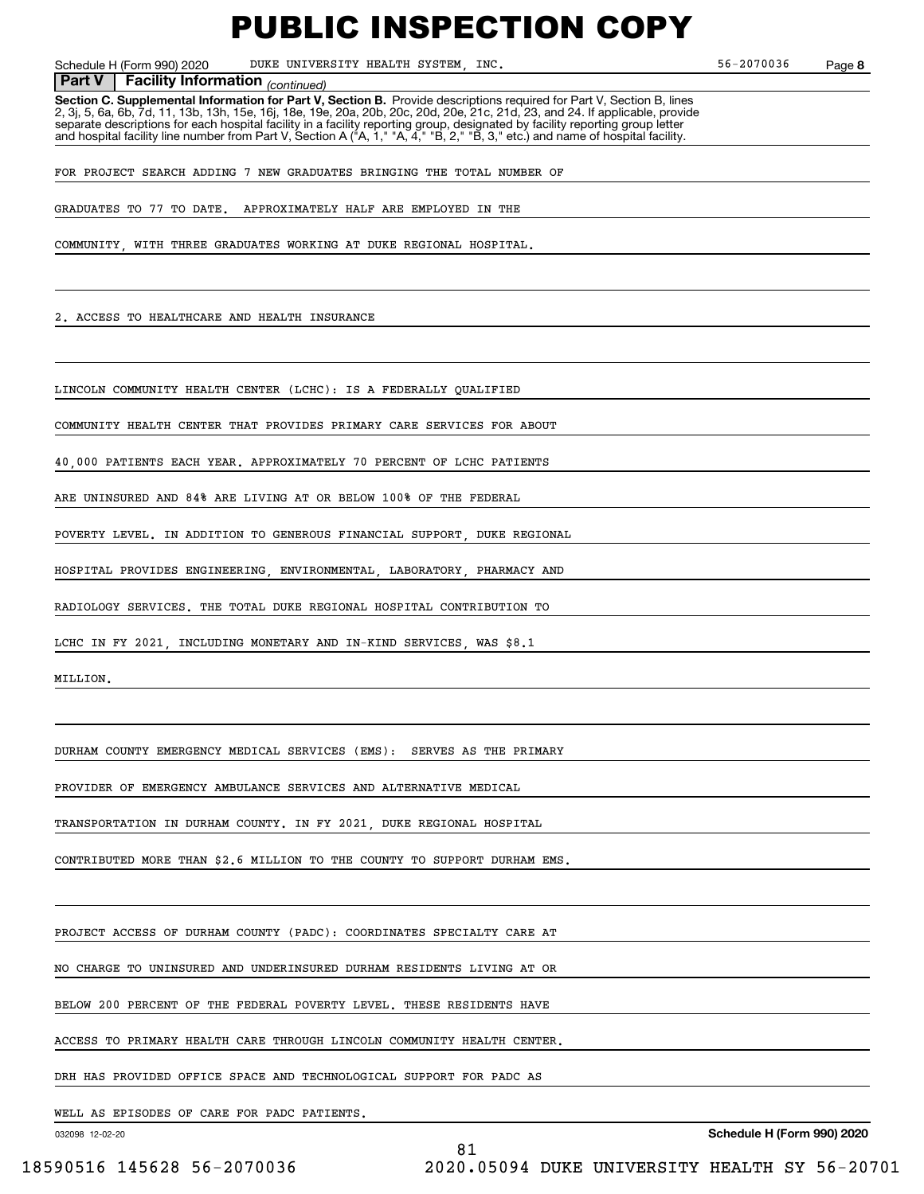# PUBLIC INSPECTION COPY

Schedule H (Form 990) 2020 DUKE UNIVERSITY HEALTH SYSTEM, INC. 56-2070036 Page 8

**Part V Facility Information** *(continued)*

**Section C. Supplemental Information for Part V, Section B.** Provide descriptions required for Part V, Section B, lines 2, 3j, 5, 6a, 6b, 7d, 11, 13b, 13h, 15e, 16j, 18e, 19e, 20a, 20b, 20c, 20d, 20e, 21c, 21d, 23, and 24. If applicable, provide separate descriptions for each hospital facility in a facility reporting group, designated by facility reporting group letter and hospital facility line number from Part V, Section A ("A, 1," "A, 4," "B, 2," "B, 3," etc.) and name of hospital facility.

FOR PROJECT SEARCH ADDING 7 NEW GRADUATES BRINGING THE TOTAL NUMBER OF GRADUATES TO 77 TO DATE. APPROXIMATELY HALF ARE EMPLOYED IN THE COMMUNITY, WITH THREE GRADUATES WORKING AT DUKE REGIONAL HOSPITAL.

2. ACCESS TO HEALTHCARE AND HEALTH INSURANCE

LINCOLN COMMUNITY HEALTH CENTER (LCHC): IS A FEDERALLY QUALIFIED COMMUNITY HEALTH CENTER THAT PROVIDES PRIMARY CARE SERVICES FOR ABOUT 40,000 PATIENTS EACH YEAR. APPROXIMATELY 70 PERCENT OF LCHC PATIENTS ARE UNINSURED AND 84% ARE LIVING AT OR BELOW 100% OF THE FEDERAL POVERTY LEVEL. IN ADDITION TO GENEROUS FINANCIAL SUPPORT, DUKE REGIONAL HOSPITAL PROVIDES ENGINEERING, ENVIRONMENTAL, LABORATORY, PHARMACY AND RADIOLOGY SERVICES. THE TOTAL DUKE REGIONAL HOSPITAL CONTRIBUTION TO LCHC IN FY 2021, INCLUDING MONETARY AND IN-KIND SERVICES, WAS $8.1 MILLION.

DURHAM COUNTY EMERGENCY MEDICAL SERVICES (EMS): SERVES AS THE PRIMARY PROVIDER OF EMERGENCY AMBULANCE SERVICES AND ALTERNATIVE MEDICAL TRANSPORTATION IN DURHAM COUNTY. IN FY 2021, DUKE REGIONAL HOSPITAL CONTRIBUTED MORE THAN $2.6 MILLION TO THE COUNTY TO SUPPORT DURHAM EMS.

PROJECT ACCESS OF DURHAM COUNTY (PADC): COORDINATES SPECIALTY CARE AT NO CHARGE TO UNINSURED AND UNDERINSURED DURHAM RESIDENTS LIVING AT OR BELOW 200 PERCENT OF THE FEDERAL POVERTY LEVEL. THESE RESIDENTS HAVE ACCESS TO PRIMARY HEALTH CARE THROUGH LINCOLN COMMUNITY HEALTH CENTER. DRH HAS PROVIDED OFFICE SPACE AND TECHNOLOGICAL SUPPORT FOR PADC AS WELL AS EPISODES OF CARE FOR PADC PATIENTS.

032098 12-02-20 **Schedule H (Form 990) 2020**

18590516 145628 56-2070036 2020.05094 DUKE UNIVERSITY HEALTH SY 56-20701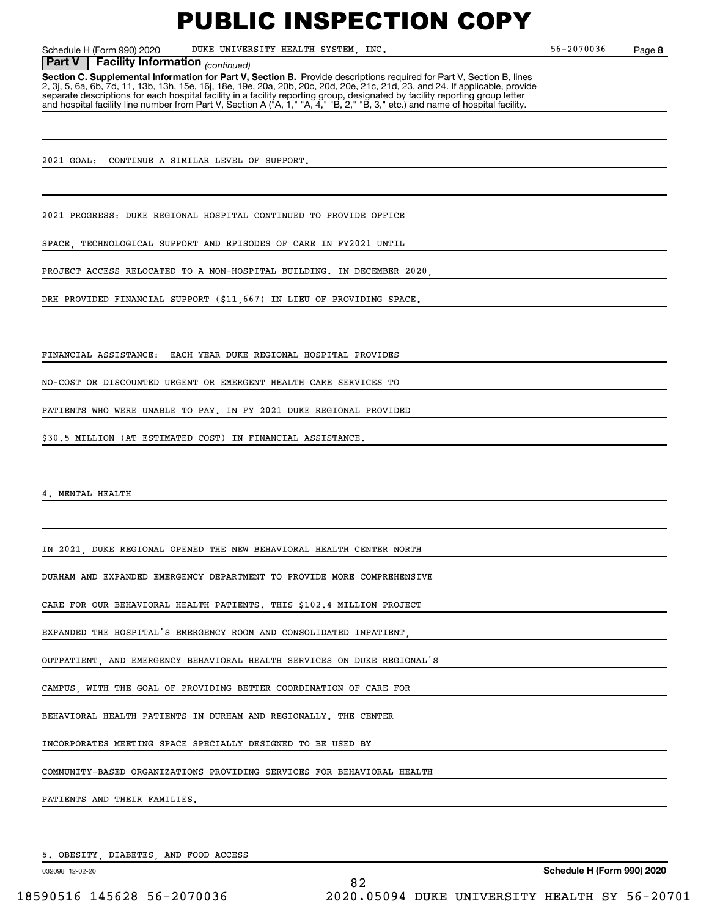# PUBLIC INSPECTION COPY

Schedule H (Form 990) 2020 DUKE UNIVERSITY HEALTH SYSTEM, INC. 56-2070036 Page 8

**Part V Facility Information** *(continued)*

**Section C. Supplemental Information for Part V, Section B.** Provide descriptions required for Part V, Section B, lines 2, 3j, 5, 6a, 6b, 7d, 11, 13b, 13h, 15e, 16j, 18e, 19e, 20a, 20b, 20c, 20d, 20e, 21c, 21d, 23, and 24. If applicable, provide separate descriptions for each hospital facility in a facility reporting group, designated by facility reporting group letter and hospital facility line number from Part V, Section A ("A, 1," "A, 4," "B, 2," "B, 3," etc.) and name of hospital facility.

2021 GOAL: CONTINUE A SIMILAR LEVEL OF SUPPORT.

2021 PROGRESS: DUKE REGIONAL HOSPITAL CONTINUED TO PROVIDE OFFICE SPACE, TECHNOLOGICAL SUPPORT AND EPISODES OF CARE IN FY2021 UNTIL PROJECT ACCESS RELOCATED TO A NON-HOSPITAL BUILDING. IN DECEMBER 2020, DRH PROVIDED FINANCIAL SUPPORT ($11,667) IN LIEU OF PROVIDING SPACE.

FINANCIAL ASSISTANCE: EACH YEAR DUKE REGIONAL HOSPITAL PROVIDES NO-COST OR DISCOUNTED URGENT OR EMERGENT HEALTH CARE SERVICES TO PATIENTS WHO WERE UNABLE TO PAY. IN FY 2021 DUKE REGIONAL PROVIDED $30.5 MILLION (AT ESTIMATED COST) IN FINANCIAL ASSISTANCE.

4. MENTAL HEALTH

IN 2021, DUKE REGIONAL OPENED THE NEW BEHAVIORAL HEALTH CENTER NORTH DURHAM AND EXPANDED EMERGENCY DEPARTMENT TO PROVIDE MORE COMPREHENSIVE CARE FOR OUR BEHAVIORAL HEALTH PATIENTS. THIS $102.4 MILLION PROJECT EXPANDED THE HOSPITAL'S EMERGENCY ROOM AND CONSOLIDATED INPATIENT, OUTPATIENT, AND EMERGENCY BEHAVIORAL HEALTH SERVICES ON DUKE REGIONAL'S CAMPUS, WITH THE GOAL OF PROVIDING BETTER COORDINATION OF CARE FOR BEHAVIORAL HEALTH PATIENTS IN DURHAM AND REGIONALLY. THE CENTER INCORPORATES MEETING SPACE SPECIALLY DESIGNED TO BE USED BY COMMUNITY-BASED ORGANIZATIONS PROVIDING SERVICES FOR BEHAVIORAL HEALTH PATIENTS AND THEIR FAMILIES.

5. OBESITY, DIABETES, AND FOOD ACCESS

032098 12-02-20 **Schedule H (Form 990) 2020**

18590516 145628 56-2070036 2020.05094 DUKE UNIVERSITY HEALTH SY 56-20701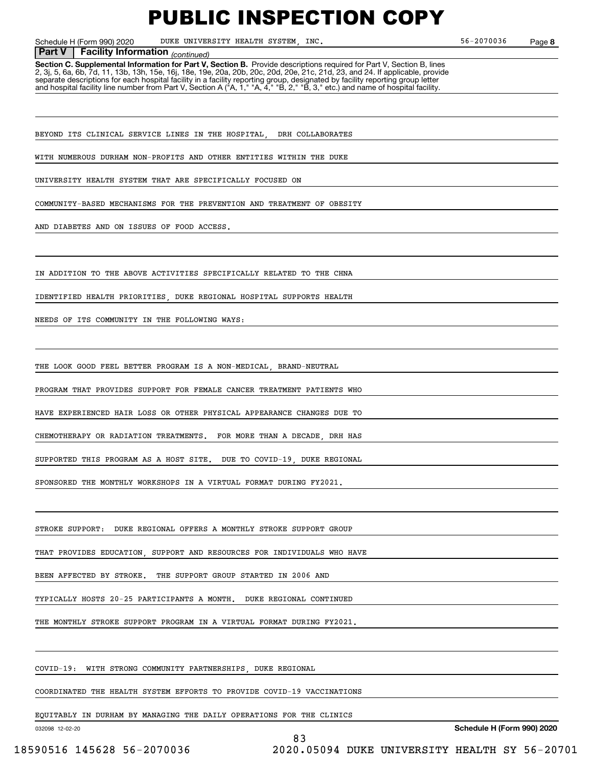# PUBLIC INSPECTION COPY

Schedule H (Form 990) 2020 DUKE UNIVERSITY HEALTH SYSTEM, INC. 56-2070036 Page **8**

**Part V | Facility Information** *(continued)*

**Section C. Supplemental Information for Part V, Section B.** Provide descriptions required for Part V, Section B, lines 2, 3j, 5, 6a, 6b, 7d, 11, 13b, 13h, 15e, 16j, 18e, 19e, 20a, 20b, 20c, 20d, 20e, 21c, 21d, 23, and 24. If applicable, provide separate descriptions for each hospital facility in a facility reporting group, designated by facility reporting group letter and hospital facility line number from Part V, Section A ("A, 1," "A, 4," "B, 2," "B, 3," etc.) and name of hospital facility.

BEYOND ITS CLINICAL SERVICE LINES IN THE HOSPITAL, DRH COLLABORATES WITH NUMEROUS DURHAM NON-PROFITS AND OTHER ENTITIES WITHIN THE DUKE UNIVERSITY HEALTH SYSTEM THAT ARE SPECIFICALLY FOCUSED ON COMMUNITY-BASED MECHANISMS FOR THE PREVENTION AND TREATMENT OF OBESITY AND DIABETES AND ON ISSUES OF FOOD ACCESS.

IN ADDITION TO THE ABOVE ACTIVITIES SPECIFICALLY RELATED TO THE CHNA IDENTIFIED HEALTH PRIORITIES, DUKE REGIONAL HOSPITAL SUPPORTS HEALTH NEEDS OF ITS COMMUNITY IN THE FOLLOWING WAYS:

THE LOOK GOOD FEEL BETTER PROGRAM IS A NON-MEDICAL, BRAND-NEUTRAL PROGRAM THAT PROVIDES SUPPORT FOR FEMALE CANCER TREATMENT PATIENTS WHO HAVE EXPERIENCED HAIR LOSS OR OTHER PHYSICAL APPEARANCE CHANGES DUE TO CHEMOTHERAPY OR RADIATION TREATMENTS. FOR MORE THAN A DECADE, DRH HAS SUPPORTED THIS PROGRAM AS A HOST SITE. DUE TO COVID-19, DUKE REGIONAL SPONSORED THE MONTHLY WORKSHOPS IN A VIRTUAL FORMAT DURING FY2021.

STROKE SUPPORT: DUKE REGIONAL OFFERS A MONTHLY STROKE SUPPORT GROUP THAT PROVIDES EDUCATION, SUPPORT AND RESOURCES FOR INDIVIDUALS WHO HAVE BEEN AFFECTED BY STROKE. THE SUPPORT GROUP STARTED IN 2006 AND TYPICALLY HOSTS 20-25 PARTICIPANTS A MONTH. DUKE REGIONAL CONTINUED THE MONTHLY STROKE SUPPORT PROGRAM IN A VIRTUAL FORMAT DURING FY2021.

COVID-19: WITH STRONG COMMUNITY PARTNERSHIPS, DUKE REGIONAL COORDINATED THE HEALTH SYSTEM EFFORTS TO PROVIDE COVID-19 VACCINATIONS EQUITABLY IN DURHAM BY MANAGING THE DAILY OPERATIONS FOR THE CLINICS

032098 12-02-20 **Schedule H (Form 990) 2020**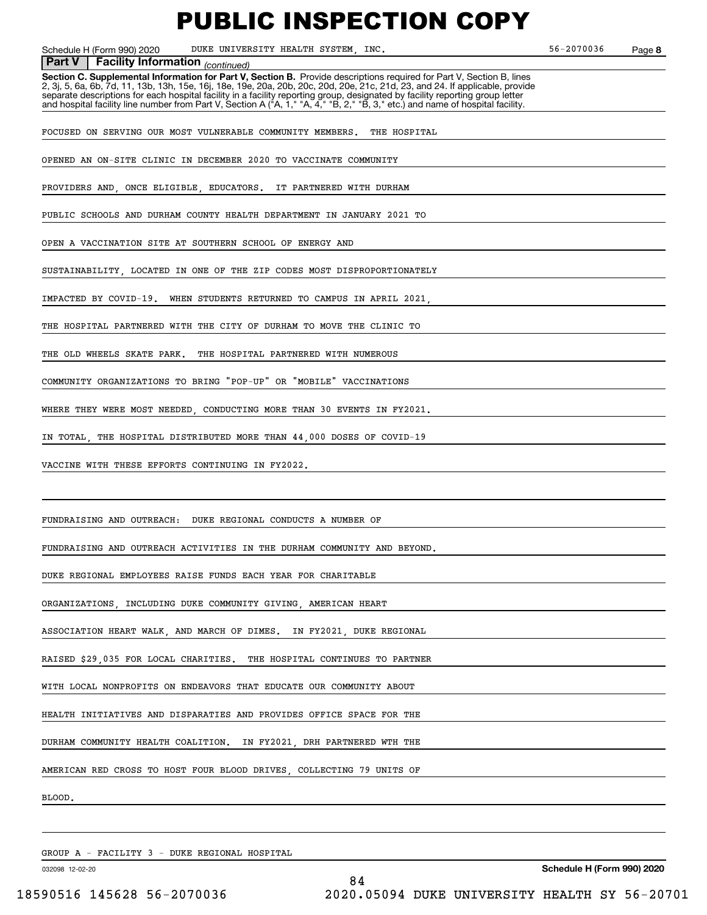# PUBLIC INSPECTION COPY

Schedule H (Form 990) 2020 DUKE UNIVERSITY HEALTH SYSTEM, INC. 56-2070036 Page **8**

**Part V | Facility Information** *(continued)*

**Section C. Supplemental Information for Part V, Section B.** Provide descriptions required for Part V, Section B, lines 2, 3j, 5, 6a, 6b, 7d, 11, 13b, 13h, 15e, 16j, 18e, 19e, 20a, 20b, 20c, 20d, 20e, 21c, 21d, 23, and 24. If applicable, provide separate descriptions for each hospital facility in a facility reporting group, designated by facility reporting group letter and hospital facility line number from Part V, Section A ("A, 1," "A, 4," "B, 2," "B, 3," etc.) and name of hospital facility.

FOCUSED ON SERVING OUR MOST VULNERABLE COMMUNITY MEMBERS. THE HOSPITAL OPENED AN ON-SITE CLINIC IN DECEMBER 2020 TO VACCINATE COMMUNITY PROVIDERS AND, ONCE ELIGIBLE, EDUCATORS. IT PARTNERED WITH DURHAM PUBLIC SCHOOLS AND DURHAM COUNTY HEALTH DEPARTMENT IN JANUARY 2021 TO OPEN A VACCINATION SITE AT SOUTHERN SCHOOL OF ENERGY AND SUSTAINABILITY, LOCATED IN ONE OF THE ZIP CODES MOST DISPROPORTIONATELY IMPACTED BY COVID-19. WHEN STUDENTS RETURNED TO CAMPUS IN APRIL 2021, THE HOSPITAL PARTNERED WITH THE CITY OF DURHAM TO MOVE THE CLINIC TO THE OLD WHEELS SKATE PARK. THE HOSPITAL PARTNERED WITH NUMEROUS COMMUNITY ORGANIZATIONS TO BRING "POP-UP" OR "MOBILE" VACCINATIONS WHERE THEY WERE MOST NEEDED, CONDUCTING MORE THAN 30 EVENTS IN FY2021. IN TOTAL, THE HOSPITAL DISTRIBUTED MORE THAN 44,000 DOSES OF COVID-19 VACCINE WITH THESE EFFORTS CONTINUING IN FY2022.

FUNDRAISING AND OUTREACH: DUKE REGIONAL CONDUCTS A NUMBER OF FUNDRAISING AND OUTREACH ACTIVITIES IN THE DURHAM COMMUNITY AND BEYOND. DUKE REGIONAL EMPLOYEES RAISE FUNDS EACH YEAR FOR CHARITABLE ORGANIZATIONS, INCLUDING DUKE COMMUNITY GIVING, AMERICAN HEART ASSOCIATION HEART WALK, AND MARCH OF DIMES. IN FY2021, DUKE REGIONAL RAISED $29,035 FOR LOCAL CHARITIES. THE HOSPITAL CONTINUES TO PARTNER WITH LOCAL NONPROFITS ON ENDEAVORS THAT EDUCATE OUR COMMUNITY ABOUT HEALTH INITIATIVES AND DISPARATIES AND PROVIDES OFFICE SPACE FOR THE DURHAM COMMUNITY HEALTH COALITION. IN FY2021, DRH PARTNERED WTH THE AMERICAN RED CROSS TO HOST FOUR BLOOD DRIVES, COLLECTING 79 UNITS OF BLOOD.

GROUP A - FACILITY 3 - DUKE REGIONAL HOSPITAL

032098 12-02-20 **Schedule H (Form 990) 2020**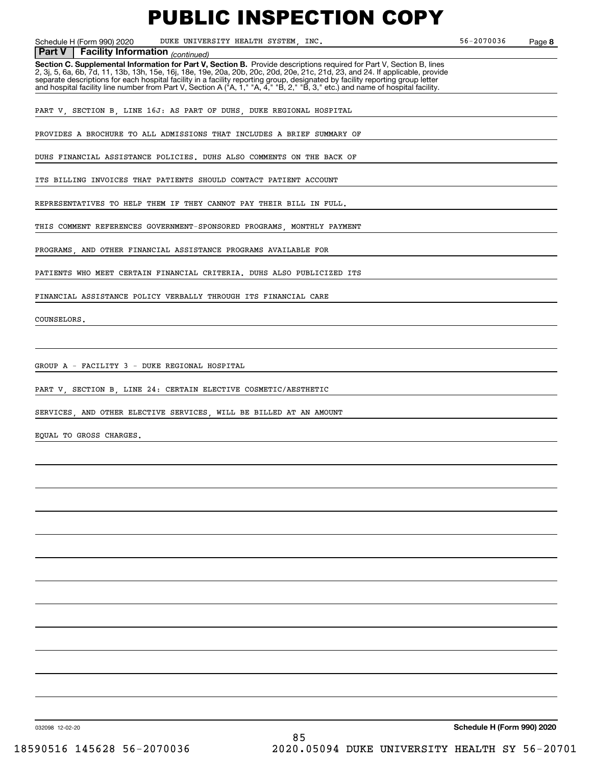# PUBLIC INSPECTION COPY

Schedule H (Form 990) 2020 DUKE UNIVERSITY HEALTH SYSTEM, INC. 56-2070036 Page **8**

**Part V | Facility Information** *(continued)*

**Section C. Supplemental Information for Part V, Section B.** Provide descriptions required for Part V, Section B, lines 2, 3j, 5, 6a, 6b, 7d, 11, 13b, 13h, 15e, 16j, 18e, 19e, 20a, 20b, 20c, 20d, 20e, 21c, 21d, 23, and 24. If applicable, provide separate descriptions for each hospital facility in a facility reporting group, designated by facility reporting group letter and hospital facility line number from Part V, Section A ("A, 1," "A, 4," "B, 2," "B, 3," etc.) and name of hospital facility.

PART V, SECTION B, LINE 16J: AS PART OF DUHS, DUKE REGIONAL HOSPITAL PROVIDES A BROCHURE TO ALL ADMISSIONS THAT INCLUDES A BRIEF SUMMARY OF DUHS FINANCIAL ASSISTANCE POLICIES. DUHS ALSO COMMENTS ON THE BACK OF ITS BILLING INVOICES THAT PATIENTS SHOULD CONTACT PATIENT ACCOUNT REPRESENTATIVES TO HELP THEM IF THEY CANNOT PAY THEIR BILL IN FULL. THIS COMMENT REFERENCES GOVERNMENT-SPONSORED PROGRAMS, MONTHLY PAYMENT PROGRAMS, AND OTHER FINANCIAL ASSISTANCE PROGRAMS AVAILABLE FOR PATIENTS WHO MEET CERTAIN FINANCIAL CRITERIA. DUHS ALSO PUBLICIZED ITS FINANCIAL ASSISTANCE POLICY VERBALLY THROUGH ITS FINANCIAL CARE COUNSELORS.

GROUP A - FACILITY 3 - DUKE REGIONAL HOSPITAL

PART V, SECTION B, LINE 24: CERTAIN ELECTIVE COSMETIC/AESTHETIC SERVICES, AND OTHER ELECTIVE SERVICES, WILL BE BILLED AT AN AMOUNT EQUAL TO GROSS CHARGES.

032098 12-02-20 **Schedule H (Form 990) 2020**

18590516 145628 56-2070036 2020.05094 DUKE UNIVERSITY HEALTH SY 56-20701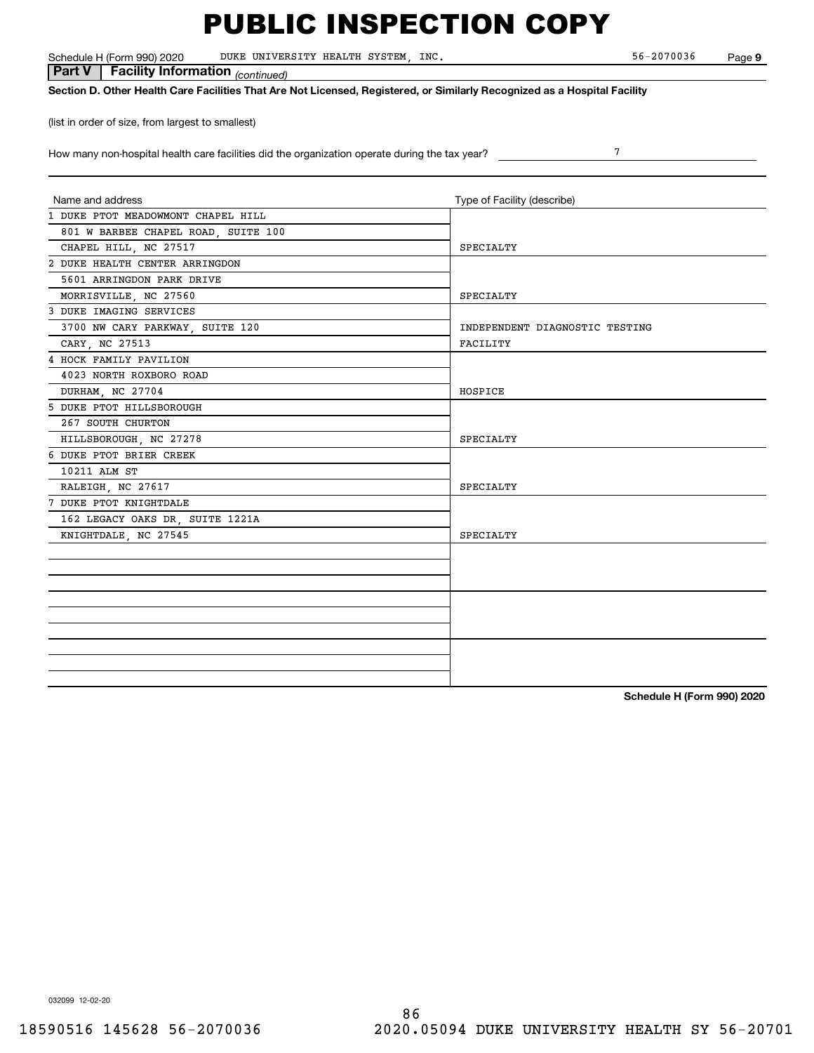# PUBLIC INSPECTION COPY

Schedule H (Form 990) 2020 DUKE UNIVERSITY HEALTH SYSTEM, INC. 56-2070036 Page **9**

**Part V | Facility Information** *(continued)*

**Section D. Other Health Care Facilities That Are Not Licensed, Registered, or Similarly Recognized as a Hospital Facility**

(list in order of size, from largest to smallest)

How many non-hospital health care facilities did the organization operate during the tax year? 7

| Name and address | Type of Facility (describe) |
|---|---|
| 1 DUKE PTOT MEADOWMONT CHAPEL HILL<br>801 W BARBEE CHAPEL ROAD, SUITE 100<br>CHAPEL HILL, NC 27517 | SPECIALTY |
| 2 DUKE HEALTH CENTER ARRINGDON<br>5601 ARRINGDON PARK DRIVE<br>MORRISVILLE, NC 27560 | SPECIALTY |
| 3 DUKE IMAGING SERVICES<br>3700 NW CARY PARKWAY, SUITE 120<br>CARY, NC 27513 | INDEPENDENT DIAGNOSTIC TESTING FACILITY |
| 4 HOCK FAMILY PAVILION<br>4023 NORTH ROXBORO ROAD<br>DURHAM, NC 27704 | HOSPICE |
| 5 DUKE PTOT HILLSBOROUGH<br>267 SOUTH CHURTON<br>HILLSBOROUGH, NC 27278 | SPECIALTY |
| 6 DUKE PTOT BRIER CREEK<br>10211 ALM ST<br>RALEIGH, NC 27617 | SPECIALTY |
| 7 DUKE PTOT KNIGHTDALE<br>162 LEGACY OAKS DR, SUITE 1221A<br>KNIGHTDALE, NC 27545 | SPECIALTY |
| | |
| | |
| | |

**Schedule H (Form 990) 2020**

032099 12-02-20

18590516 145628 56-2070036 2020.05094 DUKE UNIVERSITY HEALTH SY 56-20701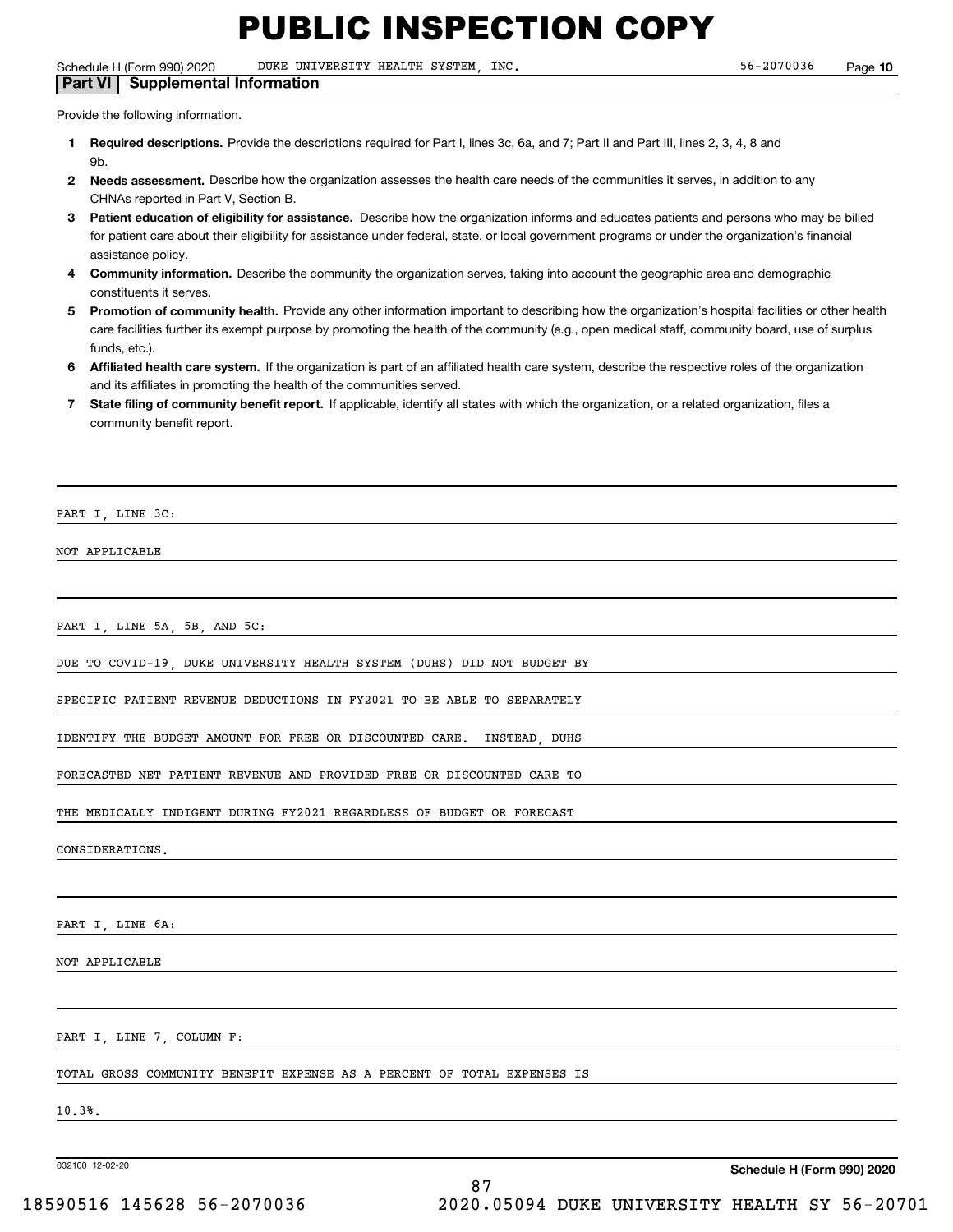# PUBLIC INSPECTION COPY

Schedule H (Form 990) 2020 DUKE UNIVERSITY HEALTH SYSTEM, INC. 56-2070036 Page **10**

## Part VI Supplemental Information

Provide the following information.

1. **Required descriptions.** Provide the descriptions required for Part I, lines 3c, 6a, and 7; Part II and Part III, lines 2, 3, 4, 8 and 9b.
2. **Needs assessment.** Describe how the organization assesses the health care needs of the communities it serves, in addition to any CHNAs reported in Part V, Section B.
3. **Patient education of eligibility for assistance.** Describe how the organization informs and educates patients and persons who may be billed for patient care about their eligibility for assistance under federal, state, or local government programs or under the organization's financial assistance policy.
4. **Community information.** Describe the community the organization serves, taking into account the geographic area and demographic constituents it serves.
5. **Promotion of community health.** Provide any other information important to describing how the organization's hospital facilities or other health care facilities further its exempt purpose by promoting the health of the community (e.g., open medical staff, community board, use of surplus funds, etc.).
6. **Affiliated health care system.** If the organization is part of an affiliated health care system, describe the respective roles of the organization and its affiliates in promoting the health of the communities served.
7. **State filing of community benefit report.** If applicable, identify all states with which the organization, or a related organization, files a community benefit report.

PART I, LINE 3C:

NOT APPLICABLE

PART I, LINE 5A, 5B, AND 5C:

DUE TO COVID-19, DUKE UNIVERSITY HEALTH SYSTEM (DUHS) DID NOT BUDGET BY SPECIFIC PATIENT REVENUE DEDUCTIONS IN FY2021 TO BE ABLE TO SEPARATELY IDENTIFY THE BUDGET AMOUNT FOR FREE OR DISCOUNTED CARE. INSTEAD, DUHS FORECASTED NET PATIENT REVENUE AND PROVIDED FREE OR DISCOUNTED CARE TO THE MEDICALLY INDIGENT DURING FY2021 REGARDLESS OF BUDGET OR FORECAST CONSIDERATIONS.

PART I, LINE 6A:

NOT APPLICABLE

PART I, LINE 7, COLUMN F:

TOTAL GROSS COMMUNITY BENEFIT EXPENSE AS A PERCENT OF TOTAL EXPENSES IS 10.3%.

032100 12-02-20 **Schedule H (Form 990) 2020**

18590516 145628 56-2070036 2020.05094 DUKE UNIVERSITY HEALTH SY 56-20701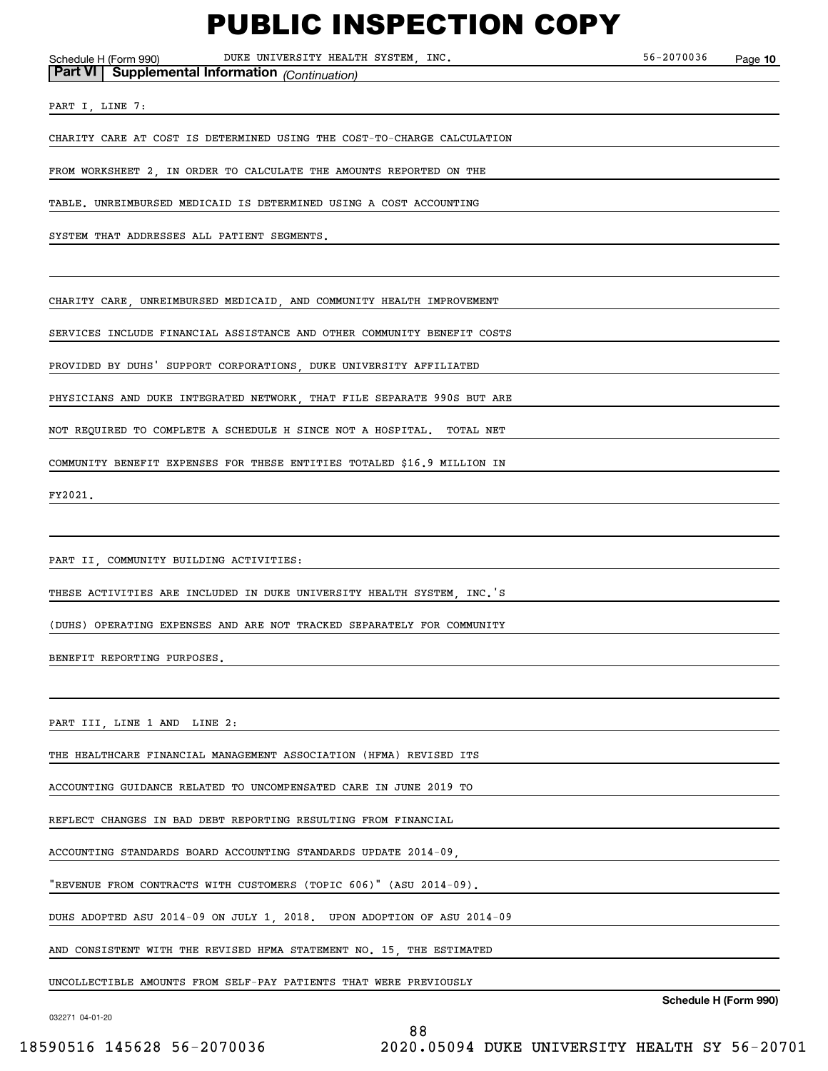# PUBLIC INSPECTION COPY

Schedule H (Form 990) DUKE UNIVERSITY HEALTH SYSTEM, INC. 56-2070036 Page **10**

**Part VI | Supplemental Information** *(Continuation)*

PART I, LINE 7:

CHARITY CARE AT COST IS DETERMINED USING THE COST-TO-CHARGE CALCULATION FROM WORKSHEET 2, IN ORDER TO CALCULATE THE AMOUNTS REPORTED ON THE TABLE. UNREIMBURSED MEDICAID IS DETERMINED USING A COST ACCOUNTING SYSTEM THAT ADDRESSES ALL PATIENT SEGMENTS.

CHARITY CARE, UNREIMBURSED MEDICAID, AND COMMUNITY HEALTH IMPROVEMENT SERVICES INCLUDE FINANCIAL ASSISTANCE AND OTHER COMMUNITY BENEFIT COSTS PROVIDED BY DUHS' SUPPORT CORPORATIONS, DUKE UNIVERSITY AFFILIATED PHYSICIANS AND DUKE INTEGRATED NETWORK, THAT FILE SEPARATE 990S BUT ARE NOT REQUIRED TO COMPLETE A SCHEDULE H SINCE NOT A HOSPITAL. TOTAL NET COMMUNITY BENEFIT EXPENSES FOR THESE ENTITIES TOTALED $16.9 MILLION IN FY2021.

PART II, COMMUNITY BUILDING ACTIVITIES:

THESE ACTIVITIES ARE INCLUDED IN DUKE UNIVERSITY HEALTH SYSTEM, INC.'S (DUHS) OPERATING EXPENSES AND ARE NOT TRACKED SEPARATELY FOR COMMUNITY BENEFIT REPORTING PURPOSES.

PART III, LINE 1 AND LINE 2:

THE HEALTHCARE FINANCIAL MANAGEMENT ASSOCIATION (HFMA) REVISED ITS ACCOUNTING GUIDANCE RELATED TO UNCOMPENSATED CARE IN JUNE 2019 TO REFLECT CHANGES IN BAD DEBT REPORTING RESULTING FROM FINANCIAL ACCOUNTING STANDARDS BOARD ACCOUNTING STANDARDS UPDATE 2014-09, "REVENUE FROM CONTRACTS WITH CUSTOMERS (TOPIC 606)" (ASU 2014-09). DUHS ADOPTED ASU 2014-09 ON JULY 1, 2018. UPON ADOPTION OF ASU 2014-09 AND CONSISTENT WITH THE REVISED HFMA STATEMENT NO. 15, THE ESTIMATED UNCOLLECTIBLE AMOUNTS FROM SELF-PAY PATIENTS THAT WERE PREVIOUSLY

032271 04-01-20

18590516 145628 56-2070036 2020.05094 DUKE UNIVERSITY HEALTH SY 56-20701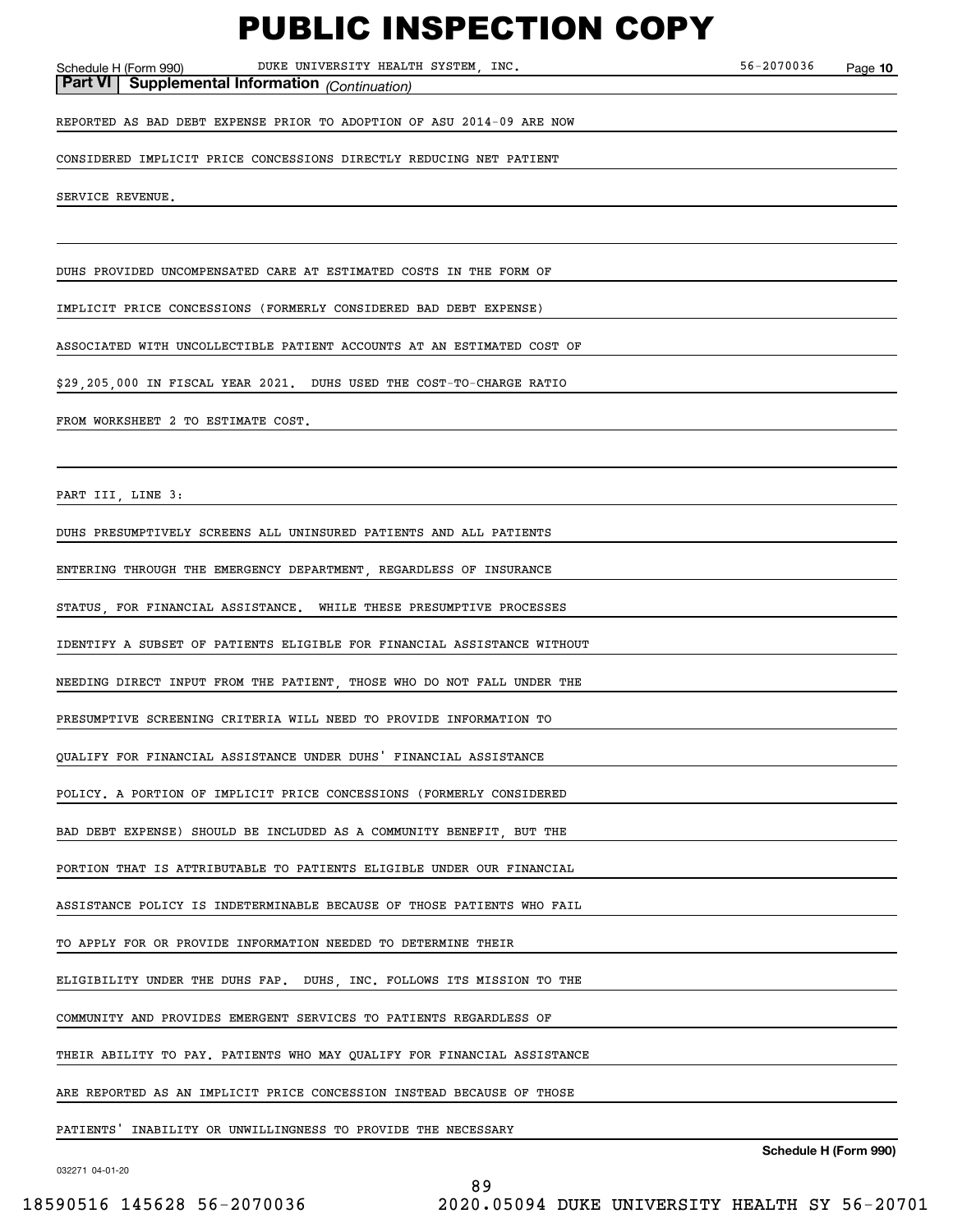# PUBLIC INSPECTION COPY

Schedule H (Form 990) DUKE UNIVERSITY HEALTH SYSTEM, INC. 56-2070036 Page 10

**Part VI | Supplemental Information** *(Continuation)*

REPORTED AS BAD DEBT EXPENSE PRIOR TO ADOPTION OF ASU 2014-09 ARE NOW CONSIDERED IMPLICIT PRICE CONCESSIONS DIRECTLY REDUCING NET PATIENT SERVICE REVENUE.

DUHS PROVIDED UNCOMPENSATED CARE AT ESTIMATED COSTS IN THE FORM OF IMPLICIT PRICE CONCESSIONS (FORMERLY CONSIDERED BAD DEBT EXPENSE) ASSOCIATED WITH UNCOLLECTIBLE PATIENT ACCOUNTS AT AN ESTIMATED COST OF $29,205,000 IN FISCAL YEAR 2021. DUHS USED THE COST-TO-CHARGE RATIO FROM WORKSHEET 2 TO ESTIMATE COST.

PART III, LINE 3:

DUHS PRESUMPTIVELY SCREENS ALL UNINSURED PATIENTS AND ALL PATIENTS ENTERING THROUGH THE EMERGENCY DEPARTMENT, REGARDLESS OF INSURANCE STATUS, FOR FINANCIAL ASSISTANCE. WHILE THESE PRESUMPTIVE PROCESSES IDENTIFY A SUBSET OF PATIENTS ELIGIBLE FOR FINANCIAL ASSISTANCE WITHOUT NEEDING DIRECT INPUT FROM THE PATIENT, THOSE WHO DO NOT FALL UNDER THE PRESUMPTIVE SCREENING CRITERIA WILL NEED TO PROVIDE INFORMATION TO QUALIFY FOR FINANCIAL ASSISTANCE UNDER DUHS' FINANCIAL ASSISTANCE POLICY. A PORTION OF IMPLICIT PRICE CONCESSIONS (FORMERLY CONSIDERED BAD DEBT EXPENSE) SHOULD BE INCLUDED AS A COMMUNITY BENEFIT, BUT THE PORTION THAT IS ATTRIBUTABLE TO PATIENTS ELIGIBLE UNDER OUR FINANCIAL ASSISTANCE POLICY IS INDETERMINABLE BECAUSE OF THOSE PATIENTS WHO FAIL TO APPLY FOR OR PROVIDE INFORMATION NEEDED TO DETERMINE THEIR ELIGIBILITY UNDER THE DUHS FAP. DUHS, INC. FOLLOWS ITS MISSION TO THE COMMUNITY AND PROVIDES EMERGENT SERVICES TO PATIENTS REGARDLESS OF THEIR ABILITY TO PAY. PATIENTS WHO MAY QUALIFY FOR FINANCIAL ASSISTANCE ARE REPORTED AS AN IMPLICIT PRICE CONCESSION INSTEAD BECAUSE OF THOSE PATIENTS' INABILITY OR UNWILLINGNESS TO PROVIDE THE NECESSARY

**Schedule H (Form 990)**

032271 04-01-20

18590516 145628 56-2070036 2020.05094 DUKE UNIVERSITY HEALTH SY 56-20701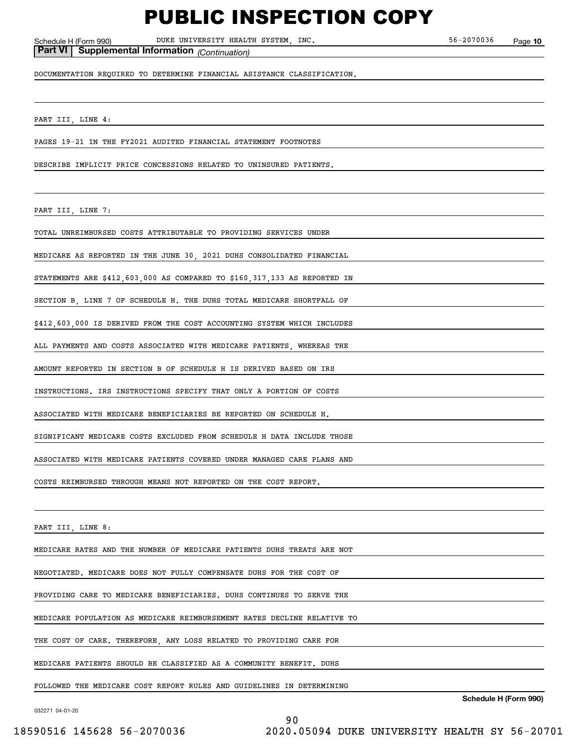**Part VI | Supplemental Information** *(Continuation)*

DOCUMENTATION REQUIRED TO DETERMINE FINANCIAL ASISTANCE CLASSIFICATION.

PART III, LINE 4:

PAGES 19-21 IN THE FY2021 AUDITED FINANCIAL STATEMENT FOOTNOTES DESCRIBE IMPLICIT PRICE CONCESSIONS RELATED TO UNINSURED PATIENTS.

PART III, LINE 7:

TOTAL UNREIMBURSED COSTS ATTRIBUTABLE TO PROVIDING SERVICES UNDER MEDICARE AS REPORTED IN THE JUNE 30, 2021 DUHS CONSOLIDATED FINANCIAL STATEMENTS ARE $412,603,000 AS COMPARED TO $160,317,133 AS REPORTED IN SECTION B, LINE 7 OF SCHEDULE H. THE DUHS TOTAL MEDICARE SHORTFALL OF $412,603,000 IS DERIVED FROM THE COST ACCOUNTING SYSTEM WHICH INCLUDES ALL PAYMENTS AND COSTS ASSOCIATED WITH MEDICARE PATIENTS, WHEREAS THE AMOUNT REPORTED IN SECTION B OF SCHEDULE H IS DERIVED BASED ON IRS INSTRUCTIONS. IRS INSTRUCTIONS SPECIFY THAT ONLY A PORTION OF COSTS ASSOCIATED WITH MEDICARE BENEFICIARIES BE REPORTED ON SCHEDULE H. SIGNIFICANT MEDICARE COSTS EXCLUDED FROM SCHEDULE H DATA INCLUDE THOSE ASSOCIATED WITH MEDICARE PATIENTS COVERED UNDER MANAGED CARE PLANS AND COSTS REIMBURSED THROUGH MEANS NOT REPORTED ON THE COST REPORT.

PART III, LINE 8:

MEDICARE RATES AND THE NUMBER OF MEDICARE PATIENTS DUHS TREATS ARE NOT NEGOTIATED. MEDICARE DOES NOT FULLY COMPENSATE DUHS FOR THE COST OF PROVIDING CARE TO MEDICARE BENEFICIARIES. DUHS CONTINUES TO SERVE THE MEDICARE POPULATION AS MEDICARE REIMBURSEMENT RATES DECLINE RELATIVE TO THE COST OF CARE. THEREFORE, ANY LOSS RELATED TO PROVIDING CARE FOR MEDICARE PATIENTS SHOULD BE CLASSIFIED AS A COMMUNITY BENEFIT. DUHS FOLLOWED THE MEDICARE COST REPORT RULES AND GUIDELINES IN DETERMINING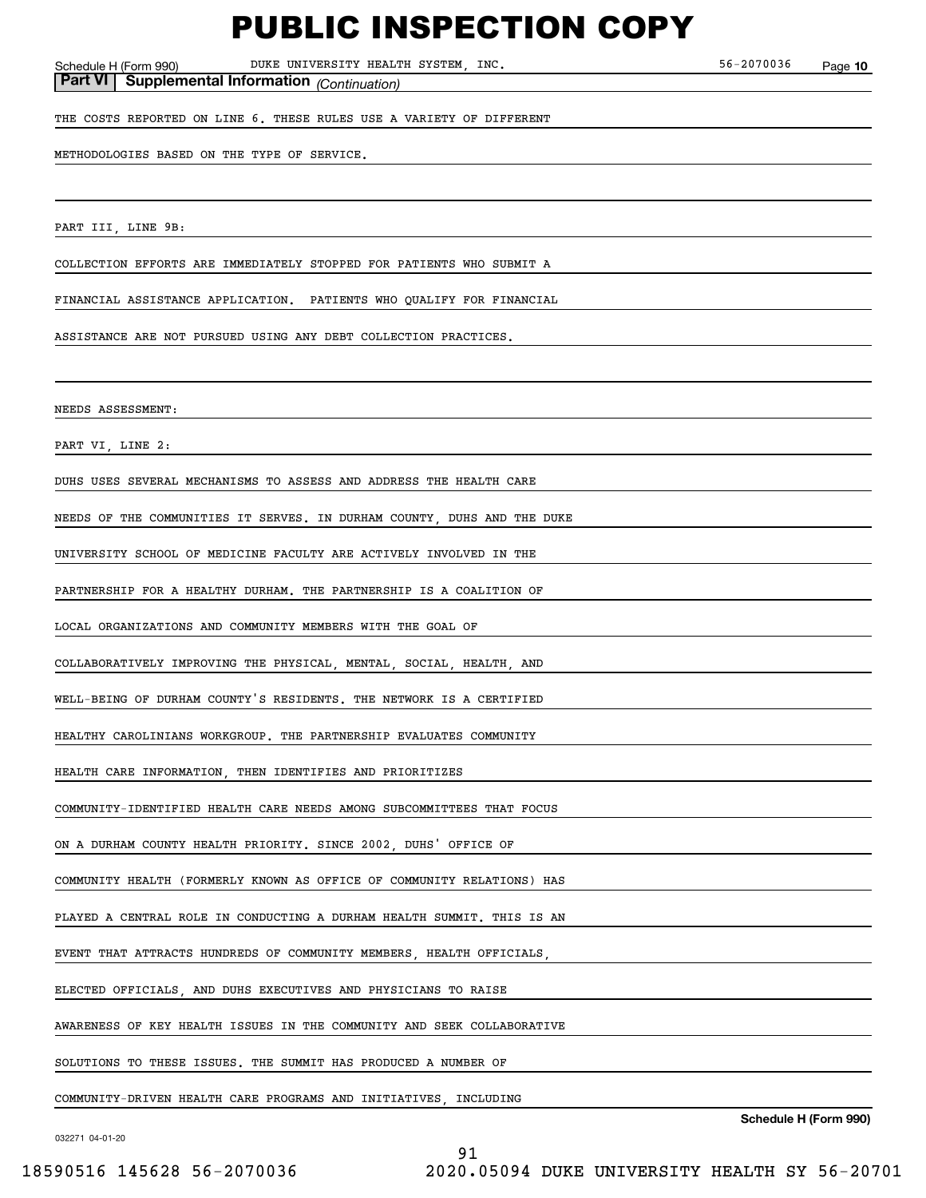**Part VI | Supplemental Information** *(Continuation)*

THE COSTS REPORTED ON LINE 6. THESE RULES USE A VARIETY OF DIFFERENT METHODOLOGIES BASED ON THE TYPE OF SERVICE.

PART III, LINE 9B:

COLLECTION EFFORTS ARE IMMEDIATELY STOPPED FOR PATIENTS WHO SUBMIT A FINANCIAL ASSISTANCE APPLICATION. PATIENTS WHO QUALIFY FOR FINANCIAL ASSISTANCE ARE NOT PURSUED USING ANY DEBT COLLECTION PRACTICES.

NEEDS ASSESSMENT:

PART VI, LINE 2:

DUHS USES SEVERAL MECHANISMS TO ASSESS AND ADDRESS THE HEALTH CARE NEEDS OF THE COMMUNITIES IT SERVES. IN DURHAM COUNTY, DUHS AND THE DUKE UNIVERSITY SCHOOL OF MEDICINE FACULTY ARE ACTIVELY INVOLVED IN THE PARTNERSHIP FOR A HEALTHY DURHAM. THE PARTNERSHIP IS A COALITION OF LOCAL ORGANIZATIONS AND COMMUNITY MEMBERS WITH THE GOAL OF COLLABORATIVELY IMPROVING THE PHYSICAL, MENTAL, SOCIAL, HEALTH, AND WELL-BEING OF DURHAM COUNTY'S RESIDENTS. THE NETWORK IS A CERTIFIED HEALTHY CAROLINIANS WORKGROUP. THE PARTNERSHIP EVALUATES COMMUNITY HEALTH CARE INFORMATION, THEN IDENTIFIES AND PRIORITIZES COMMUNITY-IDENTIFIED HEALTH CARE NEEDS AMONG SUBCOMMITTEES THAT FOCUS ON A DURHAM COUNTY HEALTH PRIORITY. SINCE 2002, DUHS' OFFICE OF COMMUNITY HEALTH (FORMERLY KNOWN AS OFFICE OF COMMUNITY RELATIONS) HAS PLAYED A CENTRAL ROLE IN CONDUCTING A DURHAM HEALTH SUMMIT. THIS IS AN EVENT THAT ATTRACTS HUNDREDS OF COMMUNITY MEMBERS, HEALTH OFFICIALS, ELECTED OFFICIALS, AND DUHS EXECUTIVES AND PHYSICIANS TO RAISE AWARENESS OF KEY HEALTH ISSUES IN THE COMMUNITY AND SEEK COLLABORATIVE SOLUTIONS TO THESE ISSUES. THE SUMMIT HAS PRODUCED A NUMBER OF COMMUNITY-DRIVEN HEALTH CARE PROGRAMS AND INITIATIVES, INCLUDING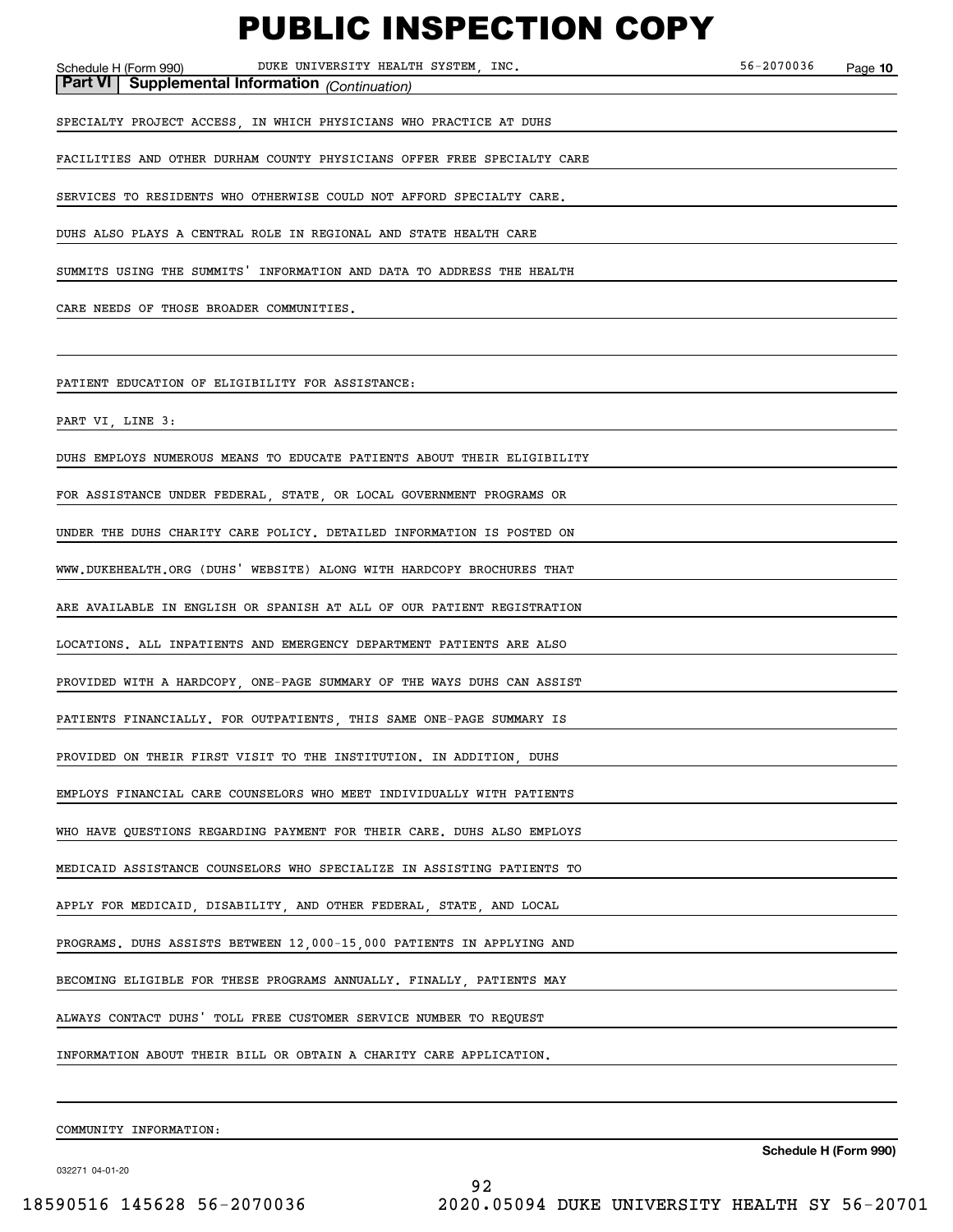**Part VI | Supplemental Information** *(Continuation)*

SPECIALTY PROJECT ACCESS, IN WHICH PHYSICIANS WHO PRACTICE AT DUHS FACILITIES AND OTHER DURHAM COUNTY PHYSICIANS OFFER FREE SPECIALTY CARE SERVICES TO RESIDENTS WHO OTHERWISE COULD NOT AFFORD SPECIALTY CARE. DUHS ALSO PLAYS A CENTRAL ROLE IN REGIONAL AND STATE HEALTH CARE SUMMITS USING THE SUMMITS' INFORMATION AND DATA TO ADDRESS THE HEALTH CARE NEEDS OF THOSE BROADER COMMUNITIES.

PATIENT EDUCATION OF ELIGIBILITY FOR ASSISTANCE:

PART VI, LINE 3:

DUHS EMPLOYS NUMEROUS MEANS TO EDUCATE PATIENTS ABOUT THEIR ELIGIBILITY FOR ASSISTANCE UNDER FEDERAL, STATE, OR LOCAL GOVERNMENT PROGRAMS OR UNDER THE DUHS CHARITY CARE POLICY. DETAILED INFORMATION IS POSTED ON WWW.DUKEHEALTH.ORG (DUHS' WEBSITE) ALONG WITH HARDCOPY BROCHURES THAT ARE AVAILABLE IN ENGLISH OR SPANISH AT ALL OF OUR PATIENT REGISTRATION LOCATIONS. ALL INPATIENTS AND EMERGENCY DEPARTMENT PATIENTS ARE ALSO PROVIDED WITH A HARDCOPY, ONE-PAGE SUMMARY OF THE WAYS DUHS CAN ASSIST PATIENTS FINANCIALLY. FOR OUTPATIENTS, THIS SAME ONE-PAGE SUMMARY IS PROVIDED ON THEIR FIRST VISIT TO THE INSTITUTION. IN ADDITION, DUHS EMPLOYS FINANCIAL CARE COUNSELORS WHO MEET INDIVIDUALLY WITH PATIENTS WHO HAVE QUESTIONS REGARDING PAYMENT FOR THEIR CARE. DUHS ALSO EMPLOYS MEDICAID ASSISTANCE COUNSELORS WHO SPECIALIZE IN ASSISTING PATIENTS TO APPLY FOR MEDICAID, DISABILITY, AND OTHER FEDERAL, STATE, AND LOCAL PROGRAMS. DUHS ASSISTS BETWEEN 12,000-15,000 PATIENTS IN APPLYING AND BECOMING ELIGIBLE FOR THESE PROGRAMS ANNUALLY. FINALLY, PATIENTS MAY ALWAYS CONTACT DUHS' TOLL FREE CUSTOMER SERVICE NUMBER TO REQUEST INFORMATION ABOUT THEIR BILL OR OBTAIN A CHARITY CARE APPLICATION.

COMMUNITY INFORMATION: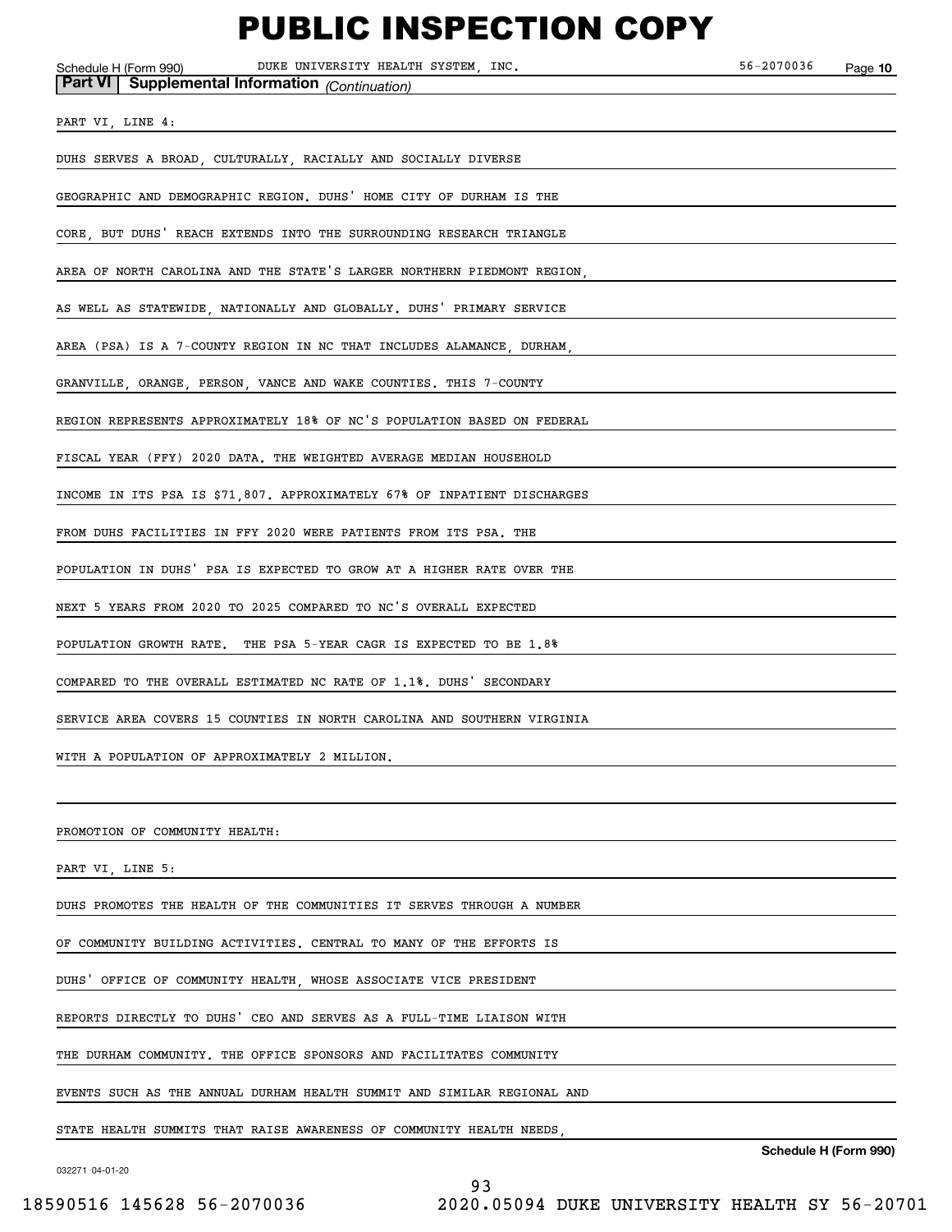# PUBLIC INSPECTION COPY

Schedule H (Form 990) DUKE UNIVERSITY HEALTH SYSTEM, INC. 56-2070036 Page 10

**Part VI | Supplemental Information** *(Continuation)*

PART VI, LINE 4:

DUHS SERVES A BROAD, CULTURALLY, RACIALLY AND SOCIALLY DIVERSE GEOGRAPHIC AND DEMOGRAPHIC REGION. DUHS' HOME CITY OF DURHAM IS THE CORE, BUT DUHS' REACH EXTENDS INTO THE SURROUNDING RESEARCH TRIANGLE AREA OF NORTH CAROLINA AND THE STATE'S LARGER NORTHERN PIEDMONT REGION, AS WELL AS STATEWIDE, NATIONALLY AND GLOBALLY. DUHS' PRIMARY SERVICE AREA (PSA) IS A 7-COUNTY REGION IN NC THAT INCLUDES ALAMANCE, DURHAM, GRANVILLE, ORANGE, PERSON, VANCE AND WAKE COUNTIES. THIS 7-COUNTY REGION REPRESENTS APPROXIMATELY 18% OF NC'S POPULATION BASED ON FEDERAL FISCAL YEAR (FFY) 2020 DATA. THE WEIGHTED AVERAGE MEDIAN HOUSEHOLD INCOME IN ITS PSA IS $71,807. APPROXIMATELY 67% OF INPATIENT DISCHARGES FROM DUHS FACILITIES IN FFY 2020 WERE PATIENTS FROM ITS PSA. THE POPULATION IN DUHS' PSA IS EXPECTED TO GROW AT A HIGHER RATE OVER THE NEXT 5 YEARS FROM 2020 TO 2025 COMPARED TO NC'S OVERALL EXPECTED POPULATION GROWTH RATE. THE PSA 5-YEAR CAGR IS EXPECTED TO BE 1.8% COMPARED TO THE OVERALL ESTIMATED NC RATE OF 1.1%. DUHS' SECONDARY SERVICE AREA COVERS 15 COUNTIES IN NORTH CAROLINA AND SOUTHERN VIRGINIA WITH A POPULATION OF APPROXIMATELY 2 MILLION.

PROMOTION OF COMMUNITY HEALTH:

PART VI, LINE 5:

DUHS PROMOTES THE HEALTH OF THE COMMUNITIES IT SERVES THROUGH A NUMBER OF COMMUNITY BUILDING ACTIVITIES. CENTRAL TO MANY OF THE EFFORTS IS DUHS' OFFICE OF COMMUNITY HEALTH, WHOSE ASSOCIATE VICE PRESIDENT REPORTS DIRECTLY TO DUHS' CEO AND SERVES AS A FULL-TIME LIAISON WITH THE DURHAM COMMUNITY. THE OFFICE SPONSORS AND FACILITATES COMMUNITY EVENTS SUCH AS THE ANNUAL DURHAM HEALTH SUMMIT AND SIMILAR REGIONAL AND STATE HEALTH SUMMITS THAT RAISE AWARENESS OF COMMUNITY HEALTH NEEDS,

**Schedule H (Form 990)**

032271 04-01-20

18590516 145628 56-2070036 2020.05094 DUKE UNIVERSITY HEALTH SY 56-20701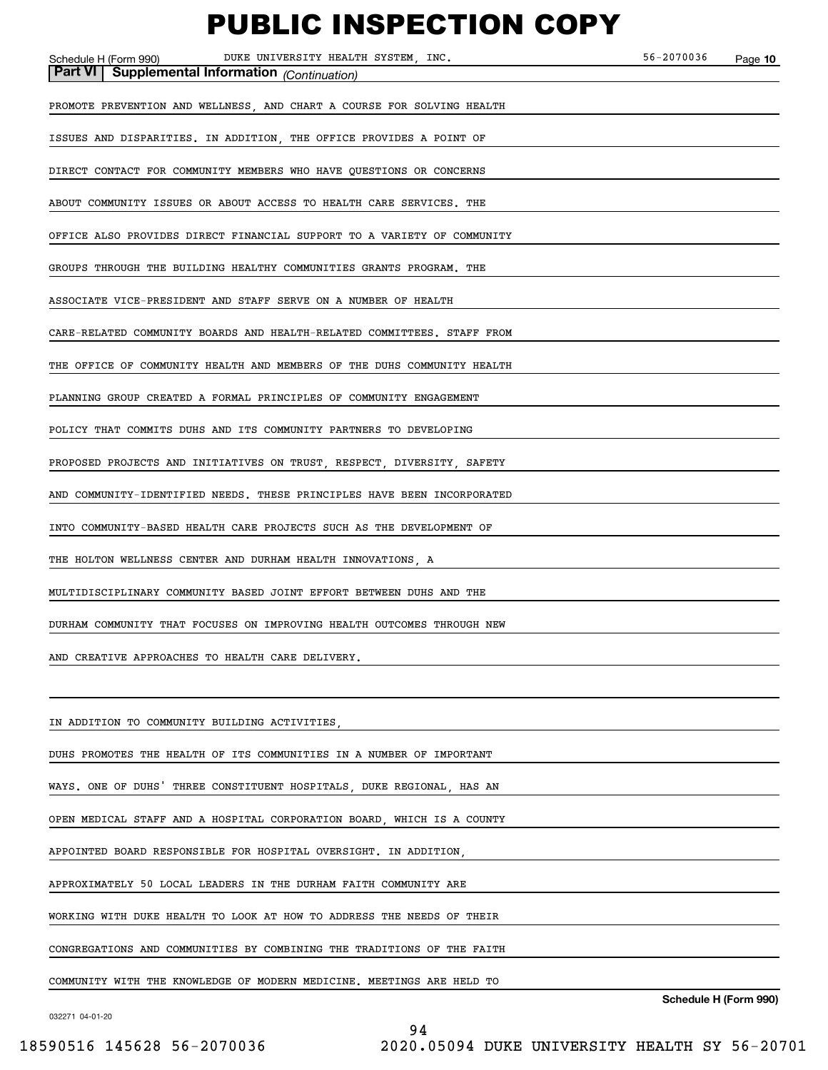**Part VI | Supplemental Information** *(Continuation)*

PROMOTE PREVENTION AND WELLNESS, AND CHART A COURSE FOR SOLVING HEALTH ISSUES AND DISPARITIES. IN ADDITION, THE OFFICE PROVIDES A POINT OF DIRECT CONTACT FOR COMMUNITY MEMBERS WHO HAVE QUESTIONS OR CONCERNS ABOUT COMMUNITY ISSUES OR ABOUT ACCESS TO HEALTH CARE SERVICES. THE OFFICE ALSO PROVIDES DIRECT FINANCIAL SUPPORT TO A VARIETY OF COMMUNITY GROUPS THROUGH THE BUILDING HEALTHY COMMUNITIES GRANTS PROGRAM. THE ASSOCIATE VICE-PRESIDENT AND STAFF SERVE ON A NUMBER OF HEALTH CARE-RELATED COMMUNITY BOARDS AND HEALTH-RELATED COMMITTEES. STAFF FROM THE OFFICE OF COMMUNITY HEALTH AND MEMBERS OF THE DUHS COMMUNITY HEALTH PLANNING GROUP CREATED A FORMAL PRINCIPLES OF COMMUNITY ENGAGEMENT POLICY THAT COMMITS DUHS AND ITS COMMUNITY PARTNERS TO DEVELOPING PROPOSED PROJECTS AND INITIATIVES ON TRUST, RESPECT, DIVERSITY, SAFETY AND COMMUNITY-IDENTIFIED NEEDS. THESE PRINCIPLES HAVE BEEN INCORPORATED INTO COMMUNITY-BASED HEALTH CARE PROJECTS SUCH AS THE DEVELOPMENT OF THE HOLTON WELLNESS CENTER AND DURHAM HEALTH INNOVATIONS, A MULTIDISCIPLINARY COMMUNITY BASED JOINT EFFORT BETWEEN DUHS AND THE DURHAM COMMUNITY THAT FOCUSES ON IMPROVING HEALTH OUTCOMES THROUGH NEW AND CREATIVE APPROACHES TO HEALTH CARE DELIVERY.

IN ADDITION TO COMMUNITY BUILDING ACTIVITIES, DUHS PROMOTES THE HEALTH OF ITS COMMUNITIES IN A NUMBER OF IMPORTANT WAYS. ONE OF DUHS' THREE CONSTITUENT HOSPITALS, DUKE REGIONAL, HAS AN OPEN MEDICAL STAFF AND A HOSPITAL CORPORATION BOARD, WHICH IS A COUNTY APPOINTED BOARD RESPONSIBLE FOR HOSPITAL OVERSIGHT. IN ADDITION, APPROXIMATELY 50 LOCAL LEADERS IN THE DURHAM FAITH COMMUNITY ARE WORKING WITH DUKE HEALTH TO LOOK AT HOW TO ADDRESS THE NEEDS OF THEIR CONGREGATIONS AND COMMUNITIES BY COMBINING THE TRADITIONS OF THE FAITH COMMUNITY WITH THE KNOWLEDGE OF MODERN MEDICINE. MEETINGS ARE HELD TO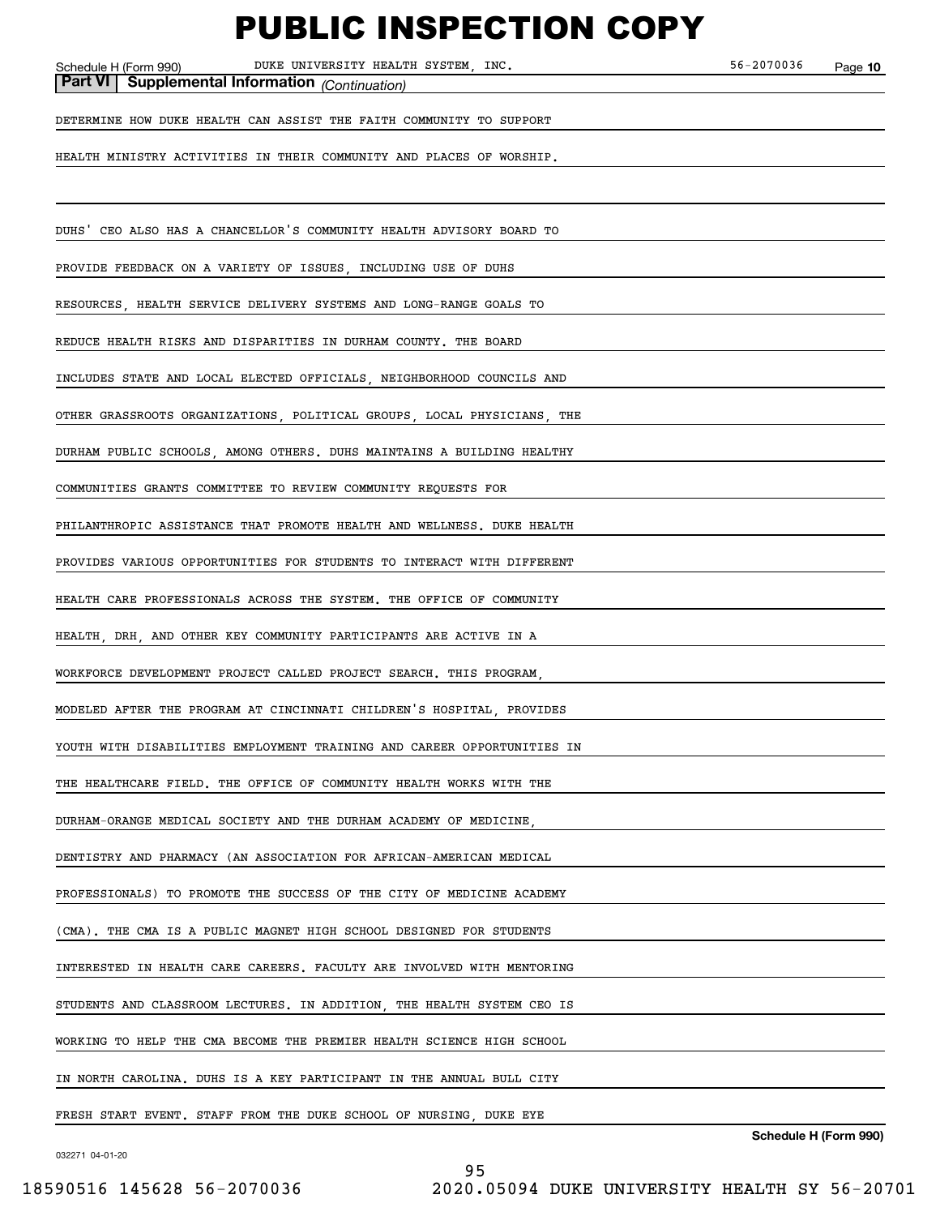**Part VI | Supplemental Information** *(Continuation)*

DETERMINE HOW DUKE HEALTH CAN ASSIST THE FAITH COMMUNITY TO SUPPORT HEALTH MINISTRY ACTIVITIES IN THEIR COMMUNITY AND PLACES OF WORSHIP.

DUHS' CEO ALSO HAS A CHANCELLOR'S COMMUNITY HEALTH ADVISORY BOARD TO PROVIDE FEEDBACK ON A VARIETY OF ISSUES, INCLUDING USE OF DUHS RESOURCES, HEALTH SERVICE DELIVERY SYSTEMS AND LONG-RANGE GOALS TO REDUCE HEALTH RISKS AND DISPARITIES IN DURHAM COUNTY. THE BOARD INCLUDES STATE AND LOCAL ELECTED OFFICIALS, NEIGHBORHOOD COUNCILS AND OTHER GRASSROOTS ORGANIZATIONS, POLITICAL GROUPS, LOCAL PHYSICIANS, THE DURHAM PUBLIC SCHOOLS, AMONG OTHERS. DUHS MAINTAINS A BUILDING HEALTHY COMMUNITIES GRANTS COMMITTEE TO REVIEW COMMUNITY REQUESTS FOR PHILANTHROPIC ASSISTANCE THAT PROMOTE HEALTH AND WELLNESS. DUKE HEALTH PROVIDES VARIOUS OPPORTUNITIES FOR STUDENTS TO INTERACT WITH DIFFERENT HEALTH CARE PROFESSIONALS ACROSS THE SYSTEM. THE OFFICE OF COMMUNITY HEALTH, DRH, AND OTHER KEY COMMUNITY PARTICIPANTS ARE ACTIVE IN A WORKFORCE DEVELOPMENT PROJECT CALLED PROJECT SEARCH. THIS PROGRAM, MODELED AFTER THE PROGRAM AT CINCINNATI CHILDREN'S HOSPITAL, PROVIDES YOUTH WITH DISABILITIES EMPLOYMENT TRAINING AND CAREER OPPORTUNITIES IN THE HEALTHCARE FIELD. THE OFFICE OF COMMUNITY HEALTH WORKS WITH THE DURHAM-ORANGE MEDICAL SOCIETY AND THE DURHAM ACADEMY OF MEDICINE, DENTISTRY AND PHARMACY (AN ASSOCIATION FOR AFRICAN-AMERICAN MEDICAL PROFESSIONALS) TO PROMOTE THE SUCCESS OF THE CITY OF MEDICINE ACADEMY (CMA). THE CMA IS A PUBLIC MAGNET HIGH SCHOOL DESIGNED FOR STUDENTS INTERESTED IN HEALTH CARE CAREERS. FACULTY ARE INVOLVED WITH MENTORING STUDENTS AND CLASSROOM LECTURES. IN ADDITION, THE HEALTH SYSTEM CEO IS WORKING TO HELP THE CMA BECOME THE PREMIER HEALTH SCIENCE HIGH SCHOOL IN NORTH CAROLINA. DUHS IS A KEY PARTICIPANT IN THE ANNUAL BULL CITY FRESH START EVENT. STAFF FROM THE DUKE SCHOOL OF NURSING, DUKE EYE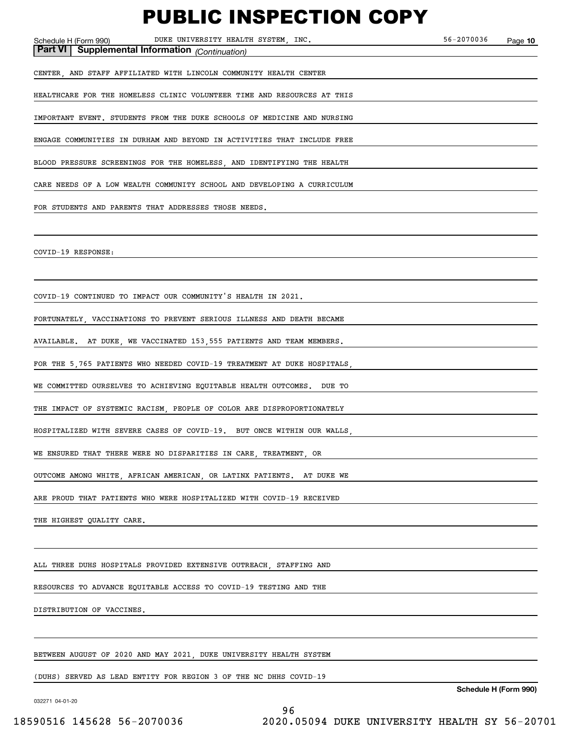**Part VI | Supplemental Information** *(Continuation)*

CENTER, AND STAFF AFFILIATED WITH LINCOLN COMMUNITY HEALTH CENTER HEALTHCARE FOR THE HOMELESS CLINIC VOLUNTEER TIME AND RESOURCES AT THIS IMPORTANT EVENT. STUDENTS FROM THE DUKE SCHOOLS OF MEDICINE AND NURSING ENGAGE COMMUNITIES IN DURHAM AND BEYOND IN ACTIVITIES THAT INCLUDE FREE BLOOD PRESSURE SCREENINGS FOR THE HOMELESS, AND IDENTIFYING THE HEALTH CARE NEEDS OF A LOW WEALTH COMMUNITY SCHOOL AND DEVELOPING A CURRICULUM FOR STUDENTS AND PARENTS THAT ADDRESSES THOSE NEEDS.

COVID-19 RESPONSE:

COVID-19 CONTINUED TO IMPACT OUR COMMUNITY'S HEALTH IN 2021. FORTUNATELY, VACCINATIONS TO PREVENT SERIOUS ILLNESS AND DEATH BECAME AVAILABLE. AT DUKE, WE VACCINATED 153,555 PATIENTS AND TEAM MEMBERS. FOR THE 5,765 PATIENTS WHO NEEDED COVID-19 TREATMENT AT DUKE HOSPITALS, WE COMMITTED OURSELVES TO ACHIEVING EQUITABLE HEALTH OUTCOMES. DUE TO THE IMPACT OF SYSTEMIC RACISM, PEOPLE OF COLOR ARE DISPROPORTIONATELY HOSPITALIZED WITH SEVERE CASES OF COVID-19. BUT ONCE WITHIN OUR WALLS, WE ENSURED THAT THERE WERE NO DISPARITIES IN CARE, TREATMENT, OR OUTCOME AMONG WHITE, AFRICAN AMERICAN, OR LATINX PATIENTS. AT DUKE WE ARE PROUD THAT PATIENTS WHO WERE HOSPITALIZED WITH COVID-19 RECEIVED THE HIGHEST QUALITY CARE.

ALL THREE DUHS HOSPITALS PROVIDED EXTENSIVE OUTREACH, STAFFING AND RESOURCES TO ADVANCE EQUITABLE ACCESS TO COVID-19 TESTING AND THE DISTRIBUTION OF VACCINES.

BETWEEN AUGUST OF 2020 AND MAY 2021, DUKE UNIVERSITY HEALTH SYSTEM (DUHS) SERVED AS LEAD ENTITY FOR REGION 3 OF THE NC DHHS COVID-19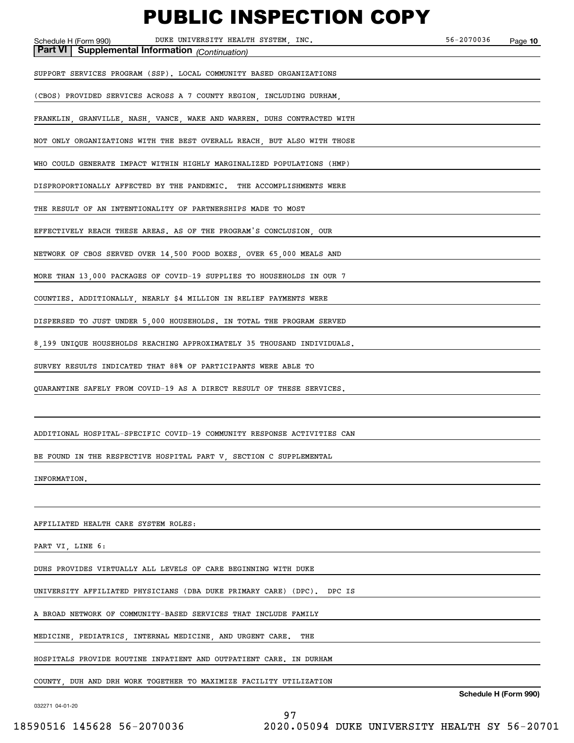**Part VI | Supplemental Information** *(Continuation)*

SUPPORT SERVICES PROGRAM (SSP). LOCAL COMMUNITY BASED ORGANIZATIONS (CBOS) PROVIDED SERVICES ACROSS A 7 COUNTY REGION, INCLUDING DURHAM, FRANKLIN, GRANVILLE, NASH, VANCE, WAKE AND WARREN. DUHS CONTRACTED WITH NOT ONLY ORGANIZATIONS WITH THE BEST OVERALL REACH, BUT ALSO WITH THOSE WHO COULD GENERATE IMPACT WITHIN HIGHLY MARGINALIZED POPULATIONS (HMP) DISPROPORTIONALLY AFFECTED BY THE PANDEMIC. THE ACCOMPLISHMENTS WERE THE RESULT OF AN INTENTIONALITY OF PARTNERSHIPS MADE TO MOST EFFECTIVELY REACH THESE AREAS. AS OF THE PROGRAM'S CONCLUSION, OUR NETWORK OF CBOS SERVED OVER 14,500 FOOD BOXES, OVER 65,000 MEALS AND MORE THAN 13,000 PACKAGES OF COVID-19 SUPPLIES TO HOUSEHOLDS IN OUR 7 COUNTIES. ADDITIONALLY, NEARLY $4 MILLION IN RELIEF PAYMENTS WERE DISPERSED TO JUST UNDER 5,000 HOUSEHOLDS. IN TOTAL THE PROGRAM SERVED 8,199 UNIQUE HOUSEHOLDS REACHING APPROXIMATELY 35 THOUSAND INDIVIDUALS. SURVEY RESULTS INDICATED THAT 88% OF PARTICIPANTS WERE ABLE TO QUARANTINE SAFELY FROM COVID-19 AS A DIRECT RESULT OF THESE SERVICES.

ADDITIONAL HOSPITAL-SPECIFIC COVID-19 COMMUNITY RESPONSE ACTIVITIES CAN BE FOUND IN THE RESPECTIVE HOSPITAL PART V, SECTION C SUPPLEMENTAL INFORMATION.

AFFILIATED HEALTH CARE SYSTEM ROLES:

PART VI, LINE 6:

DUHS PROVIDES VIRTUALLY ALL LEVELS OF CARE BEGINNING WITH DUKE UNIVERSITY AFFILIATED PHYSICIANS (DBA DUKE PRIMARY CARE) (DPC). DPC IS A BROAD NETWORK OF COMMUNITY-BASED SERVICES THAT INCLUDE FAMILY MEDICINE, PEDIATRICS, INTERNAL MEDICINE, AND URGENT CARE. THE HOSPITALS PROVIDE ROUTINE INPATIENT AND OUTPATIENT CARE. IN DURHAM COUNTY, DUH AND DRH WORK TOGETHER TO MAXIMIZE FACILITY UTILIZATION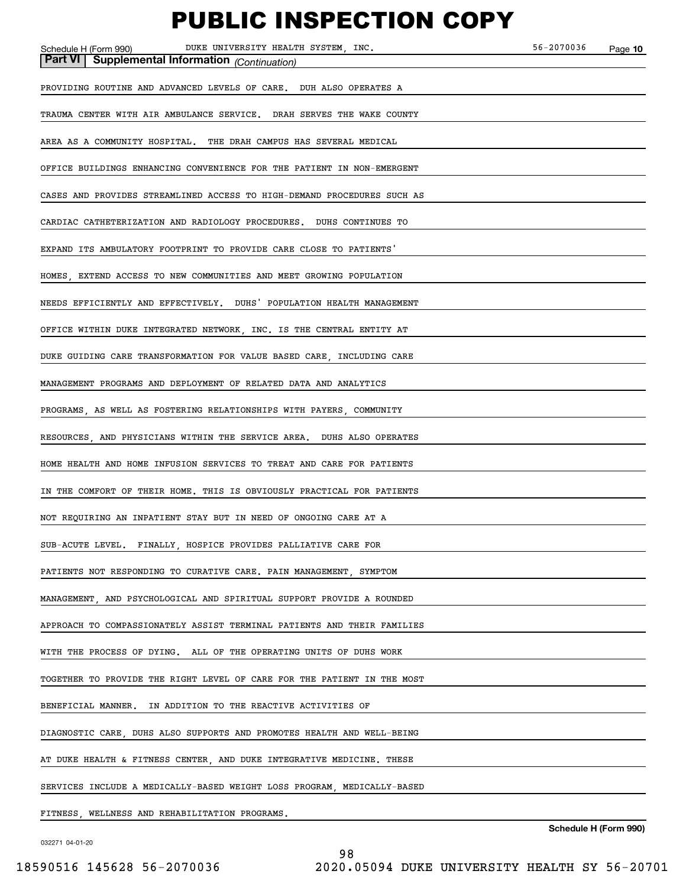**Part VI | Supplemental Information** *(Continuation)*

PROVIDING ROUTINE AND ADVANCED LEVELS OF CARE. DUH ALSO OPERATES A TRAUMA CENTER WITH AIR AMBULANCE SERVICE. DRAH SERVES THE WAKE COUNTY AREA AS A COMMUNITY HOSPITAL. THE DRAH CAMPUS HAS SEVERAL MEDICAL OFFICE BUILDINGS ENHANCING CONVENIENCE FOR THE PATIENT IN NON-EMERGENT CASES AND PROVIDES STREAMLINED ACCESS TO HIGH-DEMAND PROCEDURES SUCH AS CARDIAC CATHETERIZATION AND RADIOLOGY PROCEDURES. DUHS CONTINUES TO EXPAND ITS AMBULATORY FOOTPRINT TO PROVIDE CARE CLOSE TO PATIENTS' HOMES, EXTEND ACCESS TO NEW COMMUNITIES AND MEET GROWING POPULATION NEEDS EFFICIENTLY AND EFFECTIVELY. DUHS' POPULATION HEALTH MANAGEMENT OFFICE WITHIN DUKE INTEGRATED NETWORK, INC. IS THE CENTRAL ENTITY AT DUKE GUIDING CARE TRANSFORMATION FOR VALUE BASED CARE, INCLUDING CARE MANAGEMENT PROGRAMS AND DEPLOYMENT OF RELATED DATA AND ANALYTICS PROGRAMS, AS WELL AS FOSTERING RELATIONSHIPS WITH PAYERS, COMMUNITY RESOURCES, AND PHYSICIANS WITHIN THE SERVICE AREA. DUHS ALSO OPERATES HOME HEALTH AND HOME INFUSION SERVICES TO TREAT AND CARE FOR PATIENTS IN THE COMFORT OF THEIR HOME. THIS IS OBVIOUSLY PRACTICAL FOR PATIENTS NOT REQUIRING AN INPATIENT STAY BUT IN NEED OF ONGOING CARE AT A SUB-ACUTE LEVEL. FINALLY, HOSPICE PROVIDES PALLIATIVE CARE FOR PATIENTS NOT RESPONDING TO CURATIVE CARE. PAIN MANAGEMENT, SYMPTOM MANAGEMENT, AND PSYCHOLOGICAL AND SPIRITUAL SUPPORT PROVIDE A ROUNDED APPROACH TO COMPASSIONATELY ASSIST TERMINAL PATIENTS AND THEIR FAMILIES WITH THE PROCESS OF DYING. ALL OF THE OPERATING UNITS OF DUHS WORK TOGETHER TO PROVIDE THE RIGHT LEVEL OF CARE FOR THE PATIENT IN THE MOST BENEFICIAL MANNER. IN ADDITION TO THE REACTIVE ACTIVITIES OF DIAGNOSTIC CARE, DUHS ALSO SUPPORTS AND PROMOTES HEALTH AND WELL-BEING AT DUKE HEALTH & FITNESS CENTER, AND DUKE INTEGRATIVE MEDICINE. THESE SERVICES INCLUDE A MEDICALLY-BASED WEIGHT LOSS PROGRAM, MEDICALLY-BASED FITNESS, WELLNESS AND REHABILITATION PROGRAMS.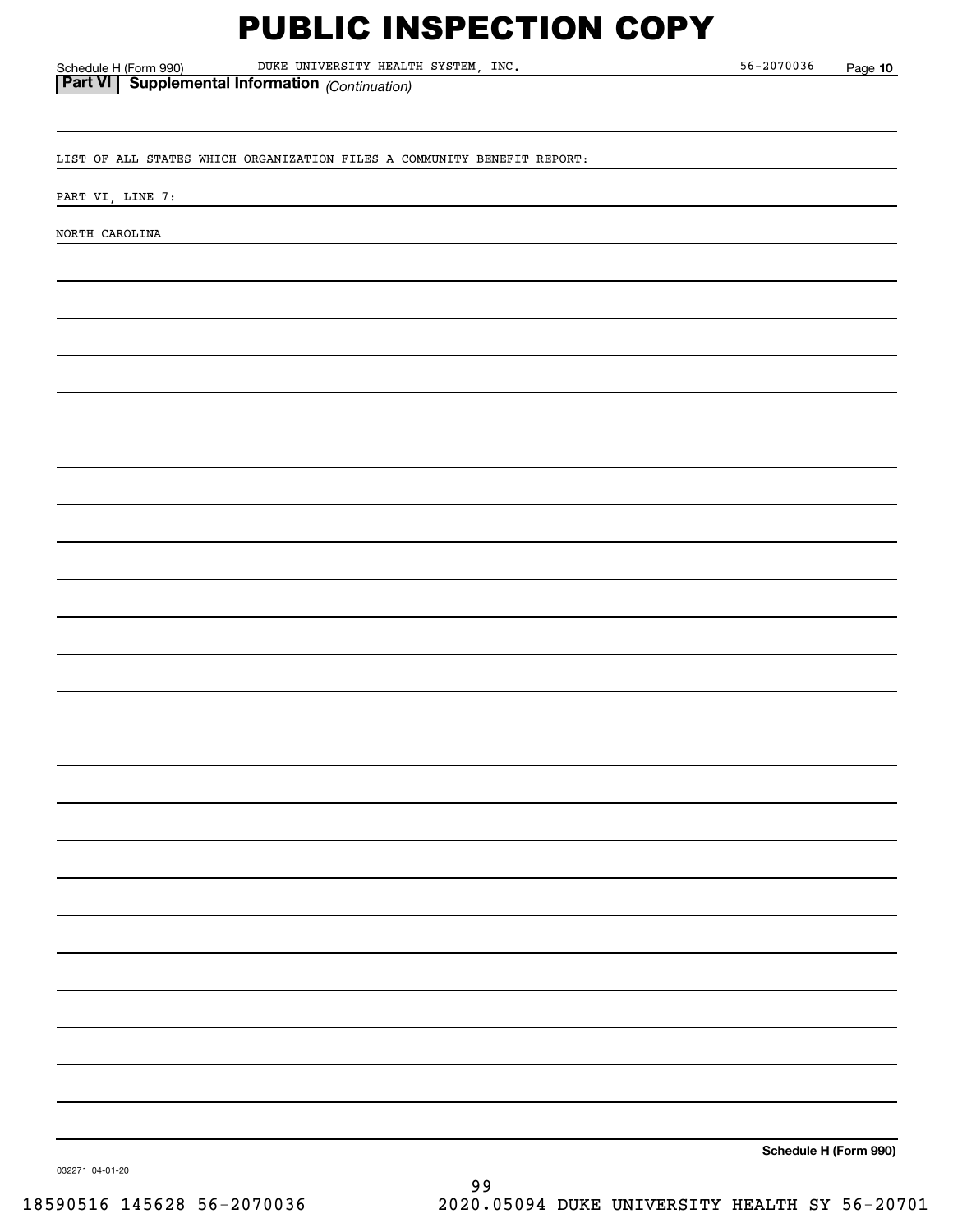# PUBLIC INSPECTION COPY

Schedule H (Form 990) DUKE UNIVERSITY HEALTH SYSTEM, INC. 56-2070036 Page **10**

**Part VI | Supplemental Information** *(Continuation)*

LIST OF ALL STATES WHICH ORGANIZATION FILES A COMMUNITY BENEFIT REPORT:

PART VI, LINE 7:

NORTH CAROLINA

**Schedule H (Form 990)**

032271 04-01-20

18590516 145628 56-2070036 2020.05094 DUKE UNIVERSITY HEALTH SY 56-20701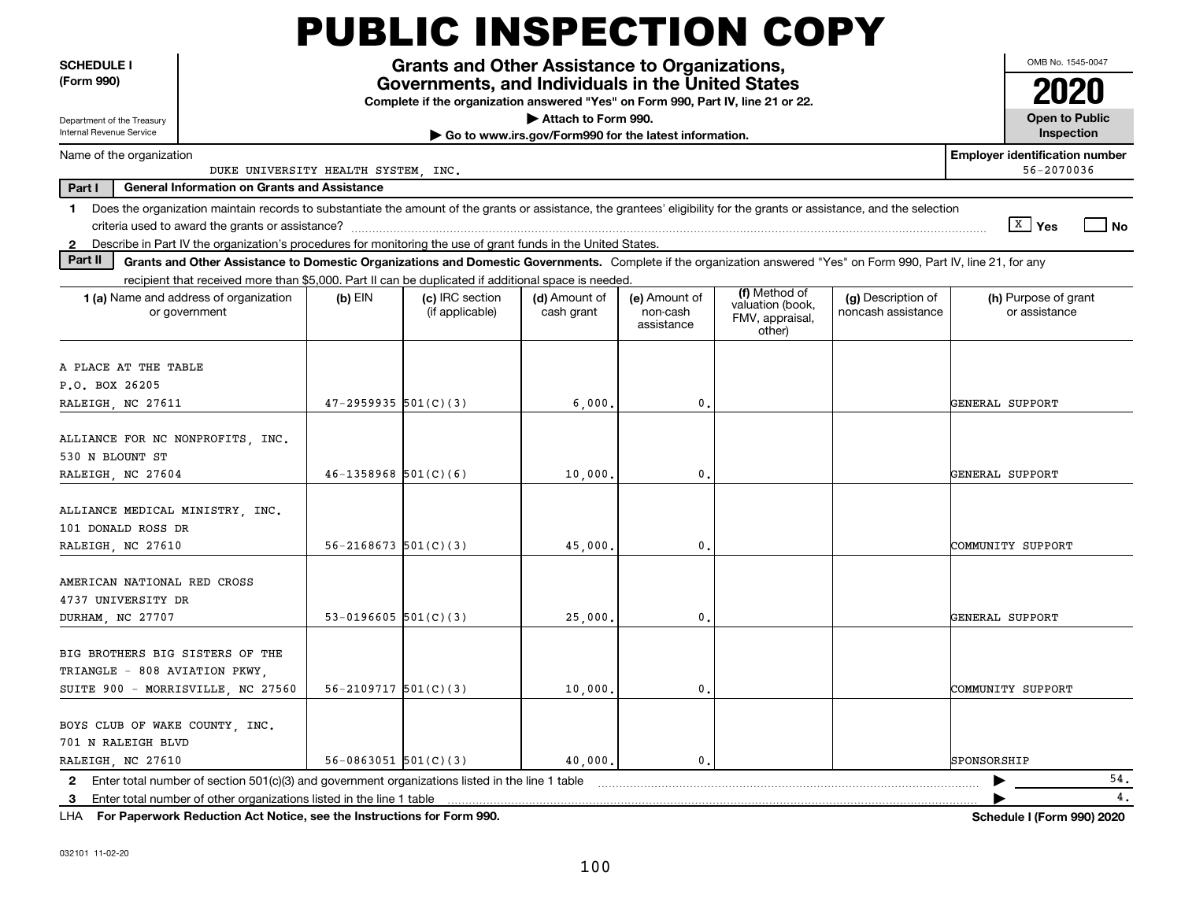# PUBLIC INSPECTION COPY

**SCHEDULE I (Form 990)**

Department of the Treasury
Internal Revenue Service

## Grants and Other Assistance to Organizations, Governments, and Individuals in the United States

**Complete if the organization answered "Yes" on Form 990, Part IV, line 21 or 22.**

**▶ Attach to Form 990.**

**▶ Go to www.irs.gov/Form990 for the latest information.**

OMB No. 1545-0047

**2020**

**Open to Public Inspection**

Name of the organization: DUKE UNIVERSITY HEALTH SYSTEM, INC.

**Employer identification number:** 56-2070036

**Part I — General Information on Grants and Assistance**

1 Does the organization maintain records to substantiate the amount of the grants or assistance, the grantees' eligibility for the grants or assistance, and the selection criteria used to award the grants or assistance? [X] Yes [ ] No

2 Describe in Part IV the organization's procedures for monitoring the use of grant funds in the United States.

**Part II — Grants and Other Assistance to Domestic Organizations and Domestic Governments.** Complete if the organization answered "Yes" on Form 990, Part IV, line 21, for any recipient that received more than $5,000. Part II can be duplicated if additional space is needed.

| 1 (a) Name and address of organization or government | (b) EIN | (c) IRC section (if applicable) | (d) Amount of cash grant | (e) Amount of non-cash assistance | (f) Method of valuation (book, FMV, appraisal, other) | (g) Description of noncash assistance | (h) Purpose of grant or assistance |
|---|---|---|---|---|---|---|---|
| A PLACE AT THE TABLE<br>P.O. BOX 26205<br>RALEIGH, NC 27611 | 47-2959935 | 501(C)(3) | 6,000. | 0. | | | GENERAL SUPPORT |
| ALLIANCE FOR NC NONPROFITS, INC.<br>530 N BLOUNT ST<br>RALEIGH, NC 27604 | 46-1358968 | 501(C)(6) | 10,000. | 0. | | | GENERAL SUPPORT |
| ALLIANCE MEDICAL MINISTRY, INC.<br>101 DONALD ROSS DR<br>RALEIGH, NC 27610 | 56-2168673 | 501(C)(3) | 45,000. | 0. | | | COMMUNITY SUPPORT |
| AMERICAN NATIONAL RED CROSS<br>4737 UNIVERSITY DR<br>DURHAM, NC 27707 | 53-0196605 | 501(C)(3) | 25,000. | 0. | | | GENERAL SUPPORT |
| BIG BROTHERS BIG SISTERS OF THE TRIANGLE - 808 AVIATION PKWY, SUITE 900 - MORRISVILLE, NC 27560 | 56-2109717 | 501(C)(3) | 10,000. | 0. | | | COMMUNITY SUPPORT |
| BOYS CLUB OF WAKE COUNTY, INC.<br>701 N RALEIGH BLVD<br>RALEIGH, NC 27610 | 56-0863051 | 501(C)(3) | 40,000. | 0. | | | SPONSORSHIP |

2 Enter total number of section 501(c)(3) and government organizations listed in the line 1 table ▶ 54.

3 Enter total number of other organizations listed in the line 1 table ▶ 4.

LHA **For Paperwork Reduction Act Notice, see the Instructions for Form 990.** **Schedule I (Form 990) 2020**

032101 11-02-20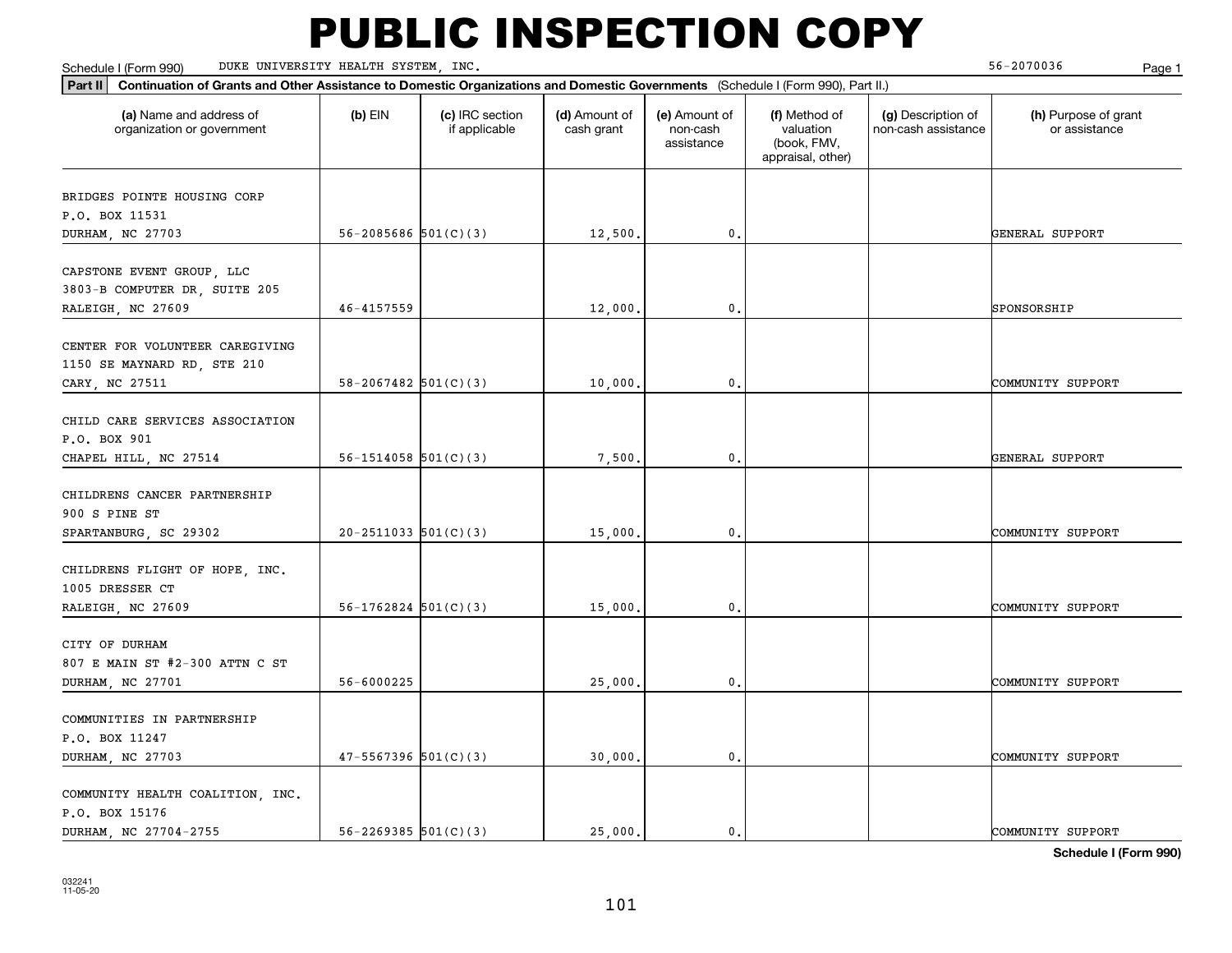# PUBLIC INSPECTION COPY

Schedule I (Form 990) DUKE UNIVERSITY HEALTH SYSTEM, INC. 56-2070036

**Part II** **Continuation of Grants and Other Assistance to Domestic Organizations and Domestic Governments** (Schedule I (Form 990), Part II.)

| (a) Name and address of organization or government | (b) EIN | (c) IRC section if applicable | (d) Amount of cash grant | (e) Amount of non-cash assistance | (f) Method of valuation (book, FMV, appraisal, other) | (g) Description of non-cash assistance | (h) Purpose of grant or assistance |
|---|---|---|---|---|---|---|---|
| BRIDGES POINTE HOUSING CORP P.O. BOX 11531 DURHAM, NC 27703 | 56-2085686 | 501(C)(3) | 12,500. | 0. | | | GENERAL SUPPORT |
| CAPSTONE EVENT GROUP, LLC 3803-B COMPUTER DR, SUITE 205 RALEIGH, NC 27609 | 46-4157559 | | 12,000. | 0. | | | SPONSORSHIP |
| CENTER FOR VOLUNTEER CAREGIVING 1150 SE MAYNARD RD, STE 210 CARY, NC 27511 | 58-2067482 | 501(C)(3) | 10,000. | 0. | | | COMMUNITY SUPPORT |
| CHILD CARE SERVICES ASSOCIATION P.O. BOX 901 CHAPEL HILL, NC 27514 | 56-1514058 | 501(C)(3) | 7,500. | 0. | | | GENERAL SUPPORT |
| CHILDRENS CANCER PARTNERSHIP 900 S PINE ST SPARTANBURG, SC 29302 | 20-2511033 | 501(C)(3) | 15,000. | 0. | | | COMMUNITY SUPPORT |
| CHILDRENS FLIGHT OF HOPE, INC. 1005 DRESSER CT RALEIGH, NC 27609 | 56-1762824 | 501(C)(3) | 15,000. | 0. | | | COMMUNITY SUPPORT |
| CITY OF DURHAM 807 E MAIN ST #2-300 ATTN C ST DURHAM, NC 27701 | 56-6000225 | | 25,000. | 0. | | | COMMUNITY SUPPORT |
| COMMUNITIES IN PARTNERSHIP P.O. BOX 11247 DURHAM, NC 27703 | 47-5567396 | 501(C)(3) | 30,000. | 0. | | | COMMUNITY SUPPORT |
| COMMUNITY HEALTH COALITION, INC. P.O. BOX 15176 DURHAM, NC 27704-2755 | 56-2269385 | 501(C)(3) | 25,000. | 0. | | | COMMUNITY SUPPORT |

**Schedule I (Form 990)**

032241
11-05-20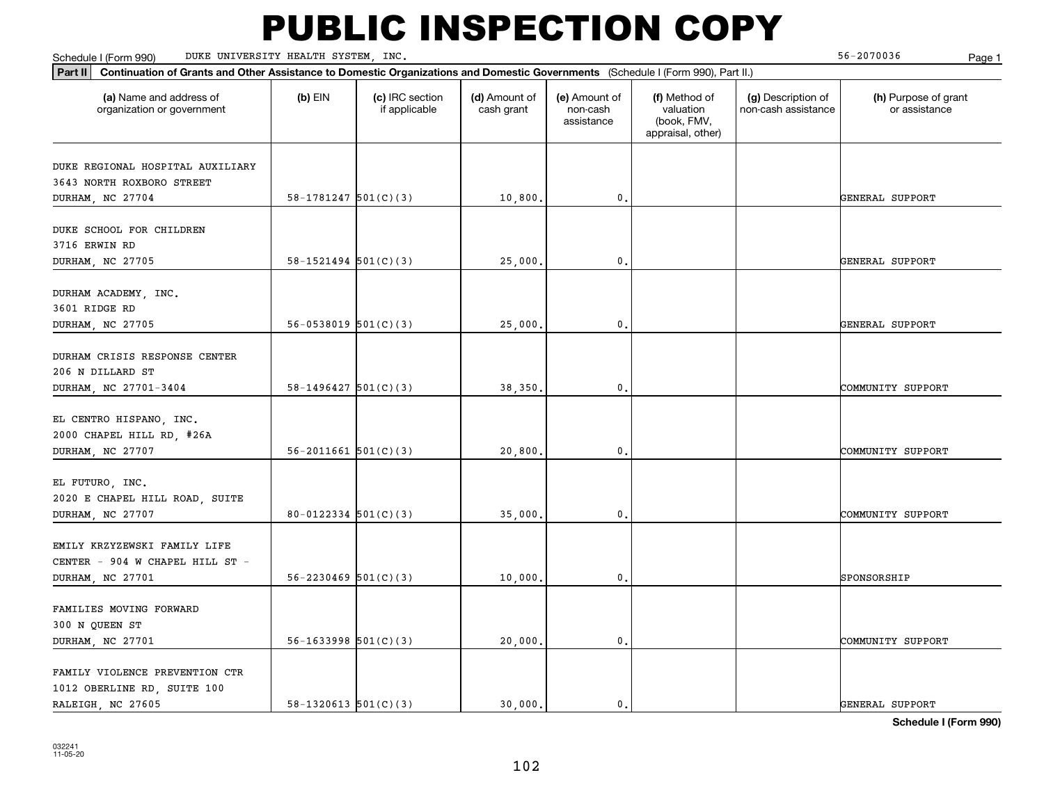# PUBLIC INSPECTION COPY

Schedule I (Form 990) DUKE UNIVERSITY HEALTH SYSTEM, INC. 56-2070036

**Part II** **Continuation of Grants and Other Assistance to Domestic Organizations and Domestic Governments** (Schedule I (Form 990), Part II.)

| (a) Name and address of organization or government | (b) EIN | (c) IRC section if applicable | (d) Amount of cash grant | (e) Amount of non-cash assistance | (f) Method of valuation (book, FMV, appraisal, other) | (g) Description of non-cash assistance | (h) Purpose of grant or assistance |
|---|---|---|---|---|---|---|---|
| DUKE REGIONAL HOSPITAL AUXILIARY<br>3643 NORTH ROXBORO STREET<br>DURHAM, NC 27704 | 58-1781247 | 501(C)(3) | 10,800. | 0. | | | GENERAL SUPPORT |
| DUKE SCHOOL FOR CHILDREN<br>3716 ERWIN RD<br>DURHAM, NC 27705 | 58-1521494 | 501(C)(3) | 25,000. | 0. | | | GENERAL SUPPORT |
| DURHAM ACADEMY, INC.<br>3601 RIDGE RD<br>DURHAM, NC 27705 | 56-0538019 | 501(C)(3) | 25,000. | 0. | | | GENERAL SUPPORT |
| DURHAM CRISIS RESPONSE CENTER<br>206 N DILLARD ST<br>DURHAM, NC 27701-3404 | 58-1496427 | 501(C)(3) | 38,350. | 0. | | | COMMUNITY SUPPORT |
| EL CENTRO HISPANO, INC.<br>2000 CHAPEL HILL RD, #26A<br>DURHAM, NC 27707 | 56-2011661 | 501(C)(3) | 20,800. | 0. | | | COMMUNITY SUPPORT |
| EL FUTURO, INC.<br>2020 E CHAPEL HILL ROAD, SUITE<br>DURHAM, NC 27707 | 80-0122334 | 501(C)(3) | 35,000. | 0. | | | COMMUNITY SUPPORT |
| EMILY KRZYZEWSKI FAMILY LIFE<br>CENTER - 904 W CHAPEL HILL ST -<br>DURHAM, NC 27701 | 56-2230469 | 501(C)(3) | 10,000. | 0. | | | SPONSORSHIP |
| FAMILIES MOVING FORWARD<br>300 N QUEEN ST<br>DURHAM, NC 27701 | 56-1633998 | 501(C)(3) | 20,000. | 0. | | | COMMUNITY SUPPORT |
| FAMILY VIOLENCE PREVENTION CTR<br>1012 OBERLINE RD, SUITE 100<br>RALEIGH, NC 27605 | 58-1320613 | 501(C)(3) | 30,000. | 0. | | | GENERAL SUPPORT |

**Schedule I (Form 990)**

032241
11-05-20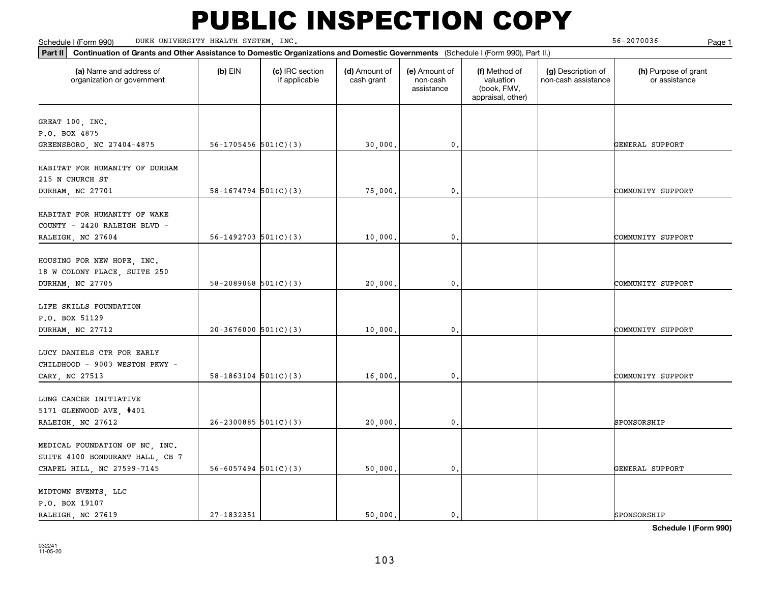# PUBLIC INSPECTION COPY

Schedule I (Form 990) DUKE UNIVERSITY HEALTH SYSTEM, INC. 56-2070036

**Part II** **Continuation of Grants and Other Assistance to Domestic Organizations and Domestic Governments** (Schedule I (Form 990), Part II.)

| (a) Name and address of organization or government | (b) EIN | (c) IRC section if applicable | (d) Amount of cash grant | (e) Amount of non-cash assistance | (f) Method of valuation (book, FMV, appraisal, other) | (g) Description of non-cash assistance | (h) Purpose of grant or assistance |
|---|---|---|---|---|---|---|---|
| GREAT 100, INC. P.O. BOX 4875 GREENSBORO, NC 27404-4875 | 56-1705456 | 501(C)(3) | 30,000. | 0. | | | GENERAL SUPPORT |
| HABITAT FOR HUMANITY OF DURHAM 215 N CHURCH ST DURHAM, NC 27701 | 58-1674794 | 501(C)(3) | 75,000. | 0. | | | COMMUNITY SUPPORT |
| HABITAT FOR HUMANITY OF WAKE COUNTY - 2420 RALEIGH BLVD - RALEIGH, NC 27604 | 56-1492703 | 501(C)(3) | 10,000. | 0. | | | COMMUNITY SUPPORT |
| HOUSING FOR NEW HOPE, INC. 18 W COLONY PLACE, SUITE 250 DURHAM, NC 27705 | 58-2089068 | 501(C)(3) | 20,000. | 0. | | | COMMUNITY SUPPORT |
| LIFE SKILLS FOUNDATION P.O. BOX 51129 DURHAM, NC 27712 | 20-3676000 | 501(C)(3) | 10,000. | 0. | | | COMMUNITY SUPPORT |
| LUCY DANIELS CTR FOR EARLY CHILDHOOD - 9003 WESTON PKWY - CARY, NC 27513 | 58-1863104 | 501(C)(3) | 16,000. | 0. | | | COMMUNITY SUPPORT |
| LUNG CANCER INITIATIVE 5171 GLENWOOD AVE, #401 RALEIGH, NC 27612 | 26-2300885 | 501(C)(3) | 20,000. | 0. | | | SPONSORSHIP |
| MEDICAL FOUNDATION OF NC, INC. SUITE 4100 BONDURANT HALL, CB 7 CHAPEL HILL, NC 27599-7145 | 56-6057494 | 501(C)(3) | 50,000. | 0. | | | GENERAL SUPPORT |
| MIDTOWN EVENTS, LLC P.O. BOX 19107 RALEIGH, NC 27619 | 27-1832351 | | 50,000. | 0. | | | SPONSORSHIP |

**Schedule I (Form 990)**

032241
11-05-20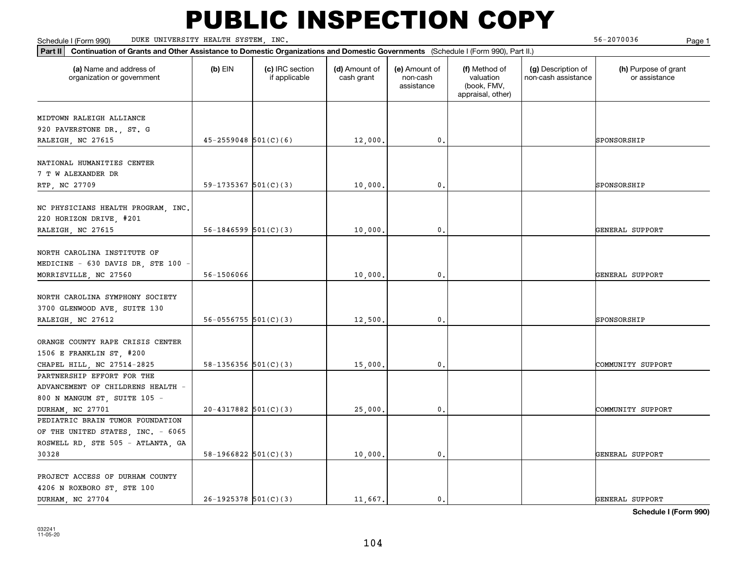# PUBLIC INSPECTION COPY

Schedule I (Form 990) DUKE UNIVERSITY HEALTH SYSTEM, INC. 56-2070036

**Part II** **Continuation of Grants and Other Assistance to Domestic Organizations and Domestic Governments** (Schedule I (Form 990), Part II.)

| (a) Name and address of organization or government | (b) EIN | (c) IRC section if applicable | (d) Amount of cash grant | (e) Amount of non-cash assistance | (f) Method of valuation (book, FMV, appraisal, other) | (g) Description of non-cash assistance | (h) Purpose of grant or assistance |
|---|---|---|---|---|---|---|---|
| MIDTOWN RALEIGH ALLIANCE 920 PAVERSTONE DR., ST. G RALEIGH, NC 27615 | 45-2559048 | 501(C)(6) | 12,000. | 0. | | | SPONSORSHIP |
| NATIONAL HUMANITIES CENTER 7 T W ALEXANDER DR RTP, NC 27709 | 59-1735367 | 501(C)(3) | 10,000. | 0. | | | SPONSORSHIP |
| NC PHYSICIANS HEALTH PROGRAM, INC. 220 HORIZON DRIVE, #201 RALEIGH, NC 27615 | 56-1846599 | 501(C)(3) | 10,000. | 0. | | | GENERAL SUPPORT |
| NORTH CAROLINA INSTITUTE OF MEDICINE - 630 DAVIS DR, STE 100 - MORRISVILLE, NC 27560 | 56-1506066 | | 10,000. | 0. | | | GENERAL SUPPORT |
| NORTH CAROLINA SYMPHONY SOCIETY 3700 GLENWOOD AVE, SUITE 130 RALEIGH, NC 27612 | 56-0556755 | 501(C)(3) | 12,500. | 0. | | | SPONSORSHIP |
| ORANGE COUNTY RAPE CRISIS CENTER 1506 E FRANKLIN ST, #200 CHAPEL HILL, NC 27514-2825 | 58-1356356 | 501(C)(3) | 15,000. | 0. | | | COMMUNITY SUPPORT |
| PARTNERSHIP EFFORT FOR THE ADVANCEMENT OF CHILDRENS HEALTH - 800 N MANGUM ST, SUITE 105 - DURHAM, NC 27701 | 20-4317882 | 501(C)(3) | 25,000. | 0. | | | COMMUNITY SUPPORT |
| PEDIATRIC BRAIN TUMOR FOUNDATION OF THE UNITED STATES, INC. - 6065 ROSWELL RD, STE 505 - ATLANTA, GA 30328 | 58-1966822 | 501(C)(3) | 10,000. | 0. | | | GENERAL SUPPORT |
| PROJECT ACCESS OF DURHAM COUNTY 4206 N ROXBORO ST, STE 100 DURHAM, NC 27704 | 26-1925378 | 501(C)(3) | 11,667. | 0. | | | GENERAL SUPPORT |

**Schedule I (Form 990)**

032241 11-05-20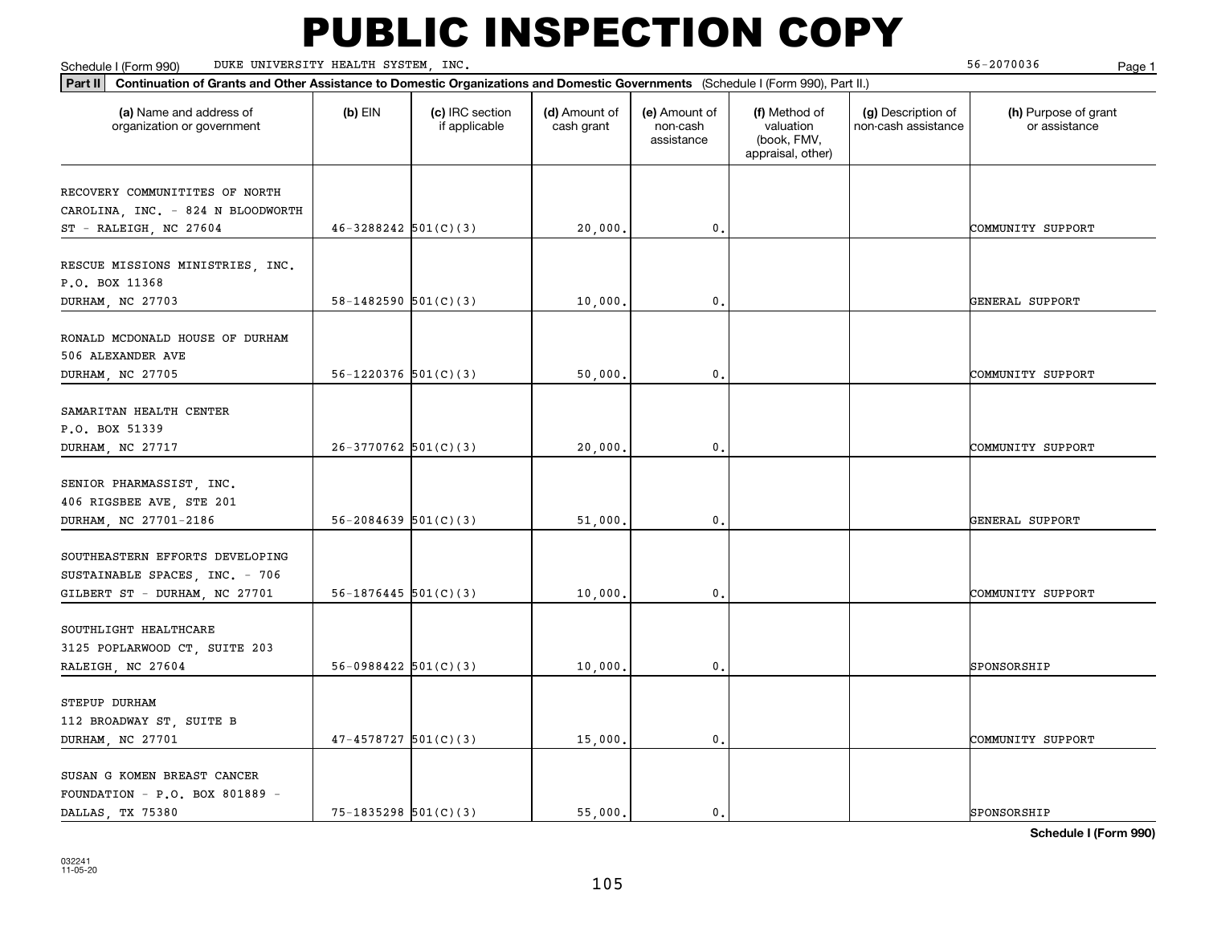# PUBLIC INSPECTION COPY

Schedule I (Form 990) DUKE UNIVERSITY HEALTH SYSTEM, INC. 56-2070036 Page 1

**Part II** **Continuation of Grants and Other Assistance to Domestic Organizations and Domestic Governments** (Schedule I (Form 990), Part II.)

| (a) Name and address of organization or government | (b) EIN | (c) IRC section if applicable | (d) Amount of cash grant | (e) Amount of non-cash assistance | (f) Method of valuation (book, FMV, appraisal, other) | (g) Description of non-cash assistance | (h) Purpose of grant or assistance |
|---|---|---|---|---|---|---|---|
| RECOVERY COMMUNITITES OF NORTH CAROLINA, INC. - 824 N BLOODWORTH ST - RALEIGH, NC 27604 | 46-3288242 | 501(C)(3) | 20,000. | 0. | | | COMMUNITY SUPPORT |
| RESCUE MISSIONS MINISTRIES, INC. P.O. BOX 11368 DURHAM, NC 27703 | 58-1482590 | 501(C)(3) | 10,000. | 0. | | | GENERAL SUPPORT |
| RONALD MCDONALD HOUSE OF DURHAM 506 ALEXANDER AVE DURHAM, NC 27705 | 56-1220376 | 501(C)(3) | 50,000. | 0. | | | COMMUNITY SUPPORT |
| SAMARITAN HEALTH CENTER P.O. BOX 51339 DURHAM, NC 27717 | 26-3770762 | 501(C)(3) | 20,000. | 0. | | | COMMUNITY SUPPORT |
| SENIOR PHARMASSIST, INC. 406 RIGSBEE AVE, STE 201 DURHAM, NC 27701-2186 | 56-2084639 | 501(C)(3) | 51,000. | 0. | | | GENERAL SUPPORT |
| SOUTHEASTERN EFFORTS DEVELOPING SUSTAINABLE SPACES, INC. - 706 GILBERT ST - DURHAM, NC 27701 | 56-1876445 | 501(C)(3) | 10,000. | 0. | | | COMMUNITY SUPPORT |
| SOUTHLIGHT HEALTHCARE 3125 POPLARWOOD CT, SUITE 203 RALEIGH, NC 27604 | 56-0988422 | 501(C)(3) | 10,000. | 0. | | | SPONSORSHIP |
| STEPUP DURHAM 112 BROADWAY ST, SUITE B DURHAM, NC 27701 | 47-4578727 | 501(C)(3) | 15,000. | 0. | | | COMMUNITY SUPPORT |
| SUSAN G KOMEN BREAST CANCER FOUNDATION - P.O. BOX 801889 - DALLAS, TX 75380 | 75-1835298 | 501(C)(3) | 55,000. | 0. | | | SPONSORSHIP |

**Schedule I (Form 990)**

032241 11-05-20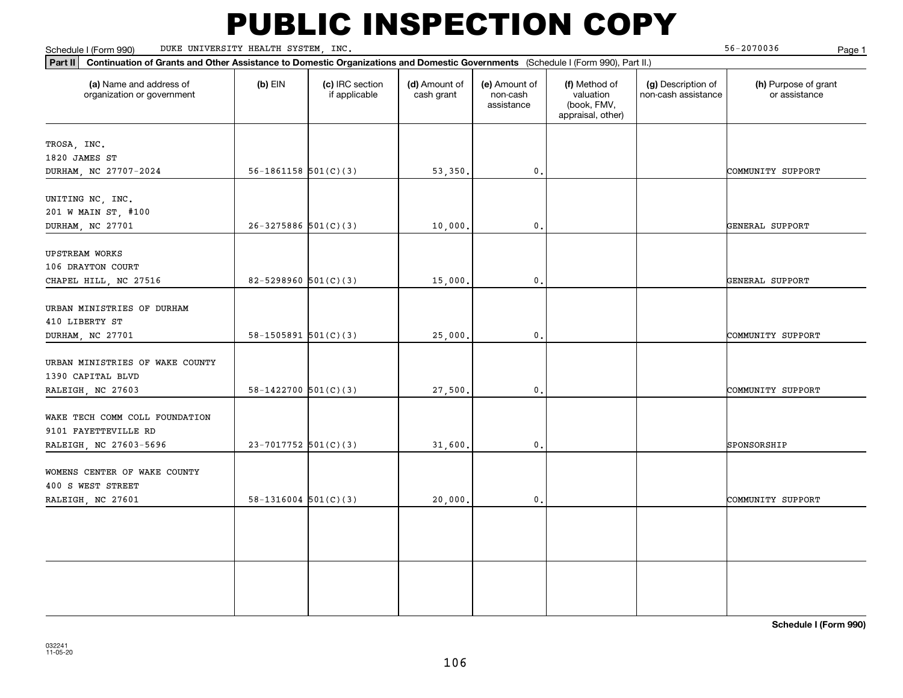# PUBLIC INSPECTION COPY

Schedule I (Form 990) DUKE UNIVERSITY HEALTH SYSTEM, INC. 56-2070036

**Part II** **Continuation of Grants and Other Assistance to Domestic Organizations and Domestic Governments** (Schedule I (Form 990), Part II.)

| (a) Name and address of organization or government | (b) EIN | (c) IRC section if applicable | (d) Amount of cash grant | (e) Amount of non-cash assistance | (f) Method of valuation (book, FMV, appraisal, other) | (g) Description of non-cash assistance | (h) Purpose of grant or assistance |
|---|---|---|---|---|---|---|---|
| TROSA, INC.<br>1820 JAMES ST<br>DURHAM, NC 27707-2024 | 56-1861158 | 501(C)(3) | 53,350. | 0. | | | COMMUNITY SUPPORT |
| UNITING NC, INC.<br>201 W MAIN ST, #100<br>DURHAM, NC 27701 | 26-3275886 | 501(C)(3) | 10,000. | 0. | | | GENERAL SUPPORT |
| UPSTREAM WORKS<br>106 DRAYTON COURT<br>CHAPEL HILL, NC 27516 | 82-5298960 | 501(C)(3) | 15,000. | 0. | | | GENERAL SUPPORT |
| URBAN MINISTRIES OF DURHAM<br>410 LIBERTY ST<br>DURHAM, NC 27701 | 58-1505891 | 501(C)(3) | 25,000. | 0. | | | COMMUNITY SUPPORT |
| URBAN MINISTRIES OF WAKE COUNTY<br>1390 CAPITAL BLVD<br>RALEIGH, NC 27603 | 58-1422700 | 501(C)(3) | 27,500. | 0. | | | COMMUNITY SUPPORT |
| WAKE TECH COMM COLL FOUNDATION<br>9101 FAYETTEVILLE RD<br>RALEIGH, NC 27603-5696 | 23-7017752 | 501(C)(3) | 31,600. | 0. | | | SPONSORSHIP |
| WOMENS CENTER OF WAKE COUNTY<br>400 S WEST STREET<br>RALEIGH, NC 27601 | 58-1316004 | 501(C)(3) | 20,000. | 0. | | | COMMUNITY SUPPORT |
| | | | | | | | |
| | | | | | | | |

**Schedule I (Form 990)**

032241
11-05-20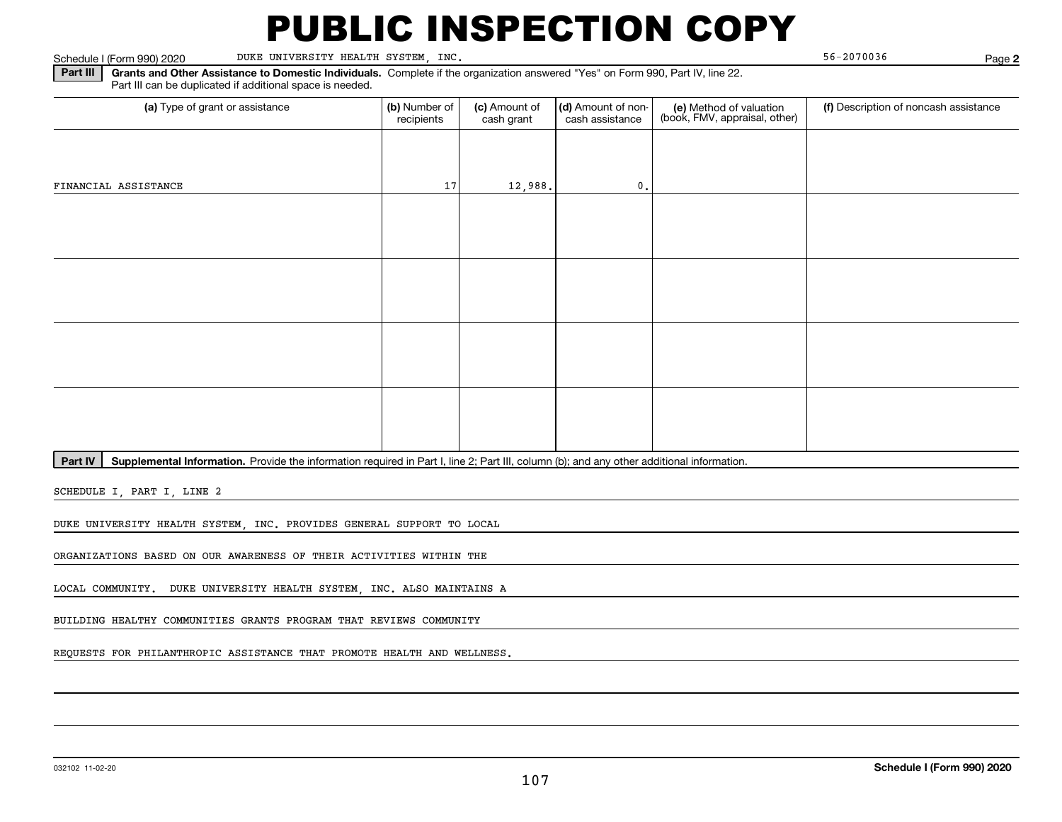# PUBLIC INSPECTION COPY

Schedule I (Form 990) 2020 DUKE UNIVERSITY HEALTH SYSTEM, INC. 56-2070036 Page **2**

**Part III** **Grants and Other Assistance to Domestic Individuals.** Complete if the organization answered "Yes" on Form 990, Part IV, line 22. Part III can be duplicated if additional space is needed.

| (a) Type of grant or assistance | (b) Number of recipients | (c) Amount of cash grant | (d) Amount of non-cash assistance | (e) Method of valuation (book, FMV, appraisal, other) | (f) Description of noncash assistance |
|---|---|---|---|---|---|
| FINANCIAL ASSISTANCE | 17 | 12,988. | 0. | | |
| | | | | | |
| | | | | | |
| | | | | | |
| | | | | | |

**Part IV** **Supplemental Information.** Provide the information required in Part I, line 2; Part III, column (b); and any other additional information.

SCHEDULE I, PART I, LINE 2

DUKE UNIVERSITY HEALTH SYSTEM, INC. PROVIDES GENERAL SUPPORT TO LOCAL ORGANIZATIONS BASED ON OUR AWARENESS OF THEIR ACTIVITIES WITHIN THE LOCAL COMMUNITY. DUKE UNIVERSITY HEALTH SYSTEM, INC. ALSO MAINTAINS A BUILDING HEALTHY COMMUNITIES GRANTS PROGRAM THAT REVIEWS COMMUNITY REQUESTS FOR PHILANTHROPIC ASSISTANCE THAT PROMOTE HEALTH AND WELLNESS.

032102 11-02-20 **Schedule I (Form 990) 2020**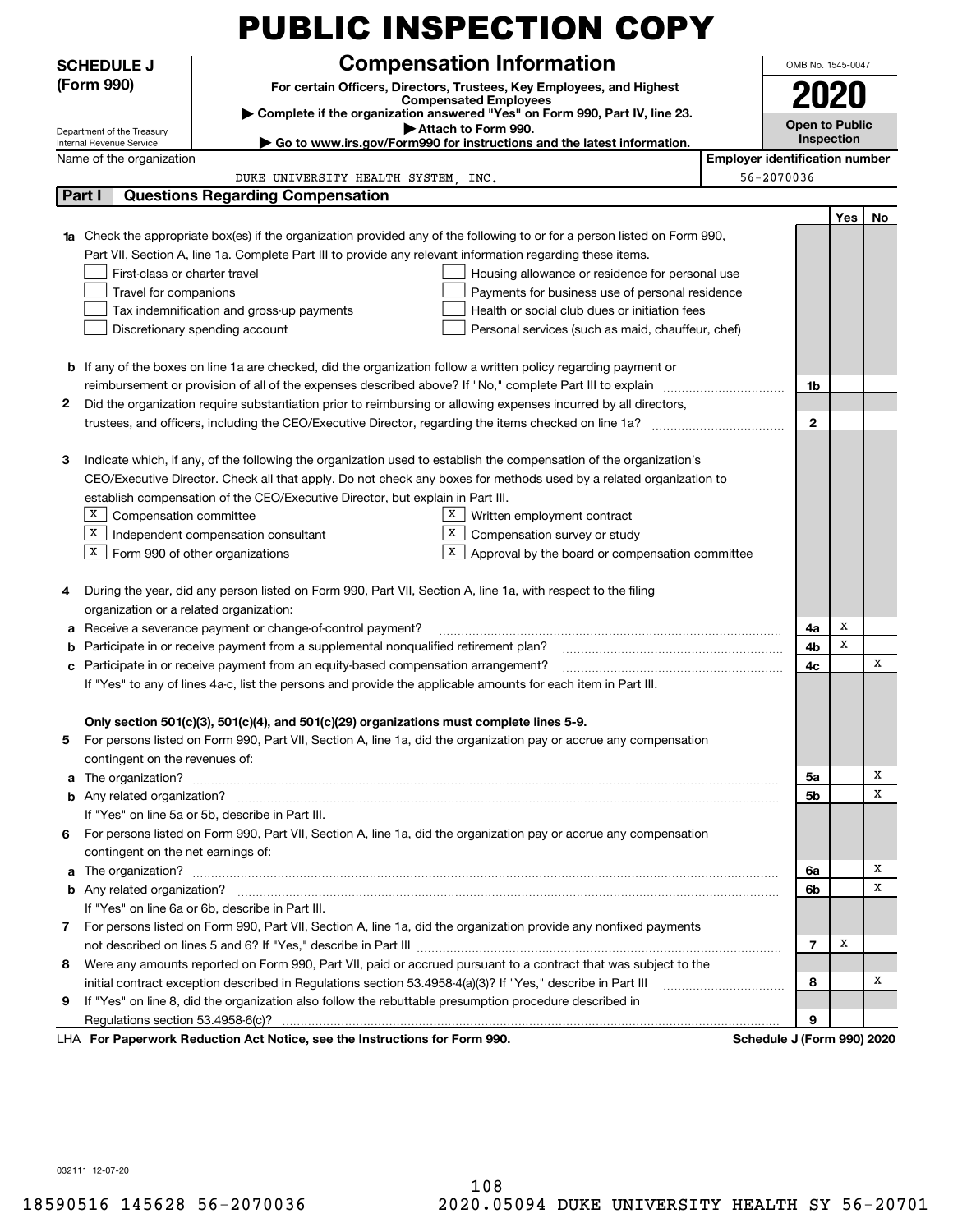# PUBLIC INSPECTION COPY

**SCHEDULE J (Form 990)**

Department of the Treasury
Internal Revenue Service

## Compensation Information

**For certain Officers, Directors, Trustees, Key Employees, and Highest Compensated Employees**

▶ Complete if the organization answered "Yes" on Form 990, Part IV, line 23.

▶ Attach to Form 990.

▶ Go to www.irs.gov/Form990 for instructions and the latest information.

OMB No. 1545-0047

**2020**

**Open to Public Inspection**

Name of the organization: DUKE UNIVERSITY HEALTH SYSTEM, INC.

Employer identification number: 56-2070036

## Part I — Questions Regarding Compensation

| | | | Yes | No |
|---|---|---|---|---|
| **1a** | Check the appropriate box(es) if the organization provided any of the following to or for a person listed on Form 990, Part VII, Section A, line 1a. Complete Part III to provide any relevant information regarding these items.<br>☐ First-class or charter travel &nbsp;&nbsp; ☐ Housing allowance or residence for personal use<br>☐ Travel for companions &nbsp;&nbsp; ☐ Payments for business use of personal residence<br>☐ Tax indemnification and gross-up payments &nbsp;&nbsp; ☐ Health or social club dues or initiation fees<br>☐ Discretionary spending account &nbsp;&nbsp; ☐ Personal services (such as maid, chauffeur, chef) | | | |
| **b** | If any of the boxes on line 1a are checked, did the organization follow a written policy regarding payment or reimbursement or provision of all of the expenses described above? If "No," complete Part III to explain | 1b | | |
| **2** | Did the organization require substantiation prior to reimbursing or allowing expenses incurred by all directors, trustees, and officers, including the CEO/Executive Director, regarding the items checked on line 1a? | 2 | | |
| **3** | Indicate which, if any, of the following the organization used to establish the compensation of the organization's CEO/Executive Director. Check all that apply. Do not check any boxes for methods used by a related organization to establish compensation of the CEO/Executive Director, but explain in Part III.<br>☒ Compensation committee &nbsp;&nbsp; ☒ Written employment contract<br>☒ Independent compensation consultant &nbsp;&nbsp; ☒ Compensation survey or study<br>☒ Form 990 of other organizations &nbsp;&nbsp; ☒ Approval by the board or compensation committee | | | |
| **4** | During the year, did any person listed on Form 990, Part VII, Section A, line 1a, with respect to the filing organization or a related organization: | | | |
| **a** | Receive a severance payment or change-of-control payment? | 4a | X | |
| **b** | Participate in or receive payment from a supplemental nonqualified retirement plan? | 4b | X | |
| **c** | Participate in or receive payment from an equity-based compensation arrangement? | 4c | | X |
| | If "Yes" to any of lines 4a-c, list the persons and provide the applicable amounts for each item in Part III. | | | |
| | **Only section 501(c)(3), 501(c)(4), and 501(c)(29) organizations must complete lines 5-9.** | | | |
| **5** | For persons listed on Form 990, Part VII, Section A, line 1a, did the organization pay or accrue any compensation contingent on the revenues of: | | | |
| **a** | The organization? | 5a | | X |
| **b** | Any related organization? | 5b | | X |
| | If "Yes" on line 5a or 5b, describe in Part III. | | | |
| **6** | For persons listed on Form 990, Part VII, Section A, line 1a, did the organization pay or accrue any compensation contingent on the net earnings of: | | | |
| **a** | The organization? | 6a | | X |
| **b** | Any related organization? | 6b | | X |
| | If "Yes" on line 6a or 6b, describe in Part III. | | | |
| **7** | For persons listed on Form 990, Part VII, Section A, line 1a, did the organization provide any nonfixed payments not described on lines 5 and 6? If "Yes," describe in Part III | 7 | X | |
| **8** | Were any amounts reported on Form 990, Part VII, paid or accrued pursuant to a contract that was subject to the initial contract exception described in Regulations section 53.4958-4(a)(3)? If "Yes," describe in Part III | 8 | | X |
| **9** | If "Yes" on line 8, did the organization also follow the rebuttable presumption procedure described in Regulations section 53.4958-6(c)? | 9 | | |

LHA **For Paperwork Reduction Act Notice, see the Instructions for Form 990.** **Schedule J (Form 990) 2020**

032111 12-07-20

18590516 145628 56-2070036 &nbsp;&nbsp;&nbsp; 2020.05094 DUKE UNIVERSITY HEALTH SY 56-20701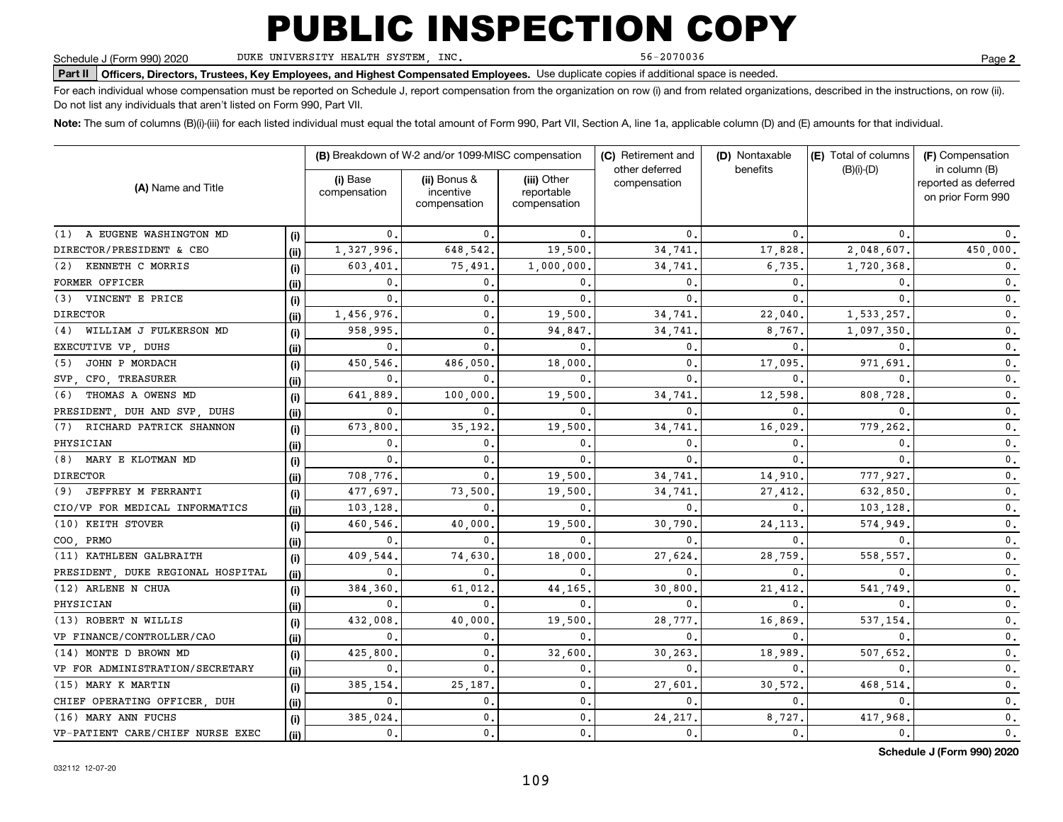# PUBLIC INSPECTION COPY

Schedule J (Form 990) 2020 DUKE UNIVERSITY HEALTH SYSTEM, INC. 56-2070036 Page **2**

**Part II** **Officers, Directors, Trustees, Key Employees, and Highest Compensated Employees.** Use duplicate copies if additional space is needed.

For each individual whose compensation must be reported on Schedule J, report compensation from the organization on row (i) and from related organizations, described in the instructions, on row (ii). Do not list any individuals that aren't listed on Form 990, Part VII.

**Note:** The sum of columns (B)(i)-(iii) for each listed individual must equal the total amount of Form 990, Part VII, Section A, line 1a, applicable column (D) and (E) amounts for that individual.

| (A) Name and Title | | (B) Breakdown of W-2 and/or 1099-MISC compensation | | | (C) Retirement and other deferred compensation | (D) Nontaxable benefits | (E) Total of columns (B)(i)-(D) | (F) Compensation in column (B) reported as deferred on prior Form 990 |
|---|---|---|---|---|---|---|---|---|
| | | (i) Base compensation | (ii) Bonus & incentive compensation | (iii) Other reportable compensation | | | | |
| (1) A EUGENE WASHINGTON MD | (i) | 0. | 0. | 0. | 0. | 0. | 0. | 0. |
| DIRECTOR/PRESIDENT & CEO | (ii) | 1,327,996. | 648,542. | 19,500. | 34,741. | 17,828. | 2,048,607. | 450,000. |
| (2) KENNETH C MORRIS | (i) | 603,401. | 75,491. | 1,000,000. | 34,741. | 6,735. | 1,720,368. | 0. |
| FORMER OFFICER | (ii) | 0. | 0. | 0. | 0. | 0. | 0. | 0. |
| (3) VINCENT E PRICE | (i) | 0. | 0. | 0. | 0. | 0. | 0. | 0. |
| DIRECTOR | (ii) | 1,456,976. | 0. | 19,500. | 34,741. | 22,040. | 1,533,257. | 0. |
| (4) WILLIAM J FULKERSON MD | (i) | 958,995. | 0. | 94,847. | 34,741. | 8,767. | 1,097,350. | 0. |
| EXECUTIVE VP, DUHS | (ii) | 0. | 0. | 0. | 0. | 0. | 0. | 0. |
| (5) JOHN P MORDACH | (i) | 450,546. | 486,050. | 18,000. | 0. | 17,095. | 971,691. | 0. |
| SVP, CFO, TREASURER | (ii) | 0. | 0. | 0. | 0. | 0. | 0. | 0. |
| (6) THOMAS A OWENS MD | (i) | 641,889. | 100,000. | 19,500. | 34,741. | 12,598. | 808,728. | 0. |
| PRESIDENT, DUH AND SVP, DUHS | (ii) | 0. | 0. | 0. | 0. | 0. | 0. | 0. |
| (7) RICHARD PATRICK SHANNON | (i) | 673,800. | 35,192. | 19,500. | 34,741. | 16,029. | 779,262. | 0. |
| PHYSICIAN | (ii) | 0. | 0. | 0. | 0. | 0. | 0. | 0. |
| (8) MARY E KLOTMAN MD | (i) | 0. | 0. | 0. | 0. | 0. | 0. | 0. |
| DIRECTOR | (ii) | 708,776. | 0. | 19,500. | 34,741. | 14,910. | 777,927. | 0. |
| (9) JEFFREY M FERRANTI | (i) | 477,697. | 73,500. | 19,500. | 34,741. | 27,412. | 632,850. | 0. |
| CIO/VP FOR MEDICAL INFORMATICS | (ii) | 103,128. | 0. | 0. | 0. | 0. | 103,128. | 0. |
| (10) KEITH STOVER | (i) | 460,546. | 40,000. | 19,500. | 30,790. | 24,113. | 574,949. | 0. |
| COO, PRMO | (ii) | 0. | 0. | 0. | 0. | 0. | 0. | 0. |
| (11) KATHLEEN GALBRAITH | (i) | 409,544. | 74,630. | 18,000. | 27,624. | 28,759. | 558,557. | 0. |
| PRESIDENT, DUKE REGIONAL HOSPITAL | (ii) | 0. | 0. | 0. | 0. | 0. | 0. | 0. |
| (12) ARLENE N CHUA | (i) | 384,360. | 61,012. | 44,165. | 30,800. | 21,412. | 541,749. | 0. |
| PHYSICIAN | (ii) | 0. | 0. | 0. | 0. | 0. | 0. | 0. |
| (13) ROBERT N WILLIS | (i) | 432,008. | 40,000. | 19,500. | 28,777. | 16,869. | 537,154. | 0. |
| VP FINANCE/CONTROLLER/CAO | (ii) | 0. | 0. | 0. | 0. | 0. | 0. | 0. |
| (14) MONTE D BROWN MD | (i) | 425,800. | 0. | 32,600. | 30,263. | 18,989. | 507,652. | 0. |
| VP FOR ADMINISTRATION/SECRETARY | (ii) | 0. | 0. | 0. | 0. | 0. | 0. | 0. |
| (15) MARY K MARTIN | (i) | 385,154. | 25,187. | 0. | 27,601. | 30,572. | 468,514. | 0. |
| CHIEF OPERATING OFFICER, DUH | (ii) | 0. | 0. | 0. | 0. | 0. | 0. | 0. |
| (16) MARY ANN FUCHS | (i) | 385,024. | 0. | 0. | 24,217. | 8,727. | 417,968. | 0. |
| VP-PATIENT CARE/CHIEF NURSE EXEC | (ii) | 0. | 0. | 0. | 0. | 0. | 0. | 0. |

**Schedule J (Form 990) 2020**

032112 12-07-20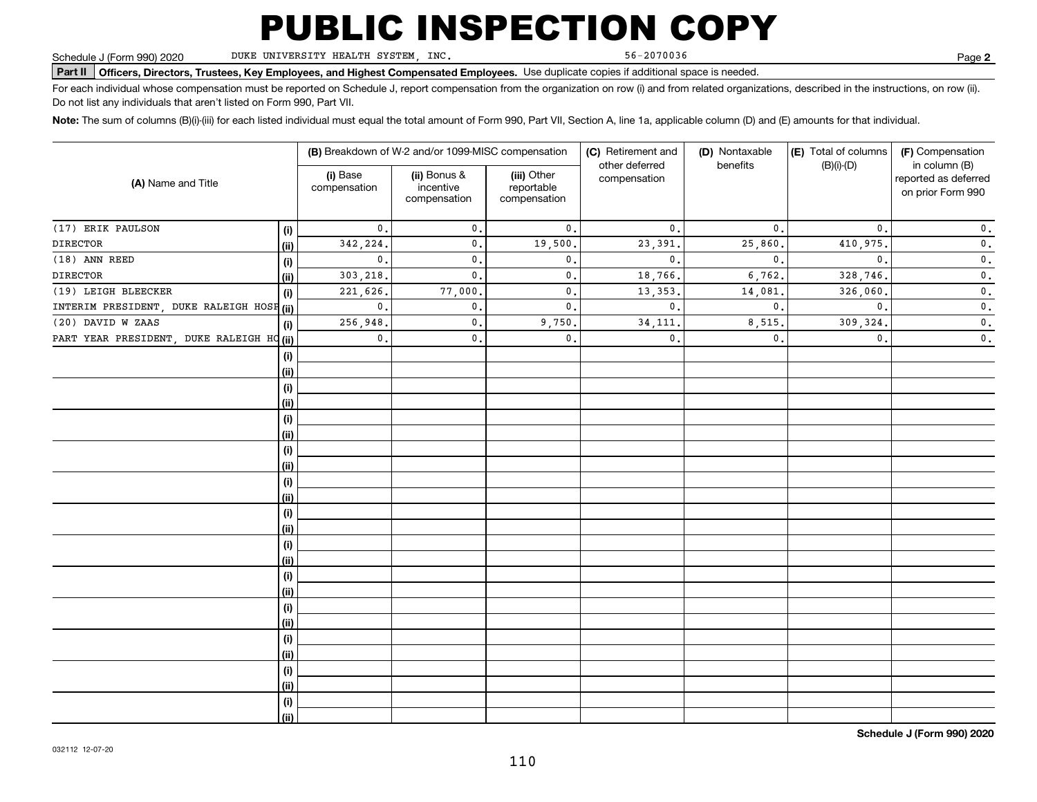# PUBLIC INSPECTION COPY

Schedule J (Form 990) 2020 DUKE UNIVERSITY HEALTH SYSTEM, INC. 56-2070036 Page **2**

**Part II** **Officers, Directors, Trustees, Key Employees, and Highest Compensated Employees.** Use duplicate copies if additional space is needed.

For each individual whose compensation must be reported on Schedule J, report compensation from the organization on row (i) and from related organizations, described in the instructions, on row (ii). Do not list any individuals that aren't listed on Form 990, Part VII.

**Note:** The sum of columns (B)(i)-(iii) for each listed individual must equal the total amount of Form 990, Part VII, Section A, line 1a, applicable column (D) and (E) amounts for that individual.

| (A) Name and Title | | (B) Breakdown of W-2 and/or 1099-MISC compensation | | | (C) Retirement and other deferred compensation | (D) Nontaxable benefits | (E) Total of columns (B)(i)-(D) | (F) Compensation in column (B) reported as deferred on prior Form 990 |
|---|---|---|---|---|---|---|---|---|
| | | (i) Base compensation | (ii) Bonus & incentive compensation | (iii) Other reportable compensation | | | | |
| (17) ERIK PAULSON | (i) | 0. | 0. | 0. | 0. | 0. | 0. | 0. |
| DIRECTOR | (ii) | 342,224. | 0. | 19,500. | 23,391. | 25,860. | 410,975. | 0. |
| (18) ANN REED | (i) | 0. | 0. | 0. | 0. | 0. | 0. | 0. |
| DIRECTOR | (ii) | 303,218. | 0. | 0. | 18,766. | 6,762. | 328,746. | 0. |
| (19) LEIGH BLEECKER | (i) | 221,626. | 77,000. | 0. | 13,353. | 14,081. | 326,060. | 0. |
| INTERIM PRESIDENT, DUKE RALEIGH HOSP | (ii) | 0. | 0. | 0. | 0. | 0. | 0. | 0. |
| (20) DAVID W ZAAS | (i) | 256,948. | 0. | 9,750. | 34,111. | 8,515. | 309,324. | 0. |
| PART YEAR PRESIDENT, DUKE RALEIGH HO | (ii) | 0. | 0. | 0. | 0. | 0. | 0. | 0. |

Schedule J (Form 990) 2020

032112 12-07-20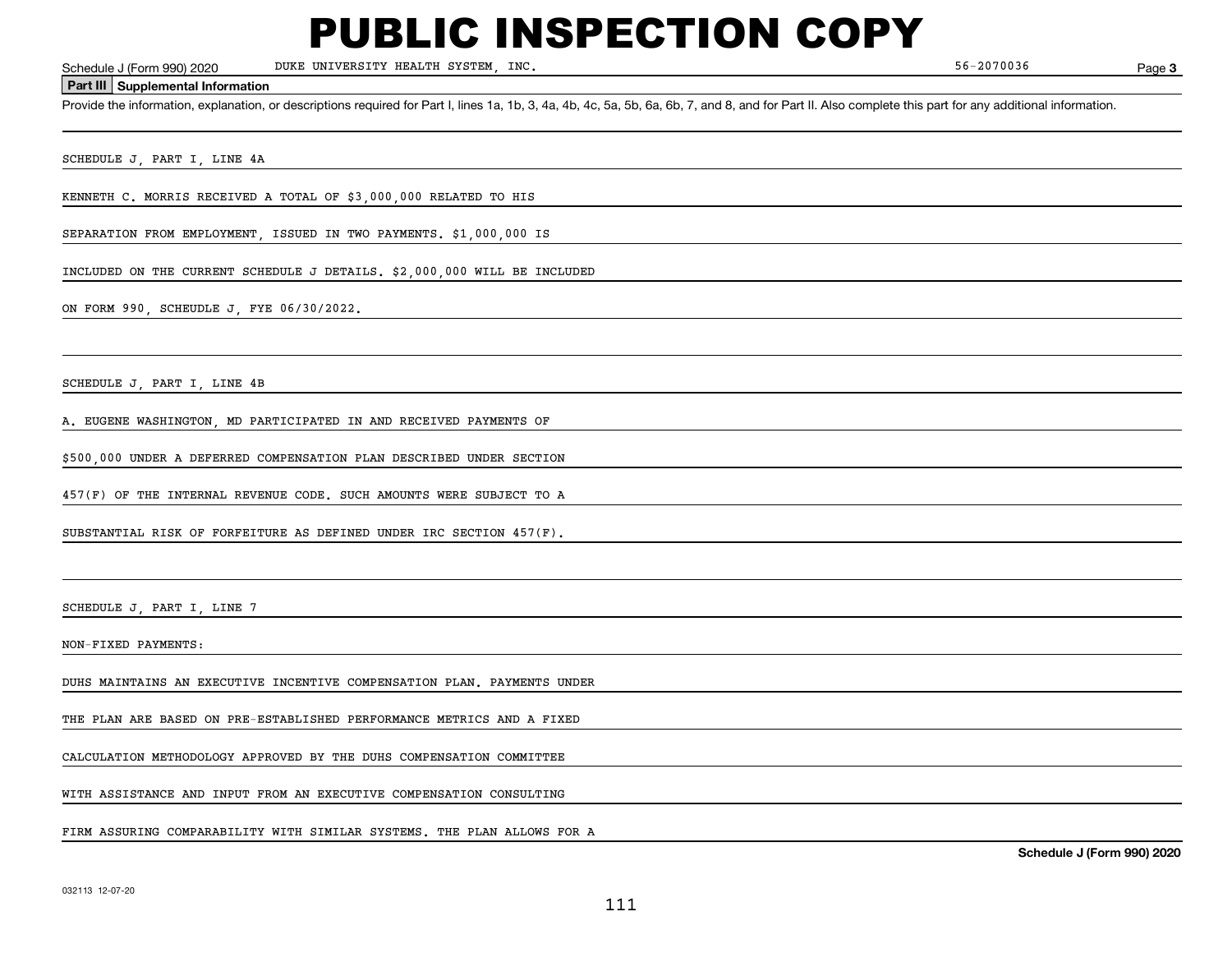# PUBLIC INSPECTION COPY

Schedule J (Form 990) 2020 DUKE UNIVERSITY HEALTH SYSTEM, INC. 56-2070036 Page 3

**Part III Supplemental Information**

Provide the information, explanation, or descriptions required for Part I, lines 1a, 1b, 3, 4a, 4b, 4c, 5a, 5b, 6a, 6b, 7, and 8, and for Part II. Also complete this part for any additional information.

SCHEDULE J, PART I, LINE 4A

KENNETH C. MORRIS RECEIVED A TOTAL OF $3,000,000 RELATED TO HIS SEPARATION FROM EMPLOYMENT, ISSUED IN TWO PAYMENTS. $1,000,000 IS INCLUDED ON THE CURRENT SCHEDULE J DETAILS. $2,000,000 WILL BE INCLUDED ON FORM 990, SCHEUDLE J, FYE 06/30/2022.

SCHEDULE J, PART I, LINE 4B

A. EUGENE WASHINGTON, MD PARTICIPATED IN AND RECEIVED PAYMENTS OF $500,000 UNDER A DEFERRED COMPENSATION PLAN DESCRIBED UNDER SECTION 457(F) OF THE INTERNAL REVENUE CODE. SUCH AMOUNTS WERE SUBJECT TO A SUBSTANTIAL RISK OF FORFEITURE AS DEFINED UNDER IRC SECTION 457(F).

SCHEDULE J, PART I, LINE 7

NON-FIXED PAYMENTS:

DUHS MAINTAINS AN EXECUTIVE INCENTIVE COMPENSATION PLAN. PAYMENTS UNDER THE PLAN ARE BASED ON PRE-ESTABLISHED PERFORMANCE METRICS AND A FIXED CALCULATION METHODOLOGY APPROVED BY THE DUHS COMPENSATION COMMITTEE WITH ASSISTANCE AND INPUT FROM AN EXECUTIVE COMPENSATION CONSULTING FIRM ASSURING COMPARABILITY WITH SIMILAR SYSTEMS. THE PLAN ALLOWS FOR A

**Schedule J (Form 990) 2020**

032113 12-07-20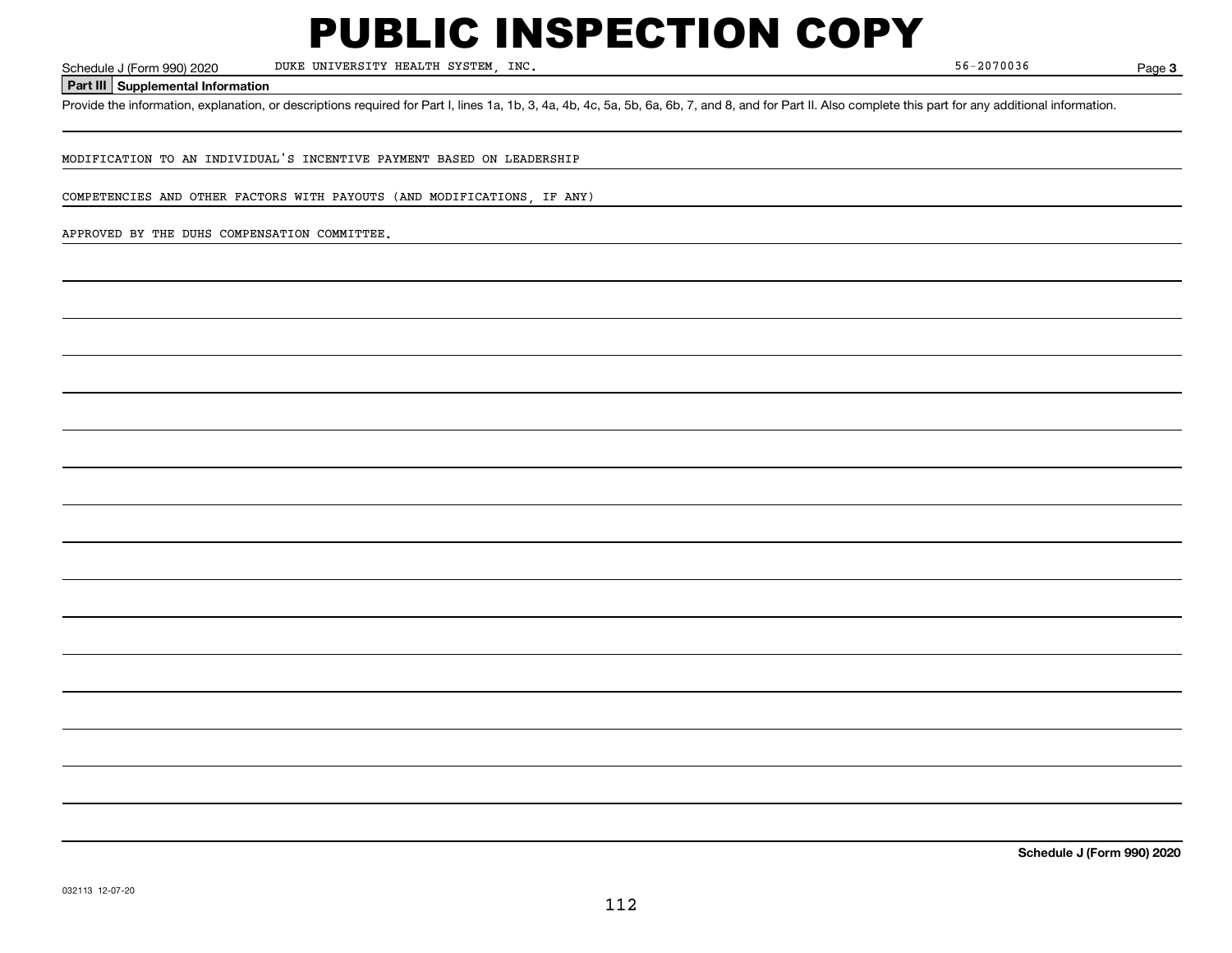# PUBLIC INSPECTION COPY

Schedule J (Form 990) 2020 DUKE UNIVERSITY HEALTH SYSTEM, INC. 56-2070036 Page **3**

**Part III Supplemental Information**

Provide the information, explanation, or descriptions required for Part I, lines 1a, 1b, 3, 4a, 4b, 4c, 5a, 5b, 6a, 6b, 7, and 8, and for Part II. Also complete this part for any additional information.

MODIFICATION TO AN INDIVIDUAL'S INCENTIVE PAYMENT BASED ON LEADERSHIP

COMPETENCIES AND OTHER FACTORS WITH PAYOUTS (AND MODIFICATIONS, IF ANY)

APPROVED BY THE DUHS COMPENSATION COMMITTEE.

**Schedule J (Form 990) 2020**

032113 12-07-20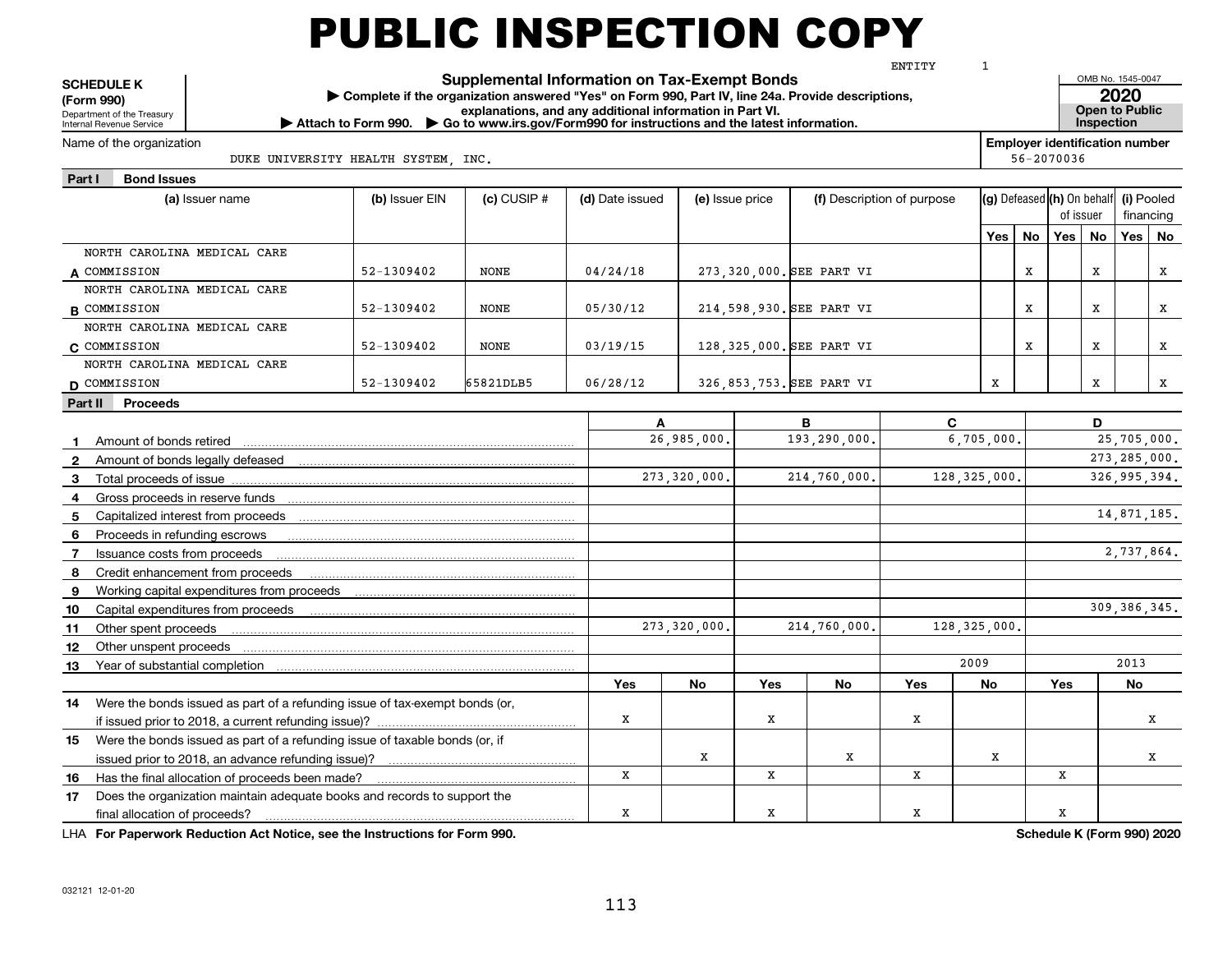# PUBLIC INSPECTION COPY

ENTITY 1

**SCHEDULE K (Form 990)**
Department of the Treasury
Internal Revenue Service

**Supplemental Information on Tax-Exempt Bonds**
▶ Complete if the organization answered "Yes" on Form 990, Part IV, line 24a. Provide descriptions, explanations, and any additional information in Part VI.
▶ Attach to Form 990. ▶ Go to www.irs.gov/Form990 for instructions and the latest information.

OMB No. 1545-0047
**2020**
**Open to Public Inspection**

Name of the organization: DUKE UNIVERSITY HEALTH SYSTEM, INC.

**Employer identification number** 56-2070036

## Part I Bond Issues

| | (a) Issuer name | (b) Issuer EIN | (c) CUSIP # | (d) Date issued | (e) Issue price | (f) Description of purpose | (g) Defeased Yes | (g) Defeased No | (h) On behalf of issuer Yes | (h) On behalf of issuer No | (i) Pooled financing Yes | (i) Pooled financing No |
|---|---|---|---|---|---|---|---|---|---|---|---|---|
| A | NORTH CAROLINA MEDICAL CARE COMMISSION | 52-1309402 | NONE | 04/24/18 | 273,320,000. | SEE PART VI | | X | | X | | X |
| B | NORTH CAROLINA MEDICAL CARE COMMISSION | 52-1309402 | NONE | 05/30/12 | 214,598,930. | SEE PART VI | | X | | X | | X |
| C | NORTH CAROLINA MEDICAL CARE COMMISSION | 52-1309402 | NONE | 03/19/15 | 128,325,000. | SEE PART VI | | X | | X | | X |
| D | NORTH CAROLINA MEDICAL CARE COMMISSION | 52-1309402 | 65821DLB5 | 06/28/12 | 326,853,753. | SEE PART VI | X | | | X | | X |

## Part II Proceeds

| | | A | B | C | D |
|---|---|---|---|---|---|
| 1 | Amount of bonds retired | 26,985,000. | 193,290,000. | 6,705,000. | 25,705,000. |
| 2 | Amount of bonds legally defeased | | | | 273,285,000. |
| 3 | Total proceeds of issue | 273,320,000. | 214,760,000. | 128,325,000. | 326,995,394. |
| 4 | Gross proceeds in reserve funds | | | | |
| 5 | Capitalized interest from proceeds | | | | 14,871,185. |
| 6 | Proceeds in refunding escrows | | | | |
| 7 | Issuance costs from proceeds | | | | 2,737,864. |
| 8 | Credit enhancement from proceeds | | | | |
| 9 | Working capital expenditures from proceeds | | | | |
| 10 | Capital expenditures from proceeds | | | | 309,386,345. |
| 11 | Other spent proceeds | 273,320,000. | 214,760,000. | 128,325,000. | |
| 12 | Other unspent proceeds | | | | |
| 13 | Year of substantial completion | | | 2009 | 2013 |

| | | A Yes | A No | B Yes | B No | C Yes | C No | D Yes | D No |
|---|---|---|---|---|---|---|---|---|---|
| 14 | Were the bonds issued as part of a refunding issue of tax-exempt bonds (or, if issued prior to 2018, a current refunding issue)? | X | | X | | X | | | X |
| 15 | Were the bonds issued as part of a refunding issue of taxable bonds (or, if issued prior to 2018, an advance refunding issue)? | | X | | X | | X | | X |
| 16 | Has the final allocation of proceeds been made? | X | | X | | X | | X | |
| 17 | Does the organization maintain adequate books and records to support the final allocation of proceeds? | X | | X | | X | | X | |

LHA **For Paperwork Reduction Act Notice, see the Instructions for Form 990.** **Schedule K (Form 990) 2020**

032121 12-01-20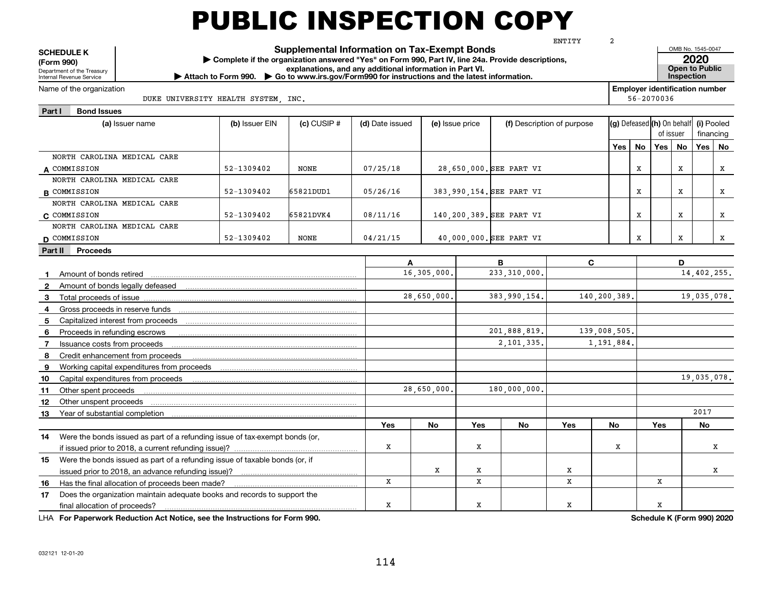# PUBLIC INSPECTION COPY

ENTITY 2

**SCHEDULE K (Form 990)**
Department of the Treasury
Internal Revenue Service

## Supplemental Information on Tax-Exempt Bonds

▶ Complete if the organization answered "Yes" on Form 990, Part IV, line 24a. Provide descriptions, explanations, and any additional information in Part VI.
▶ Attach to Form 990. ▶ Go to www.irs.gov/Form990 for instructions and the latest information.

OMB No. 1545-0047
**2020**
**Open to Public Inspection**

Name of the organization: DUKE UNIVERSITY HEALTH SYSTEM, INC.

**Employer identification number:** 56-2070036

### Part I Bond Issues

| | (a) Issuer name | (b) Issuer EIN | (c) CUSIP # | (d) Date issued | (e) Issue price | (f) Description of purpose | (g) Defeased Yes | (g) Defeased No | (h) On behalf of issuer Yes | (h) On behalf of issuer No | (i) Pooled financing Yes | (i) Pooled financing No |
|---|---|---|---|---|---|---|---|---|---|---|---|---|
| A | NORTH CAROLINA MEDICAL CARE COMMISSION | 52-1309402 | NONE | 07/25/18 | 28,650,000. | SEE PART VI | | X | | X | | X |
| B | NORTH CAROLINA MEDICAL CARE COMMISSION | 52-1309402 | 65821DUD1 | 05/26/16 | 383,990,154. | SEE PART VI | | X | | X | | X |
| C | NORTH CAROLINA MEDICAL CARE COMMISSION | 52-1309402 | 65821DVK4 | 08/11/16 | 140,200,389. | SEE PART VI | | X | | X | | X |
| D | NORTH CAROLINA MEDICAL CARE COMMISSION | 52-1309402 | NONE | 04/21/15 | 40,000,000. | SEE PART VI | | X | | X | | X |

### Part II Proceeds

| | | A | B | C | D |
|---|---|---|---|---|---|
| 1 | Amount of bonds retired | 16,305,000. | 233,310,000. | | 14,402,255. |
| 2 | Amount of bonds legally defeased | | | | |
| 3 | Total proceeds of issue | 28,650,000. | 383,990,154. | 140,200,389. | 19,035,078. |
| 4 | Gross proceeds in reserve funds | | | | |
| 5 | Capitalized interest from proceeds | | | | |
| 6 | Proceeds in refunding escrows | | 201,888,819. | 139,008,505. | |
| 7 | Issuance costs from proceeds | | 2,101,335. | 1,191,884. | |
| 8 | Credit enhancement from proceeds | | | | |
| 9 | Working capital expenditures from proceeds | | | | |
| 10 | Capital expenditures from proceeds | | | | 19,035,078. |
| 11 | Other spent proceeds | 28,650,000. | 180,000,000. | | |
| 12 | Other unspent proceeds | | | | |
| 13 | Year of substantial completion | | | | 2017 |

| | | A Yes | A No | B Yes | B No | C Yes | C No | D Yes | D No |
|---|---|---|---|---|---|---|---|---|---|
| 14 | Were the bonds issued as part of a refunding issue of tax-exempt bonds (or, if issued prior to 2018, a current refunding issue)? | X | | X | | | X | | X |
| 15 | Were the bonds issued as part of a refunding issue of taxable bonds (or, if issued prior to 2018, an advance refunding issue)? | | X | X | | X | | | X |
| 16 | Has the final allocation of proceeds been made? | X | | X | | X | | X | |
| 17 | Does the organization maintain adequate books and records to support the final allocation of proceeds? | X | | X | | X | | X | |

LHA **For Paperwork Reduction Act Notice, see the Instructions for Form 990.** **Schedule K (Form 990) 2020**

032121 12-01-20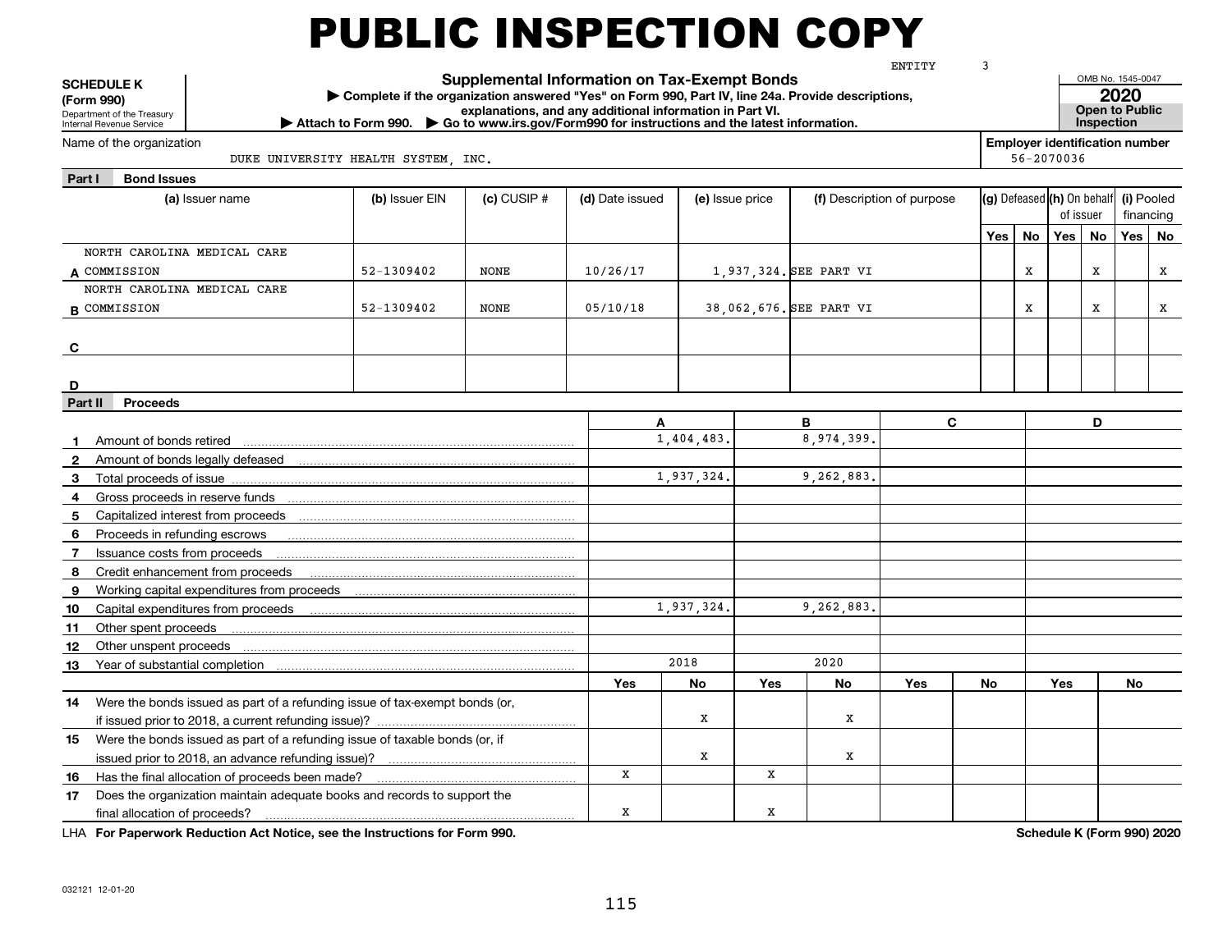# PUBLIC INSPECTION COPY

ENTITY 3

**SCHEDULE K (Form 990)**
Department of the Treasury
Internal Revenue Service

**Supplemental Information on Tax-Exempt Bonds**

▶ Complete if the organization answered "Yes" on Form 990, Part IV, line 24a. Provide descriptions, explanations, and any additional information in Part VI.

▶ Attach to Form 990. ▶ Go to www.irs.gov/Form990 for instructions and the latest information.

OMB No. 1545-0047
**2020**
**Open to Public Inspection**

Name of the organization: DUKE UNIVERSITY HEALTH SYSTEM, INC.

**Employer identification number** 56-2070036

## Part I Bond Issues

| | (a) Issuer name | (b) Issuer EIN | (c) CUSIP # | (d) Date issued | (e) Issue price | (f) Description of purpose | (g) Defeased Yes | (g) Defeased No | (h) On behalf of issuer Yes | (h) On behalf of issuer No | (i) Pooled financing Yes | (i) Pooled financing No |
|---|---|---|---|---|---|---|---|---|---|---|---|---|
| A | NORTH CAROLINA MEDICAL CARE COMMISSION | 52-1309402 | NONE | 10/26/17 | 1,937,324. | SEE PART VI | | X | | X | | X |
| B | NORTH CAROLINA MEDICAL CARE COMMISSION | 52-1309402 | NONE | 05/10/18 | 38,062,676. | SEE PART VI | | X | | X | | X |
| C | | | | | | | | | | | | |
| D | | | | | | | | | | | | |

## Part II Proceeds

| | | A | | B | | C | | D | |
|---|---|---|---|---|---|---|---|---|---|
| 1 | Amount of bonds retired | 1,404,483. | | 8,974,399. | | | | | |
| 2 | Amount of bonds legally defeased | | | | | | | | |
| 3 | Total proceeds of issue | 1,937,324. | | 9,262,883. | | | | | |
| 4 | Gross proceeds in reserve funds | | | | | | | | |
| 5 | Capitalized interest from proceeds | | | | | | | | |
| 6 | Proceeds in refunding escrows | | | | | | | | |
| 7 | Issuance costs from proceeds | | | | | | | | |
| 8 | Credit enhancement from proceeds | | | | | | | | |
| 9 | Working capital expenditures from proceeds | | | | | | | | |
| 10 | Capital expenditures from proceeds | 1,937,324. | | 9,262,883. | | | | | |
| 11 | Other spent proceeds | | | | | | | | |
| 12 | Other unspent proceeds | | | | | | | | |
| 13 | Year of substantial completion | 2018 | | 2020 | | | | | |
| | | Yes | No | Yes | No | Yes | No | Yes | No |
| 14 | Were the bonds issued as part of a refunding issue of tax-exempt bonds (or, if issued prior to 2018, a current refunding issue)? | | X | | X | | | | |
| 15 | Were the bonds issued as part of a refunding issue of taxable bonds (or, if issued prior to 2018, an advance refunding issue)? | | X | | X | | | | |
| 16 | Has the final allocation of proceeds been made? | X | | X | | | | | |
| 17 | Does the organization maintain adequate books and records to support the final allocation of proceeds? | X | | X | | | | | |

LHA **For Paperwork Reduction Act Notice, see the Instructions for Form 990.** **Schedule K (Form 990) 2020**

032121 12-01-20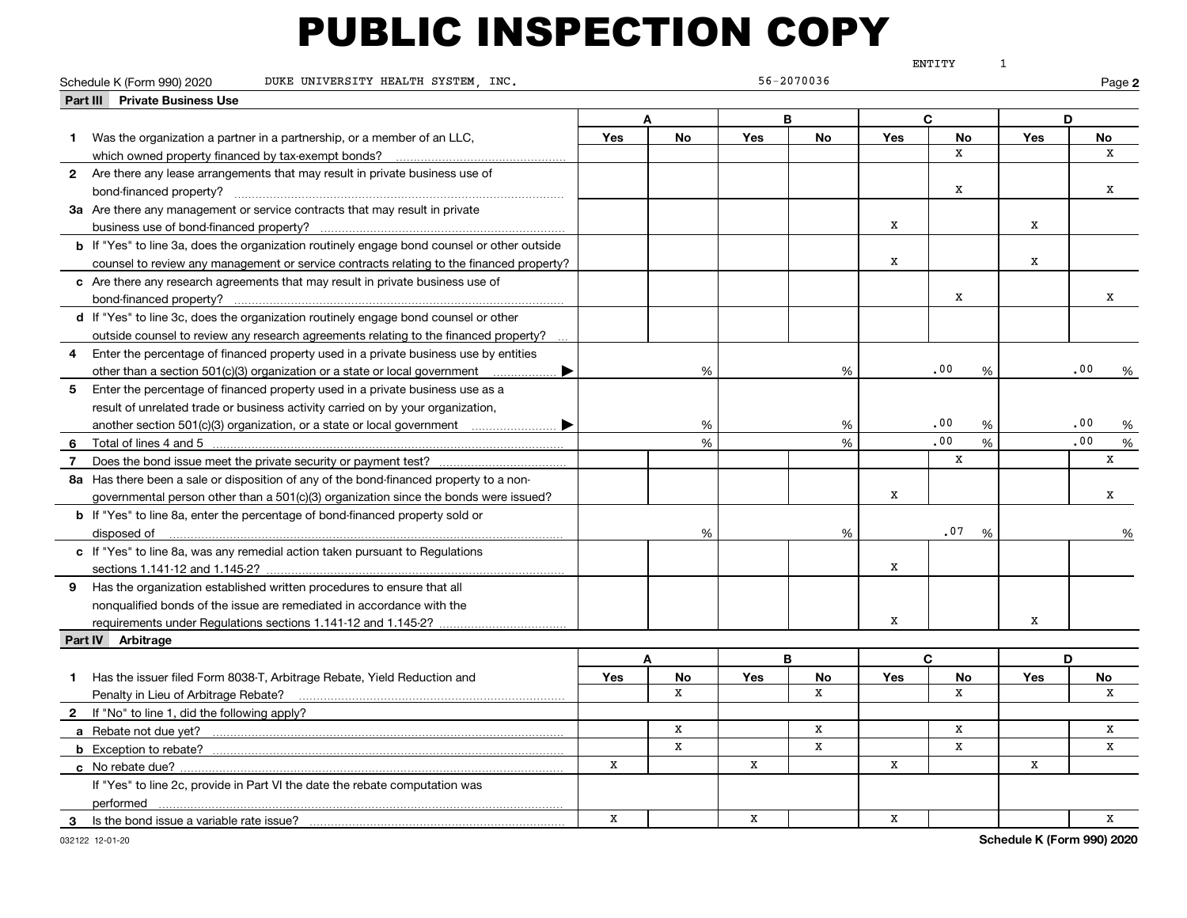# PUBLIC INSPECTION COPY

ENTITY 1

Schedule K (Form 990) 2020 DUKE UNIVERSITY HEALTH SYSTEM, INC. 56-2070036 Page **2**

**Part III Private Business Use**

| | A | | B | | C | | D | |
|---|---|---|---|---|---|---|---|---|
| | Yes | No | Yes | No | Yes | No | Yes | No |
| **1** Was the organization a partner in a partnership, or a member of an LLC, which owned property financed by tax-exempt bonds? | | | | | | X | | X |
| **2** Are there any lease arrangements that may result in private business use of bond-financed property? | | | | | | X | | X |
| **3a** Are there any management or service contracts that may result in private business use of bond-financed property? | | | | | X | | X | |
| **b** If "Yes" to line 3a, does the organization routinely engage bond counsel or other outside counsel to review any management or service contracts relating to the financed property? | | | | | X | | X | |
| **c** Are there any research agreements that may result in private business use of bond-financed property? | | | | | | X | | X |
| **d** If "Yes" to line 3c, does the organization routinely engage bond counsel or other outside counsel to review any research agreements relating to the financed property? | | | | | | | | |
| **4** Enter the percentage of financed property used in a private business use by entities other than a section 501(c)(3) organization or a state or local government ▶ | | % | | % | | .00 % | | .00 % |
| **5** Enter the percentage of financed property used in a private business use as a result of unrelated trade or business activity carried on by your organization, another section 501(c)(3) organization, or a state or local government ▶ | | % | | % | | .00 % | | .00 % |
| **6** Total of lines 4 and 5 | | % | | % | | .00 % | | .00 % |
| **7** Does the bond issue meet the private security or payment test? | | | | | | X | | X |
| **8a** Has there been a sale or disposition of any of the bond-financed property to a nongovernmental person other than a 501(c)(3) organization since the bonds were issued? | | | | | X | | | X |
| **b** If "Yes" to line 8a, enter the percentage of bond-financed property sold or disposed of | | % | | % | | .07 % | | % |
| **c** If "Yes" to line 8a, was any remedial action taken pursuant to Regulations sections 1.141-12 and 1.145-2? | | | | | X | | | |
| **9** Has the organization established written procedures to ensure that all nonqualified bonds of the issue are remediated in accordance with the requirements under Regulations sections 1.141-12 and 1.145-2? | | | | | X | | X | |

**Part IV Arbitrage**

| | A | | B | | C | | D | |
|---|---|---|---|---|---|---|---|---|
| | Yes | No | Yes | No | Yes | No | Yes | No |
| **1** Has the issuer filed Form 8038-T, Arbitrage Rebate, Yield Reduction and Penalty in Lieu of Arbitrage Rebate? | | X | | X | | X | | X |
| **2** If "No" to line 1, did the following apply? | | | | | | | | |
| **a** Rebate not due yet? | | X | | X | | X | | X |
| **b** Exception to rebate? | | X | | X | | X | | X |
| **c** No rebate due? | X | | X | | X | | X | |
| If "Yes" to line 2c, provide in Part VI the date the rebate computation was performed | | | | | | | | |
| **3** Is the bond issue a variable rate issue? | X | | X | | X | | | X |

032122 12-01-20 **Schedule K (Form 990) 2020**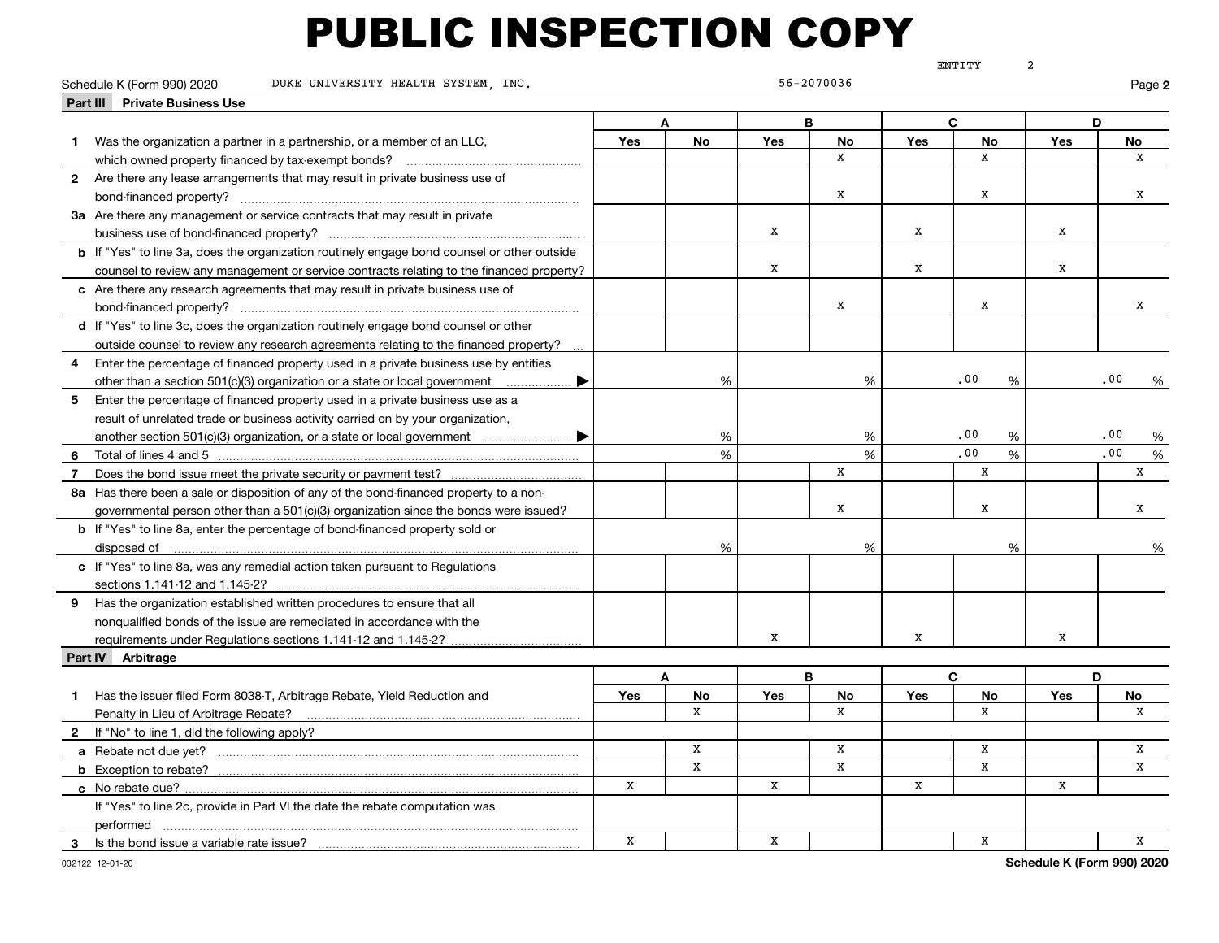# PUBLIC INSPECTION COPY

ENTITY 2

Schedule K (Form 990) 2020 DUKE UNIVERSITY HEALTH SYSTEM, INC. 56-2070036 Page **2**

**Part III Private Business Use**

| | A | | B | | C | | D | |
|---|---|---|---|---|---|---|---|---|
| | Yes | No | Yes | No | Yes | No | Yes | No |
| **1** Was the organization a partner in a partnership, or a member of an LLC, which owned property financed by tax-exempt bonds? | | | | X | | X | | X |
| **2** Are there any lease arrangements that may result in private business use of bond-financed property? | | | | X | | X | | X |
| **3a** Are there any management or service contracts that may result in private business use of bond-financed property? | | | X | | X | | X | |
| **b** If "Yes" to line 3a, does the organization routinely engage bond counsel or other outside counsel to review any management or service contracts relating to the financed property? | | | X | | X | | X | |
| **c** Are there any research agreements that may result in private business use of bond-financed property? | | | | X | | X | | X |
| **d** If "Yes" to line 3c, does the organization routinely engage bond counsel or other outside counsel to review any research agreements relating to the financed property? | | | | | | | | |
| **4** Enter the percentage of financed property used in a private business use by entities other than a section 501(c)(3) organization or a state or local government ▶ | | % | | % | | .00 % | | .00 % |
| **5** Enter the percentage of financed property used in a private business use as a result of unrelated trade or business activity carried on by your organization, another section 501(c)(3) organization, or a state or local government ▶ | | % | | % | | .00 % | | .00 % |
| **6** Total of lines 4 and 5 | | % | | % | | .00 % | | .00 % |
| **7** Does the bond issue meet the private security or payment test? | | | | X | | X | | X |
| **8a** Has there been a sale or disposition of any of the bond-financed property to a nongovernmental person other than a 501(c)(3) organization since the bonds were issued? | | | | X | | X | | X |
| **b** If "Yes" to line 8a, enter the percentage of bond-financed property sold or disposed of | | % | | % | | % | | % |
| **c** If "Yes" to line 8a, was any remedial action taken pursuant to Regulations sections 1.141-12 and 1.145-2? | | | | | | | | |
| **9** Has the organization established written procedures to ensure that all nonqualified bonds of the issue are remediated in accordance with the requirements under Regulations sections 1.141-12 and 1.145-2? | | | X | | X | | X | |

**Part IV Arbitrage**

| | A | | B | | C | | D | |
|---|---|---|---|---|---|---|---|---|
| | Yes | No | Yes | No | Yes | No | Yes | No |
| **1** Has the issuer filed Form 8038-T, Arbitrage Rebate, Yield Reduction and Penalty in Lieu of Arbitrage Rebate? | | X | | X | | X | | X |
| **2** If "No" to line 1, did the following apply? | | | | | | | | |
| **a** Rebate not due yet? | | X | | X | | X | | X |
| **b** Exception to rebate? | | X | | X | | X | | X |
| **c** No rebate due? | X | | X | | X | | X | |
| If "Yes" to line 2c, provide in Part VI the date the rebate computation was performed | | | | | | | | |
| **3** Is the bond issue a variable rate issue? | X | | X | | | X | | X |

032122 12-01-20 **Schedule K (Form 990) 2020**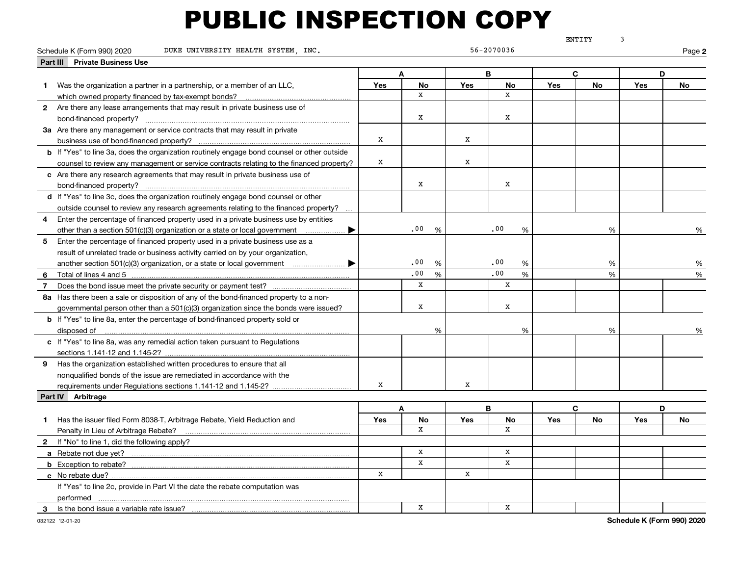# PUBLIC INSPECTION COPY

ENTITY 3

Schedule K (Form 990) 2020 DUKE UNIVERSITY HEALTH SYSTEM, INC. 56-2070036 Page **2**

## Part III Private Business Use

| | A Yes | A No | B Yes | B No | C Yes | C No | D Yes | D No |
|---|---|---|---|---|---|---|---|---|
| **1** Was the organization a partner in a partnership, or a member of an LLC, which owned property financed by tax-exempt bonds? | | X | | X | | | | |
| **2** Are there any lease arrangements that may result in private business use of bond-financed property? | | X | | X | | | | |
| **3a** Are there any management or service contracts that may result in private business use of bond-financed property? | X | | X | | | | | |
| **b** If "Yes" to line 3a, does the organization routinely engage bond counsel or other outside counsel to review any management or service contracts relating to the financed property? | X | | X | | | | | |
| **c** Are there any research agreements that may result in private business use of bond-financed property? | | X | | X | | | | |
| **d** If "Yes" to line 3c, does the organization routinely engage bond counsel or other outside counsel to review any research agreements relating to the financed property? | | | | | | | | |
| **4** Enter the percentage of financed property used in a private business use by entities other than a section 501(c)(3) organization or a state or local government ▶ | .00 % | | .00 % | | % | | % | |
| **5** Enter the percentage of financed property used in a private business use as a result of unrelated trade or business activity carried on by your organization, another section 501(c)(3) organization, or a state or local government ▶ | .00 % | | .00 % | | % | | % | |
| **6** Total of lines 4 and 5 | .00 % | | .00 % | | % | | % | |
| **7** Does the bond issue meet the private security or payment test? | | X | | X | | | | |
| **8a** Has there been a sale or disposition of any of the bond-financed property to a nongovernmental person other than a 501(c)(3) organization since the bonds were issued? | | X | | X | | | | |
| **b** If "Yes" to line 8a, enter the percentage of bond-financed property sold or disposed of | % | | % | | % | | % | |
| **c** If "Yes" to line 8a, was any remedial action taken pursuant to Regulations sections 1.141-12 and 1.145-2? | | | | | | | | |
| **9** Has the organization established written procedures to ensure that all nonqualified bonds of the issue are remediated in accordance with the requirements under Regulations sections 1.141-12 and 1.145-2? | X | | X | | | | | |

## Part IV Arbitrage

| | A Yes | A No | B Yes | B No | C Yes | C No | D Yes | D No |
|---|---|---|---|---|---|---|---|---|
| **1** Has the issuer filed Form 8038-T, Arbitrage Rebate, Yield Reduction and Penalty in Lieu of Arbitrage Rebate? | | X | | X | | | | |
| **2** If "No" to line 1, did the following apply? | | | | | | | | |
| **a** Rebate not due yet? | | X | | X | | | | |
| **b** Exception to rebate? | | X | | X | | | | |
| **c** No rebate due? | X | | X | | | | | |
| If "Yes" to line 2c, provide in Part VI the date the rebate computation was performed | | | | | | | | |
| **3** Is the bond issue a variable rate issue? | | X | | X | | | | |

032122 12-01-20 **Schedule K (Form 990) 2020**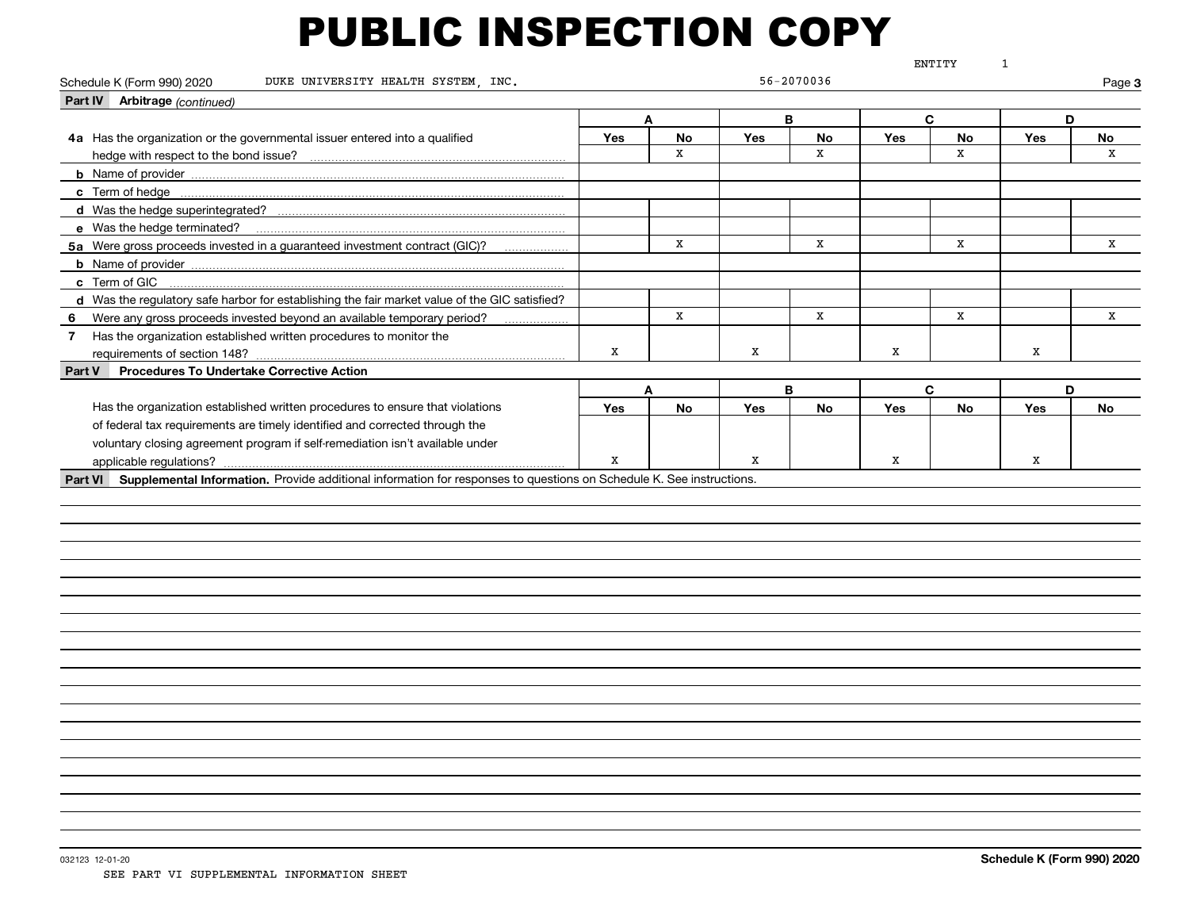# PUBLIC INSPECTION COPY

ENTITY 1

Schedule K (Form 990) 2020 DUKE UNIVERSITY HEALTH SYSTEM, INC. 56-2070036 Page **3**

**Part IV Arbitrage** *(continued)*

| | A | | B | | C | | D | |
|---|---|---|---|---|---|---|---|---|
| | Yes | No | Yes | No | Yes | No | Yes | No |
| **4a** Has the organization or the governmental issuer entered into a qualified hedge with respect to the bond issue? | | X | | X | | X | | X |
| **b** Name of provider | | | | | | | | |
| **c** Term of hedge | | | | | | | | |
| **d** Was the hedge superintegrated? | | | | | | | | |
| **e** Was the hedge terminated? | | | | | | | | |
| **5a** Were gross proceeds invested in a guaranteed investment contract (GIC)? | | X | | X | | X | | X |
| **b** Name of provider | | | | | | | | |
| **c** Term of GIC | | | | | | | | |
| **d** Was the regulatory safe harbor for establishing the fair market value of the GIC satisfied? | | | | | | | | |
| **6** Were any gross proceeds invested beyond an available temporary period? | | X | | X | | X | | X |
| **7** Has the organization established written procedures to monitor the requirements of section 148? | X | | X | | X | | X | |

**Part V Procedures To Undertake Corrective Action**

| | A | | B | | C | | D | |
|---|---|---|---|---|---|---|---|---|
| | Yes | No | Yes | No | Yes | No | Yes | No |
| Has the organization established written procedures to ensure that violations of federal tax requirements are timely identified and corrected through the voluntary closing agreement program if self-remediation isn't available under applicable regulations? | X | | X | | X | | X | |

**Part VI Supplemental Information.** Provide additional information for responses to questions on Schedule K. See instructions.

032123 12-01-20

**Schedule K (Form 990) 2020**

SEE PART VI SUPPLEMENTAL INFORMATION SHEET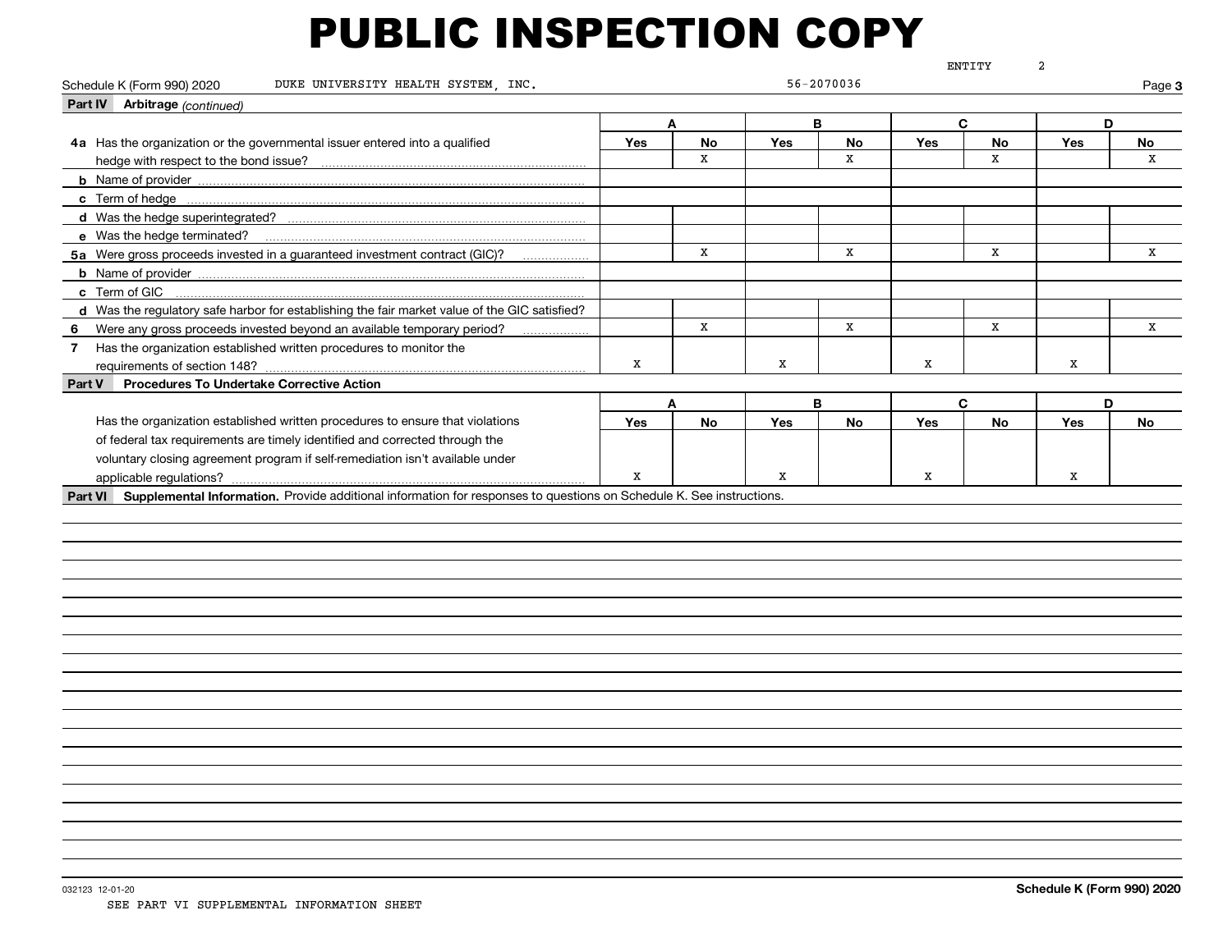# PUBLIC INSPECTION COPY

ENTITY 2

Schedule K (Form 990) 2020 DUKE UNIVERSITY HEALTH SYSTEM, INC. 56-2070036 Page 3

**Part IV Arbitrage** *(continued)*

| | A | | B | | C | | D | |
|---|---|---|---|---|---|---|---|---|
| | Yes | No | Yes | No | Yes | No | Yes | No |
| **4a** Has the organization or the governmental issuer entered into a qualified hedge with respect to the bond issue? | | X | | X | | X | | X |
| **b** Name of provider | | | | | | | | |
| **c** Term of hedge | | | | | | | | |
| **d** Was the hedge superintegrated? | | | | | | | | |
| **e** Was the hedge terminated? | | | | | | | | |
| **5a** Were gross proceeds invested in a guaranteed investment contract (GIC)? | | X | | X | | X | | X |
| **b** Name of provider | | | | | | | | |
| **c** Term of GIC | | | | | | | | |
| **d** Was the regulatory safe harbor for establishing the fair market value of the GIC satisfied? | | | | | | | | |
| **6** Were any gross proceeds invested beyond an available temporary period? | | X | | X | | X | | X |
| **7** Has the organization established written procedures to monitor the requirements of section 148? | X | | X | | X | | X | |

**Part V Procedures To Undertake Corrective Action**

| | A | | B | | C | | D | |
|---|---|---|---|---|---|---|---|---|
| | Yes | No | Yes | No | Yes | No | Yes | No |
| Has the organization established written procedures to ensure that violations of federal tax requirements are timely identified and corrected through the voluntary closing agreement program if self-remediation isn't available under applicable regulations? | X | | X | | X | | X | |

**Part VI Supplemental Information.** Provide additional information for responses to questions on Schedule K. See instructions.

032123 12-01-20 **Schedule K (Form 990) 2020**

SEE PART VI SUPPLEMENTAL INFORMATION SHEET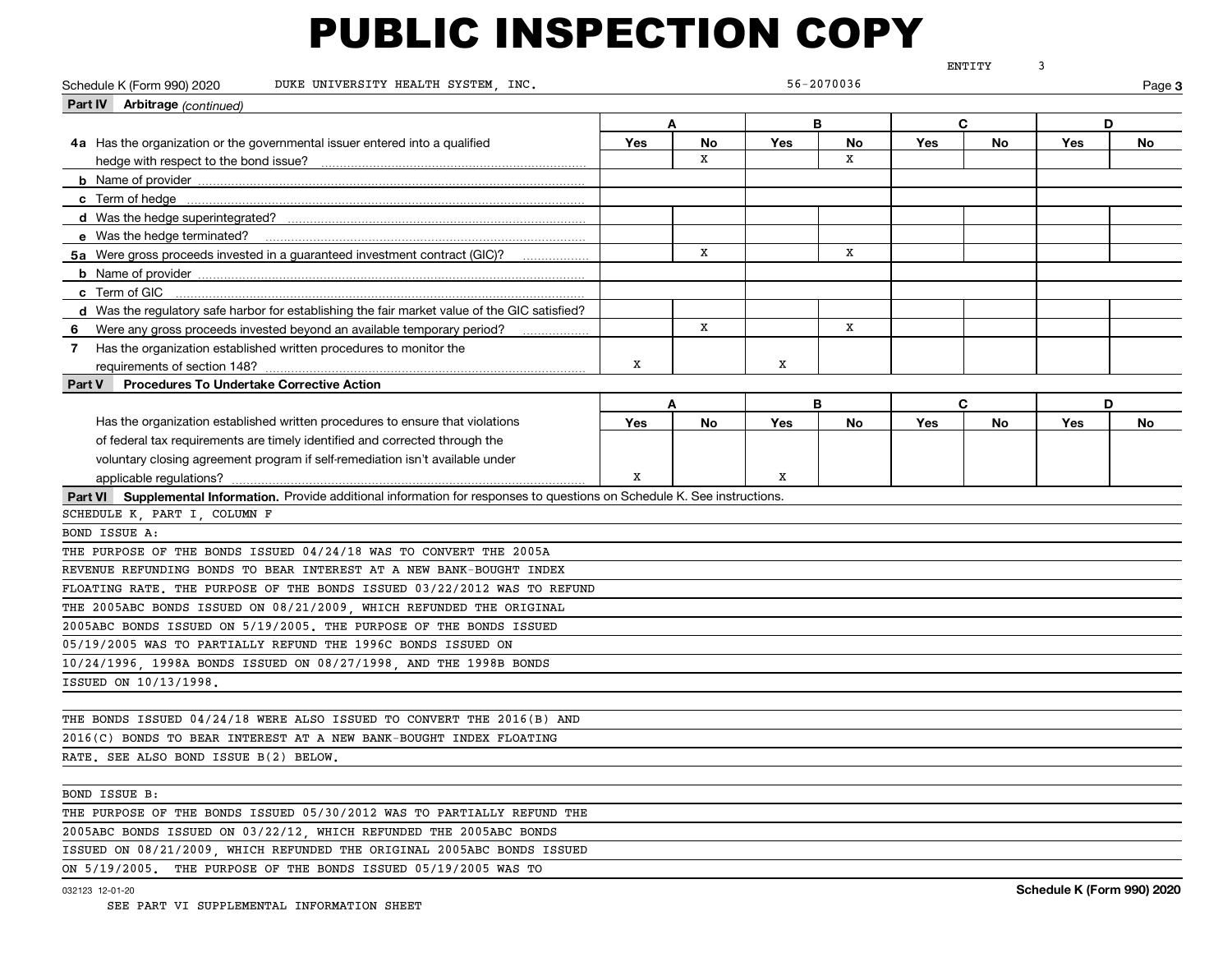# PUBLIC INSPECTION COPY

ENTITY 3

Schedule K (Form 990) 2020 DUKE UNIVERSITY HEALTH SYSTEM, INC. 56-2070036 Page **3**

**Part IV Arbitrage** *(continued)*

| | A | | B | | C | | D | |
|---|---|---|---|---|---|---|---|---|
| | Yes | No | Yes | No | Yes | No | Yes | No |
| **4a** Has the organization or the governmental issuer entered into a qualified hedge with respect to the bond issue? | | X | | X | | | | |
| **b** Name of provider | | | | | | | | |
| **c** Term of hedge | | | | | | | | |
| **d** Was the hedge superintegrated? | | | | | | | | |
| **e** Was the hedge terminated? | | | | | | | | |
| **5a** Were gross proceeds invested in a guaranteed investment contract (GIC)? | | X | | X | | | | |
| **b** Name of provider | | | | | | | | |
| **c** Term of GIC | | | | | | | | |
| **d** Was the regulatory safe harbor for establishing the fair market value of the GIC satisfied? | | | | | | | | |
| **6** Were any gross proceeds invested beyond an available temporary period? | | X | | X | | | | |
| **7** Has the organization established written procedures to monitor the requirements of section 148? | X | | X | | | | | |

**Part V Procedures To Undertake Corrective Action**

| | A | | B | | C | | D | |
|---|---|---|---|---|---|---|---|---|
| | Yes | No | Yes | No | Yes | No | Yes | No |
| Has the organization established written procedures to ensure that violations of federal tax requirements are timely identified and corrected through the voluntary closing agreement program if self-remediation isn't available under applicable regulations? | X | | X | | | | | |

**Part VI Supplemental Information.** Provide additional information for responses to questions on Schedule K. See instructions.

SCHEDULE K, PART I, COLUMN F

BOND ISSUE A:

THE PURPOSE OF THE BONDS ISSUED 04/24/18 WAS TO CONVERT THE 2005A REVENUE REFUNDING BONDS TO BEAR INTEREST AT A NEW BANK-BOUGHT INDEX FLOATING RATE. THE PURPOSE OF THE BONDS ISSUED 03/22/2012 WAS TO REFUND THE 2005ABC BONDS ISSUED ON 08/21/2009, WHICH REFUNDED THE ORIGINAL 2005ABC BONDS ISSUED ON 5/19/2005. THE PURPOSE OF THE BONDS ISSUED 05/19/2005 WAS TO PARTIALLY REFUND THE 1996C BONDS ISSUED ON 10/24/1996, 1998A BONDS ISSUED ON 08/27/1998, AND THE 1998B BONDS ISSUED ON 10/13/1998.

THE BONDS ISSUED 04/24/18 WERE ALSO ISSUED TO CONVERT THE 2016(B) AND 2016(C) BONDS TO BEAR INTEREST AT A NEW BANK-BOUGHT INDEX FLOATING RATE. SEE ALSO BOND ISSUE B(2) BELOW.

BOND ISSUE B:

THE PURPOSE OF THE BONDS ISSUED 05/30/2012 WAS TO PARTIALLY REFUND THE 2005ABC BONDS ISSUED ON 03/22/12, WHICH REFUNDED THE 2005ABC BONDS ISSUED ON 08/21/2009, WHICH REFUNDED THE ORIGINAL 2005ABC BONDS ISSUED ON 5/19/2005. THE PURPOSE OF THE BONDS ISSUED 05/19/2005 WAS TO

032123 12-01-20 **Schedule K (Form 990) 2020**

SEE PART VI SUPPLEMENTAL INFORMATION SHEET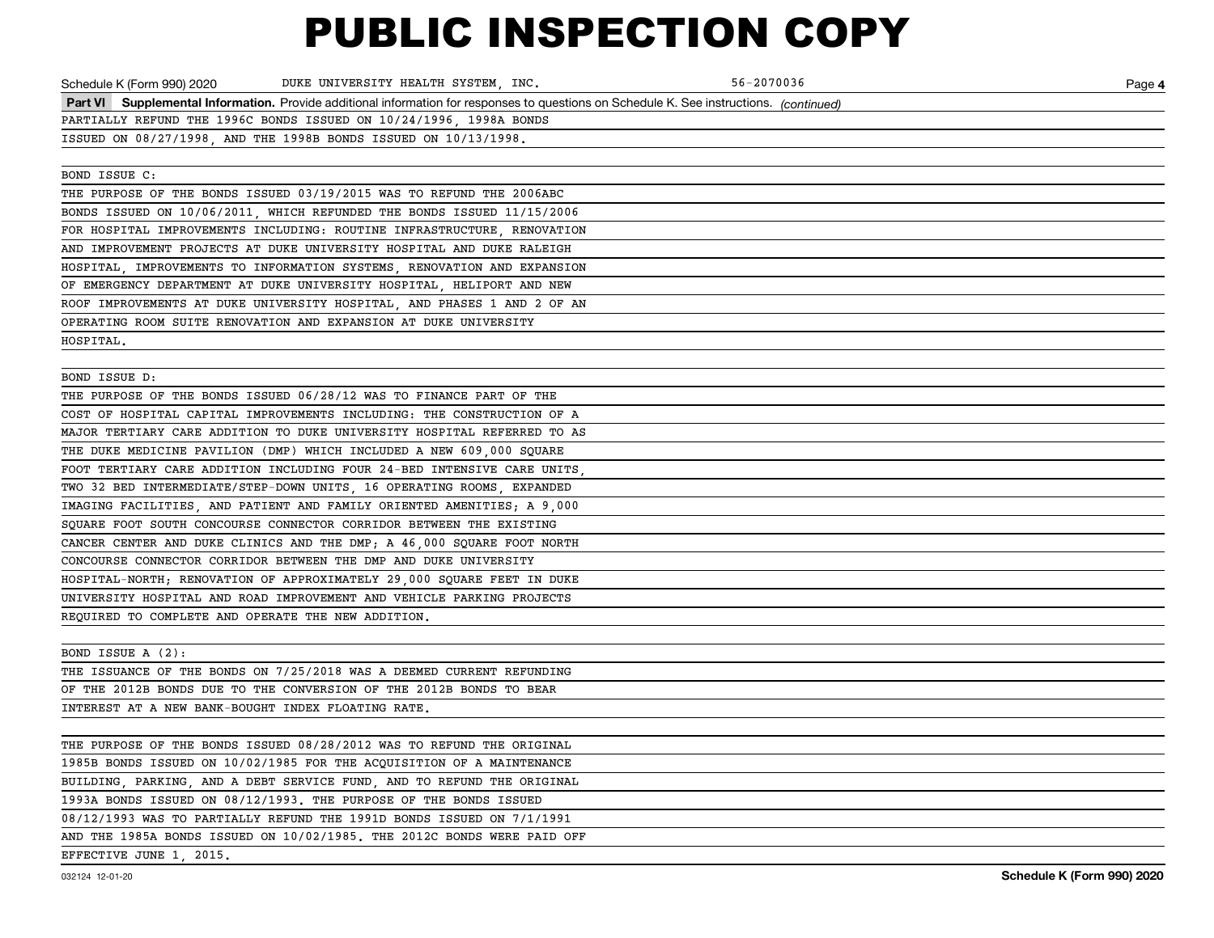# PUBLIC INSPECTION COPY

Schedule K (Form 990) 2020 DUKE UNIVERSITY HEALTH SYSTEM, INC. 56-2070036 Page **4**

**Part VI Supplemental Information.** Provide additional information for responses to questions on Schedule K. See instructions. *(continued)*

PARTIALLY REFUND THE 1996C BONDS ISSUED ON 10/24/1996, 1998A BONDS ISSUED ON 08/27/1998, AND THE 1998B BONDS ISSUED ON 10/13/1998.

BOND ISSUE C:

THE PURPOSE OF THE BONDS ISSUED 03/19/2015 WAS TO REFUND THE 2006ABC BONDS ISSUED ON 10/06/2011, WHICH REFUNDED THE BONDS ISSUED 11/15/2006 FOR HOSPITAL IMPROVEMENTS INCLUDING: ROUTINE INFRASTRUCTURE, RENOVATION AND IMPROVEMENT PROJECTS AT DUKE UNIVERSITY HOSPITAL AND DUKE RALEIGH HOSPITAL, IMPROVEMENTS TO INFORMATION SYSTEMS, RENOVATION AND EXPANSION OF EMERGENCY DEPARTMENT AT DUKE UNIVERSITY HOSPITAL, HELIPORT AND NEW ROOF IMPROVEMENTS AT DUKE UNIVERSITY HOSPITAL, AND PHASES 1 AND 2 OF AN OPERATING ROOM SUITE RENOVATION AND EXPANSION AT DUKE UNIVERSITY HOSPITAL.

BOND ISSUE D:

THE PURPOSE OF THE BONDS ISSUED 06/28/12 WAS TO FINANCE PART OF THE COST OF HOSPITAL CAPITAL IMPROVEMENTS INCLUDING: THE CONSTRUCTION OF A MAJOR TERTIARY CARE ADDITION TO DUKE UNIVERSITY HOSPITAL REFERRED TO AS THE DUKE MEDICINE PAVILION (DMP) WHICH INCLUDED A NEW 609,000 SQUARE FOOT TERTIARY CARE ADDITION INCLUDING FOUR 24-BED INTENSIVE CARE UNITS, TWO 32 BED INTERMEDIATE/STEP-DOWN UNITS, 16 OPERATING ROOMS, EXPANDED IMAGING FACILITIES, AND PATIENT AND FAMILY ORIENTED AMENITIES; A 9,000 SQUARE FOOT SOUTH CONCOURSE CONNECTOR CORRIDOR BETWEEN THE EXISTING CANCER CENTER AND DUKE CLINICS AND THE DMP; A 46,000 SQUARE FOOT NORTH CONCOURSE CONNECTOR CORRIDOR BETWEEN THE DMP AND DUKE UNIVERSITY HOSPITAL-NORTH; RENOVATION OF APPROXIMATELY 29,000 SQUARE FEET IN DUKE UNIVERSITY HOSPITAL AND ROAD IMPROVEMENT AND VEHICLE PARKING PROJECTS REQUIRED TO COMPLETE AND OPERATE THE NEW ADDITION.

BOND ISSUE A (2):

THE ISSUANCE OF THE BONDS ON 7/25/2018 WAS A DEEMED CURRENT REFUNDING OF THE 2012B BONDS DUE TO THE CONVERSION OF THE 2012B BONDS TO BEAR INTEREST AT A NEW BANK-BOUGHT INDEX FLOATING RATE.

THE PURPOSE OF THE BONDS ISSUED 08/28/2012 WAS TO REFUND THE ORIGINAL 1985B BONDS ISSUED ON 10/02/1985 FOR THE ACQUISITION OF A MAINTENANCE BUILDING, PARKING, AND A DEBT SERVICE FUND, AND TO REFUND THE ORIGINAL 1993A BONDS ISSUED ON 08/12/1993. THE PURPOSE OF THE BONDS ISSUED 08/12/1993 WAS TO PARTIALLY REFUND THE 1991D BONDS ISSUED ON 7/1/1991 AND THE 1985A BONDS ISSUED ON 10/02/1985. THE 2012C BONDS WERE PAID OFF EFFECTIVE JUNE 1, 2015.

032124 12-01-20 **Schedule K (Form 990) 2020**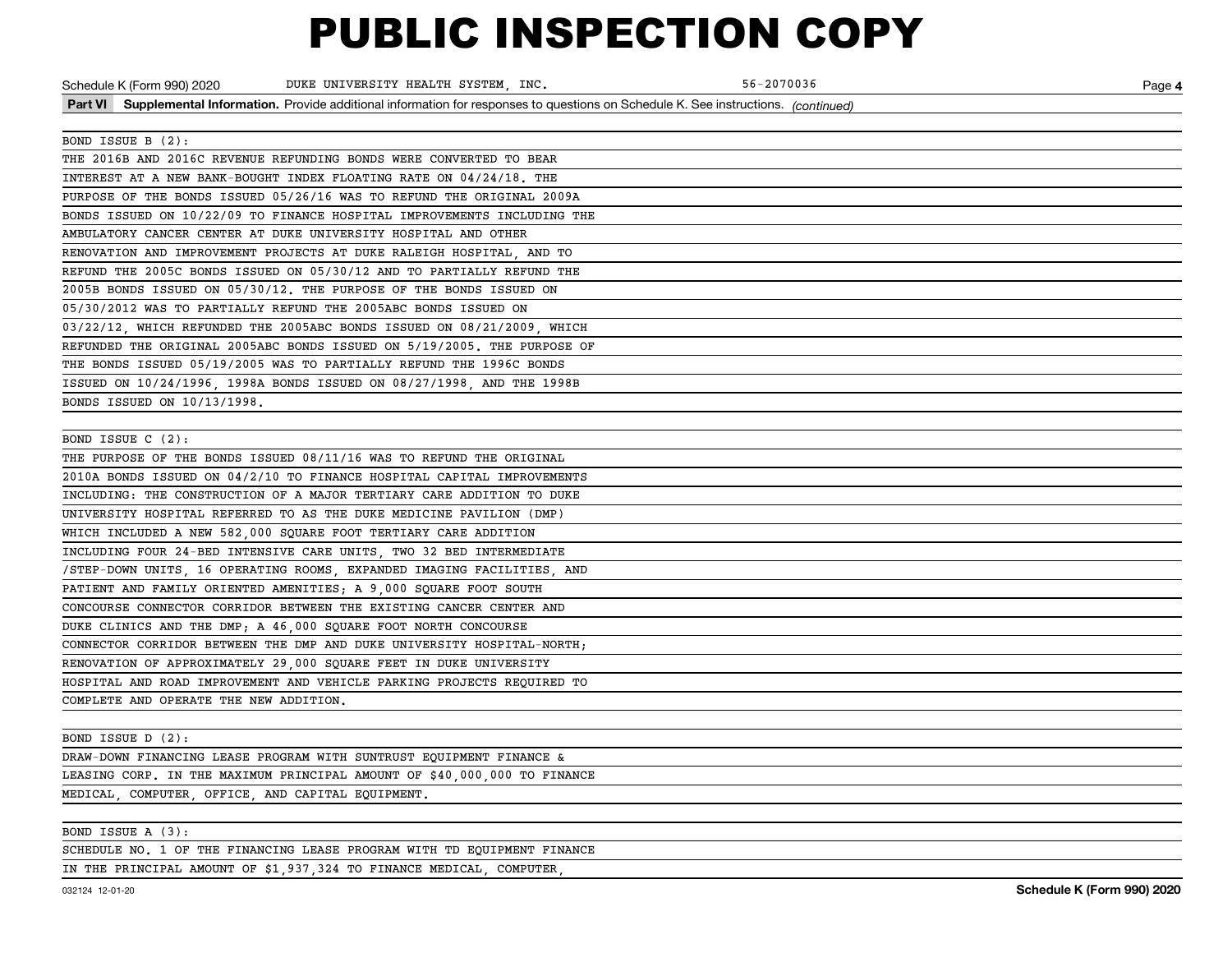# PUBLIC INSPECTION COPY

Schedule K (Form 990) 2020 DUKE UNIVERSITY HEALTH SYSTEM, INC. 56-2070036 Page **4**

**Part VI Supplemental Information.** Provide additional information for responses to questions on Schedule K. See instructions. *(continued)*

BOND ISSUE B (2):
THE 2016B AND 2016C REVENUE REFUNDING BONDS WERE CONVERTED TO BEAR INTEREST AT A NEW BANK-BOUGHT INDEX FLOATING RATE ON 04/24/18. THE PURPOSE OF THE BONDS ISSUED 05/26/16 WAS TO REFUND THE ORIGINAL 2009A BONDS ISSUED ON 10/22/09 TO FINANCE HOSPITAL IMPROVEMENTS INCLUDING THE AMBULATORY CANCER CENTER AT DUKE UNIVERSITY HOSPITAL AND OTHER RENOVATION AND IMPROVEMENT PROJECTS AT DUKE RALEIGH HOSPITAL, AND TO REFUND THE 2005C BONDS ISSUED ON 05/30/12 AND TO PARTIALLY REFUND THE 2005B BONDS ISSUED ON 05/30/12. THE PURPOSE OF THE BONDS ISSUED ON 05/30/2012 WAS TO PARTIALLY REFUND THE 2005ABC BONDS ISSUED ON 03/22/12, WHICH REFUNDED THE 2005ABC BONDS ISSUED ON 08/21/2009, WHICH REFUNDED THE ORIGINAL 2005ABC BONDS ISSUED ON 5/19/2005. THE PURPOSE OF THE BONDS ISSUED 05/19/2005 WAS TO PARTIALLY REFUND THE 1996C BONDS ISSUED ON 10/24/1996, 1998A BONDS ISSUED ON 08/27/1998, AND THE 1998B BONDS ISSUED ON 10/13/1998.

BOND ISSUE C (2):
THE PURPOSE OF THE BONDS ISSUED 08/11/16 WAS TO REFUND THE ORIGINAL 2010A BONDS ISSUED ON 04/2/10 TO FINANCE HOSPITAL CAPITAL IMPROVEMENTS INCLUDING: THE CONSTRUCTION OF A MAJOR TERTIARY CARE ADDITION TO DUKE UNIVERSITY HOSPITAL REFERRED TO AS THE DUKE MEDICINE PAVILION (DMP) WHICH INCLUDED A NEW 582,000 SQUARE FOOT TERTIARY CARE ADDITION INCLUDING FOUR 24-BED INTENSIVE CARE UNITS, TWO 32 BED INTERMEDIATE /STEP-DOWN UNITS, 16 OPERATING ROOMS, EXPANDED IMAGING FACILITIES, AND PATIENT AND FAMILY ORIENTED AMENITIES; A 9,000 SQUARE FOOT SOUTH CONCOURSE CONNECTOR CORRIDOR BETWEEN THE EXISTING CANCER CENTER AND DUKE CLINICS AND THE DMP; A 46,000 SQUARE FOOT NORTH CONCOURSE CONNECTOR CORRIDOR BETWEEN THE DMP AND DUKE UNIVERSITY HOSPITAL-NORTH; RENOVATION OF APPROXIMATELY 29,000 SQUARE FEET IN DUKE UNIVERSITY HOSPITAL AND ROAD IMPROVEMENT AND VEHICLE PARKING PROJECTS REQUIRED TO COMPLETE AND OPERATE THE NEW ADDITION.

BOND ISSUE D (2):
DRAW-DOWN FINANCING LEASE PROGRAM WITH SUNTRUST EQUIPMENT FINANCE & LEASING CORP. IN THE MAXIMUM PRINCIPAL AMOUNT OF $40,000,000 TO FINANCE MEDICAL, COMPUTER, OFFICE, AND CAPITAL EQUIPMENT.

BOND ISSUE A (3):
SCHEDULE NO. 1 OF THE FINANCING LEASE PROGRAM WITH TD EQUIPMENT FINANCE IN THE PRINCIPAL AMOUNT OF $1,937,324 TO FINANCE MEDICAL, COMPUTER,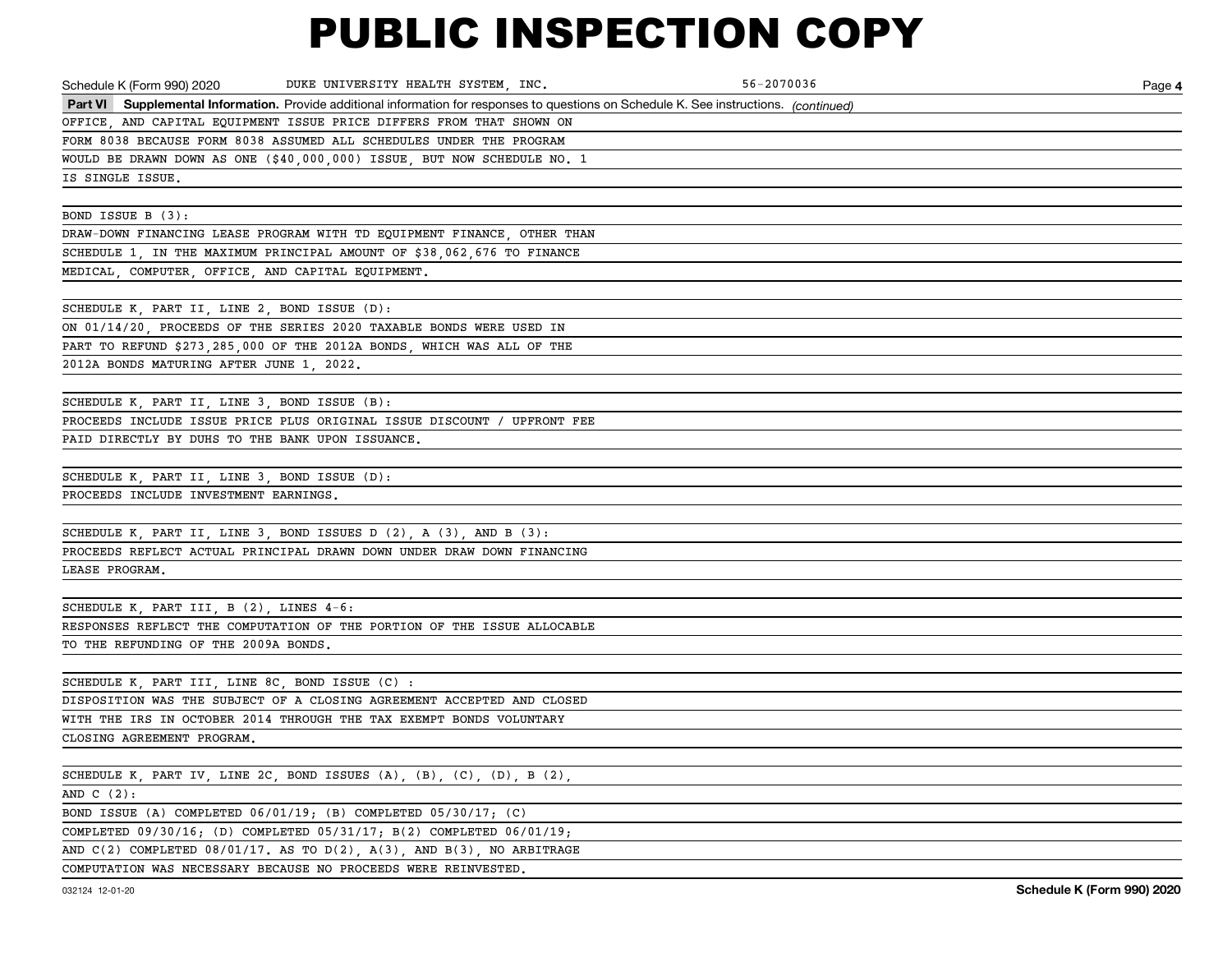# PUBLIC INSPECTION COPY

Schedule K (Form 990) 2020 DUKE UNIVERSITY HEALTH SYSTEM, INC. 56-2070036 Page **4**

**Part VI Supplemental Information.** Provide additional information for responses to questions on Schedule K. See instructions. *(continued)*

OFFICE, AND CAPITAL EQUIPMENT ISSUE PRICE DIFFERS FROM THAT SHOWN ON FORM 8038 BECAUSE FORM 8038 ASSUMED ALL SCHEDULES UNDER THE PROGRAM WOULD BE DRAWN DOWN AS ONE ($40,000,000) ISSUE, BUT NOW SCHEDULE NO. 1 IS SINGLE ISSUE.

BOND ISSUE B (3):

DRAW-DOWN FINANCING LEASE PROGRAM WITH TD EQUIPMENT FINANCE, OTHER THAN SCHEDULE 1, IN THE MAXIMUM PRINCIPAL AMOUNT OF $38,062,676 TO FINANCE MEDICAL, COMPUTER, OFFICE, AND CAPITAL EQUIPMENT.

SCHEDULE K, PART II, LINE 2, BOND ISSUE (D):

ON 01/14/20, PROCEEDS OF THE SERIES 2020 TAXABLE BONDS WERE USED IN PART TO REFUND $273,285,000 OF THE 2012A BONDS, WHICH WAS ALL OF THE 2012A BONDS MATURING AFTER JUNE 1, 2022.

SCHEDULE K, PART II, LINE 3, BOND ISSUE (B):

PROCEEDS INCLUDE ISSUE PRICE PLUS ORIGINAL ISSUE DISCOUNT / UPFRONT FEE PAID DIRECTLY BY DUHS TO THE BANK UPON ISSUANCE.

SCHEDULE K, PART II, LINE 3, BOND ISSUE (D):

PROCEEDS INCLUDE INVESTMENT EARNINGS.

SCHEDULE K, PART II, LINE 3, BOND ISSUES D (2), A (3), AND B (3):

PROCEEDS REFLECT ACTUAL PRINCIPAL DRAWN DOWN UNDER DRAW DOWN FINANCING LEASE PROGRAM.

SCHEDULE K, PART III, B (2), LINES 4-6:

RESPONSES REFLECT THE COMPUTATION OF THE PORTION OF THE ISSUE ALLOCABLE TO THE REFUNDING OF THE 2009A BONDS.

SCHEDULE K, PART III, LINE 8C, BOND ISSUE (C) :

DISPOSITION WAS THE SUBJECT OF A CLOSING AGREEMENT ACCEPTED AND CLOSED WITH THE IRS IN OCTOBER 2014 THROUGH THE TAX EXEMPT BONDS VOLUNTARY CLOSING AGREEMENT PROGRAM.

SCHEDULE K, PART IV, LINE 2C, BOND ISSUES (A), (B), (C), (D), B (2), AND C (2):

BOND ISSUE (A) COMPLETED 06/01/19; (B) COMPLETED 05/30/17; (C) COMPLETED 09/30/16; (D) COMPLETED 05/31/17; B(2) COMPLETED 06/01/19; AND C(2) COMPLETED 08/01/17. AS TO D(2), A(3), AND B(3), NO ARBITRAGE COMPUTATION WAS NECESSARY BECAUSE NO PROCEEDS WERE REINVESTED.

032124 12-01-20 **Schedule K (Form 990) 2020**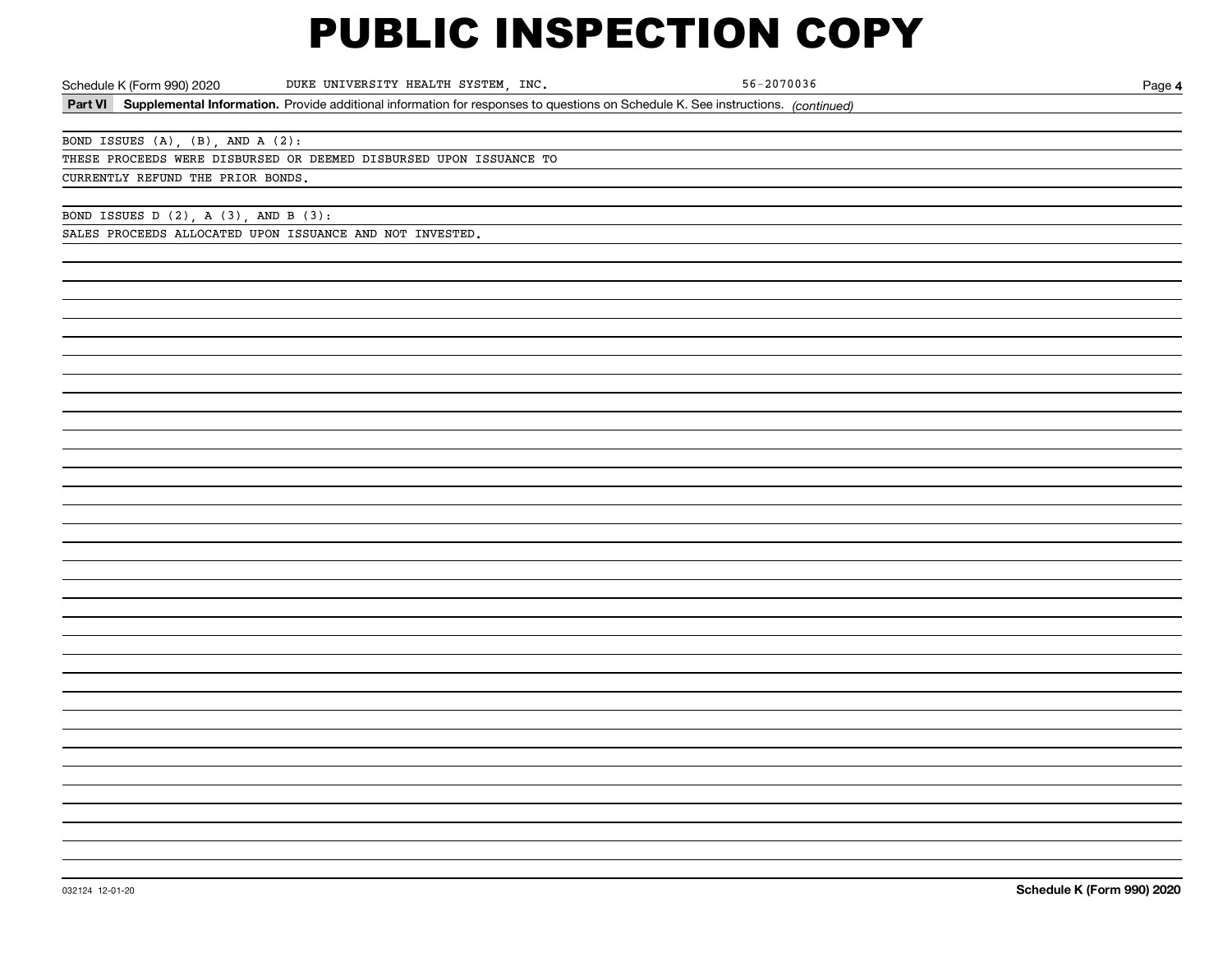# PUBLIC INSPECTION COPY

Schedule K (Form 990) 2020 DUKE UNIVERSITY HEALTH SYSTEM, INC. 56-2070036 Page **4**

**Part VI** **Supplemental Information.** Provide additional information for responses to questions on Schedule K. See instructions. *(continued)*

BOND ISSUES (A), (B), AND A (2):
THESE PROCEEDS WERE DISBURSED OR DEEMED DISBURSED UPON ISSUANCE TO
CURRENTLY REFUND THE PRIOR BONDS.

BOND ISSUES D (2), A (3), AND B (3):
SALES PROCEEDS ALLOCATED UPON ISSUANCE AND NOT INVESTED.

032124 12-01-20 **Schedule K (Form 990) 2020**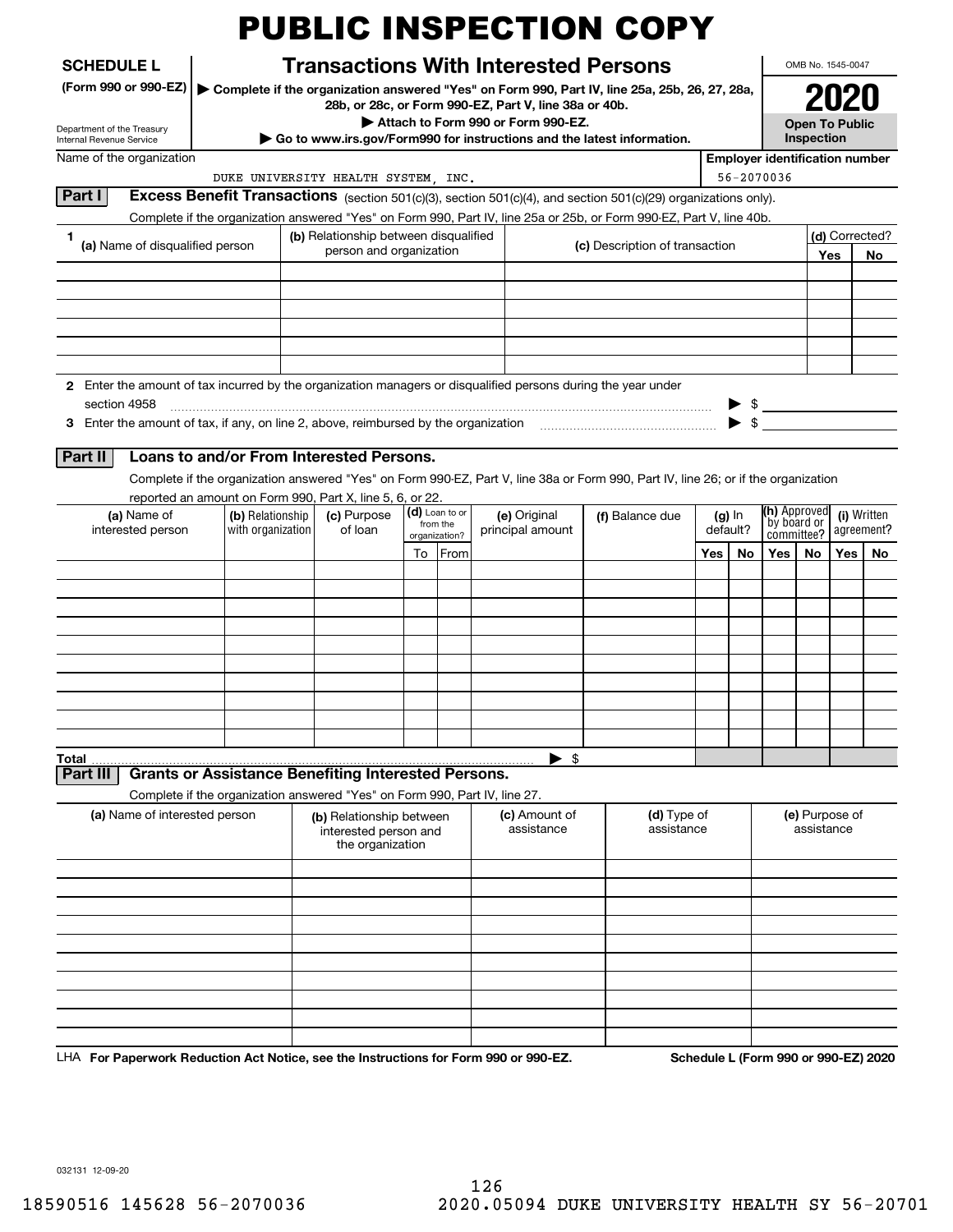# PUBLIC INSPECTION COPY

**SCHEDULE L**
**(Form 990 or 990-EZ)**

Department of the Treasury
Internal Revenue Service

## Transactions With Interested Persons

▶ **Complete if the organization answered "Yes" on Form 990, Part IV, line 25a, 25b, 26, 27, 28a, 28b, or 28c, or Form 990-EZ, Part V, line 38a or 40b.**
▶ **Attach to Form 990 or Form 990-EZ.**
▶ **Go to www.irs.gov/Form990 for instructions and the latest information.**

OMB No. 1545-0047

**2020**

**Open To Public Inspection**

Name of the organization: DUKE UNIVERSITY HEALTH SYSTEM, INC.

**Employer identification number:** 56-2070036

### Part I — Excess Benefit Transactions (section 501(c)(3), section 501(c)(4), and section 501(c)(29) organizations only).

Complete if the organization answered "Yes" on Form 990, Part IV, line 25a or 25b, or Form 990-EZ, Part V, line 40b.

| 1 (a) Name of disqualified person | (b) Relationship between disqualified person and organization | (c) Description of transaction | (d) Corrected? Yes | No |
|---|---|---|---|---|
| | | | | |
| | | | | |
| | | | | |
| | | | | |
| | | | | |
| | | | | |

**2** Enter the amount of tax incurred by the organization managers or disqualified persons during the year under section 4958 ▶ $

**3** Enter the amount of tax, if any, on line 2, above, reimbursed by the organization ▶ $

### Part II — Loans to and/or From Interested Persons.

Complete if the organization answered "Yes" on Form 990-EZ, Part V, line 38a or Form 990, Part IV, line 26; or if the organization reported an amount on Form 990, Part X, line 5, 6, or 22.

| (a) Name of interested person | (b) Relationship with organization | (c) Purpose of loan | (d) Loan to or from the organization? To | From | (e) Original principal amount | (f) Balance due | (g) In default? Yes | No | (h) Approved by board or committee? Yes | No | (i) Written agreement? Yes | No |
|---|---|---|---|---|---|---|---|---|---|---|---|---|
| | | | | | | | | | | | | |
| | | | | | | | | | | | | |
| | | | | | | | | | | | | |
| | | | | | | | | | | | | |
| | | | | | | | | | | | | |
| | | | | | | | | | | | | |
| | | | | | | | | | | | | |
| | | | | | | | | | | | | |
| | | | | | | | | | | | | |
| | | | | | | | | | | | | |
| **Total** | | | | ▶ $ | | | | | | | | |

### Part III — Grants or Assistance Benefiting Interested Persons.

Complete if the organization answered "Yes" on Form 990, Part IV, line 27.

| (a) Name of interested person | (b) Relationship between interested person and the organization | (c) Amount of assistance | (d) Type of assistance | (e) Purpose of assistance |
|---|---|---|---|---|
| | | | | |
| | | | | |
| | | | | |
| | | | | |
| | | | | |
| | | | | |
| | | | | |
| | | | | |
| | | | | |
| | | | | |

LHA **For Paperwork Reduction Act Notice, see the Instructions for Form 990 or 990-EZ.** **Schedule L (Form 990 or 990-EZ) 2020**

032131 12-09-20

18590516 145628 56-2070036 2020.05094 DUKE UNIVERSITY HEALTH SY 56-20701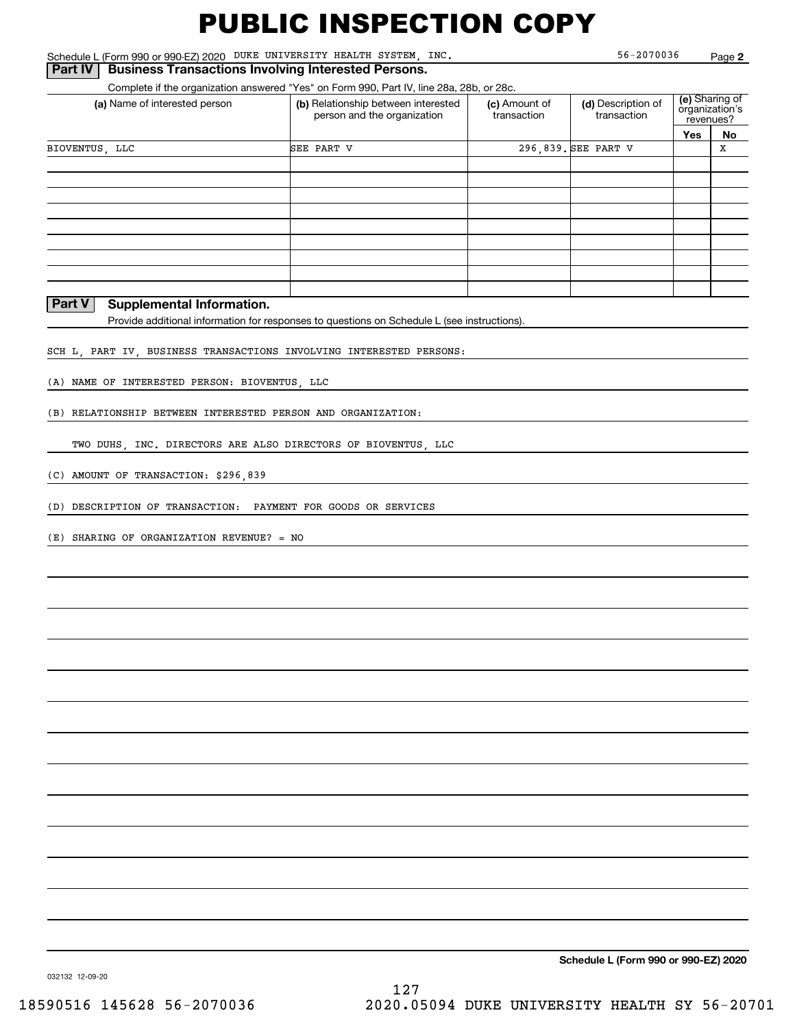# PUBLIC INSPECTION COPY

Schedule L (Form 990 or 990-EZ) 2020 DUKE UNIVERSITY HEALTH SYSTEM, INC. 56-2070036 Page **2**

**Part IV | Business Transactions Involving Interested Persons.**

Complete if the organization answered "Yes" on Form 990, Part IV, line 28a, 28b, or 28c.

| (a) Name of interested person | (b) Relationship between interested person and the organization | (c) Amount of transaction | (d) Description of transaction | (e) Sharing of organization's revenues? | |
|---|---|---|---|---|---|
| | | | | Yes | No |
| BIOVENTUS, LLC | SEE PART V | 296,839. | SEE PART V | | X |
| | | | | | |
| | | | | | |
| | | | | | |
| | | | | | |
| | | | | | |
| | | | | | |
| | | | | | |
| | | | | | |

**Part V | Supplemental Information.**

Provide additional information for responses to questions on Schedule L (see instructions).

SCH L, PART IV, BUSINESS TRANSACTIONS INVOLVING INTERESTED PERSONS:

(A) NAME OF INTERESTED PERSON: BIOVENTUS, LLC

(B) RELATIONSHIP BETWEEN INTERESTED PERSON AND ORGANIZATION:

TWO DUHS, INC. DIRECTORS ARE ALSO DIRECTORS OF BIOVENTUS, LLC

(C) AMOUNT OF TRANSACTION: $296,839

(D) DESCRIPTION OF TRANSACTION: PAYMENT FOR GOODS OR SERVICES

(E) SHARING OF ORGANIZATION REVENUE? = NO

**Schedule L (Form 990 or 990-EZ) 2020**

032132 12-09-20

18590516 145628 56-2070036 2020.05094 DUKE UNIVERSITY HEALTH SY 56-20701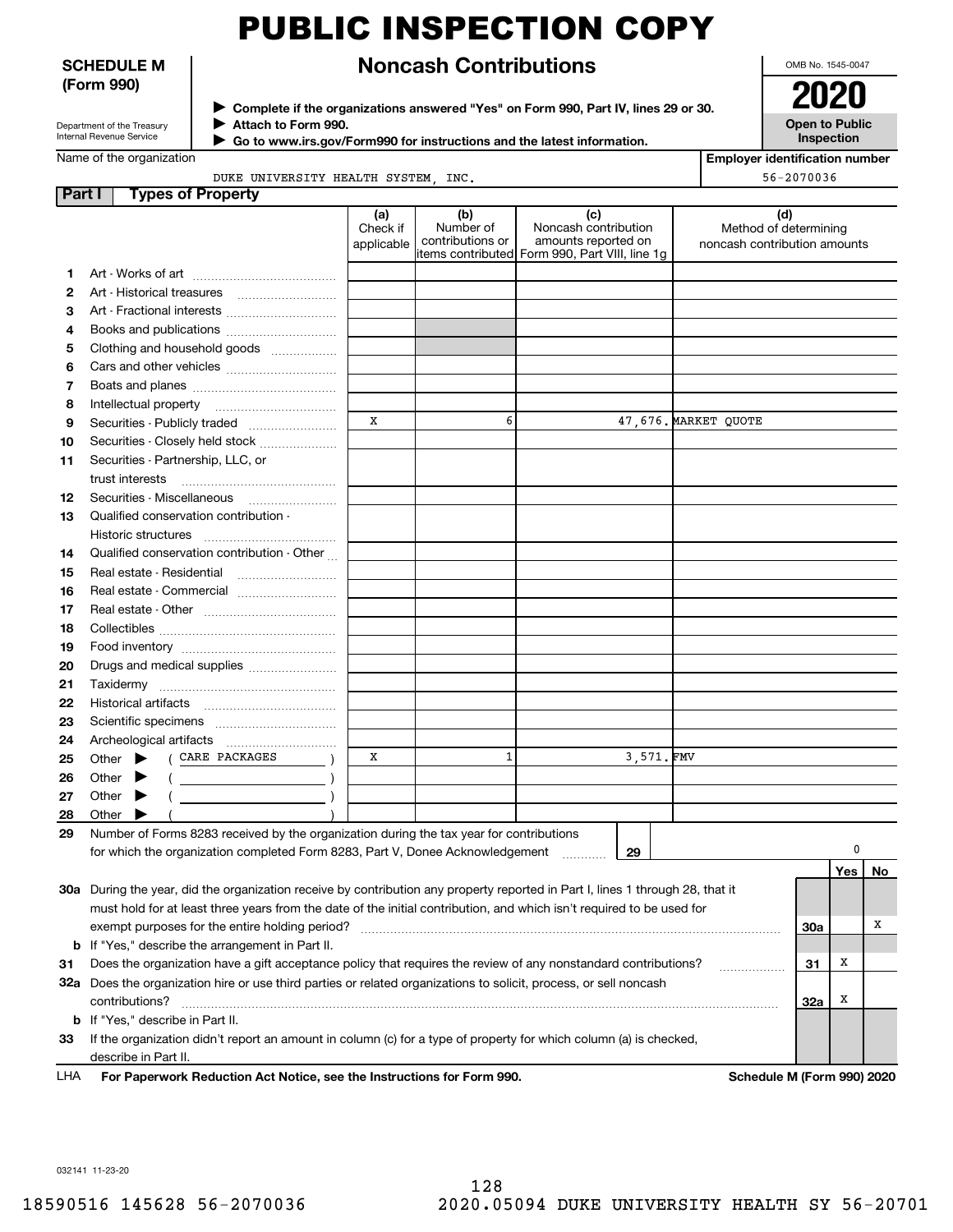# PUBLIC INSPECTION COPY

**SCHEDULE M (Form 990)**

Department of the Treasury
Internal Revenue Service

## Noncash Contributions

▶ Complete if the organizations answered "Yes" on Form 990, Part IV, lines 29 or 30.
▶ Attach to Form 990.
▶ Go to www.irs.gov/Form990 for instructions and the latest information.

OMB No. 1545-0047

**2020**

**Open to Public Inspection**

Name of the organization: DUKE UNIVERSITY HEALTH SYSTEM, INC.

Employer identification number: 56-2070036

**Part I — Types of Property**

| | | (a) Check if applicable | (b) Number of contributions or items contributed | (c) Noncash contribution amounts reported on Form 990, Part VIII, line 1g | (d) Method of determining noncash contribution amounts |
|---|---|---|---|---|---|
| 1 | Art - Works of art | | | | |
| 2 | Art - Historical treasures | | | | |
| 3 | Art - Fractional interests | | | | |
| 4 | Books and publications | | | | |
| 5 | Clothing and household goods | | | | |
| 6 | Cars and other vehicles | | | | |
| 7 | Boats and planes | | | | |
| 8 | Intellectual property | | | | |
| 9 | Securities - Publicly traded | X | 6 | 47,676. | MARKET QUOTE |
| 10 | Securities - Closely held stock | | | | |
| 11 | Securities - Partnership, LLC, or trust interests | | | | |
| 12 | Securities - Miscellaneous | | | | |
| 13 | Qualified conservation contribution - Historic structures | | | | |
| 14 | Qualified conservation contribution - Other | | | | |
| 15 | Real estate - Residential | | | | |
| 16 | Real estate - Commercial | | | | |
| 17 | Real estate - Other | | | | |
| 18 | Collectibles | | | | |
| 19 | Food inventory | | | | |
| 20 | Drugs and medical supplies | | | | |
| 21 | Taxidermy | | | | |
| 22 | Historical artifacts | | | | |
| 23 | Scientific specimens | | | | |
| 24 | Archeological artifacts | | | | |
| 25 | Other ▶ ( CARE PACKAGES ) | X | 1 | 3,571. | FMV |
| 26 | Other ▶ ( ) | | | | |
| 27 | Other ▶ ( ) | | | | |
| 28 | Other ▶ ( ) | | | | |

**29** Number of Forms 8283 received by the organization during the tax year for contributions for which the organization completed Form 8283, Part V, Donee Acknowledgement ..... **29** | 0

| | | | Yes | No |
|---|---|---|---|---|
| 30a | During the year, did the organization receive by contribution any property reported in Part I, lines 1 through 28, that it must hold for at least three years from the date of the initial contribution, and which isn't required to be used for exempt purposes for the entire holding period? | 30a | | X |
| b | If "Yes," describe the arrangement in Part II. | | | |
| 31 | Does the organization have a gift acceptance policy that requires the review of any nonstandard contributions? | 31 | X | |
| 32a | Does the organization hire or use third parties or related organizations to solicit, process, or sell noncash contributions? | 32a | X | |
| b | If "Yes," describe in Part II. | | | |
| 33 | If the organization didn't report an amount in column (c) for a type of property for which column (a) is checked, describe in Part II. | | | |

LHA **For Paperwork Reduction Act Notice, see the Instructions for Form 990.** **Schedule M (Form 990) 2020**

032141 11-23-20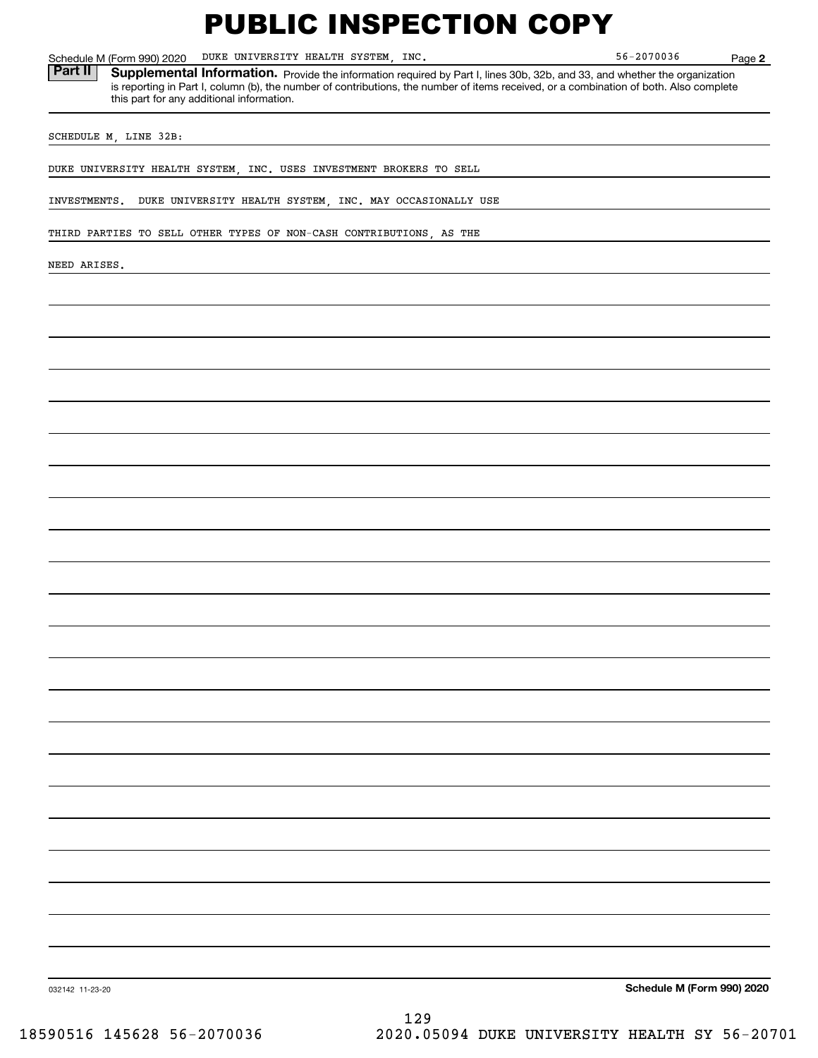# PUBLIC INSPECTION COPY

Schedule M (Form 990) 2020 DUKE UNIVERSITY HEALTH SYSTEM, INC. 56-2070036 Page **2**

**Part II** **Supplemental Information.** Provide the information required by Part I, lines 30b, 32b, and 33, and whether the organization is reporting in Part I, column (b), the number of contributions, the number of items received, or a combination of both. Also complete this part for any additional information.

SCHEDULE M, LINE 32B:

DUKE UNIVERSITY HEALTH SYSTEM, INC. USES INVESTMENT BROKERS TO SELL INVESTMENTS. DUKE UNIVERSITY HEALTH SYSTEM, INC. MAY OCCASIONALLY USE THIRD PARTIES TO SELL OTHER TYPES OF NON-CASH CONTRIBUTIONS, AS THE NEED ARISES.

032142 11-23-20 **Schedule M (Form 990) 2020**

18590516 145628 56-2070036 2020.05094 DUKE UNIVERSITY HEALTH SY 56-20701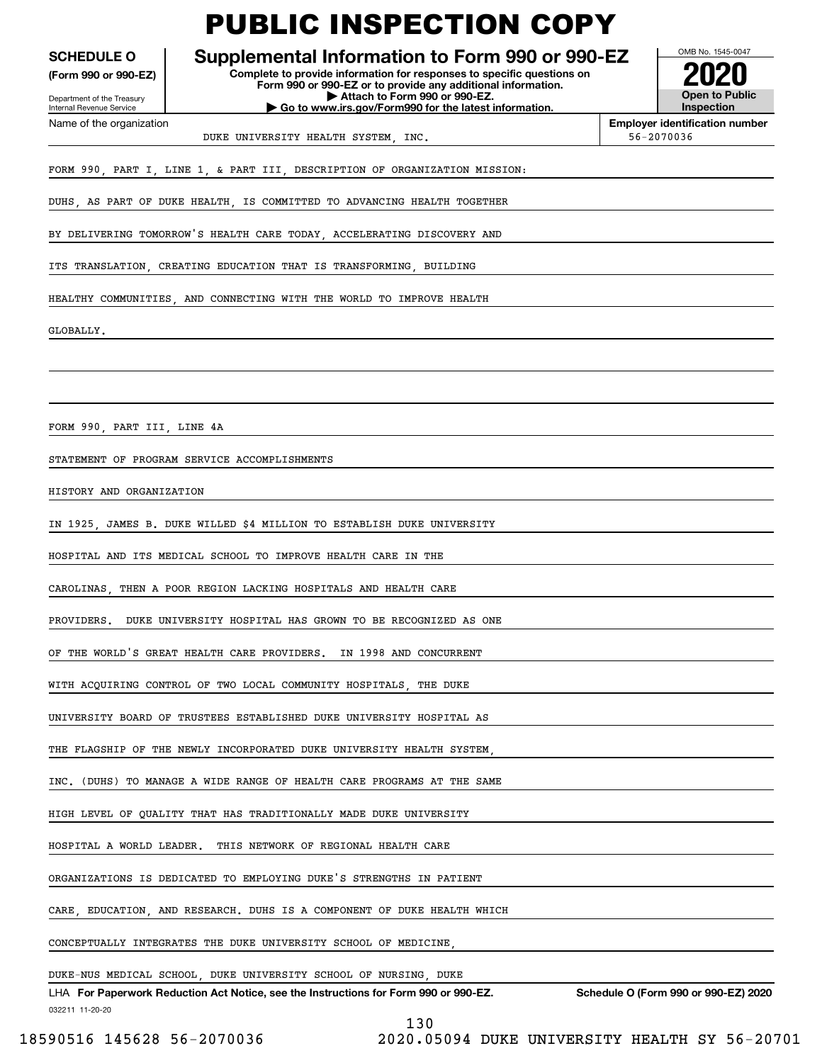# PUBLIC INSPECTION COPY

**SCHEDULE O**
**(Form 990 or 990-EZ)**

Department of the Treasury
Internal Revenue Service

## Supplemental Information to Form 990 or 990-EZ

**Complete to provide information for responses to specific questions on Form 990 or 990-EZ or to provide any additional information.**
**▶ Attach to Form 990 or 990-EZ.**
**▶ Go to www.irs.gov/Form990 for the latest information.**

OMB No. 1545-0047

**2020**

**Open to Public Inspection**

Name of the organization: DUKE UNIVERSITY HEALTH SYSTEM, INC.

**Employer identification number:** 56-2070036

FORM 990, PART I, LINE 1, & PART III, DESCRIPTION OF ORGANIZATION MISSION:

DUHS, AS PART OF DUKE HEALTH, IS COMMITTED TO ADVANCING HEALTH TOGETHER BY DELIVERING TOMORROW'S HEALTH CARE TODAY, ACCELERATING DISCOVERY AND ITS TRANSLATION, CREATING EDUCATION THAT IS TRANSFORMING, BUILDING HEALTHY COMMUNITIES, AND CONNECTING WITH THE WORLD TO IMPROVE HEALTH GLOBALLY.

FORM 990, PART III, LINE 4A

STATEMENT OF PROGRAM SERVICE ACCOMPLISHMENTS

HISTORY AND ORGANIZATION

IN 1925, JAMES B. DUKE WILLED $4 MILLION TO ESTABLISH DUKE UNIVERSITY HOSPITAL AND ITS MEDICAL SCHOOL TO IMPROVE HEALTH CARE IN THE CAROLINAS, THEN A POOR REGION LACKING HOSPITALS AND HEALTH CARE PROVIDERS. DUKE UNIVERSITY HOSPITAL HAS GROWN TO BE RECOGNIZED AS ONE OF THE WORLD'S GREAT HEALTH CARE PROVIDERS. IN 1998 AND CONCURRENT WITH ACQUIRING CONTROL OF TWO LOCAL COMMUNITY HOSPITALS, THE DUKE UNIVERSITY BOARD OF TRUSTEES ESTABLISHED DUKE UNIVERSITY HOSPITAL AS THE FLAGSHIP OF THE NEWLY INCORPORATED DUKE UNIVERSITY HEALTH SYSTEM, INC. (DUHS) TO MANAGE A WIDE RANGE OF HEALTH CARE PROGRAMS AT THE SAME HIGH LEVEL OF QUALITY THAT HAS TRADITIONALLY MADE DUKE UNIVERSITY HOSPITAL A WORLD LEADER. THIS NETWORK OF REGIONAL HEALTH CARE ORGANIZATIONS IS DEDICATED TO EMPLOYING DUKE'S STRENGTHS IN PATIENT CARE, EDUCATION, AND RESEARCH. DUHS IS A COMPONENT OF DUKE HEALTH WHICH CONCEPTUALLY INTEGRATES THE DUKE UNIVERSITY SCHOOL OF MEDICINE, DUKE-NUS MEDICAL SCHOOL, DUKE UNIVERSITY SCHOOL OF NURSING, DUKE

LHA **For Paperwork Reduction Act Notice, see the Instructions for Form 990 or 990-EZ.** **Schedule O (Form 990 or 990-EZ) 2020**

032211 11-20-20

18590516 145628 56-2070036 2020.05094 DUKE UNIVERSITY HEALTH SY 56-20701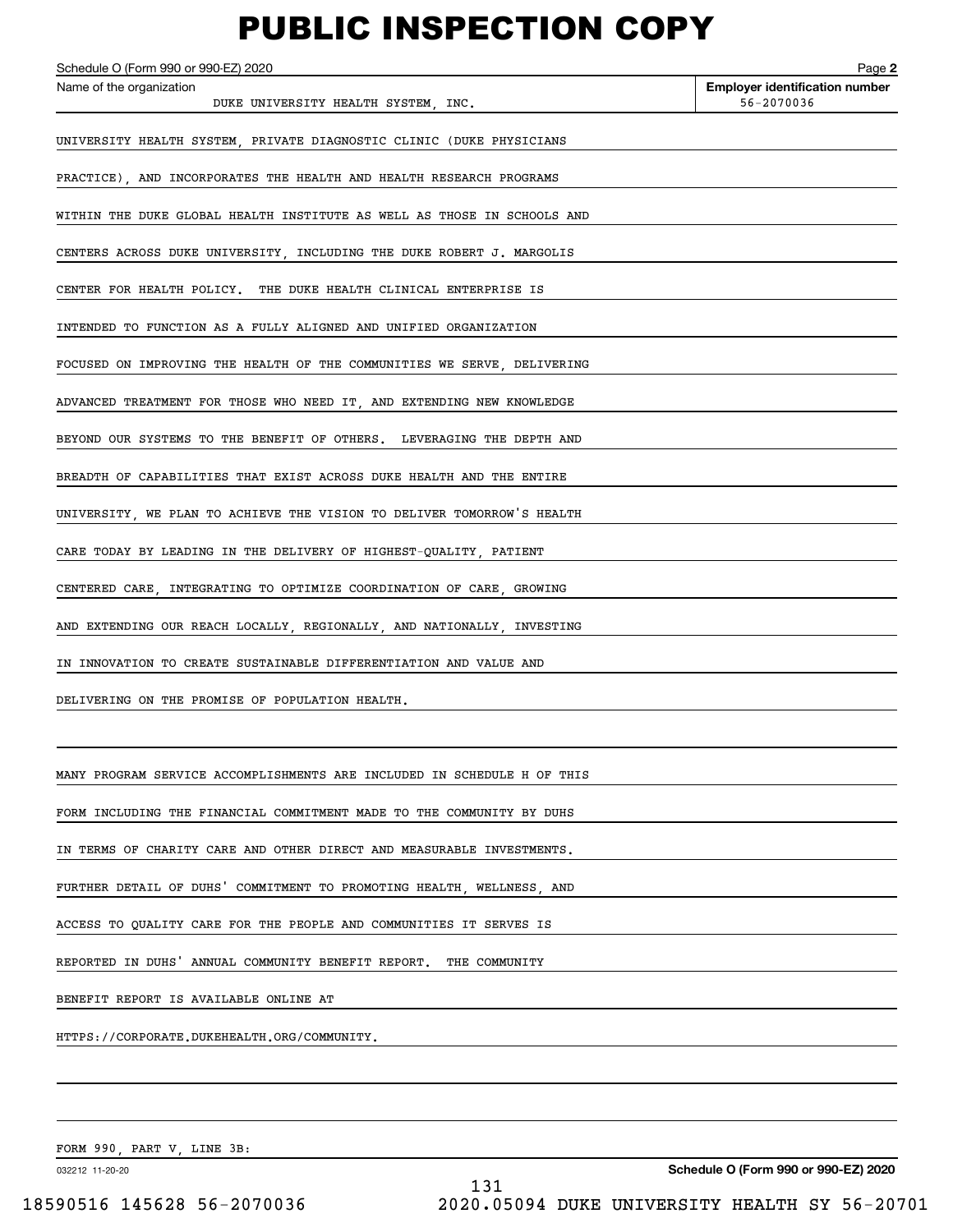# PUBLIC INSPECTION COPY

Schedule O (Form 990 or 990-EZ) 2020 Page **2**

| Name of the organization | Employer identification number |
|---|---|
| DUKE UNIVERSITY HEALTH SYSTEM, INC. | 56-2070036 |

UNIVERSITY HEALTH SYSTEM, PRIVATE DIAGNOSTIC CLINIC (DUKE PHYSICIANS PRACTICE), AND INCORPORATES THE HEALTH AND HEALTH RESEARCH PROGRAMS WITHIN THE DUKE GLOBAL HEALTH INSTITUTE AS WELL AS THOSE IN SCHOOLS AND CENTERS ACROSS DUKE UNIVERSITY, INCLUDING THE DUKE ROBERT J. MARGOLIS CENTER FOR HEALTH POLICY. THE DUKE HEALTH CLINICAL ENTERPRISE IS INTENDED TO FUNCTION AS A FULLY ALIGNED AND UNIFIED ORGANIZATION FOCUSED ON IMPROVING THE HEALTH OF THE COMMUNITIES WE SERVE, DELIVERING ADVANCED TREATMENT FOR THOSE WHO NEED IT, AND EXTENDING NEW KNOWLEDGE BEYOND OUR SYSTEMS TO THE BENEFIT OF OTHERS. LEVERAGING THE DEPTH AND BREADTH OF CAPABILITIES THAT EXIST ACROSS DUKE HEALTH AND THE ENTIRE UNIVERSITY, WE PLAN TO ACHIEVE THE VISION TO DELIVER TOMORROW'S HEALTH CARE TODAY BY LEADING IN THE DELIVERY OF HIGHEST-QUALITY, PATIENT CENTERED CARE, INTEGRATING TO OPTIMIZE COORDINATION OF CARE, GROWING AND EXTENDING OUR REACH LOCALLY, REGIONALLY, AND NATIONALLY, INVESTING IN INNOVATION TO CREATE SUSTAINABLE DIFFERENTIATION AND VALUE AND DELIVERING ON THE PROMISE OF POPULATION HEALTH.

MANY PROGRAM SERVICE ACCOMPLISHMENTS ARE INCLUDED IN SCHEDULE H OF THIS FORM INCLUDING THE FINANCIAL COMMITMENT MADE TO THE COMMUNITY BY DUHS IN TERMS OF CHARITY CARE AND OTHER DIRECT AND MEASURABLE INVESTMENTS. FURTHER DETAIL OF DUHS' COMMITMENT TO PROMOTING HEALTH, WELLNESS, AND ACCESS TO QUALITY CARE FOR THE PEOPLE AND COMMUNITIES IT SERVES IS REPORTED IN DUHS' ANNUAL COMMUNITY BENEFIT REPORT. THE COMMUNITY BENEFIT REPORT IS AVAILABLE ONLINE AT HTTPS://CORPORATE.DUKEHEALTH.ORG/COMMUNITY.

FORM 990, PART V, LINE 3B:

032212 11-20-20 **Schedule O (Form 990 or 990-EZ) 2020**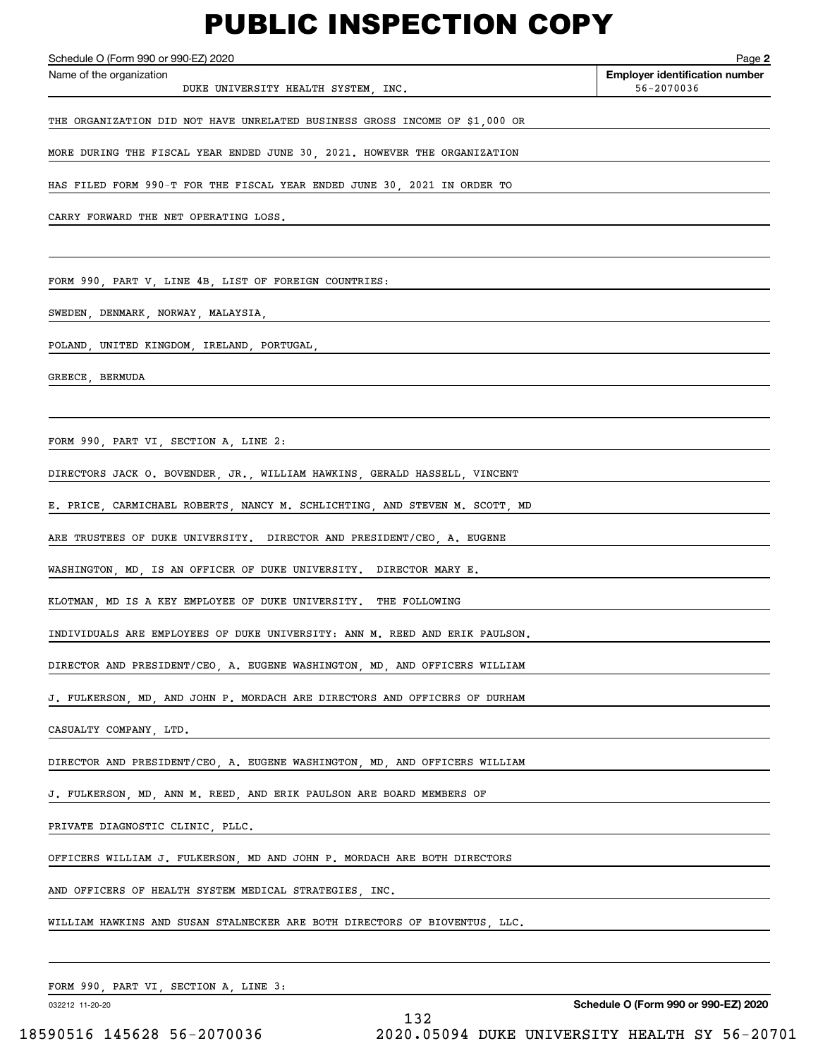# PUBLIC INSPECTION COPY

Schedule O (Form 990 or 990-EZ) 2020 Page **2**

| Name of the organization | Employer identification number |
|---|---|
| DUKE UNIVERSITY HEALTH SYSTEM, INC. | 56-2070036 |

THE ORGANIZATION DID NOT HAVE UNRELATED BUSINESS GROSS INCOME OF $1,000 OR MORE DURING THE FISCAL YEAR ENDED JUNE 30, 2021. HOWEVER THE ORGANIZATION HAS FILED FORM 990-T FOR THE FISCAL YEAR ENDED JUNE 30, 2021 IN ORDER TO CARRY FORWARD THE NET OPERATING LOSS.

FORM 990, PART V, LINE 4B, LIST OF FOREIGN COUNTRIES:

SWEDEN, DENMARK, NORWAY, MALAYSIA,

POLAND, UNITED KINGDOM, IRELAND, PORTUGAL,

GREECE, BERMUDA

FORM 990, PART VI, SECTION A, LINE 2:

DIRECTORS JACK O. BOVENDER, JR., WILLIAM HAWKINS, GERALD HASSELL, VINCENT E. PRICE, CARMICHAEL ROBERTS, NANCY M. SCHLICHTING, AND STEVEN M. SCOTT, MD ARE TRUSTEES OF DUKE UNIVERSITY. DIRECTOR AND PRESIDENT/CEO, A. EUGENE WASHINGTON, MD, IS AN OFFICER OF DUKE UNIVERSITY. DIRECTOR MARY E. KLOTMAN, MD IS A KEY EMPLOYEE OF DUKE UNIVERSITY. THE FOLLOWING INDIVIDUALS ARE EMPLOYEES OF DUKE UNIVERSITY: ANN M. REED AND ERIK PAULSON.

DIRECTOR AND PRESIDENT/CEO, A. EUGENE WASHINGTON, MD, AND OFFICERS WILLIAM J. FULKERSON, MD, AND JOHN P. MORDACH ARE DIRECTORS AND OFFICERS OF DURHAM CASUALTY COMPANY, LTD.

DIRECTOR AND PRESIDENT/CEO, A. EUGENE WASHINGTON, MD, AND OFFICERS WILLIAM J. FULKERSON, MD, ANN M. REED, AND ERIK PAULSON ARE BOARD MEMBERS OF PRIVATE DIAGNOSTIC CLINIC, PLLC.

OFFICERS WILLIAM J. FULKERSON, MD AND JOHN P. MORDACH ARE BOTH DIRECTORS AND OFFICERS OF HEALTH SYSTEM MEDICAL STRATEGIES, INC.

WILLIAM HAWKINS AND SUSAN STALNECKER ARE BOTH DIRECTORS OF BIOVENTUS, LLC.

FORM 990, PART VI, SECTION A, LINE 3: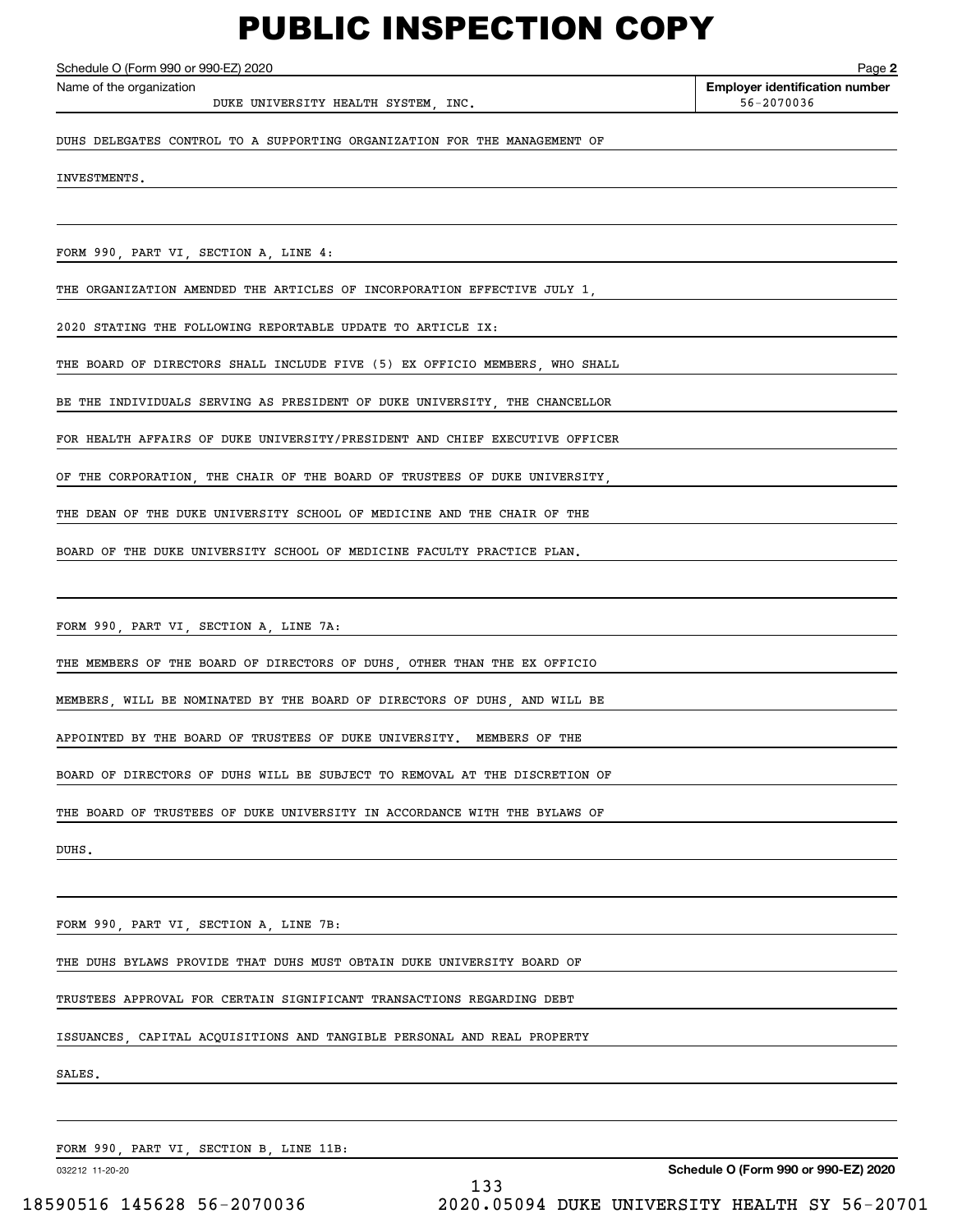# PUBLIC INSPECTION COPY

Schedule O (Form 990 or 990-EZ) 2020 Page **2**

Name of the organization: DUKE UNIVERSITY HEALTH SYSTEM, INC.

**Employer identification number:** 56-2070036

DUHS DELEGATES CONTROL TO A SUPPORTING ORGANIZATION FOR THE MANAGEMENT OF INVESTMENTS.

FORM 990, PART VI, SECTION A, LINE 4:

THE ORGANIZATION AMENDED THE ARTICLES OF INCORPORATION EFFECTIVE JULY 1, 2020 STATING THE FOLLOWING REPORTABLE UPDATE TO ARTICLE IX:

THE BOARD OF DIRECTORS SHALL INCLUDE FIVE (5) EX OFFICIO MEMBERS, WHO SHALL BE THE INDIVIDUALS SERVING AS PRESIDENT OF DUKE UNIVERSITY, THE CHANCELLOR FOR HEALTH AFFAIRS OF DUKE UNIVERSITY/PRESIDENT AND CHIEF EXECUTIVE OFFICER OF THE CORPORATION, THE CHAIR OF THE BOARD OF TRUSTEES OF DUKE UNIVERSITY, THE DEAN OF THE DUKE UNIVERSITY SCHOOL OF MEDICINE AND THE CHAIR OF THE BOARD OF THE DUKE UNIVERSITY SCHOOL OF MEDICINE FACULTY PRACTICE PLAN.

FORM 990, PART VI, SECTION A, LINE 7A:

THE MEMBERS OF THE BOARD OF DIRECTORS OF DUHS, OTHER THAN THE EX OFFICIO MEMBERS, WILL BE NOMINATED BY THE BOARD OF DIRECTORS OF DUHS, AND WILL BE APPOINTED BY THE BOARD OF TRUSTEES OF DUKE UNIVERSITY. MEMBERS OF THE BOARD OF DIRECTORS OF DUHS WILL BE SUBJECT TO REMOVAL AT THE DISCRETION OF THE BOARD OF TRUSTEES OF DUKE UNIVERSITY IN ACCORDANCE WITH THE BYLAWS OF DUHS.

FORM 990, PART VI, SECTION A, LINE 7B:

THE DUHS BYLAWS PROVIDE THAT DUHS MUST OBTAIN DUKE UNIVERSITY BOARD OF TRUSTEES APPROVAL FOR CERTAIN SIGNIFICANT TRANSACTIONS REGARDING DEBT ISSUANCES, CAPITAL ACQUISITIONS AND TANGIBLE PERSONAL AND REAL PROPERTY SALES.

FORM 990, PART VI, SECTION B, LINE 11B:

032212 11-20-20 **Schedule O (Form 990 or 990-EZ) 2020**

18590516 145628 56-2070036 2020.05094 DUKE UNIVERSITY HEALTH SY 56-20701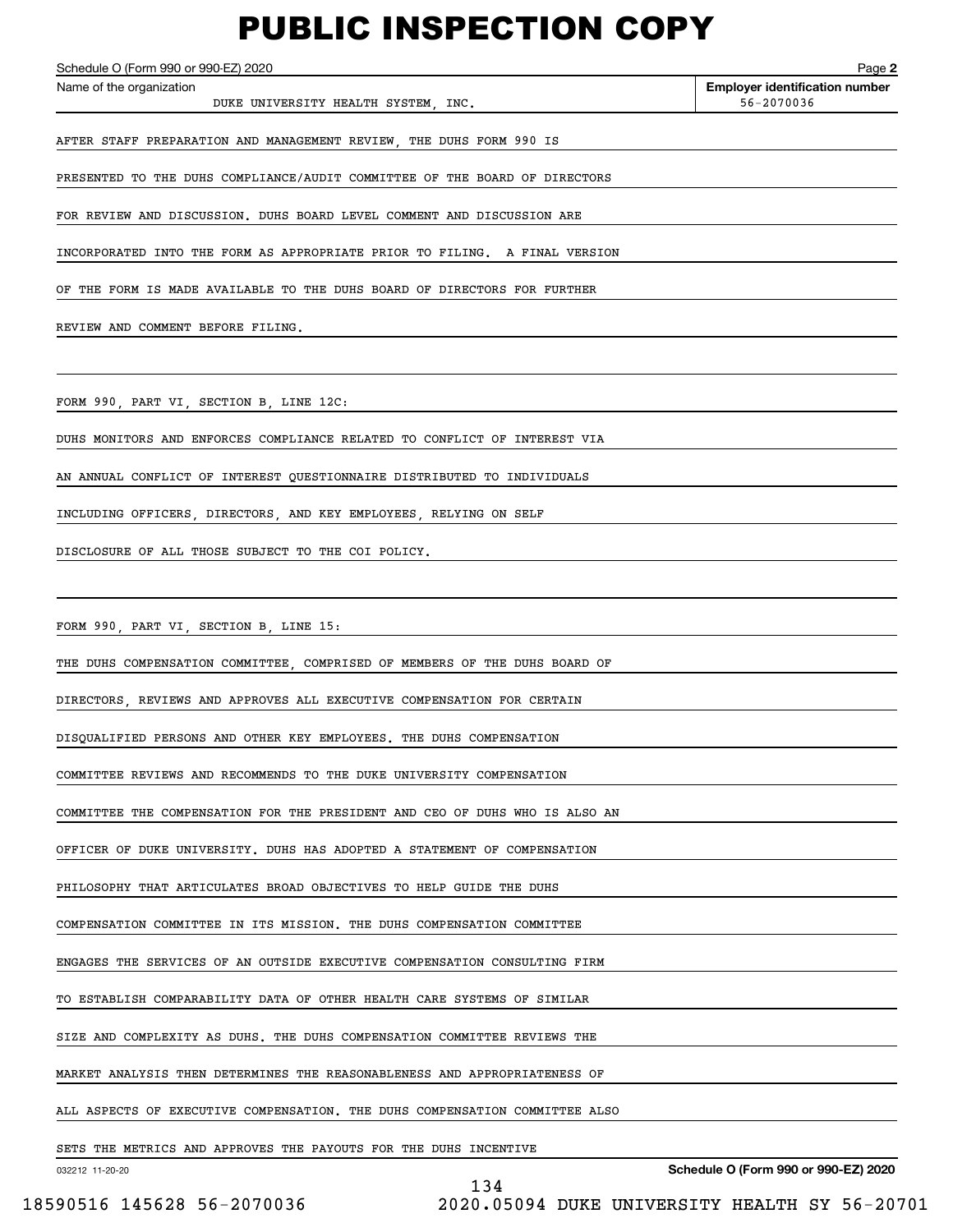# PUBLIC INSPECTION COPY

Schedule O (Form 990 or 990-EZ) 2020 Page **2**

| Name of the organization | Employer identification number |
|---|---|
| DUKE UNIVERSITY HEALTH SYSTEM, INC. | 56-2070036 |

AFTER STAFF PREPARATION AND MANAGEMENT REVIEW, THE DUHS FORM 990 IS PRESENTED TO THE DUHS COMPLIANCE/AUDIT COMMITTEE OF THE BOARD OF DIRECTORS FOR REVIEW AND DISCUSSION. DUHS BOARD LEVEL COMMENT AND DISCUSSION ARE INCORPORATED INTO THE FORM AS APPROPRIATE PRIOR TO FILING. A FINAL VERSION OF THE FORM IS MADE AVAILABLE TO THE DUHS BOARD OF DIRECTORS FOR FURTHER REVIEW AND COMMENT BEFORE FILING.

FORM 990, PART VI, SECTION B, LINE 12C:

DUHS MONITORS AND ENFORCES COMPLIANCE RELATED TO CONFLICT OF INTEREST VIA AN ANNUAL CONFLICT OF INTEREST QUESTIONNAIRE DISTRIBUTED TO INDIVIDUALS INCLUDING OFFICERS, DIRECTORS, AND KEY EMPLOYEES, RELYING ON SELF DISCLOSURE OF ALL THOSE SUBJECT TO THE COI POLICY.

FORM 990, PART VI, SECTION B, LINE 15:

THE DUHS COMPENSATION COMMITTEE, COMPRISED OF MEMBERS OF THE DUHS BOARD OF DIRECTORS, REVIEWS AND APPROVES ALL EXECUTIVE COMPENSATION FOR CERTAIN DISQUALIFIED PERSONS AND OTHER KEY EMPLOYEES. THE DUHS COMPENSATION COMMITTEE REVIEWS AND RECOMMENDS TO THE DUKE UNIVERSITY COMPENSATION COMMITTEE THE COMPENSATION FOR THE PRESIDENT AND CEO OF DUHS WHO IS ALSO AN OFFICER OF DUKE UNIVERSITY. DUHS HAS ADOPTED A STATEMENT OF COMPENSATION PHILOSOPHY THAT ARTICULATES BROAD OBJECTIVES TO HELP GUIDE THE DUHS COMPENSATION COMMITTEE IN ITS MISSION. THE DUHS COMPENSATION COMMITTEE ENGAGES THE SERVICES OF AN OUTSIDE EXECUTIVE COMPENSATION CONSULTING FIRM TO ESTABLISH COMPARABILITY DATA OF OTHER HEALTH CARE SYSTEMS OF SIMILAR SIZE AND COMPLEXITY AS DUHS. THE DUHS COMPENSATION COMMITTEE REVIEWS THE MARKET ANALYSIS THEN DETERMINES THE REASONABLENESS AND APPROPRIATENESS OF ALL ASPECTS OF EXECUTIVE COMPENSATION. THE DUHS COMPENSATION COMMITTEE ALSO SETS THE METRICS AND APPROVES THE PAYOUTS FOR THE DUHS INCENTIVE

032212 11-20-20 **Schedule O (Form 990 or 990-EZ) 2020**

18590516 145628 56-2070036 2020.05094 DUKE UNIVERSITY HEALTH SY 56-20701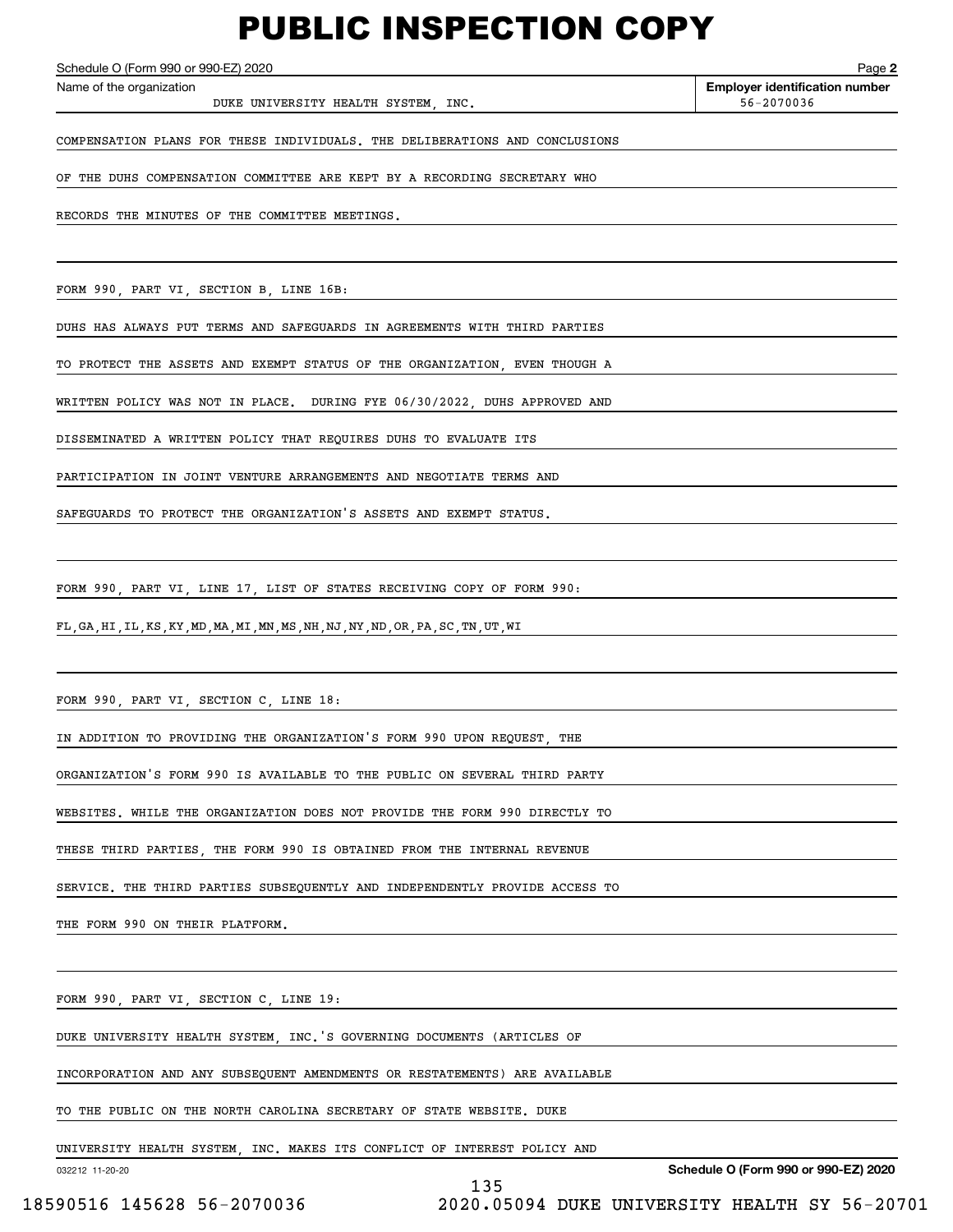# PUBLIC INSPECTION COPY

Schedule O (Form 990 or 990-EZ) 2020 Page **2**

| Name of the organization | Employer identification number |
|---|---|
| DUKE UNIVERSITY HEALTH SYSTEM, INC. | 56-2070036 |

COMPENSATION PLANS FOR THESE INDIVIDUALS. THE DELIBERATIONS AND CONCLUSIONS OF THE DUHS COMPENSATION COMMITTEE ARE KEPT BY A RECORDING SECRETARY WHO RECORDS THE MINUTES OF THE COMMITTEE MEETINGS.

FORM 990, PART VI, SECTION B, LINE 16B:

DUHS HAS ALWAYS PUT TERMS AND SAFEGUARDS IN AGREEMENTS WITH THIRD PARTIES TO PROTECT THE ASSETS AND EXEMPT STATUS OF THE ORGANIZATION, EVEN THOUGH A WRITTEN POLICY WAS NOT IN PLACE. DURING FYE 06/30/2022, DUHS APPROVED AND DISSEMINATED A WRITTEN POLICY THAT REQUIRES DUHS TO EVALUATE ITS PARTICIPATION IN JOINT VENTURE ARRANGEMENTS AND NEGOTIATE TERMS AND SAFEGUARDS TO PROTECT THE ORGANIZATION'S ASSETS AND EXEMPT STATUS.

FORM 990, PART VI, LINE 17, LIST OF STATES RECEIVING COPY OF FORM 990:

FL,GA,HI,IL,KS,KY,MD,MA,MI,MN,MS,NH,NJ,NY,ND,OR,PA,SC,TN,UT,WI

FORM 990, PART VI, SECTION C, LINE 18:

IN ADDITION TO PROVIDING THE ORGANIZATION'S FORM 990 UPON REQUEST, THE ORGANIZATION'S FORM 990 IS AVAILABLE TO THE PUBLIC ON SEVERAL THIRD PARTY WEBSITES. WHILE THE ORGANIZATION DOES NOT PROVIDE THE FORM 990 DIRECTLY TO THESE THIRD PARTIES, THE FORM 990 IS OBTAINED FROM THE INTERNAL REVENUE SERVICE. THE THIRD PARTIES SUBSEQUENTLY AND INDEPENDENTLY PROVIDE ACCESS TO THE FORM 990 ON THEIR PLATFORM.

FORM 990, PART VI, SECTION C, LINE 19:

DUKE UNIVERSITY HEALTH SYSTEM, INC.'S GOVERNING DOCUMENTS (ARTICLES OF INCORPORATION AND ANY SUBSEQUENT AMENDMENTS OR RESTATEMENTS) ARE AVAILABLE TO THE PUBLIC ON THE NORTH CAROLINA SECRETARY OF STATE WEBSITE. DUKE UNIVERSITY HEALTH SYSTEM, INC. MAKES ITS CONFLICT OF INTEREST POLICY AND

032212 11-20-20 **Schedule O (Form 990 or 990-EZ) 2020**

18590516 145628 56-2070036 2020.05094 DUKE UNIVERSITY HEALTH SY 56-20701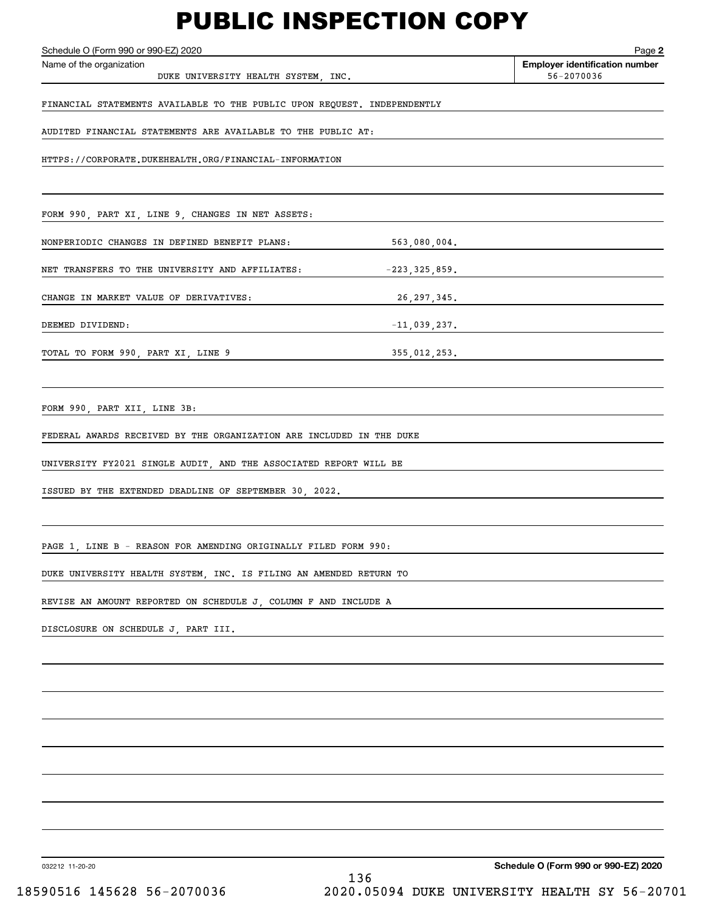# PUBLIC INSPECTION COPY

Schedule O (Form 990 or 990-EZ) 2020 Page **2**

| Name of the organization | Employer identification number |
|---|---|
| DUKE UNIVERSITY HEALTH SYSTEM, INC. | 56-2070036 |

FINANCIAL STATEMENTS AVAILABLE TO THE PUBLIC UPON REQUEST. INDEPENDENTLY AUDITED FINANCIAL STATEMENTS ARE AVAILABLE TO THE PUBLIC AT: HTTPS://CORPORATE.DUKEHEALTH.ORG/FINANCIAL-INFORMATION

FORM 990, PART XI, LINE 9, CHANGES IN NET ASSETS:

| | |
|---|---|
| NONPERIODIC CHANGES IN DEFINED BENEFIT PLANS: | 563,080,004. |
| NET TRANSFERS TO THE UNIVERSITY AND AFFILIATES: | -223,325,859. |
| CHANGE IN MARKET VALUE OF DERIVATIVES: | 26,297,345. |
| DEEMED DIVIDEND: | -11,039,237. |
| TOTAL TO FORM 990, PART XI, LINE 9 | 355,012,253. |

FORM 990, PART XII, LINE 3B:

FEDERAL AWARDS RECEIVED BY THE ORGANIZATION ARE INCLUDED IN THE DUKE UNIVERSITY FY2021 SINGLE AUDIT, AND THE ASSOCIATED REPORT WILL BE ISSUED BY THE EXTENDED DEADLINE OF SEPTEMBER 30, 2022.

PAGE 1, LINE B - REASON FOR AMENDING ORIGINALLY FILED FORM 990:

DUKE UNIVERSITY HEALTH SYSTEM, INC. IS FILING AN AMENDED RETURN TO REVISE AN AMOUNT REPORTED ON SCHEDULE J, COLUMN F AND INCLUDE A DISCLOSURE ON SCHEDULE J, PART III.

032212 11-20-20 **Schedule O (Form 990 or 990-EZ) 2020**

18590516 145628 56-2070036 2020.05094 DUKE UNIVERSITY HEALTH SY 56-20701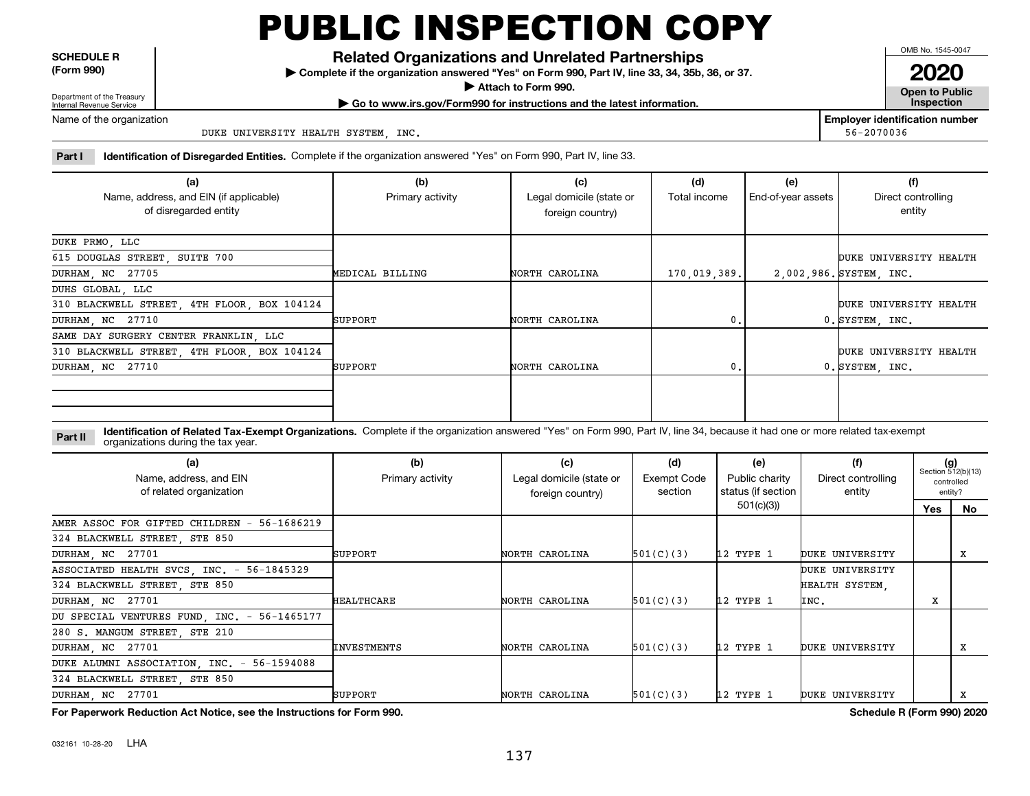# PUBLIC INSPECTION COPY

**SCHEDULE R (Form 990)**

Department of the Treasury
Internal Revenue Service

## Related Organizations and Unrelated Partnerships

▶ **Complete if the organization answered "Yes" on Form 990, Part IV, line 33, 34, 35b, 36, or 37.**

▶ **Attach to Form 990.**

▶ **Go to www.irs.gov/Form990 for instructions and the latest information.**

OMB No. 1545-0047

**2020**

**Open to Public Inspection**

Name of the organization: DUKE UNIVERSITY HEALTH SYSTEM, INC.

**Employer identification number:** 56-2070036

**Part I** **Identification of Disregarded Entities.** Complete if the organization answered "Yes" on Form 990, Part IV, line 33.

| (a) Name, address, and EIN (if applicable) of disregarded entity | (b) Primary activity | (c) Legal domicile (state or foreign country) | (d) Total income | (e) End-of-year assets | (f) Direct controlling entity |
|---|---|---|---|---|---|
| DUKE PRMO, LLC<br>615 DOUGLAS STREET, SUITE 700<br>DURHAM, NC 27705 | MEDICAL BILLING | NORTH CAROLINA | 170,019,389. | 2,002,986. | DUKE UNIVERSITY HEALTH SYSTEM, INC. |
| DUHS GLOBAL, LLC<br>310 BLACKWELL STREET, 4TH FLOOR, BOX 104124<br>DURHAM, NC 27710 | SUPPORT | NORTH CAROLINA | 0. | 0. | DUKE UNIVERSITY HEALTH SYSTEM, INC. |
| SAME DAY SURGERY CENTER FRANKLIN, LLC<br>310 BLACKWELL STREET, 4TH FLOOR, BOX 104124<br>DURHAM, NC 27710 | SUPPORT | NORTH CAROLINA | 0. | 0. | DUKE UNIVERSITY HEALTH SYSTEM, INC. |
| | | | | | |

**Part II** **Identification of Related Tax-Exempt Organizations.** Complete if the organization answered "Yes" on Form 990, Part IV, line 34, because it had one or more related tax-exempt organizations during the tax year.

| (a) Name, address, and EIN of related organization | (b) Primary activity | (c) Legal domicile (state or foreign country) | (d) Exempt Code section | (e) Public charity status (if section 501(c)(3)) | (f) Direct controlling entity | (g) Section 512(b)(13) controlled entity? Yes | No |
|---|---|---|---|---|---|---|---|
| AMER ASSOC FOR GIFTED CHILDREN - 56-1686219<br>324 BLACKWELL STREET, STE 850<br>DURHAM, NC 27701 | SUPPORT | NORTH CAROLINA | 501(C)(3) | 12 TYPE 1 | DUKE UNIVERSITY | | X |
| ASSOCIATED HEALTH SVCS, INC. - 56-1845329<br>324 BLACKWELL STREET, STE 850<br>DURHAM, NC 27701 | HEALTHCARE | NORTH CAROLINA | 501(C)(3) | 12 TYPE 1 | DUKE UNIVERSITY HEALTH SYSTEM, INC. | X | |
| DU SPECIAL VENTURES FUND, INC. - 56-1465177<br>280 S. MANGUM STREET, STE 210<br>DURHAM, NC 27701 | INVESTMENTS | NORTH CAROLINA | 501(C)(3) | 12 TYPE 1 | DUKE UNIVERSITY | | X |
| DUKE ALUMNI ASSOCIATION, INC. - 56-1594088<br>324 BLACKWELL STREET, STE 850<br>DURHAM, NC 27701 | SUPPORT | NORTH CAROLINA | 501(C)(3) | 12 TYPE 1 | DUKE UNIVERSITY | | X |

**For Paperwork Reduction Act Notice, see the Instructions for Form 990.** **Schedule R (Form 990) 2020**

032161 10-28-20 LHA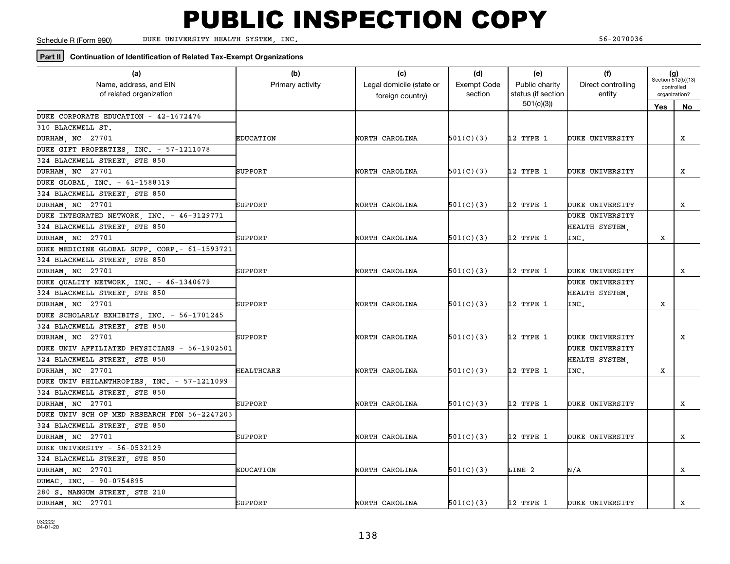# PUBLIC INSPECTION COPY

Schedule R (Form 990) DUKE UNIVERSITY HEALTH SYSTEM, INC. 56-2070036

**Part II** **Continuation of Identification of Related Tax-Exempt Organizations**

| (a) Name, address, and EIN of related organization | (b) Primary activity | (c) Legal domicile (state or foreign country) | (d) Exempt Code section | (e) Public charity status (if section 501(c)(3)) | (f) Direct controlling entity | (g) Section 512(b)(13) controlled organization? Yes | No |
|---|---|---|---|---|---|---|---|
| DUKE CORPORATE EDUCATION - 42-1672476<br>310 BLACKWELL ST.<br>DURHAM, NC 27701 | EDUCATION | NORTH CAROLINA | 501(C)(3) | 12 TYPE 1 | DUKE UNIVERSITY | | X |
| DUKE GIFT PROPERTIES, INC. - 57-1211078<br>324 BLACKWELL STREET, STE 850<br>DURHAM, NC 27701 | SUPPORT | NORTH CAROLINA | 501(C)(3) | 12 TYPE 1 | DUKE UNIVERSITY | | X |
| DUKE GLOBAL, INC. - 61-1588319<br>324 BLACKWELL STREET, STE 850<br>DURHAM, NC 27701 | SUPPORT | NORTH CAROLINA | 501(C)(3) | 12 TYPE 1 | DUKE UNIVERSITY | | X |
| DUKE INTEGRATED NETWORK, INC. - 46-3129771<br>324 BLACKWELL STREET, STE 850<br>DURHAM, NC 27701 | SUPPORT | NORTH CAROLINA | 501(C)(3) | 12 TYPE 1 | DUKE UNIVERSITY HEALTH SYSTEM, INC. | X | |
| DUKE MEDICINE GLOBAL SUPP. CORP.- 61-1593721<br>324 BLACKWELL STREET, STE 850<br>DURHAM, NC 27701 | SUPPORT | NORTH CAROLINA | 501(C)(3) | 12 TYPE 1 | DUKE UNIVERSITY | | X |
| DUKE QUALITY NETWORK, INC. - 46-1340679<br>324 BLACKWELL STREET, STE 850<br>DURHAM, NC 27701 | SUPPORT | NORTH CAROLINA | 501(C)(3) | 12 TYPE 1 | DUKE UNIVERSITY HEALTH SYSTEM, INC. | X | |
| DUKE SCHOLARLY EXHIBITS, INC. - 56-1701245<br>324 BLACKWELL STREET, STE 850<br>DURHAM, NC 27701 | SUPPORT | NORTH CAROLINA | 501(C)(3) | 12 TYPE 1 | DUKE UNIVERSITY | | X |
| DUKE UNIV AFFILIATED PHYSICIANS - 56-1902501<br>324 BLACKWELL STREET, STE 850<br>DURHAM, NC 27701 | HEALTHCARE | NORTH CAROLINA | 501(C)(3) | 12 TYPE 1 | DUKE UNIVERSITY HEALTH SYSTEM, INC. | X | |
| DUKE UNIV PHILANTHROPIES, INC. - 57-1211099<br>324 BLACKWELL STREET, STE 850<br>DURHAM, NC 27701 | SUPPORT | NORTH CAROLINA | 501(C)(3) | 12 TYPE 1 | DUKE UNIVERSITY | | X |
| DUKE UNIV SCH OF MED RESEARCH FDN 56-2247203<br>324 BLACKWELL STREET, STE 850<br>DURHAM, NC 27701 | SUPPORT | NORTH CAROLINA | 501(C)(3) | 12 TYPE 1 | DUKE UNIVERSITY | | X |
| DUKE UNIVERSITY - 56-0532129<br>324 BLACKWELL STREET, STE 850<br>DURHAM, NC 27701 | EDUCATION | NORTH CAROLINA | 501(C)(3) | LINE 2 | N/A | | X |
| DUMAC, INC. - 90-0754895<br>280 S. MANGUM STREET, STE 210<br>DURHAM, NC 27701 | SUPPORT | NORTH CAROLINA | 501(C)(3) | 12 TYPE 1 | DUKE UNIVERSITY | | X |

032222
04-01-20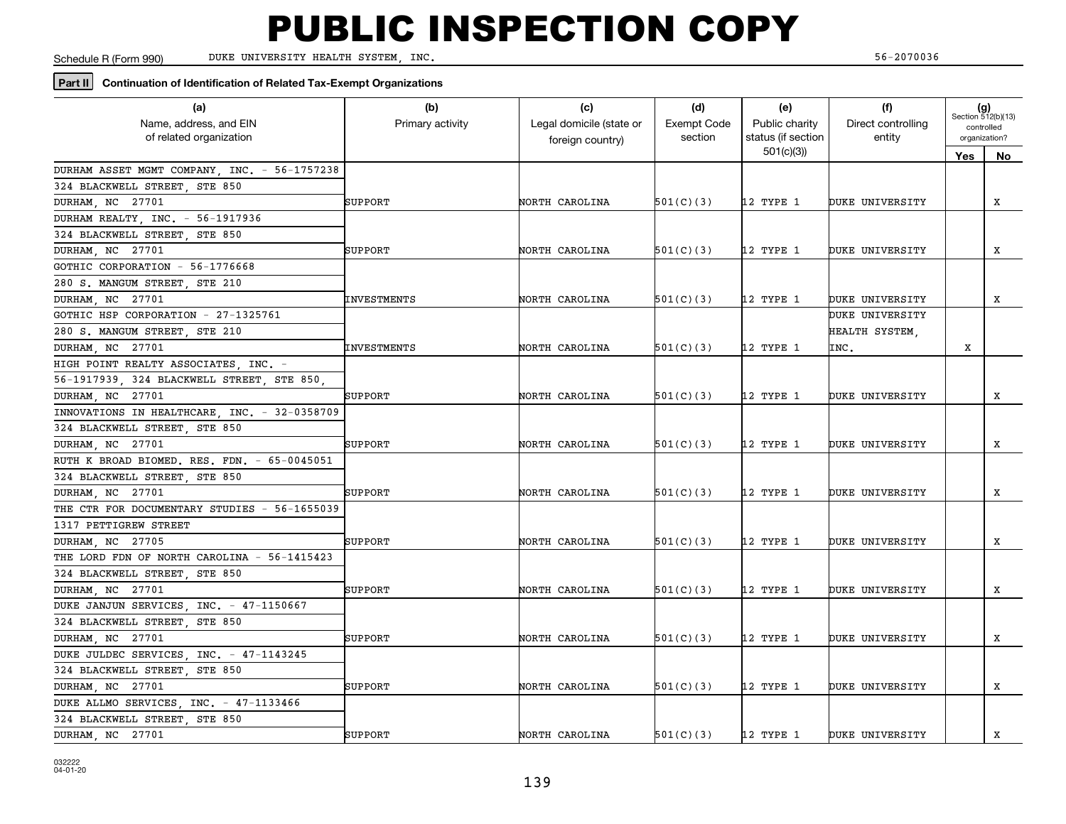# PUBLIC INSPECTION COPY

Schedule R (Form 990) DUKE UNIVERSITY HEALTH SYSTEM, INC. 56-2070036

**Part II** **Continuation of Identification of Related Tax-Exempt Organizations**

| (a) Name, address, and EIN of related organization | (b) Primary activity | (c) Legal domicile (state or foreign country) | (d) Exempt Code section | (e) Public charity status (if section 501(c)(3)) | (f) Direct controlling entity | (g) Section 512(b)(13) controlled organization? Yes | No |
|---|---|---|---|---|---|---|---|
| DURHAM ASSET MGMT COMPANY, INC. - 56-1757238 324 BLACKWELL STREET, STE 850 DURHAM, NC 27701 | SUPPORT | NORTH CAROLINA | 501(C)(3) | 12 TYPE 1 | DUKE UNIVERSITY | | X |
| DURHAM REALTY, INC. - 56-1917936 324 BLACKWELL STREET, STE 850 DURHAM, NC 27701 | SUPPORT | NORTH CAROLINA | 501(C)(3) | 12 TYPE 1 | DUKE UNIVERSITY | | X |
| GOTHIC CORPORATION - 56-1776668 280 S. MANGUM STREET, STE 210 DURHAM, NC 27701 | INVESTMENTS | NORTH CAROLINA | 501(C)(3) | 12 TYPE 1 | DUKE UNIVERSITY | | X |
| GOTHIC HSP CORPORATION - 27-1325761 280 S. MANGUM STREET, STE 210 DURHAM, NC 27701 | INVESTMENTS | NORTH CAROLINA | 501(C)(3) | 12 TYPE 1 | DUKE UNIVERSITY HEALTH SYSTEM, INC. | X | |
| HIGH POINT REALTY ASSOCIATES, INC. - 56-1917939, 324 BLACKWELL STREET, STE 850, DURHAM, NC 27701 | SUPPORT | NORTH CAROLINA | 501(C)(3) | 12 TYPE 1 | DUKE UNIVERSITY | | X |
| INNOVATIONS IN HEALTHCARE, INC. - 32-0358709 324 BLACKWELL STREET, STE 850 DURHAM, NC 27701 | SUPPORT | NORTH CAROLINA | 501(C)(3) | 12 TYPE 1 | DUKE UNIVERSITY | | X |
| RUTH K BROAD BIOMED. RES. FDN. - 65-0045051 324 BLACKWELL STREET, STE 850 DURHAM, NC 27701 | SUPPORT | NORTH CAROLINA | 501(C)(3) | 12 TYPE 1 | DUKE UNIVERSITY | | X |
| THE CTR FOR DOCUMENTARY STUDIES - 56-1655039 1317 PETTIGREW STREET DURHAM, NC 27705 | SUPPORT | NORTH CAROLINA | 501(C)(3) | 12 TYPE 1 | DUKE UNIVERSITY | | X |
| THE LORD FDN OF NORTH CAROLINA - 56-1415423 324 BLACKWELL STREET, STE 850 DURHAM, NC 27701 | SUPPORT | NORTH CAROLINA | 501(C)(3) | 12 TYPE 1 | DUKE UNIVERSITY | | X |
| DUKE JANJUN SERVICES, INC. - 47-1150667 324 BLACKWELL STREET, STE 850 DURHAM, NC 27701 | SUPPORT | NORTH CAROLINA | 501(C)(3) | 12 TYPE 1 | DUKE UNIVERSITY | | X |
| DUKE JULDEC SERVICES, INC. - 47-1143245 324 BLACKWELL STREET, STE 850 DURHAM, NC 27701 | SUPPORT | NORTH CAROLINA | 501(C)(3) | 12 TYPE 1 | DUKE UNIVERSITY | | X |
| DUKE ALLMO SERVICES, INC. - 47-1133466 324 BLACKWELL STREET, STE 850 DURHAM, NC 27701 | SUPPORT | NORTH CAROLINA | 501(C)(3) | 12 TYPE 1 | DUKE UNIVERSITY | | X |

032222 04-01-20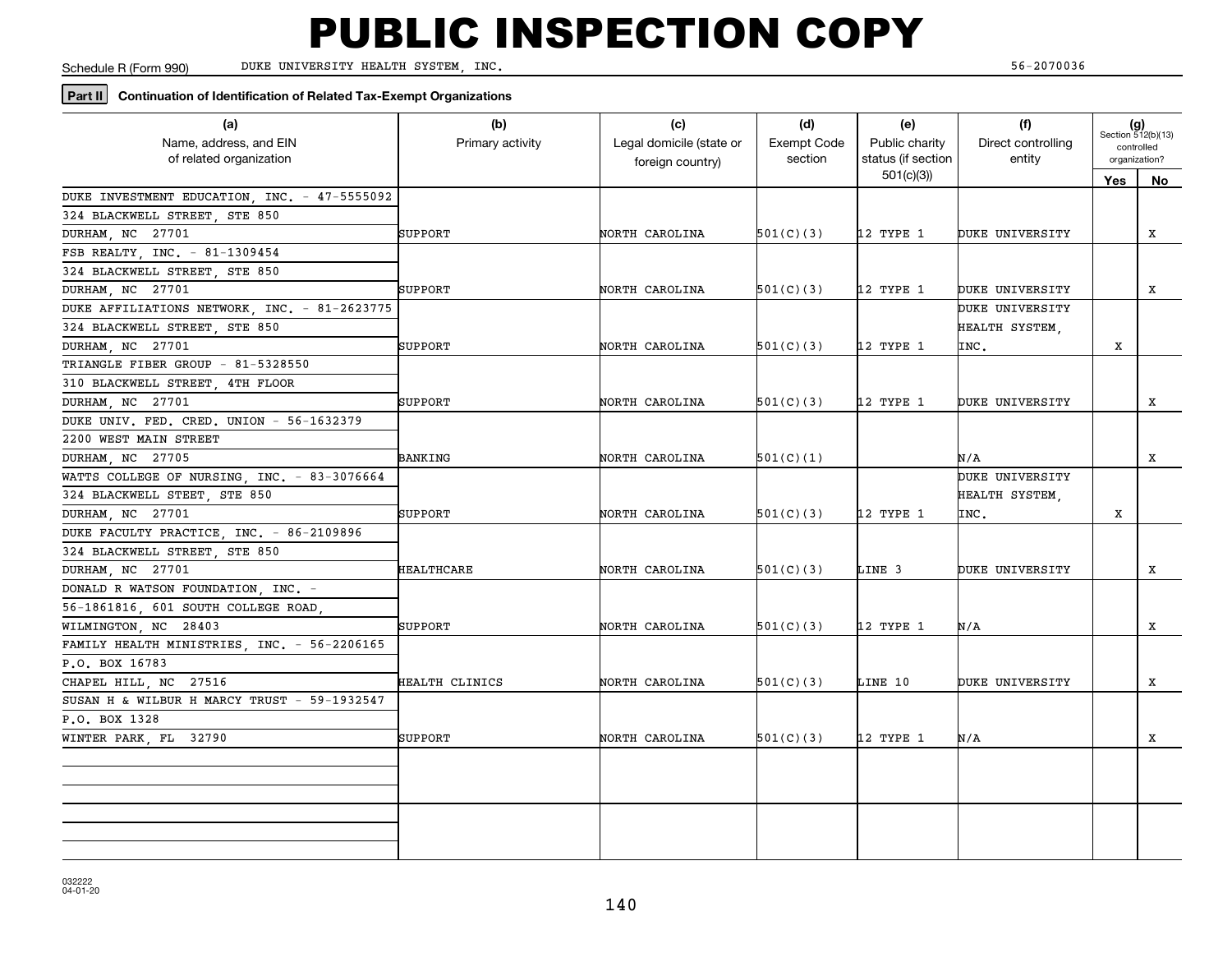# PUBLIC INSPECTION COPY

Schedule R (Form 990) DUKE UNIVERSITY HEALTH SYSTEM, INC. 56-2070036

**Part II** **Continuation of Identification of Related Tax-Exempt Organizations**

| (a) Name, address, and EIN of related organization | (b) Primary activity | (c) Legal domicile (state or foreign country) | (d) Exempt Code section | (e) Public charity status (if section 501(c)(3)) | (f) Direct controlling entity | (g) Section 512(b)(13) controlled organization? | |
|---|---|---|---|---|---|---|---|
| | | | | | | Yes | No |
| DUKE INVESTMENT EDUCATION, INC. - 47-5555092<br>324 BLACKWELL STREET, STE 850<br>DURHAM, NC 27701 | SUPPORT | NORTH CAROLINA | 501(C)(3) | 12 TYPE 1 | DUKE UNIVERSITY | | X |
| FSB REALTY, INC. - 81-1309454<br>324 BLACKWELL STREET, STE 850<br>DURHAM, NC 27701 | SUPPORT | NORTH CAROLINA | 501(C)(3) | 12 TYPE 1 | DUKE UNIVERSITY | | X |
| DUKE AFFILIATIONS NETWORK, INC. - 81-2623775<br>324 BLACKWELL STREET, STE 850<br>DURHAM, NC 27701 | SUPPORT | NORTH CAROLINA | 501(C)(3) | 12 TYPE 1 | DUKE UNIVERSITY HEALTH SYSTEM, INC. | X | |
| TRIANGLE FIBER GROUP - 81-5328550<br>310 BLACKWELL STREET, 4TH FLOOR<br>DURHAM, NC 27701 | SUPPORT | NORTH CAROLINA | 501(C)(3) | 12 TYPE 1 | DUKE UNIVERSITY | | X |
| DUKE UNIV. FED. CRED. UNION - 56-1632379<br>2200 WEST MAIN STREET<br>DURHAM, NC 27705 | BANKING | NORTH CAROLINA | 501(C)(1) | | N/A | | X |
| WATTS COLLEGE OF NURSING, INC. - 83-3076664<br>324 BLACKWELL STEET, STE 850<br>DURHAM, NC 27701 | SUPPORT | NORTH CAROLINA | 501(C)(3) | 12 TYPE 1 | DUKE UNIVERSITY HEALTH SYSTEM, INC. | X | |
| DUKE FACULTY PRACTICE, INC. - 86-2109896<br>324 BLACKWELL STREET, STE 850<br>DURHAM, NC 27701 | HEALTHCARE | NORTH CAROLINA | 501(C)(3) | LINE 3 | DUKE UNIVERSITY | | X |
| DONALD R WATSON FOUNDATION, INC. -<br>56-1861816, 601 SOUTH COLLEGE ROAD,<br>WILMINGTON, NC 28403 | SUPPORT | NORTH CAROLINA | 501(C)(3) | 12 TYPE 1 | N/A | | X |
| FAMILY HEALTH MINISTRIES, INC. - 56-2206165<br>P.O. BOX 16783<br>CHAPEL HILL, NC 27516 | HEALTH CLINICS | NORTH CAROLINA | 501(C)(3) | LINE 10 | DUKE UNIVERSITY | | X |
| SUSAN H & WILBUR H MARCY TRUST - 59-1932547<br>P.O. BOX 1328<br>WINTER PARK, FL 32790 | SUPPORT | NORTH CAROLINA | 501(C)(3) | 12 TYPE 1 | N/A | | X |
| | | | | | | | |
| | | | | | | | |

032222 04-01-20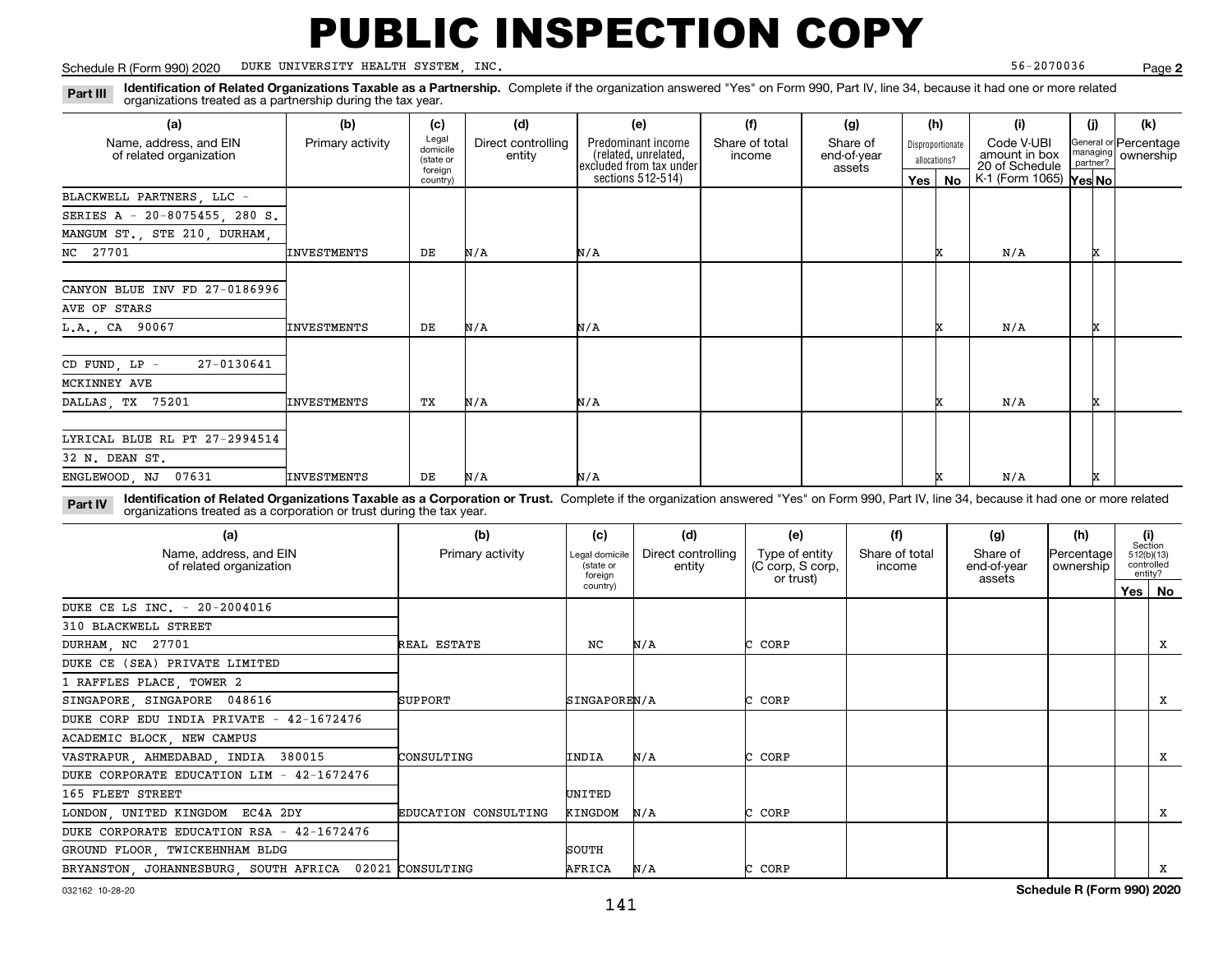# PUBLIC INSPECTION COPY

Schedule R (Form 990) 2020 DUKE UNIVERSITY HEALTH SYSTEM, INC. 56-2070036 Page **2**

**Part III** **Identification of Related Organizations Taxable as a Partnership.** Complete if the organization answered "Yes" on Form 990, Part IV, line 34, because it had one or more related organizations treated as a partnership during the tax year.

| (a) Name, address, and EIN of related organization | (b) Primary activity | (c) Legal domicile (state or foreign country) | (d) Direct controlling entity | (e) Predominant income (related, unrelated, excluded from tax under sections 512-514) | (f) Share of total income | (g) Share of end-of-year assets | (h) Disproportionate allocations? Yes | (h) No | (i) Code V-UBI amount in box 20 of Schedule K-1 (Form 1065) | (j) General or managing partner? Yes | (j) No | (k) Percentage ownership |
|---|---|---|---|---|---|---|---|---|---|---|---|---|
| BLACKWELL PARTNERS, LLC - SERIES A - 20-8075455, 280 S. MANGUM ST., STE 210, DURHAM, NC 27701 | INVESTMENTS | DE | N/A | N/A | | | | X | N/A | | X | |
| CANYON BLUE INV FD 27-0186996 AVE OF STARS L.A., CA 90067 | INVESTMENTS | DE | N/A | N/A | | | | X | N/A | | X | |
| CD FUND, LP - 27-0130641 MCKINNEY AVE DALLAS, TX 75201 | INVESTMENTS | TX | N/A | N/A | | | | X | N/A | | X | |
| LYRICAL BLUE RL PT 27-2994514 32 N. DEAN ST. ENGLEWOOD, NJ 07631 | INVESTMENTS | DE | N/A | N/A | | | | X | N/A | | X | |

**Part IV** **Identification of Related Organizations Taxable as a Corporation or Trust.** Complete if the organization answered "Yes" on Form 990, Part IV, line 34, because it had one or more related organizations treated as a corporation or trust during the tax year.

| (a) Name, address, and EIN of related organization | (b) Primary activity | (c) Legal domicile (state or foreign country) | (d) Direct controlling entity | (e) Type of entity (C corp, S corp, or trust) | (f) Share of total income | (g) Share of end-of-year assets | (h) Percentage ownership | (i) Section 512(b)(13) controlled entity? Yes | (i) No |
|---|---|---|---|---|---|---|---|---|---|
| DUKE CE LS INC. - 20-2004016 310 BLACKWELL STREET DURHAM, NC 27701 | REAL ESTATE | NC | N/A | C CORP | | | | | X |
| DUKE CE (SEA) PRIVATE LIMITED 1 RAFFLES PLACE, TOWER 2 SINGAPORE, SINGAPORE 048616 | SUPPORT | SINGAPORE | N/A | C CORP | | | | | X |
| DUKE CORP EDU INDIA PRIVATE - 42-1672476 ACADEMIC BLOCK, NEW CAMPUS VASTRAPUR, AHMEDABAD, INDIA 380015 | CONSULTING | INDIA | N/A | C CORP | | | | | X |
| DUKE CORPORATE EDUCATION LIM - 42-1672476 165 FLEET STREET LONDON, UNITED KINGDOM EC4A 2DY | EDUCATION CONSULTING | UNITED KINGDOM | N/A | C CORP | | | | | X |
| DUKE CORPORATE EDUCATION RSA - 42-1672476 GROUND FLOOR, TWICKEHNHAM BLDG BRYANSTON, JOHANNESBURG, SOUTH AFRICA 02021 | CONSULTING | SOUTH AFRICA | N/A | C CORP | | | | | X |

032162 10-28-20 **Schedule R (Form 990) 2020**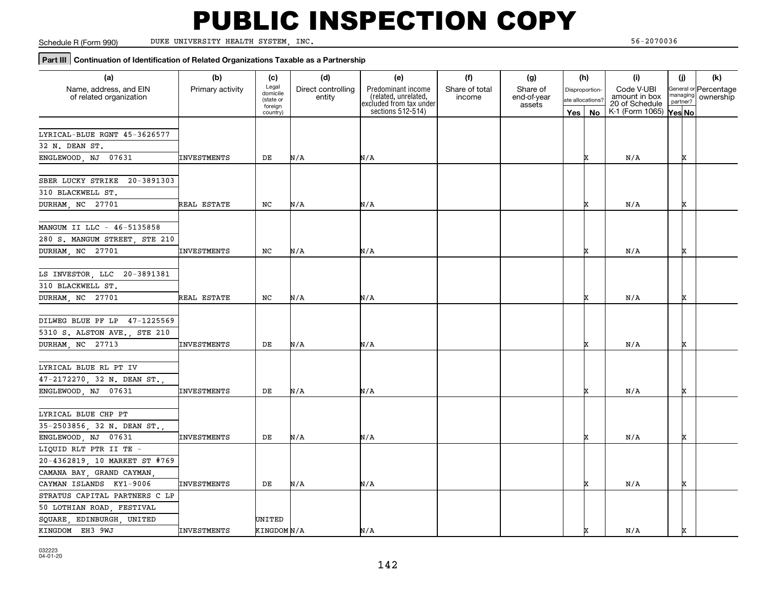# PUBLIC INSPECTION COPY

Schedule R (Form 990) DUKE UNIVERSITY HEALTH SYSTEM, INC. 56-2070036

**Part III** Continuation of Identification of Related Organizations Taxable as a Partnership

| (a) Name, address, and EIN of related organization | (b) Primary activity | (c) Legal domicile (state or foreign country) | (d) Direct controlling entity | (e) Predominant income (related, unrelated, excluded from tax under sections 512-514) | (f) Share of total income | (g) Share of end-of-year assets | (h) Disproportionate allocations? Yes | (h) No | (i) Code V-UBI amount in box 20 of Schedule K-1 (Form 1065) | (j) General or managing partner? Yes | (j) No | (k) Percentage ownership |
|---|---|---|---|---|---|---|---|---|---|---|---|---|
| LYRICAL-BLUE RGNT 45-3626577<br>32 N. DEAN ST.<br>ENGLEWOOD, NJ 07631 | INVESTMENTS | DE | N/A | N/A | | | | X | N/A | | X | |
| SBER LUCKY STRIKE 20-3891303<br>310 BLACKWELL ST.<br>DURHAM, NC 27701 | REAL ESTATE | NC | N/A | N/A | | | | X | N/A | | X | |
| MANGUM II LLC - 46-5135858<br>280 S. MANGUM STREET, STE 210<br>DURHAM, NC 27701 | INVESTMENTS | NC | N/A | N/A | | | | X | N/A | | X | |
| LS INVESTOR, LLC 20-3891381<br>310 BLACKWELL ST.<br>DURHAM, NC 27701 | REAL ESTATE | NC | N/A | N/A | | | | X | N/A | | X | |
| DILWEG BLUE PF LP 47-1225569<br>5310 S. ALSTON AVE., STE 210<br>DURHAM, NC 27713 | INVESTMENTS | DE | N/A | N/A | | | | X | N/A | | X | |
| LYRICAL BLUE RL PT IV<br>47-2172270, 32 N. DEAN ST.,<br>ENGLEWOOD, NJ 07631 | INVESTMENTS | DE | N/A | N/A | | | | X | N/A | | X | |
| LYRICAL BLUE CHP PT<br>35-2503856, 32 N. DEAN ST.,<br>ENGLEWOOD, NJ 07631 | INVESTMENTS | DE | N/A | N/A | | | | X | N/A | | X | |
| LIQUID RLT PTR II TE -<br>20-4362819, 10 MARKET ST #769<br>CAMANA BAY, GRAND CAYMAN,<br>CAYMAN ISLANDS KY1-9006 | INVESTMENTS | DE | N/A | N/A | | | | X | N/A | | X | |
| STRATUS CAPITAL PARTNERS C LP<br>50 LOTHIAN ROAD, FESTIVAL<br>SQUARE, EDINBURGH, UNITED<br>KINGDOM EH3 9WJ | INVESTMENTS | UNITED KINGDOM | N/A | N/A | | | | X | N/A | | X | |

032223
04-01-20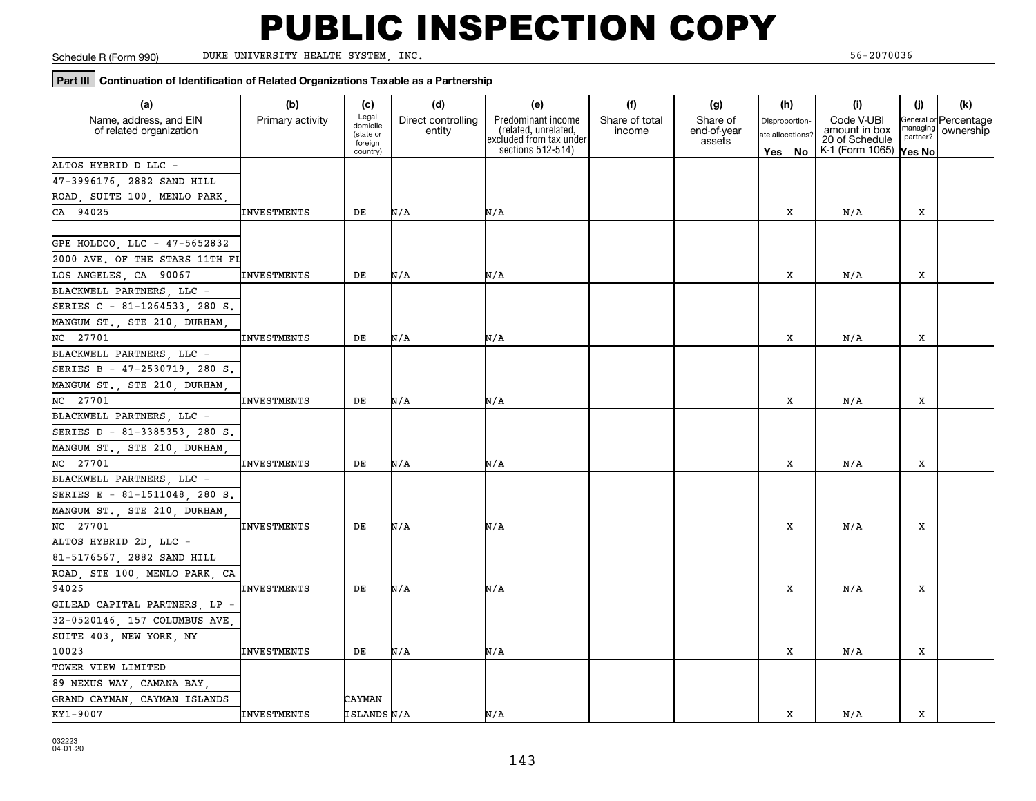# PUBLIC INSPECTION COPY

Schedule R (Form 990) DUKE UNIVERSITY HEALTH SYSTEM, INC. 56-2070036

**Part III** **Continuation of Identification of Related Organizations Taxable as a Partnership**

| (a) Name, address, and EIN of related organization | (b) Primary activity | (c) Legal domicile (state or foreign country) | (d) Direct controlling entity | (e) Predominant income (related, unrelated, excluded from tax under sections 512-514) | (f) Share of total income | (g) Share of end-of-year assets | (h) Disproportionate allocations? Yes | (h) No | (i) Code V-UBI amount in box 20 of Schedule K-1 (Form 1065) | (j) General or managing partner? Yes | (j) No | (k) Percentage ownership |
|---|---|---|---|---|---|---|---|---|---|---|---|---|
| ALTOS HYBRID D LLC - 47-3996176, 2882 SAND HILL ROAD, SUITE 100, MENLO PARK, CA 94025 | INVESTMENTS | DE | N/A | N/A | | | | X | N/A | | X | |
| GPE HOLDCO, LLC - 47-5652832 2000 AVE. OF THE STARS 11TH FL LOS ANGELES, CA 90067 | INVESTMENTS | DE | N/A | N/A | | | | X | N/A | | X | |
| BLACKWELL PARTNERS, LLC - SERIES C - 81-1264533, 280 S. MANGUM ST., STE 210, DURHAM, NC 27701 | INVESTMENTS | DE | N/A | N/A | | | | X | N/A | | X | |
| BLACKWELL PARTNERS, LLC - SERIES B - 47-2530719, 280 S. MANGUM ST., STE 210, DURHAM, NC 27701 | INVESTMENTS | DE | N/A | N/A | | | | X | N/A | | X | |
| BLACKWELL PARTNERS, LLC - SERIES D - 81-3385353, 280 S. MANGUM ST., STE 210, DURHAM, NC 27701 | INVESTMENTS | DE | N/A | N/A | | | | X | N/A | | X | |
| BLACKWELL PARTNERS, LLC - SERIES E - 81-1511048, 280 S. MANGUM ST., STE 210, DURHAM, NC 27701 | INVESTMENTS | DE | N/A | N/A | | | | X | N/A | | X | |
| ALTOS HYBRID 2D, LLC - 81-5176567, 2882 SAND HILL ROAD, STE 100, MENLO PARK, CA 94025 | INVESTMENTS | DE | N/A | N/A | | | | X | N/A | | X | |
| GILEAD CAPITAL PARTNERS, LP - 32-0520146, 157 COLUMBUS AVE, SUITE 403, NEW YORK, NY 10023 | INVESTMENTS | DE | N/A | N/A | | | | X | N/A | | X | |
| TOWER VIEW LIMITED 89 NEXUS WAY, CAMANA BAY, GRAND CAYMAN, CAYMAN ISLANDS KY1-9007 | INVESTMENTS | CAYMAN ISLANDS | N/A | N/A | | | | X | N/A | | X | |

032223 04-01-20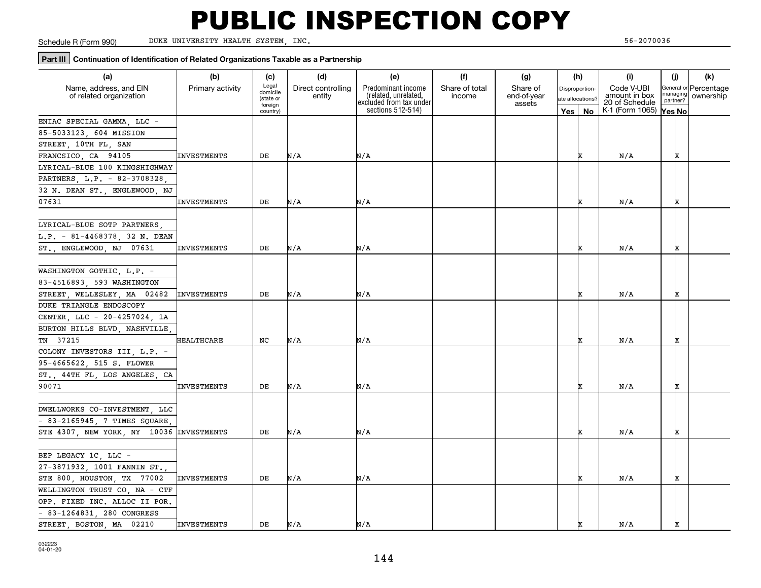# PUBLIC INSPECTION COPY

Schedule R (Form 990) DUKE UNIVERSITY HEALTH SYSTEM, INC. 56-2070036

**Part III** **Continuation of Identification of Related Organizations Taxable as a Partnership**

| (a) Name, address, and EIN of related organization | (b) Primary activity | (c) Legal domicile (state or foreign country) | (d) Direct controlling entity | (e) Predominant income (related, unrelated, excluded from tax under sections 512-514) | (f) Share of total income | (g) Share of end-of-year assets | (h) Disproportionate allocations? Yes | (h) No | (i) Code V-UBI amount in box 20 of Schedule K-1 (Form 1065) | (j) General or managing partner? Yes | (j) No | (k) Percentage ownership |
|---|---|---|---|---|---|---|---|---|---|---|---|---|
| ENIAC SPECIAL GAMMA, LLC - 85-5033123, 604 MISSION STREET, 10TH FL, SAN FRANCSICO, CA 94105 | INVESTMENTS | DE | N/A | N/A | | | | X | N/A | | X | |
| LYRICAL-BLUE 100 KINGSHIGHWAY PARTNERS, L.P. - 82-3708328, 32 N. DEAN ST., ENGLEWOOD, NJ 07631 | INVESTMENTS | DE | N/A | N/A | | | | X | N/A | | X | |
| LYRICAL-BLUE SOTP PARTNERS, L.P. - 81-4468378, 32 N. DEAN ST., ENGLEWOOD, NJ 07631 | INVESTMENTS | DE | N/A | N/A | | | | X | N/A | | X | |
| WASHINGTON GOTHIC, L.P. - 83-4516893, 593 WASHINGTON STREET, WELLESLEY, MA 02482 | INVESTMENTS | DE | N/A | N/A | | | | X | N/A | | X | |
| DUKE TRIANGLE ENDOSCOPY CENTER, LLC - 20-4257024, 1A BURTON HILLS BLVD, NASHVILLE, TN 37215 | HEALTHCARE | NC | N/A | N/A | | | | X | N/A | | X | |
| COLONY INVESTORS III, L.P. - 95-4665622, 515 S. FLOWER ST., 44TH FL, LOS ANGELES, CA 90071 | INVESTMENTS | DE | N/A | N/A | | | | X | N/A | | X | |
| DWELLWORKS CO-INVESTMENT, LLC - 83-2165945, 7 TIMES SQUARE, STE 4307, NEW YORK, NY 10036 | INVESTMENTS | DE | N/A | N/A | | | | X | N/A | | X | |
| BEP LEGACY 1C, LLC - 27-3871932, 1001 FANNIN ST., STE 800, HOUSTON, TX 77002 | INVESTMENTS | DE | N/A | N/A | | | | X | N/A | | X | |
| WELLINGTON TRUST CO, NA - CTF OPP. FIXED INC. ALLOC II POR. - 83-1264831, 280 CONGRESS STREET, BOSTON, MA 02210 | INVESTMENTS | DE | N/A | N/A | | | | X | N/A | | X | |

032223 04-01-20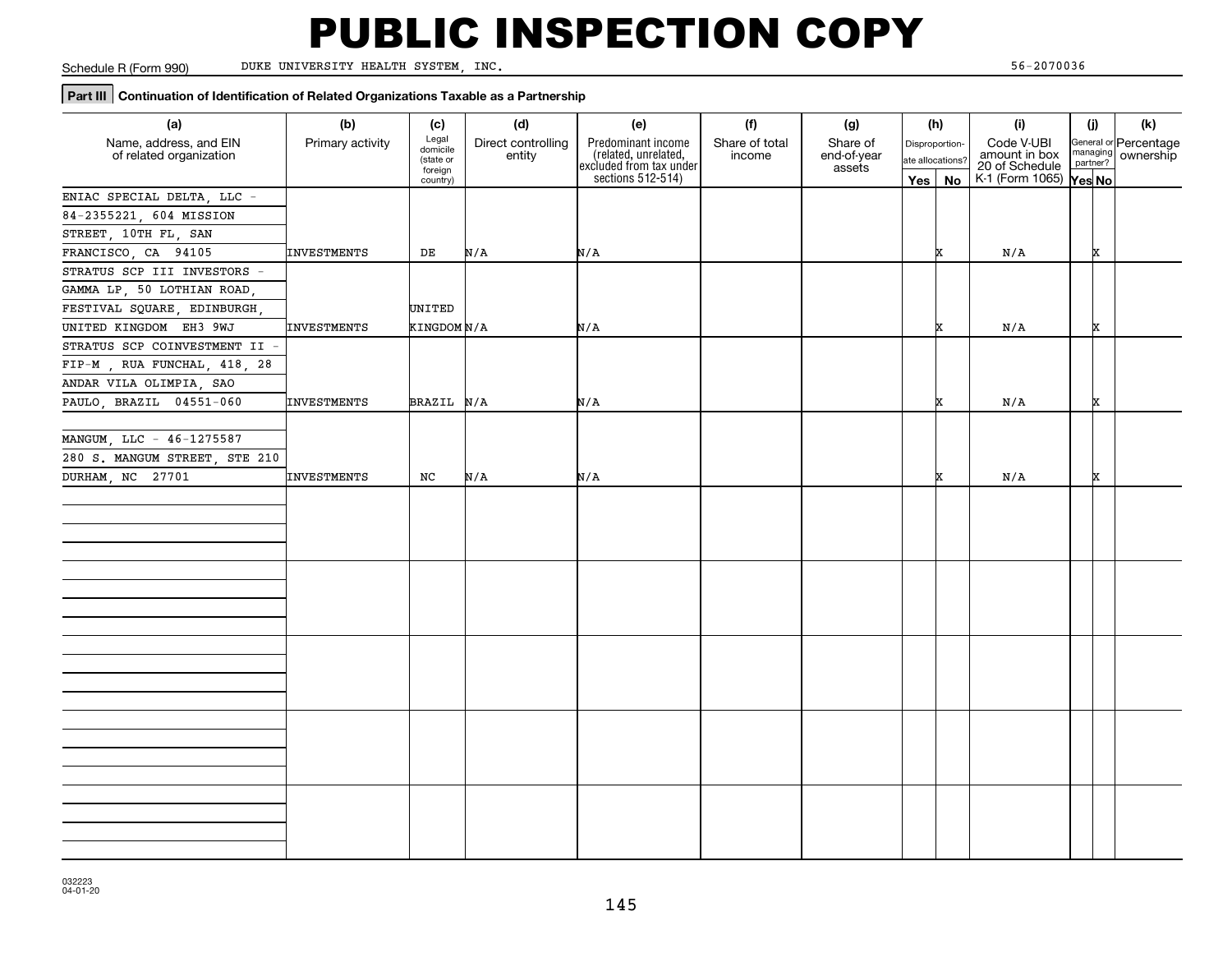# PUBLIC INSPECTION COPY

Schedule R (Form 990) DUKE UNIVERSITY HEALTH SYSTEM, INC. 56-2070036

**Part III | Continuation of Identification of Related Organizations Taxable as a Partnership**

| (a) Name, address, and EIN of related organization | (b) Primary activity | (c) Legal domicile (state or foreign country) | (d) Direct controlling entity | (e) Predominant income (related, unrelated, excluded from tax under sections 512-514) | (f) Share of total income | (g) Share of end-of-year assets | (h) Disproportionate allocations? Yes | (h) No | (i) Code V-UBI amount in box 20 of Schedule K-1 (Form 1065) | (j) General or managing partner? Yes | (j) No | (k) Percentage ownership |
|---|---|---|---|---|---|---|---|---|---|---|---|---|
| ENIAC SPECIAL DELTA, LLC - 84-2355221, 604 MISSION STREET, 10TH FL, SAN FRANCISCO, CA 94105 | INVESTMENTS | DE | N/A | N/A | | | | X | N/A | | X | |
| STRATUS SCP III INVESTORS - GAMMA LP, 50 LOTHIAN ROAD, FESTIVAL SQUARE, EDINBURGH, UNITED KINGDOM EH3 9WJ | INVESTMENTS | UNITED KINGDOM | N/A | N/A | | | | X | N/A | | X | |
| STRATUS SCP COINVESTMENT II - FIP-M , RUA FUNCHAL, 418, 28 ANDAR VILA OLIMPIA, SAO PAULO, BRAZIL 04551-060 | INVESTMENTS | BRAZIL | N/A | N/A | | | | X | N/A | | X | |
| MANGUM, LLC - 46-1275587 280 S. MANGUM STREET, STE 210 DURHAM, NC 27701 | INVESTMENTS | NC | N/A | N/A | | | | X | N/A | | X | |

032223 04-01-20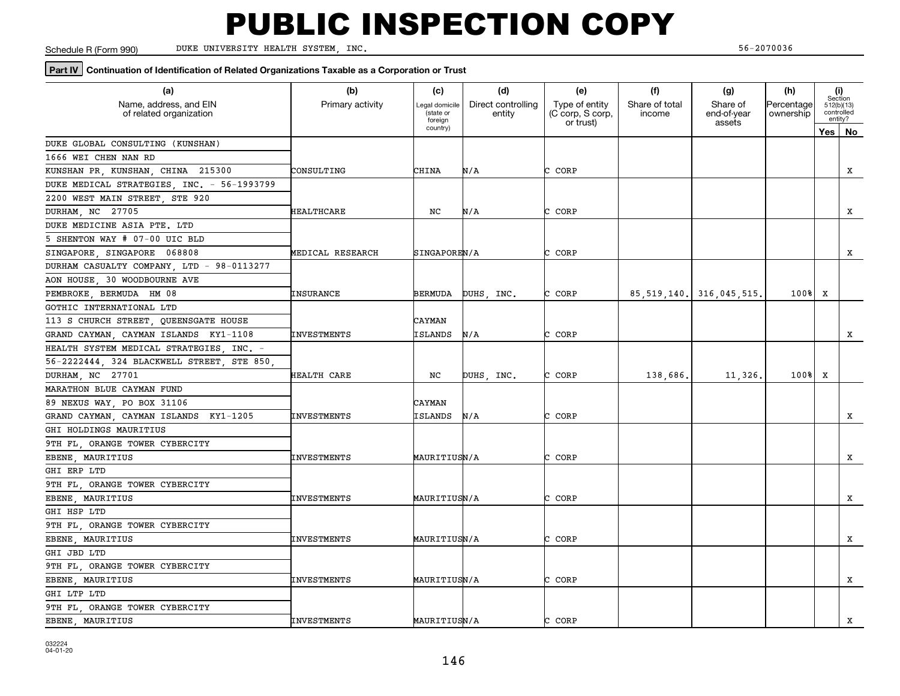# PUBLIC INSPECTION COPY

Schedule R (Form 990) DUKE UNIVERSITY HEALTH SYSTEM, INC. 56-2070036

**Part IV** **Continuation of Identification of Related Organizations Taxable as a Corporation or Trust**

| (a) Name, address, and EIN of related organization | (b) Primary activity | (c) Legal domicile (state or foreign country) | (d) Direct controlling entity | (e) Type of entity (C corp, S corp, or trust) | (f) Share of total income | (g) Share of end-of-year assets | (h) Percentage ownership | (i) Section 512(b)(13) controlled entity? Yes | No |
|---|---|---|---|---|---|---|---|---|---|
| DUKE GLOBAL CONSULTING (KUNSHAN) 1666 WEI CHEN NAN RD KUNSHAN PR, KUNSHAN, CHINA 215300 | CONSULTING | CHINA | N/A | C CORP | | | | | X |
| DUKE MEDICAL STRATEGIES, INC. - 56-1993799 2200 WEST MAIN STREET, STE 920 DURHAM, NC 27705 | HEALTHCARE | NC | N/A | C CORP | | | | | X |
| DUKE MEDICINE ASIA PTE. LTD 5 SHENTON WAY # 07-00 UIC BLD SINGAPORE, SINGAPORE 068808 | MEDICAL RESEARCH | SINGAPORE | N/A | C CORP | | | | | X |
| DURHAM CASUALTY COMPANY, LTD - 98-0113277 AON HOUSE, 30 WOODBOURNE AVE PEMBROKE, BERMUDA HM 08 | INSURANCE | BERMUDA | DUHS, INC. | C CORP | 85,519,140. | 316,045,515. | 100% | X | |
| GOTHIC INTERNATIONAL LTD 113 S CHURCH STREET, QUEENSGATE HOUSE GRAND CAYMAN, CAYMAN ISLANDS KY1-1108 | INVESTMENTS | CAYMAN ISLANDS | N/A | C CORP | | | | | X |
| HEALTH SYSTEM MEDICAL STRATEGIES, INC. - 56-2222444, 324 BLACKWELL STREET, STE 850, DURHAM, NC 27701 | HEALTH CARE | NC | DUHS, INC. | C CORP | 138,686. | 11,326. | 100% | X | |
| MARATHON BLUE CAYMAN FUND 89 NEXUS WAY, PO BOX 31106 GRAND CAYMAN, CAYMAN ISLANDS KY1-1205 | INVESTMENTS | CAYMAN ISLANDS | N/A | C CORP | | | | | X |
| GHI HOLDINGS MAURITIUS 9TH FL, ORANGE TOWER CYBERCITY EBENE, MAURITIUS | INVESTMENTS | MAURITIUS | N/A | C CORP | | | | | X |
| GHI ERP LTD 9TH FL, ORANGE TOWER CYBERCITY EBENE, MAURITIUS | INVESTMENTS | MAURITIUS | N/A | C CORP | | | | | X |
| GHI HSP LTD 9TH FL, ORANGE TOWER CYBERCITY EBENE, MAURITIUS | INVESTMENTS | MAURITIUS | N/A | C CORP | | | | | X |
| GHI JBD LTD 9TH FL, ORANGE TOWER CYBERCITY EBENE, MAURITIUS | INVESTMENTS | MAURITIUS | N/A | C CORP | | | | | X |
| GHI LTP LTD 9TH FL, ORANGE TOWER CYBERCITY EBENE, MAURITIUS | INVESTMENTS | MAURITIUS | N/A | C CORP | | | | | X |

032224 04-01-20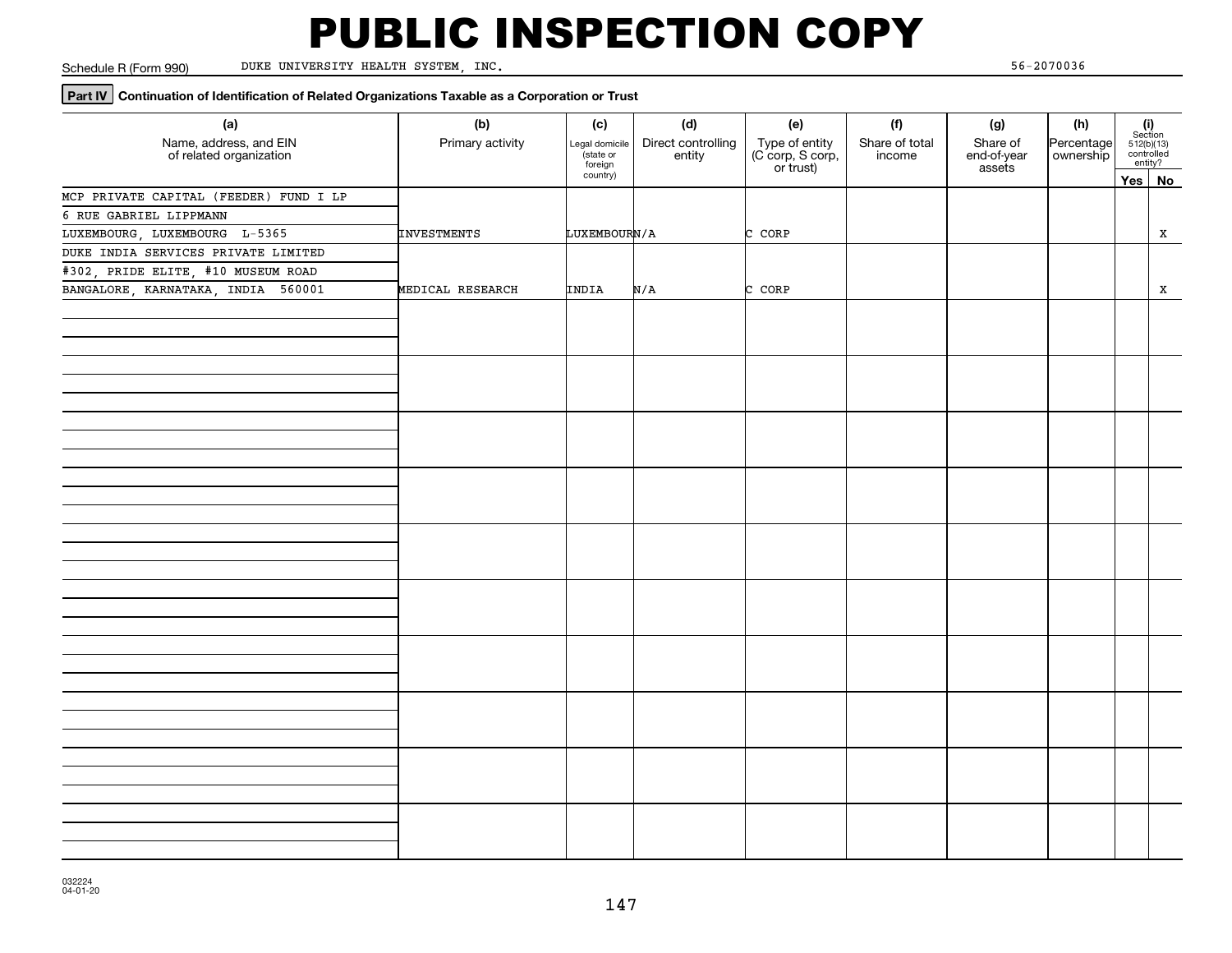# PUBLIC INSPECTION COPY

Schedule R (Form 990) DUKE UNIVERSITY HEALTH SYSTEM, INC. 56-2070036

**Part IV** **Continuation of Identification of Related Organizations Taxable as a Corporation or Trust**

| (a) Name, address, and EIN of related organization | (b) Primary activity | (c) Legal domicile (state or foreign country) | (d) Direct controlling entity | (e) Type of entity (C corp, S corp, or trust) | (f) Share of total income | (g) Share of end-of-year assets | (h) Percentage ownership | (i) Section 512(b)(13) controlled entity? Yes | No |
|---|---|---|---|---|---|---|---|---|---|
| MCP PRIVATE CAPITAL (FEEDER) FUND I LP<br>6 RUE GABRIEL LIPPMANN<br>LUXEMBOURG, LUXEMBOURG L-5365 | INVESTMENTS | LUXEMBOURG | N/A | C CORP | | | | | X |
| DUKE INDIA SERVICES PRIVATE LIMITED<br>#302, PRIDE ELITE, #10 MUSEUM ROAD<br>BANGALORE, KARNATAKA, INDIA 560001 | MEDICAL RESEARCH | INDIA | N/A | C CORP | | | | | X |

032224 04-01-20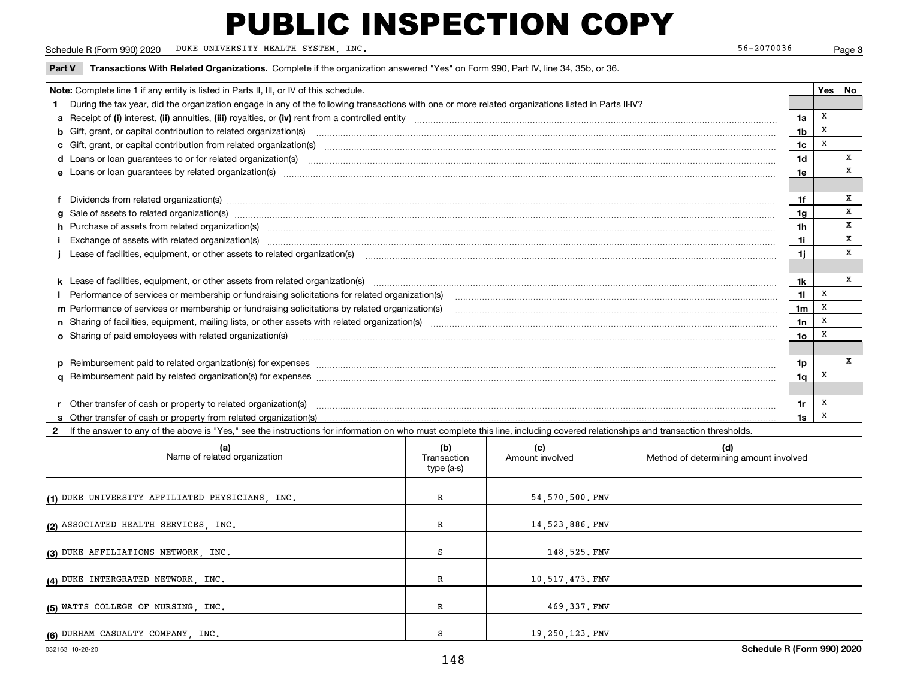# PUBLIC INSPECTION COPY

Schedule R (Form 990) 2020 DUKE UNIVERSITY HEALTH SYSTEM, INC. 56-2070036 Page 3

**Part V Transactions With Related Organizations.** Complete if the organization answered "Yes" on Form 990, Part IV, line 34, 35b, or 36.

| Note: Complete line 1 if any entity is listed in Parts II, III, or IV of this schedule. | | Yes | No |
|---|---|---|---|
| **1** During the tax year, did the organization engage in any of the following transactions with one or more related organizations listed in Parts II-IV? | | | |
| **a** Receipt of **(i)** interest, **(ii)** annuities, **(iii)** royalties, or **(iv)** rent from a controlled entity | 1a | X | |
| **b** Gift, grant, or capital contribution to related organization(s) | 1b | X | |
| **c** Gift, grant, or capital contribution from related organization(s) | 1c | X | |
| **d** Loans or loan guarantees to or for related organization(s) | 1d | | X |
| **e** Loans or loan guarantees by related organization(s) | 1e | | X |
| **f** Dividends from related organization(s) | 1f | | X |
| **g** Sale of assets to related organization(s) | 1g | | X |
| **h** Purchase of assets from related organization(s) | 1h | | X |
| **i** Exchange of assets with related organization(s) | 1i | | X |
| **j** Lease of facilities, equipment, or other assets to related organization(s) | 1j | | X |
| **k** Lease of facilities, equipment, or other assets from related organization(s) | 1k | | X |
| **l** Performance of services or membership or fundraising solicitations for related organization(s) | 1l | X | |
| **m** Performance of services or membership or fundraising solicitations by related organization(s) | 1m | X | |
| **n** Sharing of facilities, equipment, mailing lists, or other assets with related organization(s) | 1n | X | |
| **o** Sharing of paid employees with related organization(s) | 1o | X | |
| **p** Reimbursement paid to related organization(s) for expenses | 1p | | X |
| **q** Reimbursement paid by related organization(s) for expenses | 1q | X | |
| **r** Other transfer of cash or property to related organization(s) | 1r | X | |
| **s** Other transfer of cash or property from related organization(s) | 1s | X | |

**2** If the answer to any of the above is "Yes," see the instructions for information on who must complete this line, including covered relationships and transaction thresholds.

| (a) Name of related organization | (b) Transaction type (a-s) | (c) Amount involved | (d) Method of determining amount involved |
|---|---|---|---|
| (1) DUKE UNIVERSITY AFFILIATED PHYSICIANS, INC. | R | 54,570,500. | FMV |
| (2) ASSOCIATED HEALTH SERVICES, INC. | R | 14,523,886. | FMV |
| (3) DUKE AFFILIATIONS NETWORK, INC. | S | 148,525. | FMV |
| (4) DUKE INTERGRATED NETWORK, INC. | R | 10,517,473. | FMV |
| (5) WATTS COLLEGE OF NURSING, INC. | R | 469,337. | FMV |
| (6) DURHAM CASUALTY COMPANY, INC. | S | 19,250,123. | FMV |

032163 10-28-20 **Schedule R (Form 990) 2020**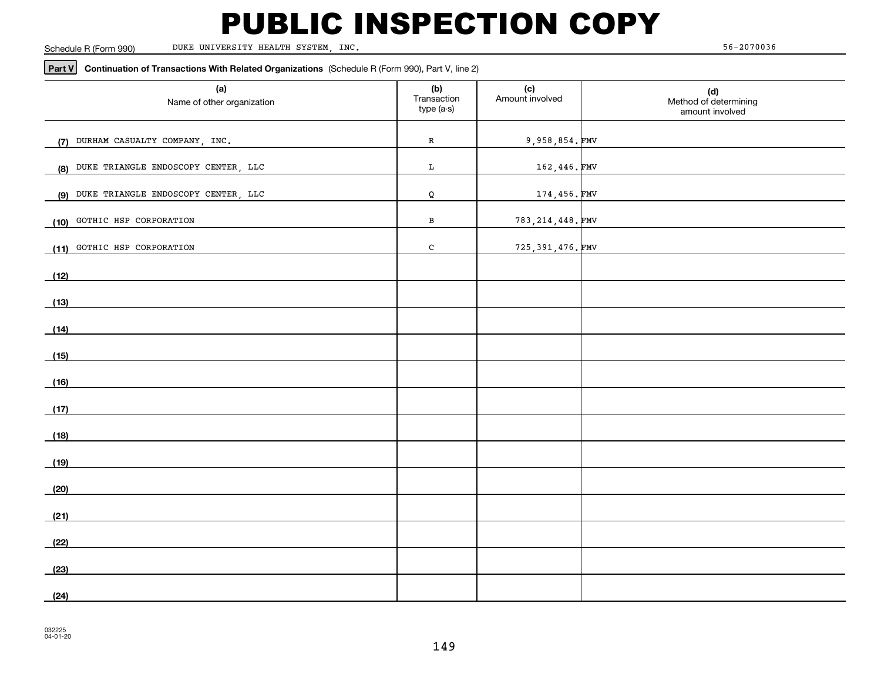# PUBLIC INSPECTION COPY

Schedule R (Form 990) DUKE UNIVERSITY HEALTH SYSTEM, INC. 56-2070036

**Part V** **Continuation of Transactions With Related Organizations** (Schedule R (Form 990), Part V, line 2)

| | (a) Name of other organization | (b) Transaction type (a-s) | (c) Amount involved | (d) Method of determining amount involved |
|---|---|---|---|---|
| (7) | DURHAM CASUALTY COMPANY, INC. | R | 9,958,854. | FMV |
| (8) | DUKE TRIANGLE ENDOSCOPY CENTER, LLC | L | 162,446. | FMV |
| (9) | DUKE TRIANGLE ENDOSCOPY CENTER, LLC | Q | 174,456. | FMV |
| (10) | GOTHIC HSP CORPORATION | B | 783,214,448. | FMV |
| (11) | GOTHIC HSP CORPORATION | C | 725,391,476. | FMV |
| (12) | | | | |
| (13) | | | | |
| (14) | | | | |
| (15) | | | | |
| (16) | | | | |
| (17) | | | | |
| (18) | | | | |
| (19) | | | | |
| (20) | | | | |
| (21) | | | | |
| (22) | | | | |
| (23) | | | | |
| (24) | | | | |

032225
04-01-20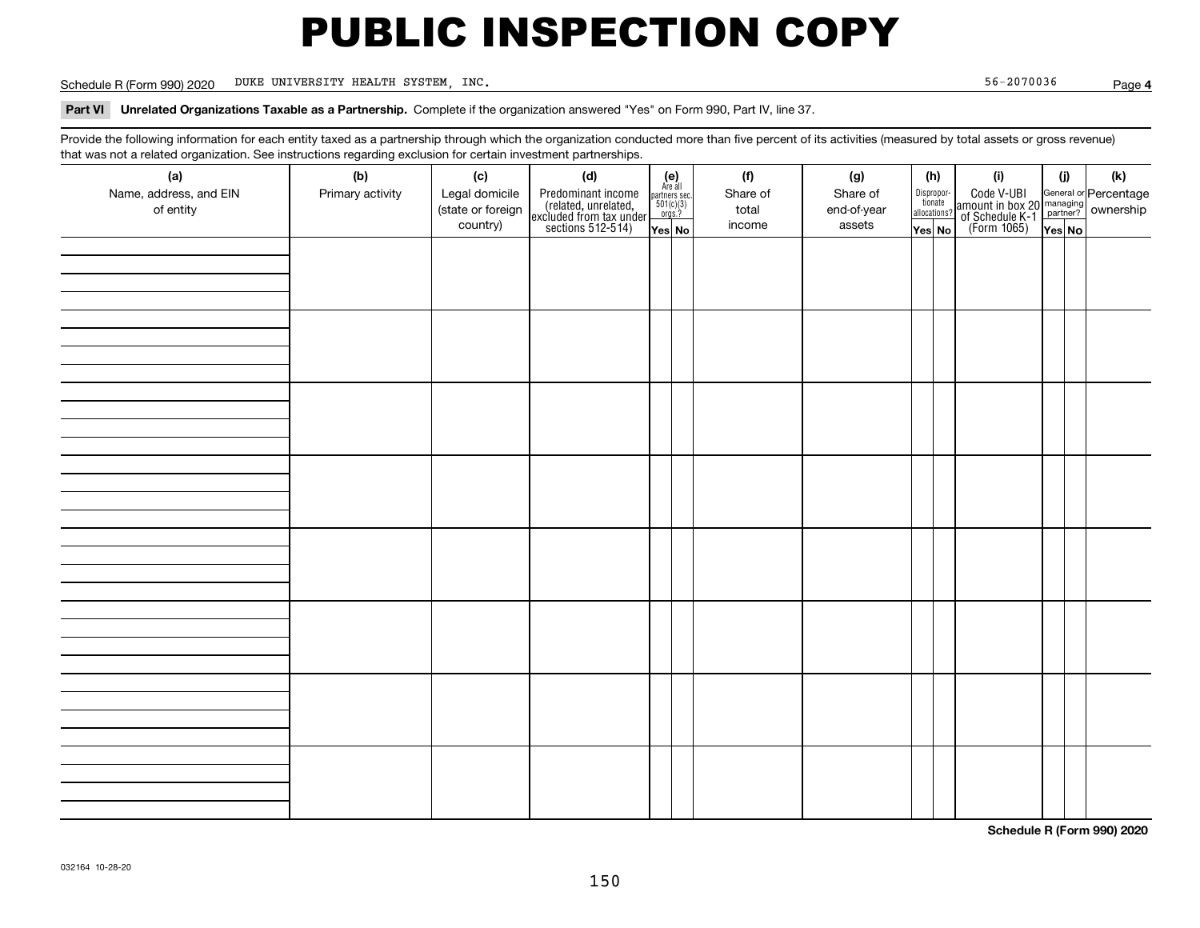# PUBLIC INSPECTION COPY

Schedule R (Form 990) 2020 DUKE UNIVERSITY HEALTH SYSTEM, INC. 56-2070036 Page **4**

**Part VI Unrelated Organizations Taxable as a Partnership.** Complete if the organization answered "Yes" on Form 990, Part IV, line 37.

Provide the following information for each entity taxed as a partnership through which the organization conducted more than five percent of its activities (measured by total assets or gross revenue) that was not a related organization. See instructions regarding exclusion for certain investment partnerships.

| (a) Name, address, and EIN of entity | (b) Primary activity | (c) Legal domicile (state or foreign country) | (d) Predominant income (related, unrelated, excluded from tax under sections 512-514) | (e) Are all partners sec. 501(c)(3) orgs.? Yes | No | (f) Share of total income | (g) Share of end-of-year assets | (h) Disproportionate allocations? Yes | No | (i) Code V-UBI amount in box 20 of Schedule K-1 (Form 1065) | (j) General or managing partner? Yes | No | (k) Percentage ownership |
|---|---|---|---|---|---|---|---|---|---|---|---|---|---|
| | | | | | | | | | | | | | |
| | | | | | | | | | | | | | |
| | | | | | | | | | | | | | |
| | | | | | | | | | | | | | |
| | | | | | | | | | | | | | |
| | | | | | | | | | | | | | |
| | | | | | | | | | | | | | |
| | | | | | | | | | | | | | |

**Schedule R (Form 990) 2020**

032164 10-28-20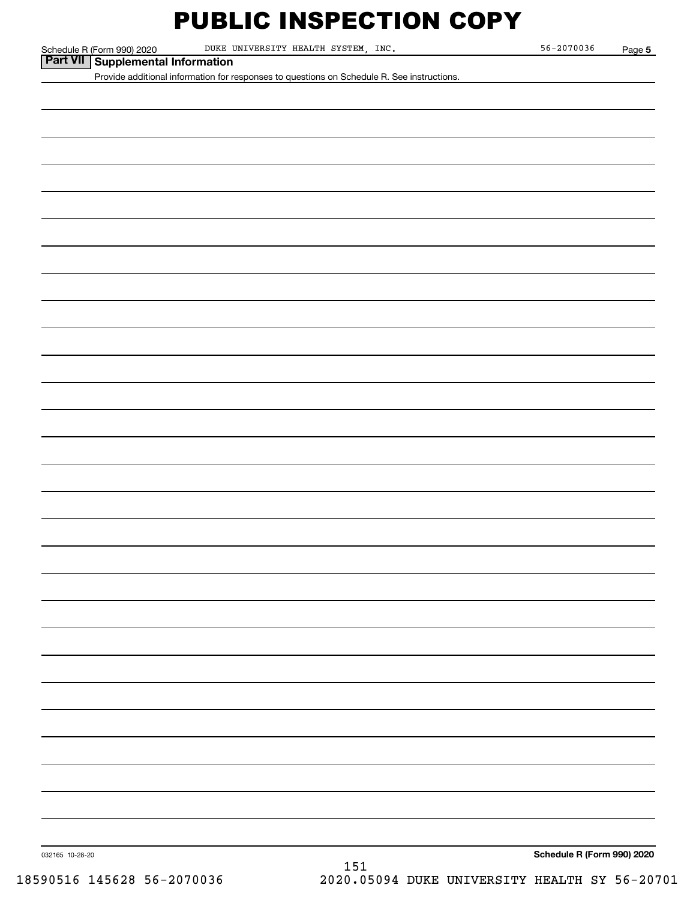# PUBLIC INSPECTION COPY

Schedule R (Form 990) 2020 DUKE UNIVERSITY HEALTH SYSTEM, INC. 56-2070036 Page **5**

## Part VII Supplemental Information

Provide additional information for responses to questions on Schedule R. See instructions.

032165 10-28-20 **Schedule R (Form 990) 2020**

18590516 145628 56-2070036 2020.05094 DUKE UNIVERSITY HEALTH SY 56-20701